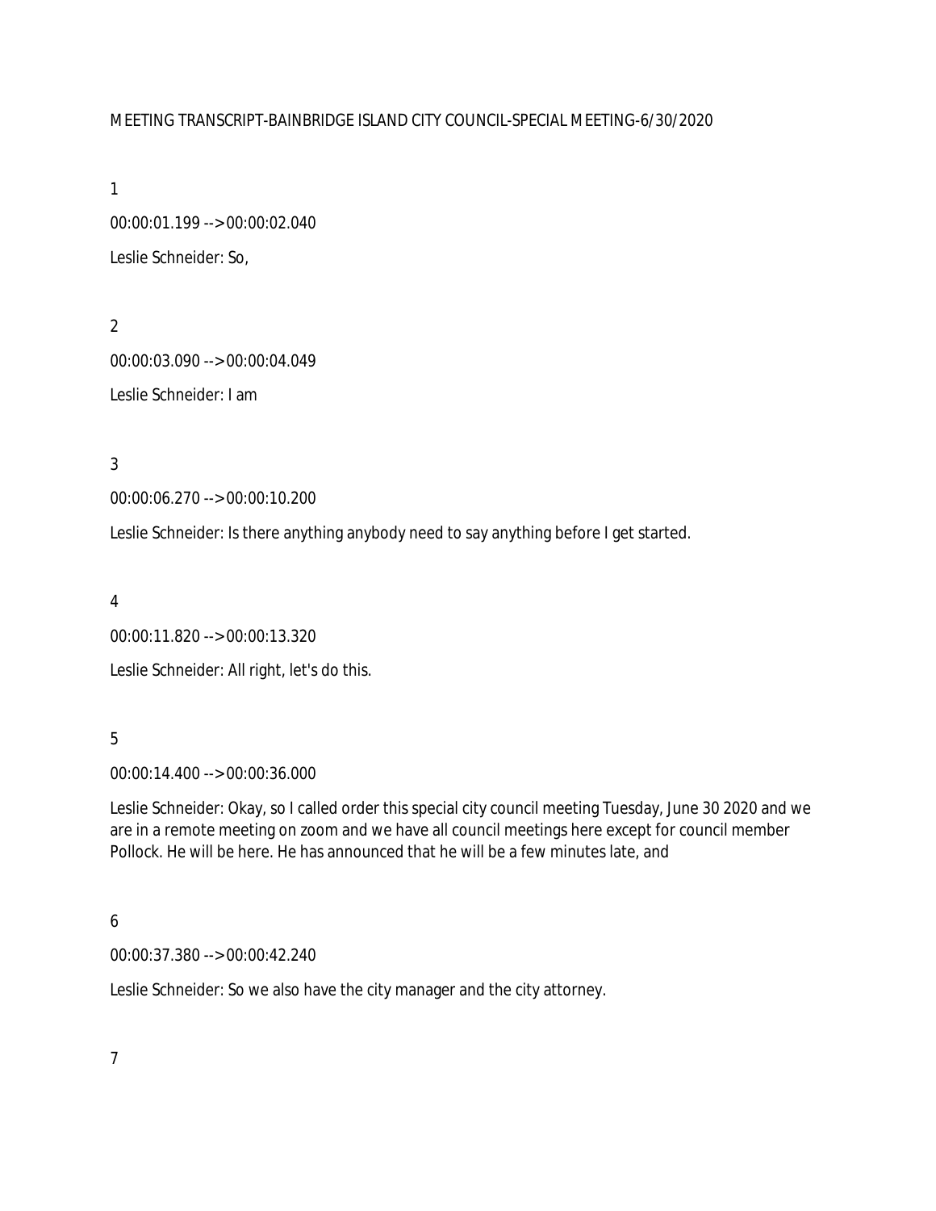MEETING TRANSCRIPT-BAINBRIDGE ISLAND CITY COUNCIL-SPECIAL MEETING-6/30/2020

1

00:00:01.199 --> 00:00:02.040

Leslie Schneider: So,

2

00:00:03.090 --> 00:00:04.049

Leslie Schneider: I am

3

00:00:06.270 --> 00:00:10.200

Leslie Schneider: Is there anything anybody need to say anything before I get started.

4

00:00:11.820 --> 00:00:13.320

Leslie Schneider: All right, let's do this.

5

00:00:14.400 --> 00:00:36.000

Leslie Schneider: Okay, so I called order this special city council meeting Tuesday, June 30 2020 and we are in a remote meeting on zoom and we have all council meetings here except for council member Pollock. He will be here. He has announced that he will be a few minutes late, and

6

00:00:37.380 --> 00:00:42.240

Leslie Schneider: So we also have the city manager and the city attorney.

7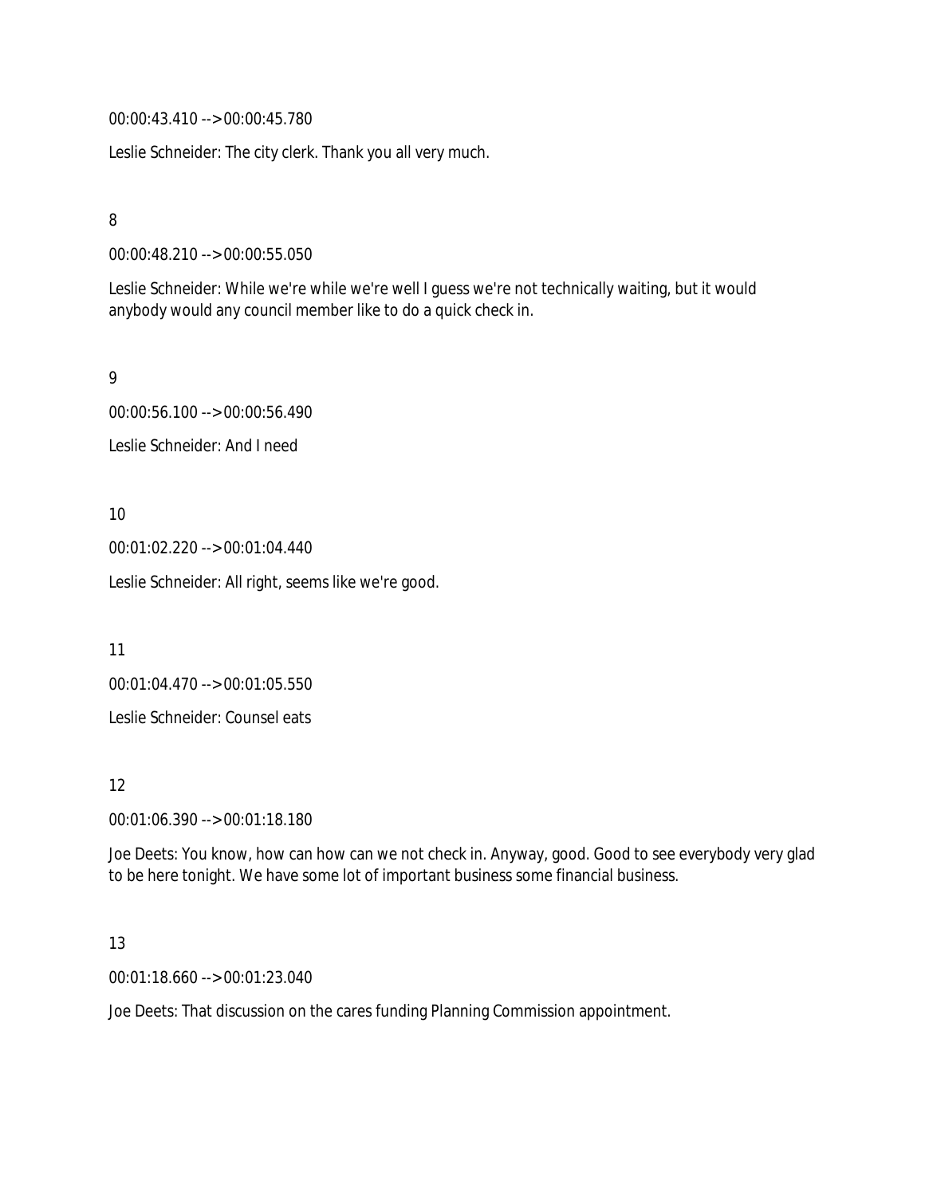00:00:43.410 --> 00:00:45.780

Leslie Schneider: The city clerk. Thank you all very much.

8

00:00:48.210 --> 00:00:55.050

Leslie Schneider: While we're while we're well I guess we're not technically waiting, but it would anybody would any council member like to do a quick check in.

9

00:00:56.100 --> 00:00:56.490

Leslie Schneider: And I need

10

00:01:02.220 --> 00:01:04.440

Leslie Schneider: All right, seems like we're good.

11

00:01:04.470 --> 00:01:05.550

Leslie Schneider: Counsel eats

12

00:01:06.390 --> 00:01:18.180

Joe Deets: You know, how can how can we not check in. Anyway, good. Good to see everybody very glad to be here tonight. We have some lot of important business some financial business.

13

00:01:18.660 --> 00:01:23.040

Joe Deets: That discussion on the cares funding Planning Commission appointment.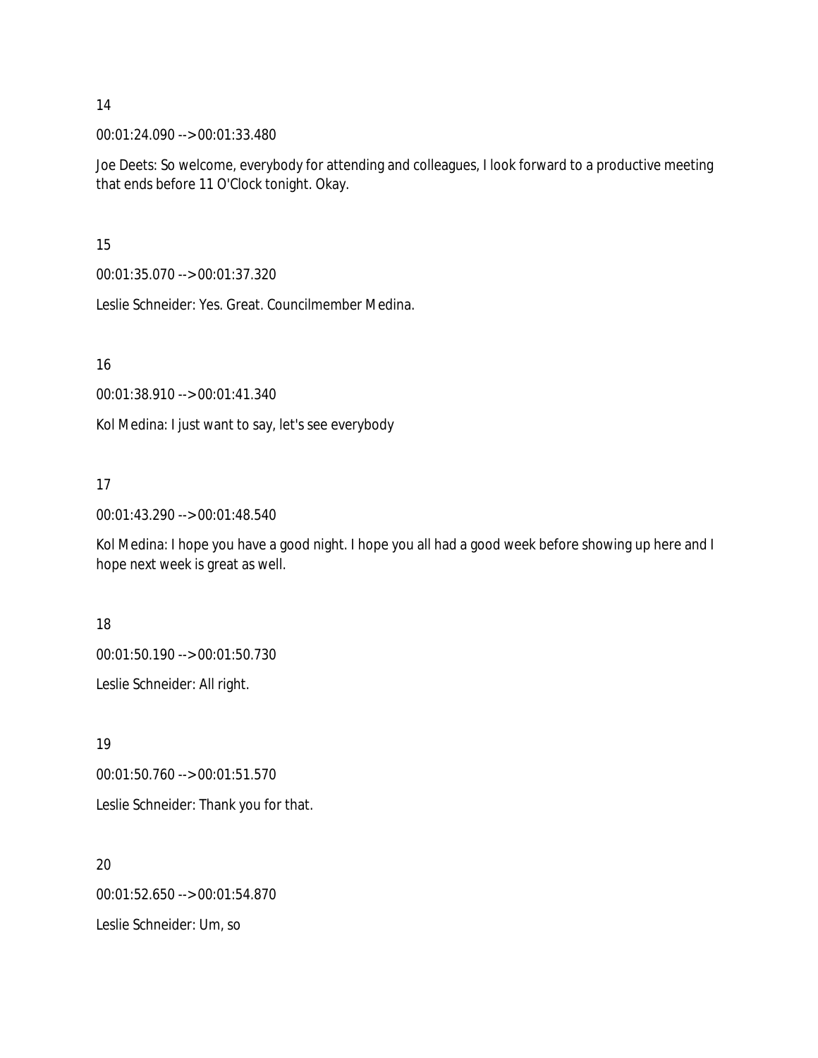14

00:01:24.090 --> 00:01:33.480

Joe Deets: So welcome, everybody for attending and colleagues, I look forward to a productive meeting that ends before 11 O'Clock tonight. Okay.

15

00:01:35.070 --> 00:01:37.320

Leslie Schneider: Yes. Great. Councilmember Medina.

16

00:01:38.910 --> 00:01:41.340

Kol Medina: I just want to say, let's see everybody

17

00:01:43.290 --> 00:01:48.540

Kol Medina: I hope you have a good night. I hope you all had a good week before showing up here and I hope next week is great as well.

18

00:01:50.190 --> 00:01:50.730

Leslie Schneider: All right.

19

00:01:50.760 --> 00:01:51.570

Leslie Schneider: Thank you for that.

20

00:01:52.650 --> 00:01:54.870

Leslie Schneider: Um, so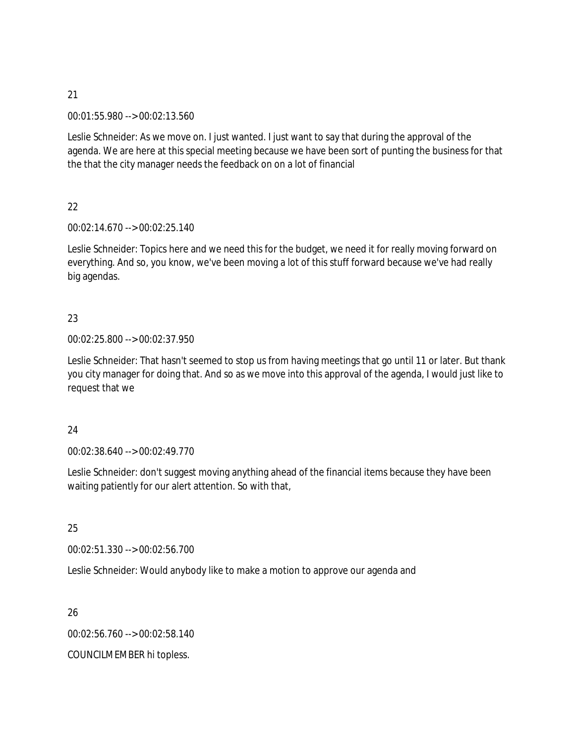21

00:01:55.980 --> 00:02:13.560

Leslie Schneider: As we move on. I just wanted. I just want to say that during the approval of the agenda. We are here at this special meeting because we have been sort of punting the business for that the that the city manager needs the feedback on on a lot of financial

22

00:02:14.670 --> 00:02:25.140

Leslie Schneider: Topics here and we need this for the budget, we need it for really moving forward on everything. And so, you know, we've been moving a lot of this stuff forward because we've had really big agendas.

23

00:02:25.800 --> 00:02:37.950

Leslie Schneider: That hasn't seemed to stop us from having meetings that go until 11 or later. But thank you city manager for doing that. And so as we move into this approval of the agenda, I would just like to request that we

24

00:02:38.640 --> 00:02:49.770

Leslie Schneider: don't suggest moving anything ahead of the financial items because they have been waiting patiently for our alert attention. So with that,

25

00:02:51.330 --> 00:02:56.700

Leslie Schneider: Would anybody like to make a motion to approve our agenda and

26

00:02:56.760 --> 00:02:58.140

COUNCILMEMBER hi topless.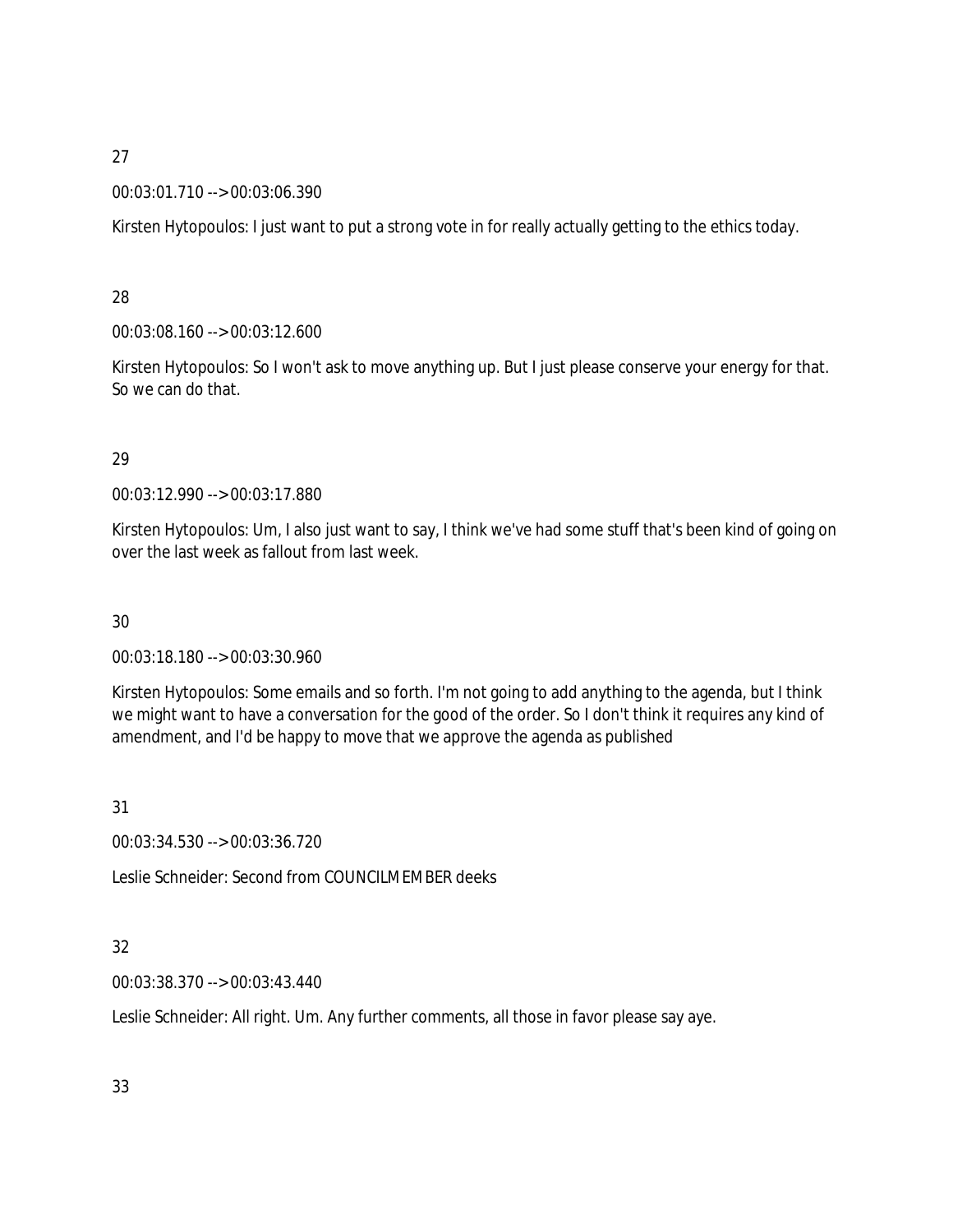27

00:03:01.710 --> 00:03:06.390

Kirsten Hytopoulos: I just want to put a strong vote in for really actually getting to the ethics today.

28

00:03:08.160 --> 00:03:12.600

Kirsten Hytopoulos: So I won't ask to move anything up. But I just please conserve your energy for that. So we can do that.

29

00:03:12.990 --> 00:03:17.880

Kirsten Hytopoulos: Um, I also just want to say, I think we've had some stuff that's been kind of going on over the last week as fallout from last week.

30

00:03:18.180 --> 00:03:30.960

Kirsten Hytopoulos: Some emails and so forth. I'm not going to add anything to the agenda, but I think we might want to have a conversation for the good of the order. So I don't think it requires any kind of amendment, and I'd be happy to move that we approve the agenda as published

31

00:03:34.530 --> 00:03:36.720

Leslie Schneider: Second from COUNCILMEMBER deeks

32

00:03:38.370 --> 00:03:43.440

Leslie Schneider: All right. Um. Any further comments, all those in favor please say aye.

33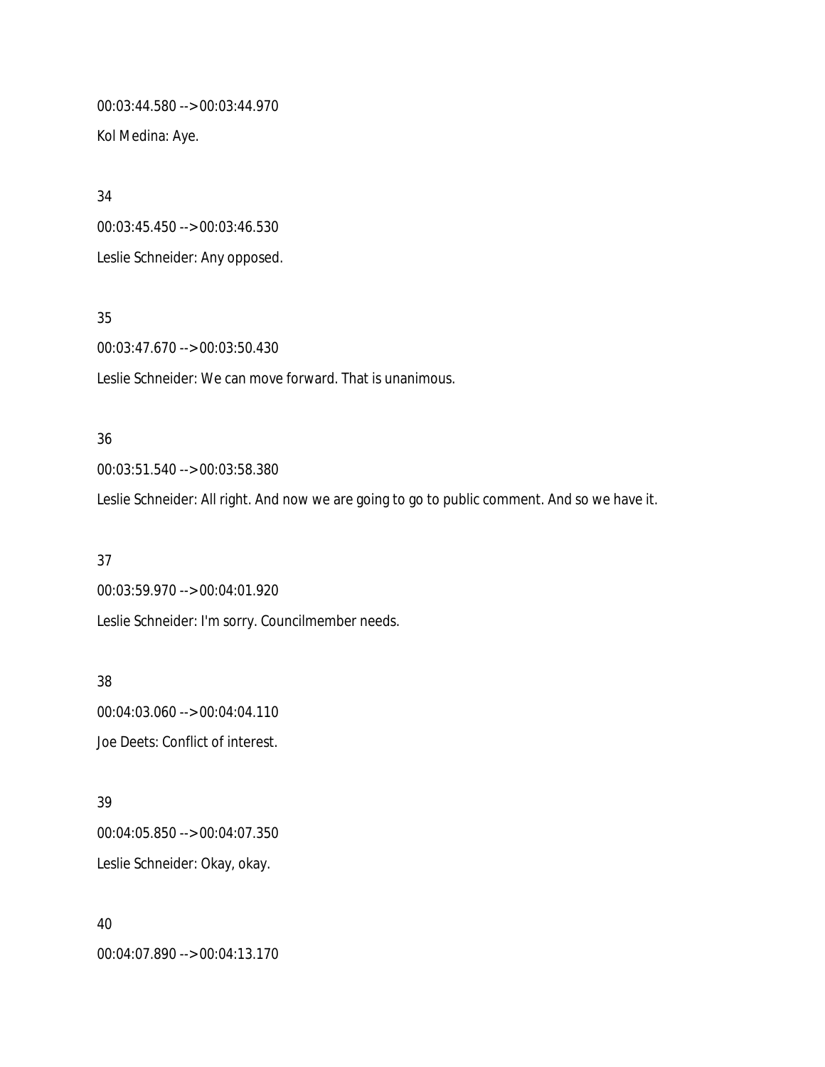00:03:44.580 --> 00:03:44.970

Kol Medina: Aye.

34

00:03:45.450 --> 00:03:46.530

Leslie Schneider: Any opposed.

35

00:03:47.670 --> 00:03:50.430

Leslie Schneider: We can move forward. That is unanimous.

36

00:03:51.540 --> 00:03:58.380

Leslie Schneider: All right. And now we are going to go to public comment. And so we have it.

37

00:03:59.970 --> 00:04:01.920

Leslie Schneider: I'm sorry. Councilmember needs.

38

00:04:03.060 --> 00:04:04.110

Joe Deets: Conflict of interest.

39

00:04:05.850 --> 00:04:07.350

Leslie Schneider: Okay, okay.

40

00:04:07.890 --> 00:04:13.170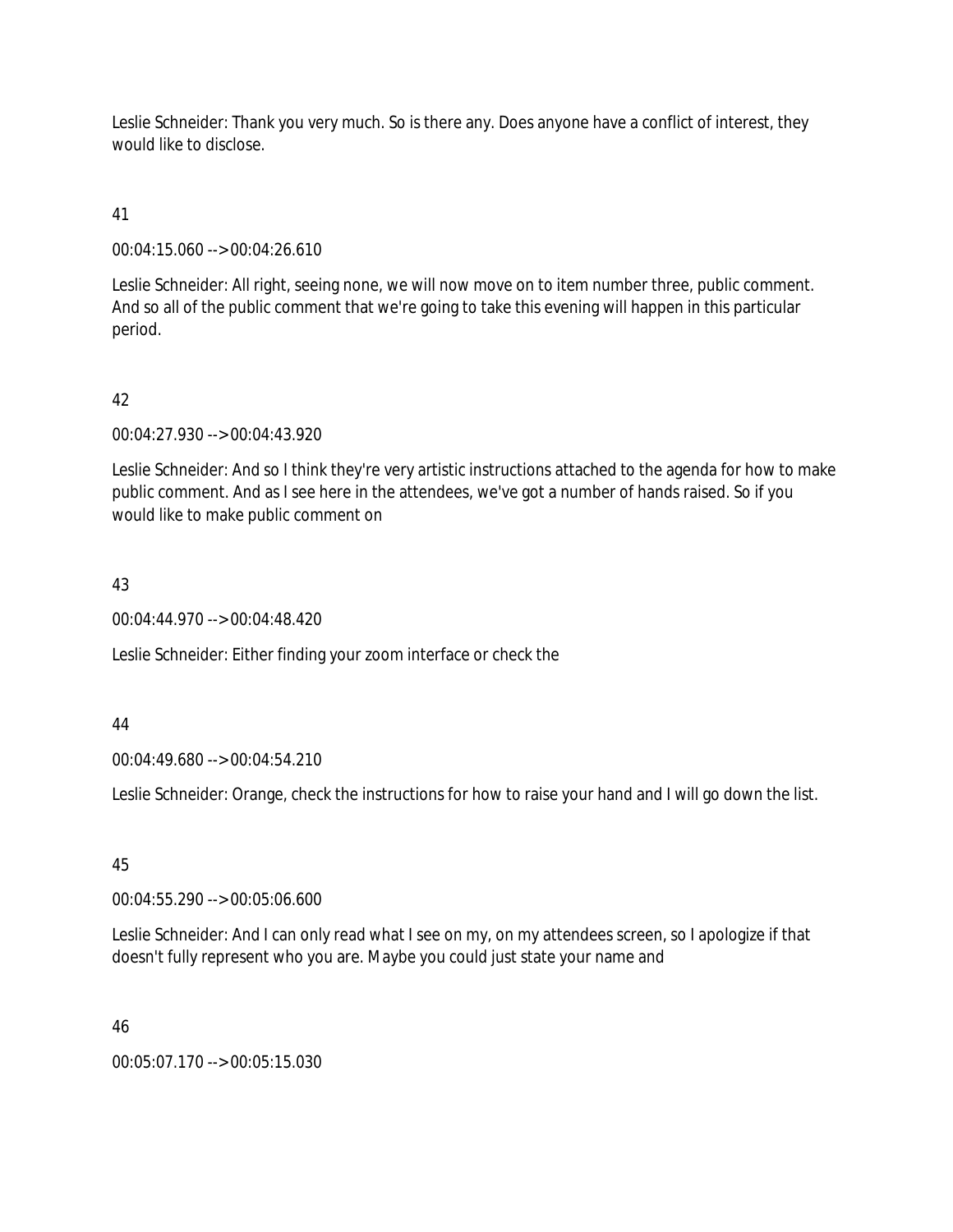Leslie Schneider: Thank you very much. So is there any. Does anyone have a conflict of interest, they would like to disclose.

41

00:04:15.060 --> 00:04:26.610

Leslie Schneider: All right, seeing none, we will now move on to item number three, public comment. And so all of the public comment that we're going to take this evening will happen in this particular period.

42

00:04:27.930 --> 00:04:43.920

Leslie Schneider: And so I think they're very artistic instructions attached to the agenda for how to make public comment. And as I see here in the attendees, we've got a number of hands raised. So if you would like to make public comment on

43

00:04:44.970 --> 00:04:48.420

Leslie Schneider: Either finding your zoom interface or check the

44

00:04:49.680 --> 00:04:54.210

Leslie Schneider: Orange, check the instructions for how to raise your hand and I will go down the list.

45

00:04:55.290 --> 00:05:06.600

Leslie Schneider: And I can only read what I see on my, on my attendees screen, so I apologize if that doesn't fully represent who you are. Maybe you could just state your name and

46

00:05:07.170 --> 00:05:15.030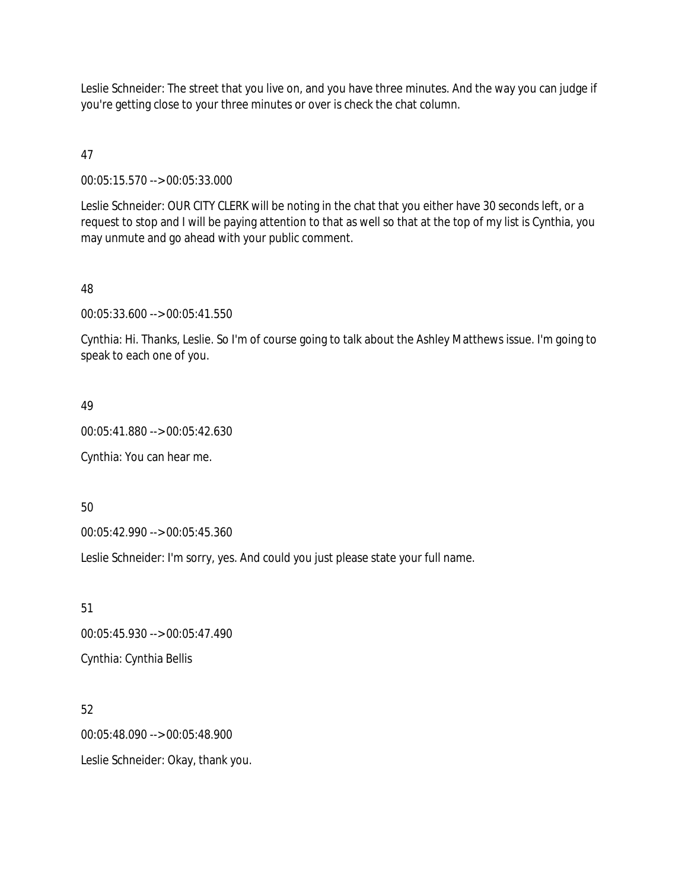Leslie Schneider: The street that you live on, and you have three minutes. And the way you can judge if you're getting close to your three minutes or over is check the chat column.

47

00:05:15.570 --> 00:05:33.000

Leslie Schneider: OUR CITY CLERK will be noting in the chat that you either have 30 seconds left, or a request to stop and I will be paying attention to that as well so that at the top of my list is Cynthia, you may unmute and go ahead with your public comment.

48

00:05:33.600 --> 00:05:41.550

Cynthia: Hi. Thanks, Leslie. So I'm of course going to talk about the Ashley Matthews issue. I'm going to speak to each one of you.

49

00:05:41.880 --> 00:05:42.630

Cynthia: You can hear me.

50

00:05:42.990 --> 00:05:45.360

Leslie Schneider: I'm sorry, yes. And could you just please state your full name.

51

00:05:45.930 --> 00:05:47.490

Cynthia: Cynthia Bellis

52

00:05:48.090 --> 00:05:48.900

Leslie Schneider: Okay, thank you.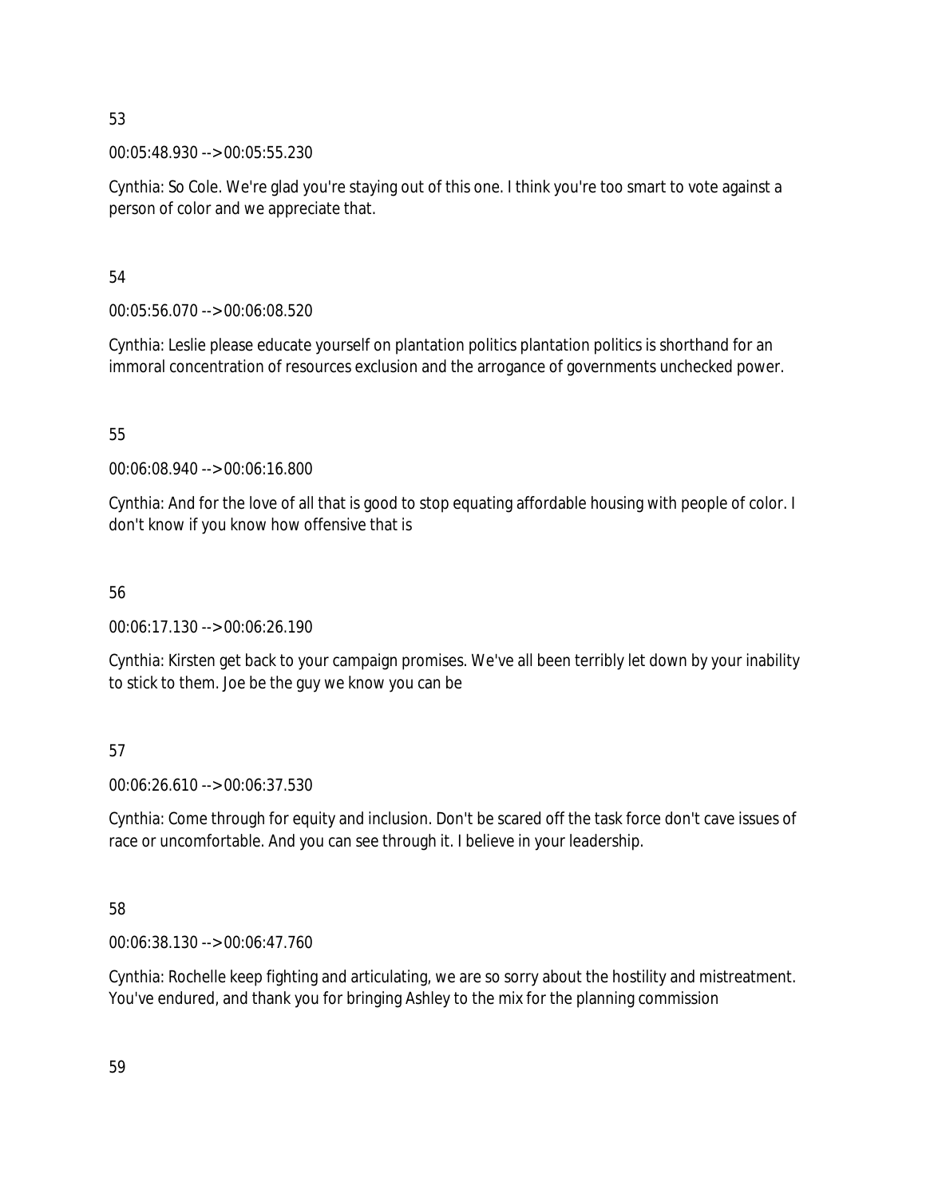53

00:05:48.930 --> 00:05:55.230

Cynthia: So Cole. We're glad you're staying out of this one. I think you're too smart to vote against a person of color and we appreciate that.

54

00:05:56.070 --> 00:06:08.520

Cynthia: Leslie please educate yourself on plantation politics plantation politics is shorthand for an immoral concentration of resources exclusion and the arrogance of governments unchecked power.

55

00:06:08.940 --> 00:06:16.800

Cynthia: And for the love of all that is good to stop equating affordable housing with people of color. I don't know if you know how offensive that is

56

00:06:17.130 --> 00:06:26.190

Cynthia: Kirsten get back to your campaign promises. We've all been terribly let down by your inability to stick to them. Joe be the guy we know you can be

57

00:06:26.610 --> 00:06:37.530

Cynthia: Come through for equity and inclusion. Don't be scared off the task force don't cave issues of race or uncomfortable. And you can see through it. I believe in your leadership.

58

00:06:38.130 --> 00:06:47.760

Cynthia: Rochelle keep fighting and articulating, we are so sorry about the hostility and mistreatment. You've endured, and thank you for bringing Ashley to the mix for the planning commission

59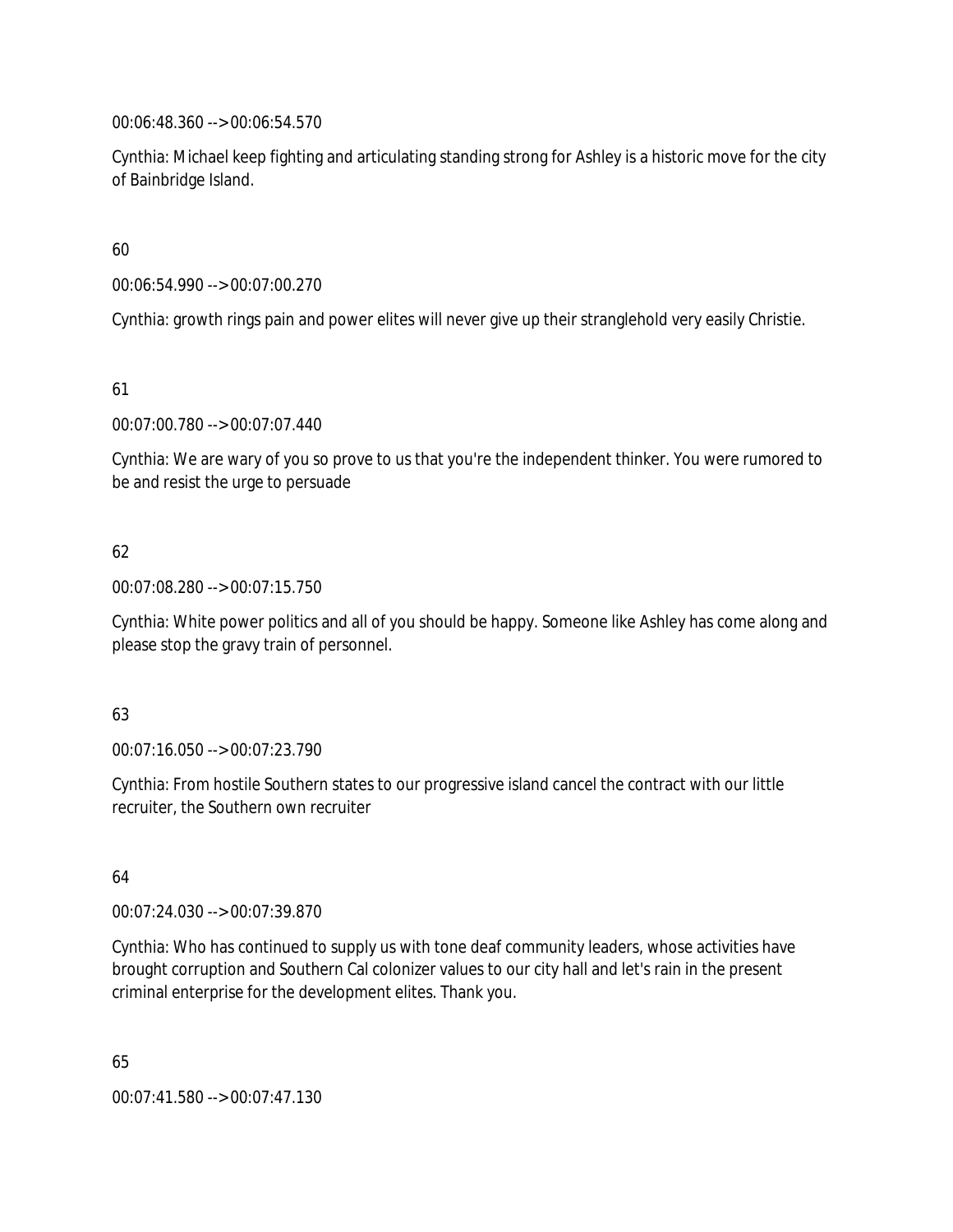00:06:48.360 --> 00:06:54.570

Cynthia: Michael keep fighting and articulating standing strong for Ashley is a historic move for the city of Bainbridge Island.

60

00:06:54.990 --> 00:07:00.270

Cynthia: growth rings pain and power elites will never give up their stranglehold very easily Christie.

61

00:07:00.780 --> 00:07:07.440

Cynthia: We are wary of you so prove to us that you're the independent thinker. You were rumored to be and resist the urge to persuade

62

00:07:08.280 --> 00:07:15.750

Cynthia: White power politics and all of you should be happy. Someone like Ashley has come along and please stop the gravy train of personnel.

63

00:07:16.050 --> 00:07:23.790

Cynthia: From hostile Southern states to our progressive island cancel the contract with our little recruiter, the Southern own recruiter

64

00:07:24.030 --> 00:07:39.870

Cynthia: Who has continued to supply us with tone deaf community leaders, whose activities have brought corruption and Southern Cal colonizer values to our city hall and let's rain in the present criminal enterprise for the development elites. Thank you.

65

00:07:41.580 --> 00:07:47.130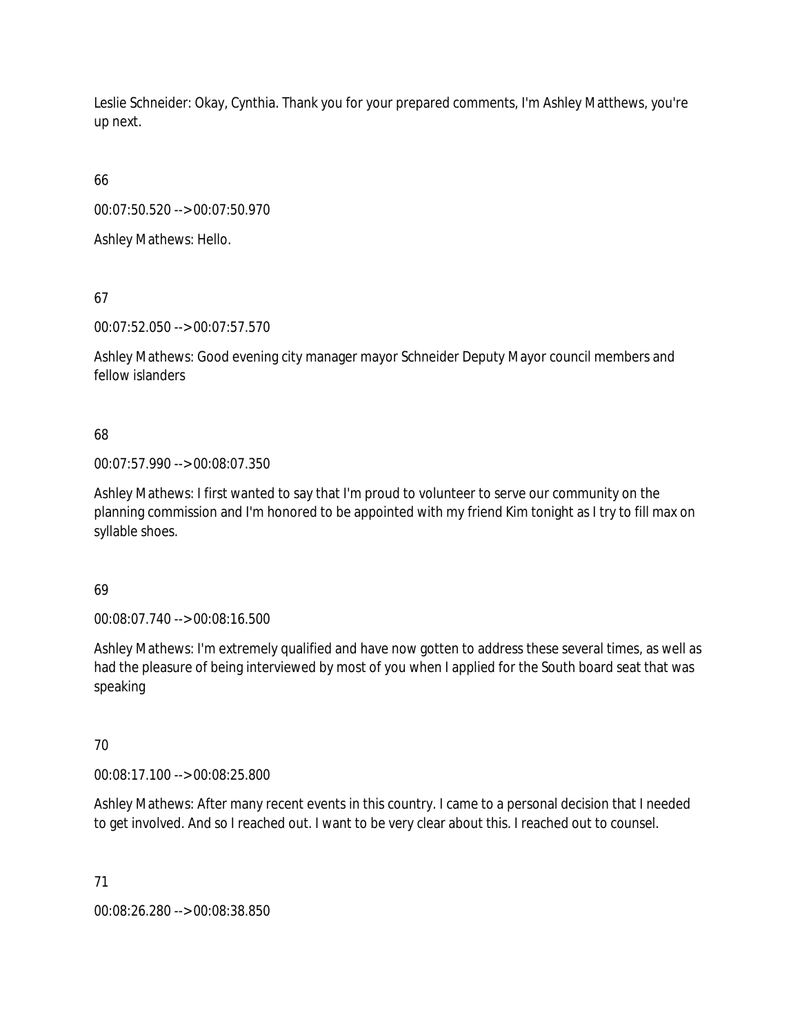Leslie Schneider: Okay, Cynthia. Thank you for your prepared comments, I'm Ashley Matthews, you're up next.

66

00:07:50.520 --> 00:07:50.970

Ashley Mathews: Hello.

67

00:07:52.050 --> 00:07:57.570

Ashley Mathews: Good evening city manager mayor Schneider Deputy Mayor council members and fellow islanders

68

00:07:57.990 --> 00:08:07.350

Ashley Mathews: I first wanted to say that I'm proud to volunteer to serve our community on the planning commission and I'm honored to be appointed with my friend Kim tonight as I try to fill max on syllable shoes.

69

00:08:07.740 --> 00:08:16.500

Ashley Mathews: I'm extremely qualified and have now gotten to address these several times, as well as had the pleasure of being interviewed by most of you when I applied for the South board seat that was speaking

70

00:08:17.100 --> 00:08:25.800

Ashley Mathews: After many recent events in this country. I came to a personal decision that I needed to get involved. And so I reached out. I want to be very clear about this. I reached out to counsel.

71

00:08:26.280 --> 00:08:38.850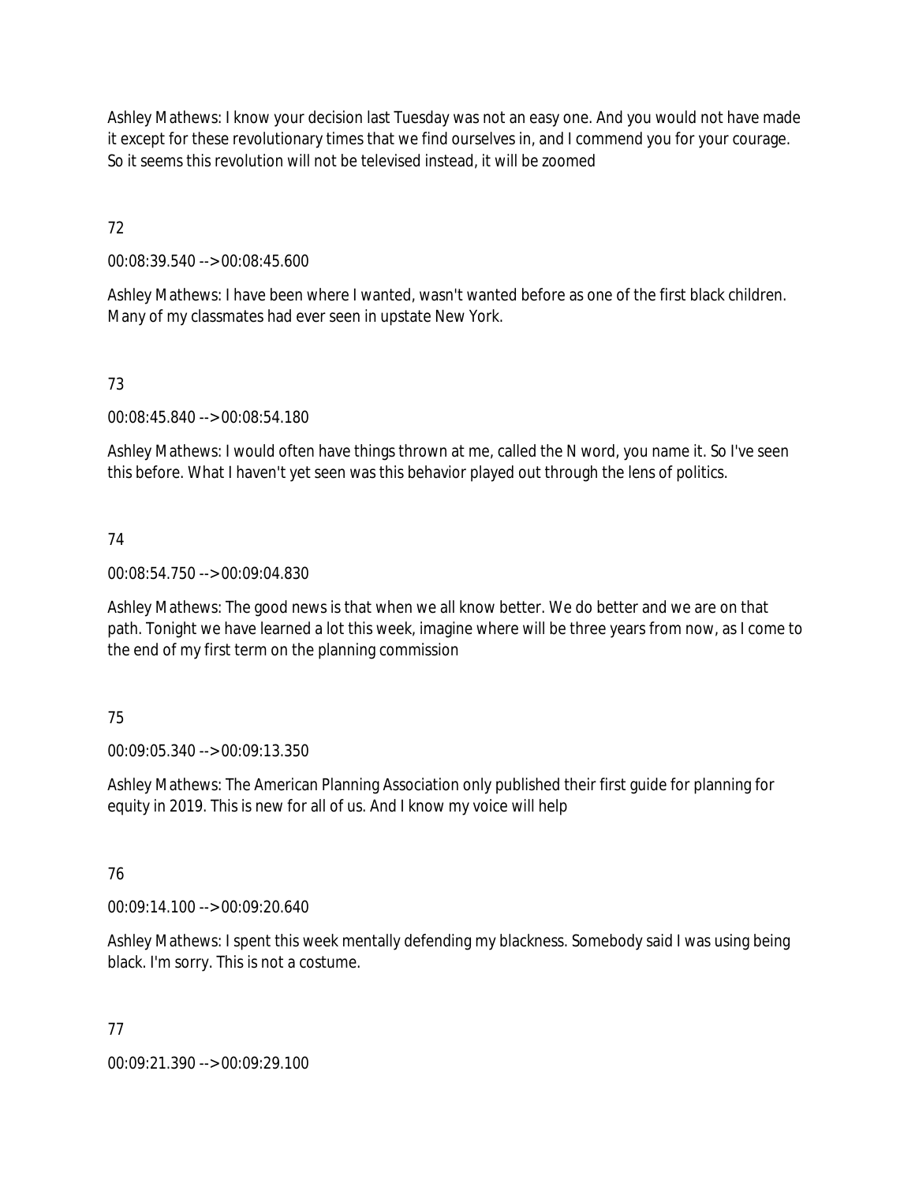Ashley Mathews: I know your decision last Tuesday was not an easy one. And you would not have made it except for these revolutionary times that we find ourselves in, and I commend you for your courage. So it seems this revolution will not be televised instead, it will be zoomed

72

00:08:39.540 --> 00:08:45.600

Ashley Mathews: I have been where I wanted, wasn't wanted before as one of the first black children. Many of my classmates had ever seen in upstate New York.

73

00:08:45.840 --> 00:08:54.180

Ashley Mathews: I would often have things thrown at me, called the N word, you name it. So I've seen this before. What I haven't yet seen was this behavior played out through the lens of politics.

74

00:08:54.750 --> 00:09:04.830

Ashley Mathews: The good news is that when we all know better. We do better and we are on that path. Tonight we have learned a lot this week, imagine where will be three years from now, as I come to the end of my first term on the planning commission

75

00:09:05.340 --> 00:09:13.350

Ashley Mathews: The American Planning Association only published their first guide for planning for equity in 2019. This is new for all of us. And I know my voice will help

76

00:09:14.100 --> 00:09:20.640

Ashley Mathews: I spent this week mentally defending my blackness. Somebody said I was using being black. I'm sorry. This is not a costume.

77

00:09:21.390 --> 00:09:29.100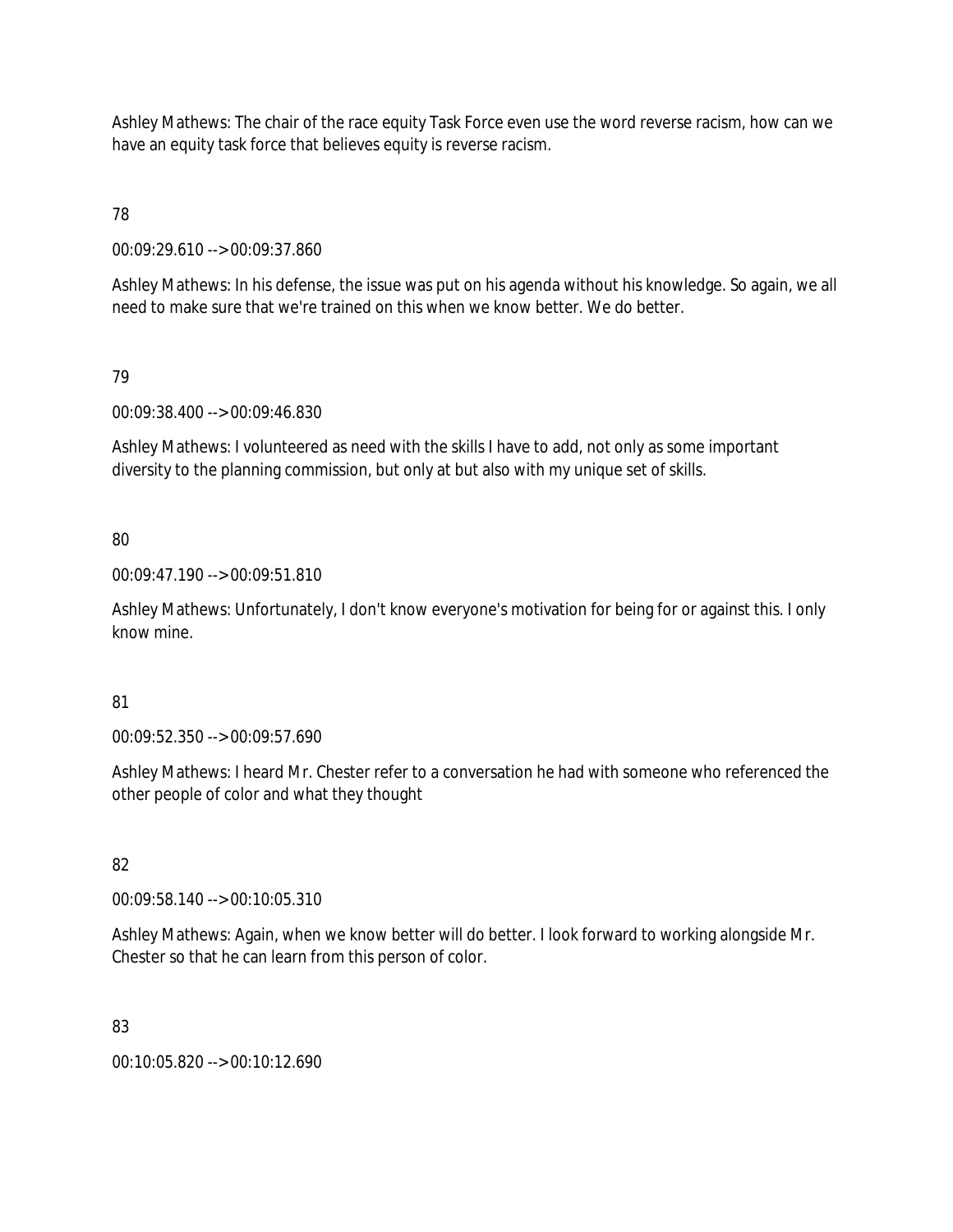Ashley Mathews: The chair of the race equity Task Force even use the word reverse racism, how can we have an equity task force that believes equity is reverse racism.

78

00:09:29.610 --> 00:09:37.860

Ashley Mathews: In his defense, the issue was put on his agenda without his knowledge. So again, we all need to make sure that we're trained on this when we know better. We do better.

79

00:09:38.400 --> 00:09:46.830

Ashley Mathews: I volunteered as need with the skills I have to add, not only as some important diversity to the planning commission, but only at but also with my unique set of skills.

80

00:09:47.190 --> 00:09:51.810

Ashley Mathews: Unfortunately, I don't know everyone's motivation for being for or against this. I only know mine.

81

00:09:52.350 --> 00:09:57.690

Ashley Mathews: I heard Mr. Chester refer to a conversation he had with someone who referenced the other people of color and what they thought

82

00:09:58.140 --> 00:10:05.310

Ashley Mathews: Again, when we know better will do better. I look forward to working alongside Mr. Chester so that he can learn from this person of color.

83

00:10:05.820 --> 00:10:12.690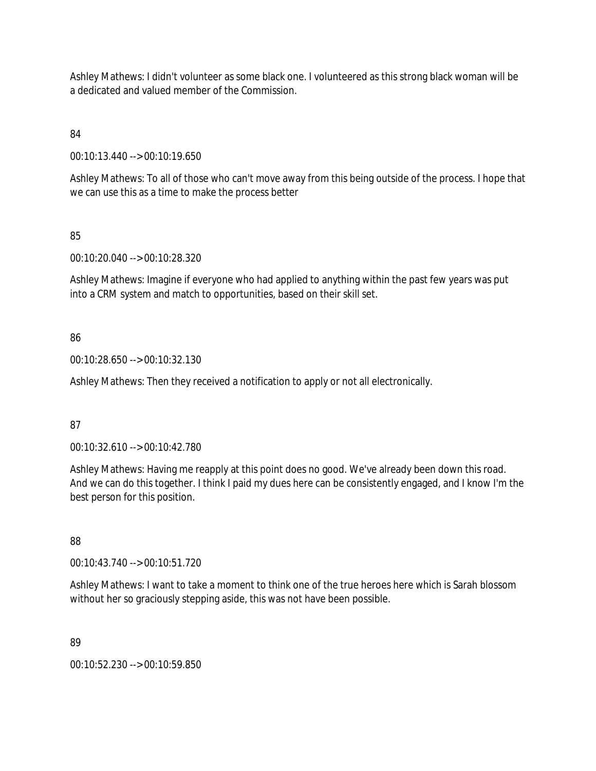Ashley Mathews: I didn't volunteer as some black one. I volunteered as this strong black woman will be a dedicated and valued member of the Commission.

84

00:10:13.440 --> 00:10:19.650

Ashley Mathews: To all of those who can't move away from this being outside of the process. I hope that we can use this as a time to make the process better

85

00:10:20.040 --> 00:10:28.320

Ashley Mathews: Imagine if everyone who had applied to anything within the past few years was put into a CRM system and match to opportunities, based on their skill set.

86

00:10:28.650 --> 00:10:32.130

Ashley Mathews: Then they received a notification to apply or not all electronically.

87

00:10:32.610 --> 00:10:42.780

Ashley Mathews: Having me reapply at this point does no good. We've already been down this road. And we can do this together. I think I paid my dues here can be consistently engaged, and I know I'm the best person for this position.

88

00:10:43.740 --> 00:10:51.720

Ashley Mathews: I want to take a moment to think one of the true heroes here which is Sarah blossom without her so graciously stepping aside, this was not have been possible.

89

00:10:52.230 --> 00:10:59.850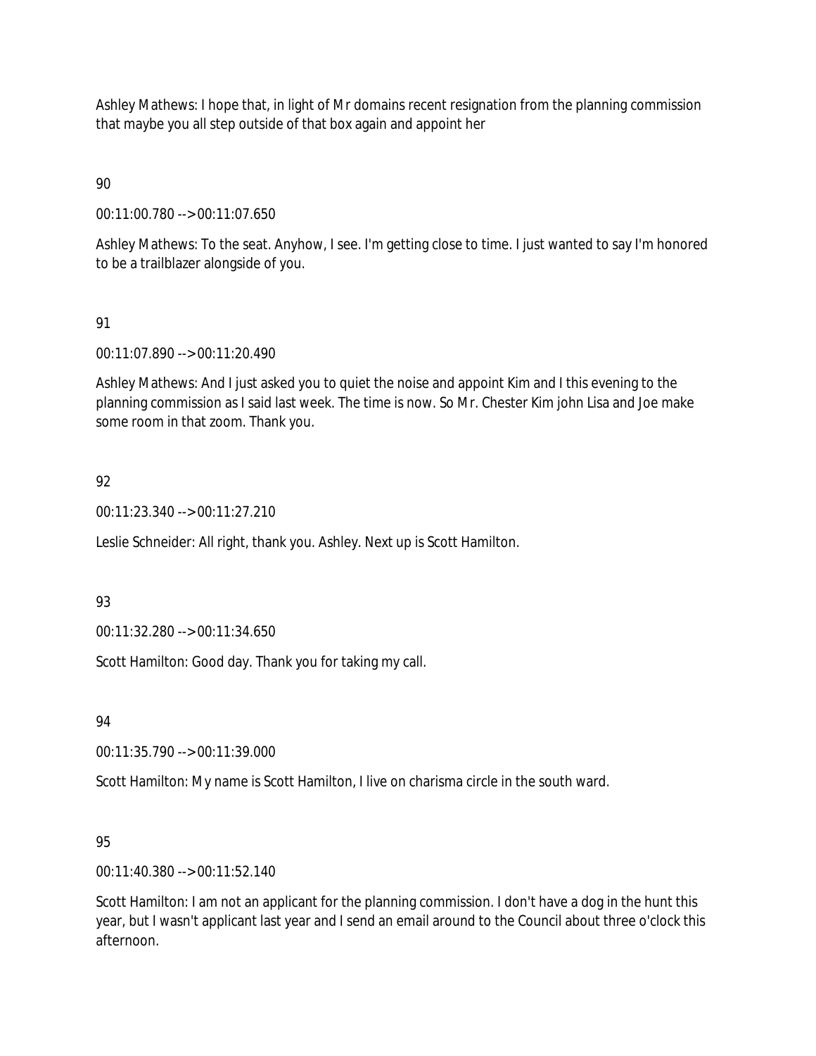Ashley Mathews: I hope that, in light of Mr domains recent resignation from the planning commission that maybe you all step outside of that box again and appoint her

90

00:11:00.780 --> 00:11:07.650

Ashley Mathews: To the seat. Anyhow, I see. I'm getting close to time. I just wanted to say I'm honored to be a trailblazer alongside of you.

91

00:11:07.890 --> 00:11:20.490

Ashley Mathews: And I just asked you to quiet the noise and appoint Kim and I this evening to the planning commission as I said last week. The time is now. So Mr. Chester Kim john Lisa and Joe make some room in that zoom. Thank you.

92

00:11:23.340 --> 00:11:27.210

Leslie Schneider: All right, thank you. Ashley. Next up is Scott Hamilton.

93

00:11:32.280 --> 00:11:34.650

Scott Hamilton: Good day. Thank you for taking my call.

94

00:11:35.790 --> 00:11:39.000

Scott Hamilton: My name is Scott Hamilton, I live on charisma circle in the south ward.

95

00:11:40.380 --> 00:11:52.140

Scott Hamilton: I am not an applicant for the planning commission. I don't have a dog in the hunt this year, but I wasn't applicant last year and I send an email around to the Council about three o'clock this afternoon.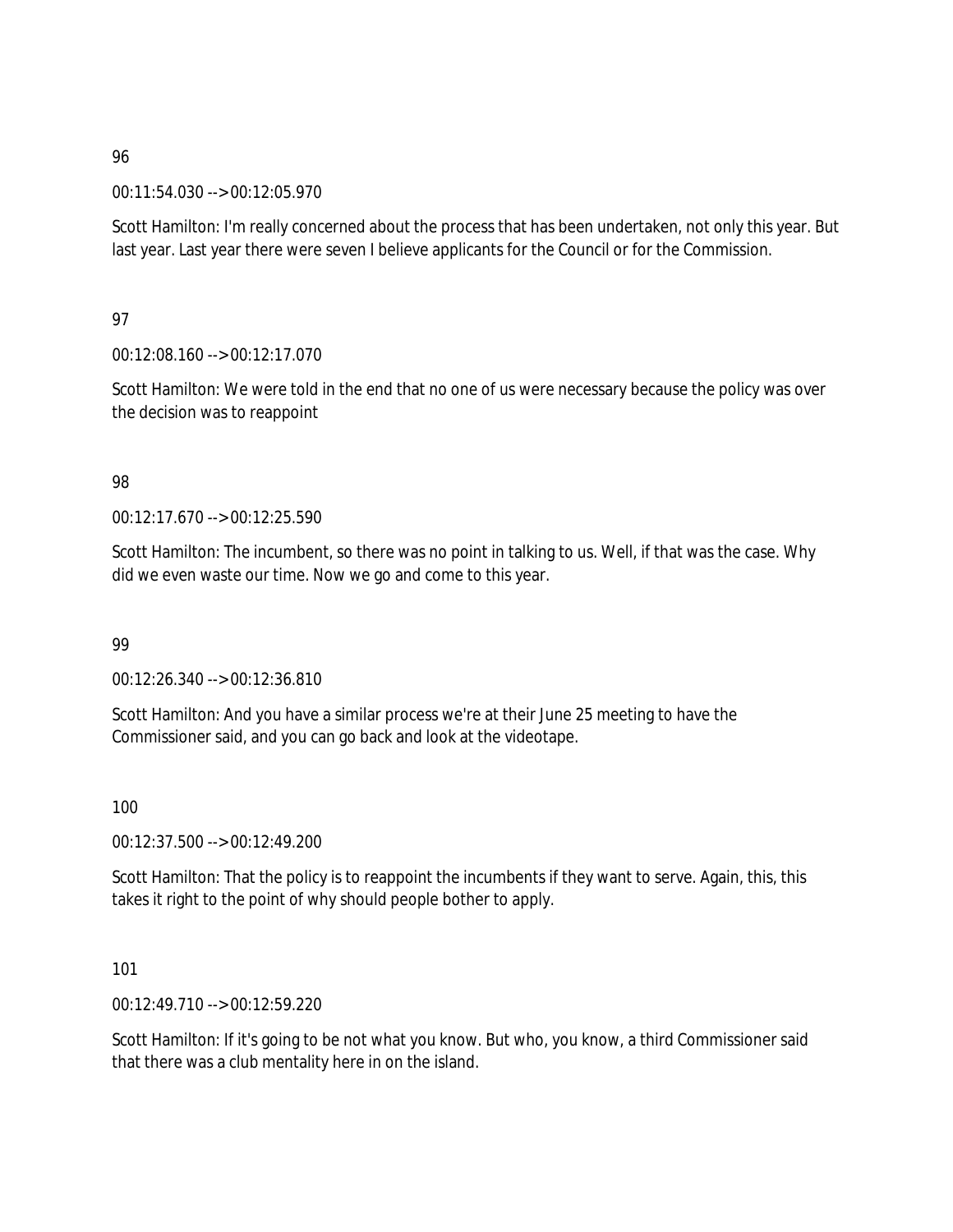96

00:11:54.030 --> 00:12:05.970

Scott Hamilton: I'm really concerned about the process that has been undertaken, not only this year. But last year. Last year there were seven I believe applicants for the Council or for the Commission.

97

00:12:08.160 --> 00:12:17.070

Scott Hamilton: We were told in the end that no one of us were necessary because the policy was over the decision was to reappoint

98

00:12:17.670 --> 00:12:25.590

Scott Hamilton: The incumbent, so there was no point in talking to us. Well, if that was the case. Why did we even waste our time. Now we go and come to this year.

99

00:12:26.340 --> 00:12:36.810

Scott Hamilton: And you have a similar process we're at their June 25 meeting to have the Commissioner said, and you can go back and look at the videotape.

100

00:12:37.500 --> 00:12:49.200

Scott Hamilton: That the policy is to reappoint the incumbents if they want to serve. Again, this, this takes it right to the point of why should people bother to apply.

101

00:12:49.710 --> 00:12:59.220

Scott Hamilton: If it's going to be not what you know. But who, you know, a third Commissioner said that there was a club mentality here in on the island.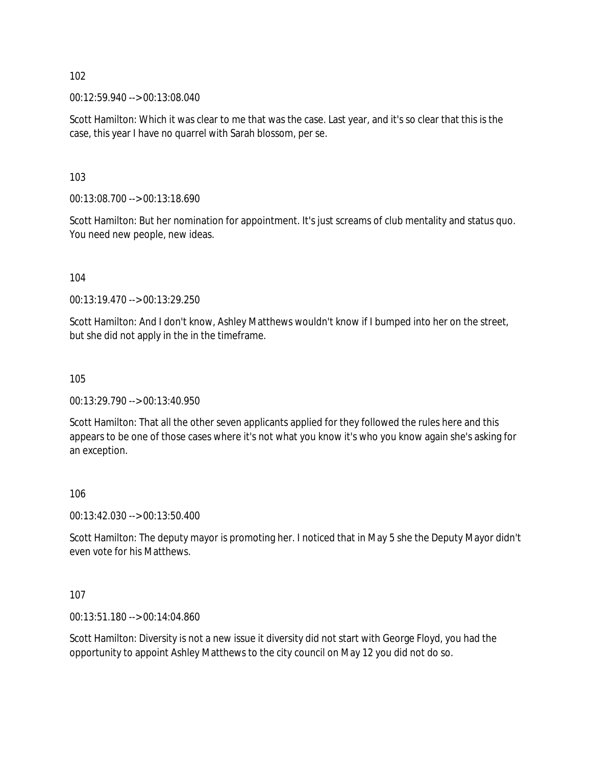102

00:12:59.940 --> 00:13:08.040

Scott Hamilton: Which it was clear to me that was the case. Last year, and it's so clear that this is the case, this year I have no quarrel with Sarah blossom, per se.

103

00:13:08.700 --> 00:13:18.690

Scott Hamilton: But her nomination for appointment. It's just screams of club mentality and status quo. You need new people, new ideas.

104

00:13:19.470 --> 00:13:29.250

Scott Hamilton: And I don't know, Ashley Matthews wouldn't know if I bumped into her on the street, but she did not apply in the in the timeframe.

105

00:13:29.790 --> 00:13:40.950

Scott Hamilton: That all the other seven applicants applied for they followed the rules here and this appears to be one of those cases where it's not what you know it's who you know again she's asking for an exception.

106

00:13:42.030 --> 00:13:50.400

Scott Hamilton: The deputy mayor is promoting her. I noticed that in May 5 she the Deputy Mayor didn't even vote for his Matthews.

107

00:13:51.180 --> 00:14:04.860

Scott Hamilton: Diversity is not a new issue it diversity did not start with George Floyd, you had the opportunity to appoint Ashley Matthews to the city council on May 12 you did not do so.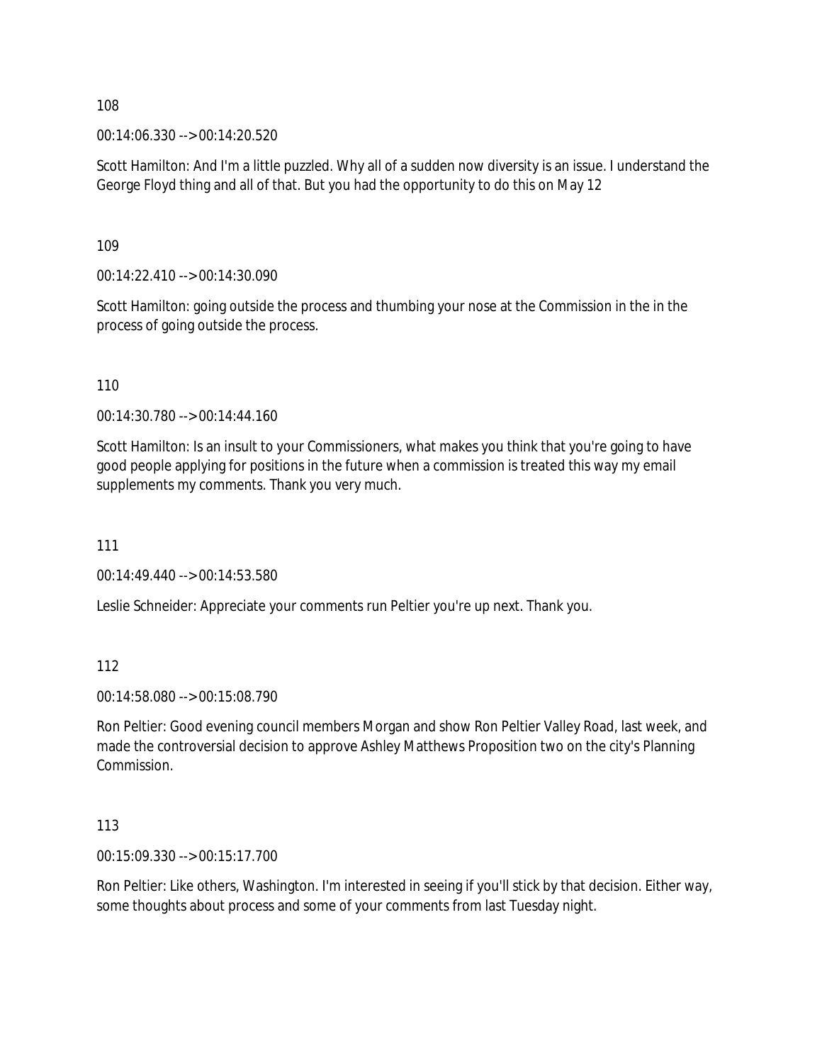108

00:14:06.330 --> 00:14:20.520

Scott Hamilton: And I'm a little puzzled. Why all of a sudden now diversity is an issue. I understand the George Floyd thing and all of that. But you had the opportunity to do this on May 12

109

00:14:22.410 --> 00:14:30.090

Scott Hamilton: going outside the process and thumbing your nose at the Commission in the in the process of going outside the process.

110

00:14:30.780 --> 00:14:44.160

Scott Hamilton: Is an insult to your Commissioners, what makes you think that you're going to have good people applying for positions in the future when a commission is treated this way my email supplements my comments. Thank you very much.

111

00:14:49.440 --> 00:14:53.580

Leslie Schneider: Appreciate your comments run Peltier you're up next. Thank you.

112

00:14:58.080 --> 00:15:08.790

Ron Peltier: Good evening council members Morgan and show Ron Peltier Valley Road, last week, and made the controversial decision to approve Ashley Matthews Proposition two on the city's Planning Commission.

113

00:15:09.330 --> 00:15:17.700

Ron Peltier: Like others, Washington. I'm interested in seeing if you'll stick by that decision. Either way, some thoughts about process and some of your comments from last Tuesday night.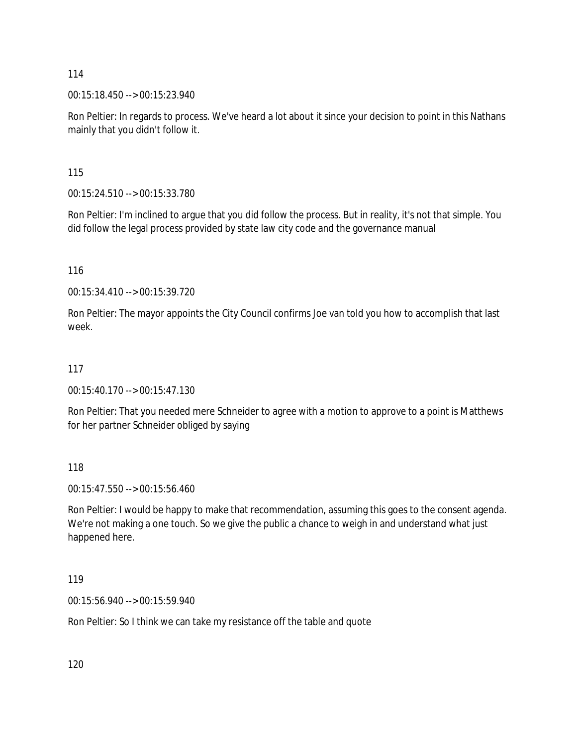114

00:15:18.450 --> 00:15:23.940

Ron Peltier: In regards to process. We've heard a lot about it since your decision to point in this Nathans mainly that you didn't follow it.

115

00:15:24.510 --> 00:15:33.780

Ron Peltier: I'm inclined to argue that you did follow the process. But in reality, it's not that simple. You did follow the legal process provided by state law city code and the governance manual

116

00:15:34.410 --> 00:15:39.720

Ron Peltier: The mayor appoints the City Council confirms Joe van told you how to accomplish that last week.

117

00:15:40.170 --> 00:15:47.130

Ron Peltier: That you needed mere Schneider to agree with a motion to approve to a point is Matthews for her partner Schneider obliged by saying

118

00:15:47.550 --> 00:15:56.460

Ron Peltier: I would be happy to make that recommendation, assuming this goes to the consent agenda. We're not making a one touch. So we give the public a chance to weigh in and understand what just happened here.

119

00:15:56.940 --> 00:15:59.940

Ron Peltier: So I think we can take my resistance off the table and quote

120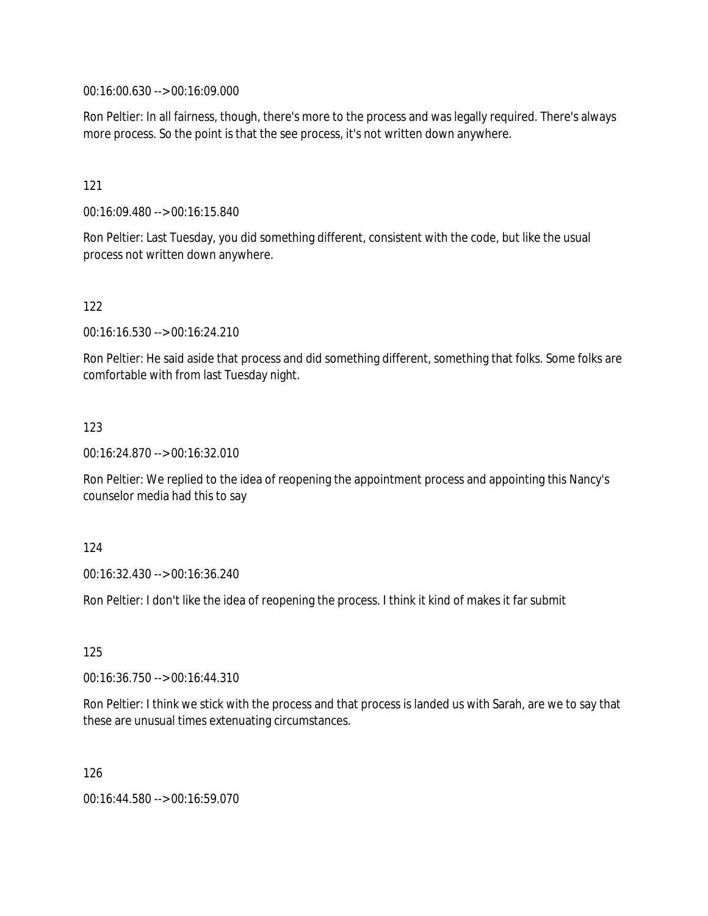00:16:00.630 --> 00:16:09.000

Ron Peltier: In all fairness, though, there's more to the process and was legally required. There's always more process. So the point is that the see process, it's not written down anywhere.

121

00:16:09.480 --> 00:16:15.840

Ron Peltier: Last Tuesday, you did something different, consistent with the code, but like the usual process not written down anywhere.

122

00:16:16.530 --> 00:16:24.210

Ron Peltier: He said aside that process and did something different, something that folks. Some folks are comfortable with from last Tuesday night.

123

00:16:24.870 --> 00:16:32.010

Ron Peltier: We replied to the idea of reopening the appointment process and appointing this Nancy's counselor media had this to say

124

00:16:32.430 --> 00:16:36.240

Ron Peltier: I don't like the idea of reopening the process. I think it kind of makes it far submit

125

00:16:36.750 --> 00:16:44.310

Ron Peltier: I think we stick with the process and that process is landed us with Sarah, are we to say that these are unusual times extenuating circumstances.

126

00:16:44.580 --> 00:16:59.070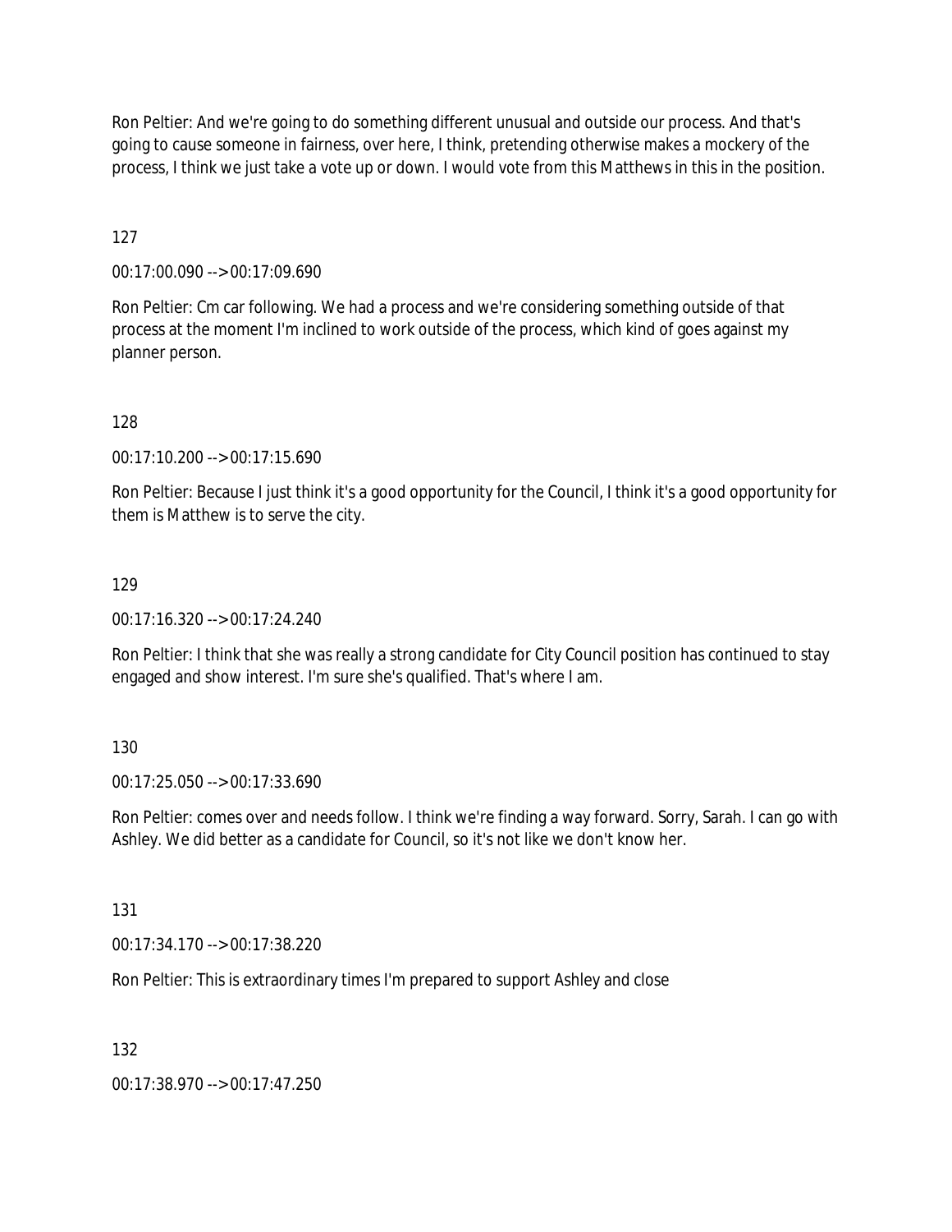Ron Peltier: And we're going to do something different unusual and outside our process. And that's going to cause someone in fairness, over here, I think, pretending otherwise makes a mockery of the process, I think we just take a vote up or down. I would vote from this Matthews in this in the position.

127

00:17:00.090 --> 00:17:09.690

Ron Peltier: Cm car following. We had a process and we're considering something outside of that process at the moment I'm inclined to work outside of the process, which kind of goes against my planner person.

128

00:17:10.200 --> 00:17:15.690

Ron Peltier: Because I just think it's a good opportunity for the Council, I think it's a good opportunity for them is Matthew is to serve the city.

129

00:17:16.320 --> 00:17:24.240

Ron Peltier: I think that she was really a strong candidate for City Council position has continued to stay engaged and show interest. I'm sure she's qualified. That's where I am.

130

00:17:25.050 --> 00:17:33.690

Ron Peltier: comes over and needs follow. I think we're finding a way forward. Sorry, Sarah. I can go with Ashley. We did better as a candidate for Council, so it's not like we don't know her.

131

00:17:34.170 --> 00:17:38.220

Ron Peltier: This is extraordinary times I'm prepared to support Ashley and close

132

00:17:38.970 --> 00:17:47.250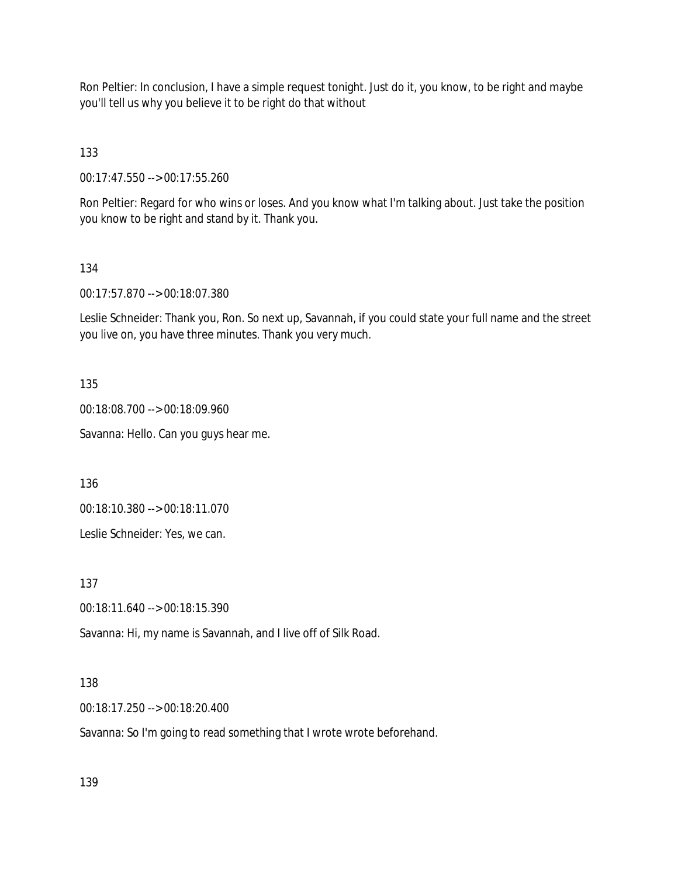Ron Peltier: In conclusion, I have a simple request tonight. Just do it, you know, to be right and maybe you'll tell us why you believe it to be right do that without

133

00:17:47.550 --> 00:17:55.260

Ron Peltier: Regard for who wins or loses. And you know what I'm talking about. Just take the position you know to be right and stand by it. Thank you.

134

00:17:57.870 --> 00:18:07.380

Leslie Schneider: Thank you, Ron. So next up, Savannah, if you could state your full name and the street you live on, you have three minutes. Thank you very much.

135

00:18:08.700 --> 00:18:09.960

Savanna: Hello. Can you guys hear me.

136

00:18:10.380 --> 00:18:11.070

Leslie Schneider: Yes, we can.

137

00:18:11.640 --> 00:18:15.390

Savanna: Hi, my name is Savannah, and I live off of Silk Road.

138

00:18:17.250 --> 00:18:20.400

Savanna: So I'm going to read something that I wrote wrote beforehand.

139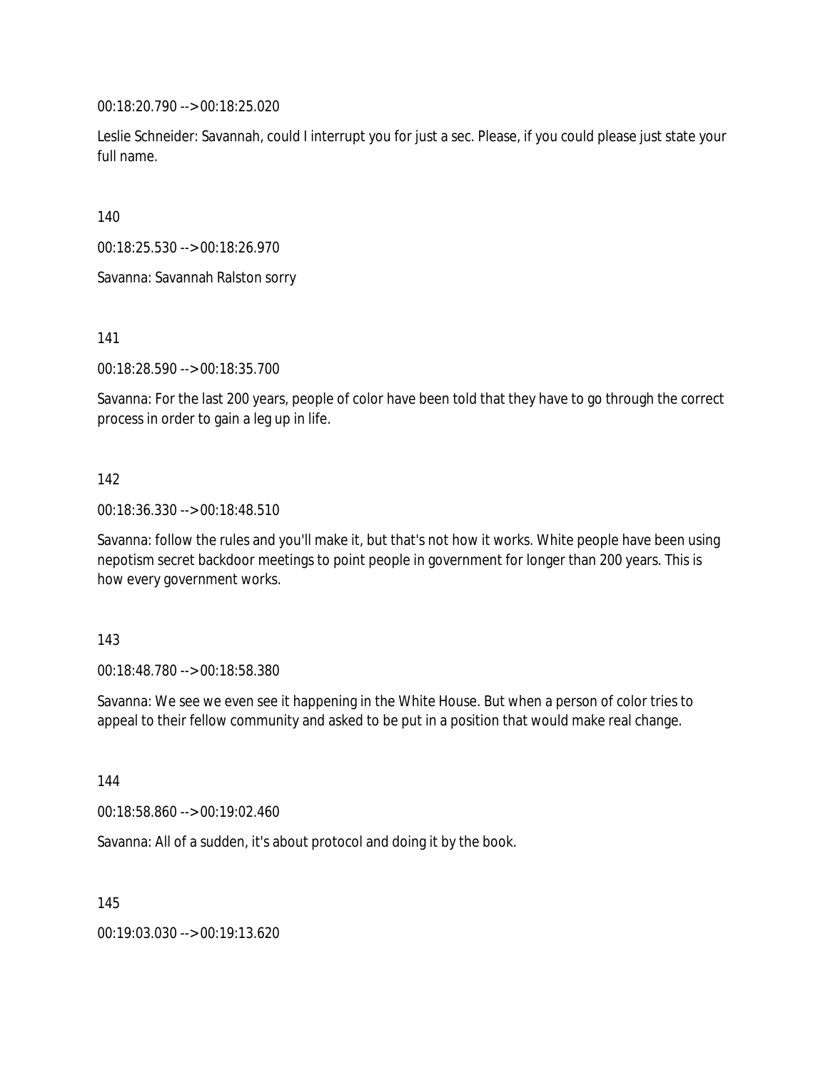00:18:20.790 --> 00:18:25.020

Leslie Schneider: Savannah, could I interrupt you for just a sec. Please, if you could please just state your full name.

140

00:18:25.530 --> 00:18:26.970

Savanna: Savannah Ralston sorry

141

00:18:28.590 --> 00:18:35.700

Savanna: For the last 200 years, people of color have been told that they have to go through the correct process in order to gain a leg up in life.

142

00:18:36.330 --> 00:18:48.510

Savanna: follow the rules and you'll make it, but that's not how it works. White people have been using nepotism secret backdoor meetings to point people in government for longer than 200 years. This is how every government works.

143

00:18:48.780 --> 00:18:58.380

Savanna: We see we even see it happening in the White House. But when a person of color tries to appeal to their fellow community and asked to be put in a position that would make real change.

144

00:18:58.860 --> 00:19:02.460

Savanna: All of a sudden, it's about protocol and doing it by the book.

145

00:19:03.030 --> 00:19:13.620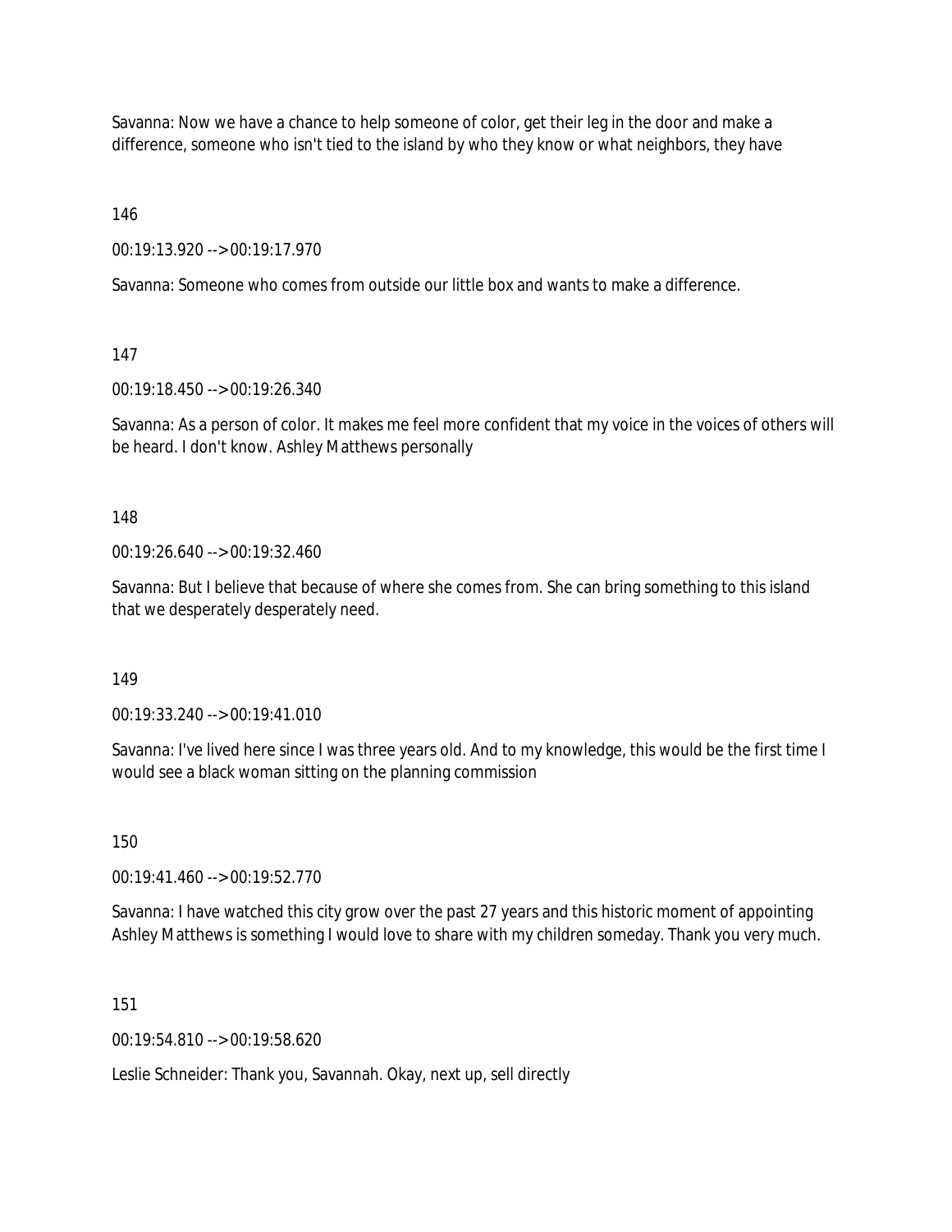Savanna: Now we have a chance to help someone of color, get their leg in the door and make a difference, someone who isn't tied to the island by who they know or what neighbors, they have

146

00:19:13.920 --> 00:19:17.970

Savanna: Someone who comes from outside our little box and wants to make a difference.

147

00:19:18.450 --> 00:19:26.340

Savanna: As a person of color. It makes me feel more confident that my voice in the voices of others will be heard. I don't know. Ashley Matthews personally

148

00:19:26.640 --> 00:19:32.460

Savanna: But I believe that because of where she comes from. She can bring something to this island that we desperately desperately need.

149

00:19:33.240 --> 00:19:41.010

Savanna: I've lived here since I was three years old. And to my knowledge, this would be the first time I would see a black woman sitting on the planning commission

150

00:19:41.460 --> 00:19:52.770

Savanna: I have watched this city grow over the past 27 years and this historic moment of appointing Ashley Matthews is something I would love to share with my children someday. Thank you very much.

151

00:19:54.810 --> 00:19:58.620

Leslie Schneider: Thank you, Savannah. Okay, next up, sell directly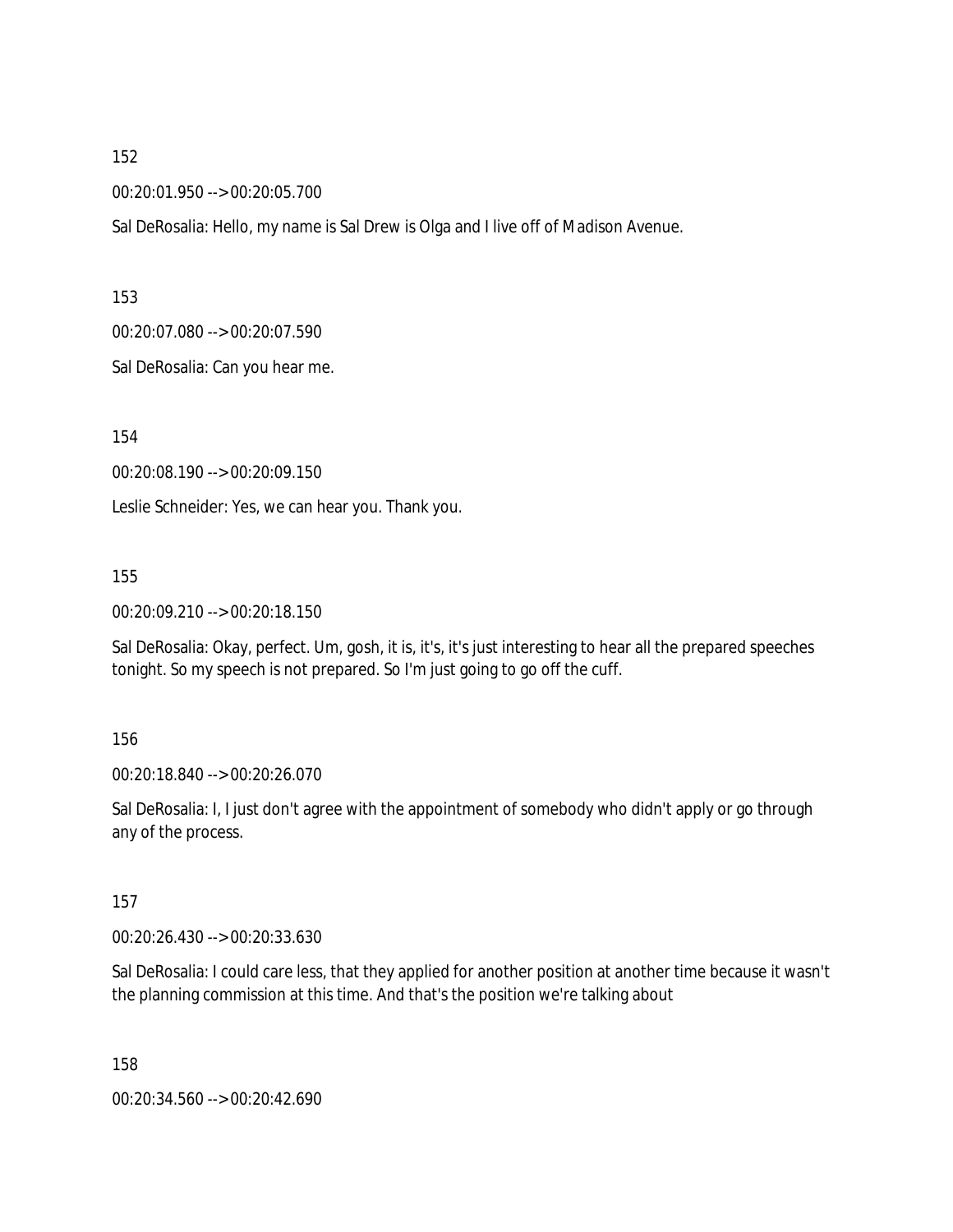152

00:20:01.950 --> 00:20:05.700

Sal DeRosalia: Hello, my name is Sal Drew is Olga and I live off of Madison Avenue.

153

00:20:07.080 --> 00:20:07.590

Sal DeRosalia: Can you hear me.

154

00:20:08.190 --> 00:20:09.150

Leslie Schneider: Yes, we can hear you. Thank you.

155

00:20:09.210 --> 00:20:18.150

Sal DeRosalia: Okay, perfect. Um, gosh, it is, it's, it's just interesting to hear all the prepared speeches tonight. So my speech is not prepared. So I'm just going to go off the cuff.

156

00:20:18.840 --> 00:20:26.070

Sal DeRosalia: I, I just don't agree with the appointment of somebody who didn't apply or go through any of the process.

157

00:20:26.430 --> 00:20:33.630

Sal DeRosalia: I could care less, that they applied for another position at another time because it wasn't the planning commission at this time. And that's the position we're talking about

158

00:20:34.560 --> 00:20:42.690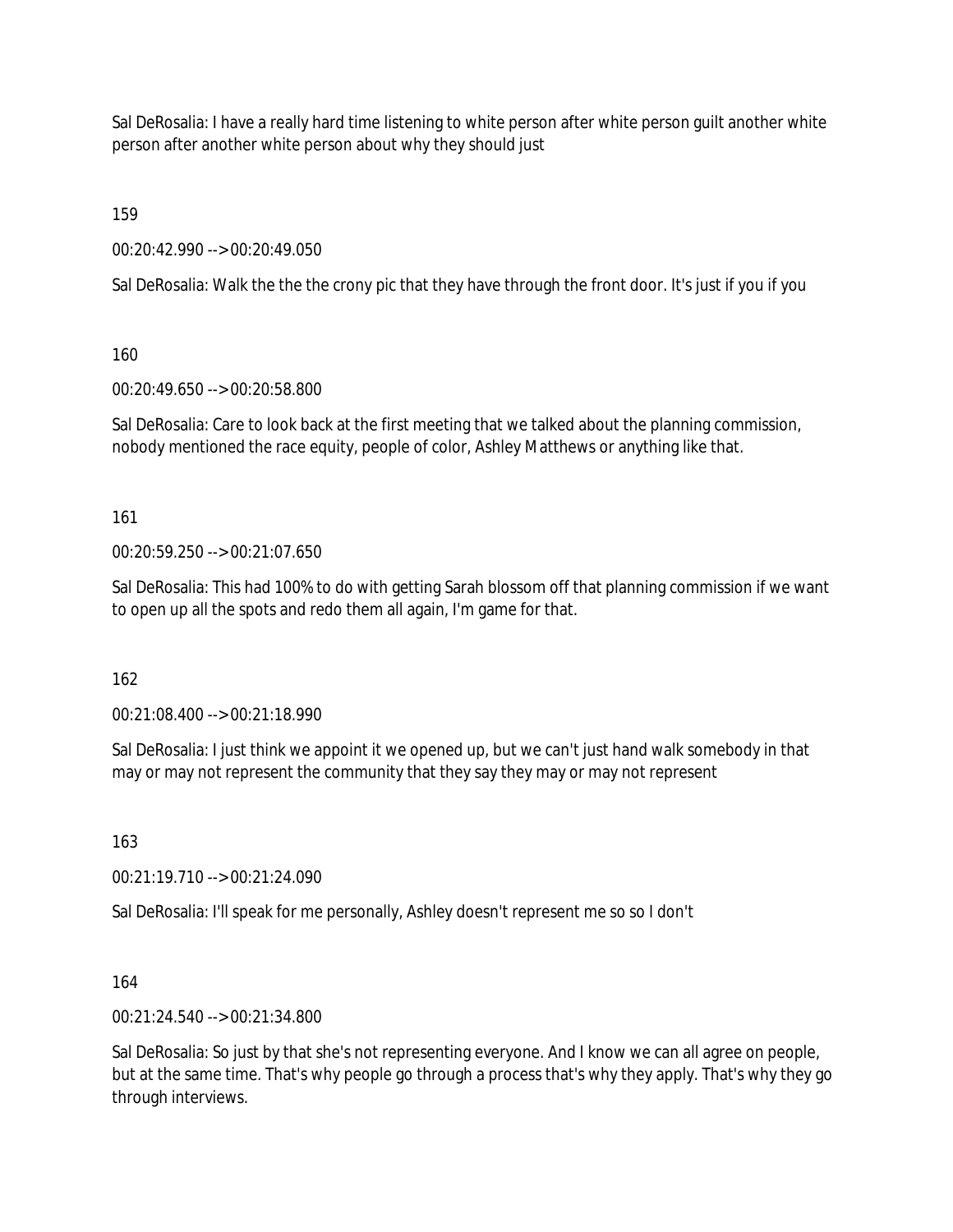Sal DeRosalia: I have a really hard time listening to white person after white person guilt another white person after another white person about why they should just

159

00:20:42.990 --> 00:20:49.050

Sal DeRosalia: Walk the the the crony pic that they have through the front door. It's just if you if you

160

00:20:49.650 --> 00:20:58.800

Sal DeRosalia: Care to look back at the first meeting that we talked about the planning commission, nobody mentioned the race equity, people of color, Ashley Matthews or anything like that.

161

00:20:59.250 --> 00:21:07.650

Sal DeRosalia: This had 100% to do with getting Sarah blossom off that planning commission if we want to open up all the spots and redo them all again, I'm game for that.

162

00:21:08.400 --> 00:21:18.990

Sal DeRosalia: I just think we appoint it we opened up, but we can't just hand walk somebody in that may or may not represent the community that they say they may or may not represent

163

00:21:19.710 --> 00:21:24.090

Sal DeRosalia: I'll speak for me personally, Ashley doesn't represent me so so I don't

164

00:21:24.540 --> 00:21:34.800

Sal DeRosalia: So just by that she's not representing everyone. And I know we can all agree on people, but at the same time. That's why people go through a process that's why they apply. That's why they go through interviews.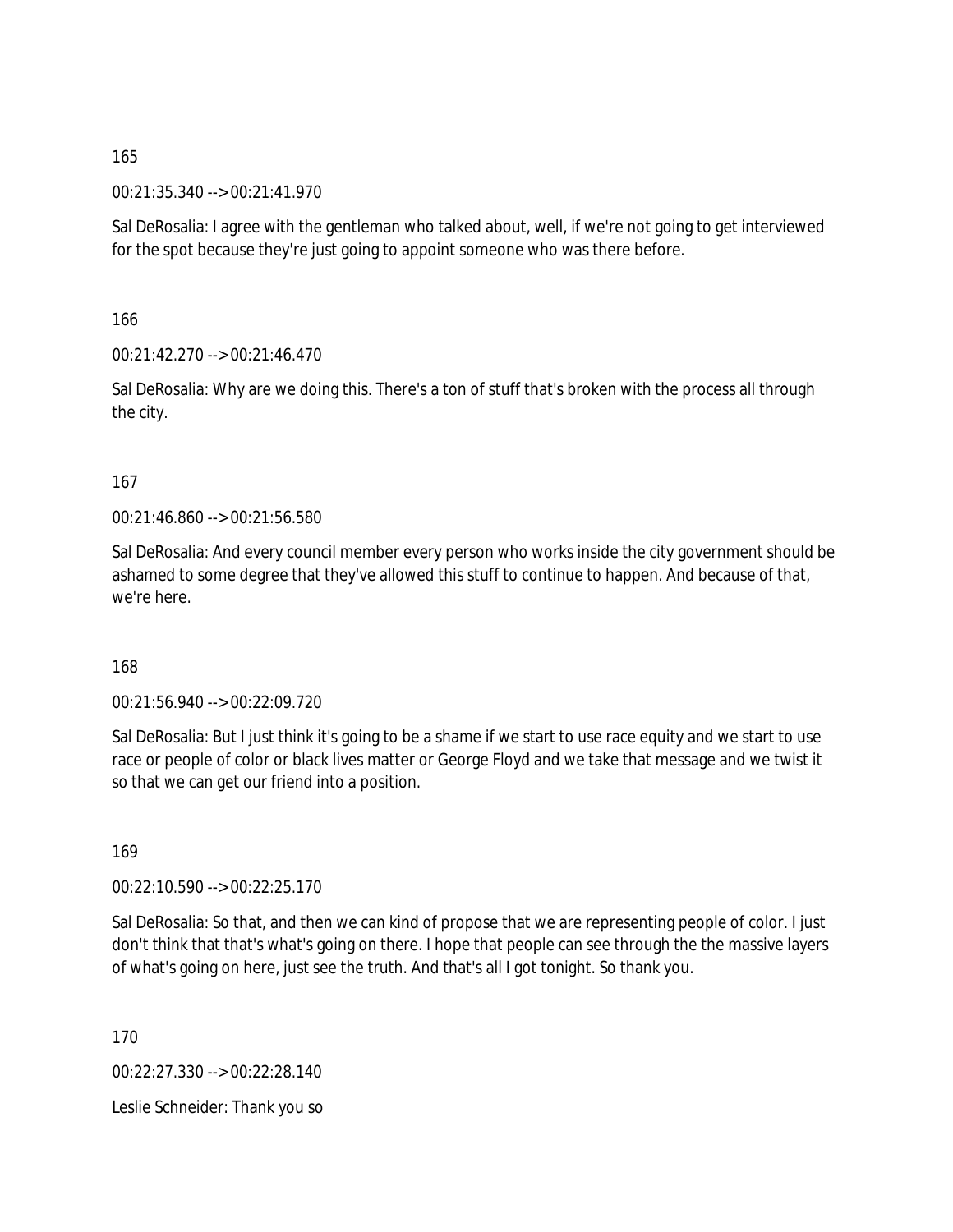165

00:21:35.340 --> 00:21:41.970

Sal DeRosalia: I agree with the gentleman who talked about, well, if we're not going to get interviewed for the spot because they're just going to appoint someone who was there before.

166

00:21:42.270 --> 00:21:46.470

Sal DeRosalia: Why are we doing this. There's a ton of stuff that's broken with the process all through the city.

167

00:21:46.860 --> 00:21:56.580

Sal DeRosalia: And every council member every person who works inside the city government should be ashamed to some degree that they've allowed this stuff to continue to happen. And because of that, we're here.

168

00:21:56.940 --> 00:22:09.720

Sal DeRosalia: But I just think it's going to be a shame if we start to use race equity and we start to use race or people of color or black lives matter or George Floyd and we take that message and we twist it so that we can get our friend into a position.

169

00:22:10.590 --> 00:22:25.170

Sal DeRosalia: So that, and then we can kind of propose that we are representing people of color. I just don't think that that's what's going on there. I hope that people can see through the the massive layers of what's going on here, just see the truth. And that's all I got tonight. So thank you.

170

00:22:27.330 --> 00:22:28.140

Leslie Schneider: Thank you so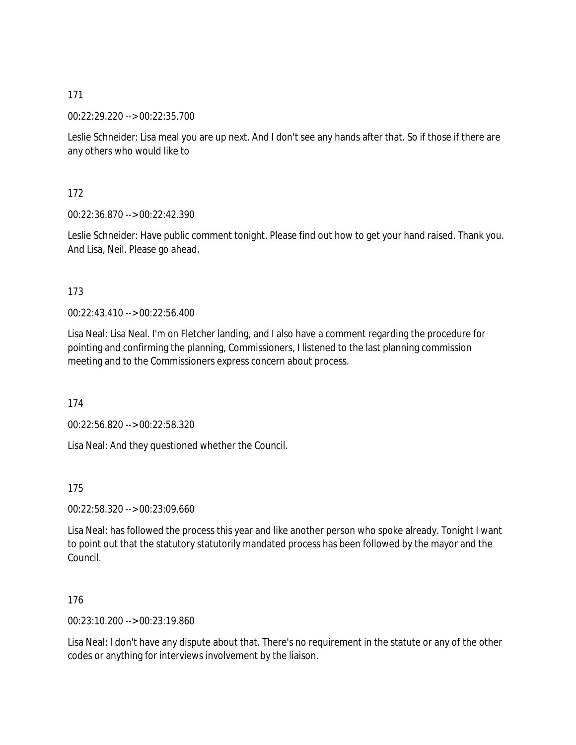171

00:22:29.220 --> 00:22:35.700

Leslie Schneider: Lisa meal you are up next. And I don't see any hands after that. So if those if there are any others who would like to

172

00:22:36.870 --> 00:22:42.390

Leslie Schneider: Have public comment tonight. Please find out how to get your hand raised. Thank you. And Lisa, Neil. Please go ahead.

173

00:22:43.410 --> 00:22:56.400

Lisa Neal: Lisa Neal. I'm on Fletcher landing, and I also have a comment regarding the procedure for pointing and confirming the planning, Commissioners, I listened to the last planning commission meeting and to the Commissioners express concern about process.

174

00:22:56.820 --> 00:22:58.320

Lisa Neal: And they questioned whether the Council.

175

00:22:58.320 --> 00:23:09.660

Lisa Neal: has followed the process this year and like another person who spoke already. Tonight I want to point out that the statutory statutorily mandated process has been followed by the mayor and the Council.

176

00:23:10.200 --> 00:23:19.860

Lisa Neal: I don't have any dispute about that. There's no requirement in the statute or any of the other codes or anything for interviews involvement by the liaison.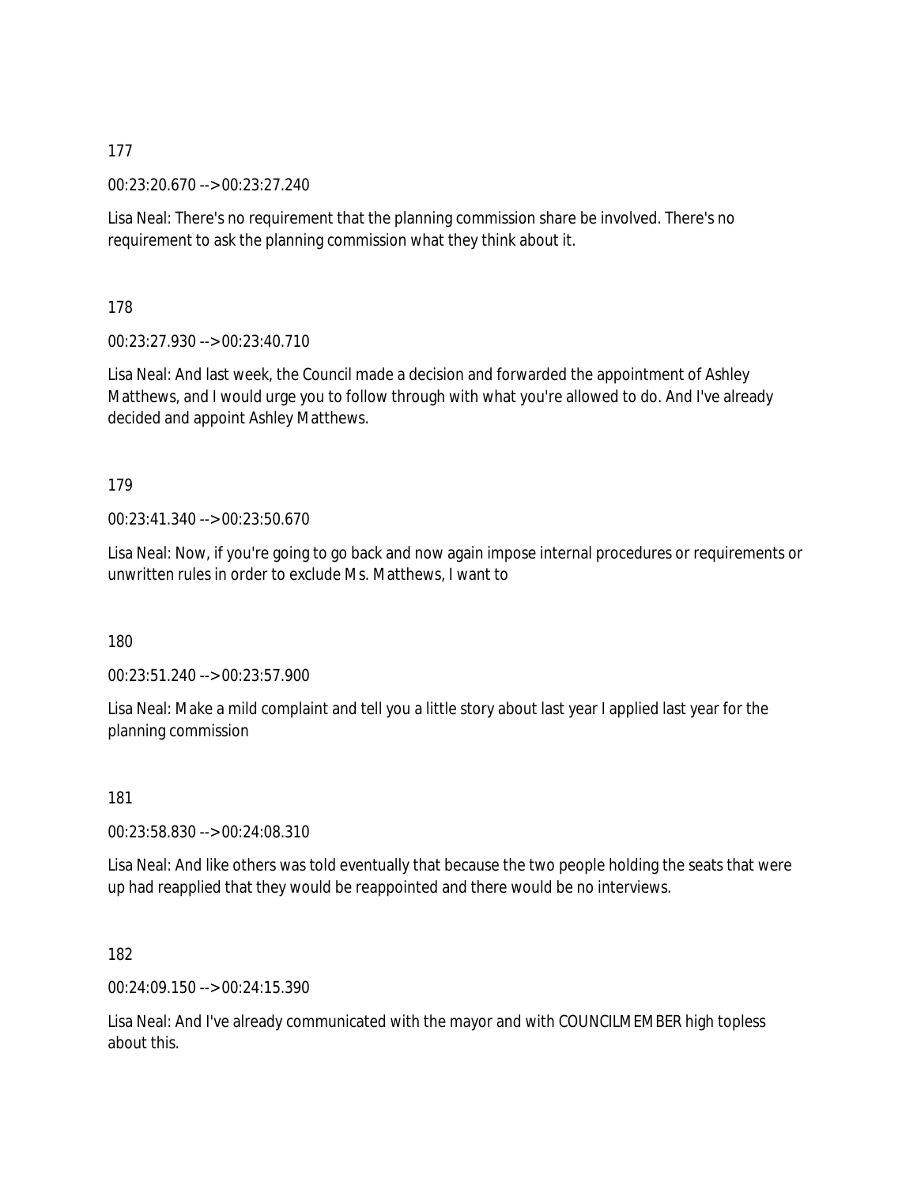177

00:23:20.670 --> 00:23:27.240

Lisa Neal: There's no requirement that the planning commission share be involved. There's no requirement to ask the planning commission what they think about it.

178

00:23:27.930 --> 00:23:40.710

Lisa Neal: And last week, the Council made a decision and forwarded the appointment of Ashley Matthews, and I would urge you to follow through with what you're allowed to do. And I've already decided and appoint Ashley Matthews.

179

00:23:41.340 --> 00:23:50.670

Lisa Neal: Now, if you're going to go back and now again impose internal procedures or requirements or unwritten rules in order to exclude Ms. Matthews, I want to

180

00:23:51.240 --> 00:23:57.900

Lisa Neal: Make a mild complaint and tell you a little story about last year I applied last year for the planning commission

181

00:23:58.830 --> 00:24:08.310

Lisa Neal: And like others was told eventually that because the two people holding the seats that were up had reapplied that they would be reappointed and there would be no interviews.

182

00:24:09.150 --> 00:24:15.390

Lisa Neal: And I've already communicated with the mayor and with COUNCILMEMBER high topless about this.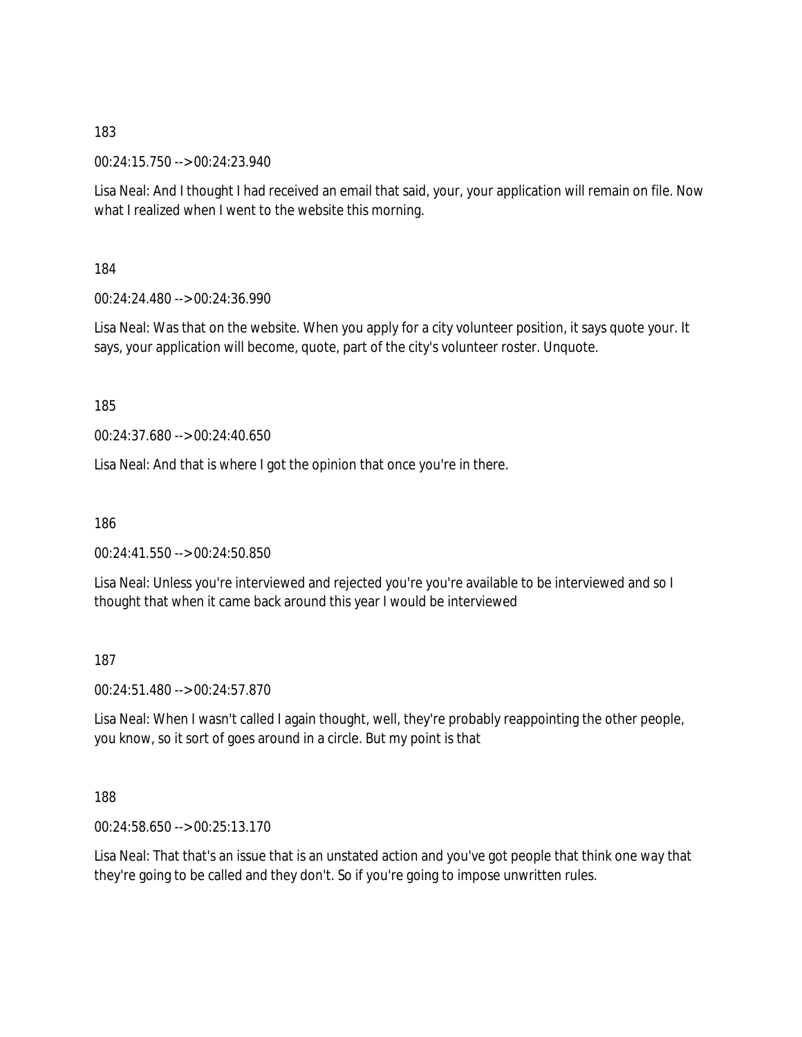183

00:24:15.750 --> 00:24:23.940

Lisa Neal: And I thought I had received an email that said, your, your application will remain on file. Now what I realized when I went to the website this morning.

184

00:24:24.480 --> 00:24:36.990

Lisa Neal: Was that on the website. When you apply for a city volunteer position, it says quote your. It says, your application will become, quote, part of the city's volunteer roster. Unquote.

185

00:24:37.680 --> 00:24:40.650

Lisa Neal: And that is where I got the opinion that once you're in there.

186

00:24:41.550 --> 00:24:50.850

Lisa Neal: Unless you're interviewed and rejected you're you're available to be interviewed and so I thought that when it came back around this year I would be interviewed

187

00:24:51.480 --> 00:24:57.870

Lisa Neal: When I wasn't called I again thought, well, they're probably reappointing the other people, you know, so it sort of goes around in a circle. But my point is that

188

00:24:58.650 --> 00:25:13.170

Lisa Neal: That that's an issue that is an unstated action and you've got people that think one way that they're going to be called and they don't. So if you're going to impose unwritten rules.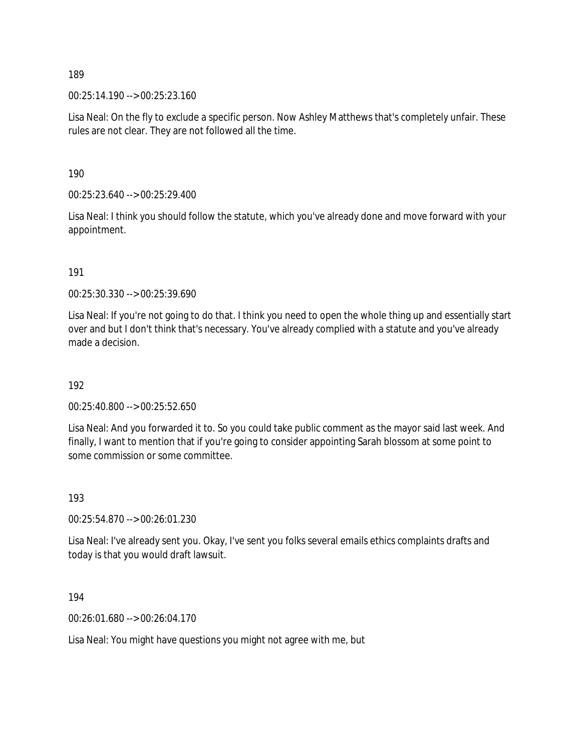189

00:25:14.190 --> 00:25:23.160

Lisa Neal: On the fly to exclude a specific person. Now Ashley Matthews that's completely unfair. These rules are not clear. They are not followed all the time.

190

00:25:23.640 --> 00:25:29.400

Lisa Neal: I think you should follow the statute, which you've already done and move forward with your appointment.

191

00:25:30.330 --> 00:25:39.690

Lisa Neal: If you're not going to do that. I think you need to open the whole thing up and essentially start over and but I don't think that's necessary. You've already complied with a statute and you've already made a decision.

192

00:25:40.800 --> 00:25:52.650

Lisa Neal: And you forwarded it to. So you could take public comment as the mayor said last week. And finally, I want to mention that if you're going to consider appointing Sarah blossom at some point to some commission or some committee.

193

00:25:54.870 --> 00:26:01.230

Lisa Neal: I've already sent you. Okay, I've sent you folks several emails ethics complaints drafts and today is that you would draft lawsuit.

194

00:26:01.680 --> 00:26:04.170

Lisa Neal: You might have questions you might not agree with me, but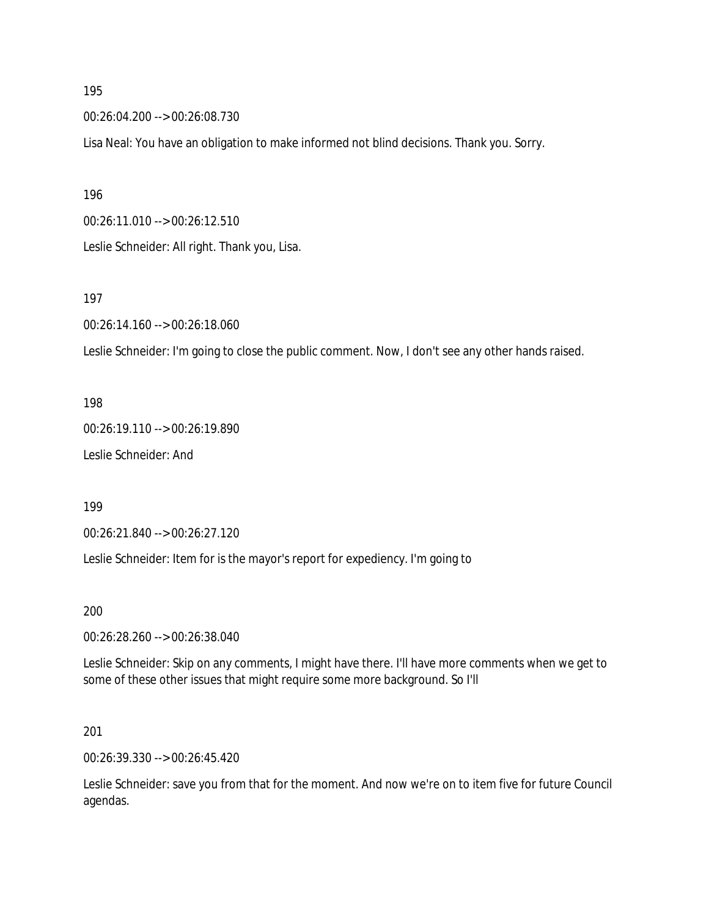195

00:26:04.200 --> 00:26:08.730

Lisa Neal: You have an obligation to make informed not blind decisions. Thank you. Sorry.

196

00:26:11.010 --> 00:26:12.510

Leslie Schneider: All right. Thank you, Lisa.

197

00:26:14.160 --> 00:26:18.060

Leslie Schneider: I'm going to close the public comment. Now, I don't see any other hands raised.

198

00:26:19.110 --> 00:26:19.890

Leslie Schneider: And

199

00:26:21.840 --> 00:26:27.120

Leslie Schneider: Item for is the mayor's report for expediency. I'm going to

200

00:26:28.260 --> 00:26:38.040

Leslie Schneider: Skip on any comments, I might have there. I'll have more comments when we get to some of these other issues that might require some more background. So I'll

201

00:26:39.330 --> 00:26:45.420

Leslie Schneider: save you from that for the moment. And now we're on to item five for future Council agendas.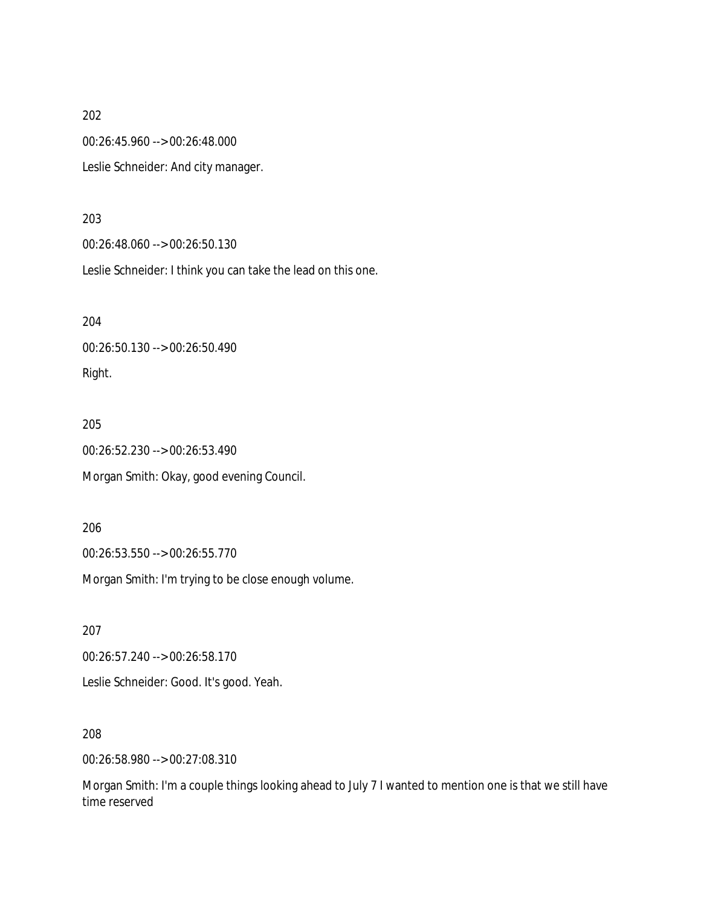202

00:26:45.960 --> 00:26:48.000

Leslie Schneider: And city manager.

203

00:26:48.060 --> 00:26:50.130

Leslie Schneider: I think you can take the lead on this one.

204

00:26:50.130 --> 00:26:50.490

Right.

205

00:26:52.230 --> 00:26:53.490

Morgan Smith: Okay, good evening Council.

206

00:26:53.550 --> 00:26:55.770

Morgan Smith: I'm trying to be close enough volume.

207

00:26:57.240 --> 00:26:58.170

Leslie Schneider: Good. It's good. Yeah.

208

00:26:58.980 --> 00:27:08.310

Morgan Smith: I'm a couple things looking ahead to July 7 I wanted to mention one is that we still have time reserved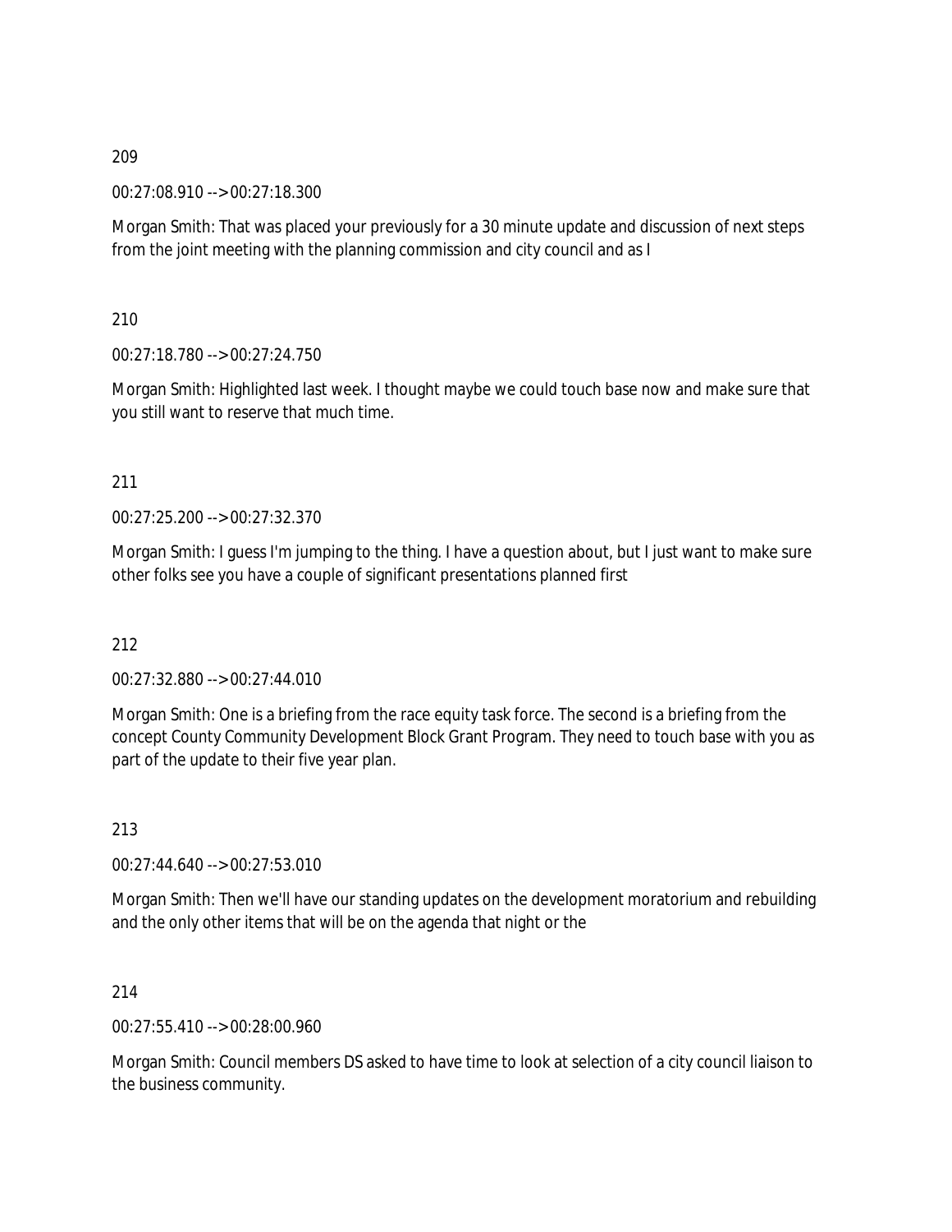209

00:27:08.910 --> 00:27:18.300

Morgan Smith: That was placed your previously for a 30 minute update and discussion of next steps from the joint meeting with the planning commission and city council and as I

210

00:27:18.780 --> 00:27:24.750

Morgan Smith: Highlighted last week. I thought maybe we could touch base now and make sure that you still want to reserve that much time.

211

00:27:25.200 --> 00:27:32.370

Morgan Smith: I guess I'm jumping to the thing. I have a question about, but I just want to make sure other folks see you have a couple of significant presentations planned first

212

00:27:32.880 --> 00:27:44.010

Morgan Smith: One is a briefing from the race equity task force. The second is a briefing from the concept County Community Development Block Grant Program. They need to touch base with you as part of the update to their five year plan.

213

00:27:44.640 --> 00:27:53.010

Morgan Smith: Then we'll have our standing updates on the development moratorium and rebuilding and the only other items that will be on the agenda that night or the

214

00:27:55.410 --> 00:28:00.960

Morgan Smith: Council members DS asked to have time to look at selection of a city council liaison to the business community.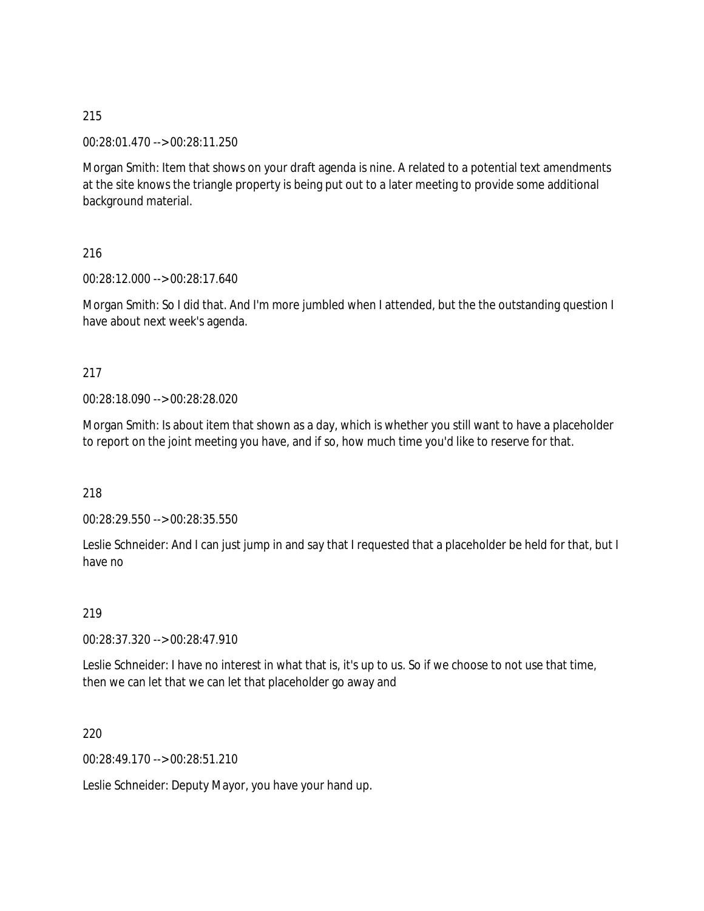215

00:28:01.470 --> 00:28:11.250

Morgan Smith: Item that shows on your draft agenda is nine. A related to a potential text amendments at the site knows the triangle property is being put out to a later meeting to provide some additional background material.

216

00:28:12.000 --> 00:28:17.640

Morgan Smith: So I did that. And I'm more jumbled when I attended, but the the outstanding question I have about next week's agenda.

217

00:28:18.090 --> 00:28:28.020

Morgan Smith: Is about item that shown as a day, which is whether you still want to have a placeholder to report on the joint meeting you have, and if so, how much time you'd like to reserve for that.

218

00:28:29.550 --> 00:28:35.550

Leslie Schneider: And I can just jump in and say that I requested that a placeholder be held for that, but I have no

219

00:28:37.320 --> 00:28:47.910

Leslie Schneider: I have no interest in what that is, it's up to us. So if we choose to not use that time, then we can let that we can let that placeholder go away and

220

00:28:49.170 --> 00:28:51.210

Leslie Schneider: Deputy Mayor, you have your hand up.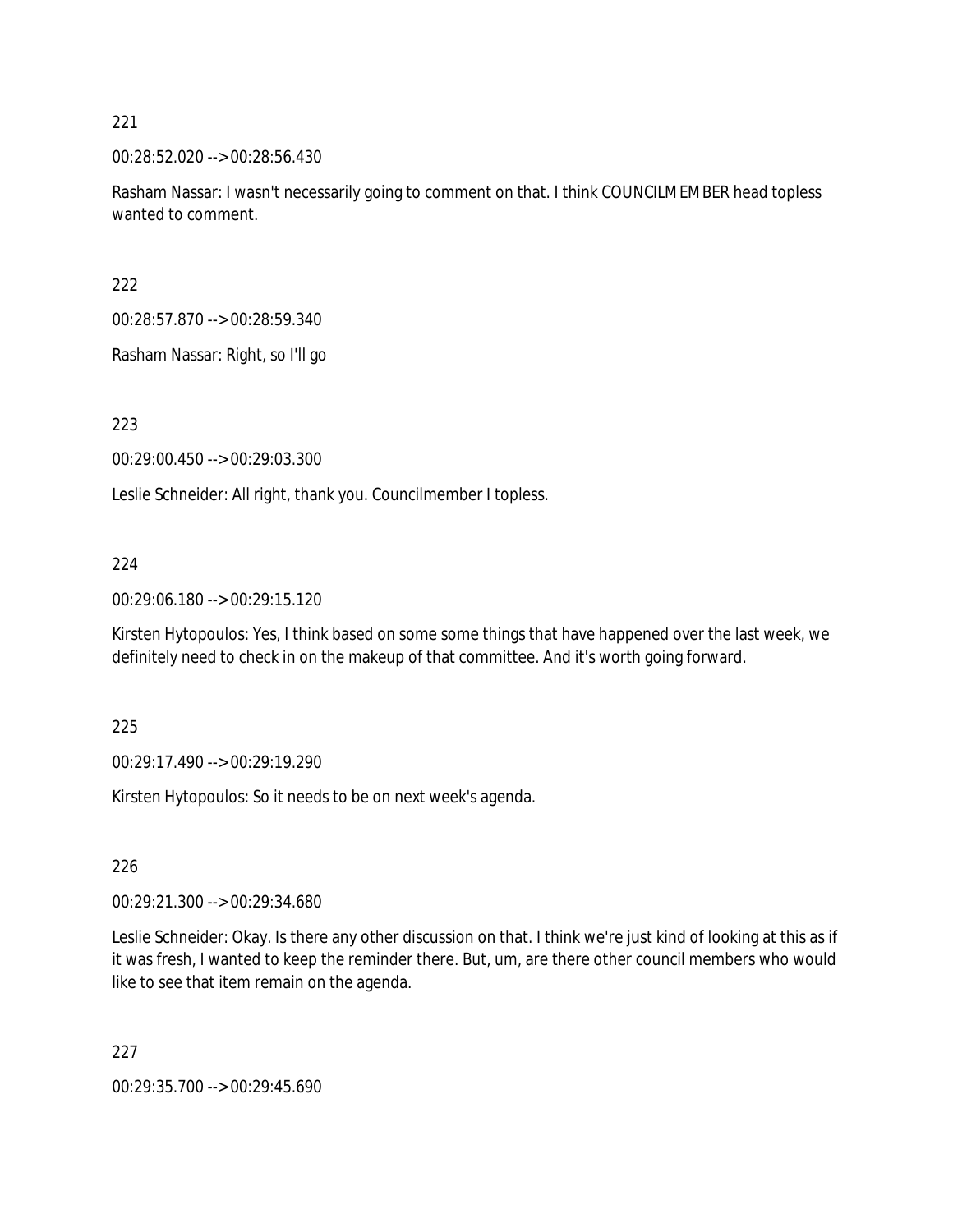221

00:28:52.020 --> 00:28:56.430

Rasham Nassar: I wasn't necessarily going to comment on that. I think COUNCILMEMBER head topless wanted to comment.

222

00:28:57.870 --> 00:28:59.340

Rasham Nassar: Right, so I'll go

223

00:29:00.450 --> 00:29:03.300

Leslie Schneider: All right, thank you. Councilmember I topless.

224

00:29:06.180 --> 00:29:15.120

Kirsten Hytopoulos: Yes, I think based on some some things that have happened over the last week, we definitely need to check in on the makeup of that committee. And it's worth going forward.

225

00:29:17.490 --> 00:29:19.290

Kirsten Hytopoulos: So it needs to be on next week's agenda.

226

00:29:21.300 --> 00:29:34.680

Leslie Schneider: Okay. Is there any other discussion on that. I think we're just kind of looking at this as if it was fresh, I wanted to keep the reminder there. But, um, are there other council members who would like to see that item remain on the agenda.

227

00:29:35.700 --> 00:29:45.690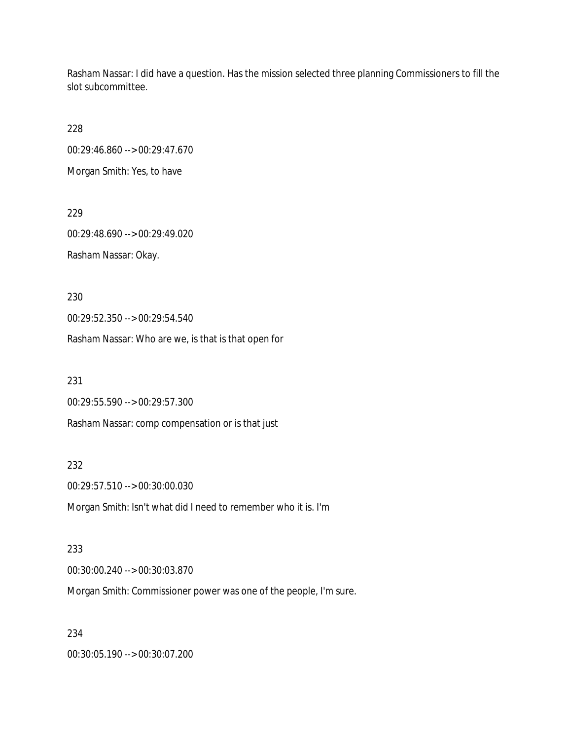Rasham Nassar: I did have a question. Has the mission selected three planning Commissioners to fill the slot subcommittee.

228

00:29:46.860 --> 00:29:47.670

Morgan Smith: Yes, to have

229

00:29:48.690 --> 00:29:49.020

Rasham Nassar: Okay.

230

00:29:52.350 --> 00:29:54.540

Rasham Nassar: Who are we, is that is that open for

231

00:29:55.590 --> 00:29:57.300

Rasham Nassar: comp compensation or is that just

232

00:29:57.510 --> 00:30:00.030

Morgan Smith: Isn't what did I need to remember who it is. I'm

233

00:30:00.240 --> 00:30:03.870

Morgan Smith: Commissioner power was one of the people, I'm sure.

234

00:30:05.190 --> 00:30:07.200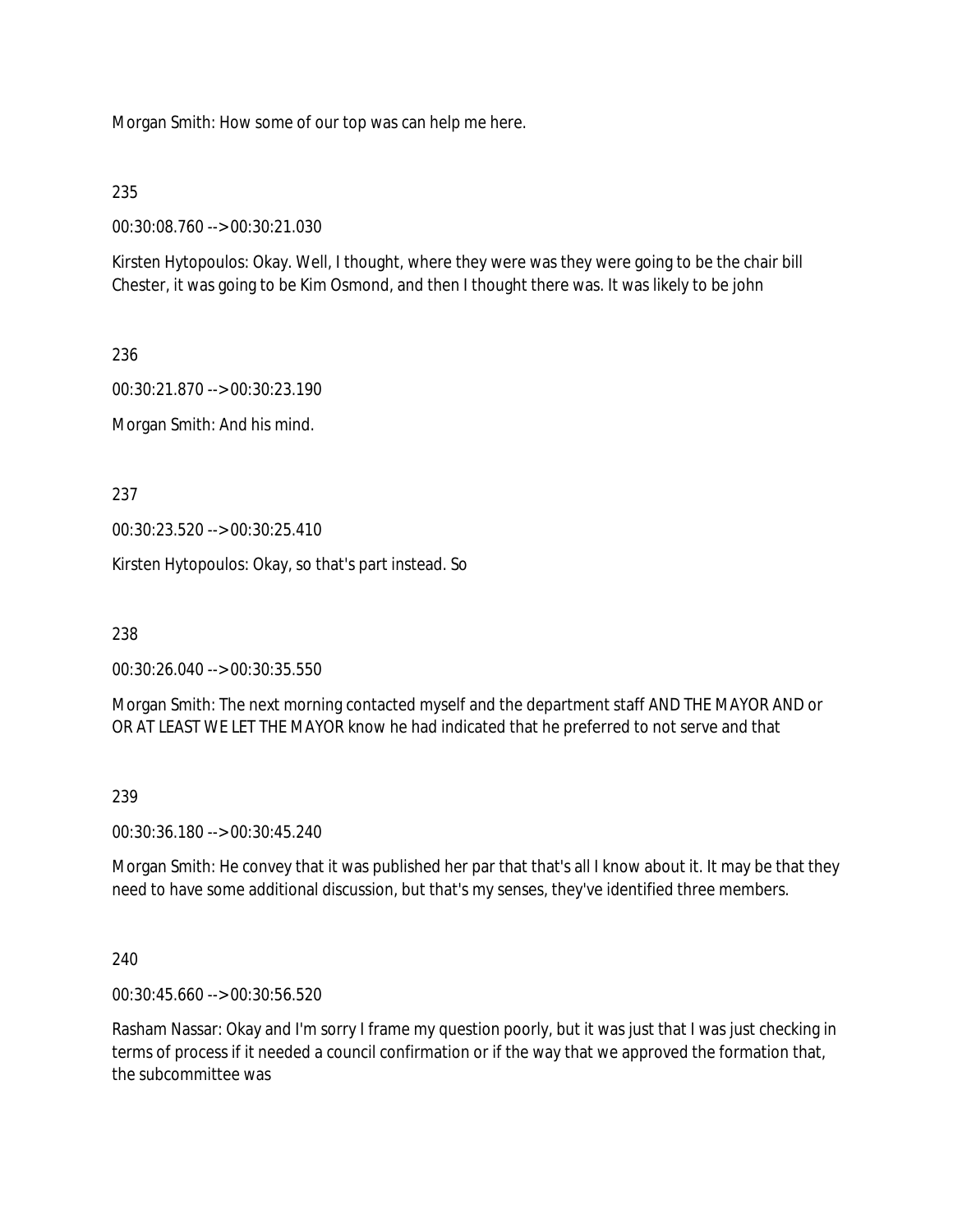Morgan Smith: How some of our top was can help me here.

235

00:30:08.760 --> 00:30:21.030

Kirsten Hytopoulos: Okay. Well, I thought, where they were was they were going to be the chair bill Chester, it was going to be Kim Osmond, and then I thought there was. It was likely to be john

236

00:30:21.870 --> 00:30:23.190

Morgan Smith: And his mind.

237

00:30:23.520 --> 00:30:25.410

Kirsten Hytopoulos: Okay, so that's part instead. So

238

00:30:26.040 --> 00:30:35.550

Morgan Smith: The next morning contacted myself and the department staff AND THE MAYOR AND or OR AT LEAST WE LET THE MAYOR know he had indicated that he preferred to not serve and that

239

00:30:36.180 --> 00:30:45.240

Morgan Smith: He convey that it was published her par that that's all I know about it. It may be that they need to have some additional discussion, but that's my senses, they've identified three members.

240

00:30:45.660 --> 00:30:56.520

Rasham Nassar: Okay and I'm sorry I frame my question poorly, but it was just that I was just checking in terms of process if it needed a council confirmation or if the way that we approved the formation that, the subcommittee was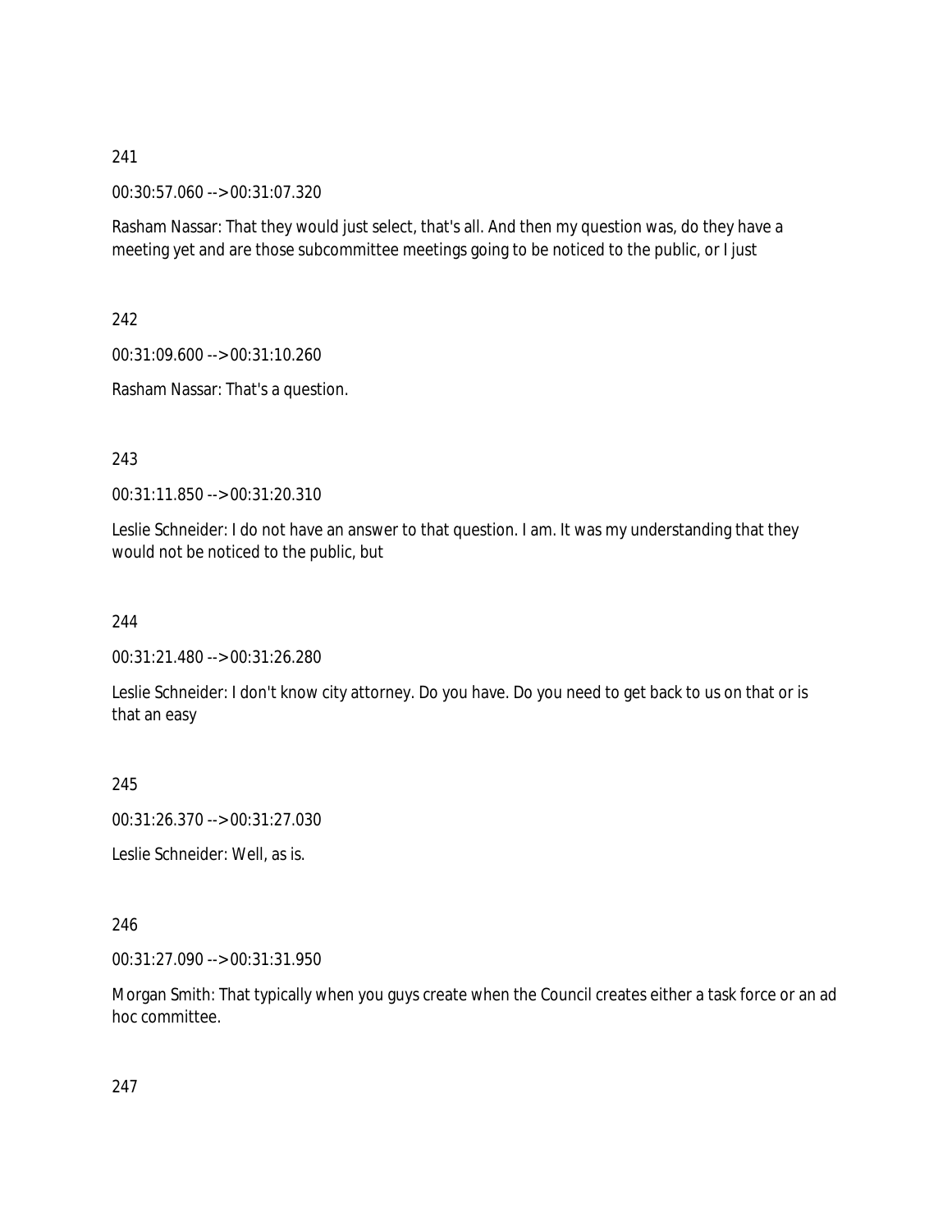241

00:30:57.060 --> 00:31:07.320

Rasham Nassar: That they would just select, that's all. And then my question was, do they have a meeting yet and are those subcommittee meetings going to be noticed to the public, or I just

242

00:31:09.600 --> 00:31:10.260

Rasham Nassar: That's a question.

243

00:31:11.850 --> 00:31:20.310

Leslie Schneider: I do not have an answer to that question. I am. It was my understanding that they would not be noticed to the public, but

244

00:31:21.480 --> 00:31:26.280

Leslie Schneider: I don't know city attorney. Do you have. Do you need to get back to us on that or is that an easy

245

00:31:26.370 --> 00:31:27.030

Leslie Schneider: Well, as is.

246

00:31:27.090 --> 00:31:31.950

Morgan Smith: That typically when you guys create when the Council creates either a task force or an ad hoc committee.

247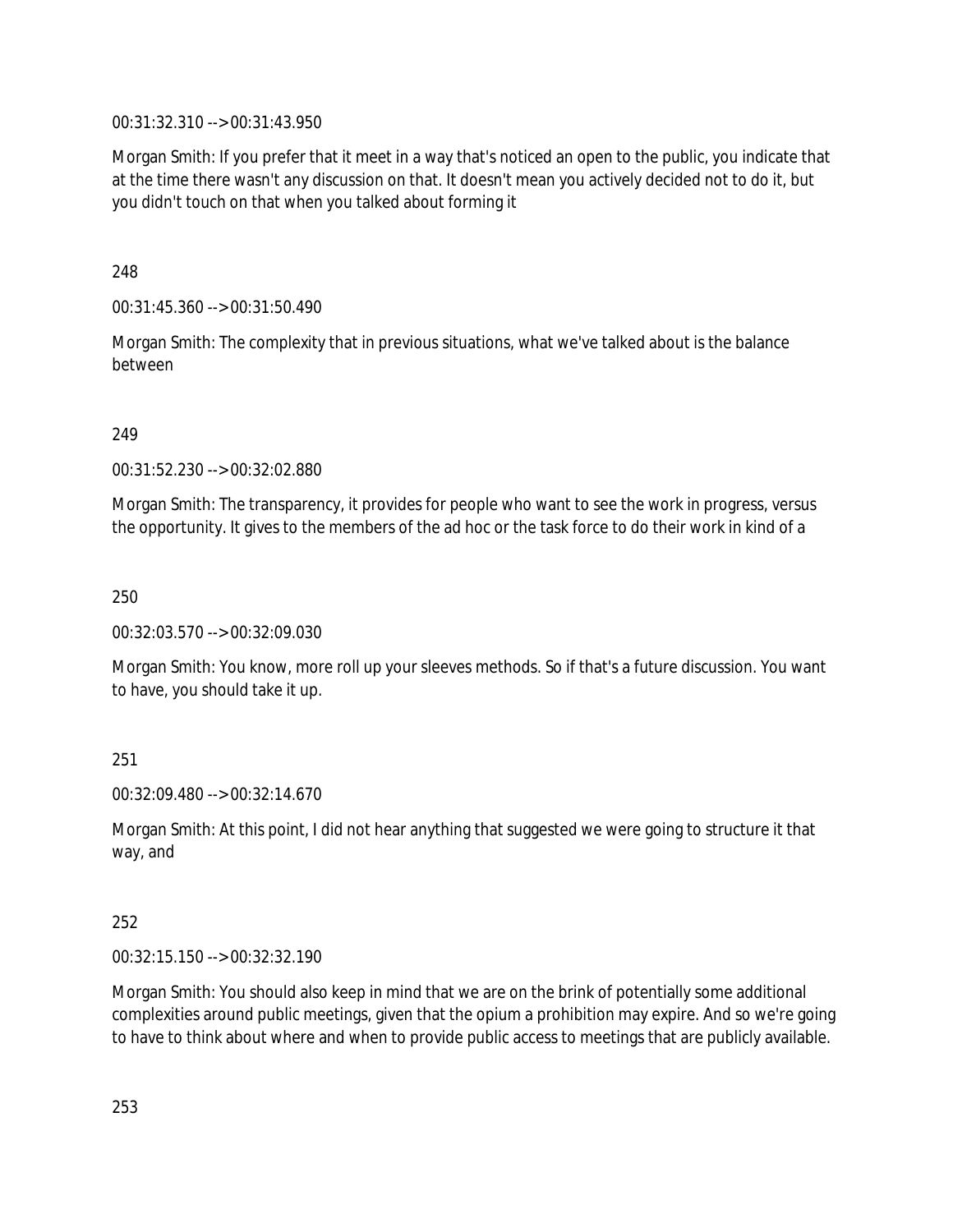00:31:32.310 --> 00:31:43.950

Morgan Smith: If you prefer that it meet in a way that's noticed an open to the public, you indicate that at the time there wasn't any discussion on that. It doesn't mean you actively decided not to do it, but you didn't touch on that when you talked about forming it

248

00:31:45.360 --> 00:31:50.490

Morgan Smith: The complexity that in previous situations, what we've talked about is the balance between

249

00:31:52.230 --> 00:32:02.880

Morgan Smith: The transparency, it provides for people who want to see the work in progress, versus the opportunity. It gives to the members of the ad hoc or the task force to do their work in kind of a

250

00:32:03.570 --> 00:32:09.030

Morgan Smith: You know, more roll up your sleeves methods. So if that's a future discussion. You want to have, you should take it up.

251

00:32:09.480 --> 00:32:14.670

Morgan Smith: At this point, I did not hear anything that suggested we were going to structure it that way, and

252

00:32:15.150 --> 00:32:32.190

Morgan Smith: You should also keep in mind that we are on the brink of potentially some additional complexities around public meetings, given that the opium a prohibition may expire. And so we're going to have to think about where and when to provide public access to meetings that are publicly available.

253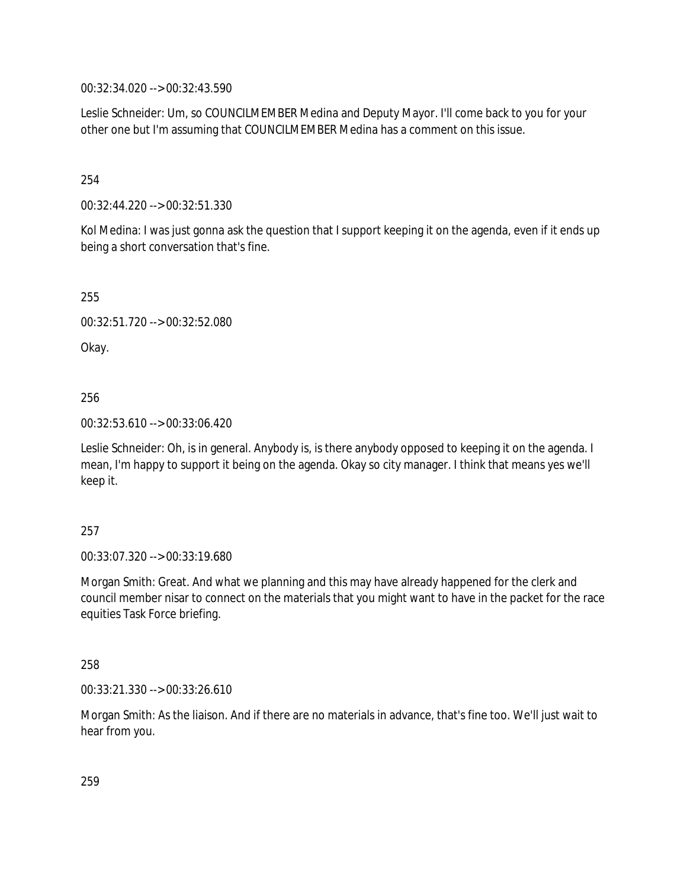00:32:34.020 --> 00:32:43.590

Leslie Schneider: Um, so COUNCILMEMBER Medina and Deputy Mayor. I'll come back to you for your other one but I'm assuming that COUNCILMEMBER Medina has a comment on this issue.

254

00:32:44.220 --> 00:32:51.330

Kol Medina: I was just gonna ask the question that I support keeping it on the agenda, even if it ends up being a short conversation that's fine.

255

00:32:51.720 --> 00:32:52.080

Okay.

256

00:32:53.610 --> 00:33:06.420

Leslie Schneider: Oh, is in general. Anybody is, is there anybody opposed to keeping it on the agenda. I mean, I'm happy to support it being on the agenda. Okay so city manager. I think that means yes we'll keep it.

257

00:33:07.320 --> 00:33:19.680

Morgan Smith: Great. And what we planning and this may have already happened for the clerk and council member nisar to connect on the materials that you might want to have in the packet for the race equities Task Force briefing.

258

00:33:21.330 --> 00:33:26.610

Morgan Smith: As the liaison. And if there are no materials in advance, that's fine too. We'll just wait to hear from you.

259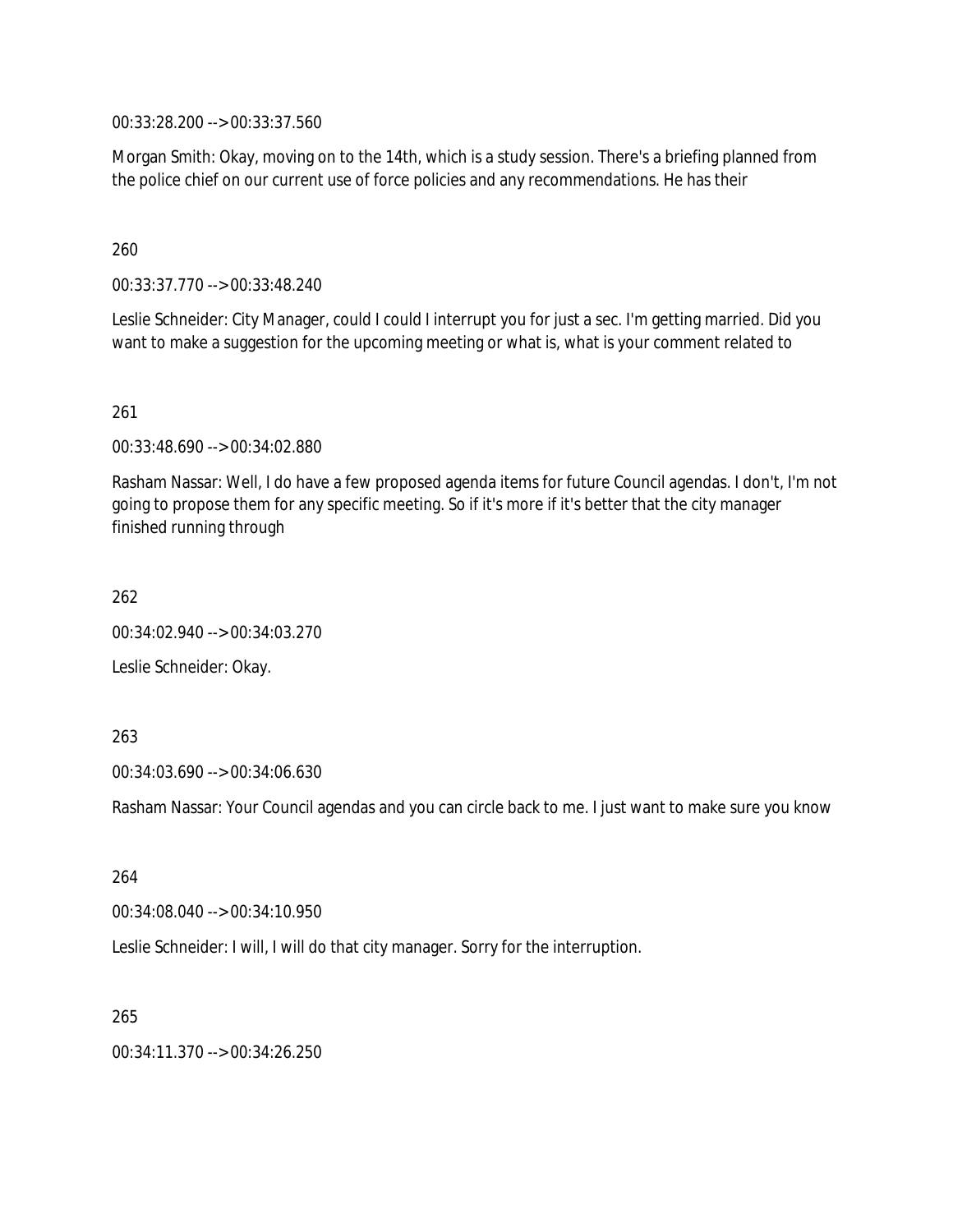00:33:28.200 --> 00:33:37.560

Morgan Smith: Okay, moving on to the 14th, which is a study session. There's a briefing planned from the police chief on our current use of force policies and any recommendations. He has their

260

00:33:37.770 --> 00:33:48.240

Leslie Schneider: City Manager, could I could I interrupt you for just a sec. I'm getting married. Did you want to make a suggestion for the upcoming meeting or what is, what is your comment related to

261

00:33:48.690 --> 00:34:02.880

Rasham Nassar: Well, I do have a few proposed agenda items for future Council agendas. I don't, I'm not going to propose them for any specific meeting. So if it's more if it's better that the city manager finished running through

262

00:34:02.940 --> 00:34:03.270

Leslie Schneider: Okay.

263

00:34:03.690 --> 00:34:06.630

Rasham Nassar: Your Council agendas and you can circle back to me. I just want to make sure you know

264

00:34:08.040 --> 00:34:10.950

Leslie Schneider: I will, I will do that city manager. Sorry for the interruption.

265

00:34:11.370 --> 00:34:26.250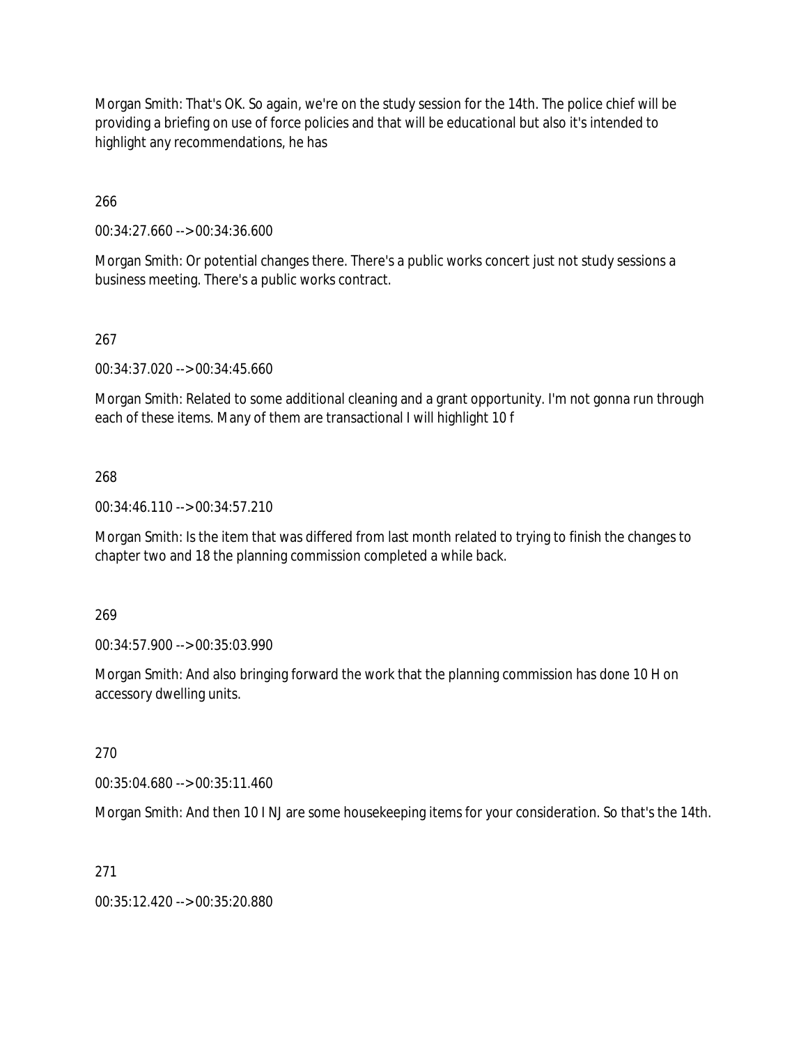Morgan Smith: That's OK. So again, we're on the study session for the 14th. The police chief will be providing a briefing on use of force policies and that will be educational but also it's intended to highlight any recommendations, he has

266

00:34:27.660 --> 00:34:36.600

Morgan Smith: Or potential changes there. There's a public works concert just not study sessions a business meeting. There's a public works contract.

267

00:34:37.020 --> 00:34:45.660

Morgan Smith: Related to some additional cleaning and a grant opportunity. I'm not gonna run through each of these items. Many of them are transactional I will highlight 10 f

268

00:34:46.110 --> 00:34:57.210

Morgan Smith: Is the item that was differed from last month related to trying to finish the changes to chapter two and 18 the planning commission completed a while back.

269

00:34:57.900 --> 00:35:03.990

Morgan Smith: And also bringing forward the work that the planning commission has done 10 H on accessory dwelling units.

270

00:35:04.680 --> 00:35:11.460

Morgan Smith: And then 10 I NJ are some housekeeping items for your consideration. So that's the 14th.

271

00:35:12.420 --> 00:35:20.880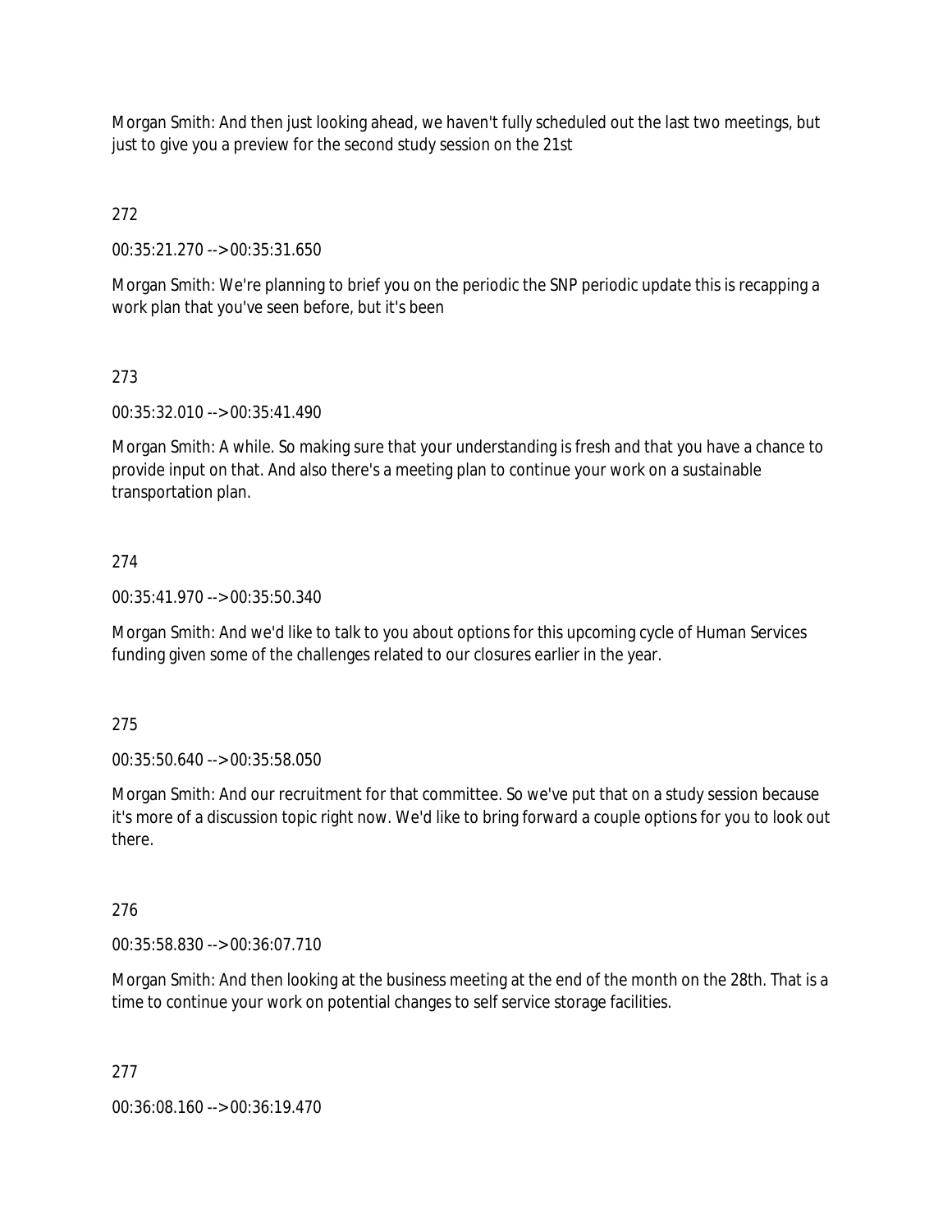Morgan Smith: And then just looking ahead, we haven't fully scheduled out the last two meetings, but just to give you a preview for the second study session on the 21st

272

00:35:21.270 --> 00:35:31.650

Morgan Smith: We're planning to brief you on the periodic the SNP periodic update this is recapping a work plan that you've seen before, but it's been

273

00:35:32.010 --> 00:35:41.490

Morgan Smith: A while. So making sure that your understanding is fresh and that you have a chance to provide input on that. And also there's a meeting plan to continue your work on a sustainable transportation plan.

274

00:35:41.970 --> 00:35:50.340

Morgan Smith: And we'd like to talk to you about options for this upcoming cycle of Human Services funding given some of the challenges related to our closures earlier in the year.

275

00:35:50.640 --> 00:35:58.050

Morgan Smith: And our recruitment for that committee. So we've put that on a study session because it's more of a discussion topic right now. We'd like to bring forward a couple options for you to look out there.

276

00:35:58.830 --> 00:36:07.710

Morgan Smith: And then looking at the business meeting at the end of the month on the 28th. That is a time to continue your work on potential changes to self service storage facilities.

277

00:36:08.160 --> 00:36:19.470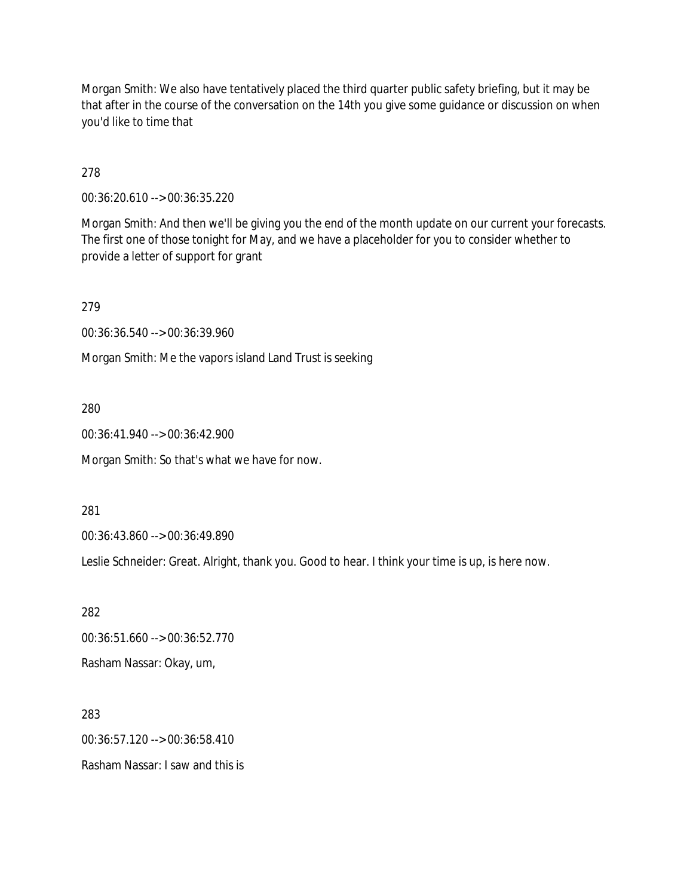Morgan Smith: We also have tentatively placed the third quarter public safety briefing, but it may be that after in the course of the conversation on the 14th you give some guidance or discussion on when you'd like to time that

278

00:36:20.610 --> 00:36:35.220

Morgan Smith: And then we'll be giving you the end of the month update on our current your forecasts. The first one of those tonight for May, and we have a placeholder for you to consider whether to provide a letter of support for grant

279

00:36:36.540 --> 00:36:39.960

Morgan Smith: Me the vapors island Land Trust is seeking

280

00:36:41.940 --> 00:36:42.900

Morgan Smith: So that's what we have for now.

281

00:36:43.860 --> 00:36:49.890

Leslie Schneider: Great. Alright, thank you. Good to hear. I think your time is up, is here now.

282

00:36:51.660 --> 00:36:52.770

Rasham Nassar: Okay, um,

283

00:36:57.120 --> 00:36:58.410

Rasham Nassar: I saw and this is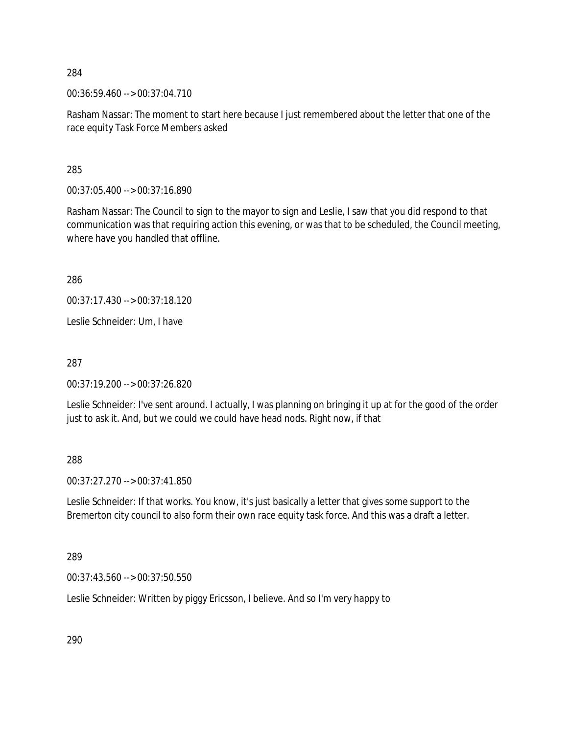284

00:36:59.460 --> 00:37:04.710

Rasham Nassar: The moment to start here because I just remembered about the letter that one of the race equity Task Force Members asked

285

00:37:05.400 --> 00:37:16.890

Rasham Nassar: The Council to sign to the mayor to sign and Leslie, I saw that you did respond to that communication was that requiring action this evening, or was that to be scheduled, the Council meeting, where have you handled that offline.

286

00:37:17.430 --> 00:37:18.120

Leslie Schneider: Um, I have

287

00:37:19.200 --> 00:37:26.820

Leslie Schneider: I've sent around. I actually, I was planning on bringing it up at for the good of the order just to ask it. And, but we could we could have head nods. Right now, if that

288

00:37:27.270 --> 00:37:41.850

Leslie Schneider: If that works. You know, it's just basically a letter that gives some support to the Bremerton city council to also form their own race equity task force. And this was a draft a letter.

289

00:37:43.560 --> 00:37:50.550

Leslie Schneider: Written by piggy Ericsson, I believe. And so I'm very happy to

290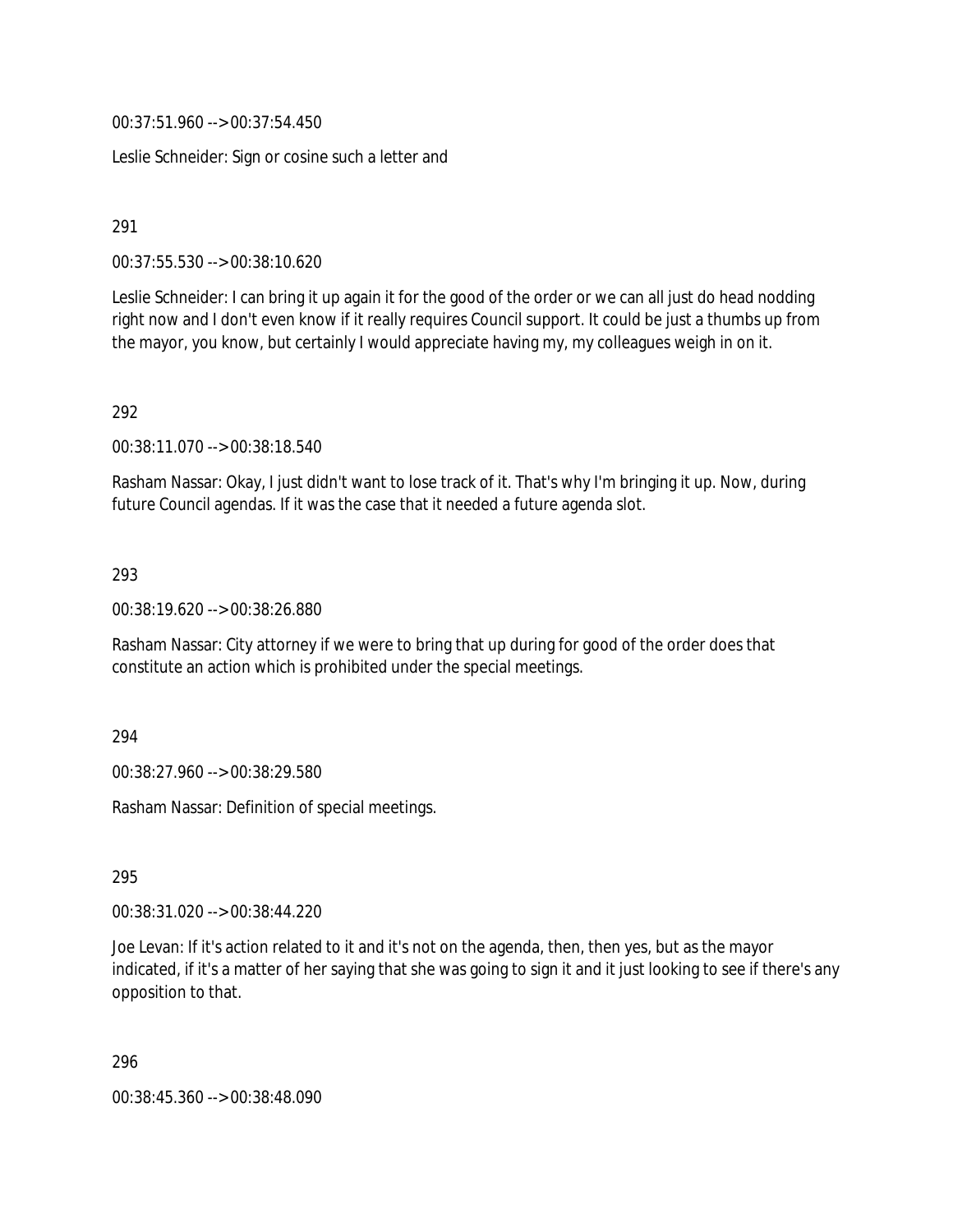00:37:51.960 --> 00:37:54.450

Leslie Schneider: Sign or cosine such a letter and

291

00:37:55.530 --> 00:38:10.620

Leslie Schneider: I can bring it up again it for the good of the order or we can all just do head nodding right now and I don't even know if it really requires Council support. It could be just a thumbs up from the mayor, you know, but certainly I would appreciate having my, my colleagues weigh in on it.

292

00:38:11.070 --> 00:38:18.540

Rasham Nassar: Okay, I just didn't want to lose track of it. That's why I'm bringing it up. Now, during future Council agendas. If it was the case that it needed a future agenda slot.

293

00:38:19.620 --> 00:38:26.880

Rasham Nassar: City attorney if we were to bring that up during for good of the order does that constitute an action which is prohibited under the special meetings.

294

00:38:27.960 --> 00:38:29.580

Rasham Nassar: Definition of special meetings.

295

00:38:31.020 --> 00:38:44.220

Joe Levan: If it's action related to it and it's not on the agenda, then, then yes, but as the mayor indicated, if it's a matter of her saying that she was going to sign it and it just looking to see if there's any opposition to that.

296

00:38:45.360 --> 00:38:48.090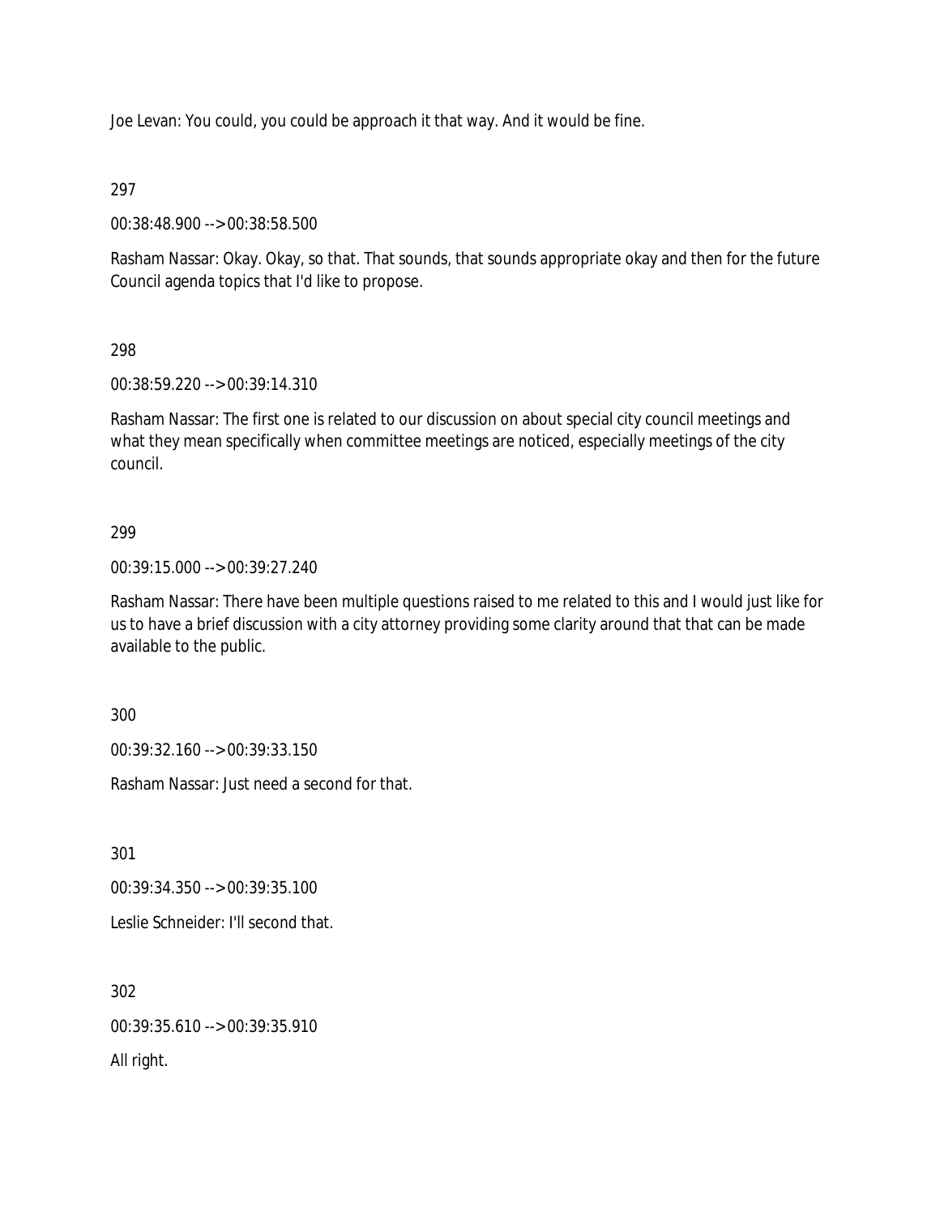Joe Levan: You could, you could be approach it that way. And it would be fine.

297

00:38:48.900 --> 00:38:58.500

Rasham Nassar: Okay. Okay, so that. That sounds, that sounds appropriate okay and then for the future Council agenda topics that I'd like to propose.

298

00:38:59.220 --> 00:39:14.310

Rasham Nassar: The first one is related to our discussion on about special city council meetings and what they mean specifically when committee meetings are noticed, especially meetings of the city council.

299

00:39:15.000 --> 00:39:27.240

Rasham Nassar: There have been multiple questions raised to me related to this and I would just like for us to have a brief discussion with a city attorney providing some clarity around that that can be made available to the public.

300

00:39:32.160 --> 00:39:33.150

Rasham Nassar: Just need a second for that.

301

00:39:34.350 --> 00:39:35.100

Leslie Schneider: I'll second that.

302

00:39:35.610 --> 00:39:35.910

All right.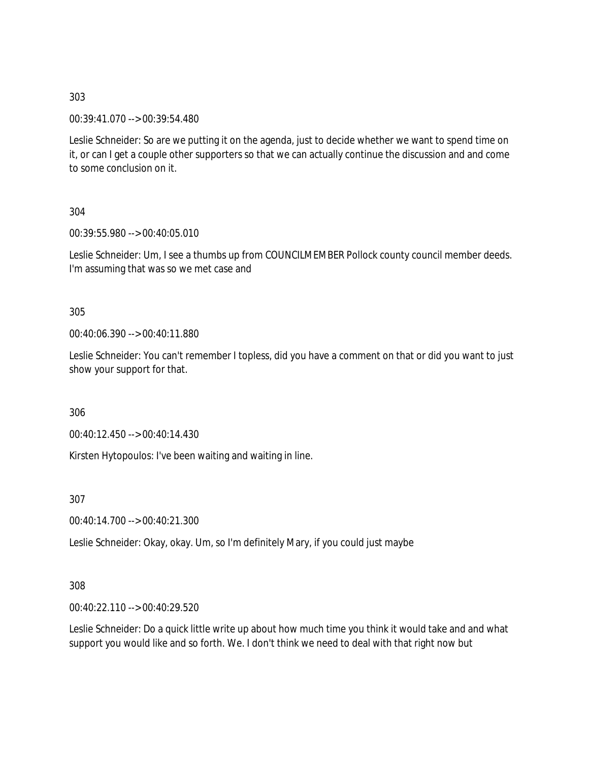303

00:39:41.070 --> 00:39:54.480

Leslie Schneider: So are we putting it on the agenda, just to decide whether we want to spend time on it, or can I get a couple other supporters so that we can actually continue the discussion and and come to some conclusion on it.

304

00:39:55.980 --> 00:40:05.010

Leslie Schneider: Um, I see a thumbs up from COUNCILMEMBER Pollock county council member deeds. I'm assuming that was so we met case and

305

00:40:06.390 --> 00:40:11.880

Leslie Schneider: You can't remember I topless, did you have a comment on that or did you want to just show your support for that.

306

00:40:12.450 --> 00:40:14.430

Kirsten Hytopoulos: I've been waiting and waiting in line.

307

00:40:14.700 --> 00:40:21.300

Leslie Schneider: Okay, okay. Um, so I'm definitely Mary, if you could just maybe

308

00:40:22.110 --> 00:40:29.520

Leslie Schneider: Do a quick little write up about how much time you think it would take and and what support you would like and so forth. We. I don't think we need to deal with that right now but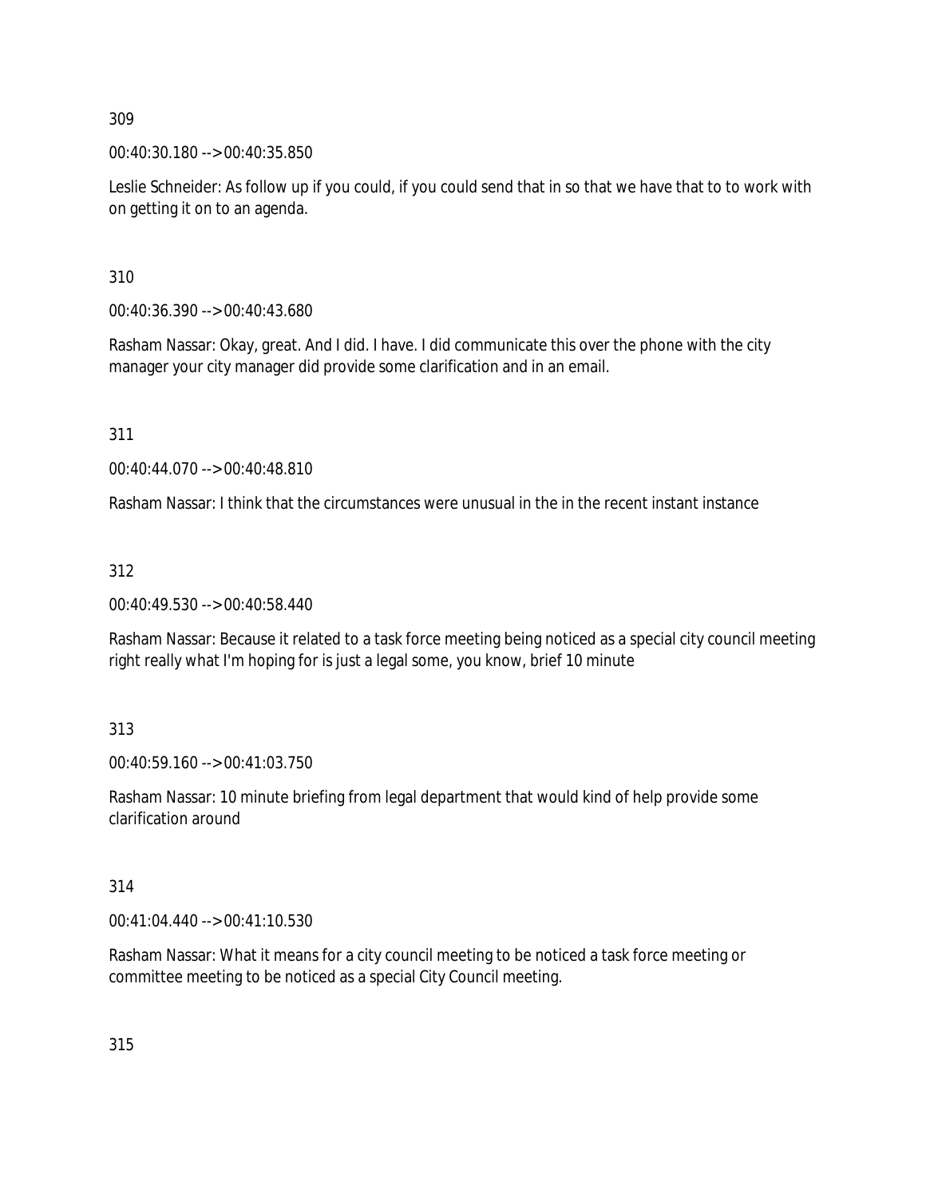309

00:40:30.180 --> 00:40:35.850

Leslie Schneider: As follow up if you could, if you could send that in so that we have that to to work with on getting it on to an agenda.

310

00:40:36.390 --> 00:40:43.680

Rasham Nassar: Okay, great. And I did. I have. I did communicate this over the phone with the city manager your city manager did provide some clarification and in an email.

311

00:40:44.070 --> 00:40:48.810

Rasham Nassar: I think that the circumstances were unusual in the in the recent instant instance

312

00:40:49.530 --> 00:40:58.440

Rasham Nassar: Because it related to a task force meeting being noticed as a special city council meeting right really what I'm hoping for is just a legal some, you know, brief 10 minute

313

00:40:59.160 --> 00:41:03.750

Rasham Nassar: 10 minute briefing from legal department that would kind of help provide some clarification around

314

00:41:04.440 --> 00:41:10.530

Rasham Nassar: What it means for a city council meeting to be noticed a task force meeting or committee meeting to be noticed as a special City Council meeting.

315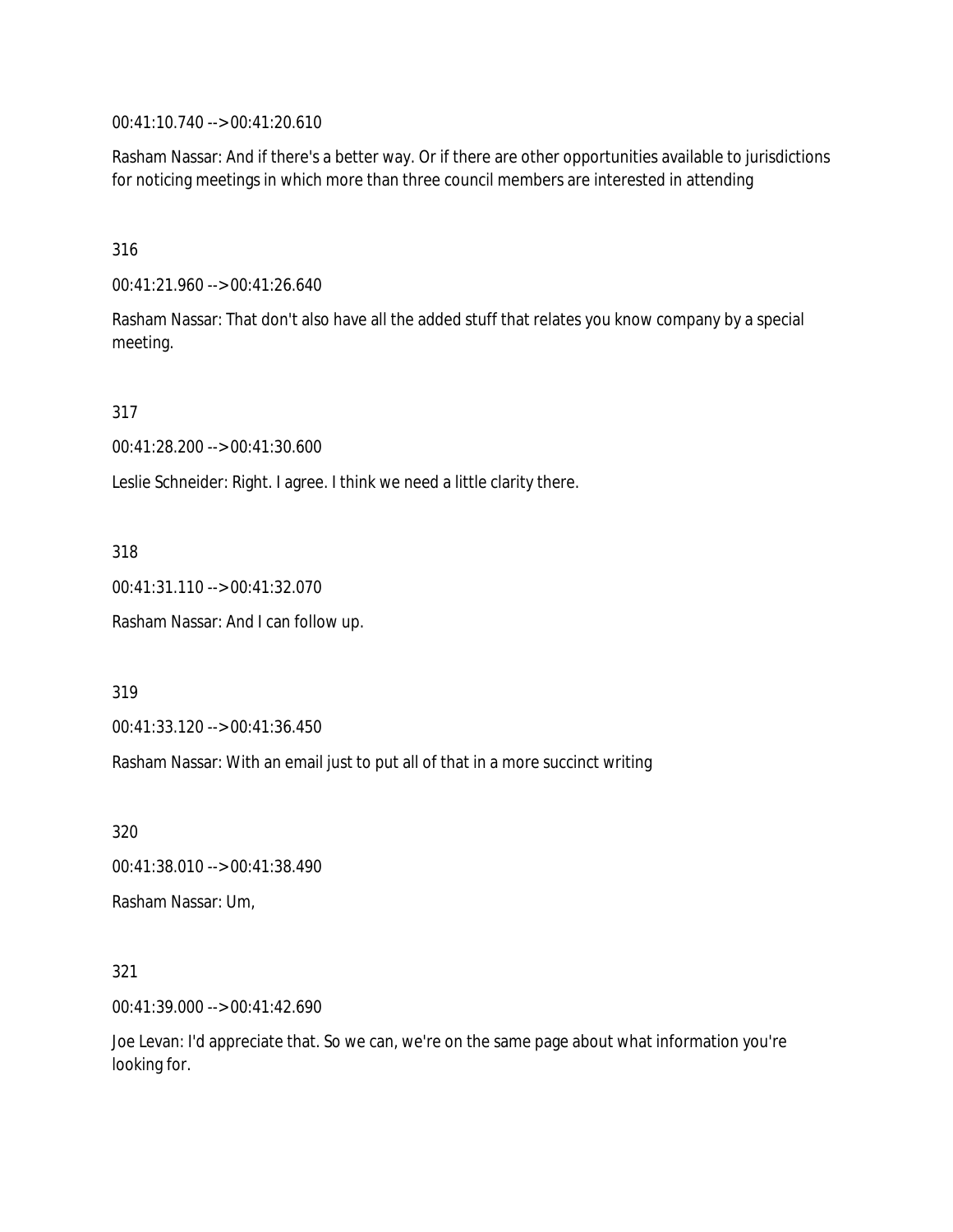00:41:10.740 --> 00:41:20.610

Rasham Nassar: And if there's a better way. Or if there are other opportunities available to jurisdictions for noticing meetings in which more than three council members are interested in attending

316

00:41:21.960 --> 00:41:26.640

Rasham Nassar: That don't also have all the added stuff that relates you know company by a special meeting.

317

00:41:28.200 --> 00:41:30.600

Leslie Schneider: Right. I agree. I think we need a little clarity there.

318

00:41:31.110 --> 00:41:32.070

Rasham Nassar: And I can follow up.

319

00:41:33.120 --> 00:41:36.450

Rasham Nassar: With an email just to put all of that in a more succinct writing

320

00:41:38.010 --> 00:41:38.490

Rasham Nassar: Um,

321

00:41:39.000 --> 00:41:42.690

Joe Levan: I'd appreciate that. So we can, we're on the same page about what information you're looking for.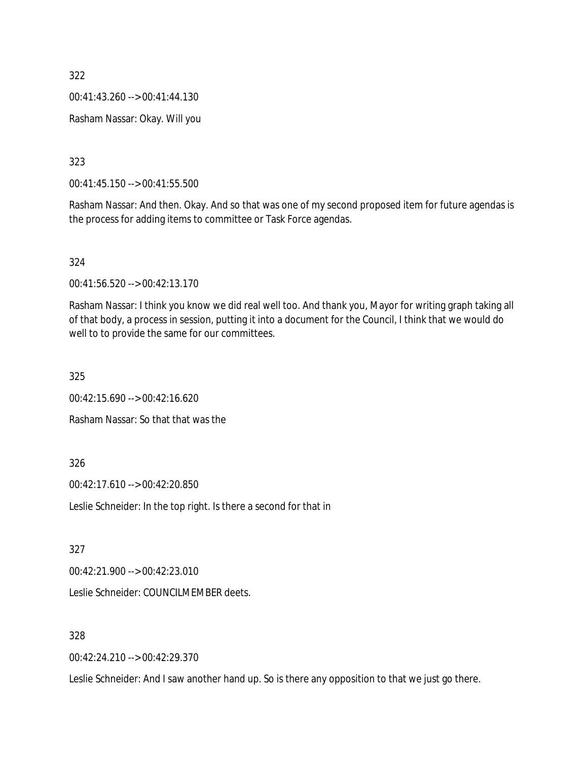322

00:41:43.260 --> 00:41:44.130

Rasham Nassar: Okay. Will you

323

00:41:45.150 --> 00:41:55.500

Rasham Nassar: And then. Okay. And so that was one of my second proposed item for future agendas is the process for adding items to committee or Task Force agendas.

324

00:41:56.520 --> 00:42:13.170

Rasham Nassar: I think you know we did real well too. And thank you, Mayor for writing graph taking all of that body, a process in session, putting it into a document for the Council, I think that we would do well to to provide the same for our committees.

325

00:42:15.690 --> 00:42:16.620

Rasham Nassar: So that that was the

326

00:42:17.610 --> 00:42:20.850

Leslie Schneider: In the top right. Is there a second for that in

327

00:42:21.900 --> 00:42:23.010

Leslie Schneider: COUNCILMEMBER deets.

328

00:42:24.210 --> 00:42:29.370

Leslie Schneider: And I saw another hand up. So is there any opposition to that we just go there.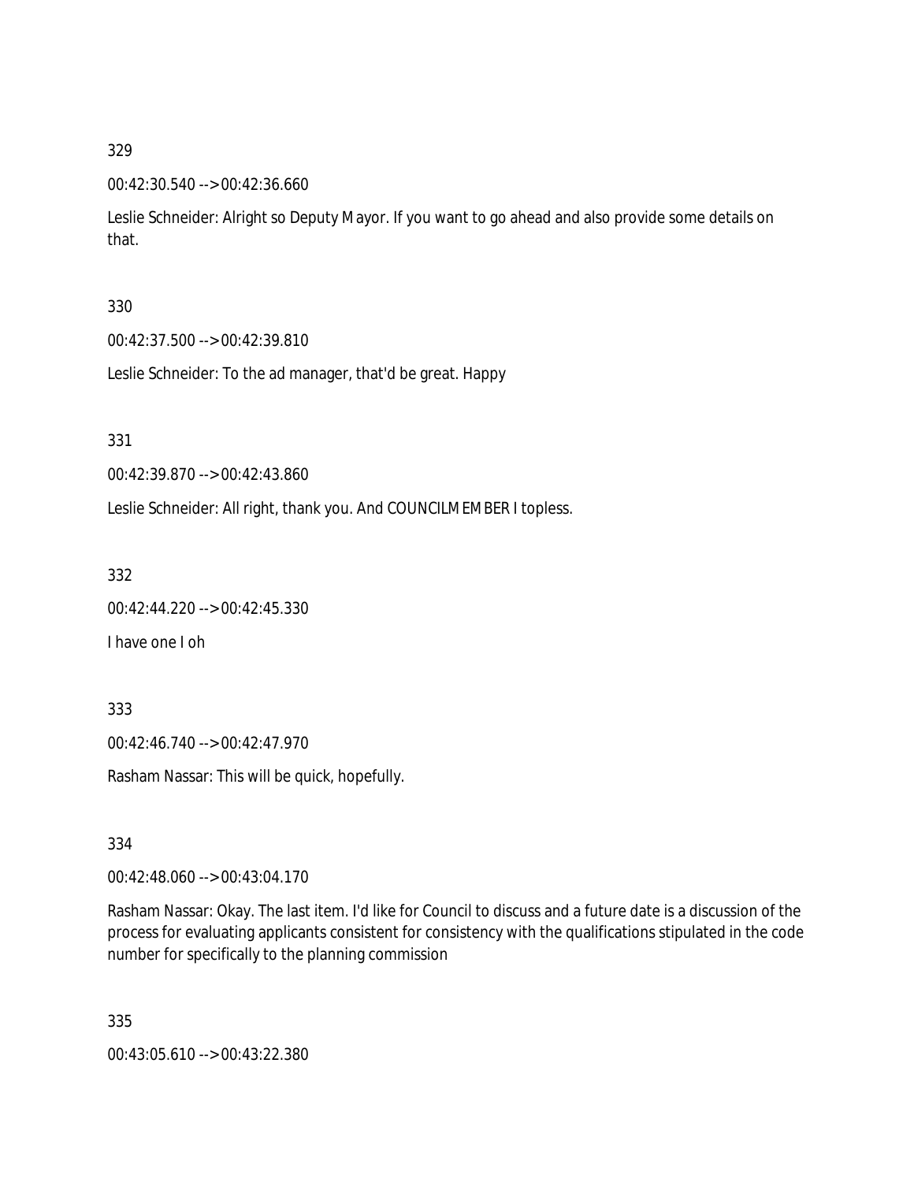329

00:42:30.540 --> 00:42:36.660

Leslie Schneider: Alright so Deputy Mayor. If you want to go ahead and also provide some details on that.

330

00:42:37.500 --> 00:42:39.810

Leslie Schneider: To the ad manager, that'd be great. Happy

331

00:42:39.870 --> 00:42:43.860

Leslie Schneider: All right, thank you. And COUNCILMEMBER I topless.

332

00:42:44.220 --> 00:42:45.330

I have one I oh

333

00:42:46.740 --> 00:42:47.970

Rasham Nassar: This will be quick, hopefully.

334

00:42:48.060 --> 00:43:04.170

Rasham Nassar: Okay. The last item. I'd like for Council to discuss and a future date is a discussion of the process for evaluating applicants consistent for consistency with the qualifications stipulated in the code number for specifically to the planning commission

335

00:43:05.610 --> 00:43:22.380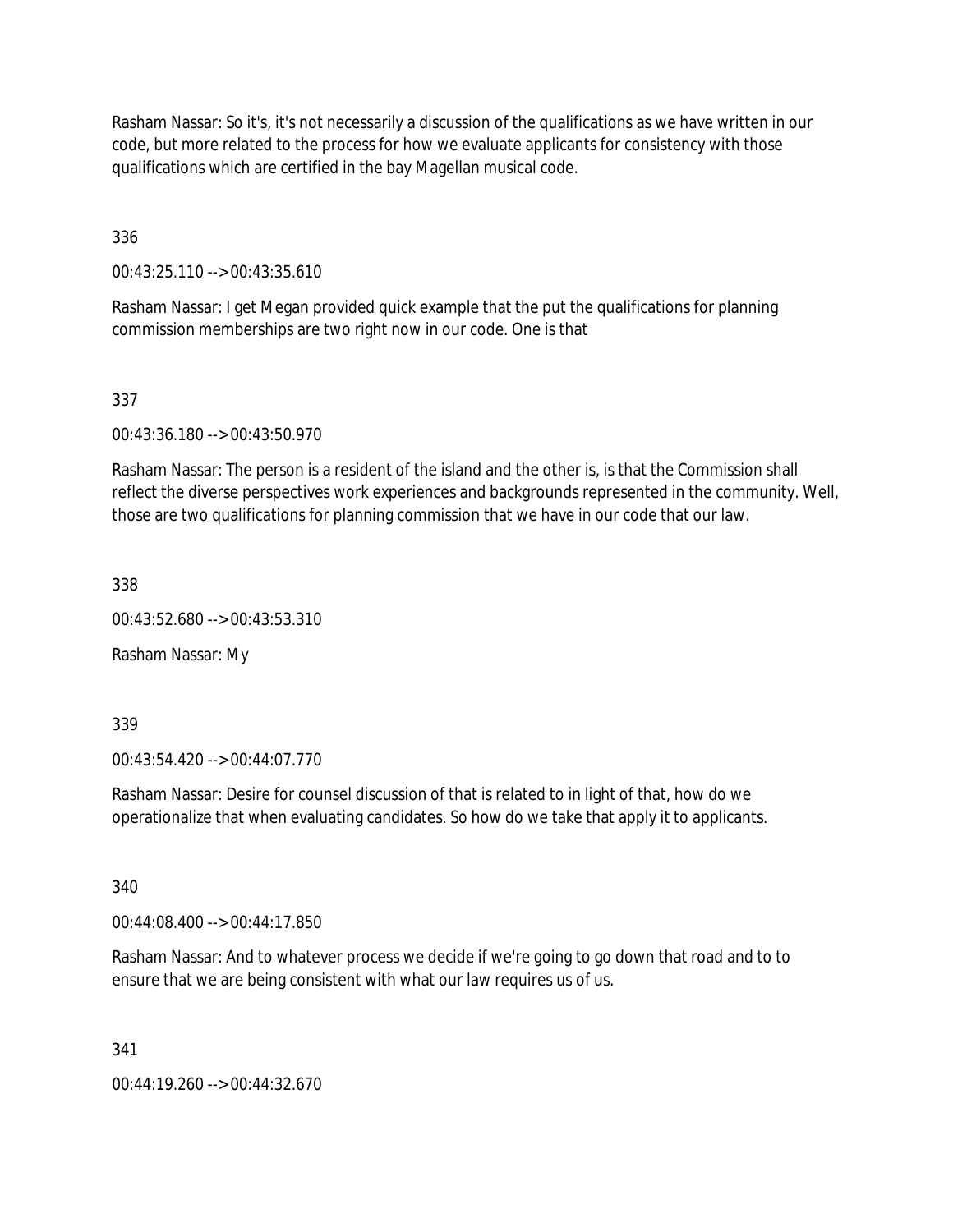Rasham Nassar: So it's, it's not necessarily a discussion of the qualifications as we have written in our code, but more related to the process for how we evaluate applicants for consistency with those qualifications which are certified in the bay Magellan musical code.

336

00:43:25.110 --> 00:43:35.610

Rasham Nassar: I get Megan provided quick example that the put the qualifications for planning commission memberships are two right now in our code. One is that

337

00:43:36.180 --> 00:43:50.970

Rasham Nassar: The person is a resident of the island and the other is, is that the Commission shall reflect the diverse perspectives work experiences and backgrounds represented in the community. Well, those are two qualifications for planning commission that we have in our code that our law.

338

00:43:52.680 --> 00:43:53.310

Rasham Nassar: My

339

00:43:54.420 --> 00:44:07.770

Rasham Nassar: Desire for counsel discussion of that is related to in light of that, how do we operationalize that when evaluating candidates. So how do we take that apply it to applicants.

340

00:44:08.400 --> 00:44:17.850

Rasham Nassar: And to whatever process we decide if we're going to go down that road and to to ensure that we are being consistent with what our law requires us of us.

341

00:44:19.260 --> 00:44:32.670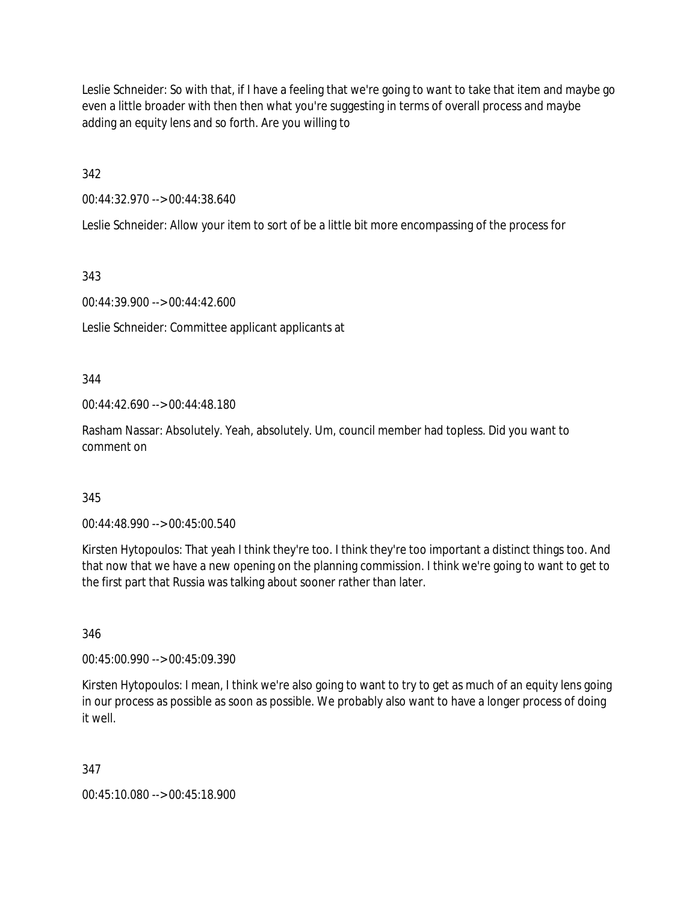Leslie Schneider: So with that, if I have a feeling that we're going to want to take that item and maybe go even a little broader with then then what you're suggesting in terms of overall process and maybe adding an equity lens and so forth. Are you willing to

342

00:44:32.970 --> 00:44:38.640

Leslie Schneider: Allow your item to sort of be a little bit more encompassing of the process for

343

00:44:39.900 --> 00:44:42.600

Leslie Schneider: Committee applicant applicants at

344

00:44:42.690 --> 00:44:48.180

Rasham Nassar: Absolutely. Yeah, absolutely. Um, council member had topless. Did you want to comment on

345

00:44:48.990 --> 00:45:00.540

Kirsten Hytopoulos: That yeah I think they're too. I think they're too important a distinct things too. And that now that we have a new opening on the planning commission. I think we're going to want to get to the first part that Russia was talking about sooner rather than later.

346

00:45:00.990 --> 00:45:09.390

Kirsten Hytopoulos: I mean, I think we're also going to want to try to get as much of an equity lens going in our process as possible as soon as possible. We probably also want to have a longer process of doing it well.

347

00:45:10.080 --> 00:45:18.900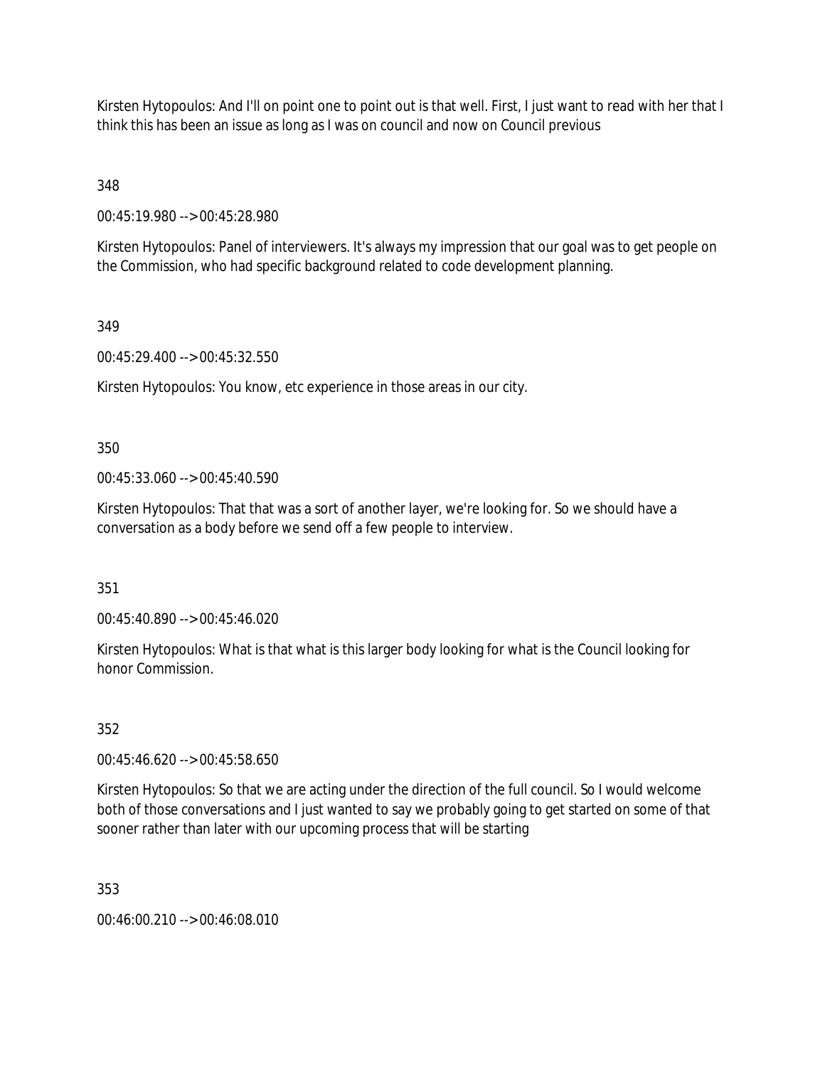Kirsten Hytopoulos: And I'll on point one to point out is that well. First, I just want to read with her that I think this has been an issue as long as I was on council and now on Council previous

348

00:45:19.980 --> 00:45:28.980

Kirsten Hytopoulos: Panel of interviewers. It's always my impression that our goal was to get people on the Commission, who had specific background related to code development planning.

349

00:45:29.400 --> 00:45:32.550

Kirsten Hytopoulos: You know, etc experience in those areas in our city.

350

00:45:33.060 --> 00:45:40.590

Kirsten Hytopoulos: That that was a sort of another layer, we're looking for. So we should have a conversation as a body before we send off a few people to interview.

351

00:45:40.890 --> 00:45:46.020

Kirsten Hytopoulos: What is that what is this larger body looking for what is the Council looking for honor Commission.

352

00:45:46.620 --> 00:45:58.650

Kirsten Hytopoulos: So that we are acting under the direction of the full council. So I would welcome both of those conversations and I just wanted to say we probably going to get started on some of that sooner rather than later with our upcoming process that will be starting

353

00:46:00.210 --> 00:46:08.010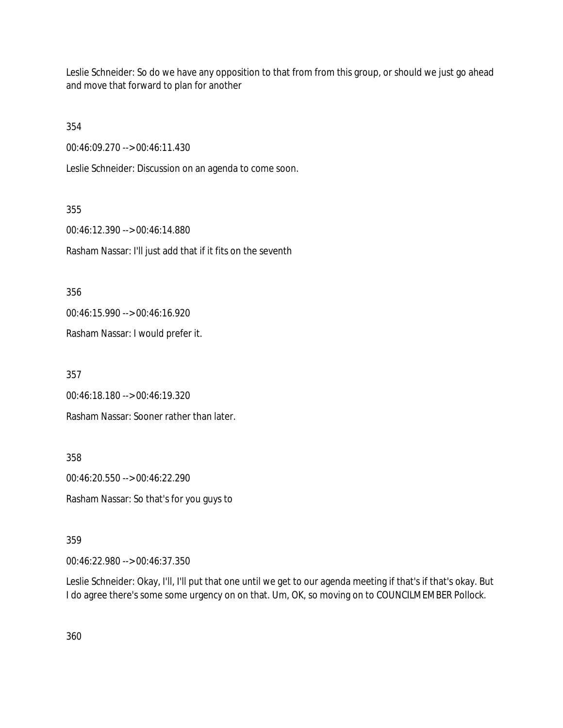Leslie Schneider: So do we have any opposition to that from from this group, or should we just go ahead and move that forward to plan for another

354

00:46:09.270 --> 00:46:11.430

Leslie Schneider: Discussion on an agenda to come soon.

355

00:46:12.390 --> 00:46:14.880

Rasham Nassar: I'll just add that if it fits on the seventh

356

00:46:15.990 --> 00:46:16.920

Rasham Nassar: I would prefer it.

357

00:46:18.180 --> 00:46:19.320

Rasham Nassar: Sooner rather than later.

358

00:46:20.550 --> 00:46:22.290

Rasham Nassar: So that's for you guys to

359

00:46:22.980 --> 00:46:37.350

Leslie Schneider: Okay, I'll, I'll put that one until we get to our agenda meeting if that's if that's okay. But I do agree there's some some urgency on on that. Um, OK, so moving on to COUNCILMEMBER Pollock.

360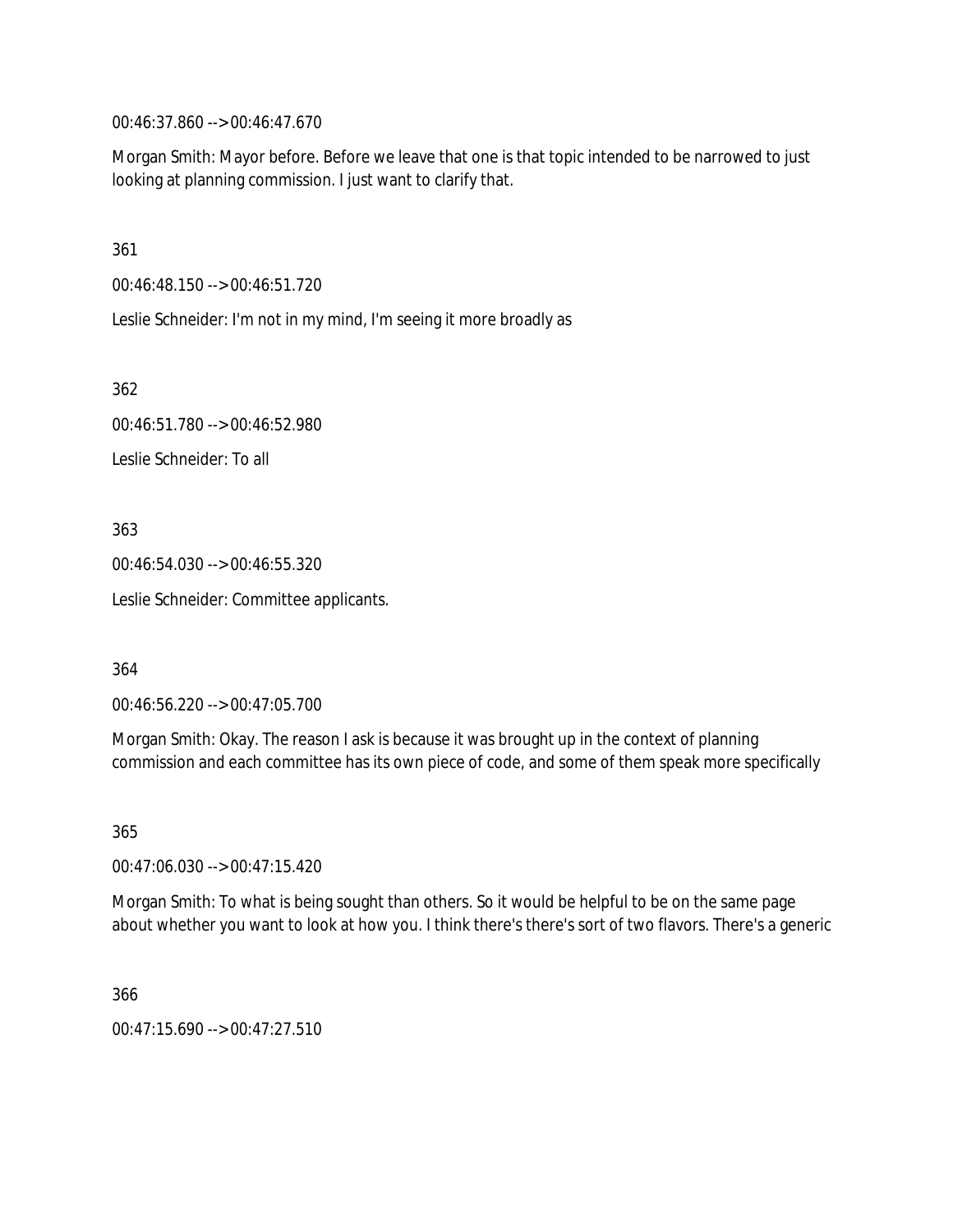00:46:37.860 --> 00:46:47.670

Morgan Smith: Mayor before. Before we leave that one is that topic intended to be narrowed to just looking at planning commission. I just want to clarify that.

361

00:46:48.150 --> 00:46:51.720

Leslie Schneider: I'm not in my mind, I'm seeing it more broadly as

362

00:46:51.780 --> 00:46:52.980

Leslie Schneider: To all

363

00:46:54.030 --> 00:46:55.320

Leslie Schneider: Committee applicants.

364

00:46:56.220 --> 00:47:05.700

Morgan Smith: Okay. The reason I ask is because it was brought up in the context of planning commission and each committee has its own piece of code, and some of them speak more specifically

365

00:47:06.030 --> 00:47:15.420

Morgan Smith: To what is being sought than others. So it would be helpful to be on the same page about whether you want to look at how you. I think there's there's sort of two flavors. There's a generic

366

00:47:15.690 --> 00:47:27.510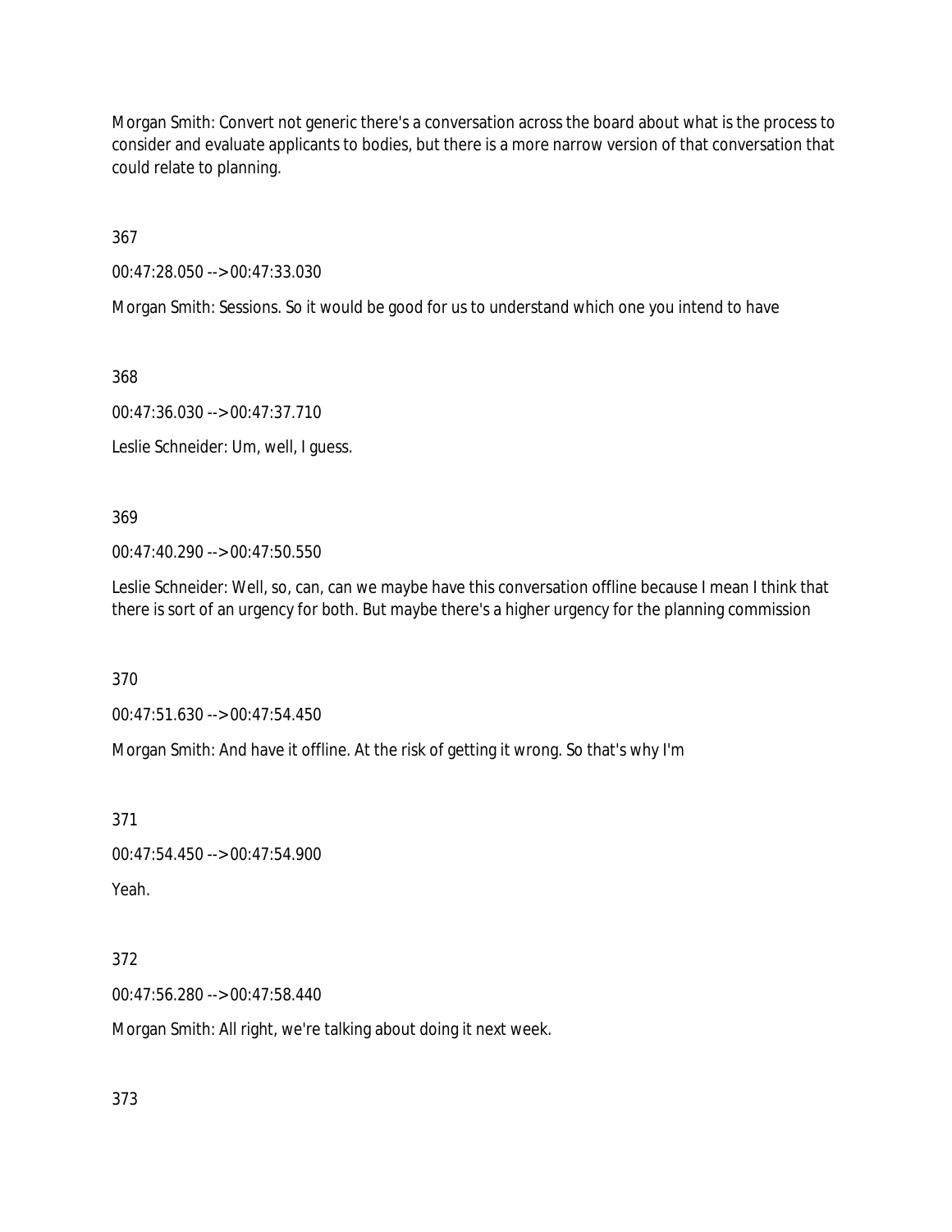Morgan Smith: Convert not generic there's a conversation across the board about what is the process to consider and evaluate applicants to bodies, but there is a more narrow version of that conversation that could relate to planning.

367

00:47:28.050 --> 00:47:33.030

Morgan Smith: Sessions. So it would be good for us to understand which one you intend to have

368

00:47:36.030 --> 00:47:37.710

Leslie Schneider: Um, well, I guess.

369

00:47:40.290 --> 00:47:50.550

Leslie Schneider: Well, so, can, can we maybe have this conversation offline because I mean I think that there is sort of an urgency for both. But maybe there's a higher urgency for the planning commission

370

00:47:51.630 --> 00:47:54.450

Morgan Smith: And have it offline. At the risk of getting it wrong. So that's why I'm

371

00:47:54.450 --> 00:47:54.900

Yeah.

372

00:47:56.280 --> 00:47:58.440

Morgan Smith: All right, we're talking about doing it next week.

373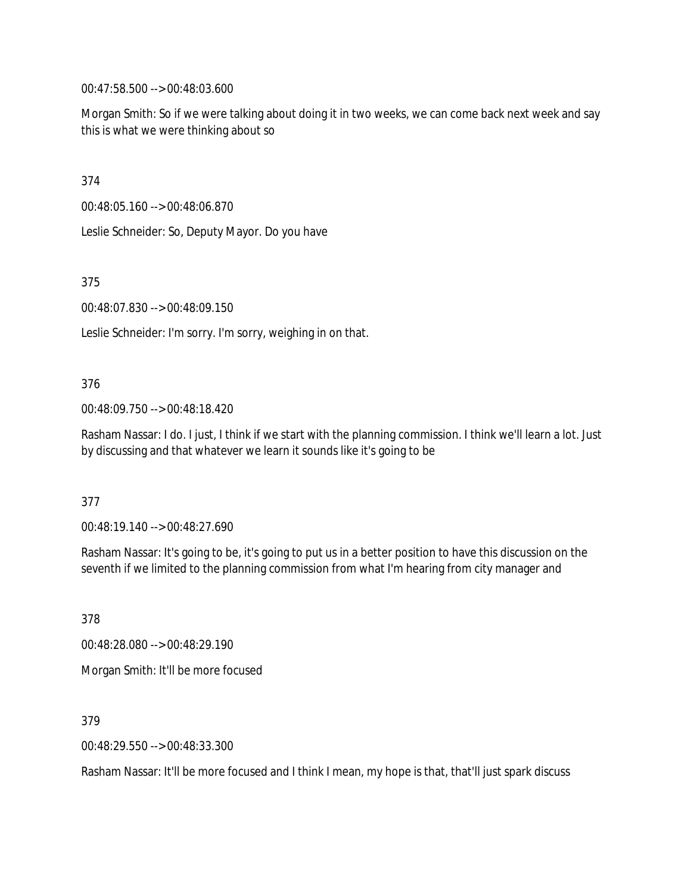00:47:58.500 --> 00:48:03.600

Morgan Smith: So if we were talking about doing it in two weeks, we can come back next week and say this is what we were thinking about so

374

00:48:05.160 --> 00:48:06.870

Leslie Schneider: So, Deputy Mayor. Do you have

375

00:48:07.830 --> 00:48:09.150

Leslie Schneider: I'm sorry. I'm sorry, weighing in on that.

376

00:48:09.750 --> 00:48:18.420

Rasham Nassar: I do. I just, I think if we start with the planning commission. I think we'll learn a lot. Just by discussing and that whatever we learn it sounds like it's going to be

377

00:48:19.140 --> 00:48:27.690

Rasham Nassar: It's going to be, it's going to put us in a better position to have this discussion on the seventh if we limited to the planning commission from what I'm hearing from city manager and

378

00:48:28.080 --> 00:48:29.190

Morgan Smith: It'll be more focused

379

00:48:29.550 --> 00:48:33.300

Rasham Nassar: It'll be more focused and I think I mean, my hope is that, that'll just spark discuss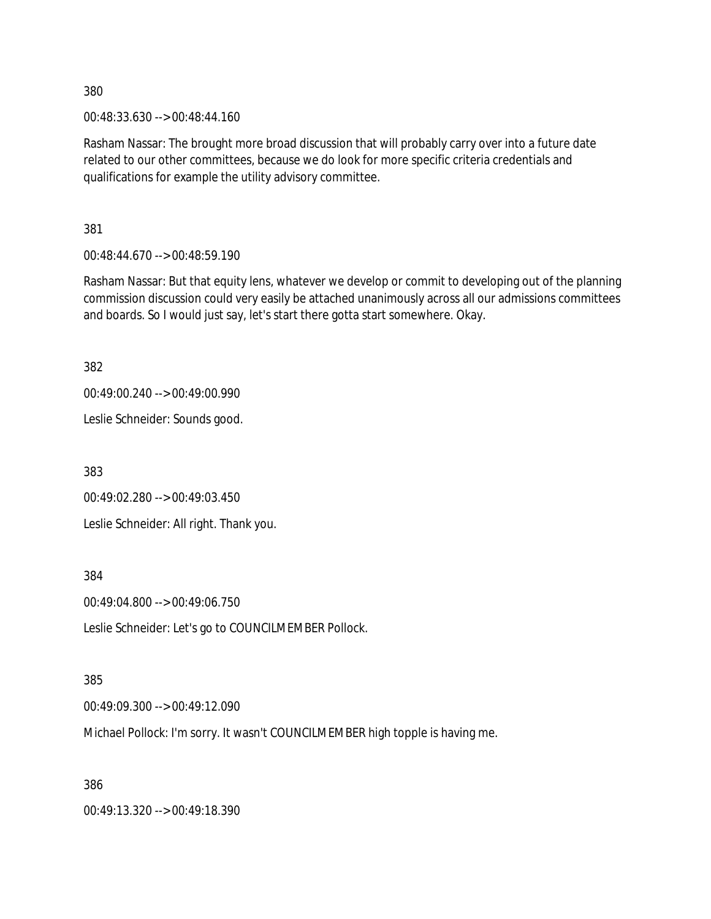380

00:48:33.630 --> 00:48:44.160

Rasham Nassar: The brought more broad discussion that will probably carry over into a future date related to our other committees, because we do look for more specific criteria credentials and qualifications for example the utility advisory committee.

381

00:48:44.670 --> 00:48:59.190

Rasham Nassar: But that equity lens, whatever we develop or commit to developing out of the planning commission discussion could very easily be attached unanimously across all our admissions committees and boards. So I would just say, let's start there gotta start somewhere. Okay.

382

00:49:00.240 --> 00:49:00.990

Leslie Schneider: Sounds good.

383

00:49:02.280 --> 00:49:03.450

Leslie Schneider: All right. Thank you.

384

00:49:04.800 --> 00:49:06.750

Leslie Schneider: Let's go to COUNCILMEMBER Pollock.

385

00:49:09.300 --> 00:49:12.090

Michael Pollock: I'm sorry. It wasn't COUNCILMEMBER high topple is having me.

386

00:49:13.320 --> 00:49:18.390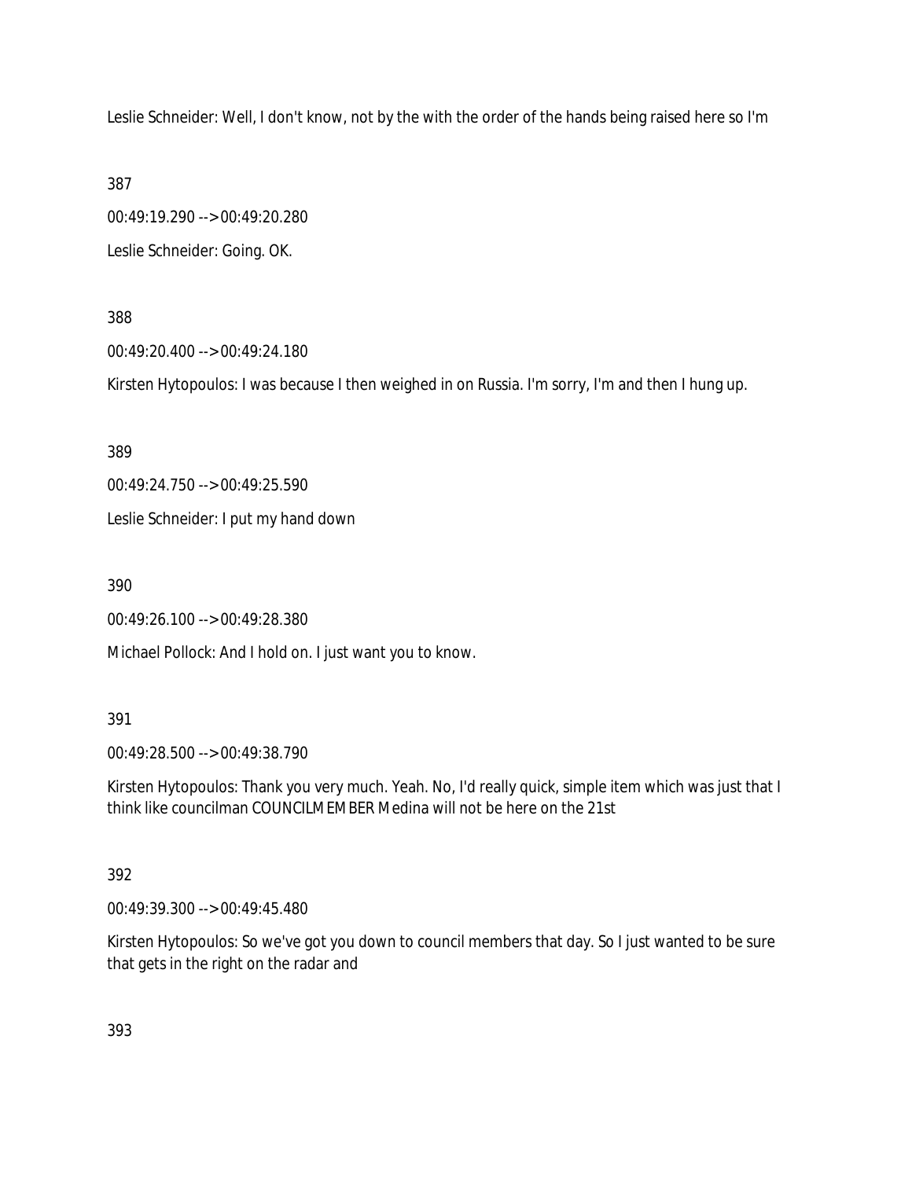Leslie Schneider: Well, I don't know, not by the with the order of the hands being raised here so I'm

387

00:49:19.290 --> 00:49:20.280

Leslie Schneider: Going. OK.

388

00:49:20.400 --> 00:49:24.180

Kirsten Hytopoulos: I was because I then weighed in on Russia. I'm sorry, I'm and then I hung up.

389

00:49:24.750 --> 00:49:25.590

Leslie Schneider: I put my hand down

390

00:49:26.100 --> 00:49:28.380

Michael Pollock: And I hold on. I just want you to know.

391

00:49:28.500 --> 00:49:38.790

Kirsten Hytopoulos: Thank you very much. Yeah. No, I'd really quick, simple item which was just that I think like councilman COUNCILMEMBER Medina will not be here on the 21st

392

00:49:39.300 --> 00:49:45.480

Kirsten Hytopoulos: So we've got you down to council members that day. So I just wanted to be sure that gets in the right on the radar and

393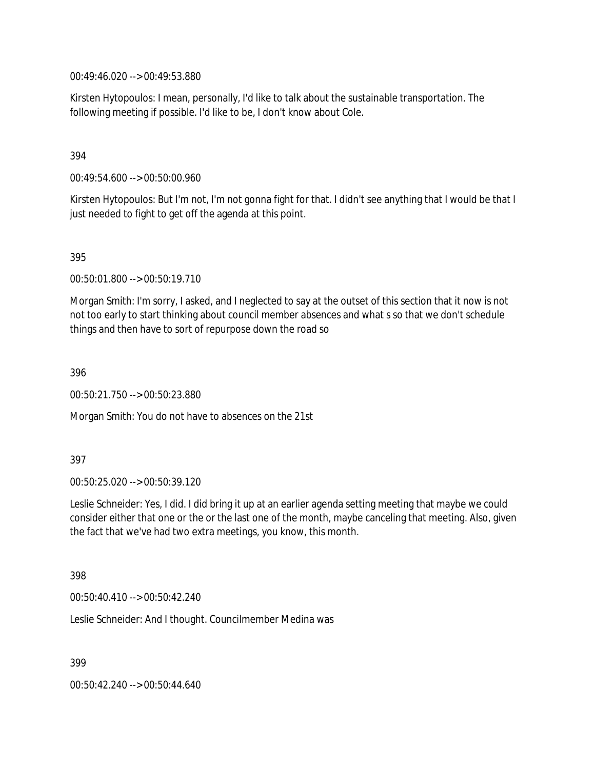00:49:46.020 --> 00:49:53.880

Kirsten Hytopoulos: I mean, personally, I'd like to talk about the sustainable transportation. The following meeting if possible. I'd like to be, I don't know about Cole.

394

00:49:54.600 --> 00:50:00.960

Kirsten Hytopoulos: But I'm not, I'm not gonna fight for that. I didn't see anything that I would be that I just needed to fight to get off the agenda at this point.

395

00:50:01.800 --> 00:50:19.710

Morgan Smith: I'm sorry, I asked, and I neglected to say at the outset of this section that it now is not not too early to start thinking about council member absences and what s so that we don't schedule things and then have to sort of repurpose down the road so

396

00:50:21.750 --> 00:50:23.880

Morgan Smith: You do not have to absences on the 21st

397

00:50:25.020 --> 00:50:39.120

Leslie Schneider: Yes, I did. I did bring it up at an earlier agenda setting meeting that maybe we could consider either that one or the or the last one of the month, maybe canceling that meeting. Also, given the fact that we've had two extra meetings, you know, this month.

398

00:50:40.410 --> 00:50:42.240

Leslie Schneider: And I thought. Councilmember Medina was

399

00:50:42.240 --> 00:50:44.640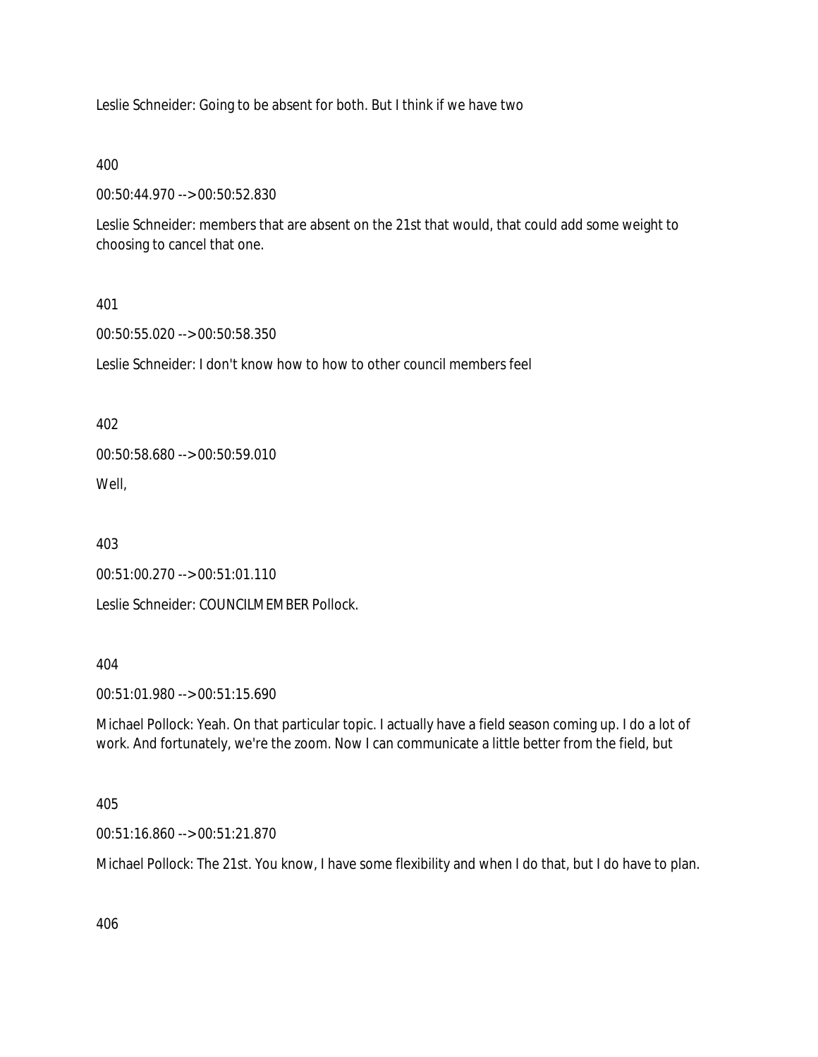Leslie Schneider: Going to be absent for both. But I think if we have two

400

00:50:44.970 --> 00:50:52.830

Leslie Schneider: members that are absent on the 21st that would, that could add some weight to choosing to cancel that one.

401

00:50:55.020 --> 00:50:58.350

Leslie Schneider: I don't know how to how to other council members feel

402

00:50:58.680 --> 00:50:59.010

Well,

403

00:51:00.270 --> 00:51:01.110

Leslie Schneider: COUNCILMEMBER Pollock.

404

00:51:01.980 --> 00:51:15.690

Michael Pollock: Yeah. On that particular topic. I actually have a field season coming up. I do a lot of work. And fortunately, we're the zoom. Now I can communicate a little better from the field, but

405

00:51:16.860 --> 00:51:21.870

Michael Pollock: The 21st. You know, I have some flexibility and when I do that, but I do have to plan.

406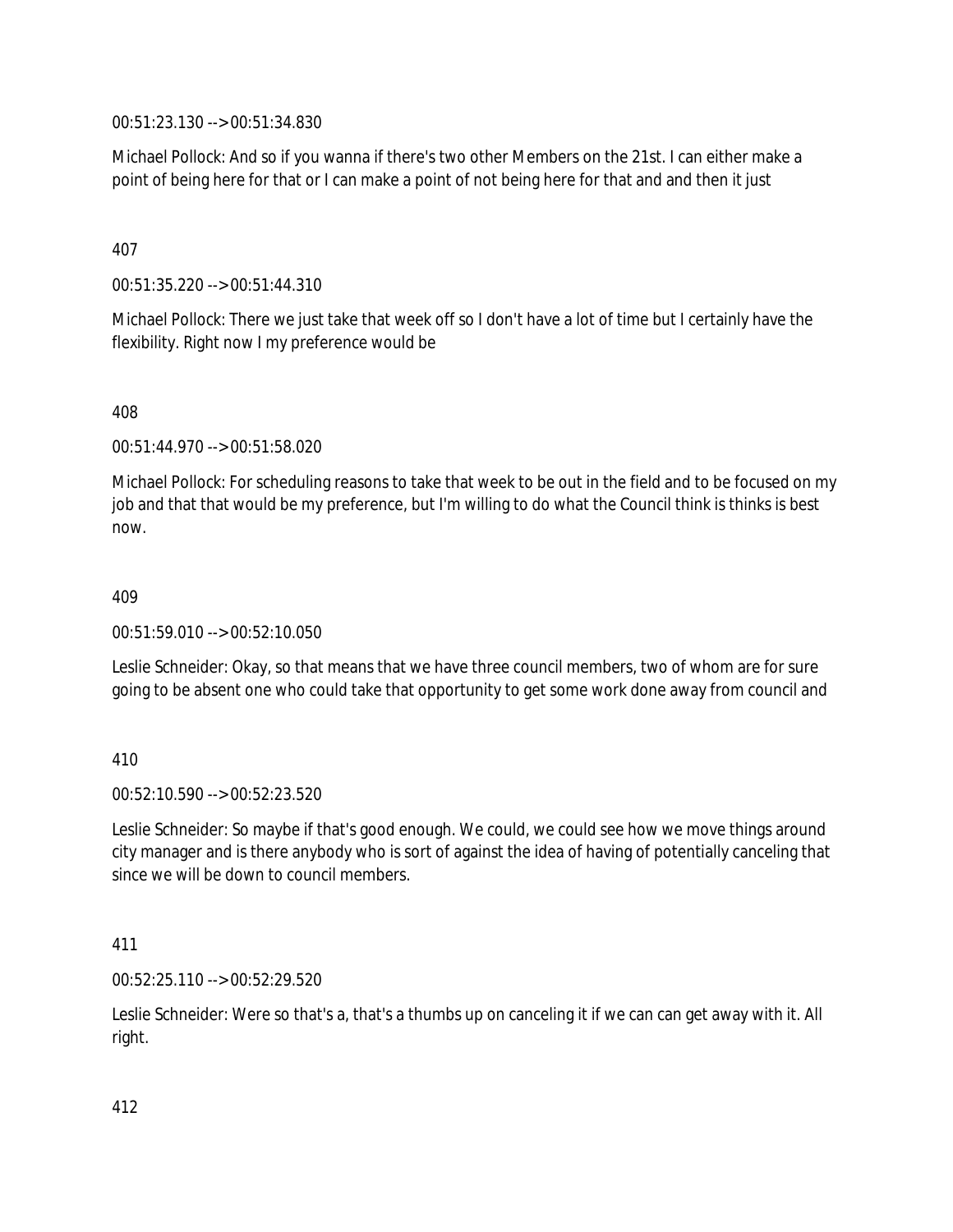00:51:23.130 --> 00:51:34.830

Michael Pollock: And so if you wanna if there's two other Members on the 21st. I can either make a point of being here for that or I can make a point of not being here for that and and then it just

407

00:51:35.220 --> 00:51:44.310

Michael Pollock: There we just take that week off so I don't have a lot of time but I certainly have the flexibility. Right now I my preference would be

408

00:51:44.970 --> 00:51:58.020

Michael Pollock: For scheduling reasons to take that week to be out in the field and to be focused on my job and that that would be my preference, but I'm willing to do what the Council think is thinks is best now.

409

00:51:59.010 --> 00:52:10.050

Leslie Schneider: Okay, so that means that we have three council members, two of whom are for sure going to be absent one who could take that opportunity to get some work done away from council and

410

00:52:10.590 --> 00:52:23.520

Leslie Schneider: So maybe if that's good enough. We could, we could see how we move things around city manager and is there anybody who is sort of against the idea of having of potentially canceling that since we will be down to council members.

411

00:52:25.110 --> 00:52:29.520

Leslie Schneider: Were so that's a, that's a thumbs up on canceling it if we can can get away with it. All right.

412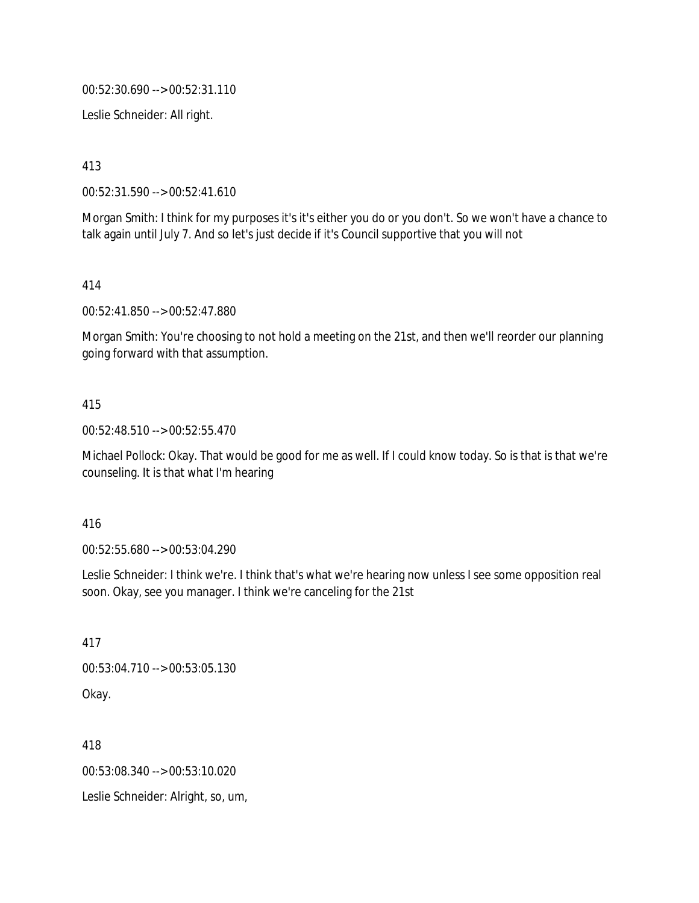00:52:30.690 --> 00:52:31.110

Leslie Schneider: All right.

413

00:52:31.590 --> 00:52:41.610

Morgan Smith: I think for my purposes it's it's either you do or you don't. So we won't have a chance to talk again until July 7. And so let's just decide if it's Council supportive that you will not

414

00:52:41.850 --> 00:52:47.880

Morgan Smith: You're choosing to not hold a meeting on the 21st, and then we'll reorder our planning going forward with that assumption.

415

00:52:48.510 --> 00:52:55.470

Michael Pollock: Okay. That would be good for me as well. If I could know today. So is that is that we're counseling. It is that what I'm hearing

416

00:52:55.680 --> 00:53:04.290

Leslie Schneider: I think we're. I think that's what we're hearing now unless I see some opposition real soon. Okay, see you manager. I think we're canceling for the 21st

417

00:53:04.710 --> 00:53:05.130

Okay.

418

00:53:08.340 --> 00:53:10.020

Leslie Schneider: Alright, so, um,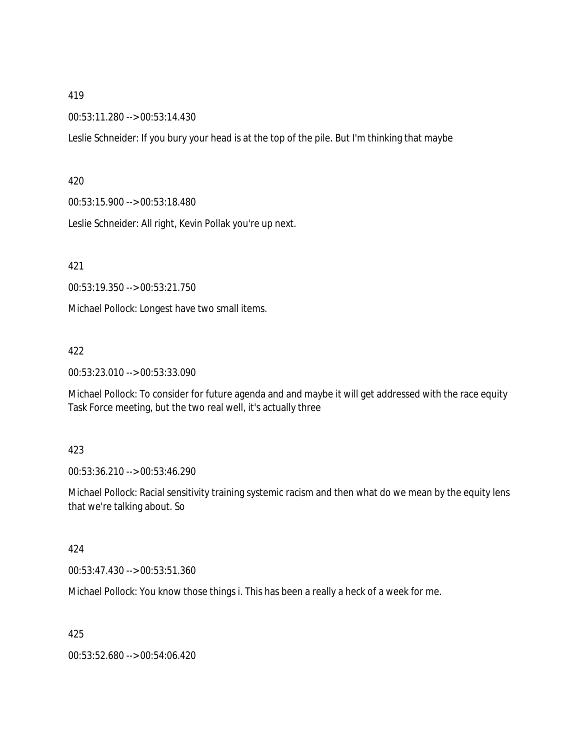419

00:53:11.280 --> 00:53:14.430

Leslie Schneider: If you bury your head is at the top of the pile. But I'm thinking that maybe

420

00:53:15.900 --> 00:53:18.480

Leslie Schneider: All right, Kevin Pollak you're up next.

421

00:53:19.350 --> 00:53:21.750

Michael Pollock: Longest have two small items.

422

00:53:23.010 --> 00:53:33.090

Michael Pollock: To consider for future agenda and and maybe it will get addressed with the race equity Task Force meeting, but the two real well, it's actually three

423

00:53:36.210 --> 00:53:46.290

Michael Pollock: Racial sensitivity training systemic racism and then what do we mean by the equity lens that we're talking about. So

424

00:53:47.430 --> 00:53:51.360

Michael Pollock: You know those things i. This has been a really a heck of a week for me.

425

00:53:52.680 --> 00:54:06.420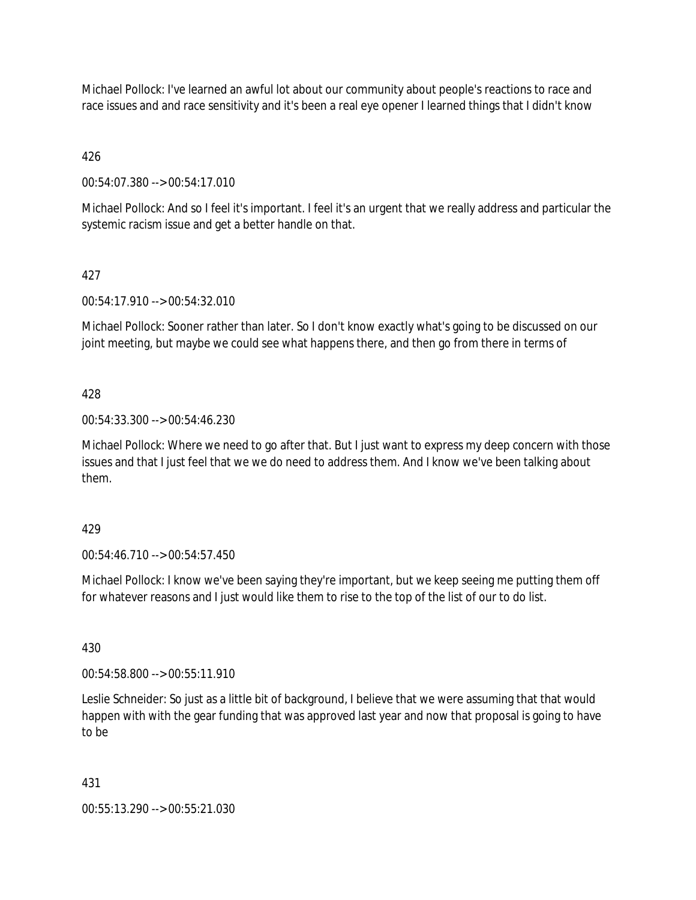Michael Pollock: I've learned an awful lot about our community about people's reactions to race and race issues and and race sensitivity and it's been a real eye opener I learned things that I didn't know

426

00:54:07.380 --> 00:54:17.010

Michael Pollock: And so I feel it's important. I feel it's an urgent that we really address and particular the systemic racism issue and get a better handle on that.

427

00:54:17.910 --> 00:54:32.010

Michael Pollock: Sooner rather than later. So I don't know exactly what's going to be discussed on our joint meeting, but maybe we could see what happens there, and then go from there in terms of

428

00:54:33.300 --> 00:54:46.230

Michael Pollock: Where we need to go after that. But I just want to express my deep concern with those issues and that I just feel that we we do need to address them. And I know we've been talking about them.

429

00:54:46.710 --> 00:54:57.450

Michael Pollock: I know we've been saying they're important, but we keep seeing me putting them off for whatever reasons and I just would like them to rise to the top of the list of our to do list.

430

00:54:58.800 --> 00:55:11.910

Leslie Schneider: So just as a little bit of background, I believe that we were assuming that that would happen with with the gear funding that was approved last year and now that proposal is going to have to be

431

00:55:13.290 --> 00:55:21.030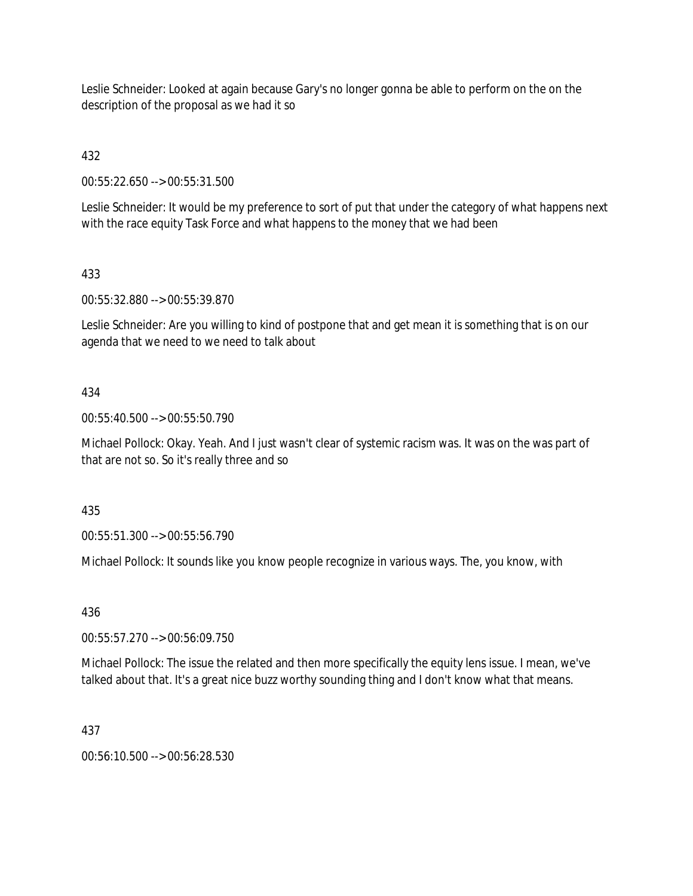Leslie Schneider: Looked at again because Gary's no longer gonna be able to perform on the on the description of the proposal as we had it so

432

00:55:22.650 --> 00:55:31.500

Leslie Schneider: It would be my preference to sort of put that under the category of what happens next with the race equity Task Force and what happens to the money that we had been

433

00:55:32.880 --> 00:55:39.870

Leslie Schneider: Are you willing to kind of postpone that and get mean it is something that is on our agenda that we need to we need to talk about

434

00:55:40.500 --> 00:55:50.790

Michael Pollock: Okay. Yeah. And I just wasn't clear of systemic racism was. It was on the was part of that are not so. So it's really three and so

435

00:55:51.300 --> 00:55:56.790

Michael Pollock: It sounds like you know people recognize in various ways. The, you know, with

436

00:55:57.270 --> 00:56:09.750

Michael Pollock: The issue the related and then more specifically the equity lens issue. I mean, we've talked about that. It's a great nice buzz worthy sounding thing and I don't know what that means.

437

00:56:10.500 --> 00:56:28.530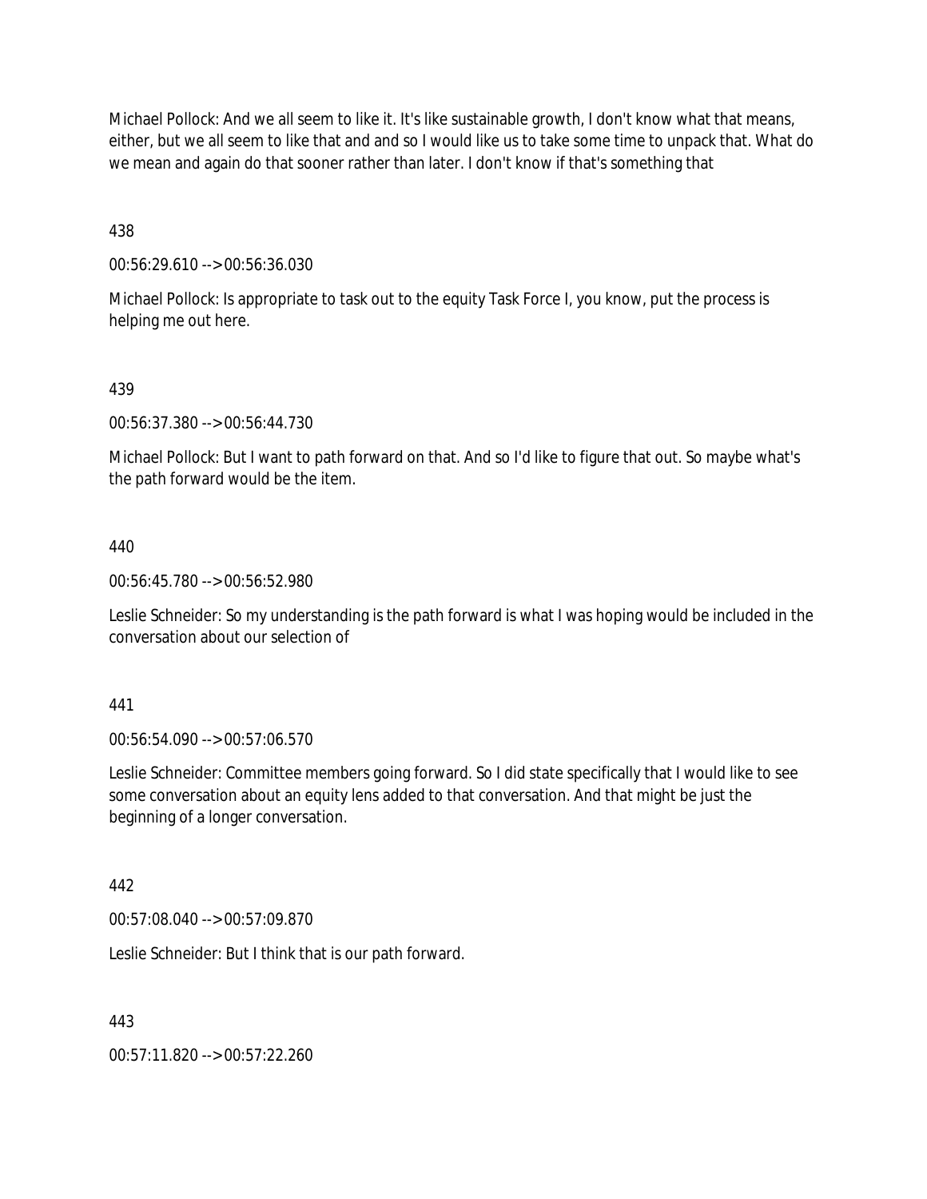Michael Pollock: And we all seem to like it. It's like sustainable growth, I don't know what that means, either, but we all seem to like that and and so I would like us to take some time to unpack that. What do we mean and again do that sooner rather than later. I don't know if that's something that

438

00:56:29.610 --> 00:56:36.030

Michael Pollock: Is appropriate to task out to the equity Task Force I, you know, put the process is helping me out here.

439

00:56:37.380 --> 00:56:44.730

Michael Pollock: But I want to path forward on that. And so I'd like to figure that out. So maybe what's the path forward would be the item.

440

00:56:45.780 --> 00:56:52.980

Leslie Schneider: So my understanding is the path forward is what I was hoping would be included in the conversation about our selection of

441

00:56:54.090 --> 00:57:06.570

Leslie Schneider: Committee members going forward. So I did state specifically that I would like to see some conversation about an equity lens added to that conversation. And that might be just the beginning of a longer conversation.

442

00:57:08.040 --> 00:57:09.870

Leslie Schneider: But I think that is our path forward.

443

00:57:11.820 --> 00:57:22.260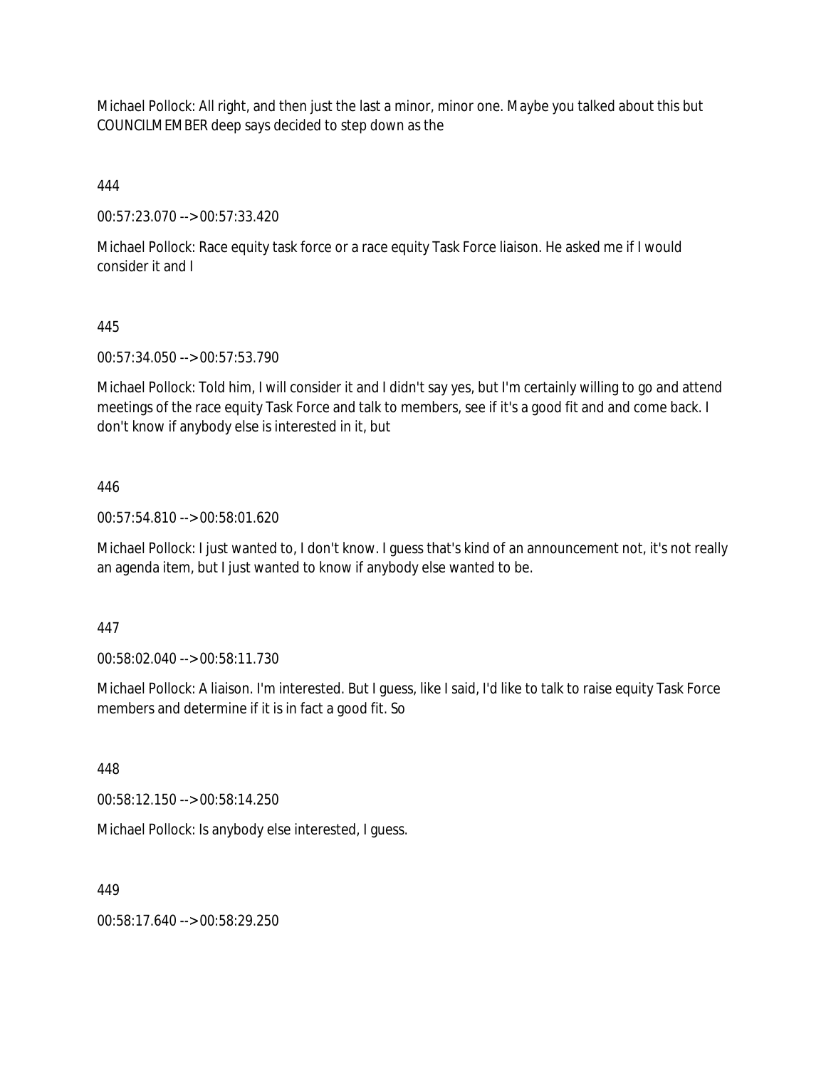Michael Pollock: All right, and then just the last a minor, minor one. Maybe you talked about this but COUNCILMEMBER deep says decided to step down as the

444

00:57:23.070 --> 00:57:33.420

Michael Pollock: Race equity task force or a race equity Task Force liaison. He asked me if I would consider it and I

445

00:57:34.050 --> 00:57:53.790

Michael Pollock: Told him, I will consider it and I didn't say yes, but I'm certainly willing to go and attend meetings of the race equity Task Force and talk to members, see if it's a good fit and and come back. I don't know if anybody else is interested in it, but

446

00:57:54.810 --> 00:58:01.620

Michael Pollock: I just wanted to, I don't know. I guess that's kind of an announcement not, it's not really an agenda item, but I just wanted to know if anybody else wanted to be.

447

00:58:02.040 --> 00:58:11.730

Michael Pollock: A liaison. I'm interested. But I guess, like I said, I'd like to talk to raise equity Task Force members and determine if it is in fact a good fit. So

448

00:58:12.150 --> 00:58:14.250

Michael Pollock: Is anybody else interested, I guess.

449

00:58:17.640 --> 00:58:29.250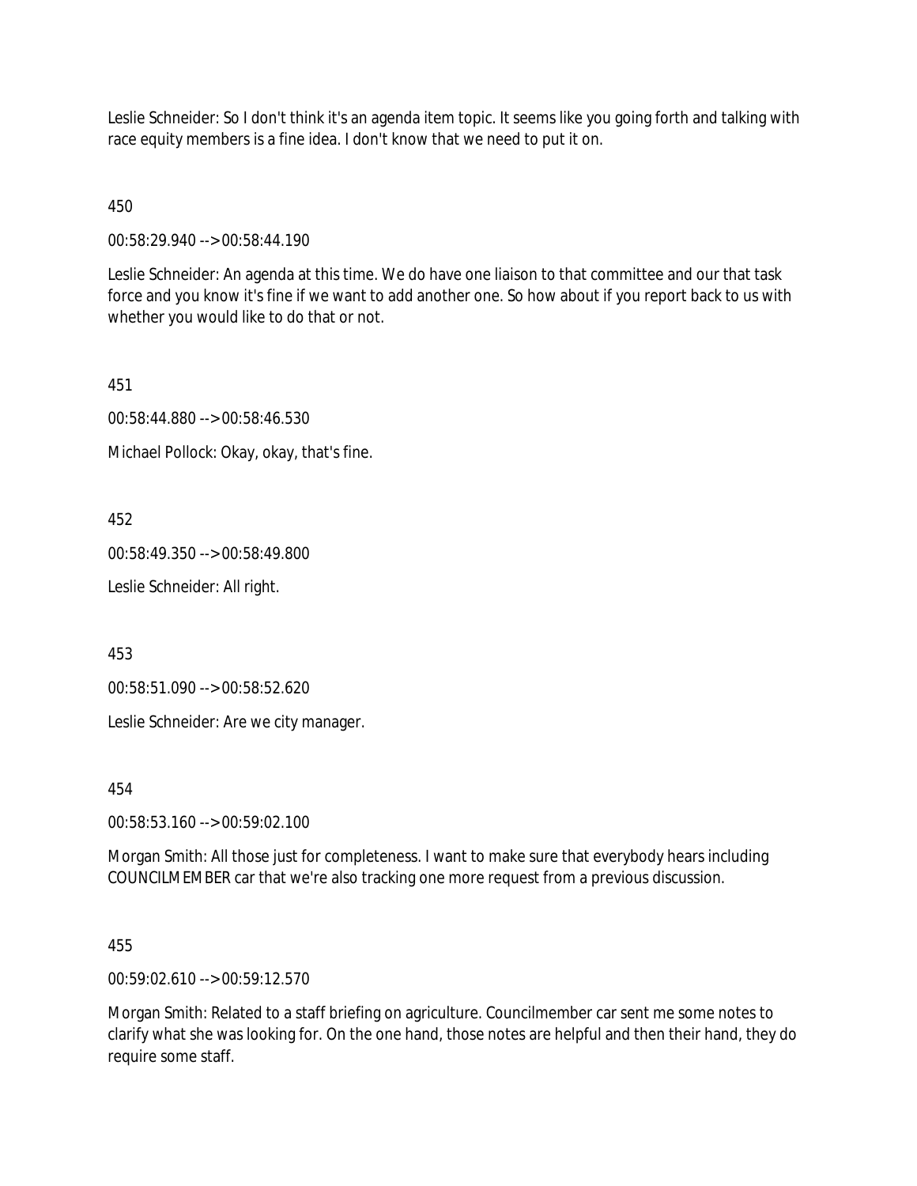Leslie Schneider: So I don't think it's an agenda item topic. It seems like you going forth and talking with race equity members is a fine idea. I don't know that we need to put it on.

450

00:58:29.940 --> 00:58:44.190

Leslie Schneider: An agenda at this time. We do have one liaison to that committee and our that task force and you know it's fine if we want to add another one. So how about if you report back to us with whether you would like to do that or not.

451

00:58:44.880 --> 00:58:46.530

Michael Pollock: Okay, okay, that's fine.

452

00:58:49.350 --> 00:58:49.800

Leslie Schneider: All right.

453

00:58:51.090 --> 00:58:52.620

Leslie Schneider: Are we city manager.

454

00:58:53.160 --> 00:59:02.100

Morgan Smith: All those just for completeness. I want to make sure that everybody hears including COUNCILMEMBER car that we're also tracking one more request from a previous discussion.

455

00:59:02.610 --> 00:59:12.570

Morgan Smith: Related to a staff briefing on agriculture. Councilmember car sent me some notes to clarify what she was looking for. On the one hand, those notes are helpful and then their hand, they do require some staff.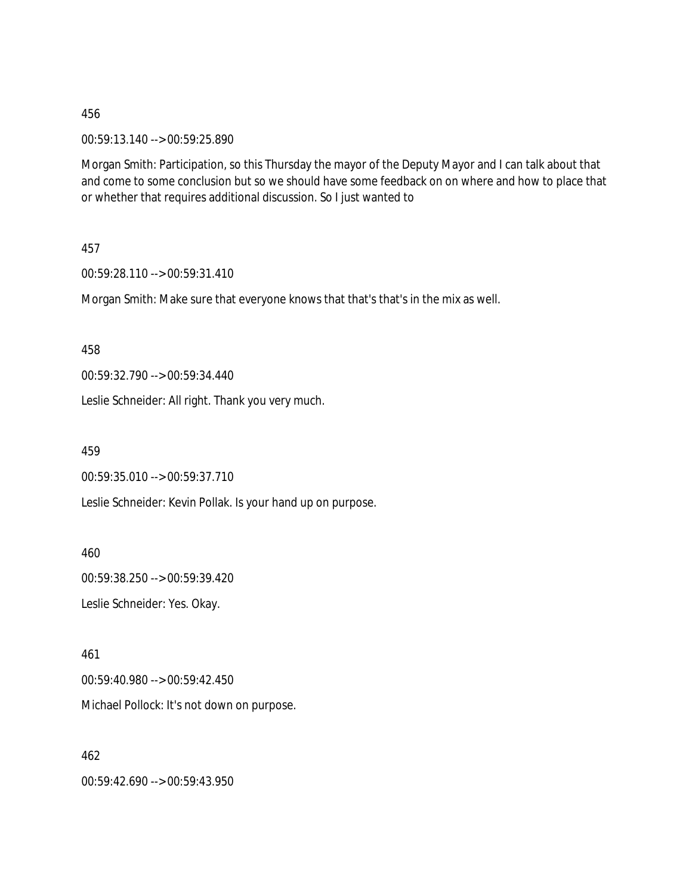456

00:59:13.140 --> 00:59:25.890

Morgan Smith: Participation, so this Thursday the mayor of the Deputy Mayor and I can talk about that and come to some conclusion but so we should have some feedback on on where and how to place that or whether that requires additional discussion. So I just wanted to

457

00:59:28.110 --> 00:59:31.410

Morgan Smith: Make sure that everyone knows that that's that's in the mix as well.

458

00:59:32.790 --> 00:59:34.440

Leslie Schneider: All right. Thank you very much.

459

00:59:35.010 --> 00:59:37.710

Leslie Schneider: Kevin Pollak. Is your hand up on purpose.

460

00:59:38.250 --> 00:59:39.420

Leslie Schneider: Yes. Okay.

461

00:59:40.980 --> 00:59:42.450

Michael Pollock: It's not down on purpose.

462

00:59:42.690 --> 00:59:43.950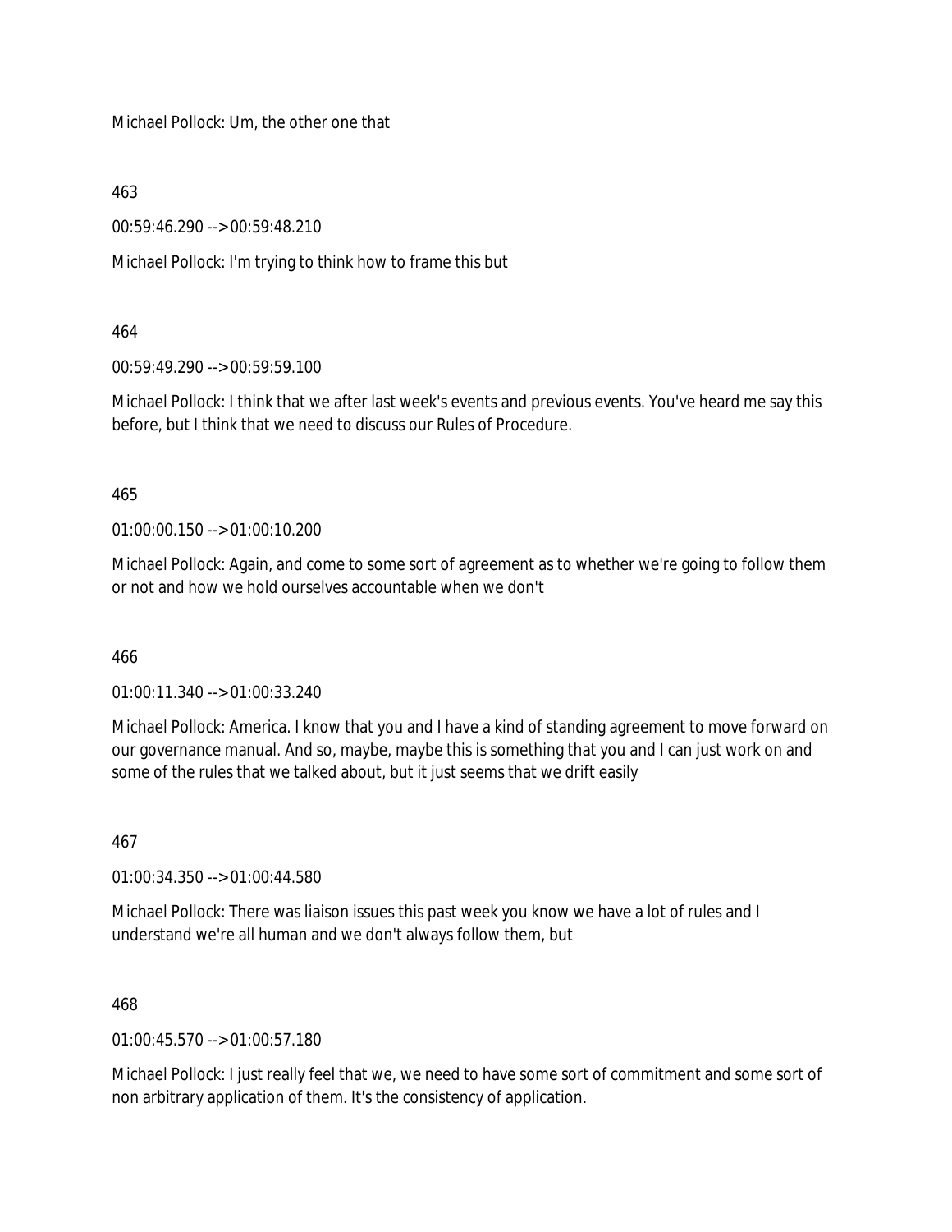Michael Pollock: Um, the other one that

463

00:59:46.290 --> 00:59:48.210

Michael Pollock: I'm trying to think how to frame this but

464

00:59:49.290 --> 00:59:59.100

Michael Pollock: I think that we after last week's events and previous events. You've heard me say this before, but I think that we need to discuss our Rules of Procedure.

465

01:00:00.150 --> 01:00:10.200

Michael Pollock: Again, and come to some sort of agreement as to whether we're going to follow them or not and how we hold ourselves accountable when we don't

466

01:00:11.340 --> 01:00:33.240

Michael Pollock: America. I know that you and I have a kind of standing agreement to move forward on our governance manual. And so, maybe, maybe this is something that you and I can just work on and some of the rules that we talked about, but it just seems that we drift easily

467

01:00:34.350 --> 01:00:44.580

Michael Pollock: There was liaison issues this past week you know we have a lot of rules and I understand we're all human and we don't always follow them, but

468

01:00:45.570 --> 01:00:57.180

Michael Pollock: I just really feel that we, we need to have some sort of commitment and some sort of non arbitrary application of them. It's the consistency of application.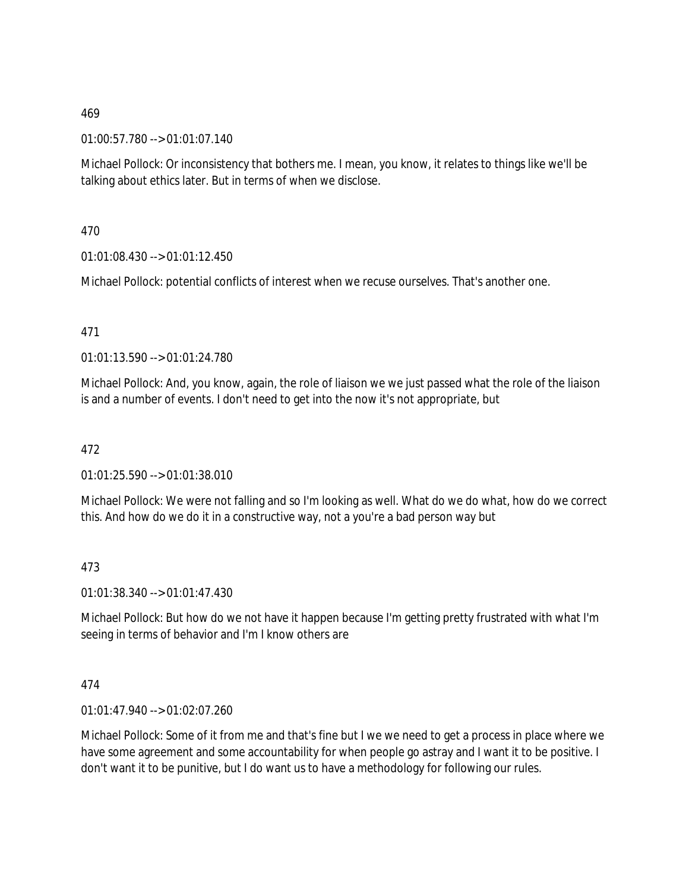469

01:00:57.780 --> 01:01:07.140

Michael Pollock: Or inconsistency that bothers me. I mean, you know, it relates to things like we'll be talking about ethics later. But in terms of when we disclose.

470

01:01:08.430 --> 01:01:12.450

Michael Pollock: potential conflicts of interest when we recuse ourselves. That's another one.

471

01:01:13.590 --> 01:01:24.780

Michael Pollock: And, you know, again, the role of liaison we we just passed what the role of the liaison is and a number of events. I don't need to get into the now it's not appropriate, but

472

01:01:25.590 --> 01:01:38.010

Michael Pollock: We were not falling and so I'm looking as well. What do we do what, how do we correct this. And how do we do it in a constructive way, not a you're a bad person way but

473

01:01:38.340 --> 01:01:47.430

Michael Pollock: But how do we not have it happen because I'm getting pretty frustrated with what I'm seeing in terms of behavior and I'm I know others are

474

01:01:47.940 --> 01:02:07.260

Michael Pollock: Some of it from me and that's fine but I we we need to get a process in place where we have some agreement and some accountability for when people go astray and I want it to be positive. I don't want it to be punitive, but I do want us to have a methodology for following our rules.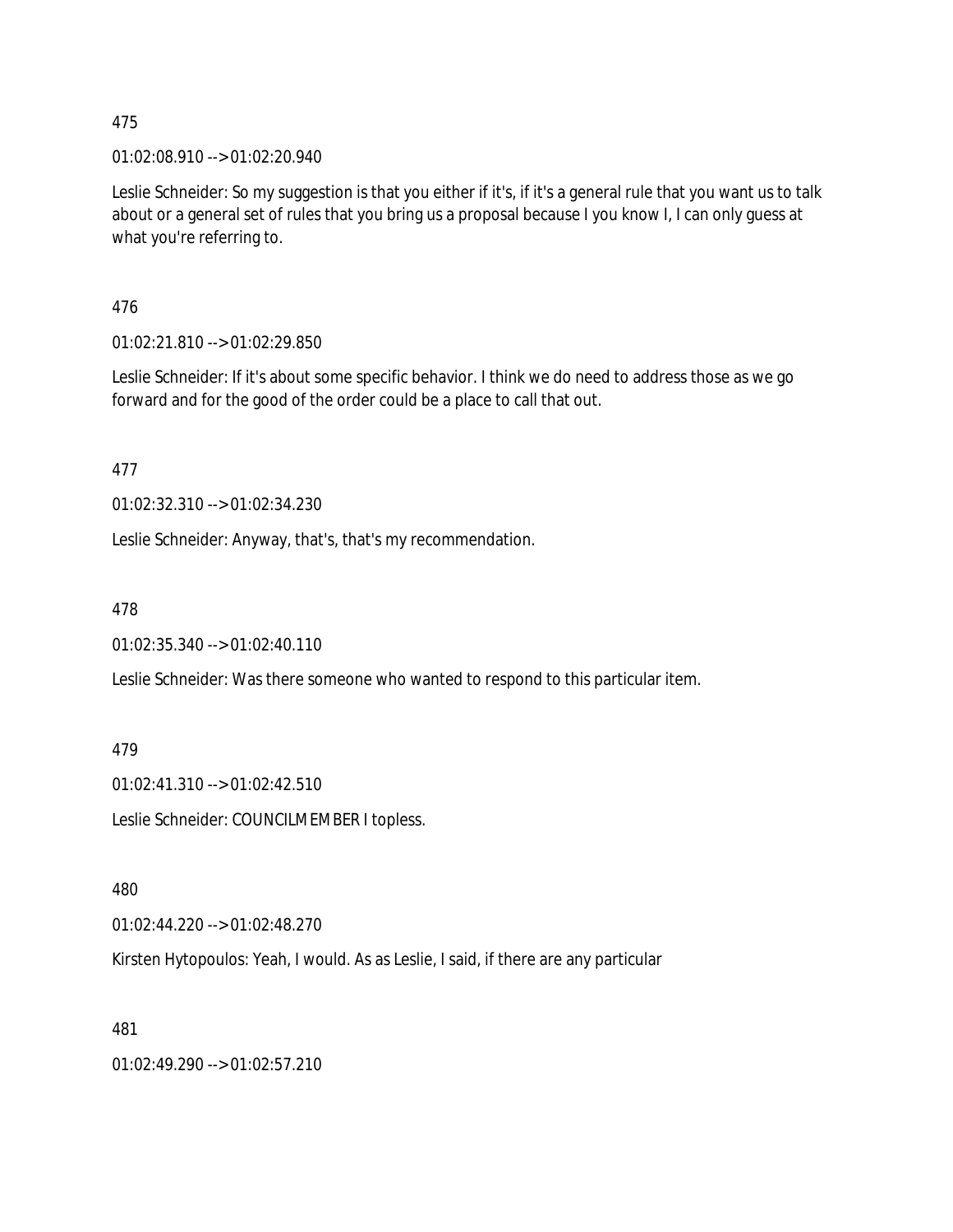475

01:02:08.910 --> 01:02:20.940

Leslie Schneider: So my suggestion is that you either if it's, if it's a general rule that you want us to talk about or a general set of rules that you bring us a proposal because I you know I, I can only guess at what you're referring to.

476

01:02:21.810 --> 01:02:29.850

Leslie Schneider: If it's about some specific behavior. I think we do need to address those as we go forward and for the good of the order could be a place to call that out.

477

01:02:32.310 --> 01:02:34.230

Leslie Schneider: Anyway, that's, that's my recommendation.

478

01:02:35.340 --> 01:02:40.110

Leslie Schneider: Was there someone who wanted to respond to this particular item.

479

01:02:41.310 --> 01:02:42.510

Leslie Schneider: COUNCILMEMBER I topless.

480

01:02:44.220 --> 01:02:48.270

Kirsten Hytopoulos: Yeah, I would. As as Leslie, I said, if there are any particular

481

01:02:49.290 --> 01:02:57.210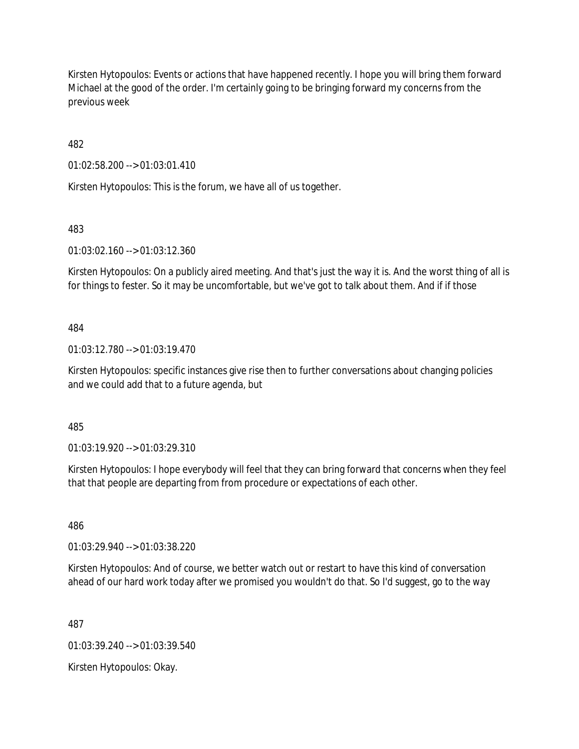Kirsten Hytopoulos: Events or actions that have happened recently. I hope you will bring them forward Michael at the good of the order. I'm certainly going to be bringing forward my concerns from the previous week

482

01:02:58.200 --> 01:03:01.410

Kirsten Hytopoulos: This is the forum, we have all of us together.

483

01:03:02.160 --> 01:03:12.360

Kirsten Hytopoulos: On a publicly aired meeting. And that's just the way it is. And the worst thing of all is for things to fester. So it may be uncomfortable, but we've got to talk about them. And if if those

484

01:03:12.780 --> 01:03:19.470

Kirsten Hytopoulos: specific instances give rise then to further conversations about changing policies and we could add that to a future agenda, but

485

01:03:19.920 --> 01:03:29.310

Kirsten Hytopoulos: I hope everybody will feel that they can bring forward that concerns when they feel that that people are departing from from procedure or expectations of each other.

486

01:03:29.940 --> 01:03:38.220

Kirsten Hytopoulos: And of course, we better watch out or restart to have this kind of conversation ahead of our hard work today after we promised you wouldn't do that. So I'd suggest, go to the way

487

01:03:39.240 --> 01:03:39.540

Kirsten Hytopoulos: Okay.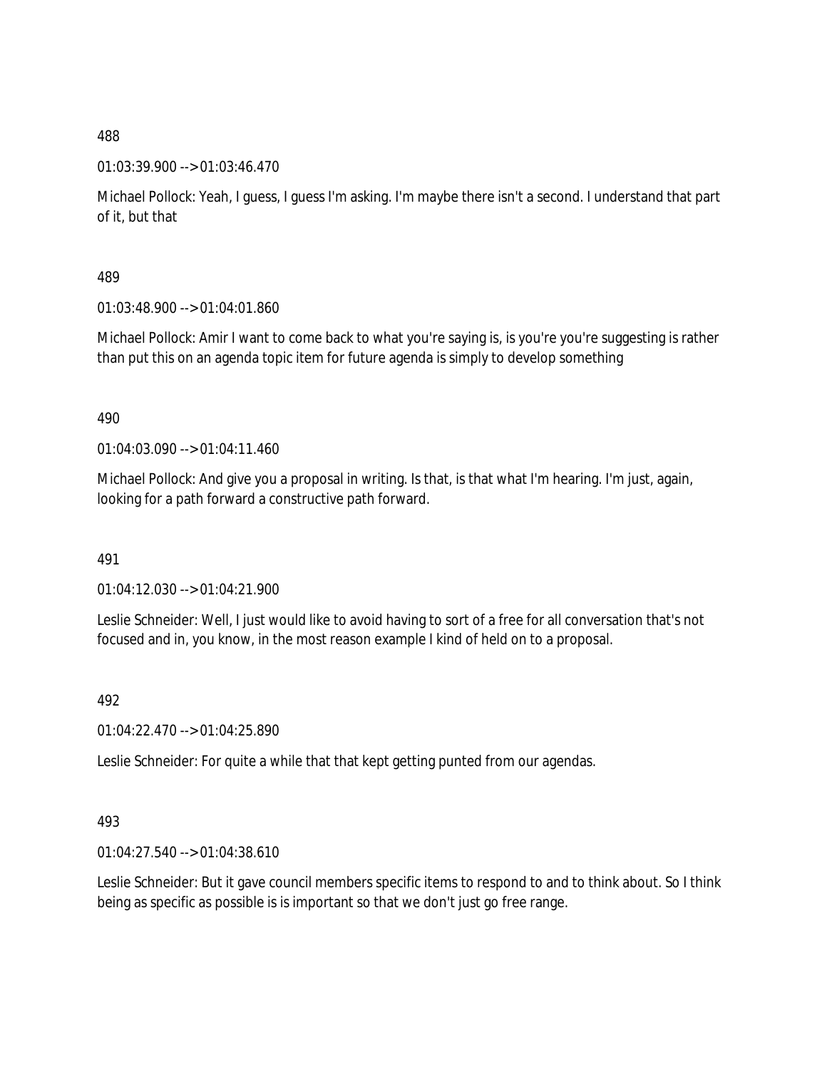488

01:03:39.900 --> 01:03:46.470

Michael Pollock: Yeah, I guess, I guess I'm asking. I'm maybe there isn't a second. I understand that part of it, but that

489

01:03:48.900 --> 01:04:01.860

Michael Pollock: Amir I want to come back to what you're saying is, is you're you're suggesting is rather than put this on an agenda topic item for future agenda is simply to develop something

490

01:04:03.090 --> 01:04:11.460

Michael Pollock: And give you a proposal in writing. Is that, is that what I'm hearing. I'm just, again, looking for a path forward a constructive path forward.

491

01:04:12.030 --> 01:04:21.900

Leslie Schneider: Well, I just would like to avoid having to sort of a free for all conversation that's not focused and in, you know, in the most reason example I kind of held on to a proposal.

492

01:04:22.470 --> 01:04:25.890

Leslie Schneider: For quite a while that that kept getting punted from our agendas.

493

01:04:27.540 --> 01:04:38.610

Leslie Schneider: But it gave council members specific items to respond to and to think about. So I think being as specific as possible is is important so that we don't just go free range.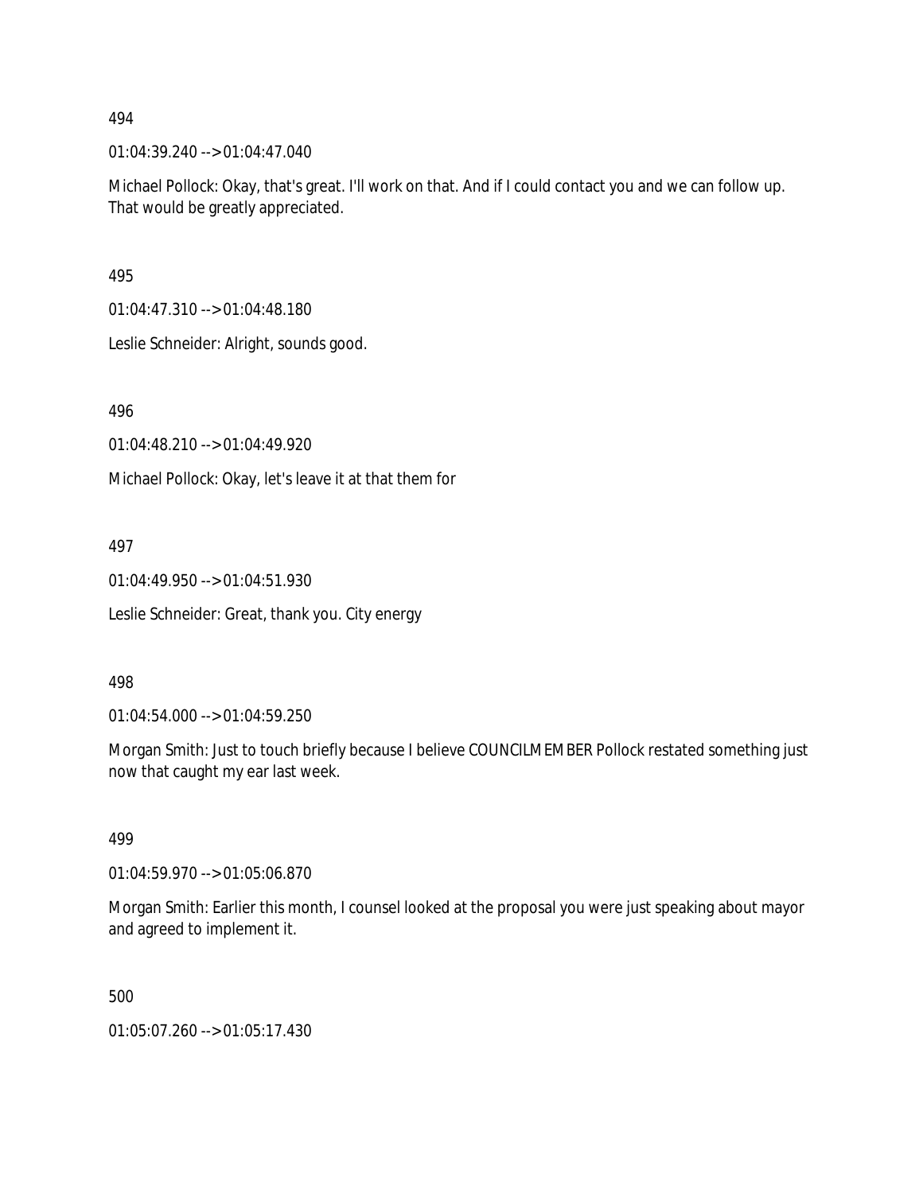494

01:04:39.240 --> 01:04:47.040

Michael Pollock: Okay, that's great. I'll work on that. And if I could contact you and we can follow up. That would be greatly appreciated.

495

01:04:47.310 --> 01:04:48.180

Leslie Schneider: Alright, sounds good.

496

01:04:48.210 --> 01:04:49.920

Michael Pollock: Okay, let's leave it at that them for

497

01:04:49.950 --> 01:04:51.930

Leslie Schneider: Great, thank you. City energy

498

01:04:54.000 --> 01:04:59.250

Morgan Smith: Just to touch briefly because I believe COUNCILMEMBER Pollock restated something just now that caught my ear last week.

499

01:04:59.970 --> 01:05:06.870

Morgan Smith: Earlier this month, I counsel looked at the proposal you were just speaking about mayor and agreed to implement it.

500

01:05:07.260 --> 01:05:17.430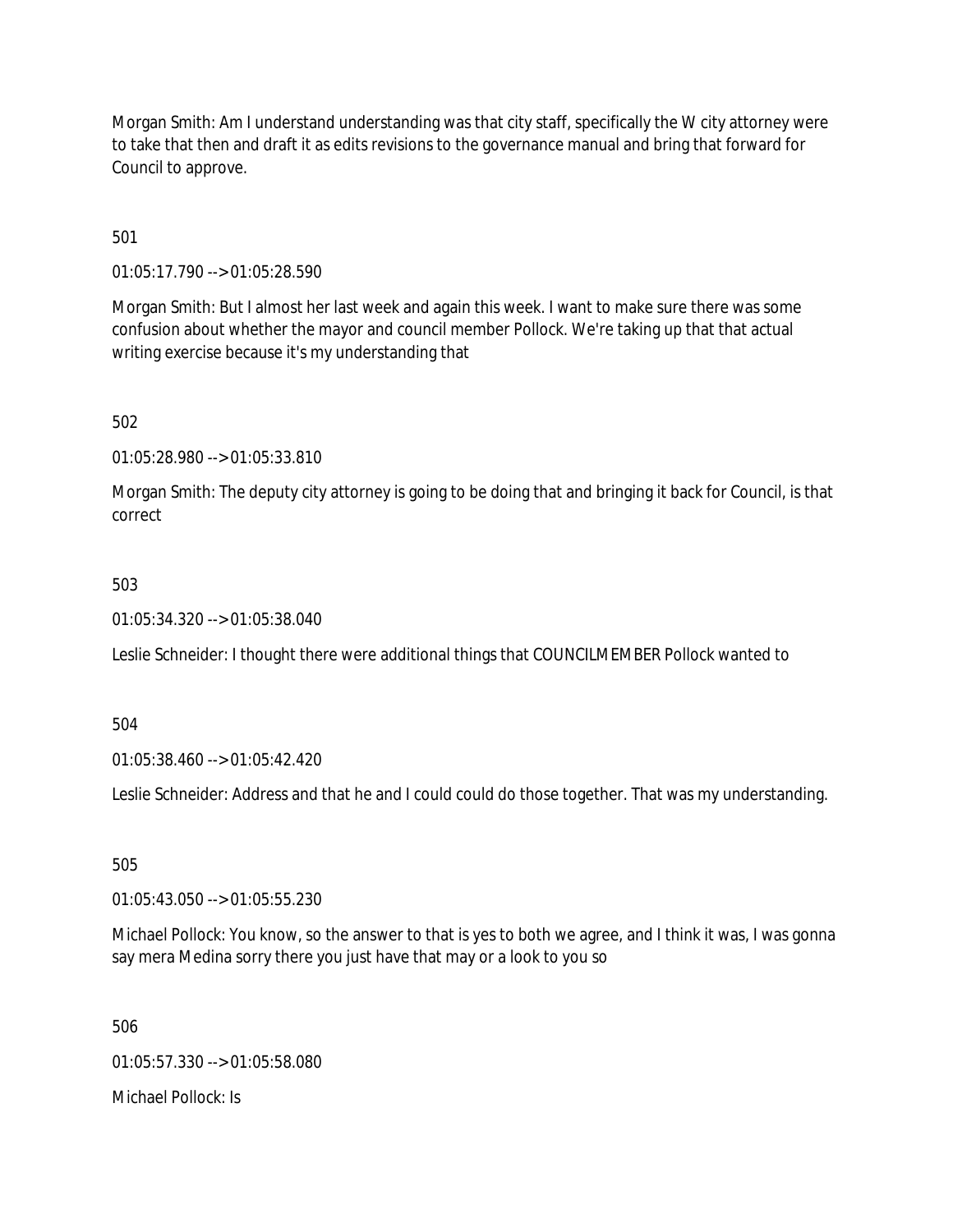Morgan Smith: Am I understand understanding was that city staff, specifically the W city attorney were to take that then and draft it as edits revisions to the governance manual and bring that forward for Council to approve.

501

01:05:17.790 --> 01:05:28.590

Morgan Smith: But I almost her last week and again this week. I want to make sure there was some confusion about whether the mayor and council member Pollock. We're taking up that that actual writing exercise because it's my understanding that

502

01:05:28.980 --> 01:05:33.810

Morgan Smith: The deputy city attorney is going to be doing that and bringing it back for Council, is that correct

503

01:05:34.320 --> 01:05:38.040

Leslie Schneider: I thought there were additional things that COUNCILMEMBER Pollock wanted to

504

01:05:38.460 --> 01:05:42.420

Leslie Schneider: Address and that he and I could could do those together. That was my understanding.

505

01:05:43.050 --> 01:05:55.230

Michael Pollock: You know, so the answer to that is yes to both we agree, and I think it was, I was gonna say mera Medina sorry there you just have that may or a look to you so

506

01:05:57.330 --> 01:05:58.080

Michael Pollock: Is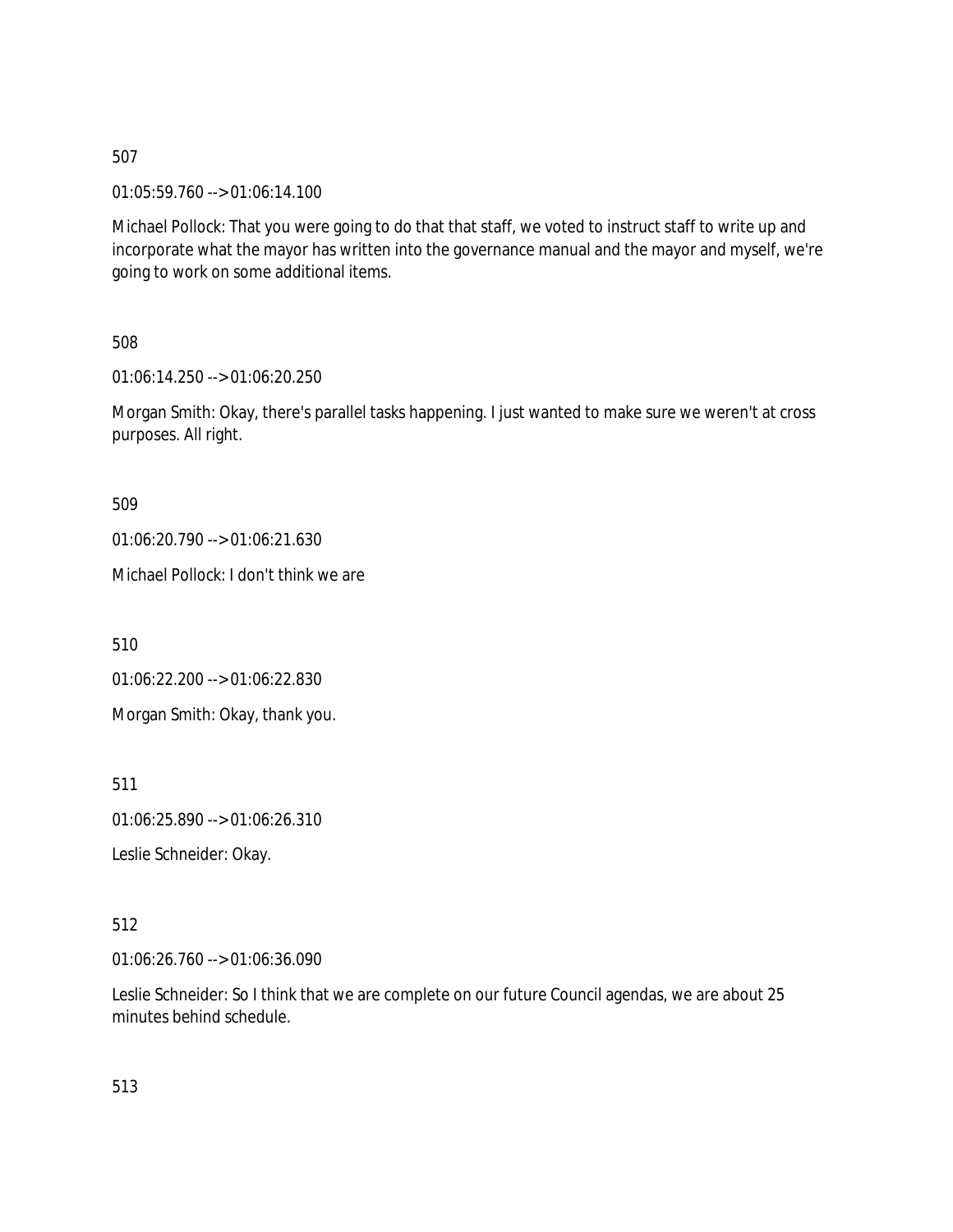507

01:05:59.760 --> 01:06:14.100

Michael Pollock: That you were going to do that that staff, we voted to instruct staff to write up and incorporate what the mayor has written into the governance manual and the mayor and myself, we're going to work on some additional items.

508

01:06:14.250 --> 01:06:20.250

Morgan Smith: Okay, there's parallel tasks happening. I just wanted to make sure we weren't at cross purposes. All right.

509

01:06:20.790 --> 01:06:21.630

Michael Pollock: I don't think we are

510

01:06:22.200 --> 01:06:22.830

Morgan Smith: Okay, thank you.

511

01:06:25.890 --> 01:06:26.310

Leslie Schneider: Okay.

512

01:06:26.760 --> 01:06:36.090

Leslie Schneider: So I think that we are complete on our future Council agendas, we are about 25 minutes behind schedule.

513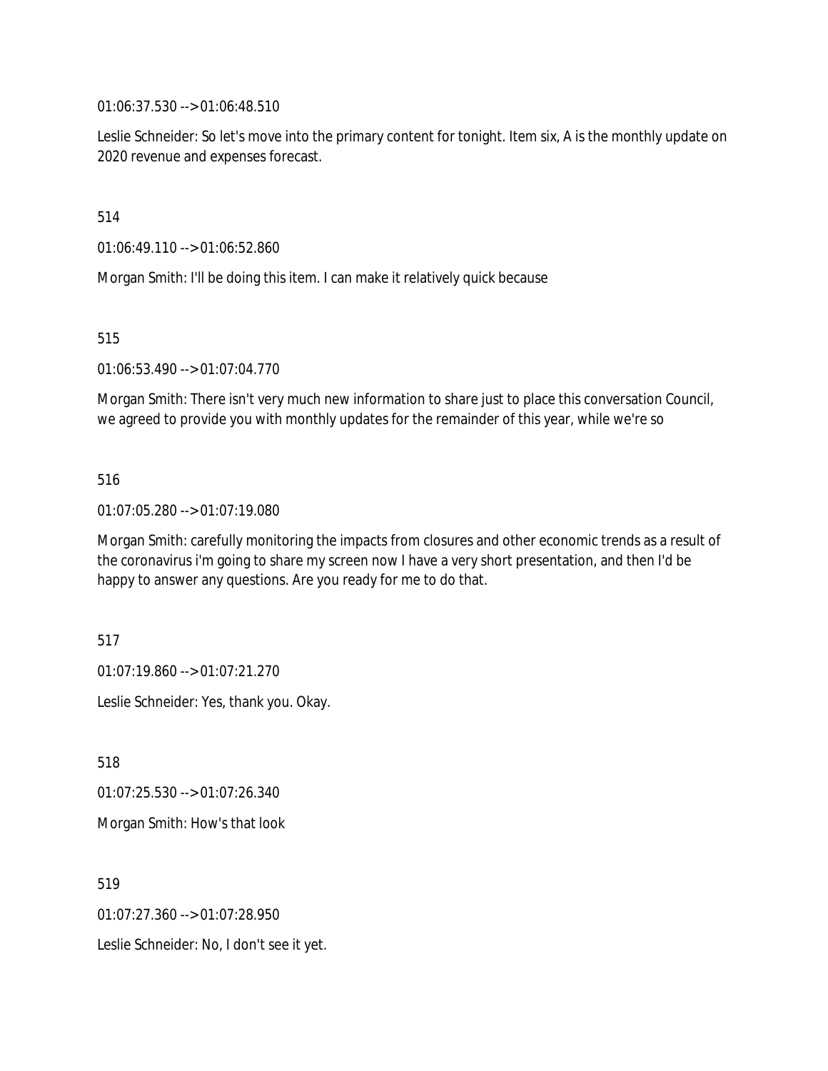01:06:37.530 --> 01:06:48.510

Leslie Schneider: So let's move into the primary content for tonight. Item six, A is the monthly update on 2020 revenue and expenses forecast.

514

01:06:49.110 --> 01:06:52.860

Morgan Smith: I'll be doing this item. I can make it relatively quick because

515

01:06:53.490 --> 01:07:04.770

Morgan Smith: There isn't very much new information to share just to place this conversation Council, we agreed to provide you with monthly updates for the remainder of this year, while we're so

516

01:07:05.280 --> 01:07:19.080

Morgan Smith: carefully monitoring the impacts from closures and other economic trends as a result of the coronavirus i'm going to share my screen now I have a very short presentation, and then I'd be happy to answer any questions. Are you ready for me to do that.

517

01:07:19.860 --> 01:07:21.270

Leslie Schneider: Yes, thank you. Okay.

518

01:07:25.530 --> 01:07:26.340

Morgan Smith: How's that look

519

01:07:27.360 --> 01:07:28.950

Leslie Schneider: No, I don't see it yet.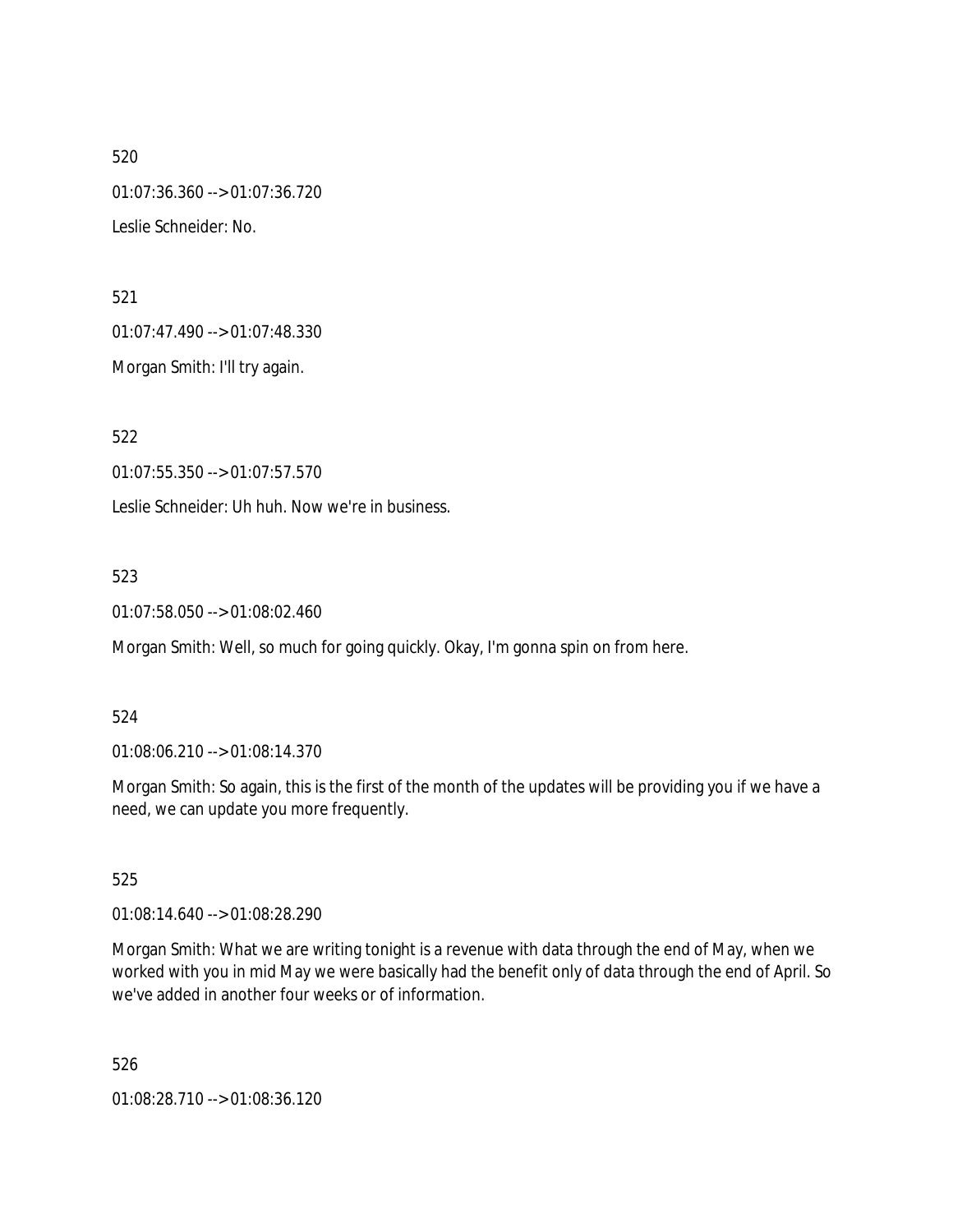520

01:07:36.360 --> 01:07:36.720

Leslie Schneider: No.

521

01:07:47.490 --> 01:07:48.330

Morgan Smith: I'll try again.

522

01:07:55.350 --> 01:07:57.570

Leslie Schneider: Uh huh. Now we're in business.

523

01:07:58.050 --> 01:08:02.460

Morgan Smith: Well, so much for going quickly. Okay, I'm gonna spin on from here.

524

01:08:06.210 --> 01:08:14.370

Morgan Smith: So again, this is the first of the month of the updates will be providing you if we have a need, we can update you more frequently.

525

01:08:14.640 --> 01:08:28.290

Morgan Smith: What we are writing tonight is a revenue with data through the end of May, when we worked with you in mid May we were basically had the benefit only of data through the end of April. So we've added in another four weeks or of information.

526

01:08:28.710 --> 01:08:36.120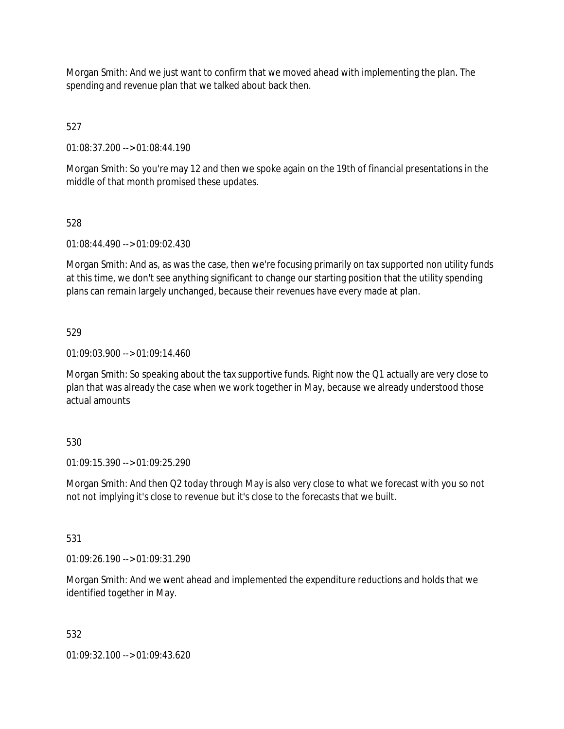Morgan Smith: And we just want to confirm that we moved ahead with implementing the plan. The spending and revenue plan that we talked about back then.

527

01:08:37.200 --> 01:08:44.190

Morgan Smith: So you're may 12 and then we spoke again on the 19th of financial presentations in the middle of that month promised these updates.

528

01:08:44.490 --> 01:09:02.430

Morgan Smith: And as, as was the case, then we're focusing primarily on tax supported non utility funds at this time, we don't see anything significant to change our starting position that the utility spending plans can remain largely unchanged, because their revenues have every made at plan.

529

01:09:03.900 --> 01:09:14.460

Morgan Smith: So speaking about the tax supportive funds. Right now the Q1 actually are very close to plan that was already the case when we work together in May, because we already understood those actual amounts

530

01:09:15.390 --> 01:09:25.290

Morgan Smith: And then Q2 today through May is also very close to what we forecast with you so not not not implying it's close to revenue but it's close to the forecasts that we built.

531

01:09:26.190 --> 01:09:31.290

Morgan Smith: And we went ahead and implemented the expenditure reductions and holds that we identified together in May.

532

01:09:32.100 --> 01:09:43.620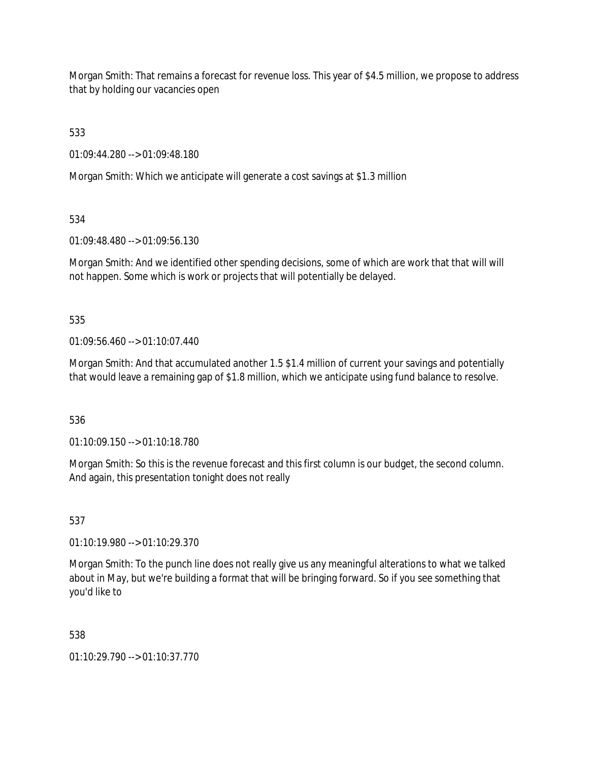Morgan Smith: That remains a forecast for revenue loss. This year of $4.5 million, we propose to address that by holding our vacancies open

533

01:09:44.280 --> 01:09:48.180

Morgan Smith: Which we anticipate will generate a cost savings at $1.3 million

534

01:09:48.480 --> 01:09:56.130

Morgan Smith: And we identified other spending decisions, some of which are work that that will will not happen. Some which is work or projects that will potentially be delayed.

535

01:09:56.460 --> 01:10:07.440

Morgan Smith: And that accumulated another 1.5 $1.4 million of current your savings and potentially that would leave a remaining gap of $1.8 million, which we anticipate using fund balance to resolve.

536

01:10:09.150 --> 01:10:18.780

Morgan Smith: So this is the revenue forecast and this first column is our budget, the second column. And again, this presentation tonight does not really

537

01:10:19.980 --> 01:10:29.370

Morgan Smith: To the punch line does not really give us any meaningful alterations to what we talked about in May, but we're building a format that will be bringing forward. So if you see something that you'd like to

538

01:10:29.790 --> 01:10:37.770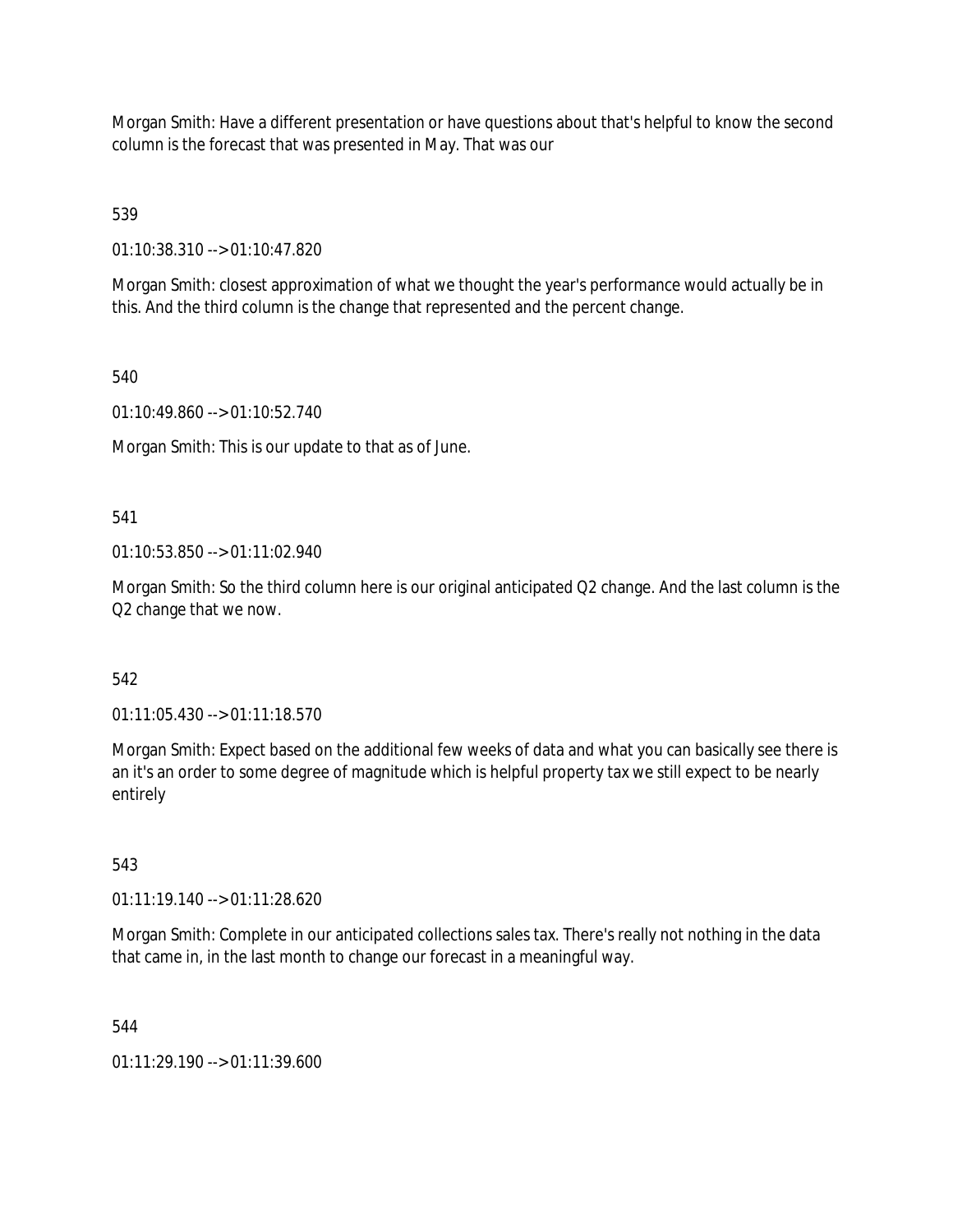Morgan Smith: Have a different presentation or have questions about that's helpful to know the second column is the forecast that was presented in May. That was our

539

01:10:38.310 --> 01:10:47.820

Morgan Smith: closest approximation of what we thought the year's performance would actually be in this. And the third column is the change that represented and the percent change.

540

01:10:49.860 --> 01:10:52.740

Morgan Smith: This is our update to that as of June.

541

01:10:53.850 --> 01:11:02.940

Morgan Smith: So the third column here is our original anticipated Q2 change. And the last column is the Q2 change that we now.

542

01:11:05.430 --> 01:11:18.570

Morgan Smith: Expect based on the additional few weeks of data and what you can basically see there is an it's an order to some degree of magnitude which is helpful property tax we still expect to be nearly entirely

543

01:11:19.140 --> 01:11:28.620

Morgan Smith: Complete in our anticipated collections sales tax. There's really not nothing in the data that came in, in the last month to change our forecast in a meaningful way.

544

01:11:29.190 --> 01:11:39.600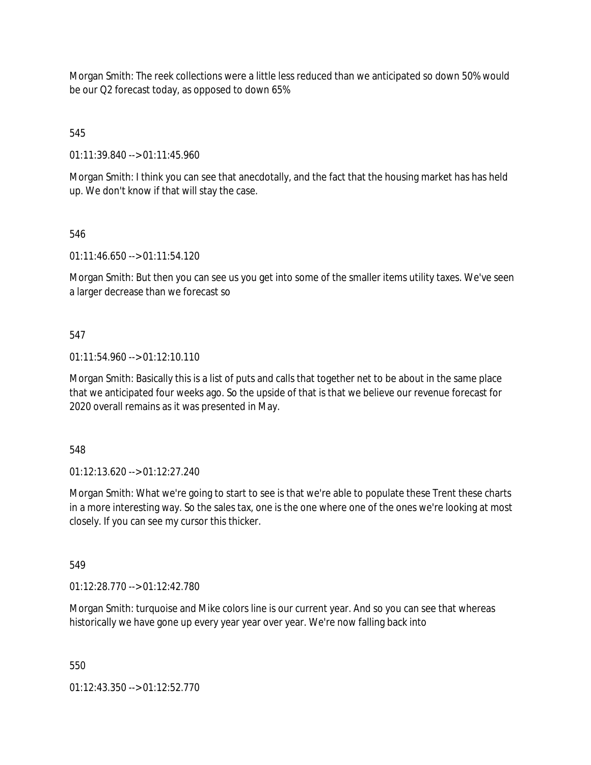Morgan Smith: The reek collections were a little less reduced than we anticipated so down 50% would be our Q2 forecast today, as opposed to down 65%

545

01:11:39.840 --> 01:11:45.960

Morgan Smith: I think you can see that anecdotally, and the fact that the housing market has has held up. We don't know if that will stay the case.

546

01:11:46.650 --> 01:11:54.120

Morgan Smith: But then you can see us you get into some of the smaller items utility taxes. We've seen a larger decrease than we forecast so

547

01:11:54.960 --> 01:12:10.110

Morgan Smith: Basically this is a list of puts and calls that together net to be about in the same place that we anticipated four weeks ago. So the upside of that is that we believe our revenue forecast for 2020 overall remains as it was presented in May.

548

01:12:13.620 --> 01:12:27.240

Morgan Smith: What we're going to start to see is that we're able to populate these Trent these charts in a more interesting way. So the sales tax, one is the one where one of the ones we're looking at most closely. If you can see my cursor this thicker.

549

01:12:28.770 --> 01:12:42.780

Morgan Smith: turquoise and Mike colors line is our current year. And so you can see that whereas historically we have gone up every year year over year. We're now falling back into

550

01:12:43.350 --> 01:12:52.770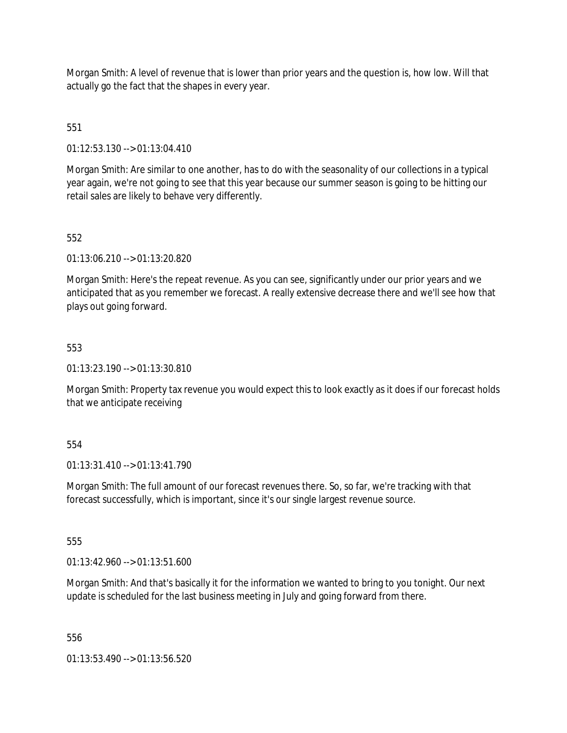Morgan Smith: A level of revenue that is lower than prior years and the question is, how low. Will that actually go the fact that the shapes in every year.

551

01:12:53.130 --> 01:13:04.410

Morgan Smith: Are similar to one another, has to do with the seasonality of our collections in a typical year again, we're not going to see that this year because our summer season is going to be hitting our retail sales are likely to behave very differently.

552

01:13:06.210 --> 01:13:20.820

Morgan Smith: Here's the repeat revenue. As you can see, significantly under our prior years and we anticipated that as you remember we forecast. A really extensive decrease there and we'll see how that plays out going forward.

553

01:13:23.190 --> 01:13:30.810

Morgan Smith: Property tax revenue you would expect this to look exactly as it does if our forecast holds that we anticipate receiving

554

01:13:31.410 --> 01:13:41.790

Morgan Smith: The full amount of our forecast revenues there. So, so far, we're tracking with that forecast successfully, which is important, since it's our single largest revenue source.

555

01:13:42.960 --> 01:13:51.600

Morgan Smith: And that's basically it for the information we wanted to bring to you tonight. Our next update is scheduled for the last business meeting in July and going forward from there.

556

01:13:53.490 --> 01:13:56.520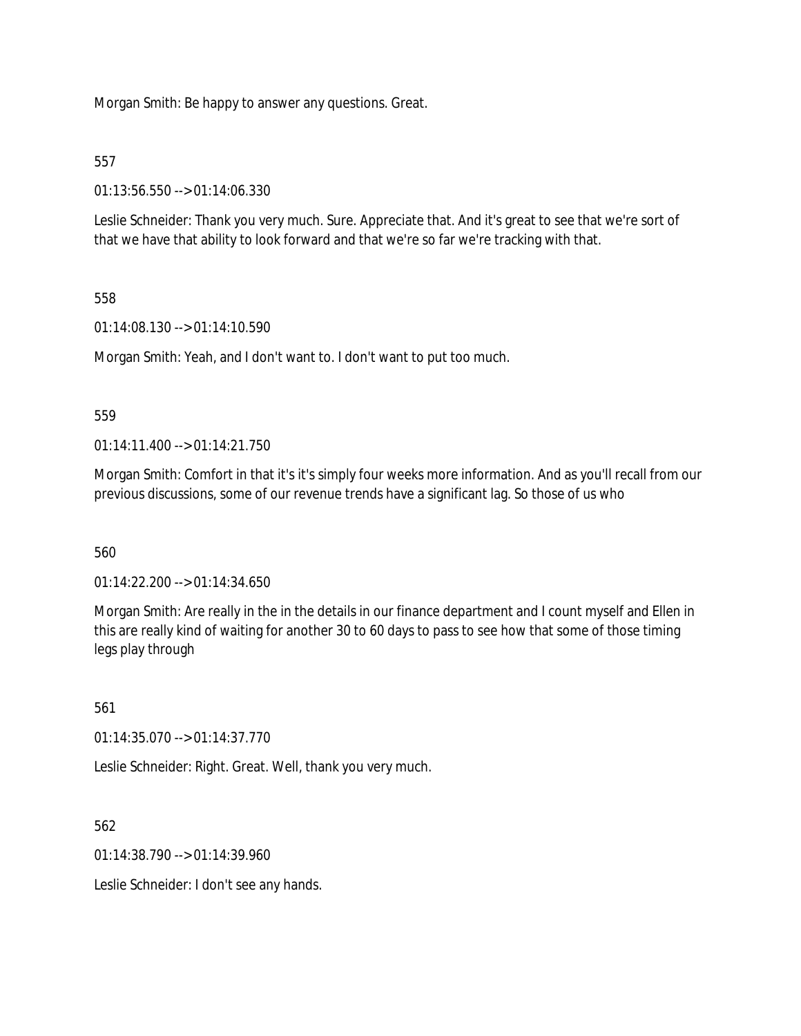Morgan Smith: Be happy to answer any questions. Great.

557

01:13:56.550 --> 01:14:06.330

Leslie Schneider: Thank you very much. Sure. Appreciate that. And it's great to see that we're sort of that we have that ability to look forward and that we're so far we're tracking with that.

558

01:14:08.130 --> 01:14:10.590

Morgan Smith: Yeah, and I don't want to. I don't want to put too much.

559

01:14:11.400 --> 01:14:21.750

Morgan Smith: Comfort in that it's it's simply four weeks more information. And as you'll recall from our previous discussions, some of our revenue trends have a significant lag. So those of us who

560

01:14:22.200 --> 01:14:34.650

Morgan Smith: Are really in the in the details in our finance department and I count myself and Ellen in this are really kind of waiting for another 30 to 60 days to pass to see how that some of those timing legs play through

561

01:14:35.070 --> 01:14:37.770

Leslie Schneider: Right. Great. Well, thank you very much.

562

01:14:38.790 --> 01:14:39.960

Leslie Schneider: I don't see any hands.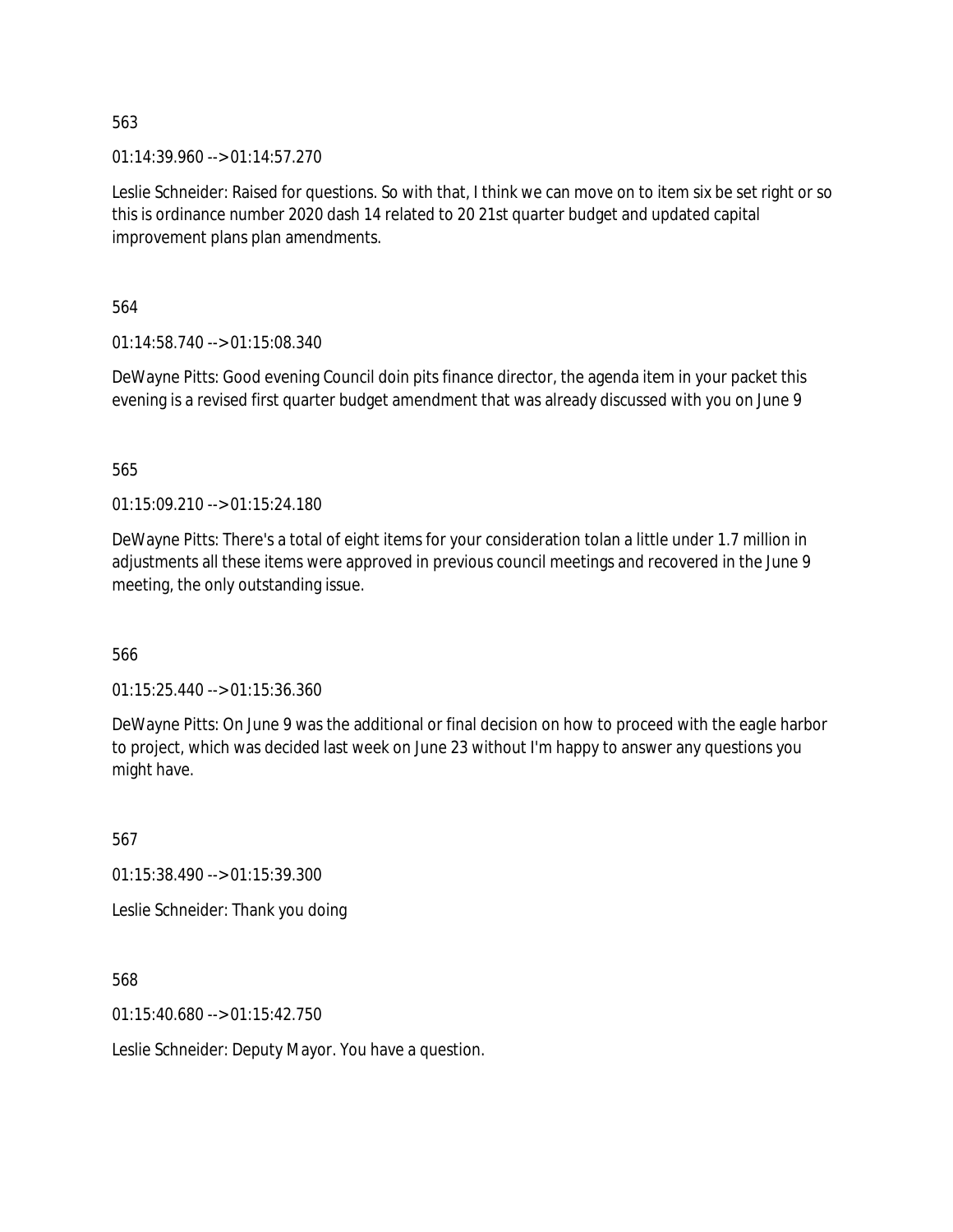563

01:14:39.960 --> 01:14:57.270

Leslie Schneider: Raised for questions. So with that, I think we can move on to item six be set right or so this is ordinance number 2020 dash 14 related to 20 21st quarter budget and updated capital improvement plans plan amendments.

564

01:14:58.740 --> 01:15:08.340

DeWayne Pitts: Good evening Council doin pits finance director, the agenda item in your packet this evening is a revised first quarter budget amendment that was already discussed with you on June 9

565

01:15:09.210 --> 01:15:24.180

DeWayne Pitts: There's a total of eight items for your consideration tolan a little under 1.7 million in adjustments all these items were approved in previous council meetings and recovered in the June 9 meeting, the only outstanding issue.

566

01:15:25.440 --> 01:15:36.360

DeWayne Pitts: On June 9 was the additional or final decision on how to proceed with the eagle harbor to project, which was decided last week on June 23 without I'm happy to answer any questions you might have.

567

01:15:38.490 --> 01:15:39.300

Leslie Schneider: Thank you doing

568

01:15:40.680 --> 01:15:42.750

Leslie Schneider: Deputy Mayor. You have a question.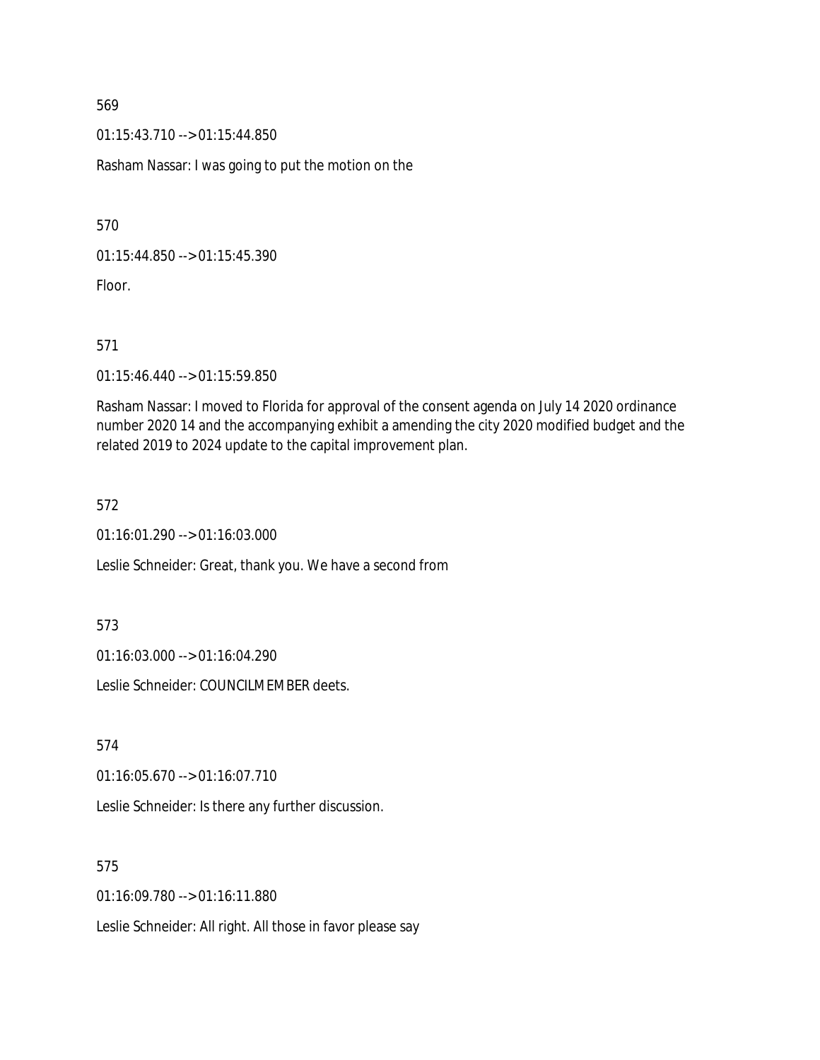569

01:15:43.710 --> 01:15:44.850

Rasham Nassar: I was going to put the motion on the

570

01:15:44.850 --> 01:15:45.390

Floor.

571

01:15:46.440 --> 01:15:59.850

Rasham Nassar: I moved to Florida for approval of the consent agenda on July 14 2020 ordinance number 2020 14 and the accompanying exhibit a amending the city 2020 modified budget and the related 2019 to 2024 update to the capital improvement plan.

572

01:16:01.290 --> 01:16:03.000

Leslie Schneider: Great, thank you. We have a second from

573

01:16:03.000 --> 01:16:04.290

Leslie Schneider: COUNCILMEMBER deets.

574

01:16:05.670 --> 01:16:07.710

Leslie Schneider: Is there any further discussion.

575

01:16:09.780 --> 01:16:11.880

Leslie Schneider: All right. All those in favor please say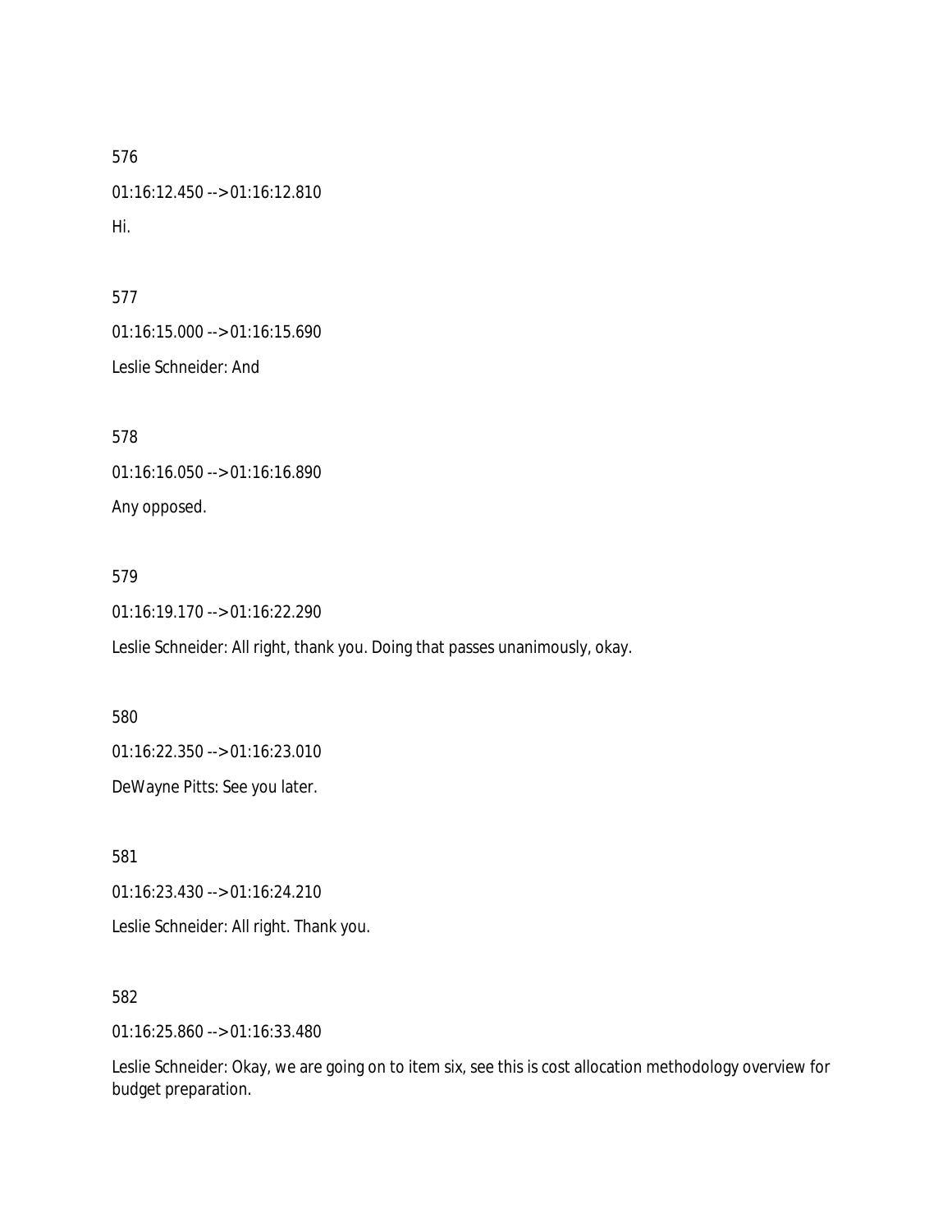576

01:16:12.450 --> 01:16:12.810

Hi.

577

01:16:15.000 --> 01:16:15.690

Leslie Schneider: And

578

01:16:16.050 --> 01:16:16.890

Any opposed.

579

01:16:19.170 --> 01:16:22.290

Leslie Schneider: All right, thank you. Doing that passes unanimously, okay.

580

01:16:22.350 --> 01:16:23.010

DeWayne Pitts: See you later.

581

01:16:23.430 --> 01:16:24.210

Leslie Schneider: All right. Thank you.

582

01:16:25.860 --> 01:16:33.480

Leslie Schneider: Okay, we are going on to item six, see this is cost allocation methodology overview for budget preparation.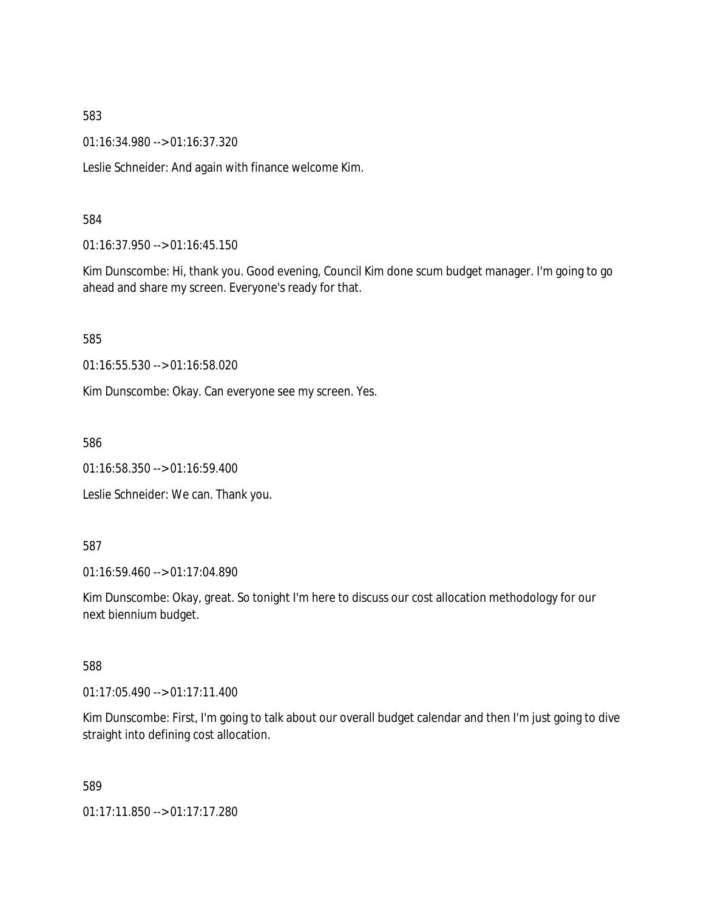583

01:16:34.980 --> 01:16:37.320

Leslie Schneider: And again with finance welcome Kim.

584

01:16:37.950 --> 01:16:45.150

Kim Dunscombe: Hi, thank you. Good evening, Council Kim done scum budget manager. I'm going to go ahead and share my screen. Everyone's ready for that.

585

01:16:55.530 --> 01:16:58.020

Kim Dunscombe: Okay. Can everyone see my screen. Yes.

586

01:16:58.350 --> 01:16:59.400

Leslie Schneider: We can. Thank you.

587

01:16:59.460 --> 01:17:04.890

Kim Dunscombe: Okay, great. So tonight I'm here to discuss our cost allocation methodology for our next biennium budget.

588

01:17:05.490 --> 01:17:11.400

Kim Dunscombe: First, I'm going to talk about our overall budget calendar and then I'm just going to dive straight into defining cost allocation.

589

01:17:11.850 --> 01:17:17.280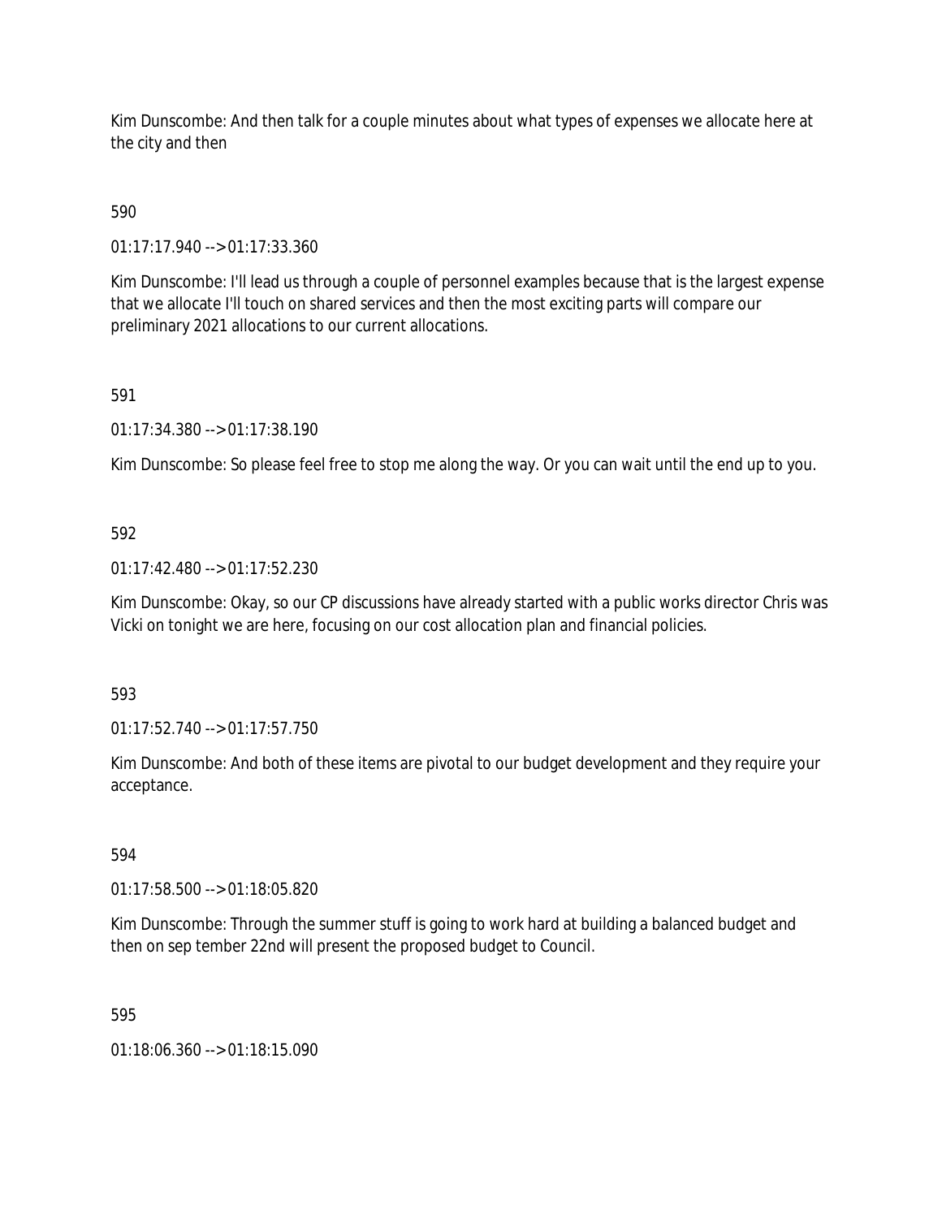Kim Dunscombe: And then talk for a couple minutes about what types of expenses we allocate here at the city and then

590

01:17:17.940 --> 01:17:33.360

Kim Dunscombe: I'll lead us through a couple of personnel examples because that is the largest expense that we allocate I'll touch on shared services and then the most exciting parts will compare our preliminary 2021 allocations to our current allocations.

591

01:17:34.380 --> 01:17:38.190

Kim Dunscombe: So please feel free to stop me along the way. Or you can wait until the end up to you.

592

01:17:42.480 --> 01:17:52.230

Kim Dunscombe: Okay, so our CP discussions have already started with a public works director Chris was Vicki on tonight we are here, focusing on our cost allocation plan and financial policies.

593

01:17:52.740 --> 01:17:57.750

Kim Dunscombe: And both of these items are pivotal to our budget development and they require your acceptance.

594

01:17:58.500 --> 01:18:05.820

Kim Dunscombe: Through the summer stuff is going to work hard at building a balanced budget and then on sep tember 22nd will present the proposed budget to Council.

595

01:18:06.360 --> 01:18:15.090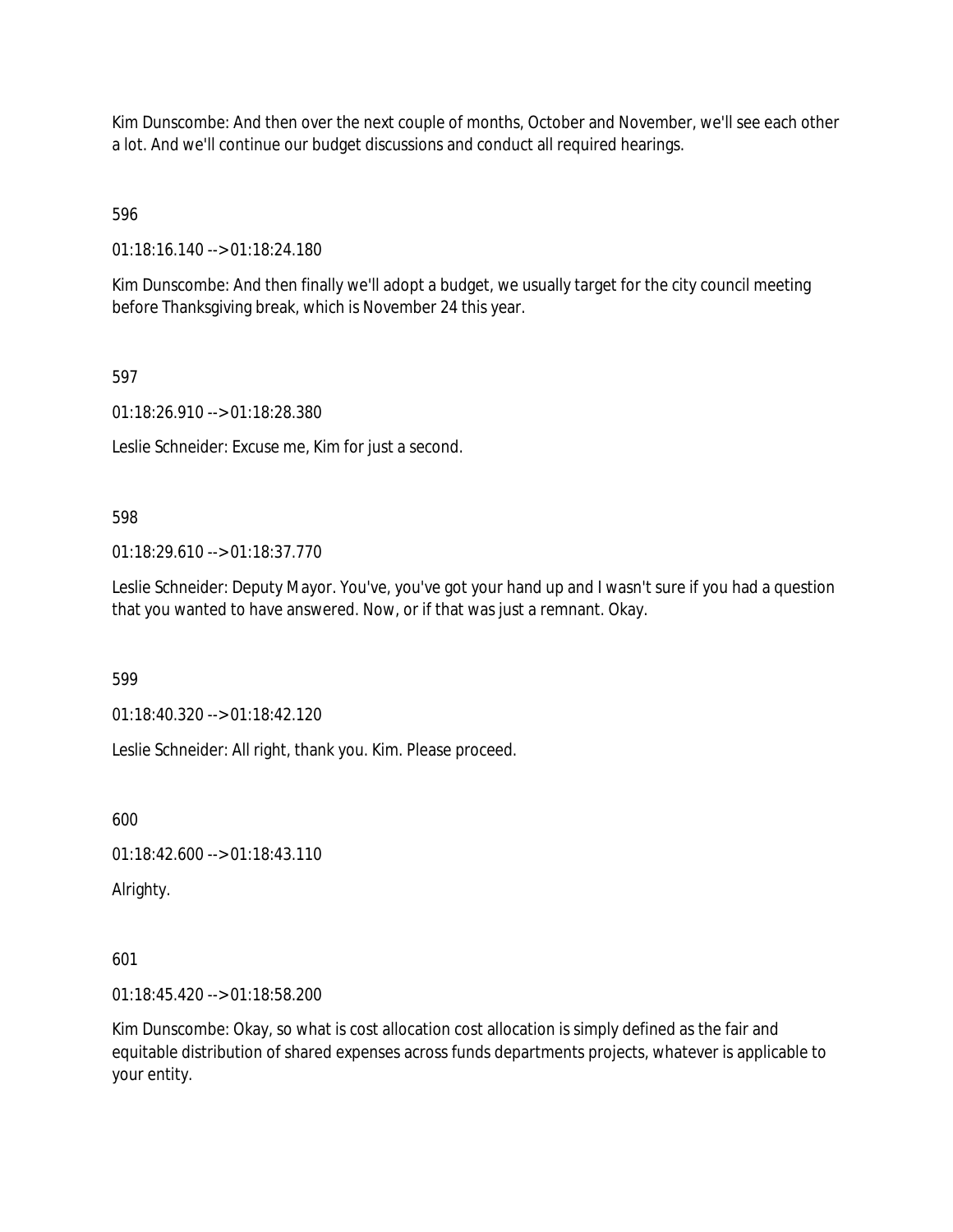Kim Dunscombe: And then over the next couple of months, October and November, we'll see each other a lot. And we'll continue our budget discussions and conduct all required hearings.

596

01:18:16.140 --> 01:18:24.180

Kim Dunscombe: And then finally we'll adopt a budget, we usually target for the city council meeting before Thanksgiving break, which is November 24 this year.

597

01:18:26.910 --> 01:18:28.380

Leslie Schneider: Excuse me, Kim for just a second.

598

01:18:29.610 --> 01:18:37.770

Leslie Schneider: Deputy Mayor. You've, you've got your hand up and I wasn't sure if you had a question that you wanted to have answered. Now, or if that was just a remnant. Okay.

599

01:18:40.320 --> 01:18:42.120

Leslie Schneider: All right, thank you. Kim. Please proceed.

600

01:18:42.600 --> 01:18:43.110

Alrighty.

601

01:18:45.420 --> 01:18:58.200

Kim Dunscombe: Okay, so what is cost allocation cost allocation is simply defined as the fair and equitable distribution of shared expenses across funds departments projects, whatever is applicable to your entity.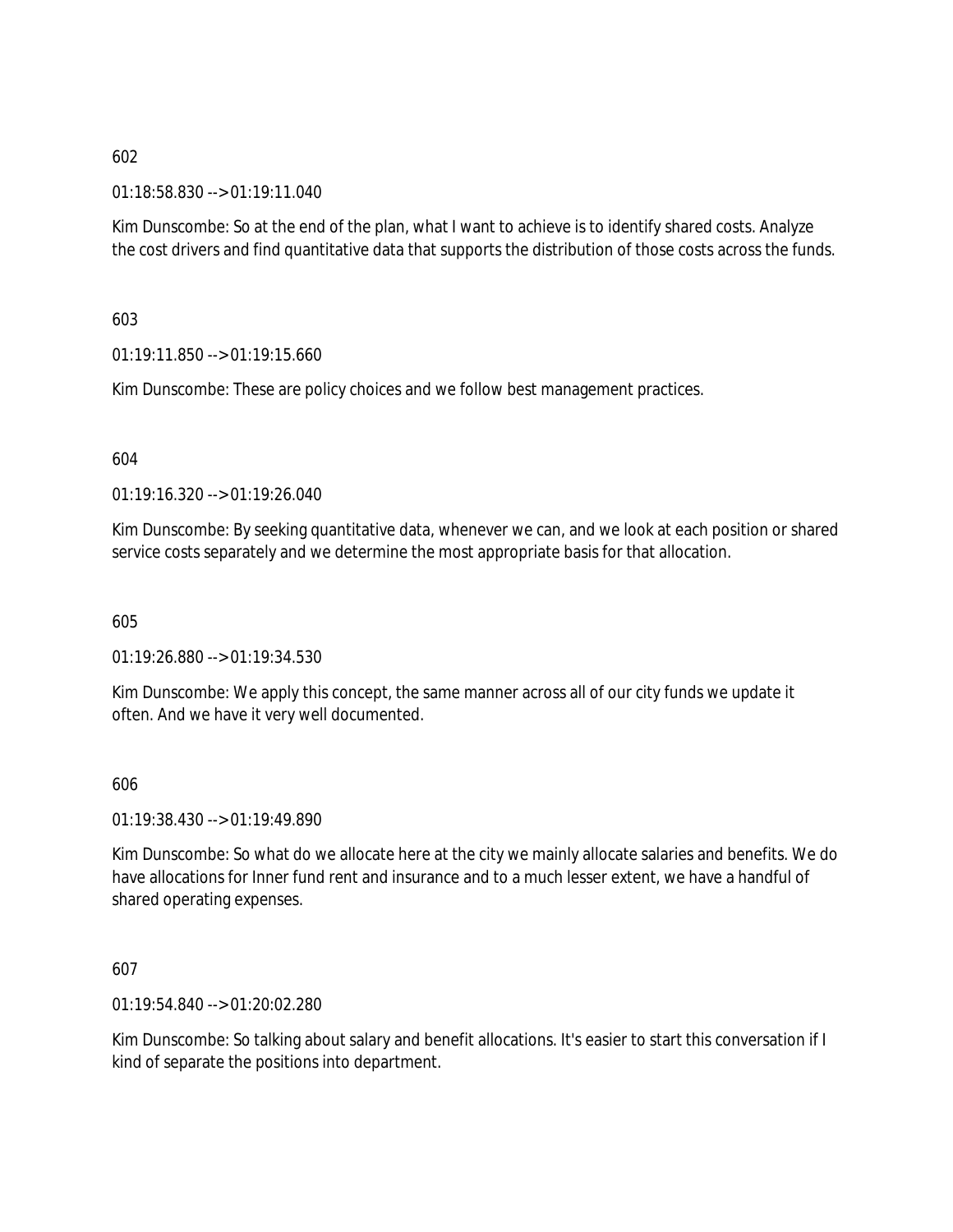602

01:18:58.830 --> 01:19:11.040

Kim Dunscombe: So at the end of the plan, what I want to achieve is to identify shared costs. Analyze the cost drivers and find quantitative data that supports the distribution of those costs across the funds.

603

01:19:11.850 --> 01:19:15.660

Kim Dunscombe: These are policy choices and we follow best management practices.

604

01:19:16.320 --> 01:19:26.040

Kim Dunscombe: By seeking quantitative data, whenever we can, and we look at each position or shared service costs separately and we determine the most appropriate basis for that allocation.

605

01:19:26.880 --> 01:19:34.530

Kim Dunscombe: We apply this concept, the same manner across all of our city funds we update it often. And we have it very well documented.

606

01:19:38.430 --> 01:19:49.890

Kim Dunscombe: So what do we allocate here at the city we mainly allocate salaries and benefits. We do have allocations for Inner fund rent and insurance and to a much lesser extent, we have a handful of shared operating expenses.

607

01:19:54.840 --> 01:20:02.280

Kim Dunscombe: So talking about salary and benefit allocations. It's easier to start this conversation if I kind of separate the positions into department.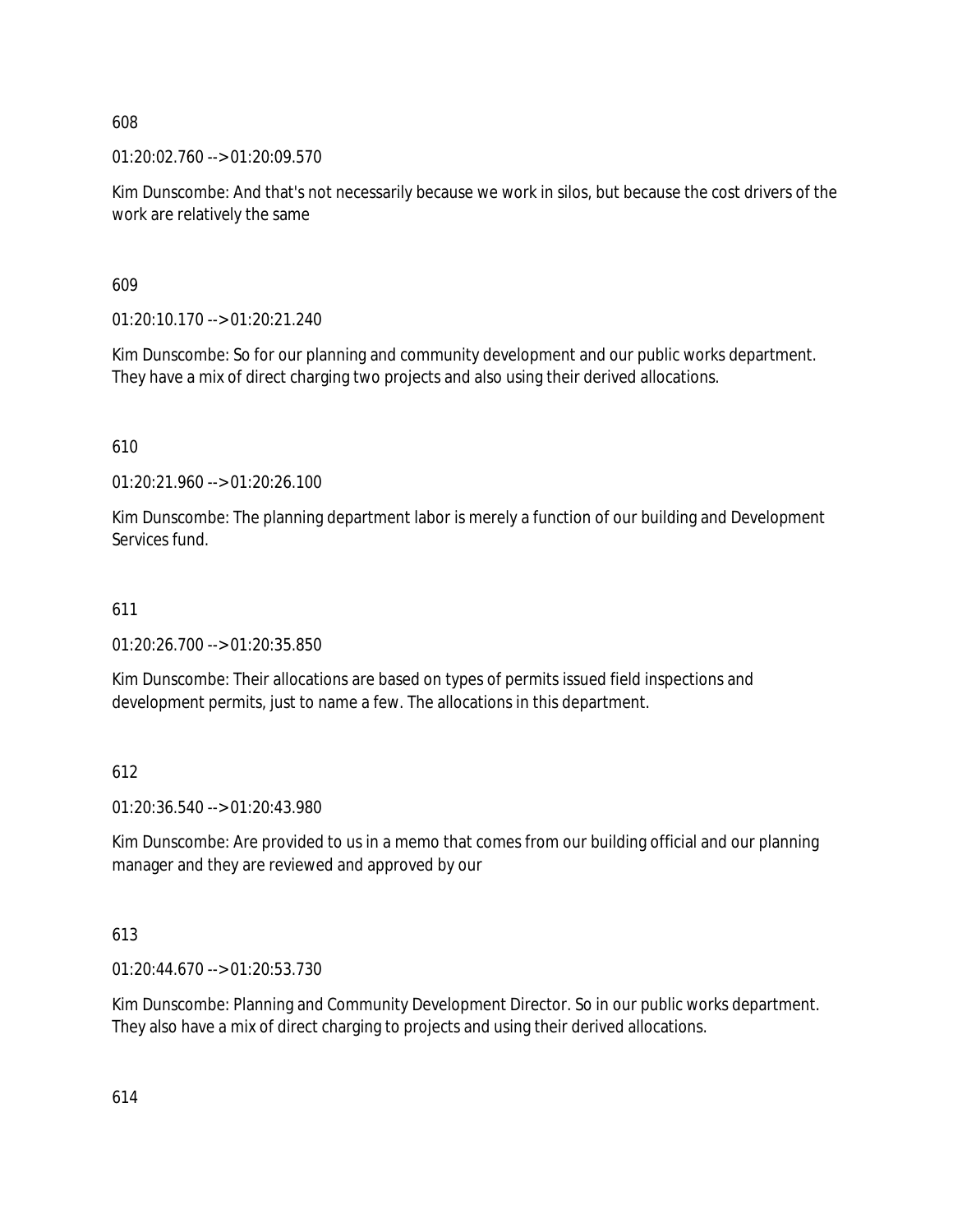608

01:20:02.760 --> 01:20:09.570

Kim Dunscombe: And that's not necessarily because we work in silos, but because the cost drivers of the work are relatively the same

609

01:20:10.170 --> 01:20:21.240

Kim Dunscombe: So for our planning and community development and our public works department. They have a mix of direct charging two projects and also using their derived allocations.

610

01:20:21.960 --> 01:20:26.100

Kim Dunscombe: The planning department labor is merely a function of our building and Development Services fund.

611

01:20:26.700 --> 01:20:35.850

Kim Dunscombe: Their allocations are based on types of permits issued field inspections and development permits, just to name a few. The allocations in this department.

612

01:20:36.540 --> 01:20:43.980

Kim Dunscombe: Are provided to us in a memo that comes from our building official and our planning manager and they are reviewed and approved by our

613

01:20:44.670 --> 01:20:53.730

Kim Dunscombe: Planning and Community Development Director. So in our public works department. They also have a mix of direct charging to projects and using their derived allocations.

614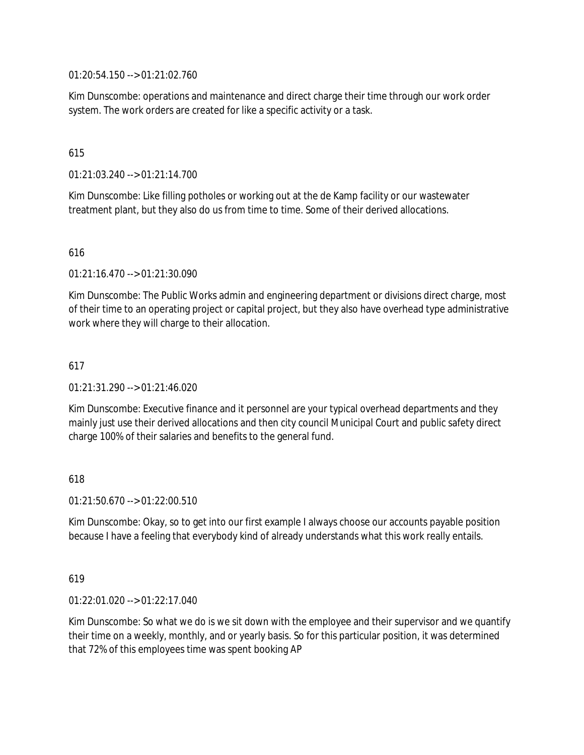01:20:54.150 --> 01:21:02.760

Kim Dunscombe: operations and maintenance and direct charge their time through our work order system. The work orders are created for like a specific activity or a task.

615

01:21:03.240 --> 01:21:14.700

Kim Dunscombe: Like filling potholes or working out at the de Kamp facility or our wastewater treatment plant, but they also do us from time to time. Some of their derived allocations.

616

01:21:16.470 --> 01:21:30.090

Kim Dunscombe: The Public Works admin and engineering department or divisions direct charge, most of their time to an operating project or capital project, but they also have overhead type administrative work where they will charge to their allocation.

617

01:21:31.290 --> 01:21:46.020

Kim Dunscombe: Executive finance and it personnel are your typical overhead departments and they mainly just use their derived allocations and then city council Municipal Court and public safety direct charge 100% of their salaries and benefits to the general fund.

618

01:21:50.670 --> 01:22:00.510

Kim Dunscombe: Okay, so to get into our first example I always choose our accounts payable position because I have a feeling that everybody kind of already understands what this work really entails.

619

01:22:01.020 --> 01:22:17.040

Kim Dunscombe: So what we do is we sit down with the employee and their supervisor and we quantify their time on a weekly, monthly, and or yearly basis. So for this particular position, it was determined that 72% of this employees time was spent booking AP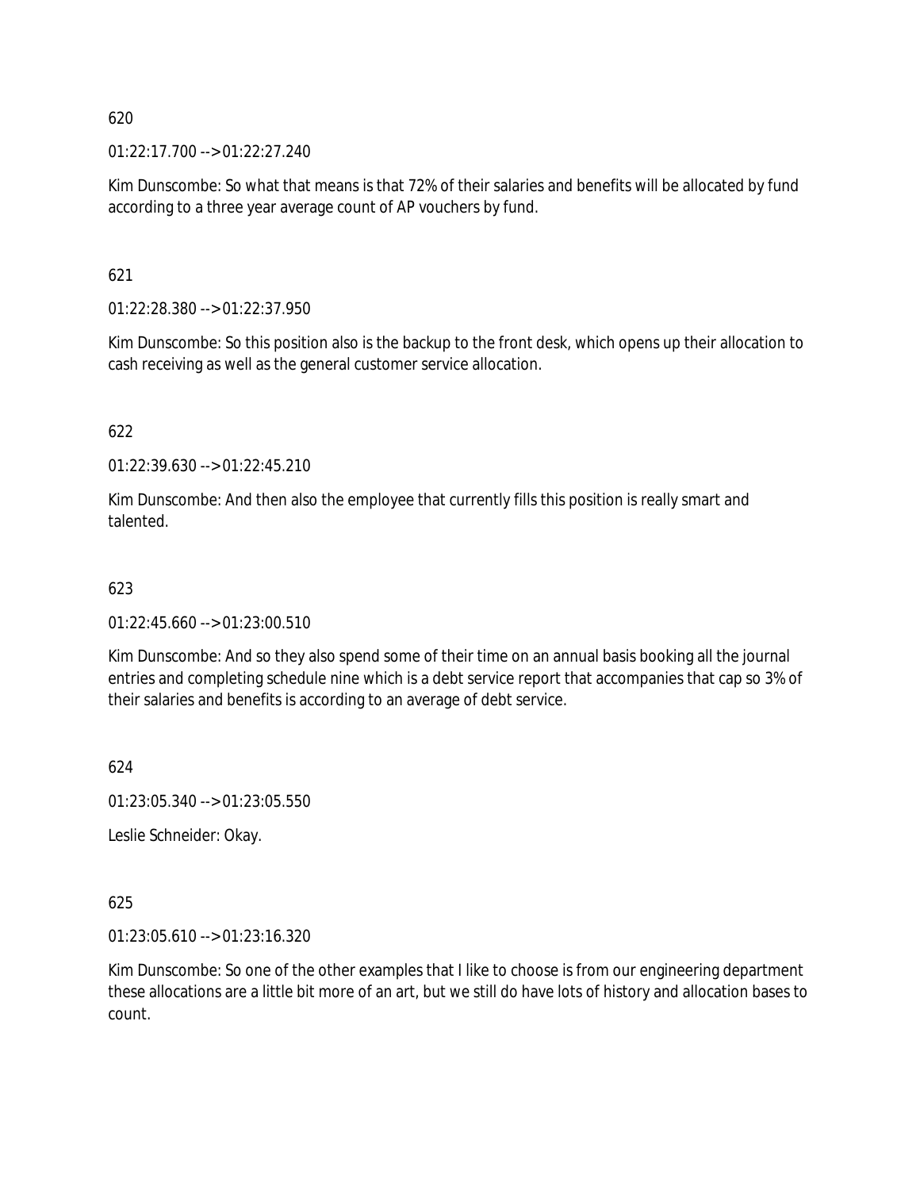620

01:22:17.700 --> 01:22:27.240

Kim Dunscombe: So what that means is that 72% of their salaries and benefits will be allocated by fund according to a three year average count of AP vouchers by fund.

621

01:22:28.380 --> 01:22:37.950

Kim Dunscombe: So this position also is the backup to the front desk, which opens up their allocation to cash receiving as well as the general customer service allocation.

622

01:22:39.630 --> 01:22:45.210

Kim Dunscombe: And then also the employee that currently fills this position is really smart and talented.

623

01:22:45.660 --> 01:23:00.510

Kim Dunscombe: And so they also spend some of their time on an annual basis booking all the journal entries and completing schedule nine which is a debt service report that accompanies that cap so 3% of their salaries and benefits is according to an average of debt service.

624

01:23:05.340 --> 01:23:05.550

Leslie Schneider: Okay.

625

01:23:05.610 --> 01:23:16.320

Kim Dunscombe: So one of the other examples that I like to choose is from our engineering department these allocations are a little bit more of an art, but we still do have lots of history and allocation bases to count.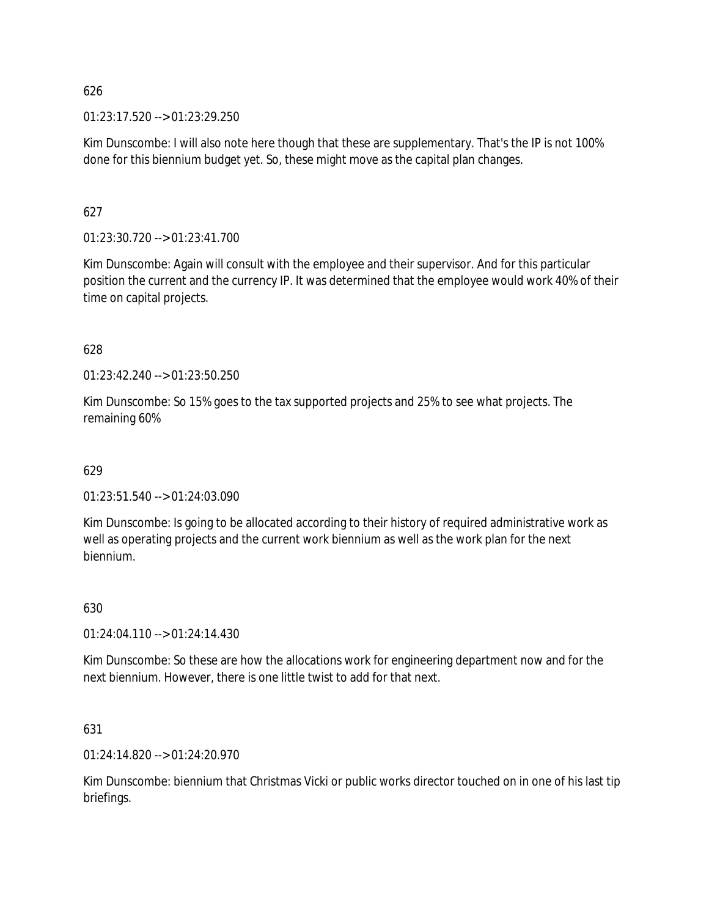626

01:23:17.520 --> 01:23:29.250

Kim Dunscombe: I will also note here though that these are supplementary. That's the IP is not 100% done for this biennium budget yet. So, these might move as the capital plan changes.

627

01:23:30.720 --> 01:23:41.700

Kim Dunscombe: Again will consult with the employee and their supervisor. And for this particular position the current and the currency IP. It was determined that the employee would work 40% of their time on capital projects.

628

01:23:42.240 --> 01:23:50.250

Kim Dunscombe: So 15% goes to the tax supported projects and 25% to see what projects. The remaining 60%

629

01:23:51.540 --> 01:24:03.090

Kim Dunscombe: Is going to be allocated according to their history of required administrative work as well as operating projects and the current work biennium as well as the work plan for the next biennium.

630

01:24:04.110 --> 01:24:14.430

Kim Dunscombe: So these are how the allocations work for engineering department now and for the next biennium. However, there is one little twist to add for that next.

631

01:24:14.820 --> 01:24:20.970

Kim Dunscombe: biennium that Christmas Vicki or public works director touched on in one of his last tip briefings.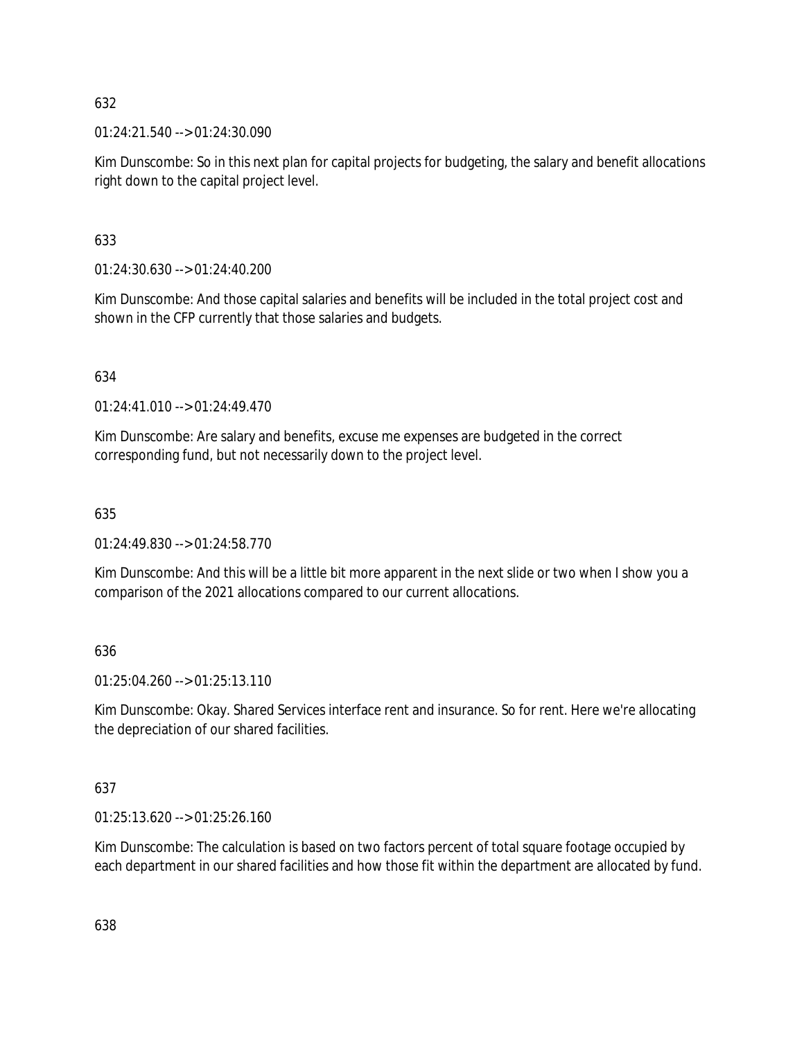632

01:24:21.540 --> 01:24:30.090

Kim Dunscombe: So in this next plan for capital projects for budgeting, the salary and benefit allocations right down to the capital project level.

633

01:24:30.630 --> 01:24:40.200

Kim Dunscombe: And those capital salaries and benefits will be included in the total project cost and shown in the CFP currently that those salaries and budgets.

634

01:24:41.010 --> 01:24:49.470

Kim Dunscombe: Are salary and benefits, excuse me expenses are budgeted in the correct corresponding fund, but not necessarily down to the project level.

635

01:24:49.830 --> 01:24:58.770

Kim Dunscombe: And this will be a little bit more apparent in the next slide or two when I show you a comparison of the 2021 allocations compared to our current allocations.

636

01:25:04.260 --> 01:25:13.110

Kim Dunscombe: Okay. Shared Services interface rent and insurance. So for rent. Here we're allocating the depreciation of our shared facilities.

637

01:25:13.620 --> 01:25:26.160

Kim Dunscombe: The calculation is based on two factors percent of total square footage occupied by each department in our shared facilities and how those fit within the department are allocated by fund.

638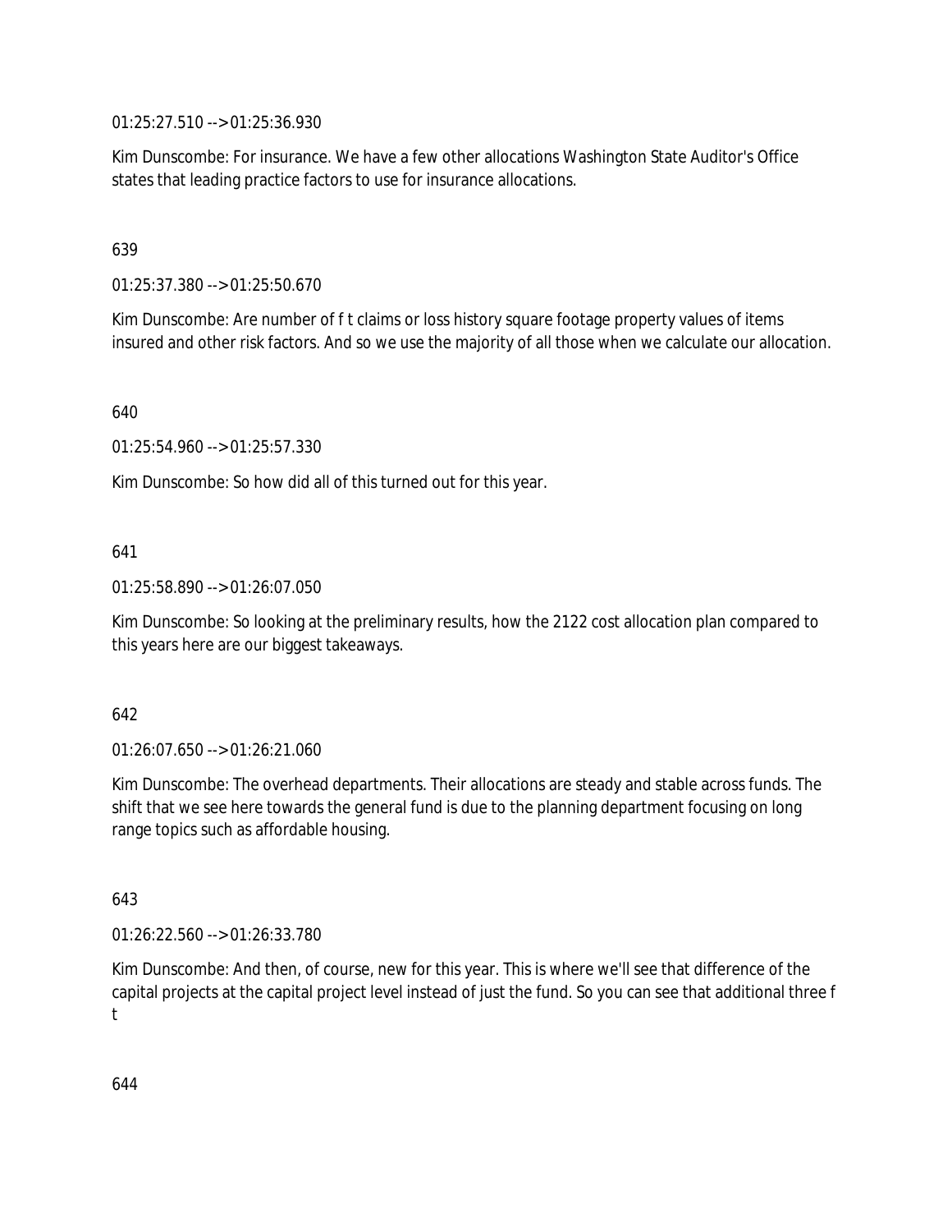01:25:27.510 --> 01:25:36.930

Kim Dunscombe: For insurance. We have a few other allocations Washington State Auditor's Office states that leading practice factors to use for insurance allocations.

639

01:25:37.380 --> 01:25:50.670

Kim Dunscombe: Are number of f t claims or loss history square footage property values of items insured and other risk factors. And so we use the majority of all those when we calculate our allocation.

640

01:25:54.960 --> 01:25:57.330

Kim Dunscombe: So how did all of this turned out for this year.

641

01:25:58.890 --> 01:26:07.050

Kim Dunscombe: So looking at the preliminary results, how the 2122 cost allocation plan compared to this years here are our biggest takeaways.

642

01:26:07.650 --> 01:26:21.060

Kim Dunscombe: The overhead departments. Their allocations are steady and stable across funds. The shift that we see here towards the general fund is due to the planning department focusing on long range topics such as affordable housing.

643

01:26:22.560 --> 01:26:33.780

Kim Dunscombe: And then, of course, new for this year. This is where we'll see that difference of the capital projects at the capital project level instead of just the fund. So you can see that additional three f t

644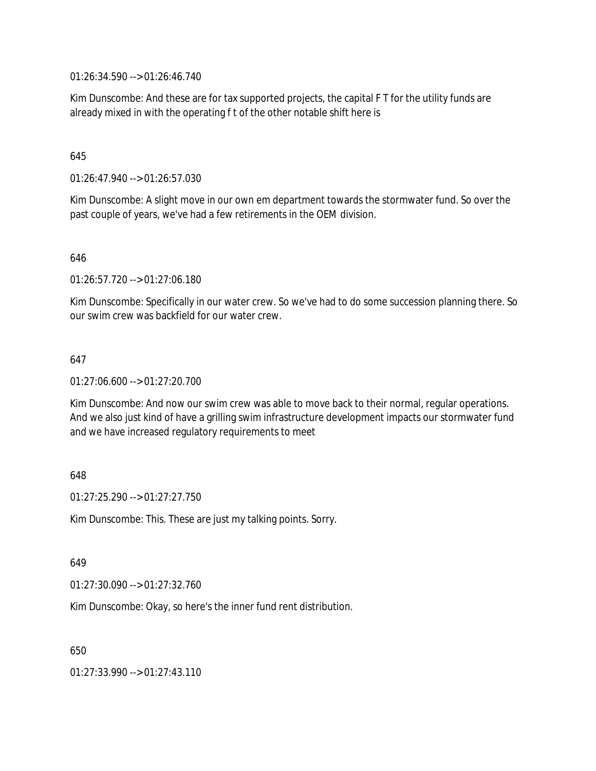01:26:34.590 --> 01:26:46.740

Kim Dunscombe: And these are for tax supported projects, the capital F T for the utility funds are already mixed in with the operating f t of the other notable shift here is

645

01:26:47.940 --> 01:26:57.030

Kim Dunscombe: A slight move in our own em department towards the stormwater fund. So over the past couple of years, we've had a few retirements in the OEM division.

646

01:26:57.720 --> 01:27:06.180

Kim Dunscombe: Specifically in our water crew. So we've had to do some succession planning there. So our swim crew was backfield for our water crew.

647

01:27:06.600 --> 01:27:20.700

Kim Dunscombe: And now our swim crew was able to move back to their normal, regular operations. And we also just kind of have a grilling swim infrastructure development impacts our stormwater fund and we have increased regulatory requirements to meet

648

01:27:25.290 --> 01:27:27.750

Kim Dunscombe: This. These are just my talking points. Sorry.

649

01:27:30.090 --> 01:27:32.760

Kim Dunscombe: Okay, so here's the inner fund rent distribution.

650

01:27:33.990 --> 01:27:43.110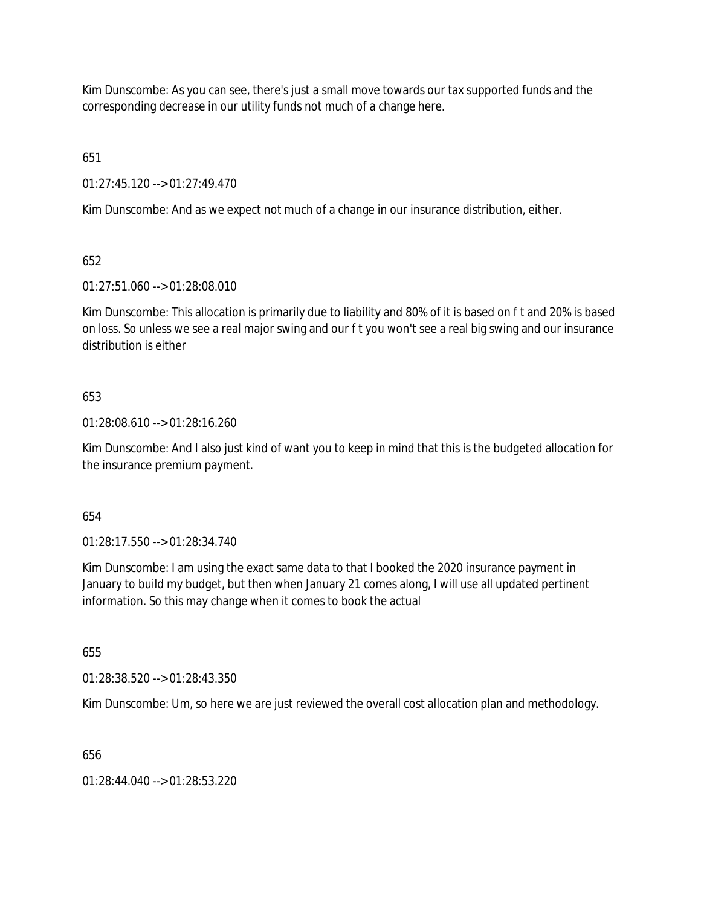Kim Dunscombe: As you can see, there's just a small move towards our tax supported funds and the corresponding decrease in our utility funds not much of a change here.

651

01:27:45.120 --> 01:27:49.470

Kim Dunscombe: And as we expect not much of a change in our insurance distribution, either.

652

01:27:51.060 --> 01:28:08.010

Kim Dunscombe: This allocation is primarily due to liability and 80% of it is based on f t and 20% is based on loss. So unless we see a real major swing and our f t you won't see a real big swing and our insurance distribution is either

653

01:28:08.610 --> 01:28:16.260

Kim Dunscombe: And I also just kind of want you to keep in mind that this is the budgeted allocation for the insurance premium payment.

654

01:28:17.550 --> 01:28:34.740

Kim Dunscombe: I am using the exact same data to that I booked the 2020 insurance payment in January to build my budget, but then when January 21 comes along, I will use all updated pertinent information. So this may change when it comes to book the actual

655

01:28:38.520 --> 01:28:43.350

Kim Dunscombe: Um, so here we are just reviewed the overall cost allocation plan and methodology.

656

01:28:44.040 --> 01:28:53.220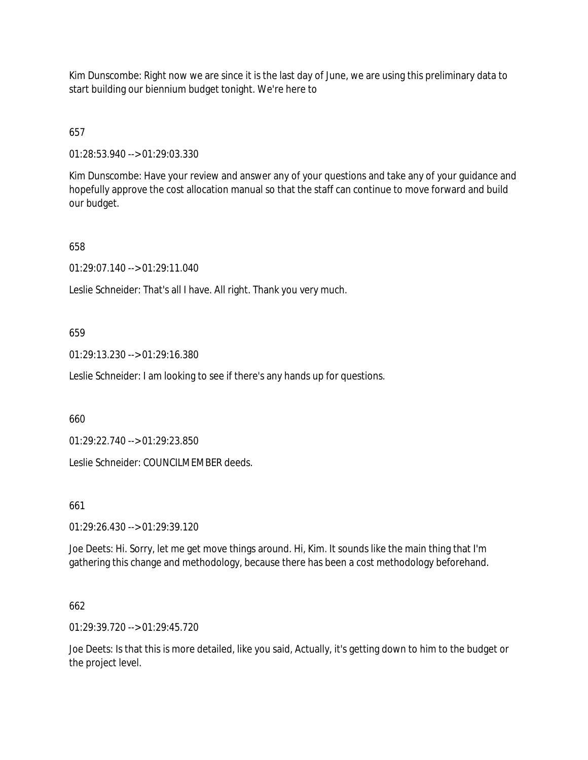Kim Dunscombe: Right now we are since it is the last day of June, we are using this preliminary data to start building our biennium budget tonight. We're here to

657

01:28:53.940 --> 01:29:03.330

Kim Dunscombe: Have your review and answer any of your questions and take any of your guidance and hopefully approve the cost allocation manual so that the staff can continue to move forward and build our budget.

658

01:29:07.140 --> 01:29:11.040

Leslie Schneider: That's all I have. All right. Thank you very much.

659

01:29:13.230 --> 01:29:16.380

Leslie Schneider: I am looking to see if there's any hands up for questions.

660

01:29:22.740 --> 01:29:23.850

Leslie Schneider: COUNCILMEMBER deeds.

661

01:29:26.430 --> 01:29:39.120

Joe Deets: Hi. Sorry, let me get move things around. Hi, Kim. It sounds like the main thing that I'm gathering this change and methodology, because there has been a cost methodology beforehand.

662

01:29:39.720 --> 01:29:45.720

Joe Deets: Is that this is more detailed, like you said, Actually, it's getting down to him to the budget or the project level.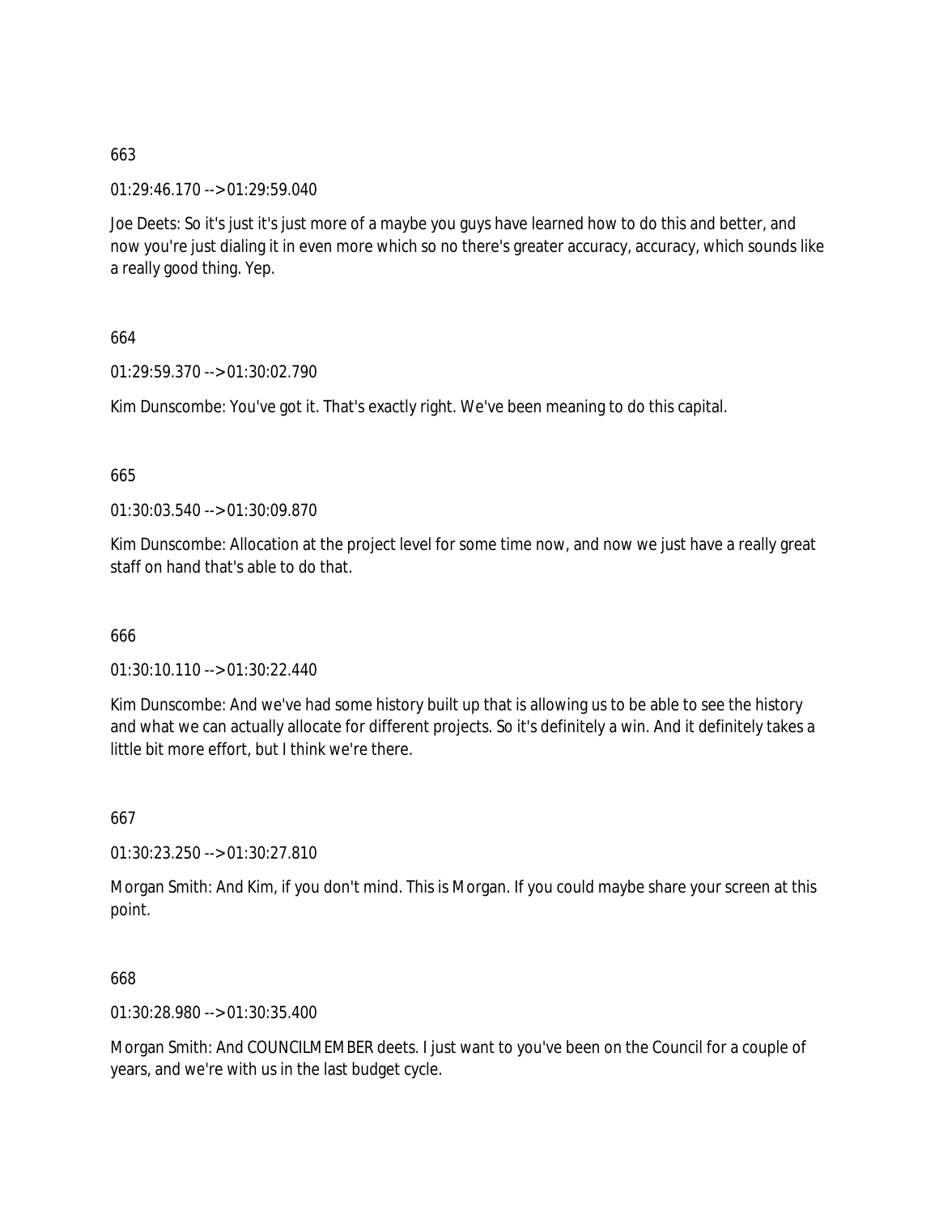663

01:29:46.170 --> 01:29:59.040

Joe Deets: So it's just it's just more of a maybe you guys have learned how to do this and better, and now you're just dialing it in even more which so no there's greater accuracy, accuracy, which sounds like a really good thing. Yep.

664

01:29:59.370 --> 01:30:02.790

Kim Dunscombe: You've got it. That's exactly right. We've been meaning to do this capital.

665

01:30:03.540 --> 01:30:09.870

Kim Dunscombe: Allocation at the project level for some time now, and now we just have a really great staff on hand that's able to do that.

666

01:30:10.110 --> 01:30:22.440

Kim Dunscombe: And we've had some history built up that is allowing us to be able to see the history and what we can actually allocate for different projects. So it's definitely a win. And it definitely takes a little bit more effort, but I think we're there.

667

01:30:23.250 --> 01:30:27.810

Morgan Smith: And Kim, if you don't mind. This is Morgan. If you could maybe share your screen at this point.

668

01:30:28.980 --> 01:30:35.400

Morgan Smith: And COUNCILMEMBER deets. I just want to you've been on the Council for a couple of years, and we're with us in the last budget cycle.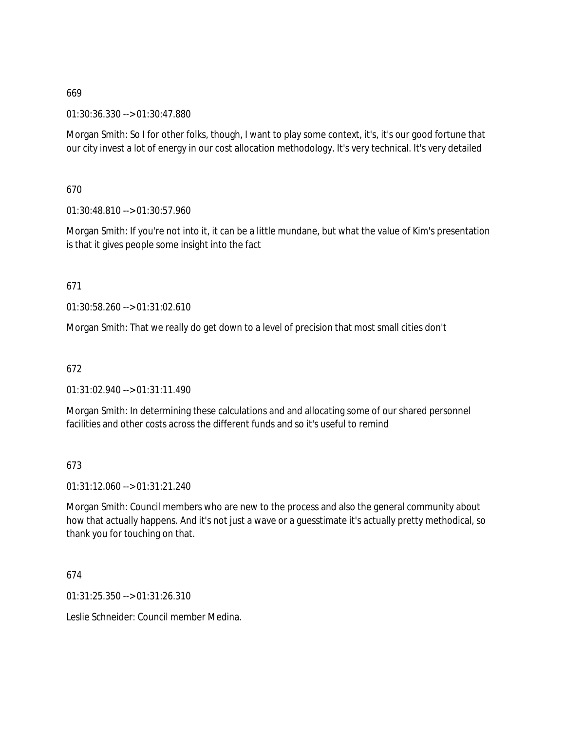669

01:30:36.330 --> 01:30:47.880

Morgan Smith: So I for other folks, though, I want to play some context, it's, it's our good fortune that our city invest a lot of energy in our cost allocation methodology. It's very technical. It's very detailed

670

01:30:48.810 --> 01:30:57.960

Morgan Smith: If you're not into it, it can be a little mundane, but what the value of Kim's presentation is that it gives people some insight into the fact

671

01:30:58.260 --> 01:31:02.610

Morgan Smith: That we really do get down to a level of precision that most small cities don't

672

01:31:02.940 --> 01:31:11.490

Morgan Smith: In determining these calculations and and allocating some of our shared personnel facilities and other costs across the different funds and so it's useful to remind

673

01:31:12.060 --> 01:31:21.240

Morgan Smith: Council members who are new to the process and also the general community about how that actually happens. And it's not just a wave or a guesstimate it's actually pretty methodical, so thank you for touching on that.

674

01:31:25.350 --> 01:31:26.310

Leslie Schneider: Council member Medina.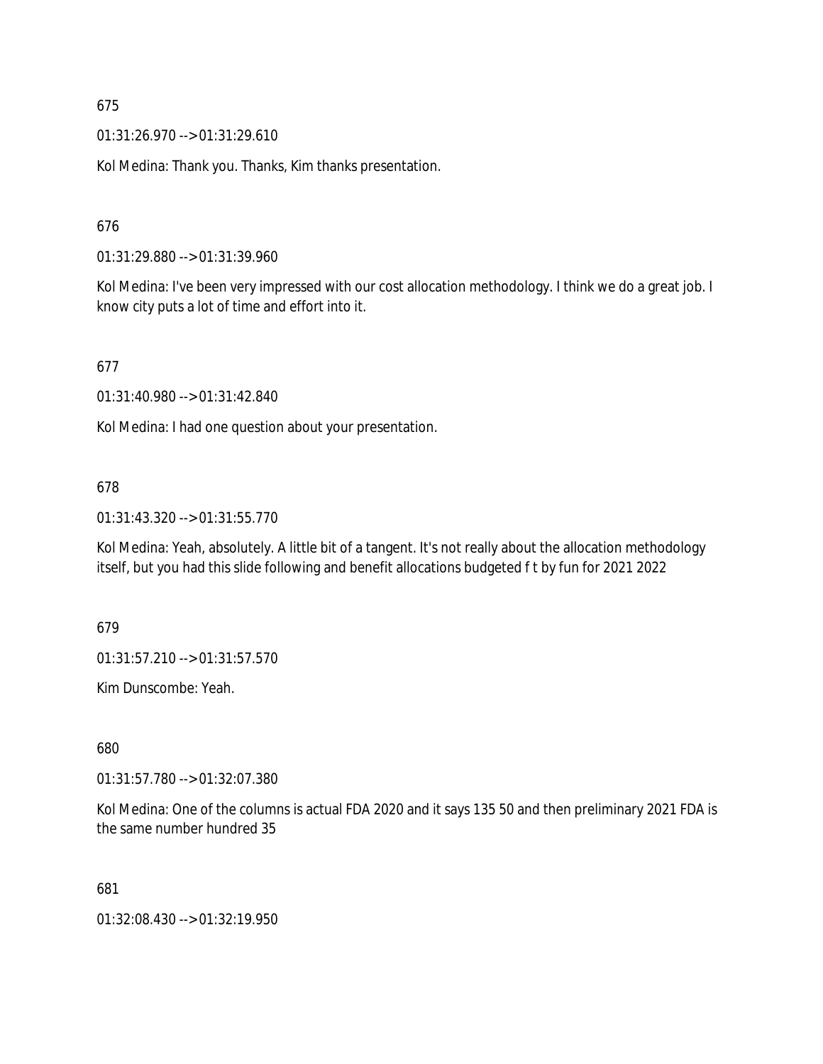675

01:31:26.970 --> 01:31:29.610

Kol Medina: Thank you. Thanks, Kim thanks presentation.

676

01:31:29.880 --> 01:31:39.960

Kol Medina: I've been very impressed with our cost allocation methodology. I think we do a great job. I know city puts a lot of time and effort into it.

677

01:31:40.980 --> 01:31:42.840

Kol Medina: I had one question about your presentation.

678

01:31:43.320 --> 01:31:55.770

Kol Medina: Yeah, absolutely. A little bit of a tangent. It's not really about the allocation methodology itself, but you had this slide following and benefit allocations budgeted f t by fun for 2021 2022

679

01:31:57.210 --> 01:31:57.570

Kim Dunscombe: Yeah.

680

01:31:57.780 --> 01:32:07.380

Kol Medina: One of the columns is actual FDA 2020 and it says 135 50 and then preliminary 2021 FDA is the same number hundred 35

681

01:32:08.430 --> 01:32:19.950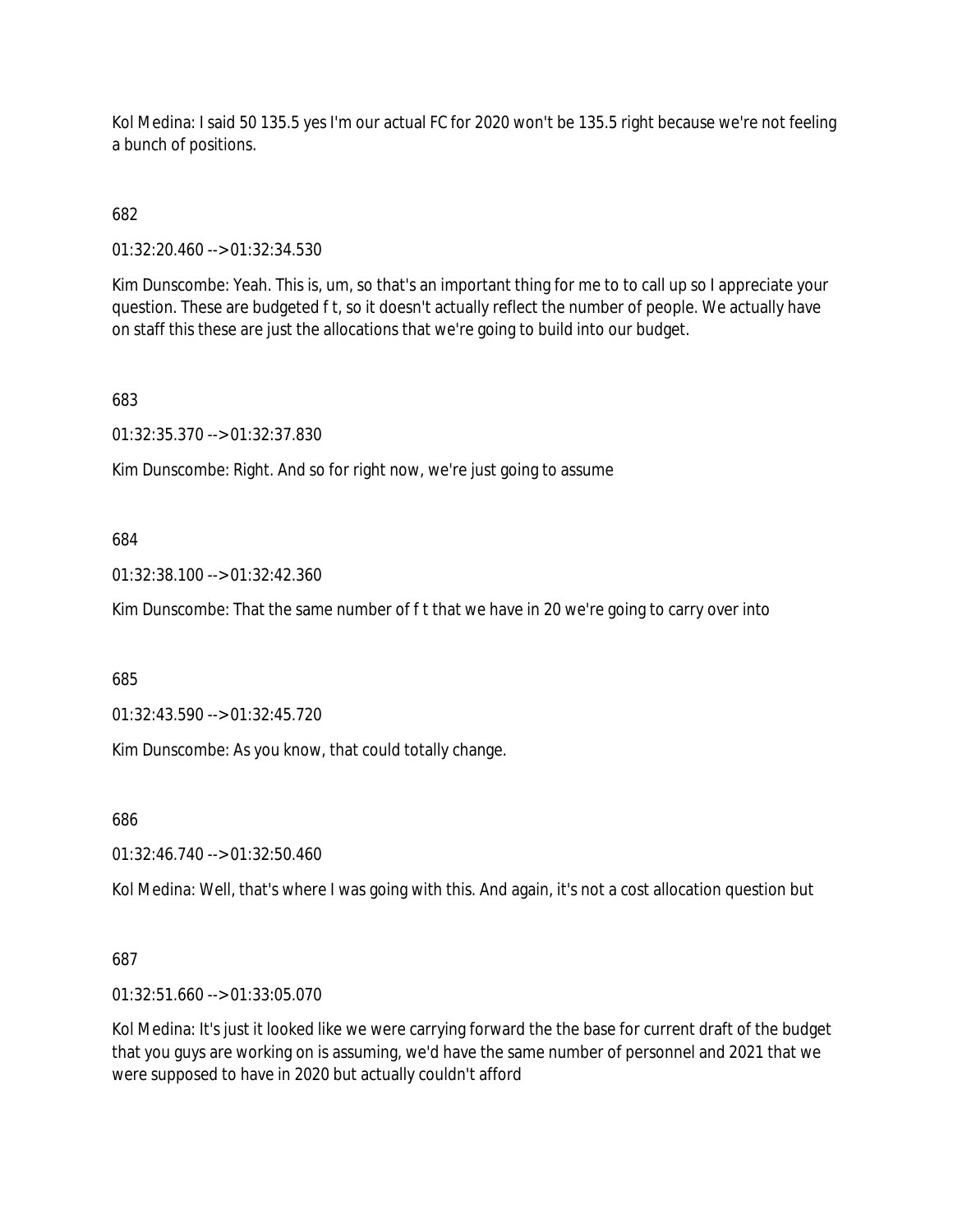Kol Medina: I said 50 135.5 yes I'm our actual FC for 2020 won't be 135.5 right because we're not feeling a bunch of positions.

682

01:32:20.460 --> 01:32:34.530

Kim Dunscombe: Yeah. This is, um, so that's an important thing for me to to call up so I appreciate your question. These are budgeted f t, so it doesn't actually reflect the number of people. We actually have on staff this these are just the allocations that we're going to build into our budget.

683

01:32:35.370 --> 01:32:37.830

Kim Dunscombe: Right. And so for right now, we're just going to assume

684

01:32:38.100 --> 01:32:42.360

Kim Dunscombe: That the same number of f t that we have in 20 we're going to carry over into

685

01:32:43.590 --> 01:32:45.720

Kim Dunscombe: As you know, that could totally change.

686

01:32:46.740 --> 01:32:50.460

Kol Medina: Well, that's where I was going with this. And again, it's not a cost allocation question but

687

01:32:51.660 --> 01:33:05.070

Kol Medina: It's just it looked like we were carrying forward the the base for current draft of the budget that you guys are working on is assuming, we'd have the same number of personnel and 2021 that we were supposed to have in 2020 but actually couldn't afford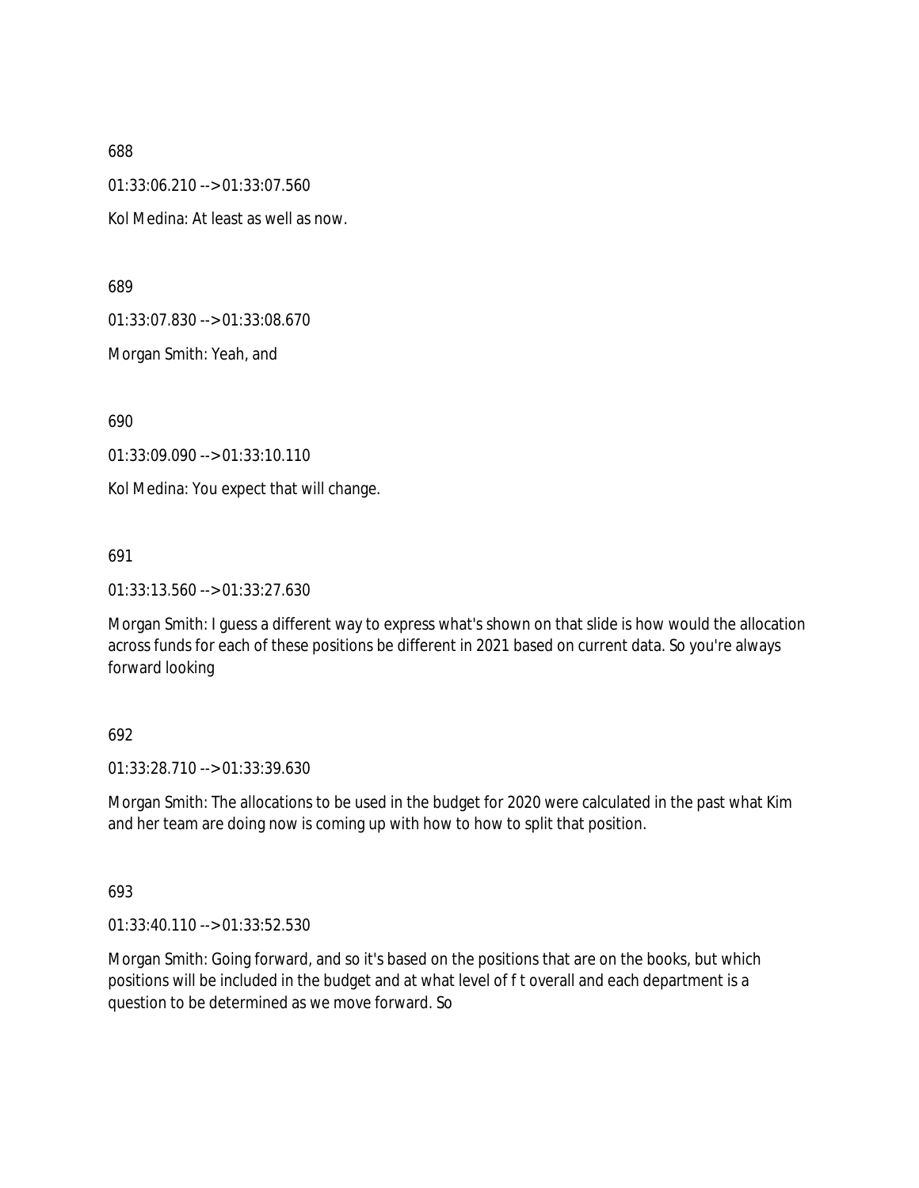688

01:33:06.210 --> 01:33:07.560

Kol Medina: At least as well as now.

689

01:33:07.830 --> 01:33:08.670

Morgan Smith: Yeah, and

690

01:33:09.090 --> 01:33:10.110

Kol Medina: You expect that will change.

691

01:33:13.560 --> 01:33:27.630

Morgan Smith: I guess a different way to express what's shown on that slide is how would the allocation across funds for each of these positions be different in 2021 based on current data. So you're always forward looking

692

01:33:28.710 --> 01:33:39.630

Morgan Smith: The allocations to be used in the budget for 2020 were calculated in the past what Kim and her team are doing now is coming up with how to how to split that position.

693

01:33:40.110 --> 01:33:52.530

Morgan Smith: Going forward, and so it's based on the positions that are on the books, but which positions will be included in the budget and at what level of f t overall and each department is a question to be determined as we move forward. So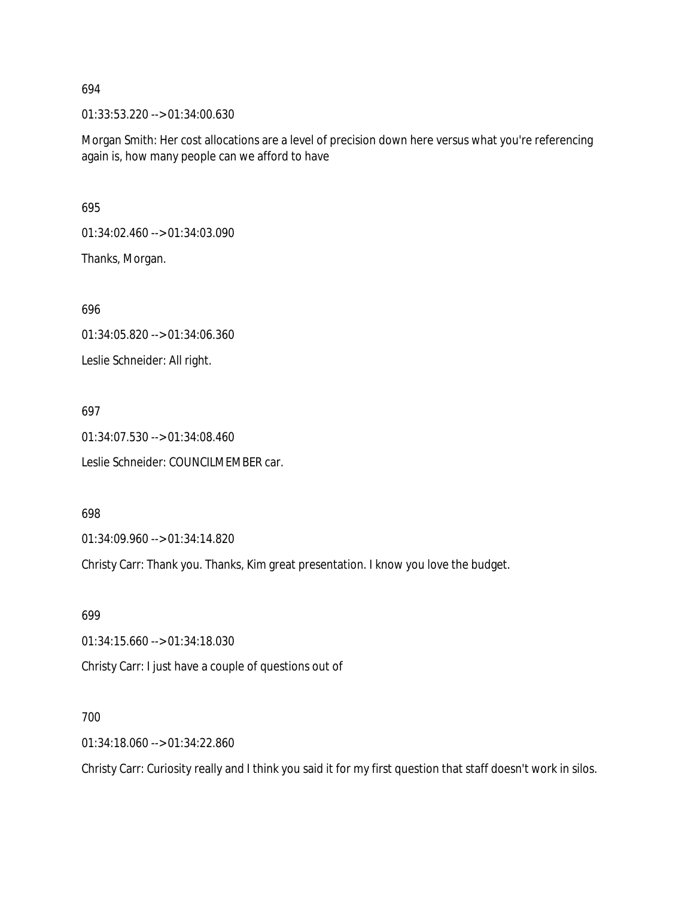694

01:33:53.220 --> 01:34:00.630

Morgan Smith: Her cost allocations are a level of precision down here versus what you're referencing again is, how many people can we afford to have

695

01:34:02.460 --> 01:34:03.090

Thanks, Morgan.

696

01:34:05.820 --> 01:34:06.360

Leslie Schneider: All right.

697

01:34:07.530 --> 01:34:08.460

Leslie Schneider: COUNCILMEMBER car.

698

01:34:09.960 --> 01:34:14.820

Christy Carr: Thank you. Thanks, Kim great presentation. I know you love the budget.

699

01:34:15.660 --> 01:34:18.030

Christy Carr: I just have a couple of questions out of

700

01:34:18.060 --> 01:34:22.860

Christy Carr: Curiosity really and I think you said it for my first question that staff doesn't work in silos.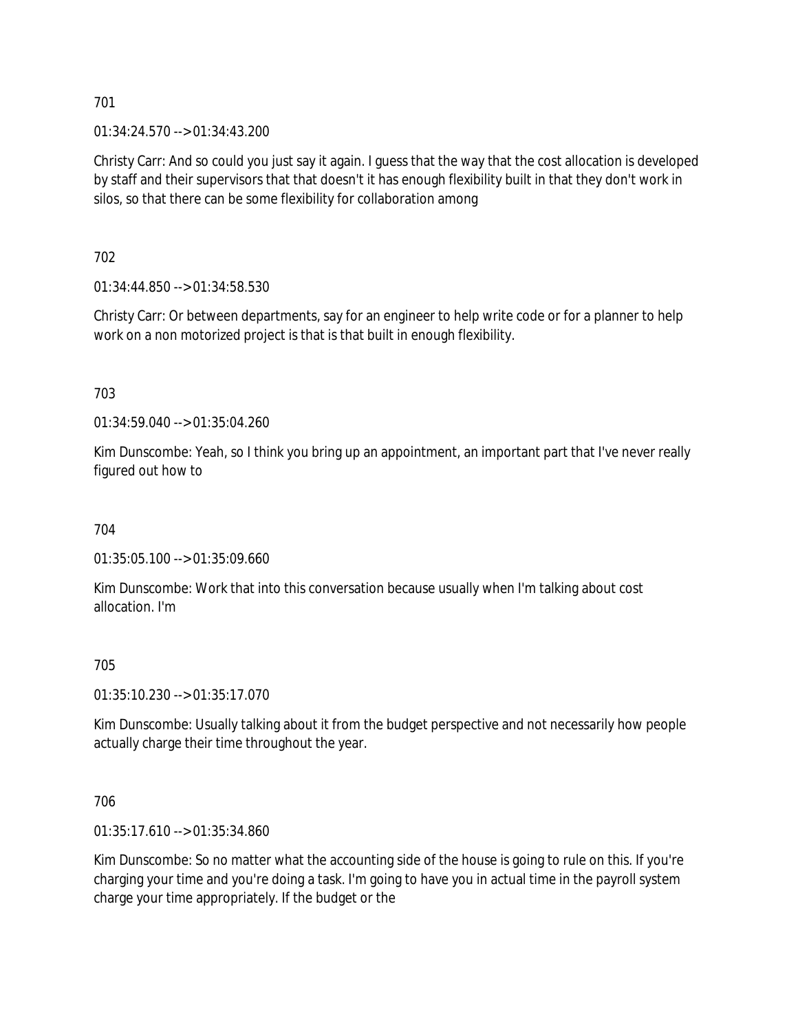701

01:34:24.570 --> 01:34:43.200

Christy Carr: And so could you just say it again. I guess that the way that the cost allocation is developed by staff and their supervisors that that doesn't it has enough flexibility built in that they don't work in silos, so that there can be some flexibility for collaboration among

702

01:34:44.850 --> 01:34:58.530

Christy Carr: Or between departments, say for an engineer to help write code or for a planner to help work on a non motorized project is that is that built in enough flexibility.

703

01:34:59.040 --> 01:35:04.260

Kim Dunscombe: Yeah, so I think you bring up an appointment, an important part that I've never really figured out how to

704

01:35:05.100 --> 01:35:09.660

Kim Dunscombe: Work that into this conversation because usually when I'm talking about cost allocation. I'm

705

01:35:10.230 --> 01:35:17.070

Kim Dunscombe: Usually talking about it from the budget perspective and not necessarily how people actually charge their time throughout the year.

706

01:35:17.610 --> 01:35:34.860

Kim Dunscombe: So no matter what the accounting side of the house is going to rule on this. If you're charging your time and you're doing a task. I'm going to have you in actual time in the payroll system charge your time appropriately. If the budget or the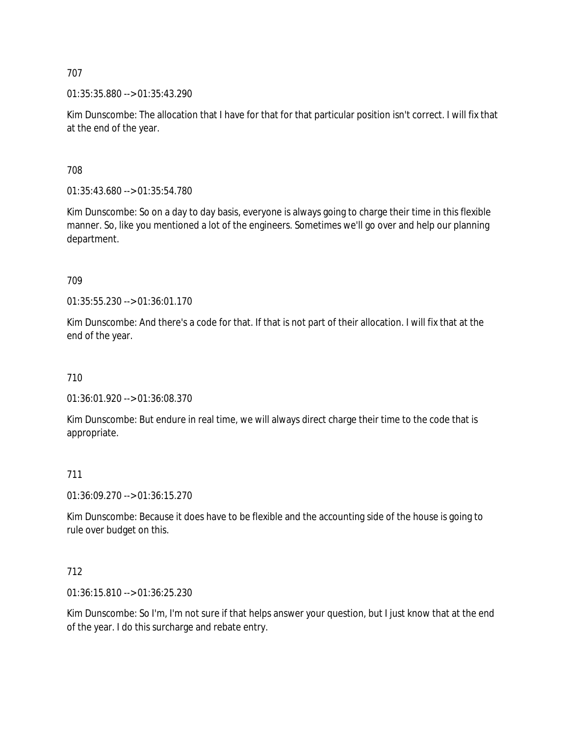707

01:35:35.880 --> 01:35:43.290

Kim Dunscombe: The allocation that I have for that for that particular position isn't correct. I will fix that at the end of the year.

708

01:35:43.680 --> 01:35:54.780

Kim Dunscombe: So on a day to day basis, everyone is always going to charge their time in this flexible manner. So, like you mentioned a lot of the engineers. Sometimes we'll go over and help our planning department.

709

01:35:55.230 --> 01:36:01.170

Kim Dunscombe: And there's a code for that. If that is not part of their allocation. I will fix that at the end of the year.

710

01:36:01.920 --> 01:36:08.370

Kim Dunscombe: But endure in real time, we will always direct charge their time to the code that is appropriate.

711

01:36:09.270 --> 01:36:15.270

Kim Dunscombe: Because it does have to be flexible and the accounting side of the house is going to rule over budget on this.

712

01:36:15.810 --> 01:36:25.230

Kim Dunscombe: So I'm, I'm not sure if that helps answer your question, but I just know that at the end of the year. I do this surcharge and rebate entry.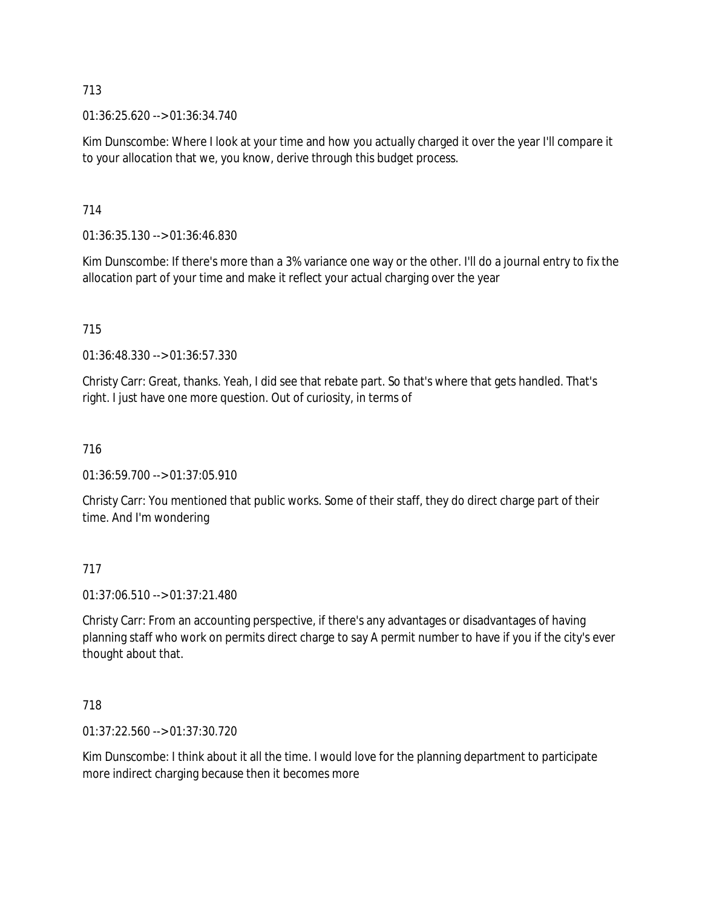713

01:36:25.620 --> 01:36:34.740

Kim Dunscombe: Where I look at your time and how you actually charged it over the year I'll compare it to your allocation that we, you know, derive through this budget process.

714

01:36:35.130 --> 01:36:46.830

Kim Dunscombe: If there's more than a 3% variance one way or the other. I'll do a journal entry to fix the allocation part of your time and make it reflect your actual charging over the year

715

01:36:48.330 --> 01:36:57.330

Christy Carr: Great, thanks. Yeah, I did see that rebate part. So that's where that gets handled. That's right. I just have one more question. Out of curiosity, in terms of

716

01:36:59.700 --> 01:37:05.910

Christy Carr: You mentioned that public works. Some of their staff, they do direct charge part of their time. And I'm wondering

717

01:37:06.510 --> 01:37:21.480

Christy Carr: From an accounting perspective, if there's any advantages or disadvantages of having planning staff who work on permits direct charge to say A permit number to have if you if the city's ever thought about that.

718

01:37:22.560 --> 01:37:30.720

Kim Dunscombe: I think about it all the time. I would love for the planning department to participate more indirect charging because then it becomes more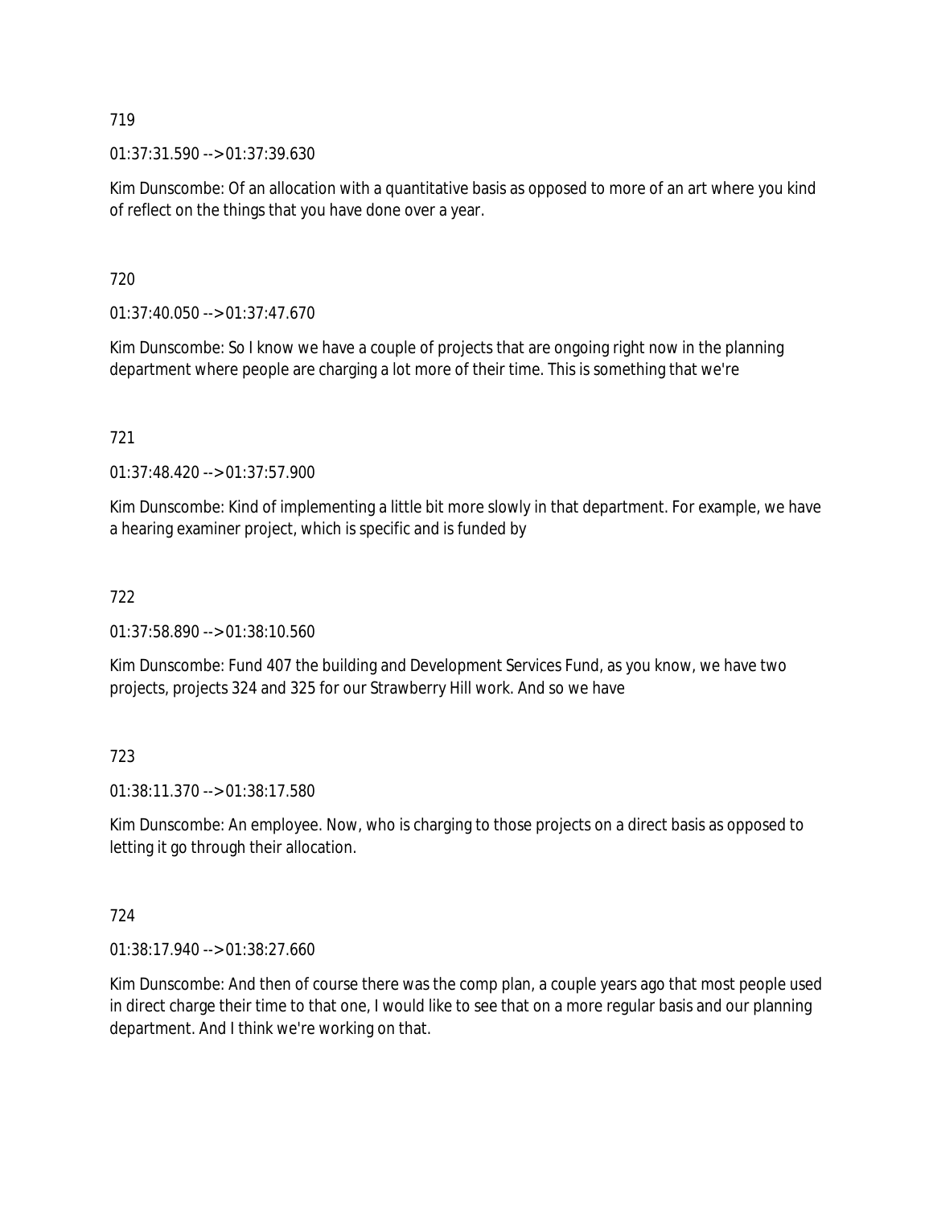719

01:37:31.590 --> 01:37:39.630

Kim Dunscombe: Of an allocation with a quantitative basis as opposed to more of an art where you kind of reflect on the things that you have done over a year.

720

01:37:40.050 --> 01:37:47.670

Kim Dunscombe: So I know we have a couple of projects that are ongoing right now in the planning department where people are charging a lot more of their time. This is something that we're

721

01:37:48.420 --> 01:37:57.900

Kim Dunscombe: Kind of implementing a little bit more slowly in that department. For example, we have a hearing examiner project, which is specific and is funded by

722

01:37:58.890 --> 01:38:10.560

Kim Dunscombe: Fund 407 the building and Development Services Fund, as you know, we have two projects, projects 324 and 325 for our Strawberry Hill work. And so we have

723

01:38:11.370 --> 01:38:17.580

Kim Dunscombe: An employee. Now, who is charging to those projects on a direct basis as opposed to letting it go through their allocation.

724

01:38:17.940 --> 01:38:27.660

Kim Dunscombe: And then of course there was the comp plan, a couple years ago that most people used in direct charge their time to that one, I would like to see that on a more regular basis and our planning department. And I think we're working on that.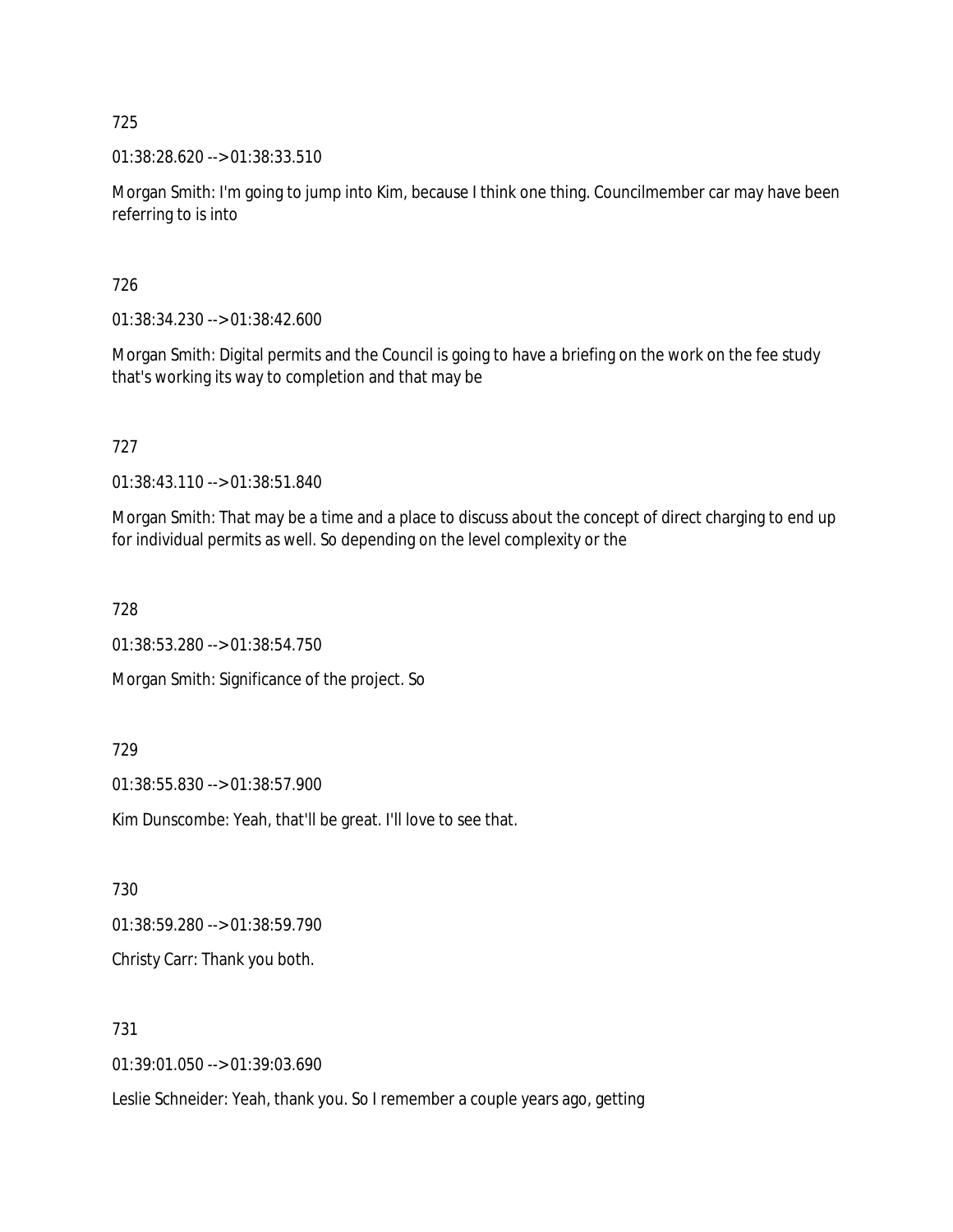725

01:38:28.620 --> 01:38:33.510

Morgan Smith: I'm going to jump into Kim, because I think one thing. Councilmember car may have been referring to is into

726

01:38:34.230 --> 01:38:42.600

Morgan Smith: Digital permits and the Council is going to have a briefing on the work on the fee study that's working its way to completion and that may be

727

01:38:43.110 --> 01:38:51.840

Morgan Smith: That may be a time and a place to discuss about the concept of direct charging to end up for individual permits as well. So depending on the level complexity or the

728

01:38:53.280 --> 01:38:54.750

Morgan Smith: Significance of the project. So

729

01:38:55.830 --> 01:38:57.900

Kim Dunscombe: Yeah, that'll be great. I'll love to see that.

730

01:38:59.280 --> 01:38:59.790

Christy Carr: Thank you both.

731

01:39:01.050 --> 01:39:03.690

Leslie Schneider: Yeah, thank you. So I remember a couple years ago, getting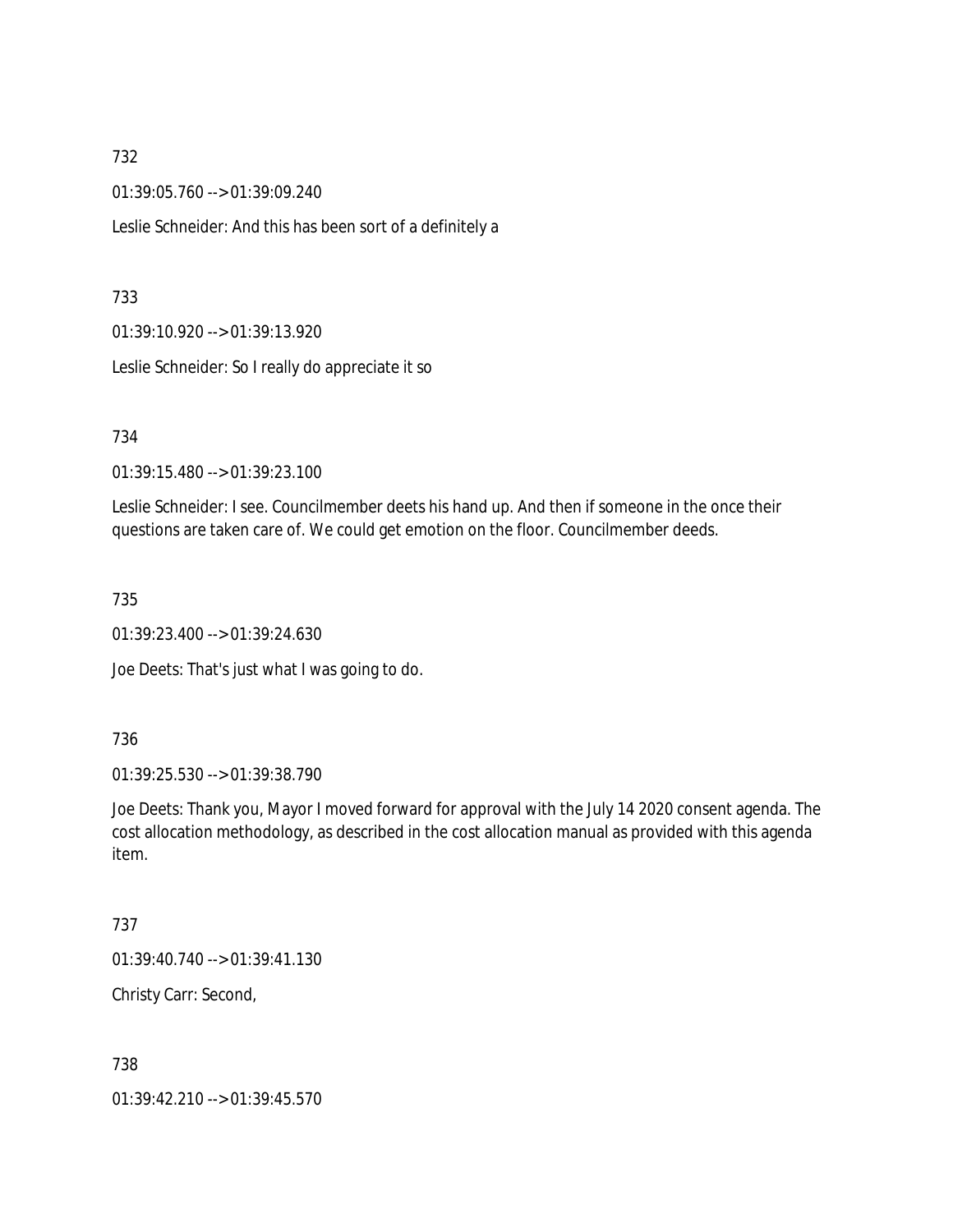732

01:39:05.760 --> 01:39:09.240

Leslie Schneider: And this has been sort of a definitely a

733

01:39:10.920 --> 01:39:13.920

Leslie Schneider: So I really do appreciate it so

734

01:39:15.480 --> 01:39:23.100

Leslie Schneider: I see. Councilmember deets his hand up. And then if someone in the once their questions are taken care of. We could get emotion on the floor. Councilmember deeds.

735

01:39:23.400 --> 01:39:24.630

Joe Deets: That's just what I was going to do.

736

01:39:25.530 --> 01:39:38.790

Joe Deets: Thank you, Mayor I moved forward for approval with the July 14 2020 consent agenda. The cost allocation methodology, as described in the cost allocation manual as provided with this agenda item.

737

01:39:40.740 --> 01:39:41.130

Christy Carr: Second,

738

01:39:42.210 --> 01:39:45.570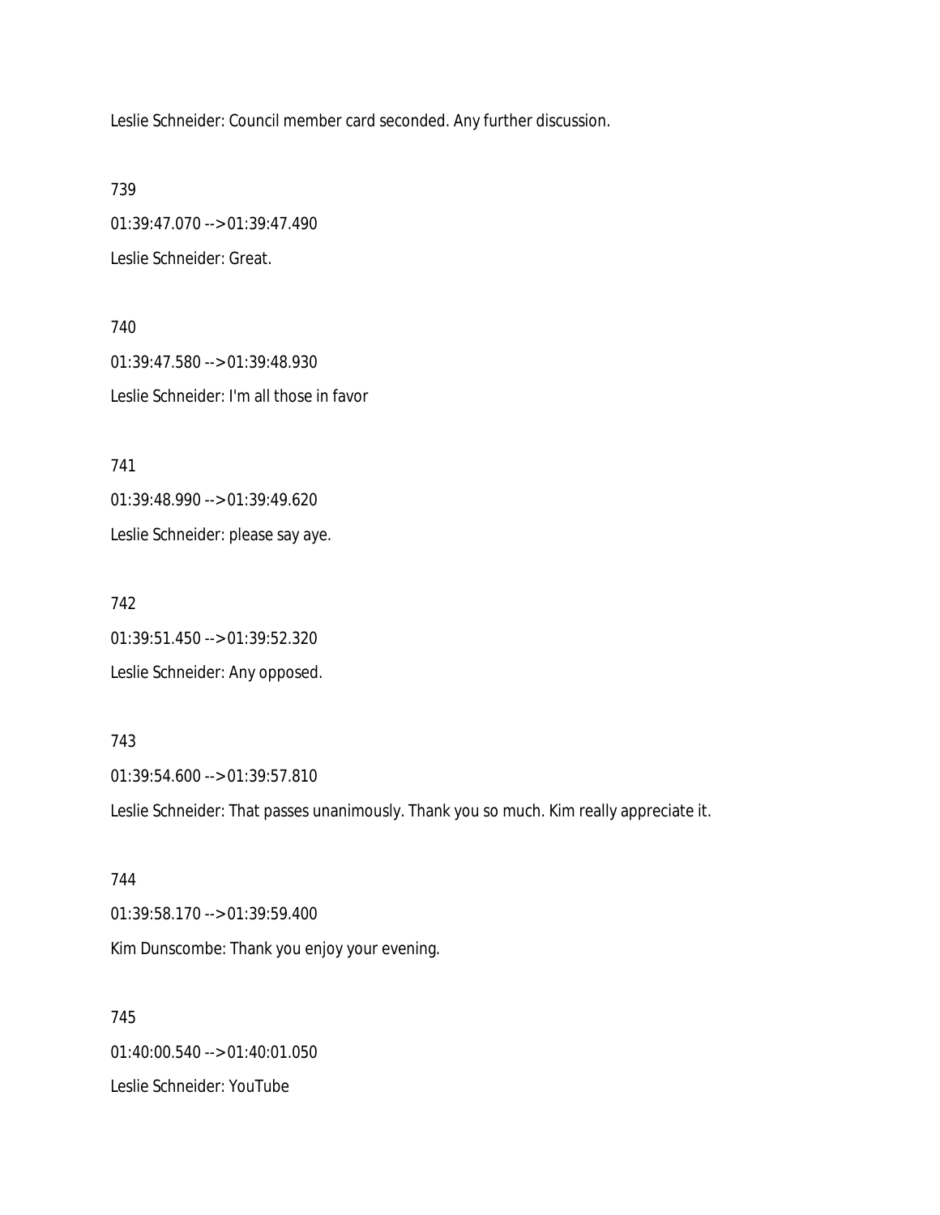Leslie Schneider: Council member card seconded. Any further discussion.

739

01:39:47.070 --> 01:39:47.490

Leslie Schneider: Great.

740

01:39:47.580 --> 01:39:48.930

Leslie Schneider: I'm all those in favor

741

01:39:48.990 --> 01:39:49.620

Leslie Schneider: please say aye.

742

01:39:51.450 --> 01:39:52.320

Leslie Schneider: Any opposed.

743

01:39:54.600 --> 01:39:57.810

Leslie Schneider: That passes unanimously. Thank you so much. Kim really appreciate it.

744

01:39:58.170 --> 01:39:59.400

Kim Dunscombe: Thank you enjoy your evening.

745

01:40:00.540 --> 01:40:01.050

Leslie Schneider: YouTube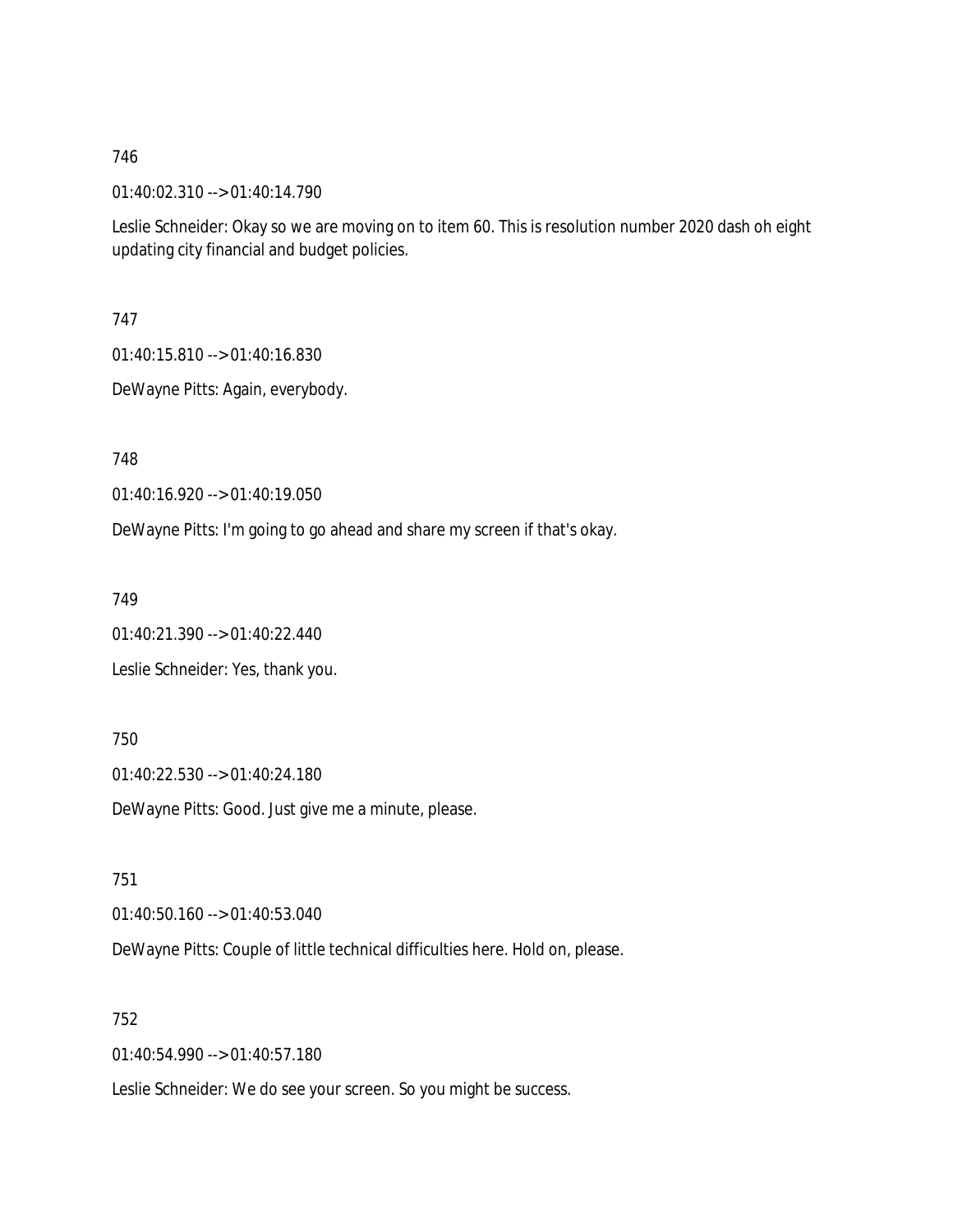746

01:40:02.310 --> 01:40:14.790

Leslie Schneider: Okay so we are moving on to item 60. This is resolution number 2020 dash oh eight updating city financial and budget policies.

747

01:40:15.810 --> 01:40:16.830

DeWayne Pitts: Again, everybody.

748

01:40:16.920 --> 01:40:19.050

DeWayne Pitts: I'm going to go ahead and share my screen if that's okay.

749

01:40:21.390 --> 01:40:22.440

Leslie Schneider: Yes, thank you.

750

01:40:22.530 --> 01:40:24.180

DeWayne Pitts: Good. Just give me a minute, please.

751

01:40:50.160 --> 01:40:53.040

DeWayne Pitts: Couple of little technical difficulties here. Hold on, please.

752

01:40:54.990 --> 01:40:57.180

Leslie Schneider: We do see your screen. So you might be success.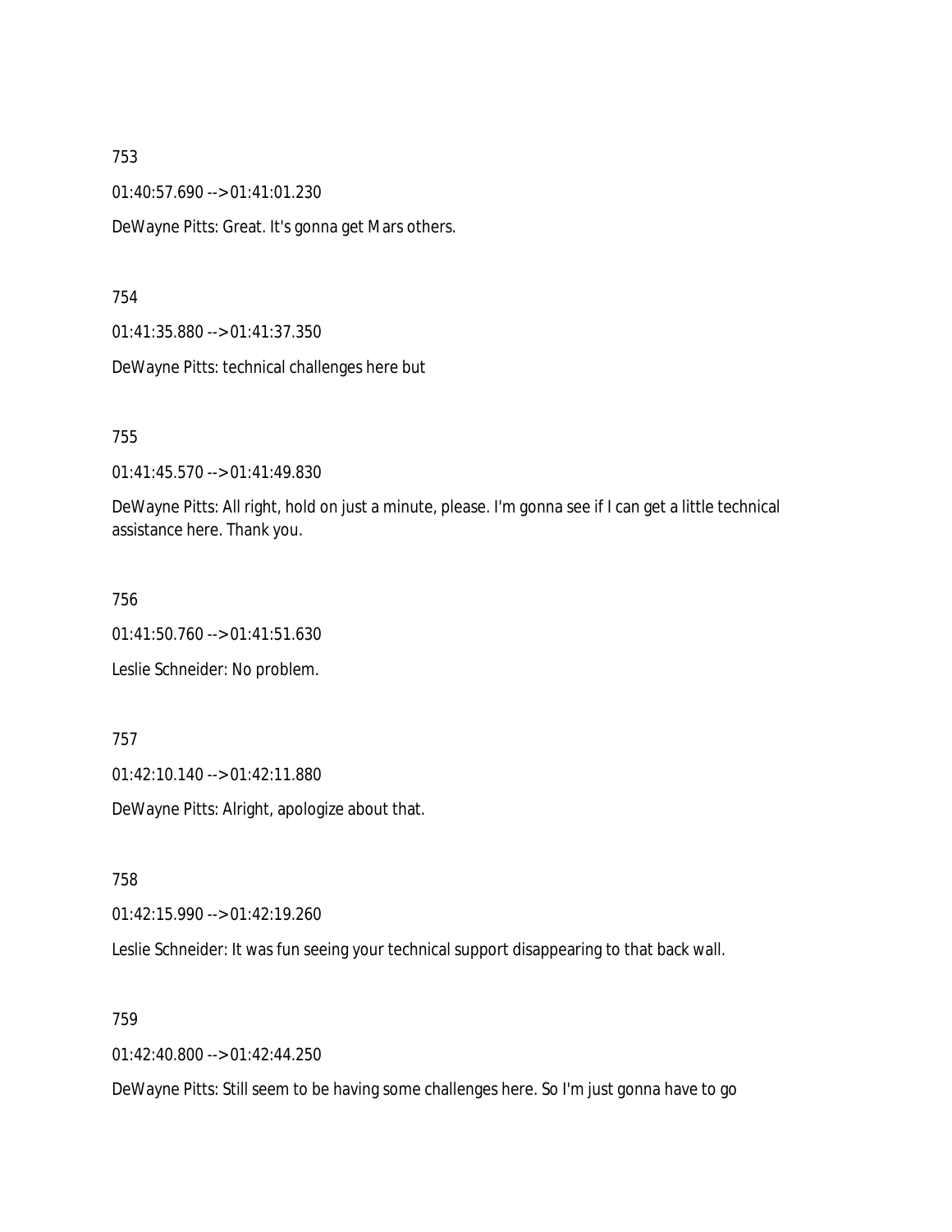753

01:40:57.690 --> 01:41:01.230

DeWayne Pitts: Great. It's gonna get Mars others.

754

01:41:35.880 --> 01:41:37.350

DeWayne Pitts: technical challenges here but

755

01:41:45.570 --> 01:41:49.830

DeWayne Pitts: All right, hold on just a minute, please. I'm gonna see if I can get a little technical assistance here. Thank you.

756

01:41:50.760 --> 01:41:51.630

Leslie Schneider: No problem.

757

01:42:10.140 --> 01:42:11.880

DeWayne Pitts: Alright, apologize about that.

758

01:42:15.990 --> 01:42:19.260

Leslie Schneider: It was fun seeing your technical support disappearing to that back wall.

759

01:42:40.800 --> 01:42:44.250

DeWayne Pitts: Still seem to be having some challenges here. So I'm just gonna have to go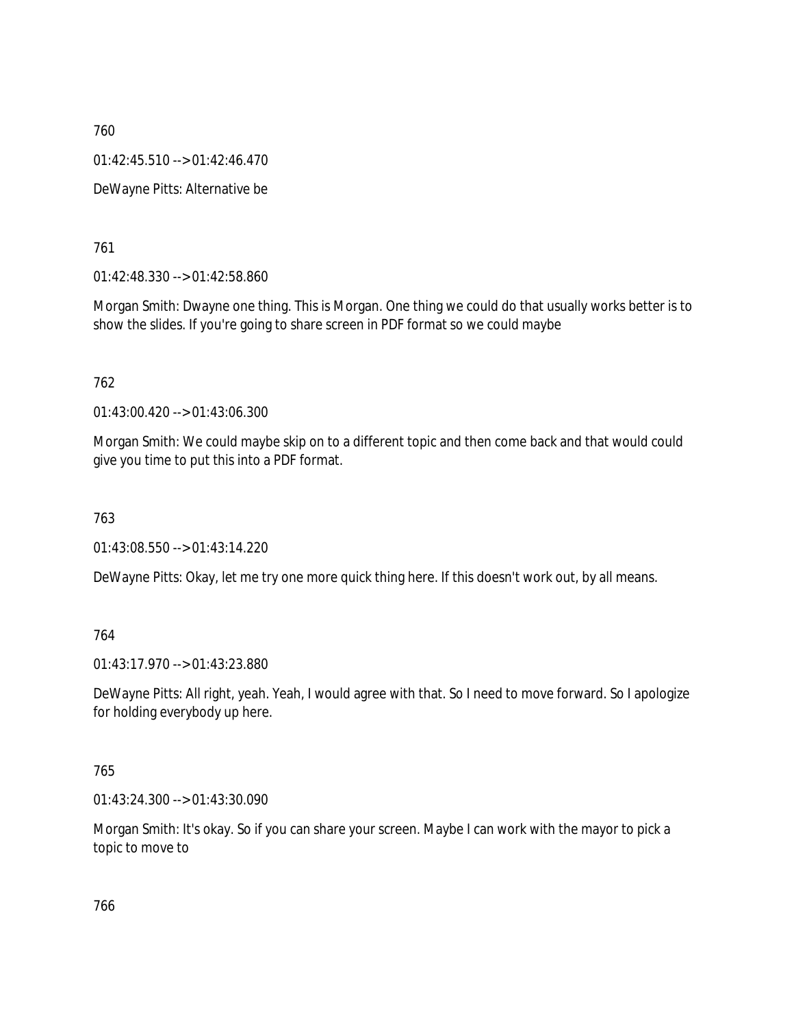760

01:42:45.510 --> 01:42:46.470

DeWayne Pitts: Alternative be

761

01:42:48.330 --> 01:42:58.860

Morgan Smith: Dwayne one thing. This is Morgan. One thing we could do that usually works better is to show the slides. If you're going to share screen in PDF format so we could maybe

762

01:43:00.420 --> 01:43:06.300

Morgan Smith: We could maybe skip on to a different topic and then come back and that would could give you time to put this into a PDF format.

763

01:43:08.550 --> 01:43:14.220

DeWayne Pitts: Okay, let me try one more quick thing here. If this doesn't work out, by all means.

764

01:43:17.970 --> 01:43:23.880

DeWayne Pitts: All right, yeah. Yeah, I would agree with that. So I need to move forward. So I apologize for holding everybody up here.

765

01:43:24.300 --> 01:43:30.090

Morgan Smith: It's okay. So if you can share your screen. Maybe I can work with the mayor to pick a topic to move to

766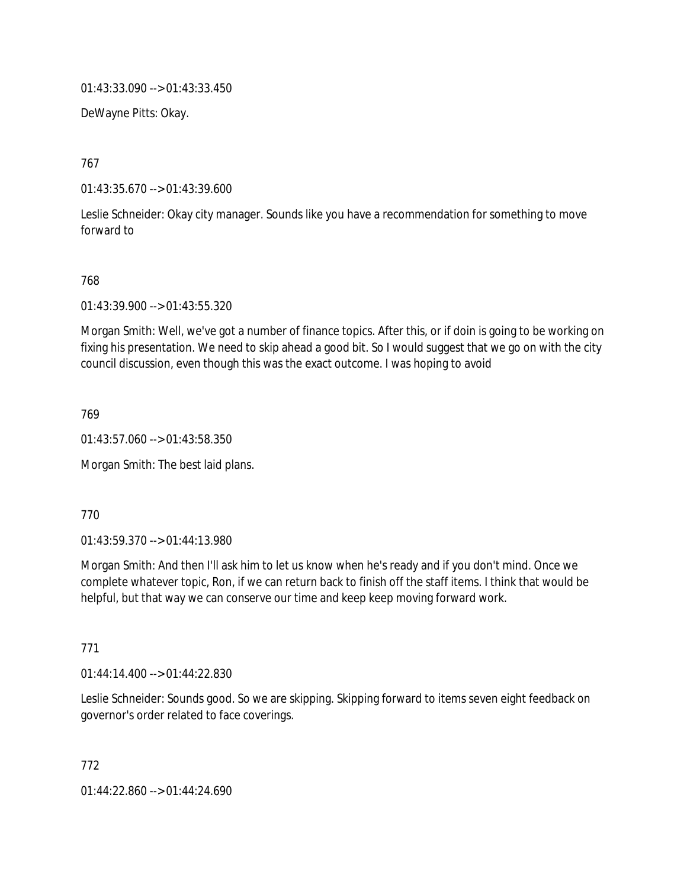01:43:33.090 --> 01:43:33.450

DeWayne Pitts: Okay.

767

01:43:35.670 --> 01:43:39.600

Leslie Schneider: Okay city manager. Sounds like you have a recommendation for something to move forward to

768

01:43:39.900 --> 01:43:55.320

Morgan Smith: Well, we've got a number of finance topics. After this, or if doin is going to be working on fixing his presentation. We need to skip ahead a good bit. So I would suggest that we go on with the city council discussion, even though this was the exact outcome. I was hoping to avoid

769

01:43:57.060 --> 01:43:58.350

Morgan Smith: The best laid plans.

770

01:43:59.370 --> 01:44:13.980

Morgan Smith: And then I'll ask him to let us know when he's ready and if you don't mind. Once we complete whatever topic, Ron, if we can return back to finish off the staff items. I think that would be helpful, but that way we can conserve our time and keep keep moving forward work.

771

01:44:14.400 --> 01:44:22.830

Leslie Schneider: Sounds good. So we are skipping. Skipping forward to items seven eight feedback on governor's order related to face coverings.

772

01:44:22.860 --> 01:44:24.690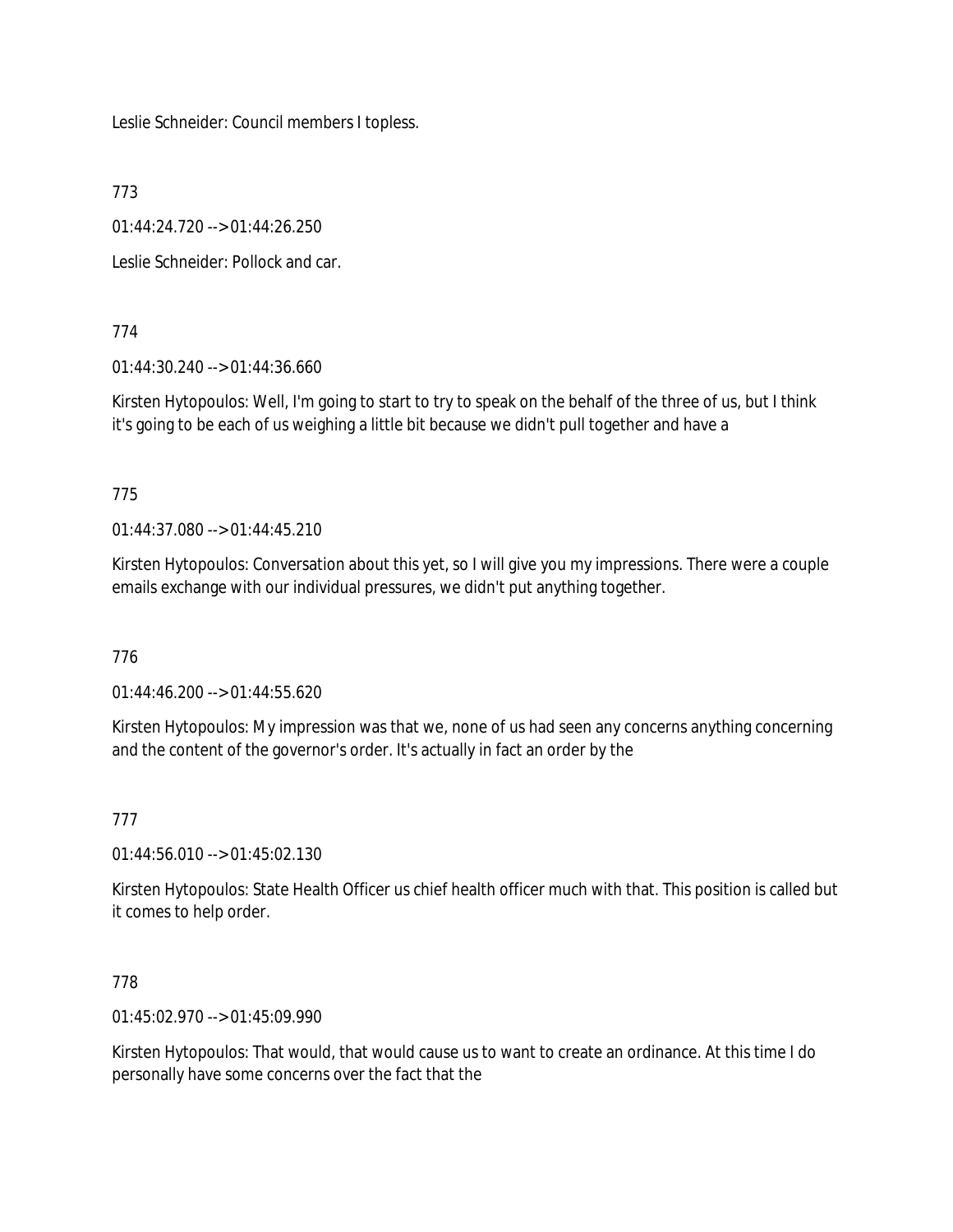Leslie Schneider: Council members I topless.

773

01:44:24.720 --> 01:44:26.250

Leslie Schneider: Pollock and car.

774

01:44:30.240 --> 01:44:36.660

Kirsten Hytopoulos: Well, I'm going to start to try to speak on the behalf of the three of us, but I think it's going to be each of us weighing a little bit because we didn't pull together and have a

775

01:44:37.080 --> 01:44:45.210

Kirsten Hytopoulos: Conversation about this yet, so I will give you my impressions. There were a couple emails exchange with our individual pressures, we didn't put anything together.

776

01:44:46.200 --> 01:44:55.620

Kirsten Hytopoulos: My impression was that we, none of us had seen any concerns anything concerning and the content of the governor's order. It's actually in fact an order by the

777

01:44:56.010 --> 01:45:02.130

Kirsten Hytopoulos: State Health Officer us chief health officer much with that. This position is called but it comes to help order.

778

01:45:02.970 --> 01:45:09.990

Kirsten Hytopoulos: That would, that would cause us to want to create an ordinance. At this time I do personally have some concerns over the fact that the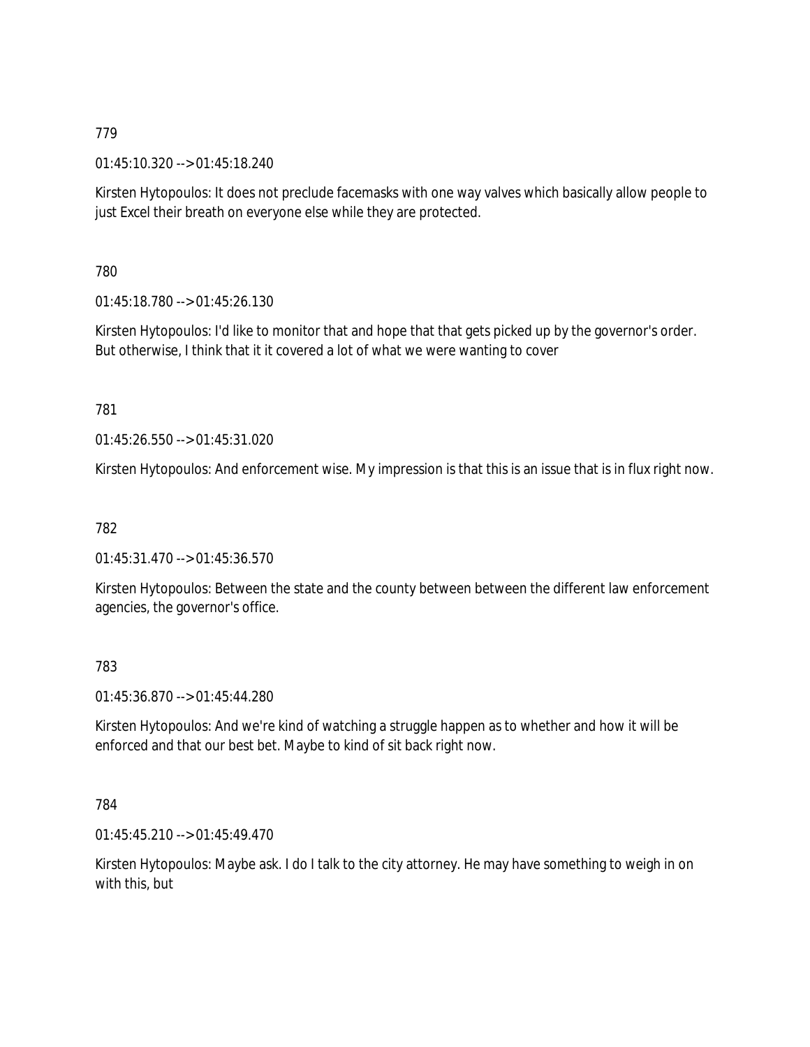779

01:45:10.320 --> 01:45:18.240

Kirsten Hytopoulos: It does not preclude facemasks with one way valves which basically allow people to just Excel their breath on everyone else while they are protected.

780

01:45:18.780 --> 01:45:26.130

Kirsten Hytopoulos: I'd like to monitor that and hope that that gets picked up by the governor's order. But otherwise, I think that it it covered a lot of what we were wanting to cover

781

01:45:26.550 --> 01:45:31.020

Kirsten Hytopoulos: And enforcement wise. My impression is that this is an issue that is in flux right now.

782

01:45:31.470 --> 01:45:36.570

Kirsten Hytopoulos: Between the state and the county between between the different law enforcement agencies, the governor's office.

783

01:45:36.870 --> 01:45:44.280

Kirsten Hytopoulos: And we're kind of watching a struggle happen as to whether and how it will be enforced and that our best bet. Maybe to kind of sit back right now.

784

01:45:45.210 --> 01:45:49.470

Kirsten Hytopoulos: Maybe ask. I do I talk to the city attorney. He may have something to weigh in on with this, but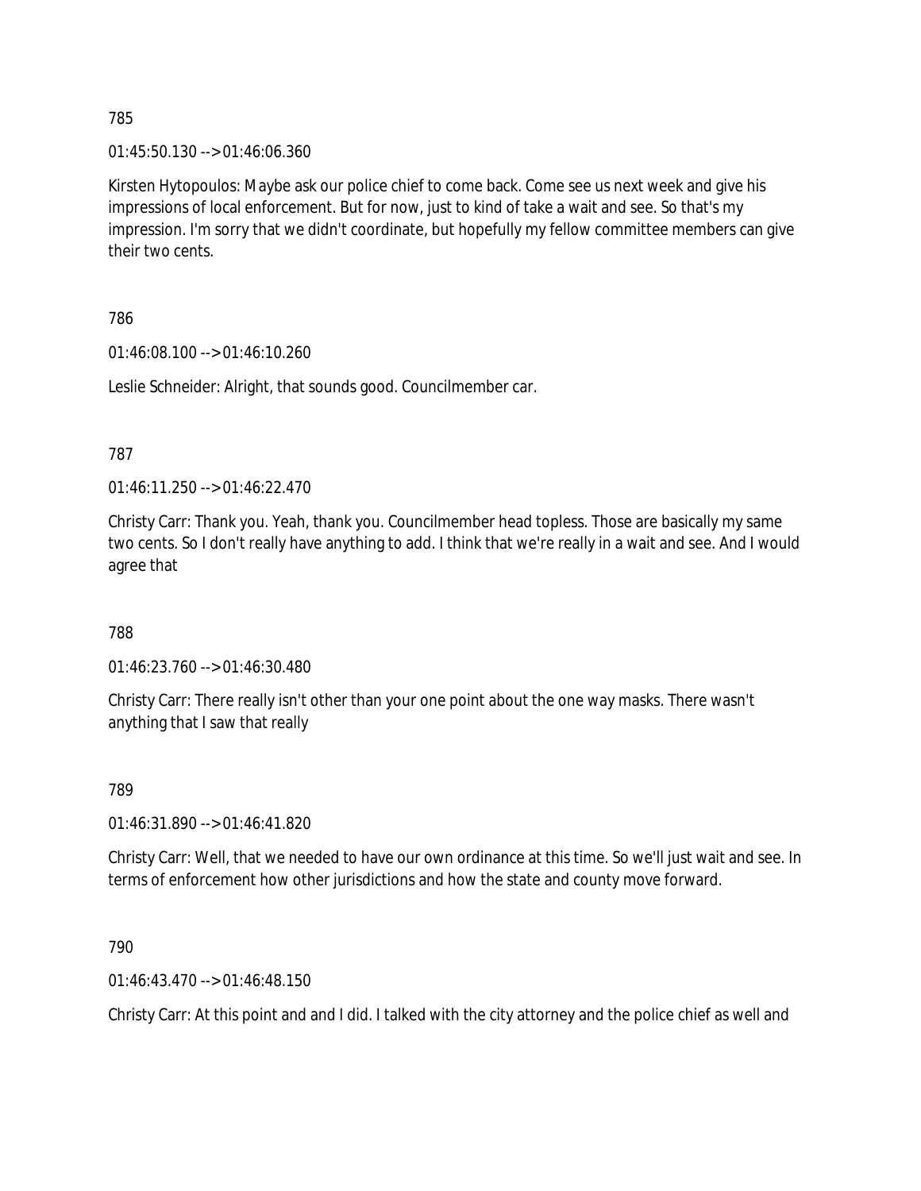785

01:45:50.130 --> 01:46:06.360

Kirsten Hytopoulos: Maybe ask our police chief to come back. Come see us next week and give his impressions of local enforcement. But for now, just to kind of take a wait and see. So that's my impression. I'm sorry that we didn't coordinate, but hopefully my fellow committee members can give their two cents.

786

01:46:08.100 --> 01:46:10.260

Leslie Schneider: Alright, that sounds good. Councilmember car.

787

01:46:11.250 --> 01:46:22.470

Christy Carr: Thank you. Yeah, thank you. Councilmember head topless. Those are basically my same two cents. So I don't really have anything to add. I think that we're really in a wait and see. And I would agree that

788

01:46:23.760 --> 01:46:30.480

Christy Carr: There really isn't other than your one point about the one way masks. There wasn't anything that I saw that really

789

01:46:31.890 --> 01:46:41.820

Christy Carr: Well, that we needed to have our own ordinance at this time. So we'll just wait and see. In terms of enforcement how other jurisdictions and how the state and county move forward.

790

01:46:43.470 --> 01:46:48.150

Christy Carr: At this point and and I did. I talked with the city attorney and the police chief as well and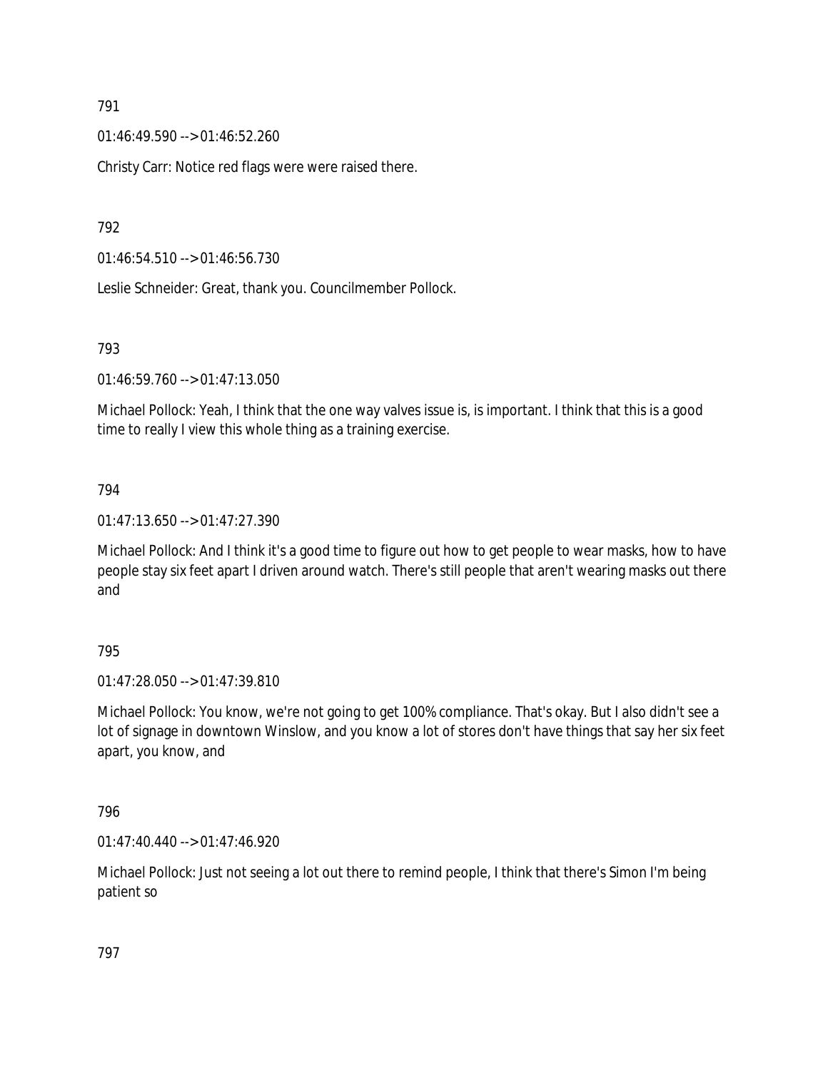791

01:46:49.590 --> 01:46:52.260

Christy Carr: Notice red flags were were raised there.

792

01:46:54.510 --> 01:46:56.730

Leslie Schneider: Great, thank you. Councilmember Pollock.

793

01:46:59.760 --> 01:47:13.050

Michael Pollock: Yeah, I think that the one way valves issue is, is important. I think that this is a good time to really I view this whole thing as a training exercise.

794

01:47:13.650 --> 01:47:27.390

Michael Pollock: And I think it's a good time to figure out how to get people to wear masks, how to have people stay six feet apart I driven around watch. There's still people that aren't wearing masks out there and

795

01:47:28.050 --> 01:47:39.810

Michael Pollock: You know, we're not going to get 100% compliance. That's okay. But I also didn't see a lot of signage in downtown Winslow, and you know a lot of stores don't have things that say her six feet apart, you know, and

796

01:47:40.440 --> 01:47:46.920

Michael Pollock: Just not seeing a lot out there to remind people, I think that there's Simon I'm being patient so

797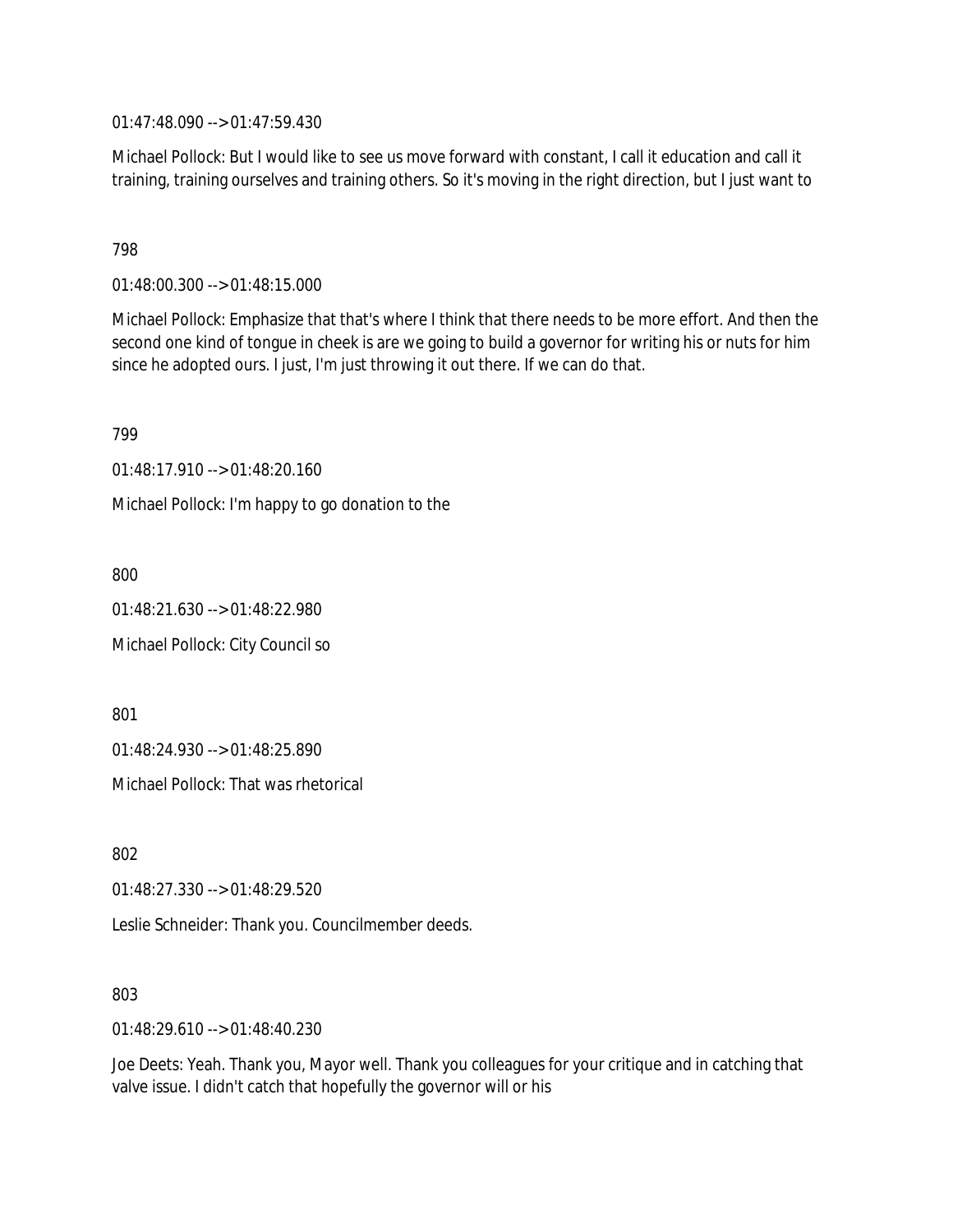01:47:48.090 --> 01:47:59.430

Michael Pollock: But I would like to see us move forward with constant, I call it education and call it training, training ourselves and training others. So it's moving in the right direction, but I just want to

798

01:48:00.300 --> 01:48:15.000

Michael Pollock: Emphasize that that's where I think that there needs to be more effort. And then the second one kind of tongue in cheek is are we going to build a governor for writing his or nuts for him since he adopted ours. I just, I'm just throwing it out there. If we can do that.

799

01:48:17.910 --> 01:48:20.160

Michael Pollock: I'm happy to go donation to the

800

01:48:21.630 --> 01:48:22.980

Michael Pollock: City Council so

801

01:48:24.930 --> 01:48:25.890

Michael Pollock: That was rhetorical

802

01:48:27.330 --> 01:48:29.520

Leslie Schneider: Thank you. Councilmember deeds.

803

01:48:29.610 --> 01:48:40.230

Joe Deets: Yeah. Thank you, Mayor well. Thank you colleagues for your critique and in catching that valve issue. I didn't catch that hopefully the governor will or his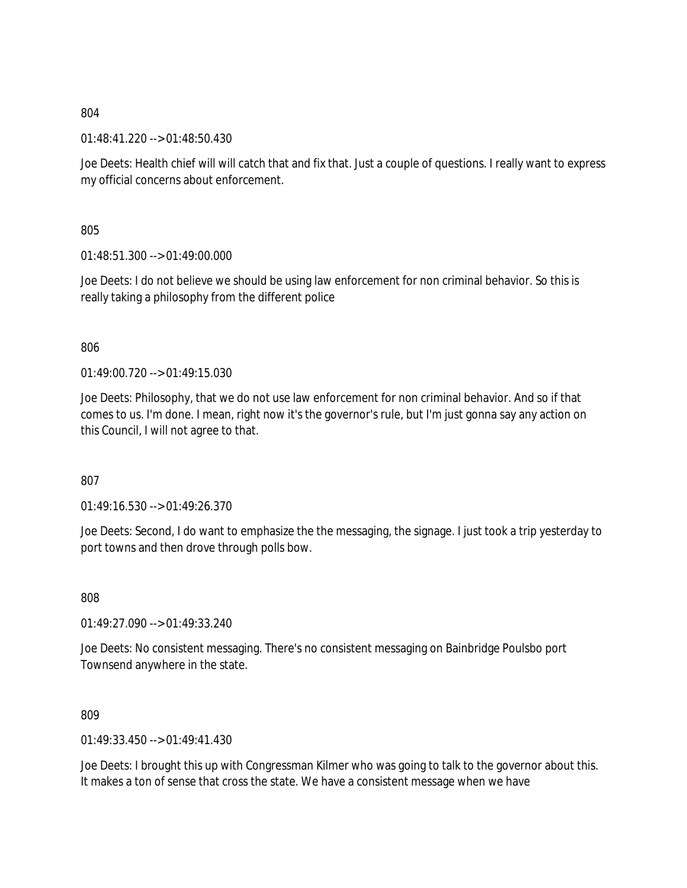804

01:48:41.220 --> 01:48:50.430

Joe Deets: Health chief will will catch that and fix that. Just a couple of questions. I really want to express my official concerns about enforcement.

805

01:48:51.300 --> 01:49:00.000

Joe Deets: I do not believe we should be using law enforcement for non criminal behavior. So this is really taking a philosophy from the different police

806

01:49:00.720 --> 01:49:15.030

Joe Deets: Philosophy, that we do not use law enforcement for non criminal behavior. And so if that comes to us. I'm done. I mean, right now it's the governor's rule, but I'm just gonna say any action on this Council, I will not agree to that.

807

01:49:16.530 --> 01:49:26.370

Joe Deets: Second, I do want to emphasize the the messaging, the signage. I just took a trip yesterday to port towns and then drove through polls bow.

808

01:49:27.090 --> 01:49:33.240

Joe Deets: No consistent messaging. There's no consistent messaging on Bainbridge Poulsbo port Townsend anywhere in the state.

809

01:49:33.450 --> 01:49:41.430

Joe Deets: I brought this up with Congressman Kilmer who was going to talk to the governor about this. It makes a ton of sense that cross the state. We have a consistent message when we have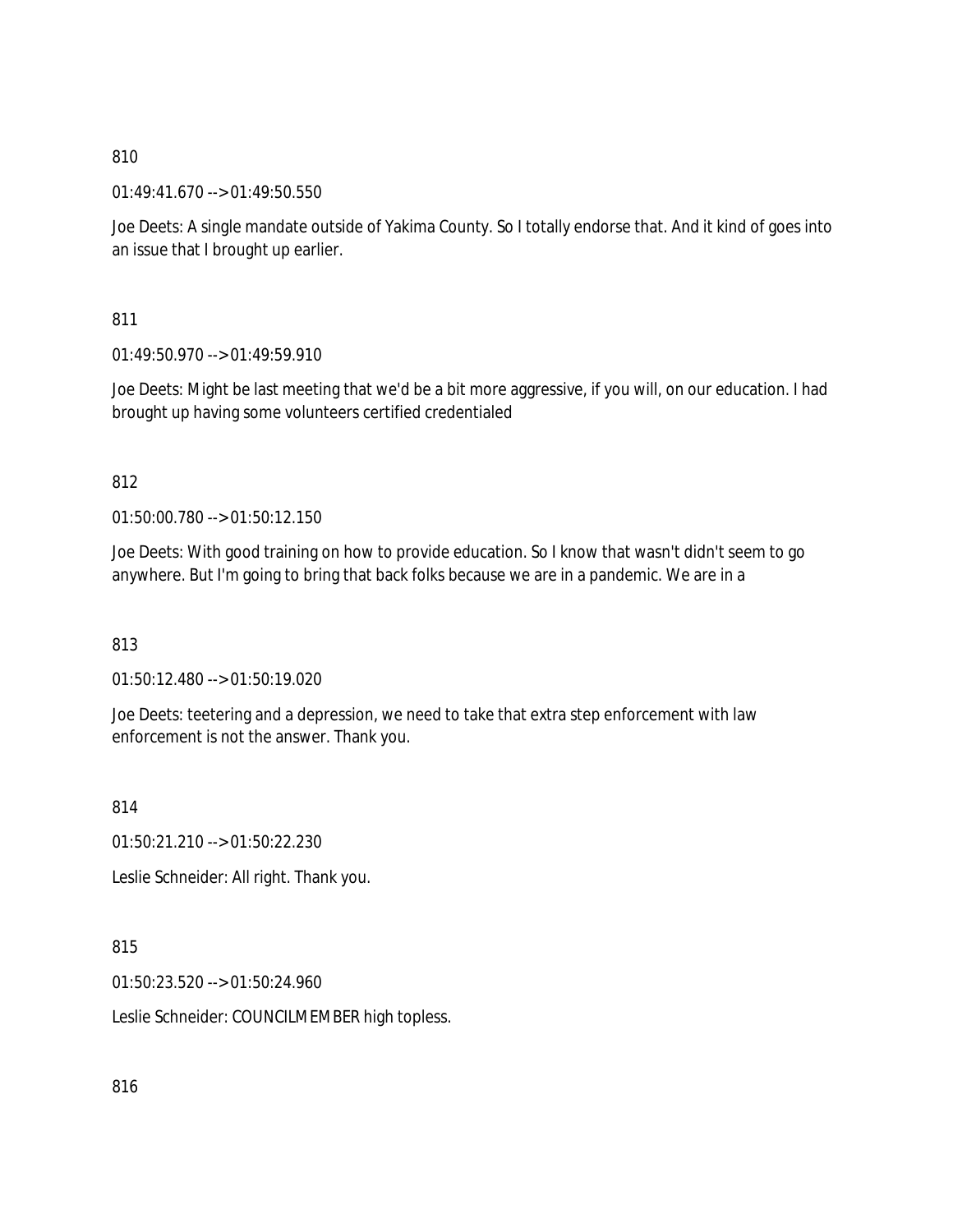810

01:49:41.670 --> 01:49:50.550

Joe Deets: A single mandate outside of Yakima County. So I totally endorse that. And it kind of goes into an issue that I brought up earlier.

811

01:49:50.970 --> 01:49:59.910

Joe Deets: Might be last meeting that we'd be a bit more aggressive, if you will, on our education. I had brought up having some volunteers certified credentialed

812

01:50:00.780 --> 01:50:12.150

Joe Deets: With good training on how to provide education. So I know that wasn't didn't seem to go anywhere. But I'm going to bring that back folks because we are in a pandemic. We are in a

813

01:50:12.480 --> 01:50:19.020

Joe Deets: teetering and a depression, we need to take that extra step enforcement with law enforcement is not the answer. Thank you.

814

01:50:21.210 --> 01:50:22.230

Leslie Schneider: All right. Thank you.

815

01:50:23.520 --> 01:50:24.960

Leslie Schneider: COUNCILMEMBER high topless.

816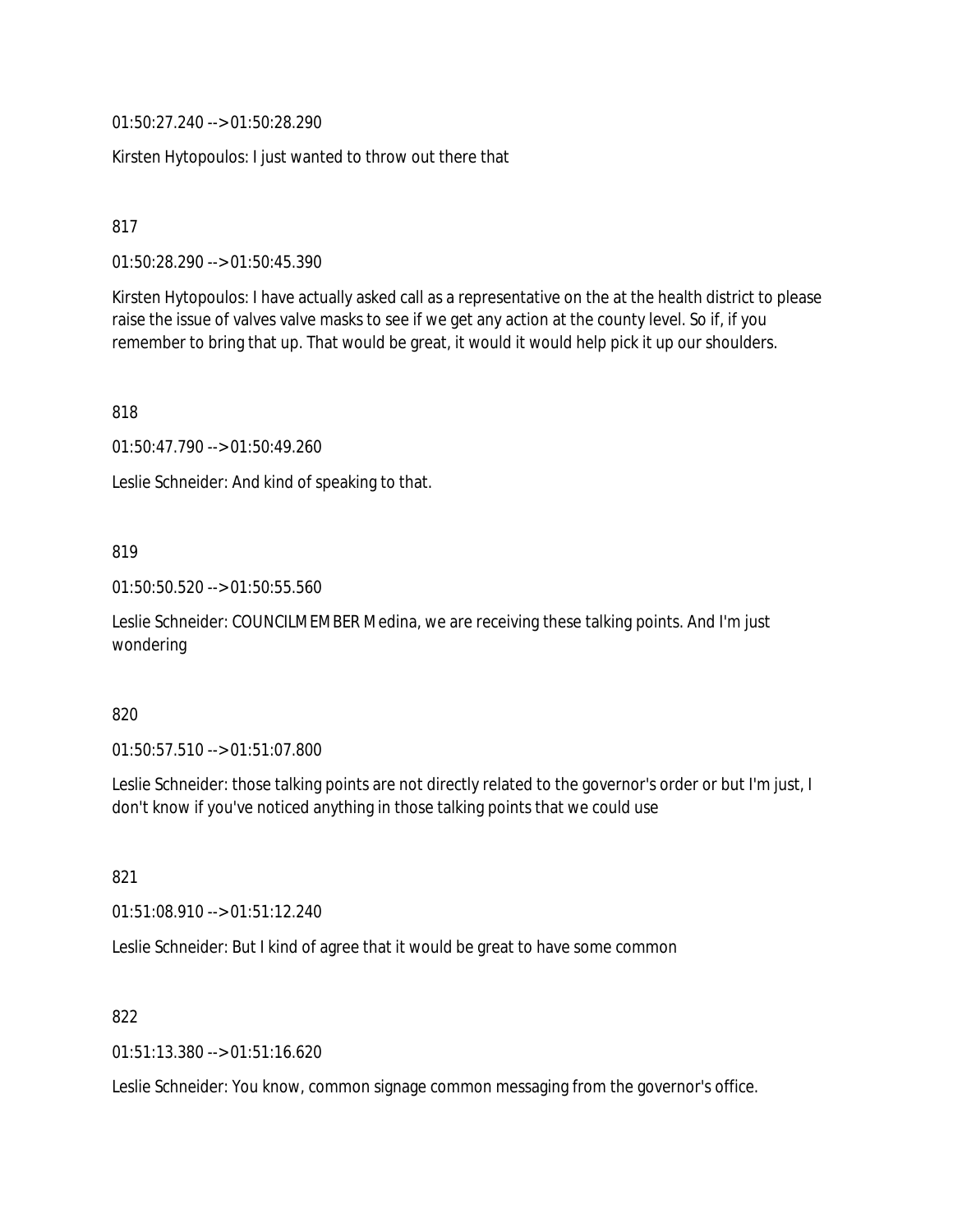01:50:27.240 --> 01:50:28.290

Kirsten Hytopoulos: I just wanted to throw out there that

817

01:50:28.290 --> 01:50:45.390

Kirsten Hytopoulos: I have actually asked call as a representative on the at the health district to please raise the issue of valves valve masks to see if we get any action at the county level. So if, if you remember to bring that up. That would be great, it would it would help pick it up our shoulders.

818

01:50:47.790 --> 01:50:49.260

Leslie Schneider: And kind of speaking to that.

819

01:50:50.520 --> 01:50:55.560

Leslie Schneider: COUNCILMEMBER Medina, we are receiving these talking points. And I'm just wondering

820

01:50:57.510 --> 01:51:07.800

Leslie Schneider: those talking points are not directly related to the governor's order or but I'm just, I don't know if you've noticed anything in those talking points that we could use

821

01:51:08.910 --> 01:51:12.240

Leslie Schneider: But I kind of agree that it would be great to have some common

822

01:51:13.380 --> 01:51:16.620

Leslie Schneider: You know, common signage common messaging from the governor's office.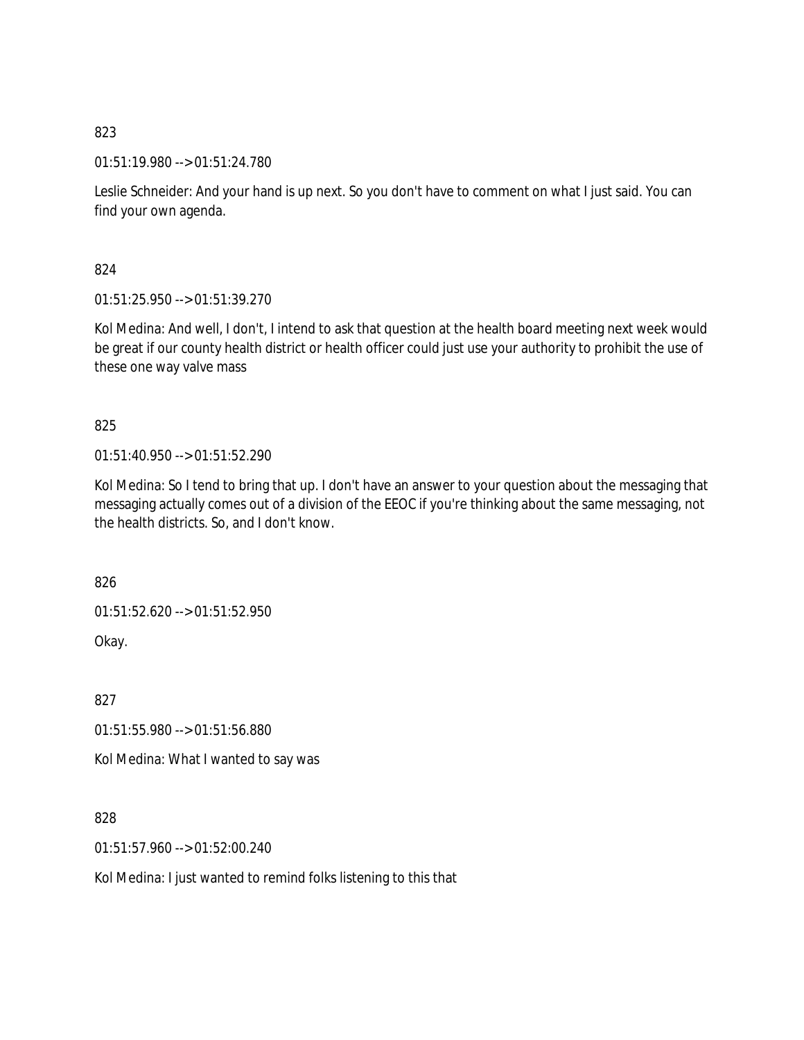823

01:51:19.980 --> 01:51:24.780

Leslie Schneider: And your hand is up next. So you don't have to comment on what I just said. You can find your own agenda.

824

01:51:25.950 --> 01:51:39.270

Kol Medina: And well, I don't, I intend to ask that question at the health board meeting next week would be great if our county health district or health officer could just use your authority to prohibit the use of these one way valve mass

825

01:51:40.950 --> 01:51:52.290

Kol Medina: So I tend to bring that up. I don't have an answer to your question about the messaging that messaging actually comes out of a division of the EEOC if you're thinking about the same messaging, not the health districts. So, and I don't know.

826

01:51:52.620 --> 01:51:52.950

Okay.

827

01:51:55.980 --> 01:51:56.880

Kol Medina: What I wanted to say was

828

01:51:57.960 --> 01:52:00.240

Kol Medina: I just wanted to remind folks listening to this that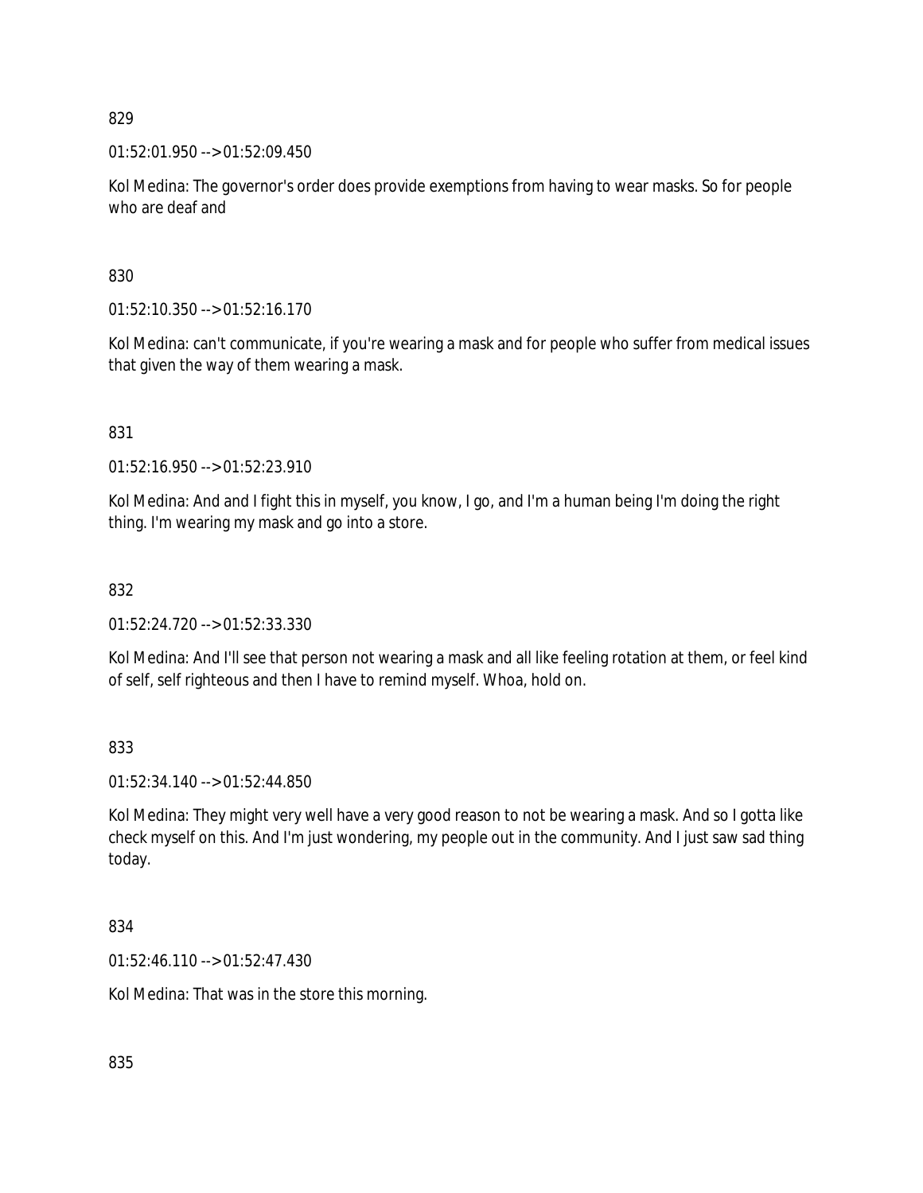829

01:52:01.950 --> 01:52:09.450

Kol Medina: The governor's order does provide exemptions from having to wear masks. So for people who are deaf and

830

01:52:10.350 --> 01:52:16.170

Kol Medina: can't communicate, if you're wearing a mask and for people who suffer from medical issues that given the way of them wearing a mask.

831

01:52:16.950 --> 01:52:23.910

Kol Medina: And and I fight this in myself, you know, I go, and I'm a human being I'm doing the right thing. I'm wearing my mask and go into a store.

832

01:52:24.720 --> 01:52:33.330

Kol Medina: And I'll see that person not wearing a mask and all like feeling rotation at them, or feel kind of self, self righteous and then I have to remind myself. Whoa, hold on.

833

01:52:34.140 --> 01:52:44.850

Kol Medina: They might very well have a very good reason to not be wearing a mask. And so I gotta like check myself on this. And I'm just wondering, my people out in the community. And I just saw sad thing today.

834

01:52:46.110 --> 01:52:47.430

Kol Medina: That was in the store this morning.

835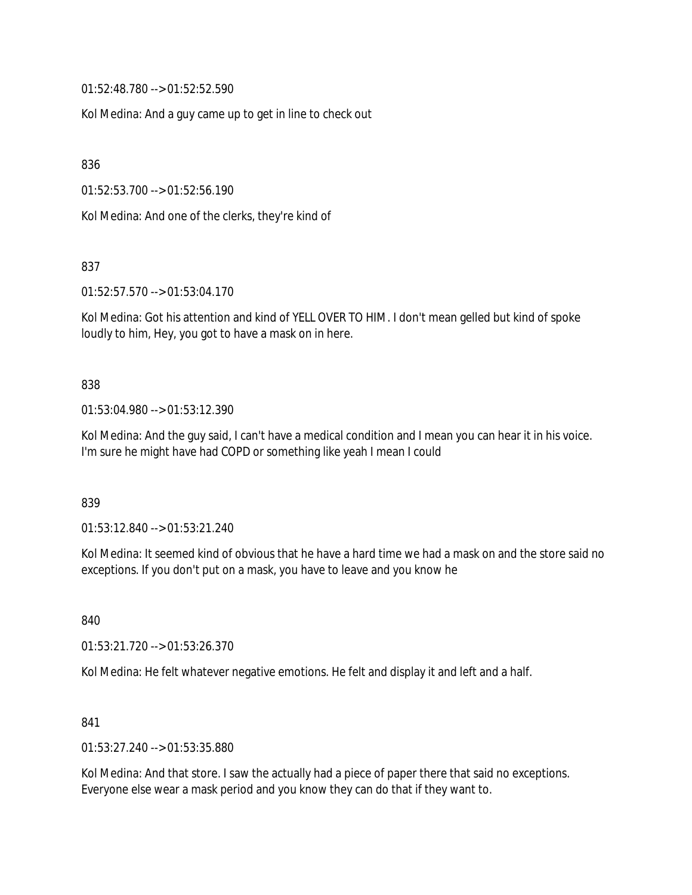01:52:48.780 --> 01:52:52.590

Kol Medina: And a guy came up to get in line to check out

836

01:52:53.700 --> 01:52:56.190

Kol Medina: And one of the clerks, they're kind of

837

01:52:57.570 --> 01:53:04.170

Kol Medina: Got his attention and kind of YELL OVER TO HIM. I don't mean gelled but kind of spoke loudly to him, Hey, you got to have a mask on in here.

838

01:53:04.980 --> 01:53:12.390

Kol Medina: And the guy said, I can't have a medical condition and I mean you can hear it in his voice. I'm sure he might have had COPD or something like yeah I mean I could

839

01:53:12.840 --> 01:53:21.240

Kol Medina: It seemed kind of obvious that he have a hard time we had a mask on and the store said no exceptions. If you don't put on a mask, you have to leave and you know he

840

01:53:21.720 --> 01:53:26.370

Kol Medina: He felt whatever negative emotions. He felt and display it and left and a half.

841

01:53:27.240 --> 01:53:35.880

Kol Medina: And that store. I saw the actually had a piece of paper there that said no exceptions. Everyone else wear a mask period and you know they can do that if they want to.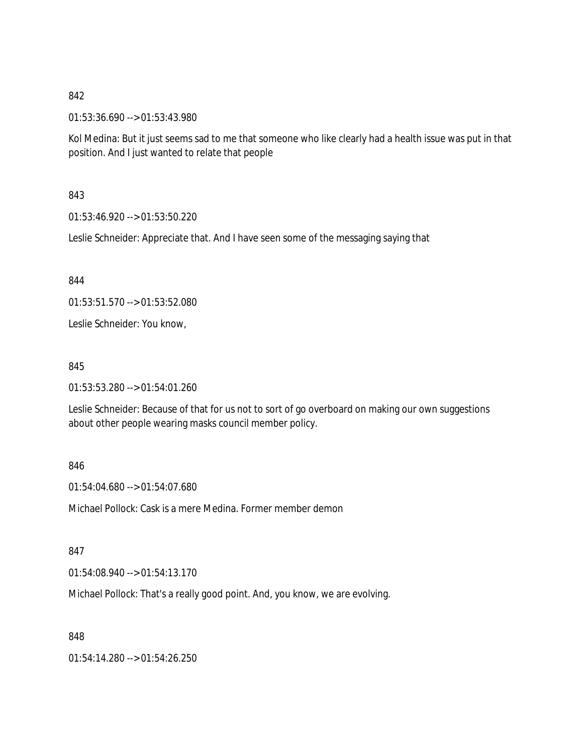842

01:53:36.690 --> 01:53:43.980

Kol Medina: But it just seems sad to me that someone who like clearly had a health issue was put in that position. And I just wanted to relate that people

843

01:53:46.920 --> 01:53:50.220

Leslie Schneider: Appreciate that. And I have seen some of the messaging saying that

844

01:53:51.570 --> 01:53:52.080

Leslie Schneider: You know,

845

01:53:53.280 --> 01:54:01.260

Leslie Schneider: Because of that for us not to sort of go overboard on making our own suggestions about other people wearing masks council member policy.

846

01:54:04.680 --> 01:54:07.680

Michael Pollock: Cask is a mere Medina. Former member demon

847

01:54:08.940 --> 01:54:13.170

Michael Pollock: That's a really good point. And, you know, we are evolving.

848

01:54:14.280 --> 01:54:26.250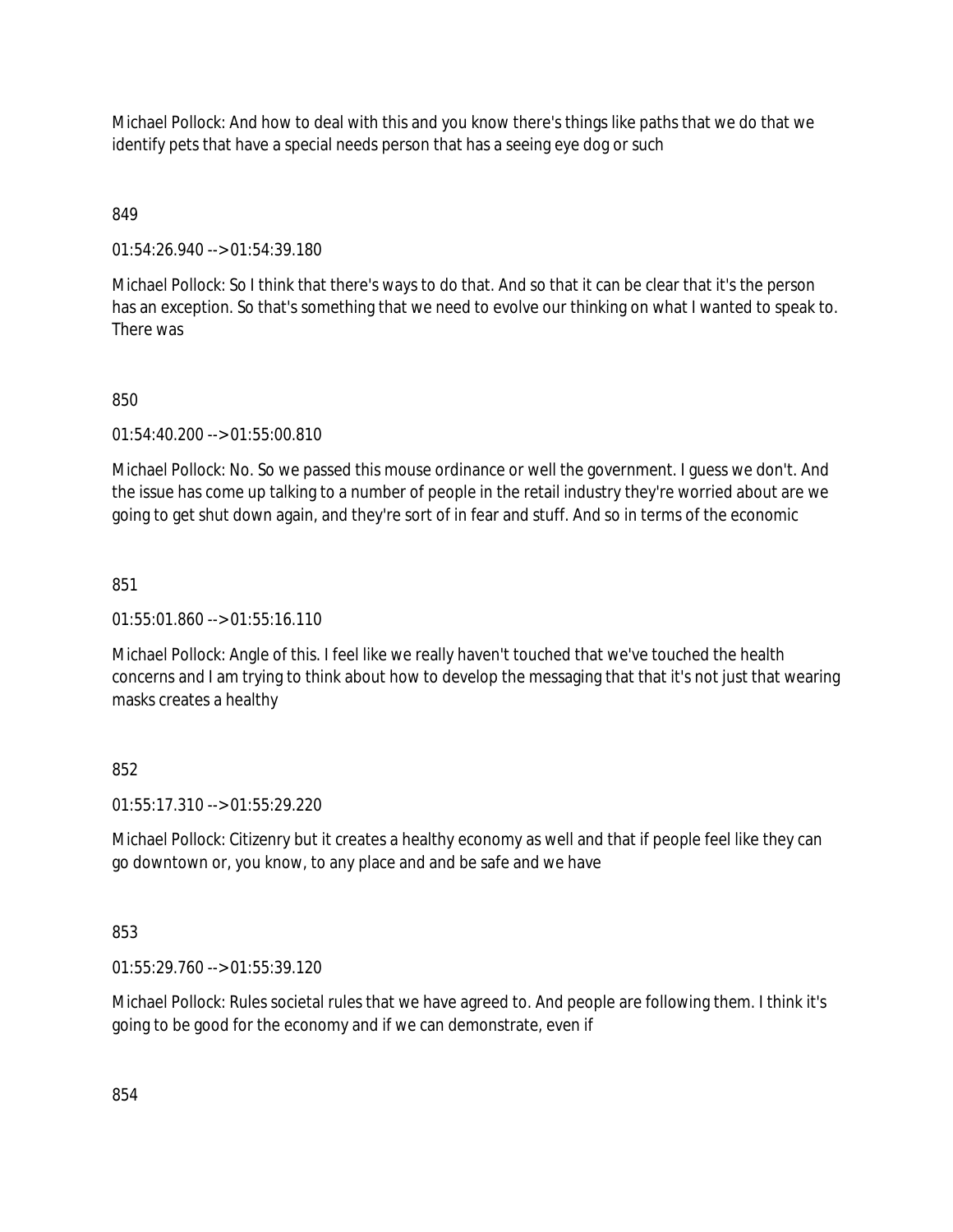Michael Pollock: And how to deal with this and you know there's things like paths that we do that we identify pets that have a special needs person that has a seeing eye dog or such

849

01:54:26.940 --> 01:54:39.180

Michael Pollock: So I think that there's ways to do that. And so that it can be clear that it's the person has an exception. So that's something that we need to evolve our thinking on what I wanted to speak to. There was

850

01:54:40.200 --> 01:55:00.810

Michael Pollock: No. So we passed this mouse ordinance or well the government. I guess we don't. And the issue has come up talking to a number of people in the retail industry they're worried about are we going to get shut down again, and they're sort of in fear and stuff. And so in terms of the economic

851

01:55:01.860 --> 01:55:16.110

Michael Pollock: Angle of this. I feel like we really haven't touched that we've touched the health concerns and I am trying to think about how to develop the messaging that that it's not just that wearing masks creates a healthy

852

01:55:17.310 --> 01:55:29.220

Michael Pollock: Citizenry but it creates a healthy economy as well and that if people feel like they can go downtown or, you know, to any place and and be safe and we have

853

01:55:29.760 --> 01:55:39.120

Michael Pollock: Rules societal rules that we have agreed to. And people are following them. I think it's going to be good for the economy and if we can demonstrate, even if

854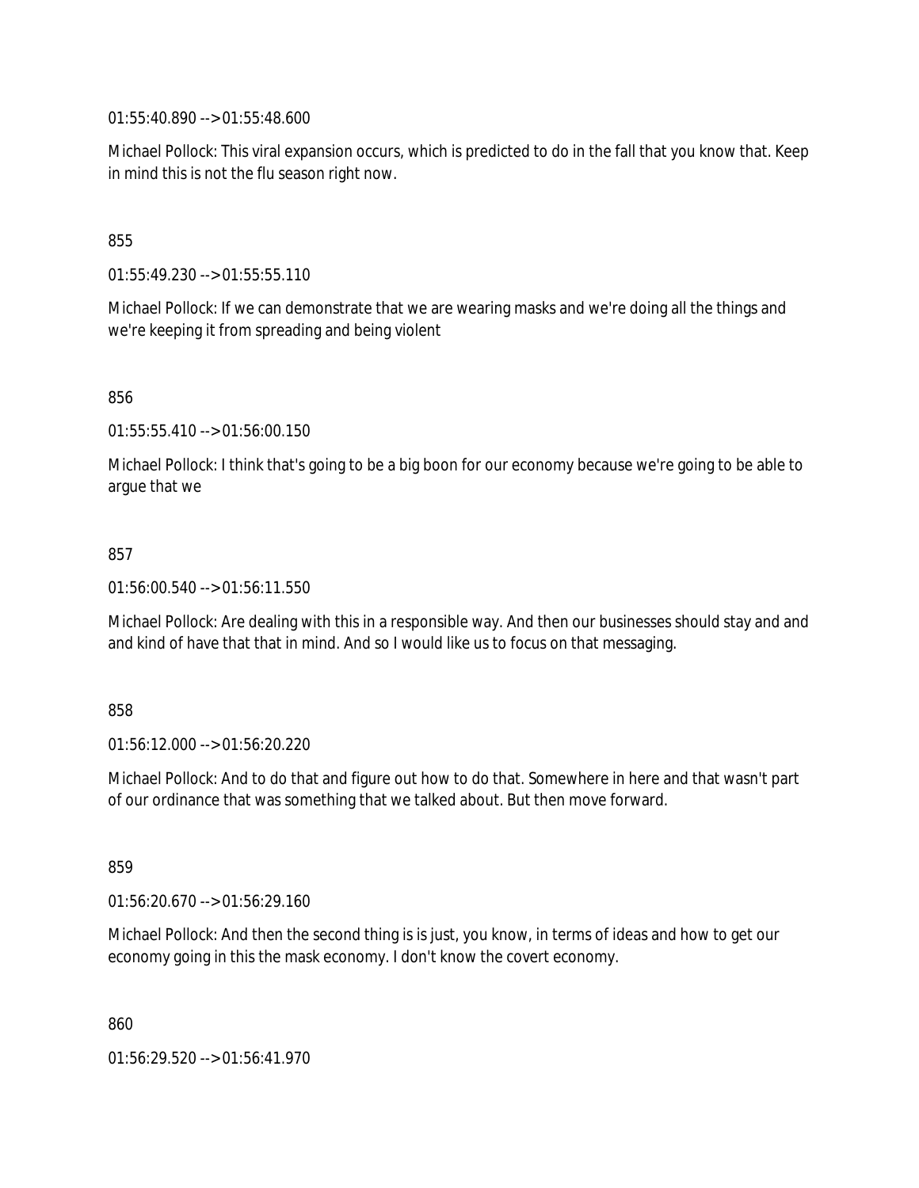01:55:40.890 --> 01:55:48.600

Michael Pollock: This viral expansion occurs, which is predicted to do in the fall that you know that. Keep in mind this is not the flu season right now.

855

01:55:49.230 --> 01:55:55.110

Michael Pollock: If we can demonstrate that we are wearing masks and we're doing all the things and we're keeping it from spreading and being violent

856

01:55:55.410 --> 01:56:00.150

Michael Pollock: I think that's going to be a big boon for our economy because we're going to be able to argue that we

857

01:56:00.540 --> 01:56:11.550

Michael Pollock: Are dealing with this in a responsible way. And then our businesses should stay and and and kind of have that that in mind. And so I would like us to focus on that messaging.

858

01:56:12.000 --> 01:56:20.220

Michael Pollock: And to do that and figure out how to do that. Somewhere in here and that wasn't part of our ordinance that was something that we talked about. But then move forward.

859

01:56:20.670 --> 01:56:29.160

Michael Pollock: And then the second thing is is just, you know, in terms of ideas and how to get our economy going in this the mask economy. I don't know the covert economy.

860

01:56:29.520 --> 01:56:41.970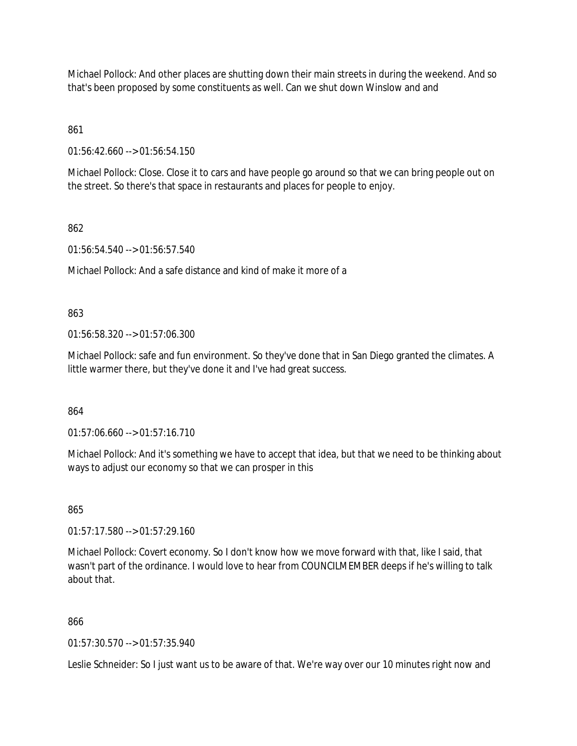Michael Pollock: And other places are shutting down their main streets in during the weekend. And so that's been proposed by some constituents as well. Can we shut down Winslow and and

861

01:56:42.660 --> 01:56:54.150

Michael Pollock: Close. Close it to cars and have people go around so that we can bring people out on the street. So there's that space in restaurants and places for people to enjoy.

862

01:56:54.540 --> 01:56:57.540

Michael Pollock: And a safe distance and kind of make it more of a

863

01:56:58.320 --> 01:57:06.300

Michael Pollock: safe and fun environment. So they've done that in San Diego granted the climates. A little warmer there, but they've done it and I've had great success.

864

01:57:06.660 --> 01:57:16.710

Michael Pollock: And it's something we have to accept that idea, but that we need to be thinking about ways to adjust our economy so that we can prosper in this

865

01:57:17.580 --> 01:57:29.160

Michael Pollock: Covert economy. So I don't know how we move forward with that, like I said, that wasn't part of the ordinance. I would love to hear from COUNCILMEMBER deeps if he's willing to talk about that.

866

01:57:30.570 --> 01:57:35.940

Leslie Schneider: So I just want us to be aware of that. We're way over our 10 minutes right now and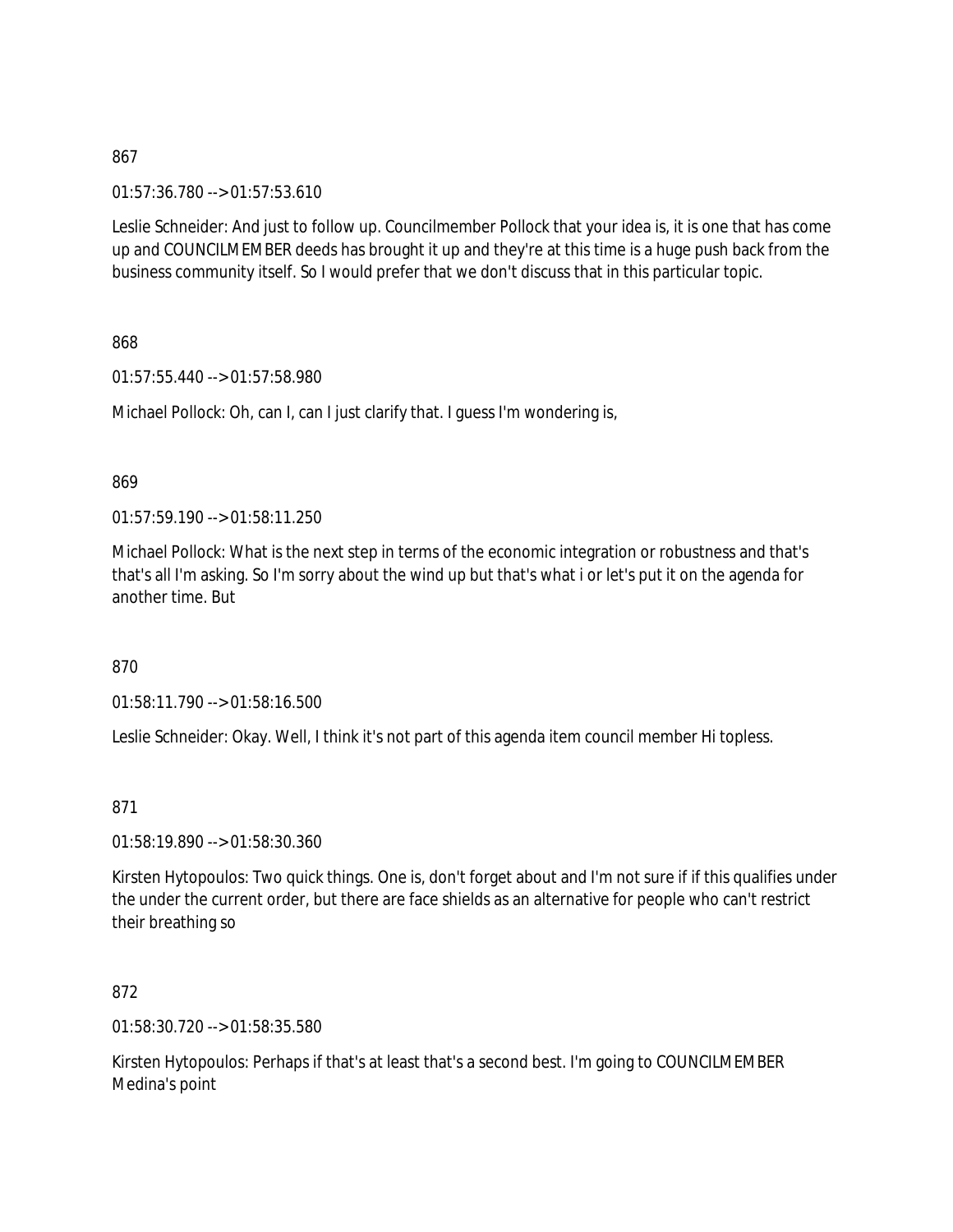867

01:57:36.780 --> 01:57:53.610

Leslie Schneider: And just to follow up. Councilmember Pollock that your idea is, it is one that has come up and COUNCILMEMBER deeds has brought it up and they're at this time is a huge push back from the business community itself. So I would prefer that we don't discuss that in this particular topic.

868

01:57:55.440 --> 01:57:58.980

Michael Pollock: Oh, can I, can I just clarify that. I guess I'm wondering is,

869

01:57:59.190 --> 01:58:11.250

Michael Pollock: What is the next step in terms of the economic integration or robustness and that's that's all I'm asking. So I'm sorry about the wind up but that's what i or let's put it on the agenda for another time. But

870

01:58:11.790 --> 01:58:16.500

Leslie Schneider: Okay. Well, I think it's not part of this agenda item council member Hi topless.

871

01:58:19.890 --> 01:58:30.360

Kirsten Hytopoulos: Two quick things. One is, don't forget about and I'm not sure if if this qualifies under the under the current order, but there are face shields as an alternative for people who can't restrict their breathing so

872

01:58:30.720 --> 01:58:35.580

Kirsten Hytopoulos: Perhaps if that's at least that's a second best. I'm going to COUNCILMEMBER Medina's point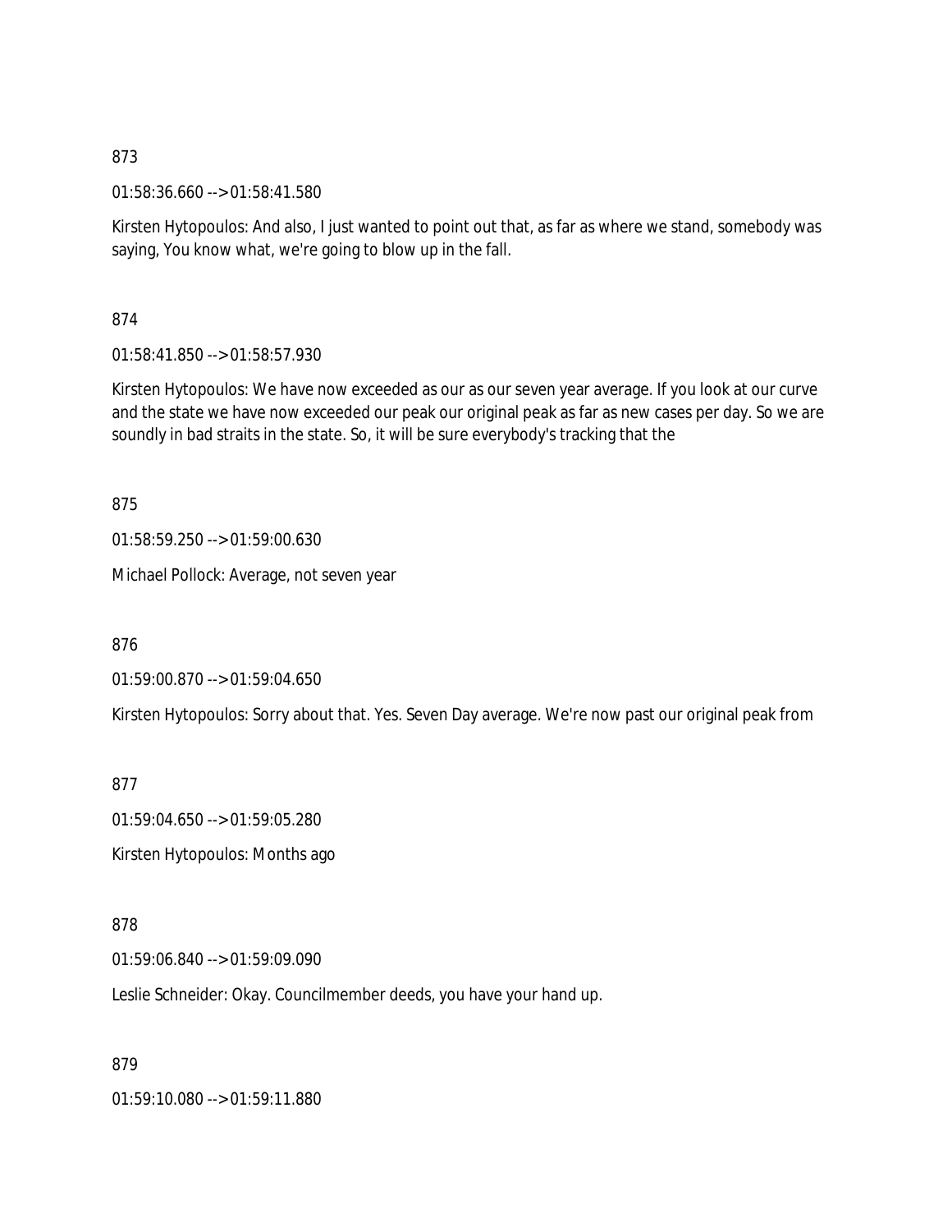873

01:58:36.660 --> 01:58:41.580

Kirsten Hytopoulos: And also, I just wanted to point out that, as far as where we stand, somebody was saying, You know what, we're going to blow up in the fall.

874

01:58:41.850 --> 01:58:57.930

Kirsten Hytopoulos: We have now exceeded as our as our seven year average. If you look at our curve and the state we have now exceeded our peak our original peak as far as new cases per day. So we are soundly in bad straits in the state. So, it will be sure everybody's tracking that the

875

01:58:59.250 --> 01:59:00.630

Michael Pollock: Average, not seven year

876

01:59:00.870 --> 01:59:04.650

Kirsten Hytopoulos: Sorry about that. Yes. Seven Day average. We're now past our original peak from

877

01:59:04.650 --> 01:59:05.280

Kirsten Hytopoulos: Months ago

878

01:59:06.840 --> 01:59:09.090

Leslie Schneider: Okay. Councilmember deeds, you have your hand up.

879

01:59:10.080 --> 01:59:11.880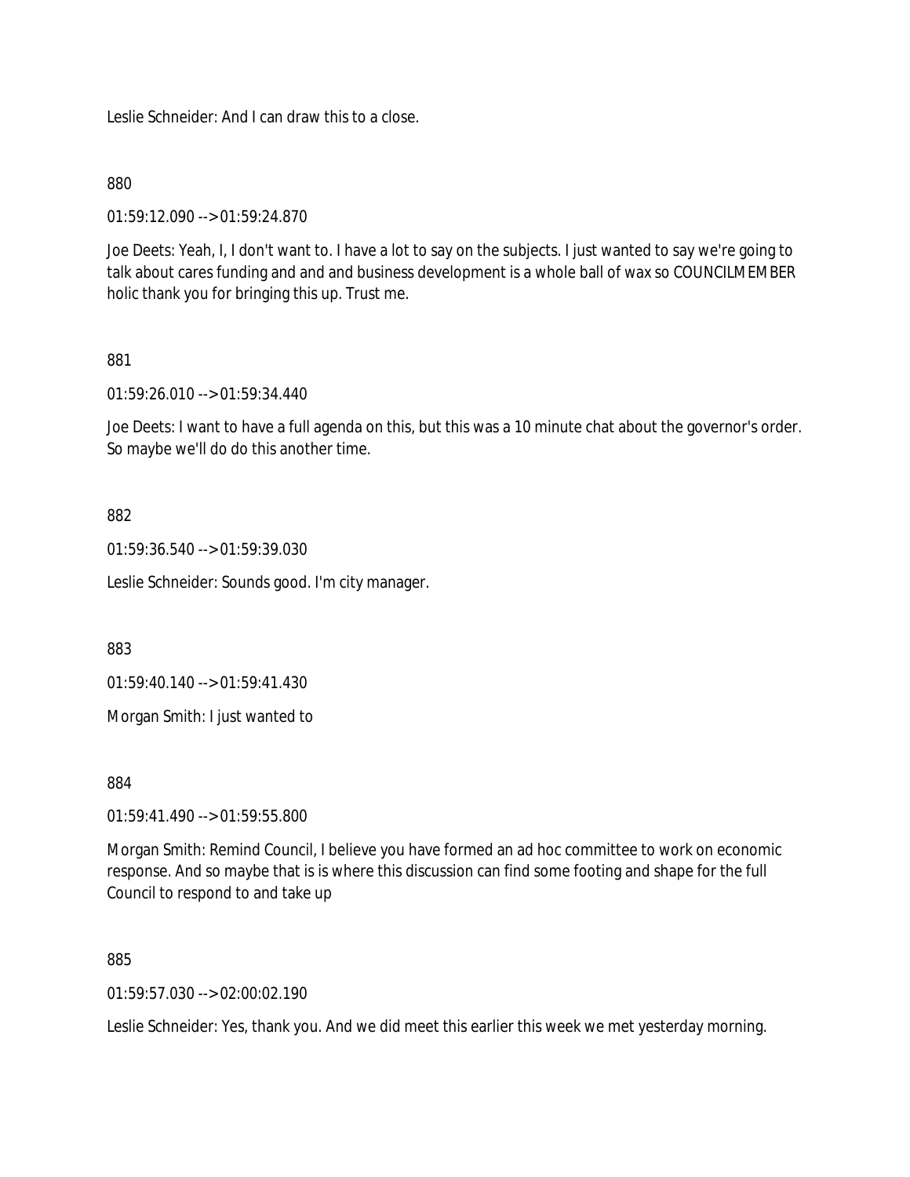Leslie Schneider: And I can draw this to a close.

880

01:59:12.090 --> 01:59:24.870

Joe Deets: Yeah, I, I don't want to. I have a lot to say on the subjects. I just wanted to say we're going to talk about cares funding and and and business development is a whole ball of wax so COUNCILMEMBER holic thank you for bringing this up. Trust me.

881

01:59:26.010 --> 01:59:34.440

Joe Deets: I want to have a full agenda on this, but this was a 10 minute chat about the governor's order. So maybe we'll do do this another time.

882

01:59:36.540 --> 01:59:39.030

Leslie Schneider: Sounds good. I'm city manager.

883

01:59:40.140 --> 01:59:41.430

Morgan Smith: I just wanted to

884

01:59:41.490 --> 01:59:55.800

Morgan Smith: Remind Council, I believe you have formed an ad hoc committee to work on economic response. And so maybe that is is where this discussion can find some footing and shape for the full Council to respond to and take up

885

01:59:57.030 --> 02:00:02.190

Leslie Schneider: Yes, thank you. And we did meet this earlier this week we met yesterday morning.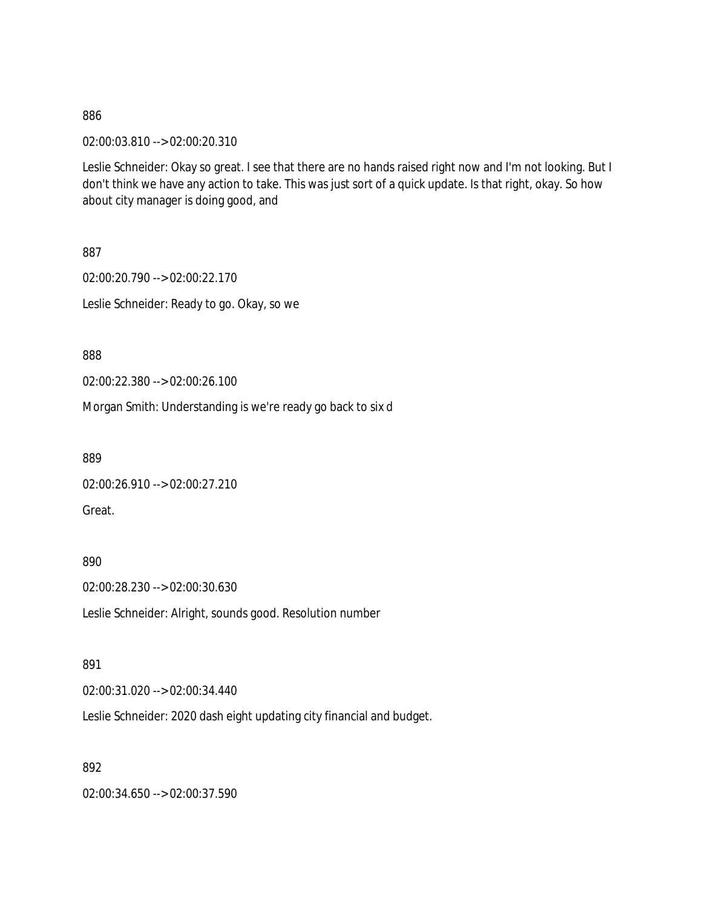886

02:00:03.810 --> 02:00:20.310

Leslie Schneider: Okay so great. I see that there are no hands raised right now and I'm not looking. But I don't think we have any action to take. This was just sort of a quick update. Is that right, okay. So how about city manager is doing good, and

887

02:00:20.790 --> 02:00:22.170

Leslie Schneider: Ready to go. Okay, so we

888

02:00:22.380 --> 02:00:26.100

Morgan Smith: Understanding is we're ready go back to six d

889

02:00:26.910 --> 02:00:27.210

Great.

890

02:00:28.230 --> 02:00:30.630

Leslie Schneider: Alright, sounds good. Resolution number

891

02:00:31.020 --> 02:00:34.440

Leslie Schneider: 2020 dash eight updating city financial and budget.

892

02:00:34.650 --> 02:00:37.590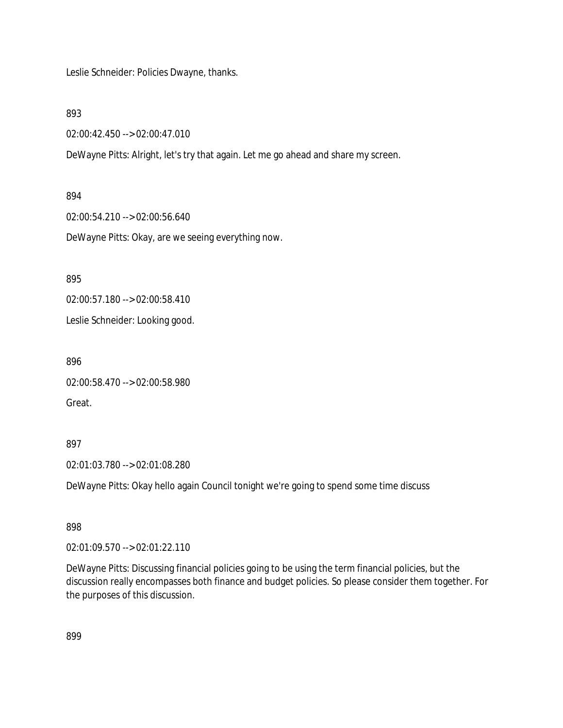Leslie Schneider: Policies Dwayne, thanks.

893

02:00:42.450 --> 02:00:47.010

DeWayne Pitts: Alright, let's try that again. Let me go ahead and share my screen.

894

02:00:54.210 --> 02:00:56.640

DeWayne Pitts: Okay, are we seeing everything now.

895

02:00:57.180 --> 02:00:58.410

Leslie Schneider: Looking good.

896

02:00:58.470 --> 02:00:58.980

Great.

897

02:01:03.780 --> 02:01:08.280

DeWayne Pitts: Okay hello again Council tonight we're going to spend some time discuss

898

02:01:09.570 --> 02:01:22.110

DeWayne Pitts: Discussing financial policies going to be using the term financial policies, but the discussion really encompasses both finance and budget policies. So please consider them together. For the purposes of this discussion.

899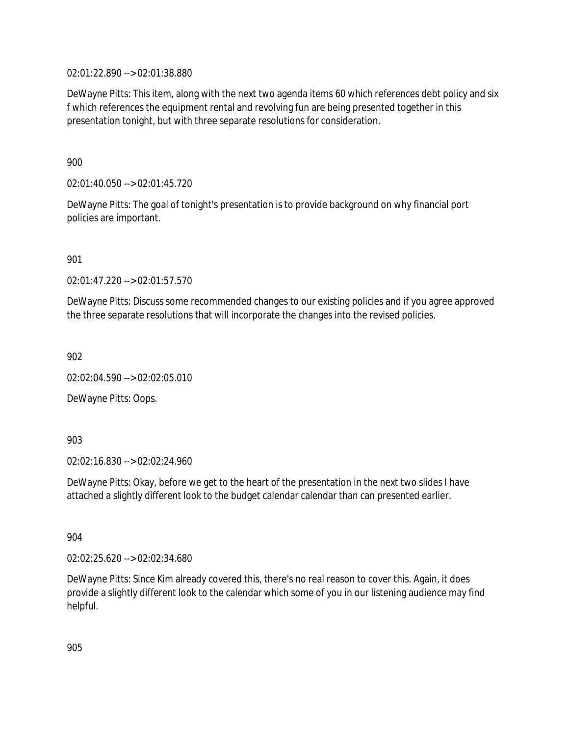02:01:22.890 --> 02:01:38.880

DeWayne Pitts: This item, along with the next two agenda items 60 which references debt policy and six f which references the equipment rental and revolving fun are being presented together in this presentation tonight, but with three separate resolutions for consideration.

900

02:01:40.050 --> 02:01:45.720

DeWayne Pitts: The goal of tonight's presentation is to provide background on why financial port policies are important.

901

02:01:47.220 --> 02:01:57.570

DeWayne Pitts: Discuss some recommended changes to our existing policies and if you agree approved the three separate resolutions that will incorporate the changes into the revised policies.

902

02:02:04.590 --> 02:02:05.010

DeWayne Pitts: Oops.

903

02:02:16.830 --> 02:02:24.960

DeWayne Pitts: Okay, before we get to the heart of the presentation in the next two slides I have attached a slightly different look to the budget calendar calendar than can presented earlier.

904

02:02:25.620 --> 02:02:34.680

DeWayne Pitts: Since Kim already covered this, there's no real reason to cover this. Again, it does provide a slightly different look to the calendar which some of you in our listening audience may find helpful.

905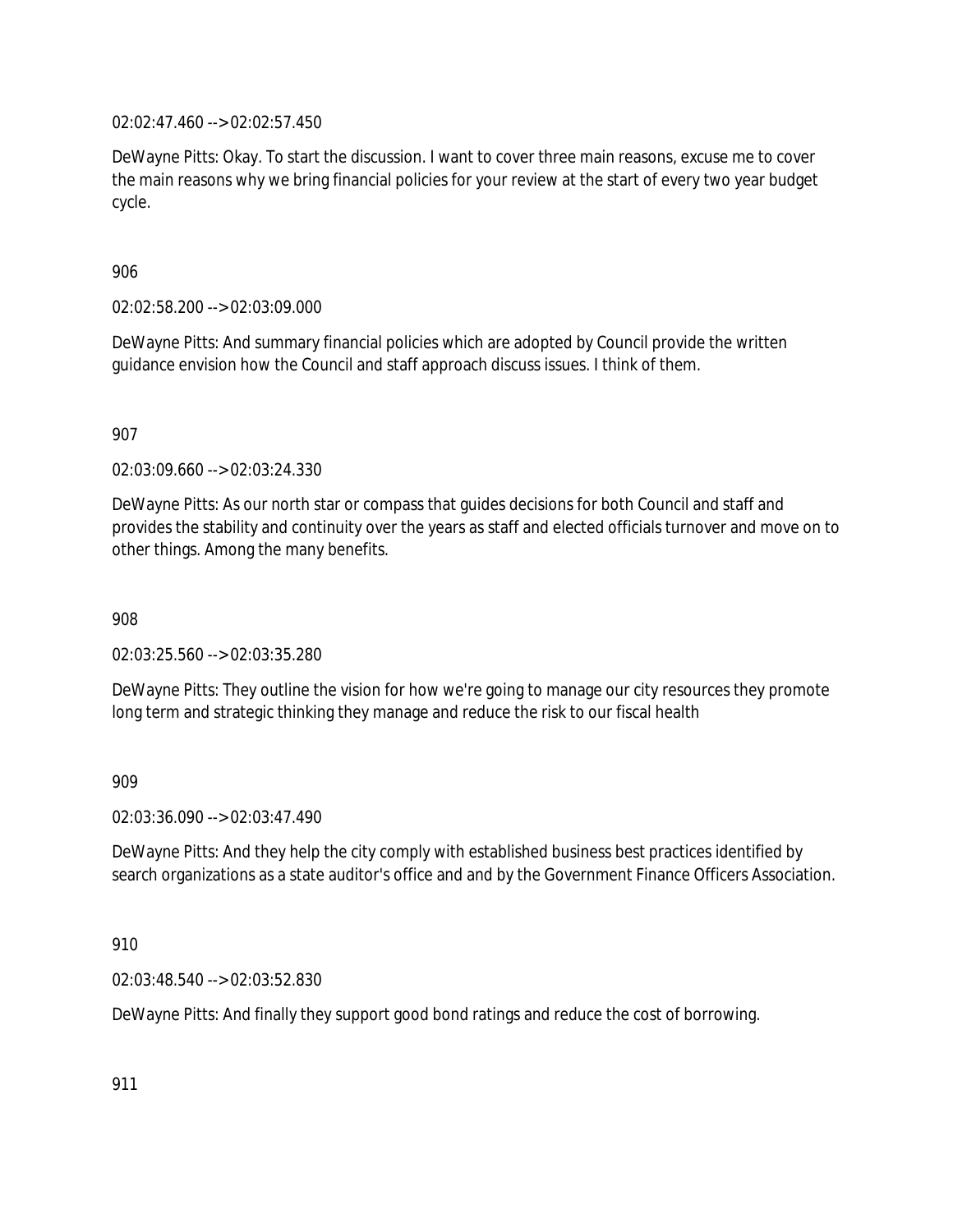02:02:47.460 --> 02:02:57.450

DeWayne Pitts: Okay. To start the discussion. I want to cover three main reasons, excuse me to cover the main reasons why we bring financial policies for your review at the start of every two year budget cycle.

906

02:02:58.200 --> 02:03:09.000

DeWayne Pitts: And summary financial policies which are adopted by Council provide the written guidance envision how the Council and staff approach discuss issues. I think of them.

907

02:03:09.660 --> 02:03:24.330

DeWayne Pitts: As our north star or compass that guides decisions for both Council and staff and provides the stability and continuity over the years as staff and elected officials turnover and move on to other things. Among the many benefits.

908

02:03:25.560 --> 02:03:35.280

DeWayne Pitts: They outline the vision for how we're going to manage our city resources they promote long term and strategic thinking they manage and reduce the risk to our fiscal health

909

02:03:36.090 --> 02:03:47.490

DeWayne Pitts: And they help the city comply with established business best practices identified by search organizations as a state auditor's office and and by the Government Finance Officers Association.

910

02:03:48.540 --> 02:03:52.830

DeWayne Pitts: And finally they support good bond ratings and reduce the cost of borrowing.

911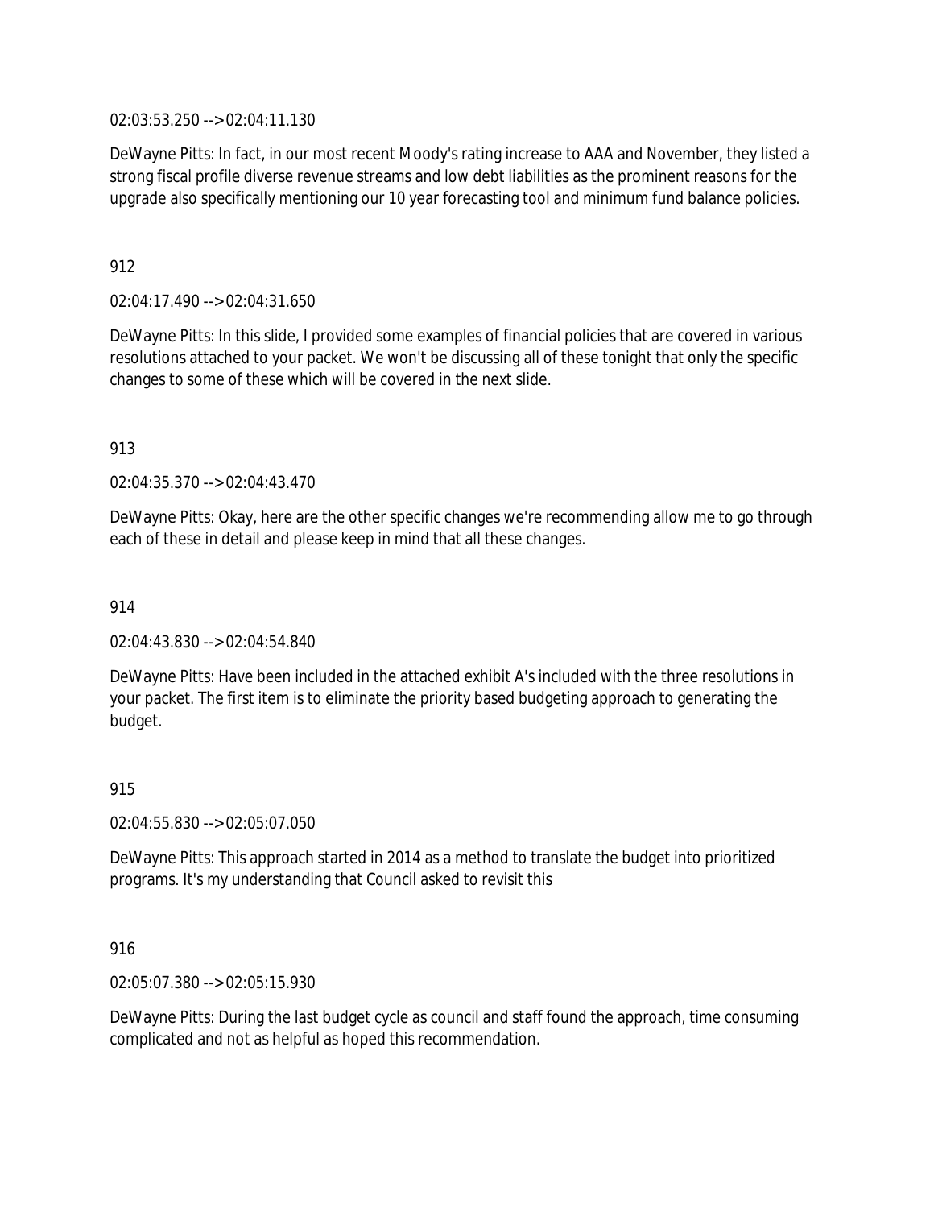02:03:53.250 --> 02:04:11.130

DeWayne Pitts: In fact, in our most recent Moody's rating increase to AAA and November, they listed a strong fiscal profile diverse revenue streams and low debt liabilities as the prominent reasons for the upgrade also specifically mentioning our 10 year forecasting tool and minimum fund balance policies.

912

02:04:17.490 --> 02:04:31.650

DeWayne Pitts: In this slide, I provided some examples of financial policies that are covered in various resolutions attached to your packet. We won't be discussing all of these tonight that only the specific changes to some of these which will be covered in the next slide.

913

02:04:35.370 --> 02:04:43.470

DeWayne Pitts: Okay, here are the other specific changes we're recommending allow me to go through each of these in detail and please keep in mind that all these changes.

914

02:04:43.830 --> 02:04:54.840

DeWayne Pitts: Have been included in the attached exhibit A's included with the three resolutions in your packet. The first item is to eliminate the priority based budgeting approach to generating the budget.

915

02:04:55.830 --> 02:05:07.050

DeWayne Pitts: This approach started in 2014 as a method to translate the budget into prioritized programs. It's my understanding that Council asked to revisit this

916

02:05:07.380 --> 02:05:15.930

DeWayne Pitts: During the last budget cycle as council and staff found the approach, time consuming complicated and not as helpful as hoped this recommendation.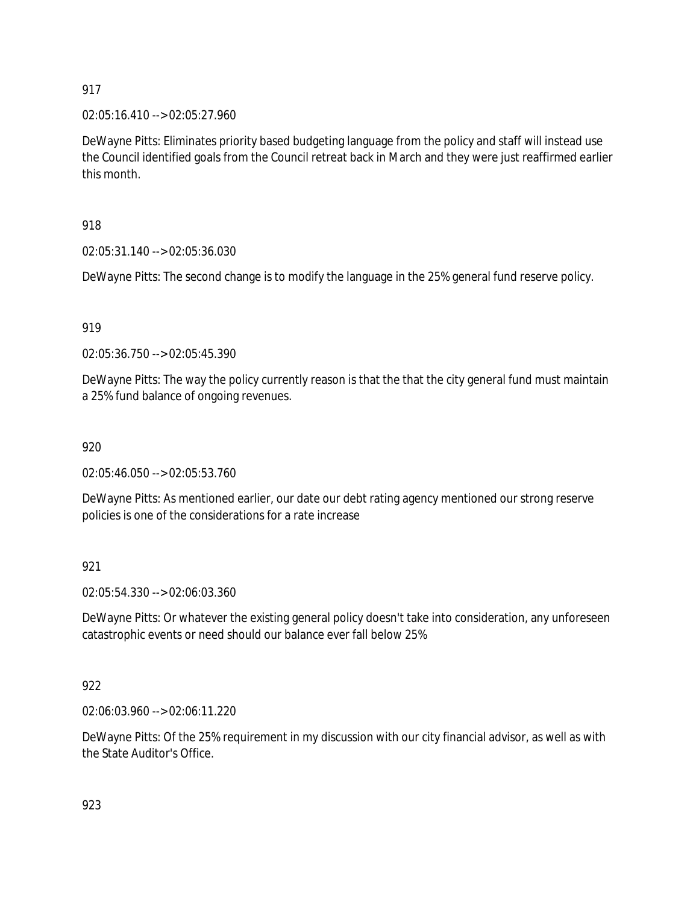917

02:05:16.410 --> 02:05:27.960

DeWayne Pitts: Eliminates priority based budgeting language from the policy and staff will instead use the Council identified goals from the Council retreat back in March and they were just reaffirmed earlier this month.

918

02:05:31.140 --> 02:05:36.030

DeWayne Pitts: The second change is to modify the language in the 25% general fund reserve policy.

919

02:05:36.750 --> 02:05:45.390

DeWayne Pitts: The way the policy currently reason is that the that the city general fund must maintain a 25% fund balance of ongoing revenues.

920

02:05:46.050 --> 02:05:53.760

DeWayne Pitts: As mentioned earlier, our date our debt rating agency mentioned our strong reserve policies is one of the considerations for a rate increase

921

02:05:54.330 --> 02:06:03.360

DeWayne Pitts: Or whatever the existing general policy doesn't take into consideration, any unforeseen catastrophic events or need should our balance ever fall below 25%

922

02:06:03.960 --> 02:06:11.220

DeWayne Pitts: Of the 25% requirement in my discussion with our city financial advisor, as well as with the State Auditor's Office.

923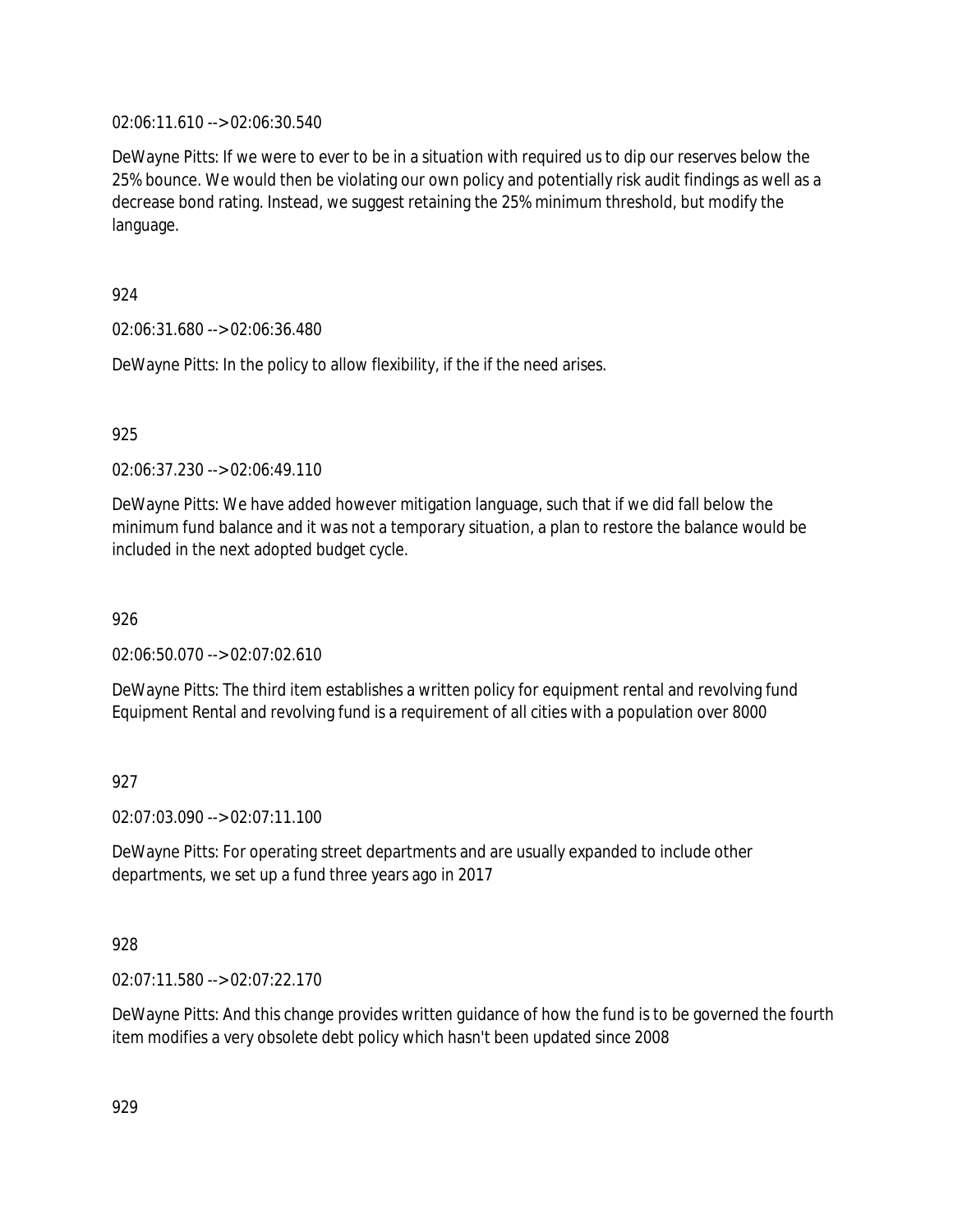02:06:11.610 --> 02:06:30.540

DeWayne Pitts: If we were to ever to be in a situation with required us to dip our reserves below the 25% bounce. We would then be violating our own policy and potentially risk audit findings as well as a decrease bond rating. Instead, we suggest retaining the 25% minimum threshold, but modify the language.

924

02:06:31.680 --> 02:06:36.480

DeWayne Pitts: In the policy to allow flexibility, if the if the need arises.

925

02:06:37.230 --> 02:06:49.110

DeWayne Pitts: We have added however mitigation language, such that if we did fall below the minimum fund balance and it was not a temporary situation, a plan to restore the balance would be included in the next adopted budget cycle.

926

02:06:50.070 --> 02:07:02.610

DeWayne Pitts: The third item establishes a written policy for equipment rental and revolving fund Equipment Rental and revolving fund is a requirement of all cities with a population over 8000

927

02:07:03.090 --> 02:07:11.100

DeWayne Pitts: For operating street departments and are usually expanded to include other departments, we set up a fund three years ago in 2017

928

02:07:11.580 --> 02:07:22.170

DeWayne Pitts: And this change provides written guidance of how the fund is to be governed the fourth item modifies a very obsolete debt policy which hasn't been updated since 2008

929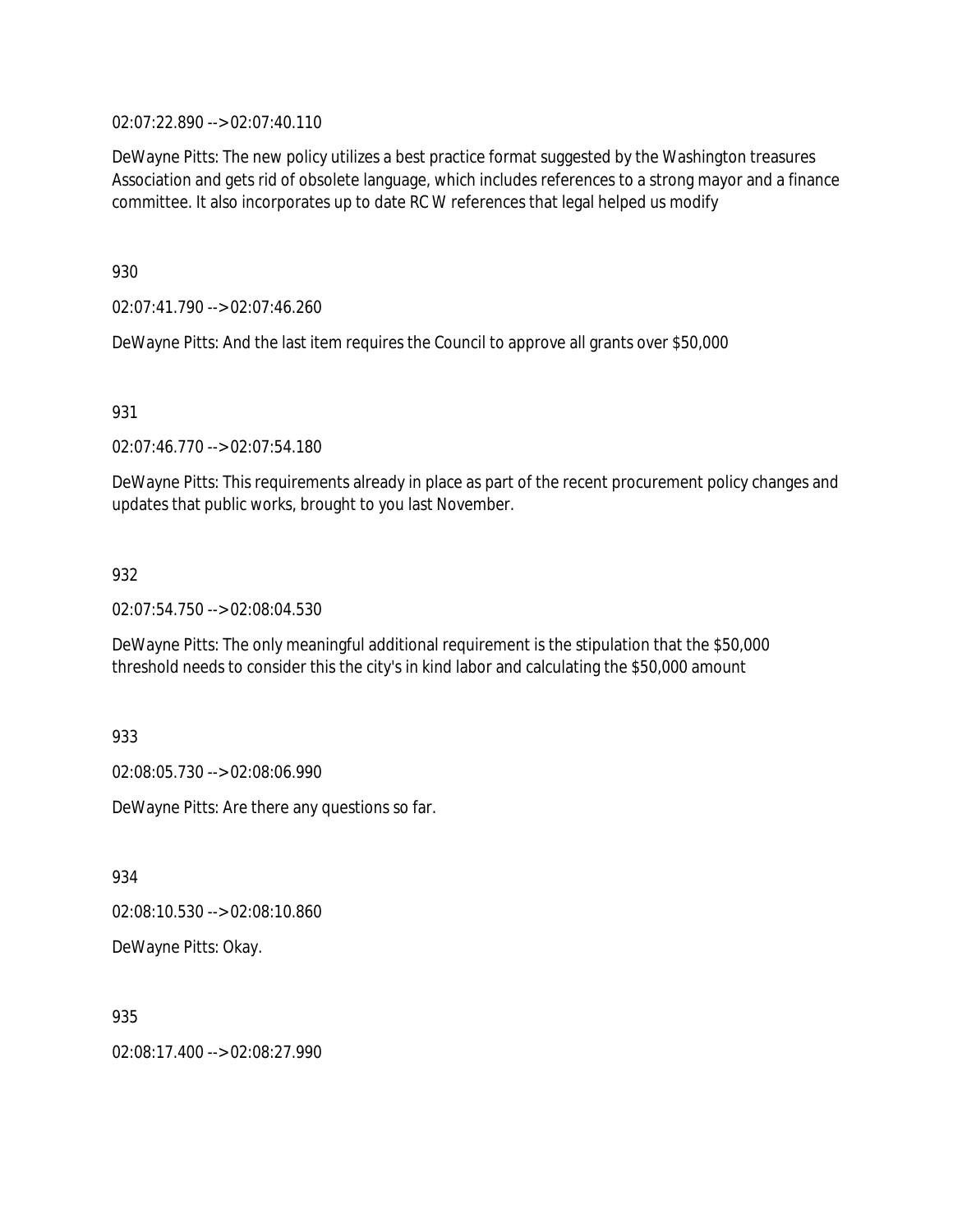02:07:22.890 --> 02:07:40.110

DeWayne Pitts: The new policy utilizes a best practice format suggested by the Washington treasures Association and gets rid of obsolete language, which includes references to a strong mayor and a finance committee. It also incorporates up to date RC W references that legal helped us modify

930

02:07:41.790 --> 02:07:46.260

DeWayne Pitts: And the last item requires the Council to approve all grants over $50,000

931

02:07:46.770 --> 02:07:54.180

DeWayne Pitts: This requirements already in place as part of the recent procurement policy changes and updates that public works, brought to you last November.

932

02:07:54.750 --> 02:08:04.530

DeWayne Pitts: The only meaningful additional requirement is the stipulation that the $50,000 threshold needs to consider this the city's in kind labor and calculating the $50,000 amount

933

02:08:05.730 --> 02:08:06.990

DeWayne Pitts: Are there any questions so far.

934

02:08:10.530 --> 02:08:10.860

DeWayne Pitts: Okay.

935

02:08:17.400 --> 02:08:27.990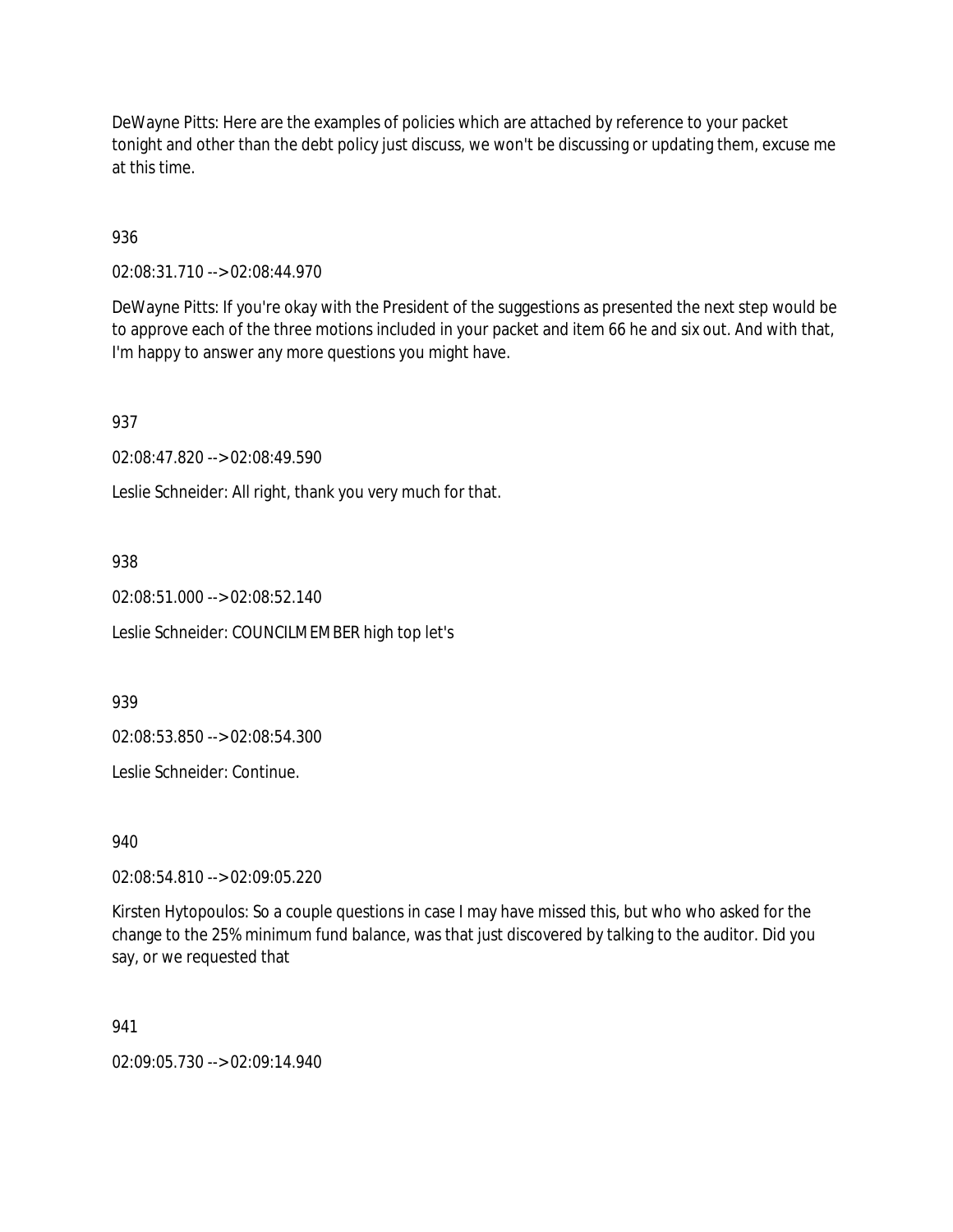DeWayne Pitts: Here are the examples of policies which are attached by reference to your packet tonight and other than the debt policy just discuss, we won't be discussing or updating them, excuse me at this time.

936

02:08:31.710 --> 02:08:44.970

DeWayne Pitts: If you're okay with the President of the suggestions as presented the next step would be to approve each of the three motions included in your packet and item 66 he and six out. And with that, I'm happy to answer any more questions you might have.

937

02:08:47.820 --> 02:08:49.590

Leslie Schneider: All right, thank you very much for that.

938

02:08:51.000 --> 02:08:52.140

Leslie Schneider: COUNCILMEMBER high top let's

939

02:08:53.850 --> 02:08:54.300

Leslie Schneider: Continue.

940

02:08:54.810 --> 02:09:05.220

Kirsten Hytopoulos: So a couple questions in case I may have missed this, but who who asked for the change to the 25% minimum fund balance, was that just discovered by talking to the auditor. Did you say, or we requested that

941

02:09:05.730 --> 02:09:14.940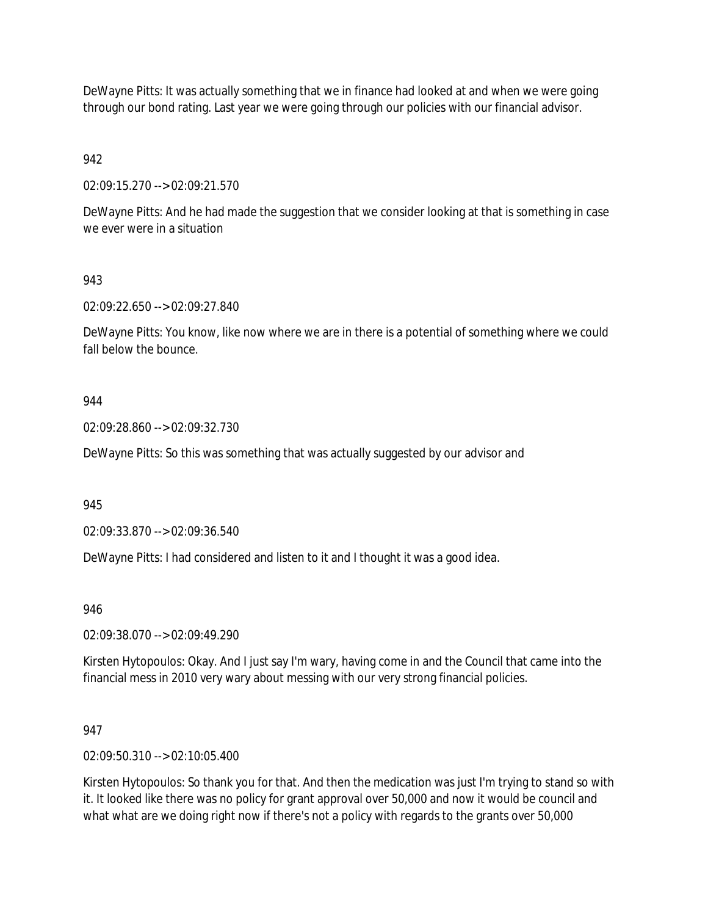DeWayne Pitts: It was actually something that we in finance had looked at and when we were going through our bond rating. Last year we were going through our policies with our financial advisor.

942

02:09:15.270 --> 02:09:21.570

DeWayne Pitts: And he had made the suggestion that we consider looking at that is something in case we ever were in a situation

943

02:09:22.650 --> 02:09:27.840

DeWayne Pitts: You know, like now where we are in there is a potential of something where we could fall below the bounce.

944

02:09:28.860 --> 02:09:32.730

DeWayne Pitts: So this was something that was actually suggested by our advisor and

945

02:09:33.870 --> 02:09:36.540

DeWayne Pitts: I had considered and listen to it and I thought it was a good idea.

946

02:09:38.070 --> 02:09:49.290

Kirsten Hytopoulos: Okay. And I just say I'm wary, having come in and the Council that came into the financial mess in 2010 very wary about messing with our very strong financial policies.

947

02:09:50.310 --> 02:10:05.400

Kirsten Hytopoulos: So thank you for that. And then the medication was just I'm trying to stand so with it. It looked like there was no policy for grant approval over 50,000 and now it would be council and what what are we doing right now if there's not a policy with regards to the grants over 50,000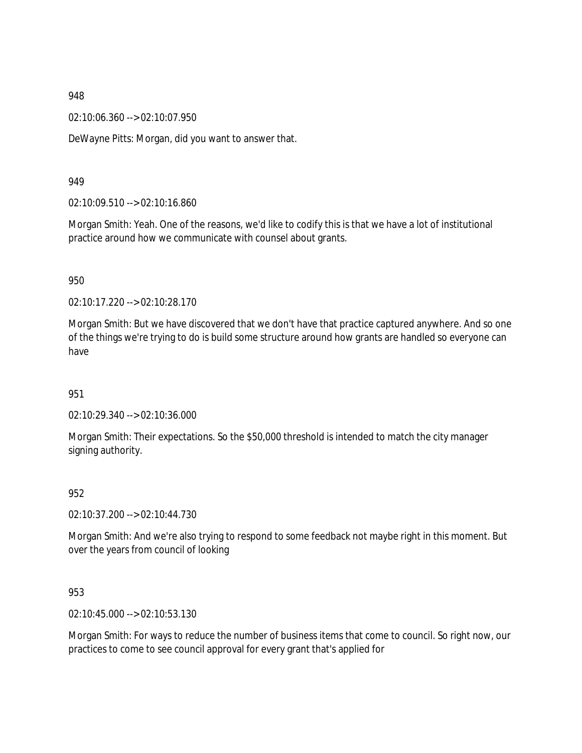948

02:10:06.360 --> 02:10:07.950

DeWayne Pitts: Morgan, did you want to answer that.

949

02:10:09.510 --> 02:10:16.860

Morgan Smith: Yeah. One of the reasons, we'd like to codify this is that we have a lot of institutional practice around how we communicate with counsel about grants.

950

02:10:17.220 --> 02:10:28.170

Morgan Smith: But we have discovered that we don't have that practice captured anywhere. And so one of the things we're trying to do is build some structure around how grants are handled so everyone can have

951

02:10:29.340 --> 02:10:36.000

Morgan Smith: Their expectations. So the $50,000 threshold is intended to match the city manager signing authority.

952

02:10:37.200 --> 02:10:44.730

Morgan Smith: And we're also trying to respond to some feedback not maybe right in this moment. But over the years from council of looking

953

02:10:45.000 --> 02:10:53.130

Morgan Smith: For ways to reduce the number of business items that come to council. So right now, our practices to come to see council approval for every grant that's applied for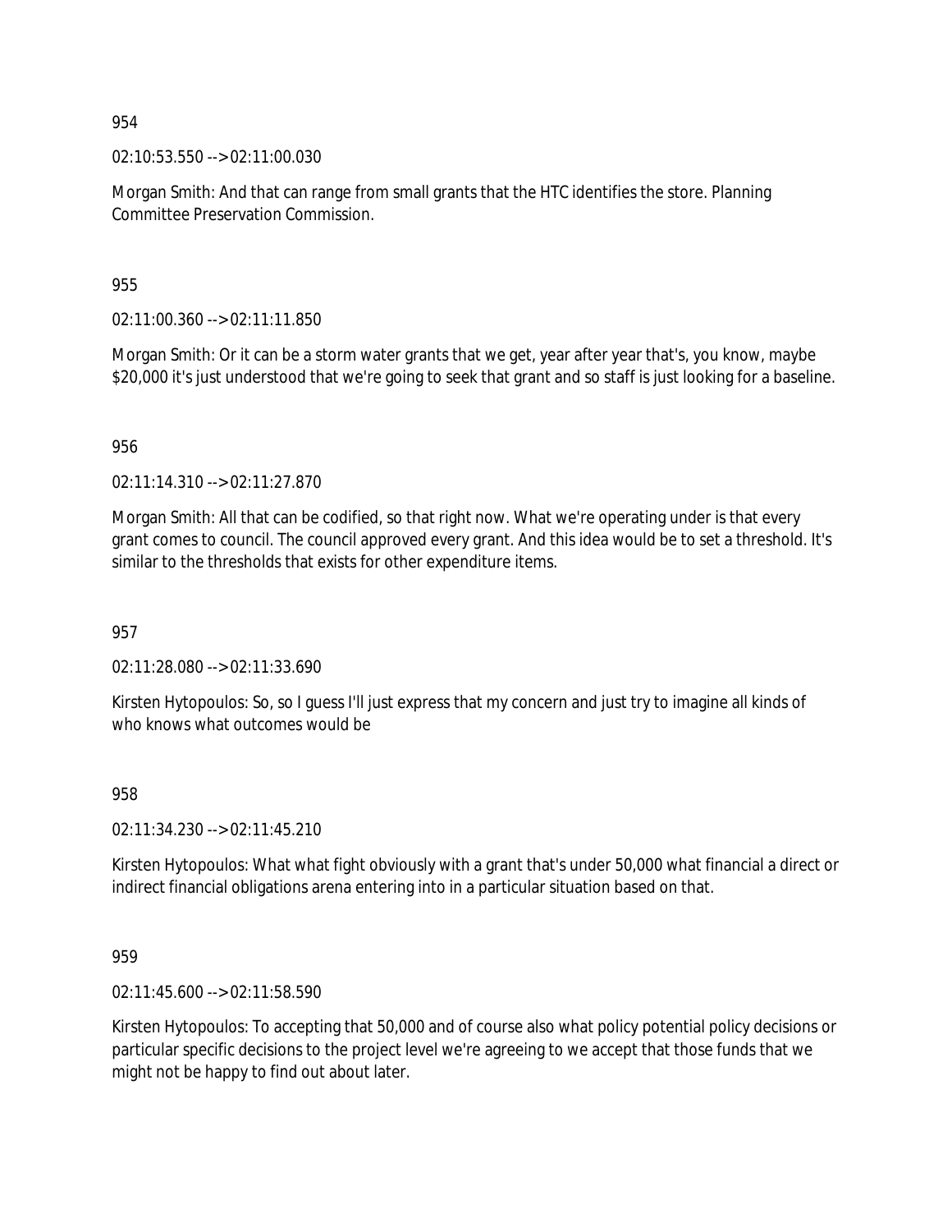954

02:10:53.550 --> 02:11:00.030

Morgan Smith: And that can range from small grants that the HTC identifies the store. Planning Committee Preservation Commission.

955

02:11:00.360 --> 02:11:11.850

Morgan Smith: Or it can be a storm water grants that we get, year after year that's, you know, maybe $20,000 it's just understood that we're going to seek that grant and so staff is just looking for a baseline.

956

02:11:14.310 --> 02:11:27.870

Morgan Smith: All that can be codified, so that right now. What we're operating under is that every grant comes to council. The council approved every grant. And this idea would be to set a threshold. It's similar to the thresholds that exists for other expenditure items.

957

02:11:28.080 --> 02:11:33.690

Kirsten Hytopoulos: So, so I guess I'll just express that my concern and just try to imagine all kinds of who knows what outcomes would be

958

02:11:34.230 --> 02:11:45.210

Kirsten Hytopoulos: What what fight obviously with a grant that's under 50,000 what financial a direct or indirect financial obligations arena entering into in a particular situation based on that.

959

02:11:45.600 --> 02:11:58.590

Kirsten Hytopoulos: To accepting that 50,000 and of course also what policy potential policy decisions or particular specific decisions to the project level we're agreeing to we accept that those funds that we might not be happy to find out about later.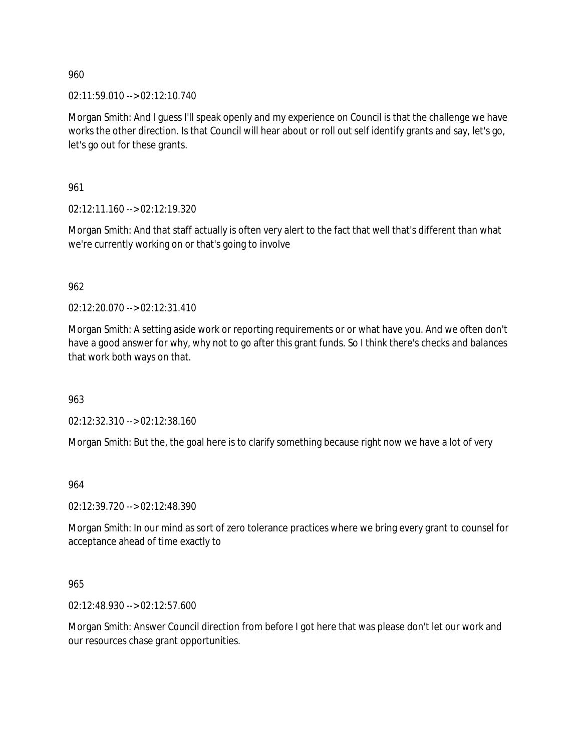960

02:11:59.010 --> 02:12:10.740

Morgan Smith: And I guess I'll speak openly and my experience on Council is that the challenge we have works the other direction. Is that Council will hear about or roll out self identify grants and say, let's go, let's go out for these grants.

961

02:12:11.160 --> 02:12:19.320

Morgan Smith: And that staff actually is often very alert to the fact that well that's different than what we're currently working on or that's going to involve

962

02:12:20.070 --> 02:12:31.410

Morgan Smith: A setting aside work or reporting requirements or or what have you. And we often don't have a good answer for why, why not to go after this grant funds. So I think there's checks and balances that work both ways on that.

963

02:12:32.310 --> 02:12:38.160

Morgan Smith: But the, the goal here is to clarify something because right now we have a lot of very

964

02:12:39.720 --> 02:12:48.390

Morgan Smith: In our mind as sort of zero tolerance practices where we bring every grant to counsel for acceptance ahead of time exactly to

965

02:12:48.930 --> 02:12:57.600

Morgan Smith: Answer Council direction from before I got here that was please don't let our work and our resources chase grant opportunities.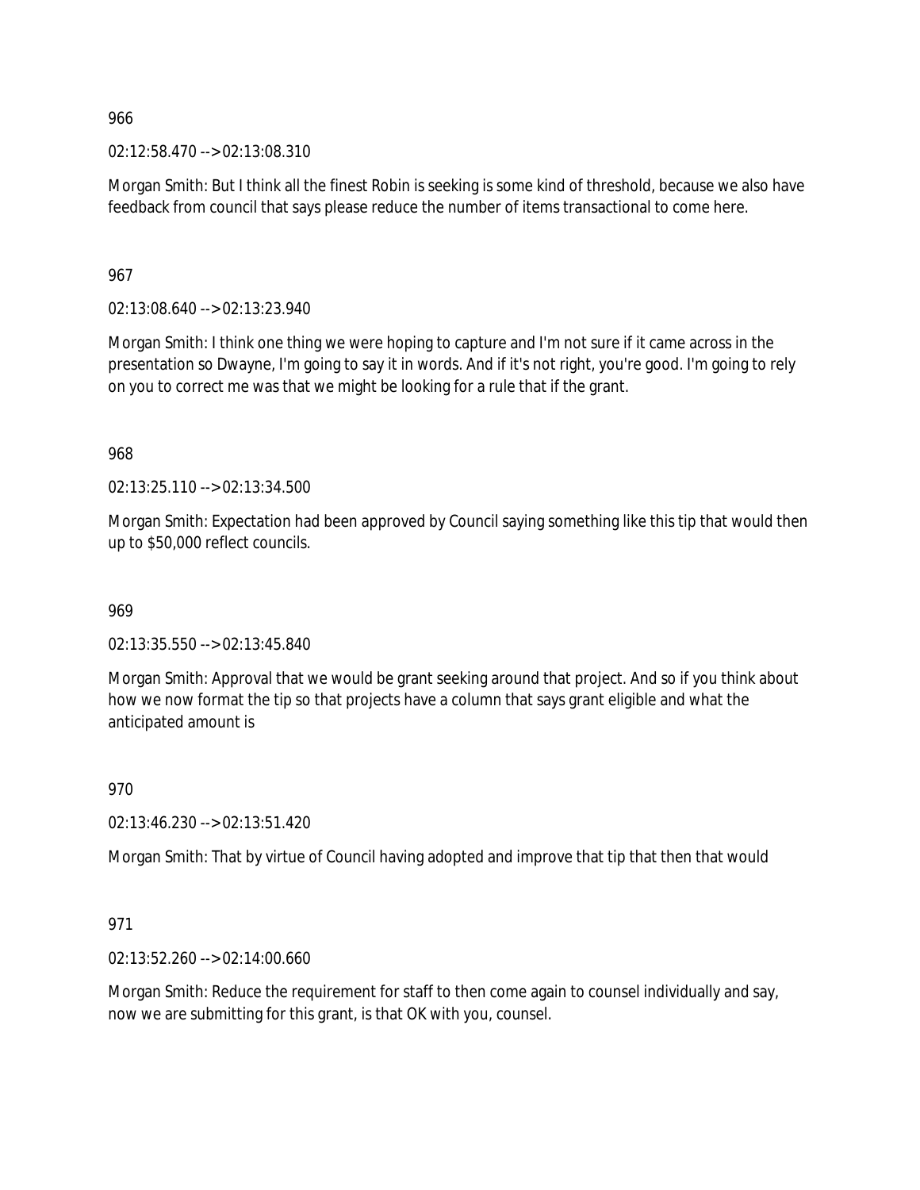966

02:12:58.470 --> 02:13:08.310

Morgan Smith: But I think all the finest Robin is seeking is some kind of threshold, because we also have feedback from council that says please reduce the number of items transactional to come here.

967

02:13:08.640 --> 02:13:23.940

Morgan Smith: I think one thing we were hoping to capture and I'm not sure if it came across in the presentation so Dwayne, I'm going to say it in words. And if it's not right, you're good. I'm going to rely on you to correct me was that we might be looking for a rule that if the grant.

968

02:13:25.110 --> 02:13:34.500

Morgan Smith: Expectation had been approved by Council saying something like this tip that would then up to $50,000 reflect councils.

969

02:13:35.550 --> 02:13:45.840

Morgan Smith: Approval that we would be grant seeking around that project. And so if you think about how we now format the tip so that projects have a column that says grant eligible and what the anticipated amount is

970

02:13:46.230 --> 02:13:51.420

Morgan Smith: That by virtue of Council having adopted and improve that tip that then that would

971

02:13:52.260 --> 02:14:00.660

Morgan Smith: Reduce the requirement for staff to then come again to counsel individually and say, now we are submitting for this grant, is that OK with you, counsel.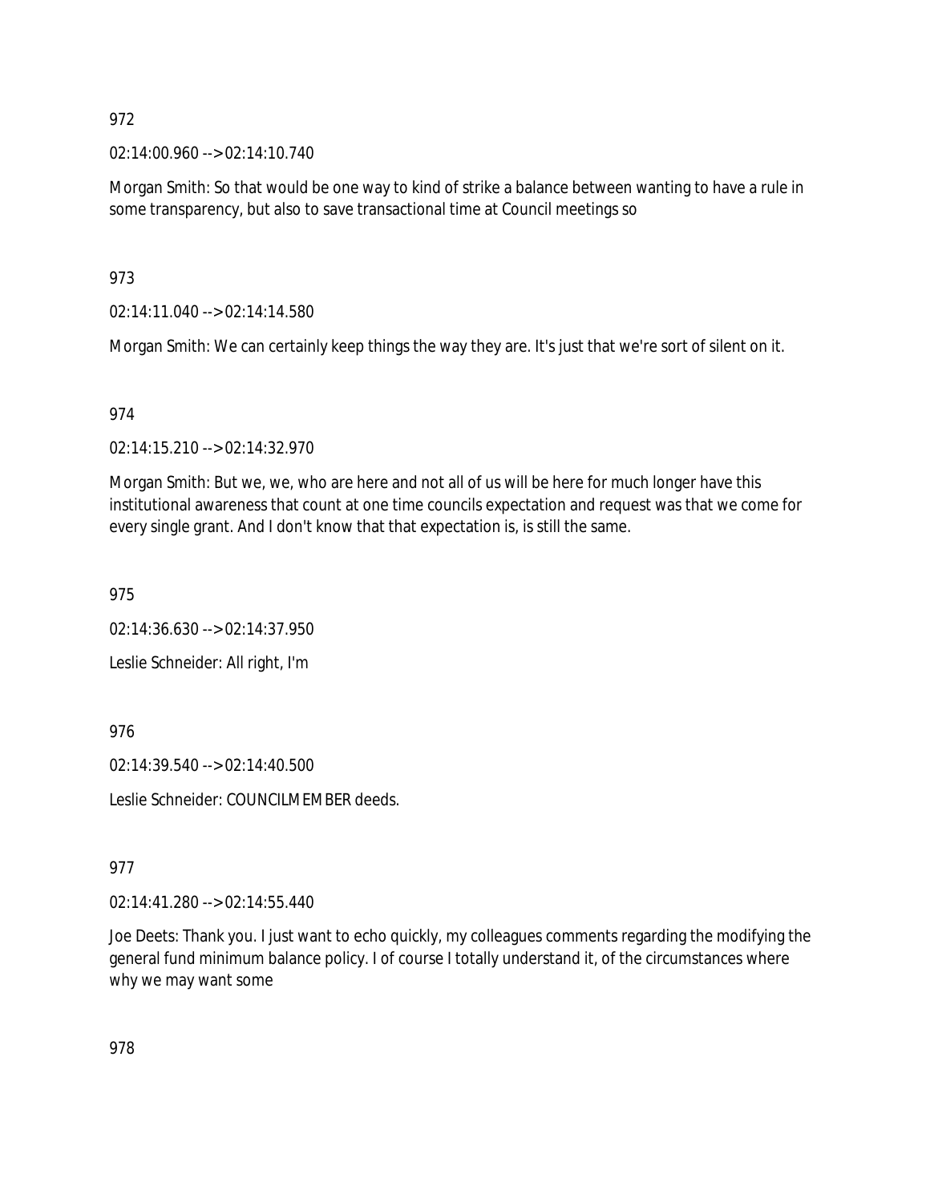972

02:14:00.960 --> 02:14:10.740

Morgan Smith: So that would be one way to kind of strike a balance between wanting to have a rule in some transparency, but also to save transactional time at Council meetings so

973

02:14:11.040 --> 02:14:14.580

Morgan Smith: We can certainly keep things the way they are. It's just that we're sort of silent on it.

974

02:14:15.210 --> 02:14:32.970

Morgan Smith: But we, we, who are here and not all of us will be here for much longer have this institutional awareness that count at one time councils expectation and request was that we come for every single grant. And I don't know that that expectation is, is still the same.

975

02:14:36.630 --> 02:14:37.950

Leslie Schneider: All right, I'm

976

02:14:39.540 --> 02:14:40.500

Leslie Schneider: COUNCILMEMBER deeds.

977

02:14:41.280 --> 02:14:55.440

Joe Deets: Thank you. I just want to echo quickly, my colleagues comments regarding the modifying the general fund minimum balance policy. I of course I totally understand it, of the circumstances where why we may want some

978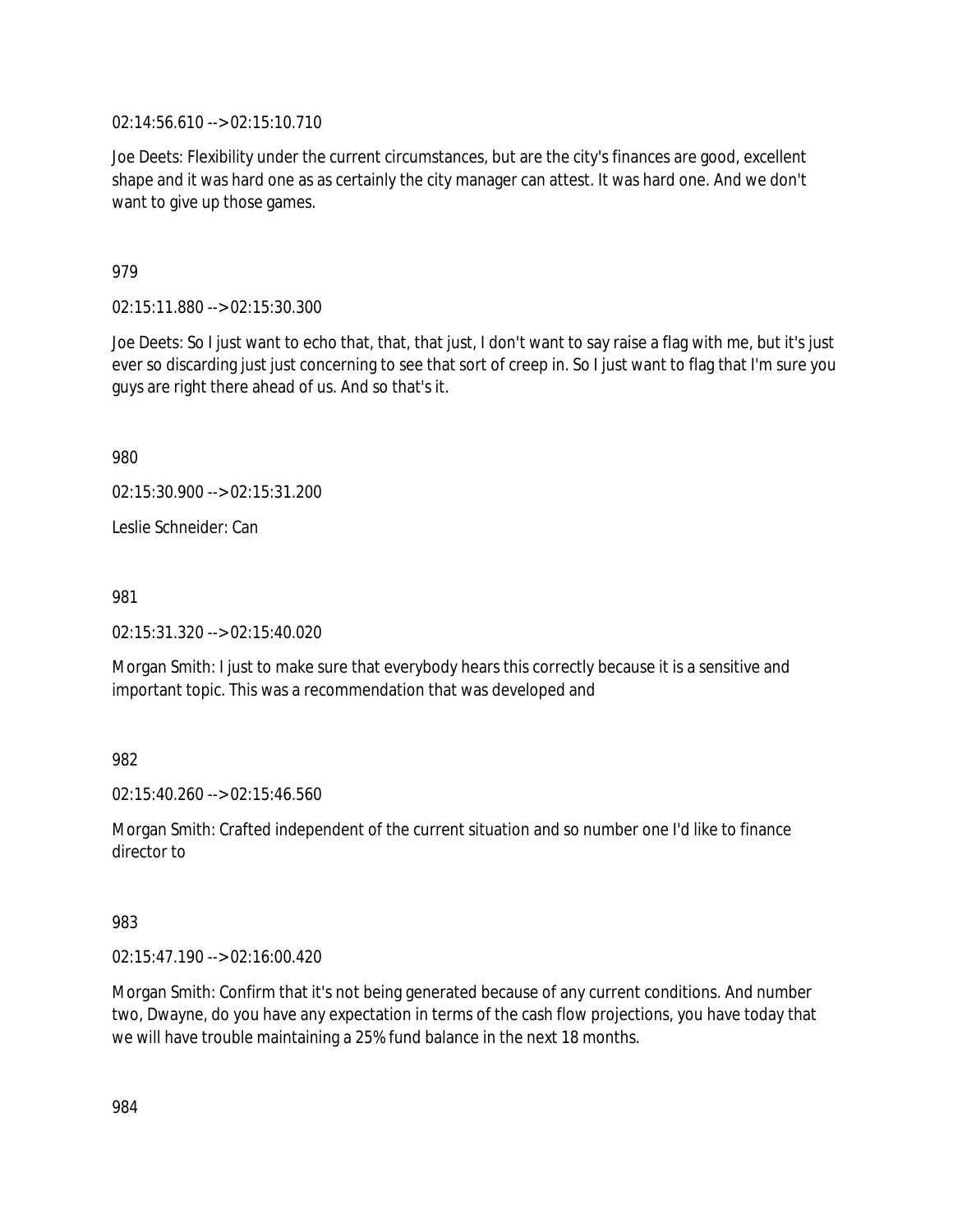02:14:56.610 --> 02:15:10.710

Joe Deets: Flexibility under the current circumstances, but are the city's finances are good, excellent shape and it was hard one as as certainly the city manager can attest. It was hard one. And we don't want to give up those games.

979

02:15:11.880 --> 02:15:30.300

Joe Deets: So I just want to echo that, that, that just, I don't want to say raise a flag with me, but it's just ever so discarding just just concerning to see that sort of creep in. So I just want to flag that I'm sure you guys are right there ahead of us. And so that's it.

980

02:15:30.900 --> 02:15:31.200

Leslie Schneider: Can

981

02:15:31.320 --> 02:15:40.020

Morgan Smith: I just to make sure that everybody hears this correctly because it is a sensitive and important topic. This was a recommendation that was developed and

982

02:15:40.260 --> 02:15:46.560

Morgan Smith: Crafted independent of the current situation and so number one I'd like to finance director to

983

02:15:47.190 --> 02:16:00.420

Morgan Smith: Confirm that it's not being generated because of any current conditions. And number two, Dwayne, do you have any expectation in terms of the cash flow projections, you have today that we will have trouble maintaining a 25% fund balance in the next 18 months.

984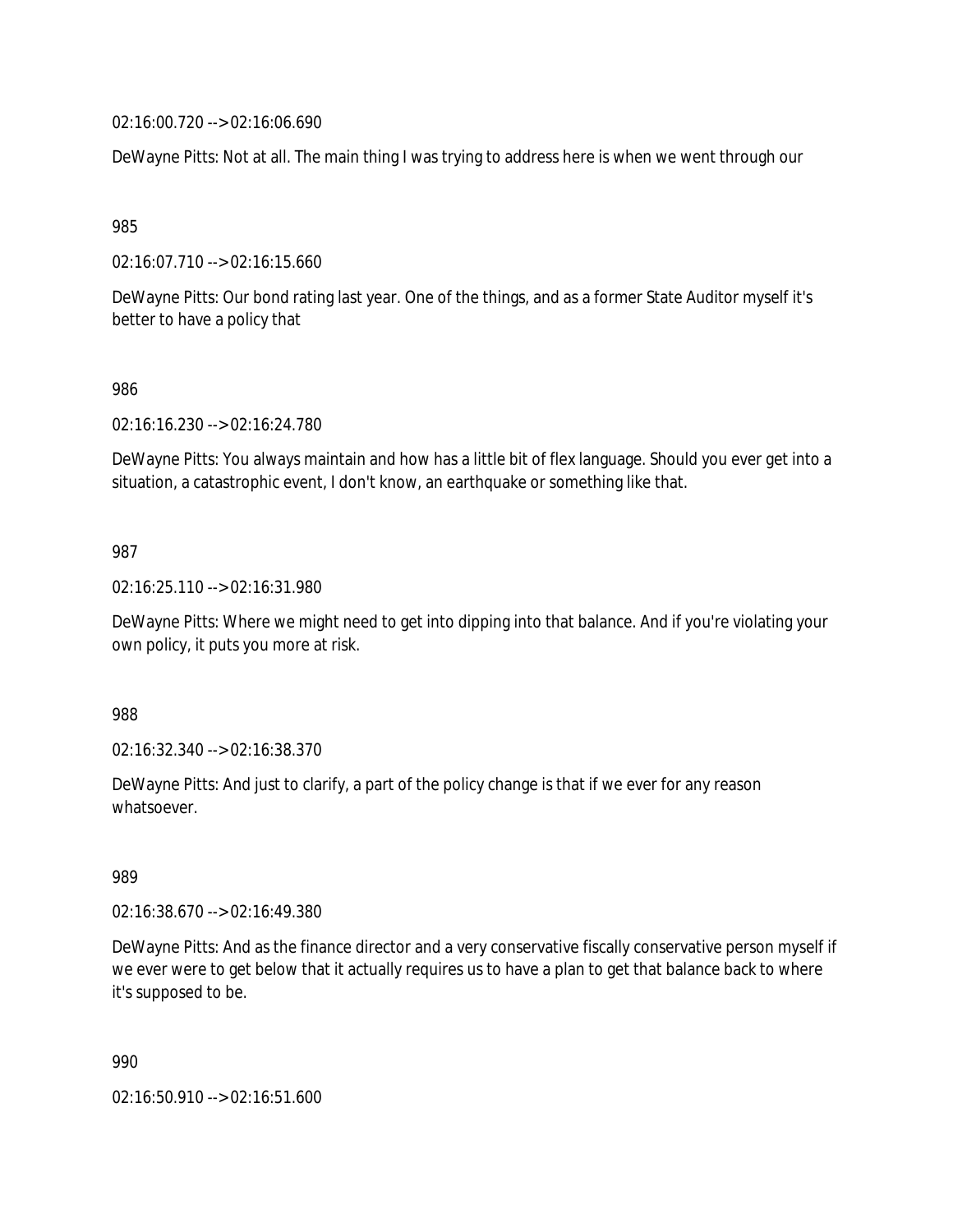02:16:00.720 --> 02:16:06.690

DeWayne Pitts: Not at all. The main thing I was trying to address here is when we went through our

985

02:16:07.710 --> 02:16:15.660

DeWayne Pitts: Our bond rating last year. One of the things, and as a former State Auditor myself it's better to have a policy that

986

02:16:16.230 --> 02:16:24.780

DeWayne Pitts: You always maintain and how has a little bit of flex language. Should you ever get into a situation, a catastrophic event, I don't know, an earthquake or something like that.

987

02:16:25.110 --> 02:16:31.980

DeWayne Pitts: Where we might need to get into dipping into that balance. And if you're violating your own policy, it puts you more at risk.

988

02:16:32.340 --> 02:16:38.370

DeWayne Pitts: And just to clarify, a part of the policy change is that if we ever for any reason whatsoever.

989

02:16:38.670 --> 02:16:49.380

DeWayne Pitts: And as the finance director and a very conservative fiscally conservative person myself if we ever were to get below that it actually requires us to have a plan to get that balance back to where it's supposed to be.

990

02:16:50.910 --> 02:16:51.600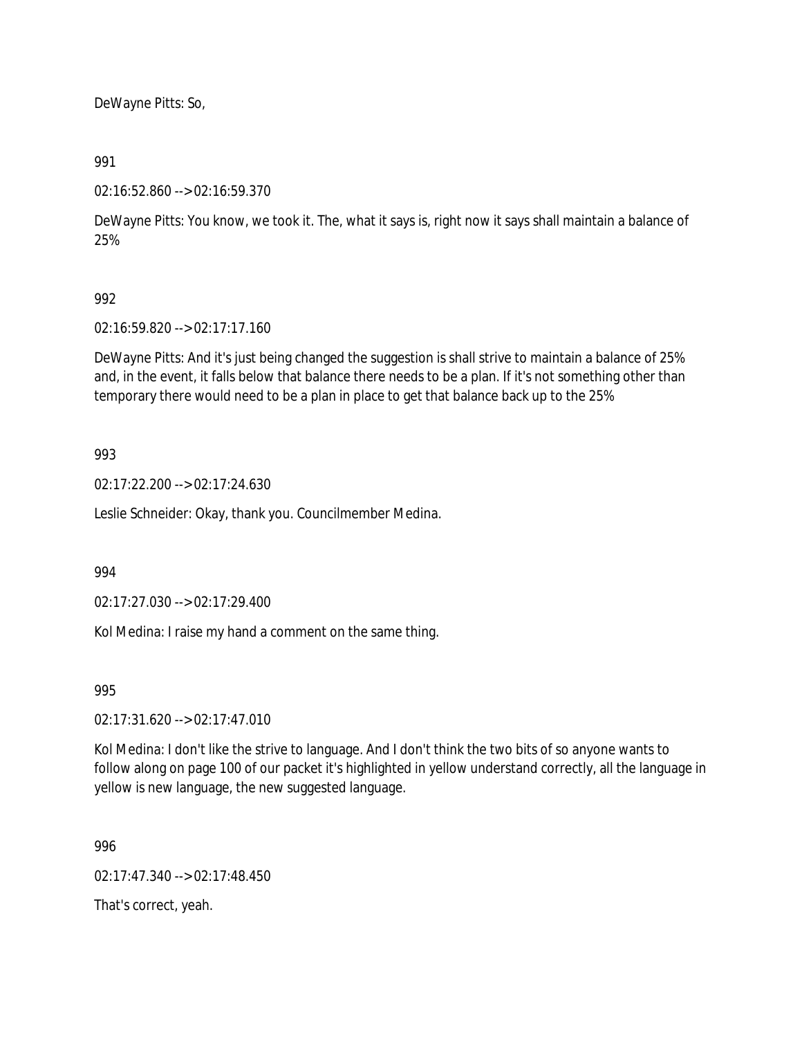DeWayne Pitts: So,

991

02:16:52.860 --> 02:16:59.370

DeWayne Pitts: You know, we took it. The, what it says is, right now it says shall maintain a balance of 25%

992

02:16:59.820 --> 02:17:17.160

DeWayne Pitts: And it's just being changed the suggestion is shall strive to maintain a balance of 25% and, in the event, it falls below that balance there needs to be a plan. If it's not something other than temporary there would need to be a plan in place to get that balance back up to the 25%

993

02:17:22.200 --> 02:17:24.630

Leslie Schneider: Okay, thank you. Councilmember Medina.

994

02:17:27.030 --> 02:17:29.400

Kol Medina: I raise my hand a comment on the same thing.

995

02:17:31.620 --> 02:17:47.010

Kol Medina: I don't like the strive to language. And I don't think the two bits of so anyone wants to follow along on page 100 of our packet it's highlighted in yellow understand correctly, all the language in yellow is new language, the new suggested language.

996

02:17:47.340 --> 02:17:48.450

That's correct, yeah.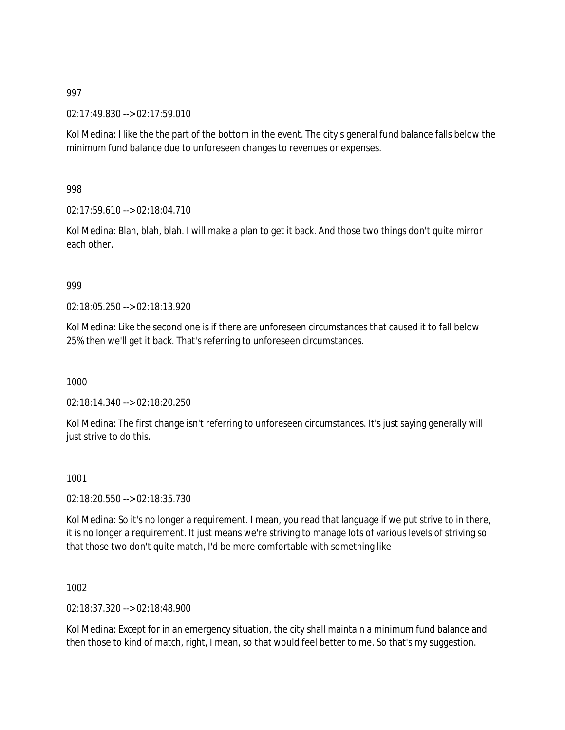997

02:17:49.830 --> 02:17:59.010

Kol Medina: I like the the part of the bottom in the event. The city's general fund balance falls below the minimum fund balance due to unforeseen changes to revenues or expenses.

998

02:17:59.610 --> 02:18:04.710

Kol Medina: Blah, blah, blah. I will make a plan to get it back. And those two things don't quite mirror each other.

999

02:18:05.250 --> 02:18:13.920

Kol Medina: Like the second one is if there are unforeseen circumstances that caused it to fall below 25% then we'll get it back. That's referring to unforeseen circumstances.

1000

02:18:14.340 --> 02:18:20.250

Kol Medina: The first change isn't referring to unforeseen circumstances. It's just saying generally will just strive to do this.

1001

02:18:20.550 --> 02:18:35.730

Kol Medina: So it's no longer a requirement. I mean, you read that language if we put strive to in there, it is no longer a requirement. It just means we're striving to manage lots of various levels of striving so that those two don't quite match, I'd be more comfortable with something like

1002

02:18:37.320 --> 02:18:48.900

Kol Medina: Except for in an emergency situation, the city shall maintain a minimum fund balance and then those to kind of match, right, I mean, so that would feel better to me. So that's my suggestion.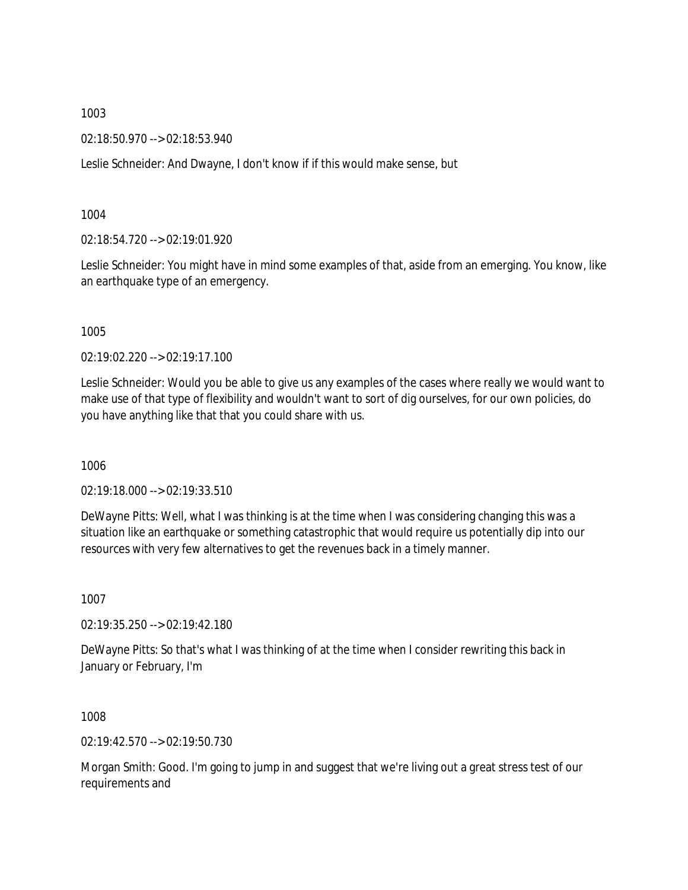1003

02:18:50.970 --> 02:18:53.940

Leslie Schneider: And Dwayne, I don't know if if this would make sense, but

1004

02:18:54.720 --> 02:19:01.920

Leslie Schneider: You might have in mind some examples of that, aside from an emerging. You know, like an earthquake type of an emergency.

1005

02:19:02.220 --> 02:19:17.100

Leslie Schneider: Would you be able to give us any examples of the cases where really we would want to make use of that type of flexibility and wouldn't want to sort of dig ourselves, for our own policies, do you have anything like that that you could share with us.

1006

02:19:18.000 --> 02:19:33.510

DeWayne Pitts: Well, what I was thinking is at the time when I was considering changing this was a situation like an earthquake or something catastrophic that would require us potentially dip into our resources with very few alternatives to get the revenues back in a timely manner.

1007

02:19:35.250 --> 02:19:42.180

DeWayne Pitts: So that's what I was thinking of at the time when I consider rewriting this back in January or February, I'm

1008

02:19:42.570 --> 02:19:50.730

Morgan Smith: Good. I'm going to jump in and suggest that we're living out a great stress test of our requirements and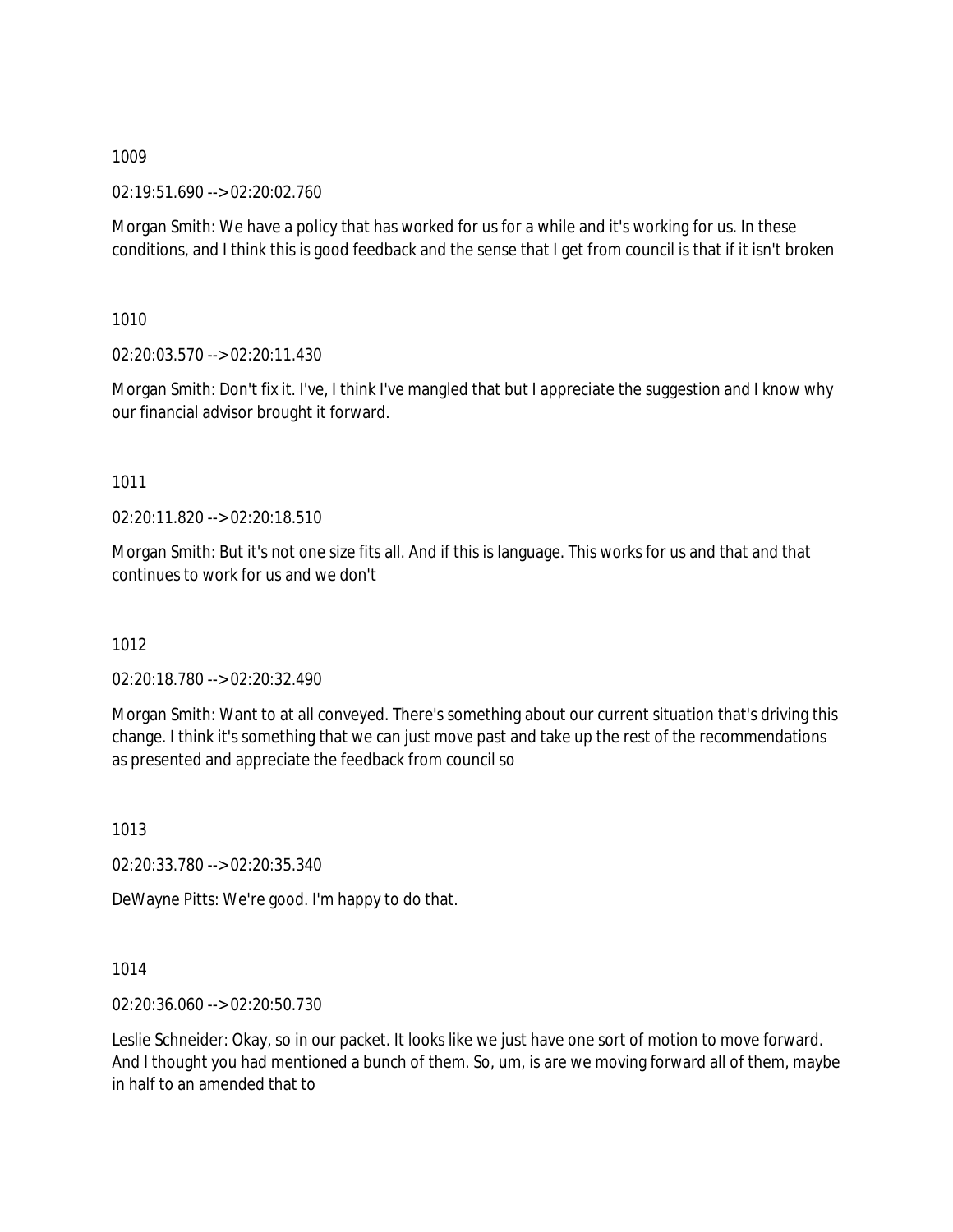1009

02:19:51.690 --> 02:20:02.760

Morgan Smith: We have a policy that has worked for us for a while and it's working for us. In these conditions, and I think this is good feedback and the sense that I get from council is that if it isn't broken

1010

02:20:03.570 --> 02:20:11.430

Morgan Smith: Don't fix it. I've, I think I've mangled that but I appreciate the suggestion and I know why our financial advisor brought it forward.

1011

02:20:11.820 --> 02:20:18.510

Morgan Smith: But it's not one size fits all. And if this is language. This works for us and that and that continues to work for us and we don't

1012

02:20:18.780 --> 02:20:32.490

Morgan Smith: Want to at all conveyed. There's something about our current situation that's driving this change. I think it's something that we can just move past and take up the rest of the recommendations as presented and appreciate the feedback from council so

1013

02:20:33.780 --> 02:20:35.340

DeWayne Pitts: We're good. I'm happy to do that.

1014

02:20:36.060 --> 02:20:50.730

Leslie Schneider: Okay, so in our packet. It looks like we just have one sort of motion to move forward. And I thought you had mentioned a bunch of them. So, um, is are we moving forward all of them, maybe in half to an amended that to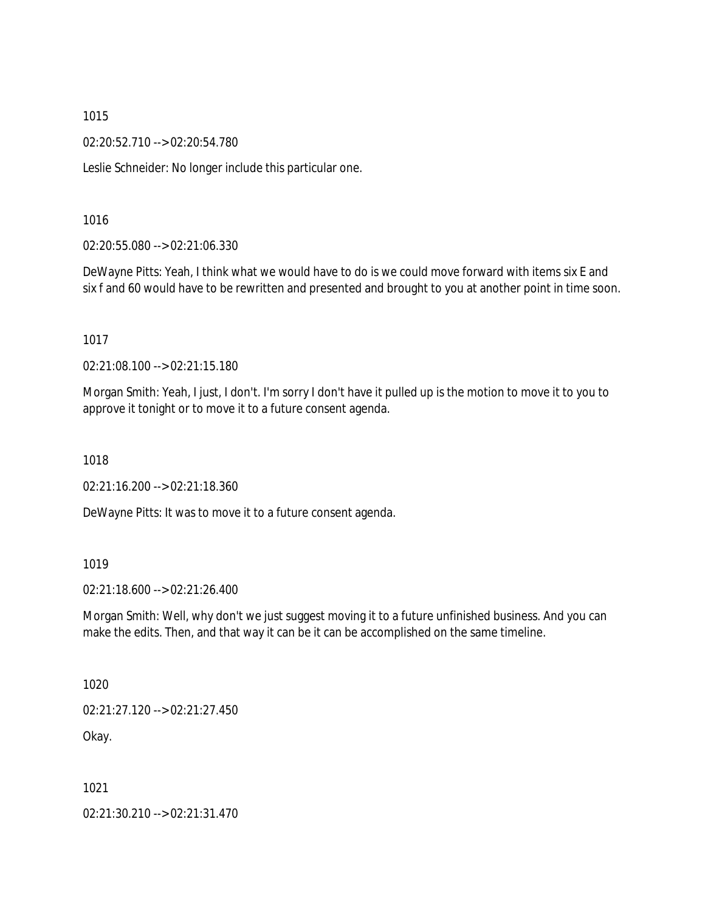1015

02:20:52.710 --> 02:20:54.780

Leslie Schneider: No longer include this particular one.

1016

02:20:55.080 --> 02:21:06.330

DeWayne Pitts: Yeah, I think what we would have to do is we could move forward with items six E and six f and 60 would have to be rewritten and presented and brought to you at another point in time soon.

1017

02:21:08.100 --> 02:21:15.180

Morgan Smith: Yeah, I just, I don't. I'm sorry I don't have it pulled up is the motion to move it to you to approve it tonight or to move it to a future consent agenda.

1018

02:21:16.200 --> 02:21:18.360

DeWayne Pitts: It was to move it to a future consent agenda.

1019

02:21:18.600 --> 02:21:26.400

Morgan Smith: Well, why don't we just suggest moving it to a future unfinished business. And you can make the edits. Then, and that way it can be it can be accomplished on the same timeline.

1020

02:21:27.120 --> 02:21:27.450

Okay.

1021

02:21:30.210 --> 02:21:31.470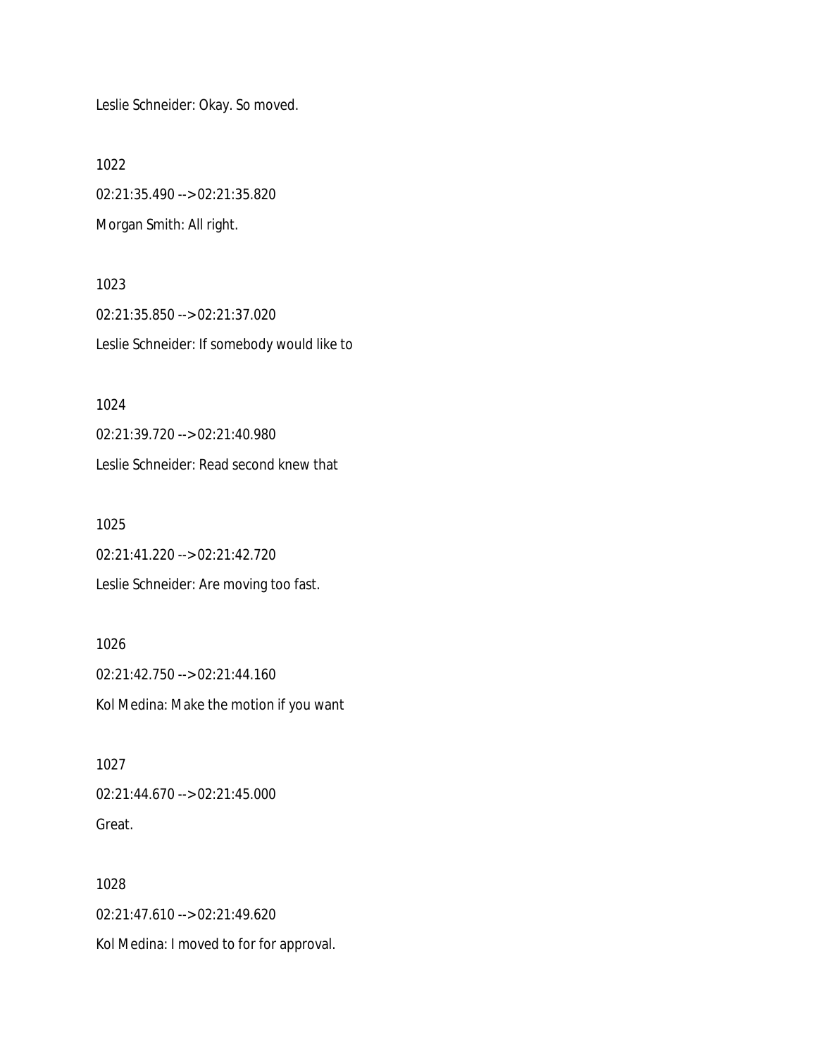Leslie Schneider: Okay. So moved.

1022

02:21:35.490 --> 02:21:35.820

Morgan Smith: All right.

1023

02:21:35.850 --> 02:21:37.020

Leslie Schneider: If somebody would like to

1024

02:21:39.720 --> 02:21:40.980

Leslie Schneider: Read second knew that

1025

02:21:41.220 --> 02:21:42.720

Leslie Schneider: Are moving too fast.

1026

02:21:42.750 --> 02:21:44.160

Kol Medina: Make the motion if you want

1027

02:21:44.670 --> 02:21:45.000

Great.

1028

02:21:47.610 --> 02:21:49.620

Kol Medina: I moved to for for approval.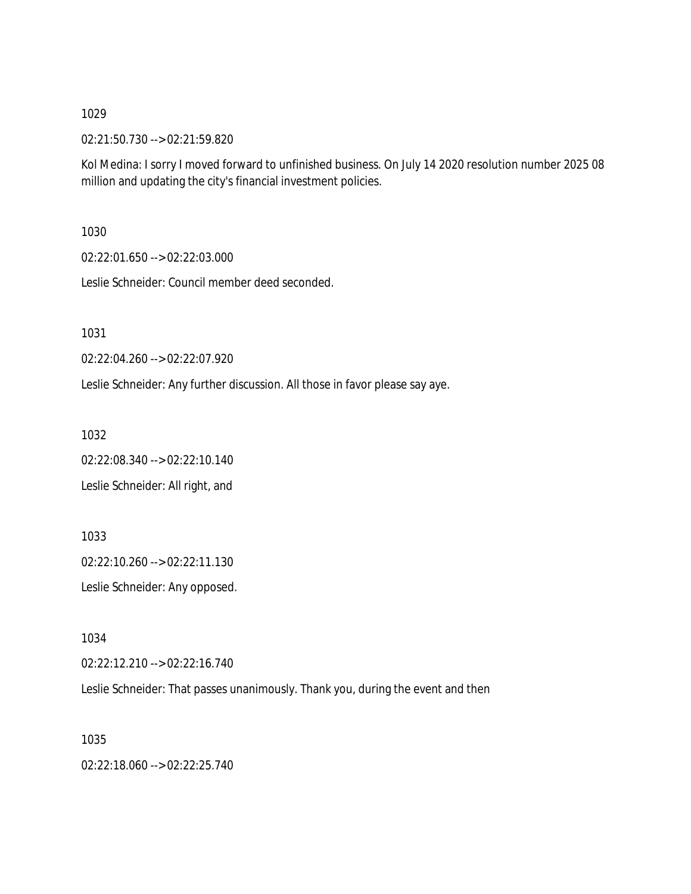1029

02:21:50.730 --> 02:21:59.820

Kol Medina: I sorry I moved forward to unfinished business. On July 14 2020 resolution number 2025 08 million and updating the city's financial investment policies.

1030

02:22:01.650 --> 02:22:03.000

Leslie Schneider: Council member deed seconded.

1031

02:22:04.260 --> 02:22:07.920

Leslie Schneider: Any further discussion. All those in favor please say aye.

1032

02:22:08.340 --> 02:22:10.140

Leslie Schneider: All right, and

1033

02:22:10.260 --> 02:22:11.130

Leslie Schneider: Any opposed.

1034

02:22:12.210 --> 02:22:16.740

Leslie Schneider: That passes unanimously. Thank you, during the event and then

1035

02:22:18.060 --> 02:22:25.740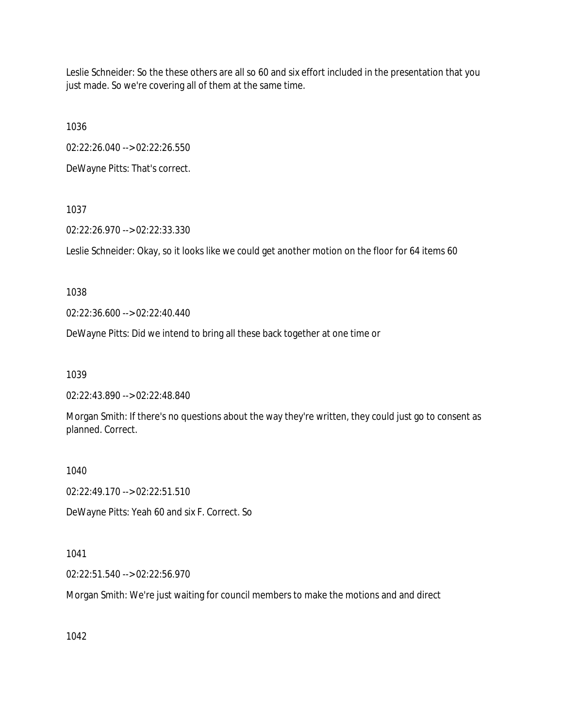Leslie Schneider: So the these others are all so 60 and six effort included in the presentation that you just made. So we're covering all of them at the same time.

1036

02:22:26.040 --> 02:22:26.550

DeWayne Pitts: That's correct.

1037

02:22:26.970 --> 02:22:33.330

Leslie Schneider: Okay, so it looks like we could get another motion on the floor for 64 items 60

1038

02:22:36.600 --> 02:22:40.440

DeWayne Pitts: Did we intend to bring all these back together at one time or

1039

02:22:43.890 --> 02:22:48.840

Morgan Smith: If there's no questions about the way they're written, they could just go to consent as planned. Correct.

1040

02:22:49.170 --> 02:22:51.510

DeWayne Pitts: Yeah 60 and six F. Correct. So

1041

02:22:51.540 --> 02:22:56.970

Morgan Smith: We're just waiting for council members to make the motions and and direct

1042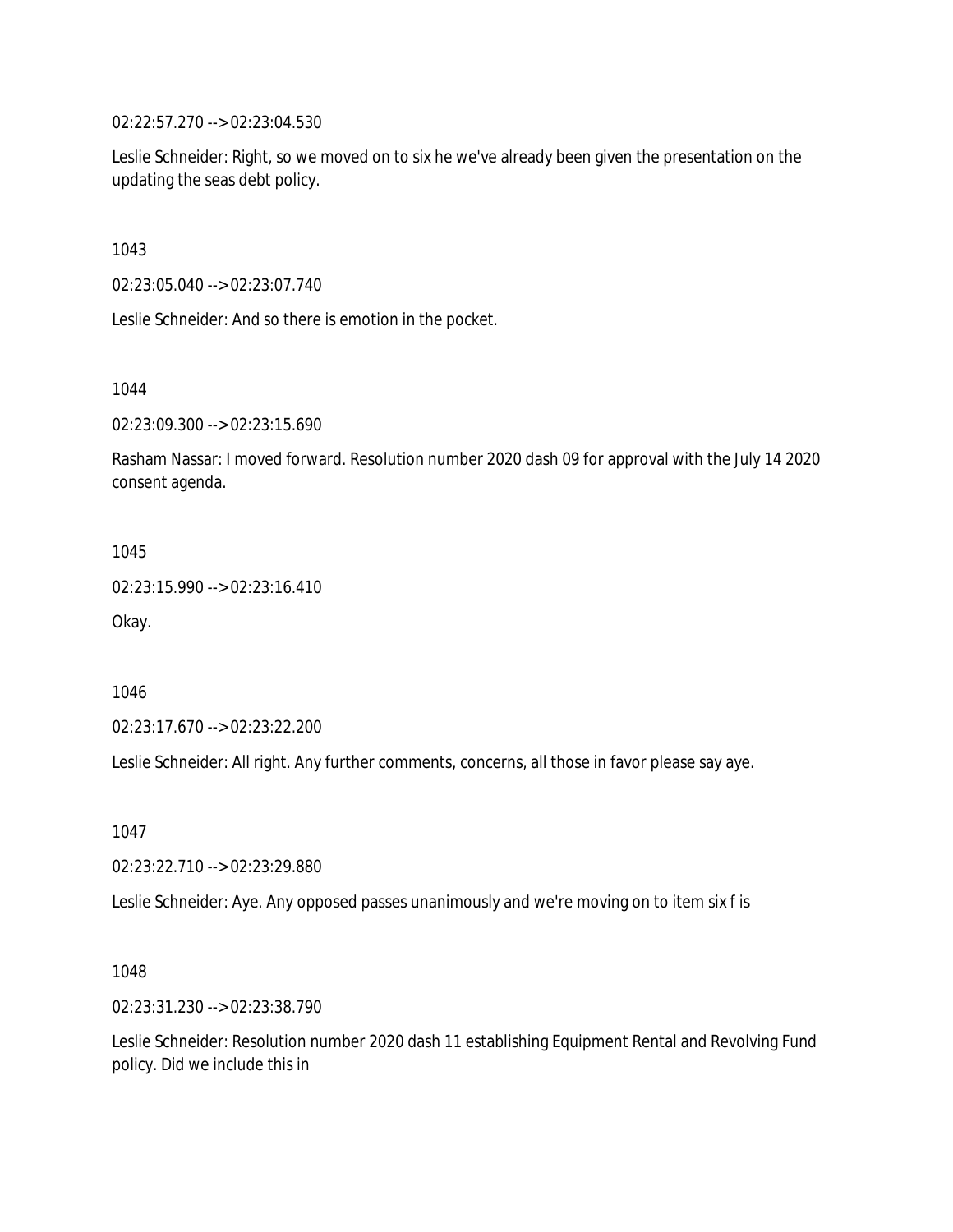02:22:57.270 --> 02:23:04.530

Leslie Schneider: Right, so we moved on to six he we've already been given the presentation on the updating the seas debt policy.

1043

02:23:05.040 --> 02:23:07.740

Leslie Schneider: And so there is emotion in the pocket.

1044

02:23:09.300 --> 02:23:15.690

Rasham Nassar: I moved forward. Resolution number 2020 dash 09 for approval with the July 14 2020 consent agenda.

1045

02:23:15.990 --> 02:23:16.410

Okay.

1046

02:23:17.670 --> 02:23:22.200

Leslie Schneider: All right. Any further comments, concerns, all those in favor please say aye.

1047

02:23:22.710 --> 02:23:29.880

Leslie Schneider: Aye. Any opposed passes unanimously and we're moving on to item six f is

1048

02:23:31.230 --> 02:23:38.790

Leslie Schneider: Resolution number 2020 dash 11 establishing Equipment Rental and Revolving Fund policy. Did we include this in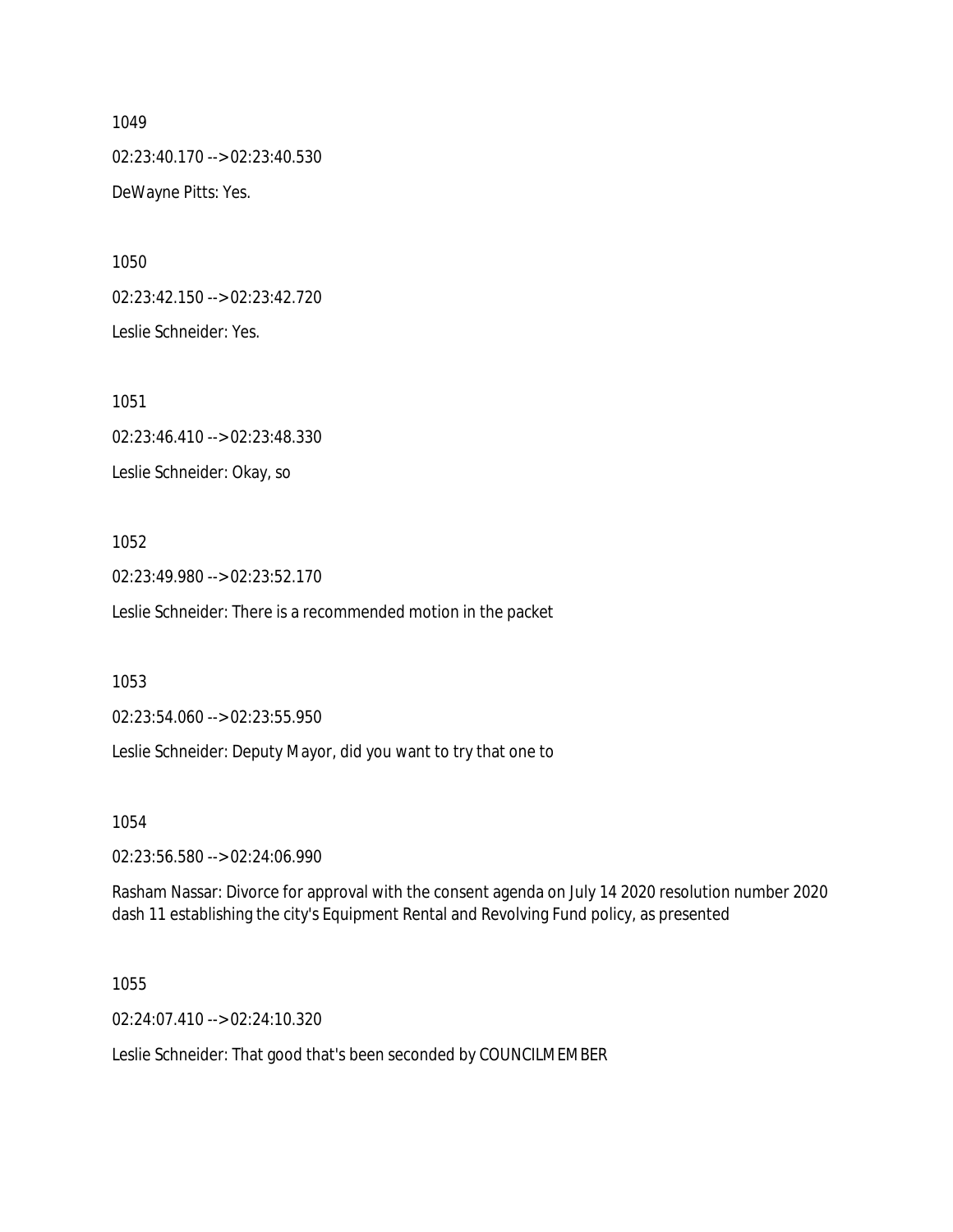1049

02:23:40.170 --> 02:23:40.530

DeWayne Pitts: Yes.

1050

02:23:42.150 --> 02:23:42.720

Leslie Schneider: Yes.

1051

02:23:46.410 --> 02:23:48.330

Leslie Schneider: Okay, so

1052

02:23:49.980 --> 02:23:52.170

Leslie Schneider: There is a recommended motion in the packet

1053

02:23:54.060 --> 02:23:55.950

Leslie Schneider: Deputy Mayor, did you want to try that one to

1054

02:23:56.580 --> 02:24:06.990

Rasham Nassar: Divorce for approval with the consent agenda on July 14 2020 resolution number 2020 dash 11 establishing the city's Equipment Rental and Revolving Fund policy, as presented

1055

02:24:07.410 --> 02:24:10.320

Leslie Schneider: That good that's been seconded by COUNCILMEMBER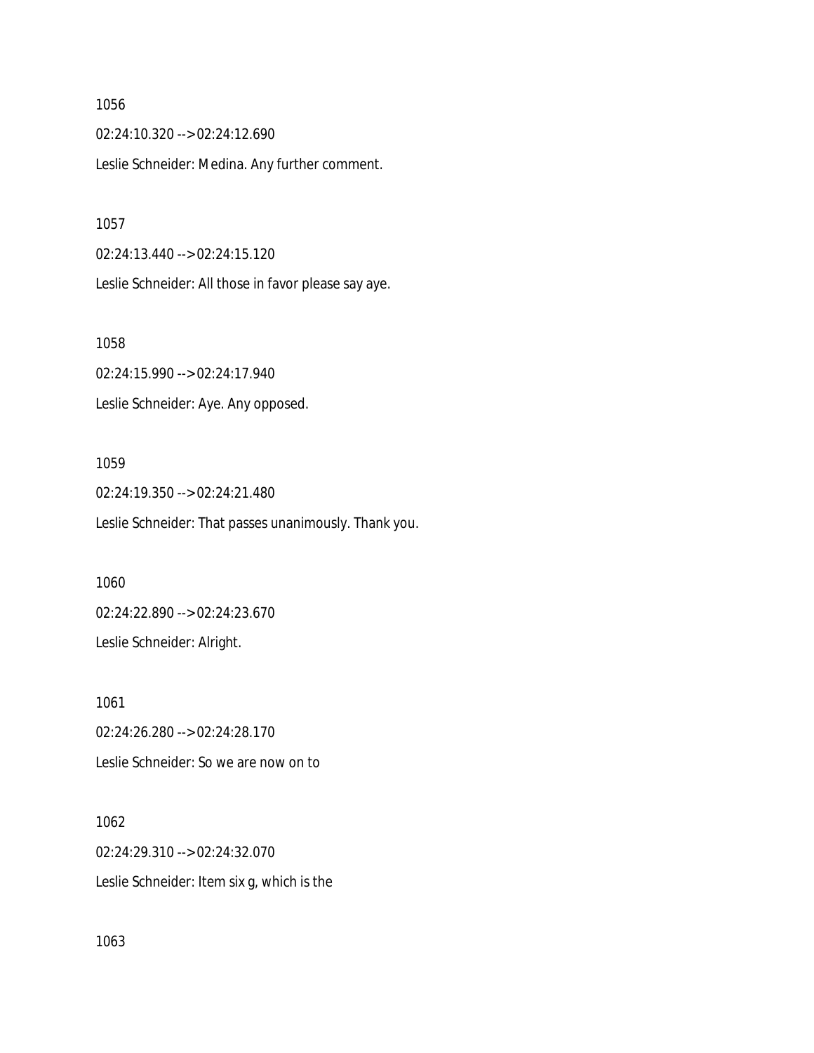1056

02:24:10.320 --> 02:24:12.690

Leslie Schneider: Medina. Any further comment.

1057

02:24:13.440 --> 02:24:15.120

Leslie Schneider: All those in favor please say aye.

1058

02:24:15.990 --> 02:24:17.940

Leslie Schneider: Aye. Any opposed.

1059

02:24:19.350 --> 02:24:21.480

Leslie Schneider: That passes unanimously. Thank you.

1060

02:24:22.890 --> 02:24:23.670

Leslie Schneider: Alright.

1061

02:24:26.280 --> 02:24:28.170

Leslie Schneider: So we are now on to

1062

02:24:29.310 --> 02:24:32.070

Leslie Schneider: Item six g, which is the

1063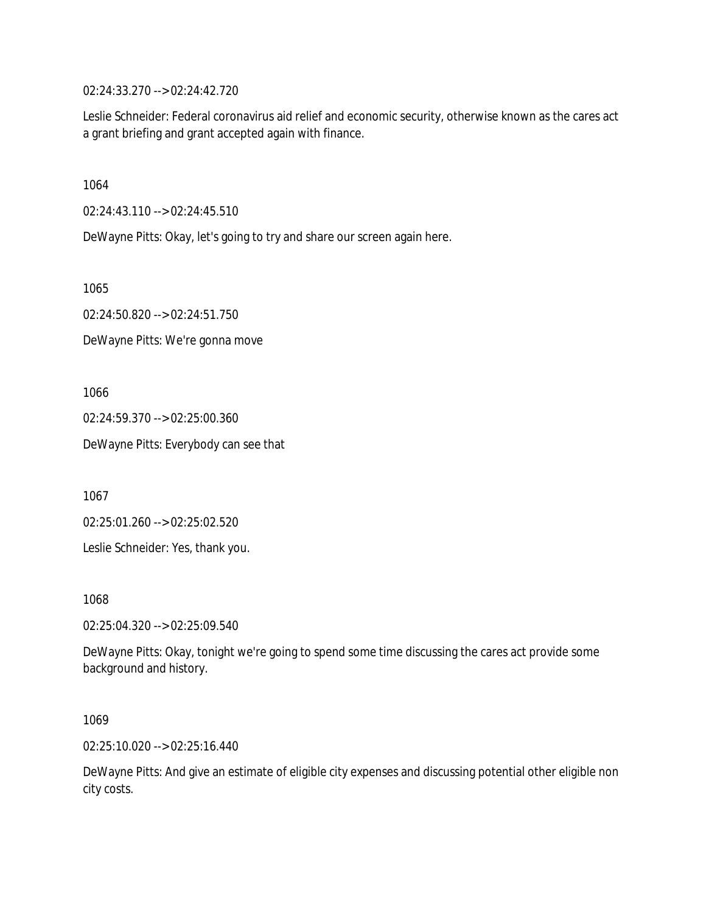02:24:33.270 --> 02:24:42.720

Leslie Schneider: Federal coronavirus aid relief and economic security, otherwise known as the cares act a grant briefing and grant accepted again with finance.

1064

02:24:43.110 --> 02:24:45.510

DeWayne Pitts: Okay, let's going to try and share our screen again here.

1065

02:24:50.820 --> 02:24:51.750

DeWayne Pitts: We're gonna move

1066

02:24:59.370 --> 02:25:00.360

DeWayne Pitts: Everybody can see that

1067

02:25:01.260 --> 02:25:02.520

Leslie Schneider: Yes, thank you.

1068

02:25:04.320 --> 02:25:09.540

DeWayne Pitts: Okay, tonight we're going to spend some time discussing the cares act provide some background and history.

1069

02:25:10.020 --> 02:25:16.440

DeWayne Pitts: And give an estimate of eligible city expenses and discussing potential other eligible non city costs.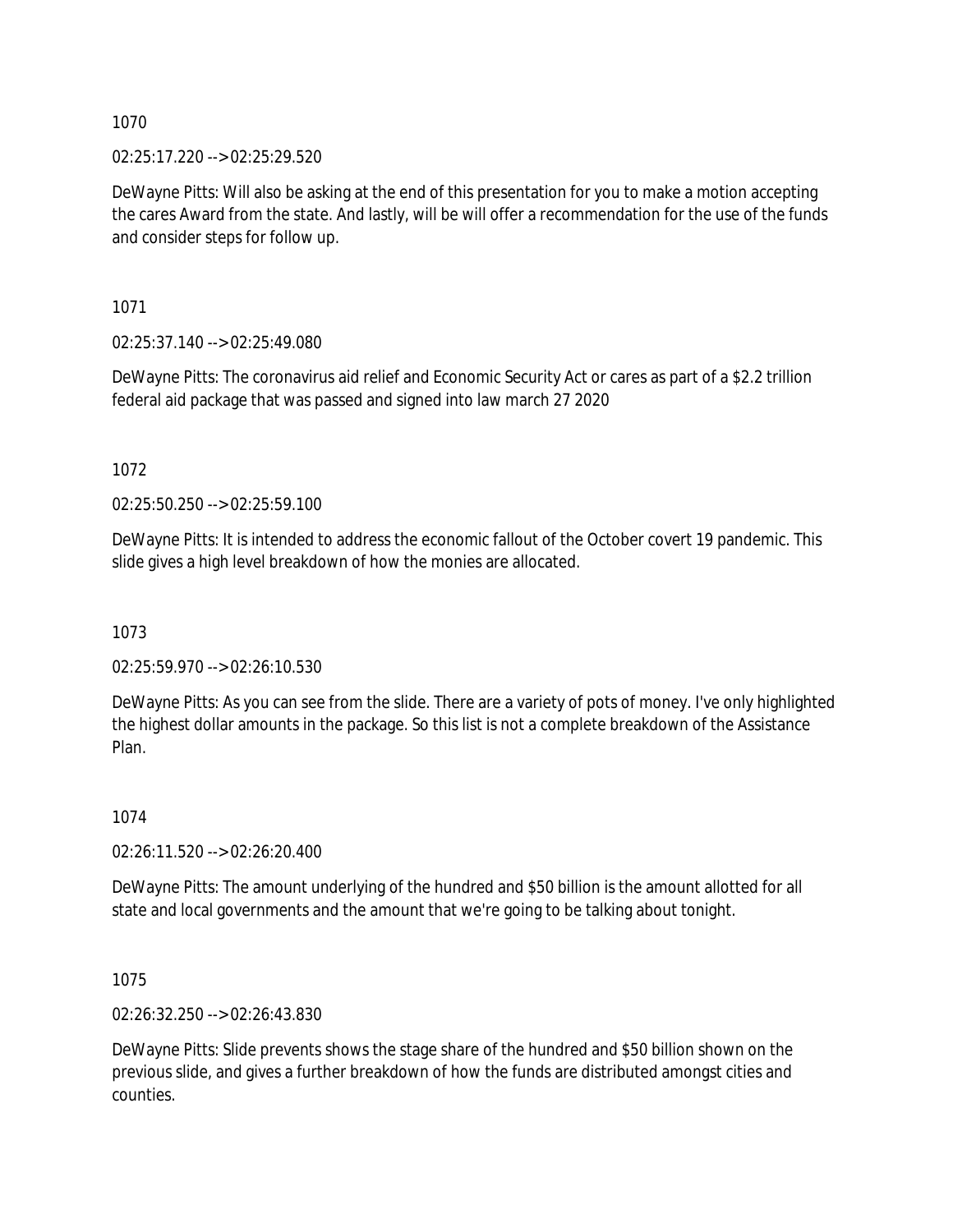1070

02:25:17.220 --> 02:25:29.520

DeWayne Pitts: Will also be asking at the end of this presentation for you to make a motion accepting the cares Award from the state. And lastly, will be will offer a recommendation for the use of the funds and consider steps for follow up.

1071

02:25:37.140 --> 02:25:49.080

DeWayne Pitts: The coronavirus aid relief and Economic Security Act or cares as part of a $2.2 trillion federal aid package that was passed and signed into law march 27 2020

1072

02:25:50.250 --> 02:25:59.100

DeWayne Pitts: It is intended to address the economic fallout of the October covert 19 pandemic. This slide gives a high level breakdown of how the monies are allocated.

1073

02:25:59.970 --> 02:26:10.530

DeWayne Pitts: As you can see from the slide. There are a variety of pots of money. I've only highlighted the highest dollar amounts in the package. So this list is not a complete breakdown of the Assistance Plan.

1074

02:26:11.520 --> 02:26:20.400

DeWayne Pitts: The amount underlying of the hundred and $50 billion is the amount allotted for all state and local governments and the amount that we're going to be talking about tonight.

1075

02:26:32.250 --> 02:26:43.830

DeWayne Pitts: Slide prevents shows the stage share of the hundred and $50 billion shown on the previous slide, and gives a further breakdown of how the funds are distributed amongst cities and counties.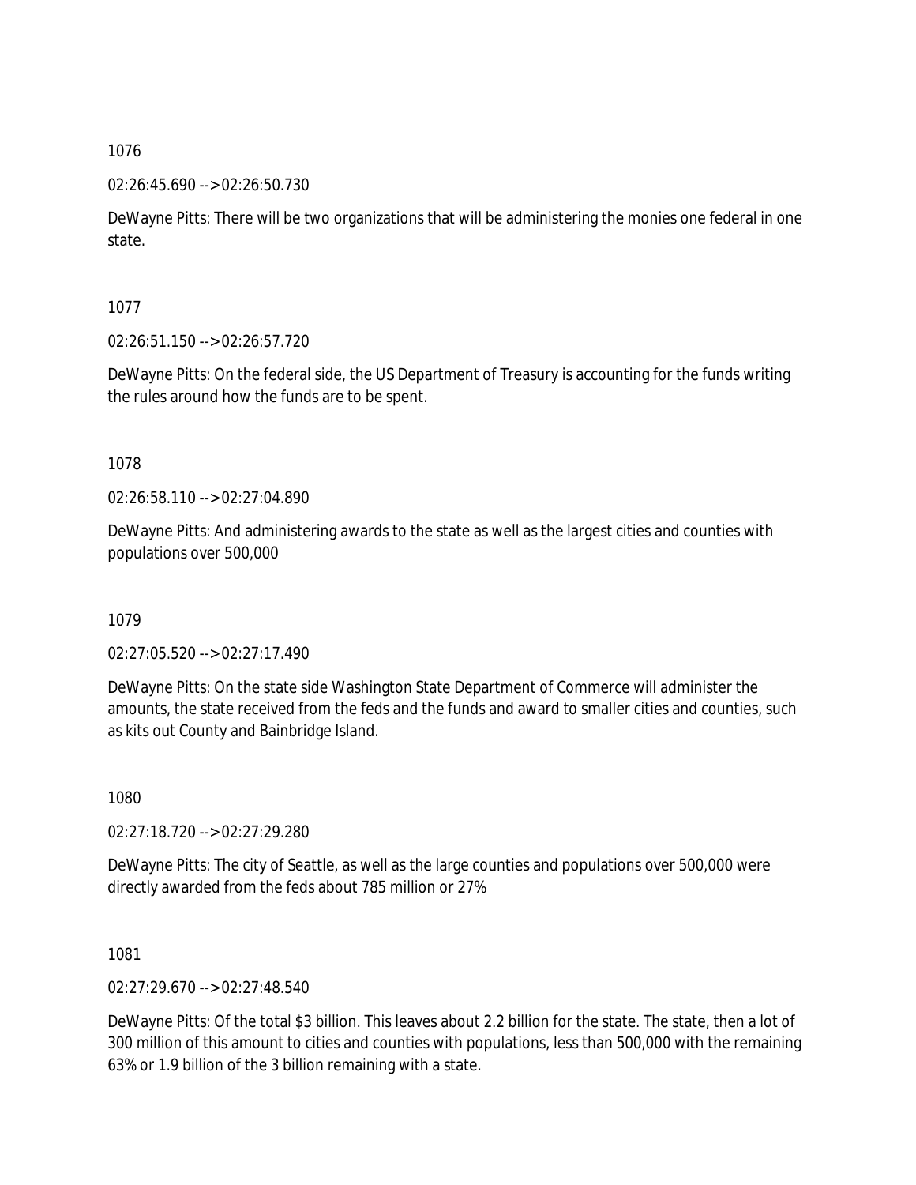1076

02:26:45.690 --> 02:26:50.730

DeWayne Pitts: There will be two organizations that will be administering the monies one federal in one state.

1077

02:26:51.150 --> 02:26:57.720

DeWayne Pitts: On the federal side, the US Department of Treasury is accounting for the funds writing the rules around how the funds are to be spent.

1078

02:26:58.110 --> 02:27:04.890

DeWayne Pitts: And administering awards to the state as well as the largest cities and counties with populations over 500,000

1079

02:27:05.520 --> 02:27:17.490

DeWayne Pitts: On the state side Washington State Department of Commerce will administer the amounts, the state received from the feds and the funds and award to smaller cities and counties, such as kits out County and Bainbridge Island.

1080

02:27:18.720 --> 02:27:29.280

DeWayne Pitts: The city of Seattle, as well as the large counties and populations over 500,000 were directly awarded from the feds about 785 million or 27%

1081

02:27:29.670 --> 02:27:48.540

DeWayne Pitts: Of the total $3 billion. This leaves about 2.2 billion for the state. The state, then a lot of 300 million of this amount to cities and counties with populations, less than 500,000 with the remaining 63% or 1.9 billion of the 3 billion remaining with a state.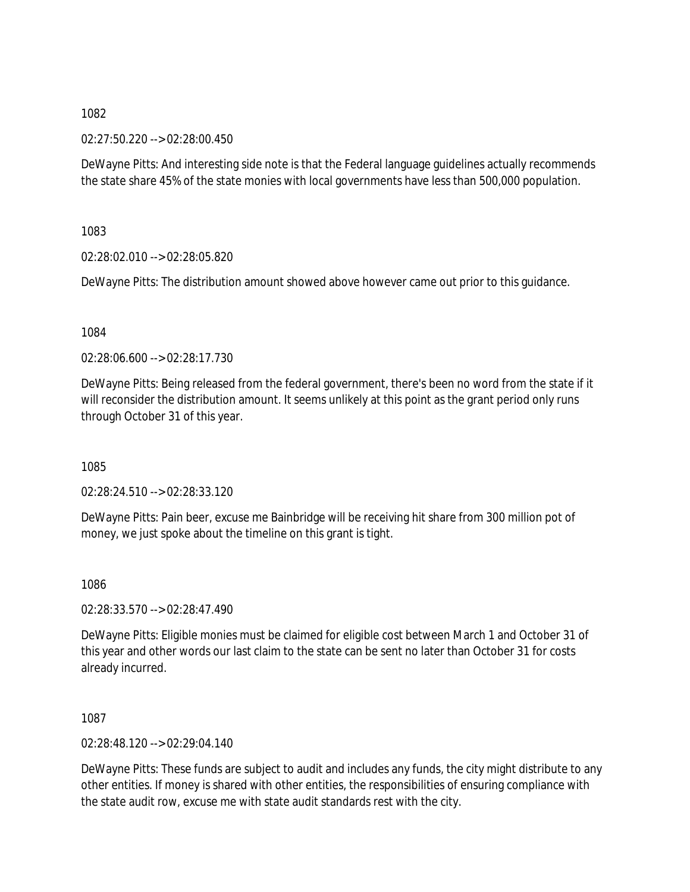1082

02:27:50.220 --> 02:28:00.450

DeWayne Pitts: And interesting side note is that the Federal language guidelines actually recommends the state share 45% of the state monies with local governments have less than 500,000 population.

1083

02:28:02.010 --> 02:28:05.820

DeWayne Pitts: The distribution amount showed above however came out prior to this guidance.

1084

02:28:06.600 --> 02:28:17.730

DeWayne Pitts: Being released from the federal government, there's been no word from the state if it will reconsider the distribution amount. It seems unlikely at this point as the grant period only runs through October 31 of this year.

1085

02:28:24.510 --> 02:28:33.120

DeWayne Pitts: Pain beer, excuse me Bainbridge will be receiving hit share from 300 million pot of money, we just spoke about the timeline on this grant is tight.

1086

02:28:33.570 --> 02:28:47.490

DeWayne Pitts: Eligible monies must be claimed for eligible cost between March 1 and October 31 of this year and other words our last claim to the state can be sent no later than October 31 for costs already incurred.

1087

02:28:48.120 --> 02:29:04.140

DeWayne Pitts: These funds are subject to audit and includes any funds, the city might distribute to any other entities. If money is shared with other entities, the responsibilities of ensuring compliance with the state audit row, excuse me with state audit standards rest with the city.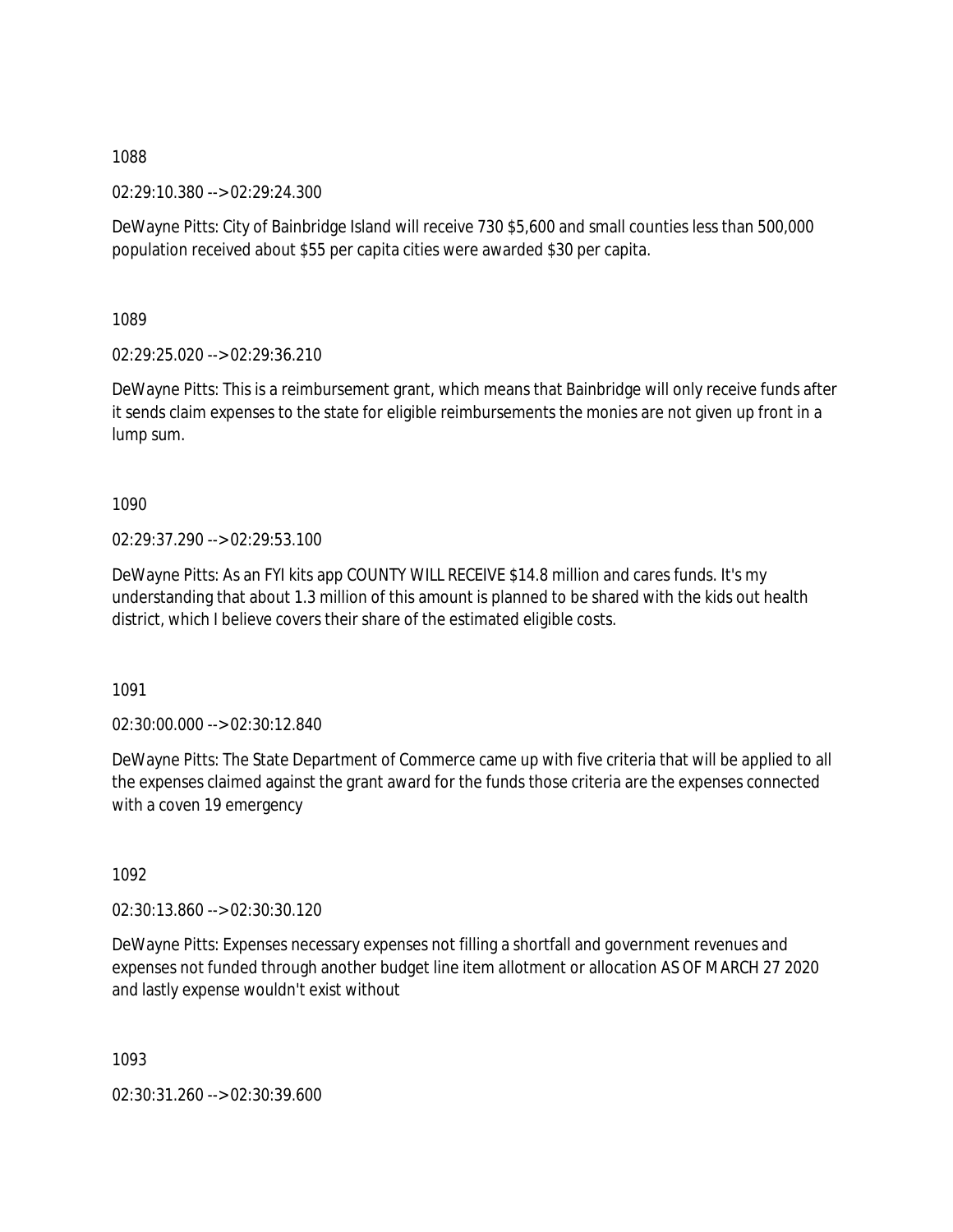1088

02:29:10.380 --> 02:29:24.300

DeWayne Pitts: City of Bainbridge Island will receive 730 $5,600 and small counties less than 500,000 population received about $55 per capita cities were awarded $30 per capita.

1089

02:29:25.020 --> 02:29:36.210

DeWayne Pitts: This is a reimbursement grant, which means that Bainbridge will only receive funds after it sends claim expenses to the state for eligible reimbursements the monies are not given up front in a lump sum.

1090

02:29:37.290 --> 02:29:53.100

DeWayne Pitts: As an FYI kits app COUNTY WILL RECEIVE $14.8 million and cares funds. It's my understanding that about 1.3 million of this amount is planned to be shared with the kids out health district, which I believe covers their share of the estimated eligible costs.

1091

02:30:00.000 --> 02:30:12.840

DeWayne Pitts: The State Department of Commerce came up with five criteria that will be applied to all the expenses claimed against the grant award for the funds those criteria are the expenses connected with a coven 19 emergency

1092

02:30:13.860 --> 02:30:30.120

DeWayne Pitts: Expenses necessary expenses not filling a shortfall and government revenues and expenses not funded through another budget line item allotment or allocation AS OF MARCH 27 2020 and lastly expense wouldn't exist without

1093

02:30:31.260 --> 02:30:39.600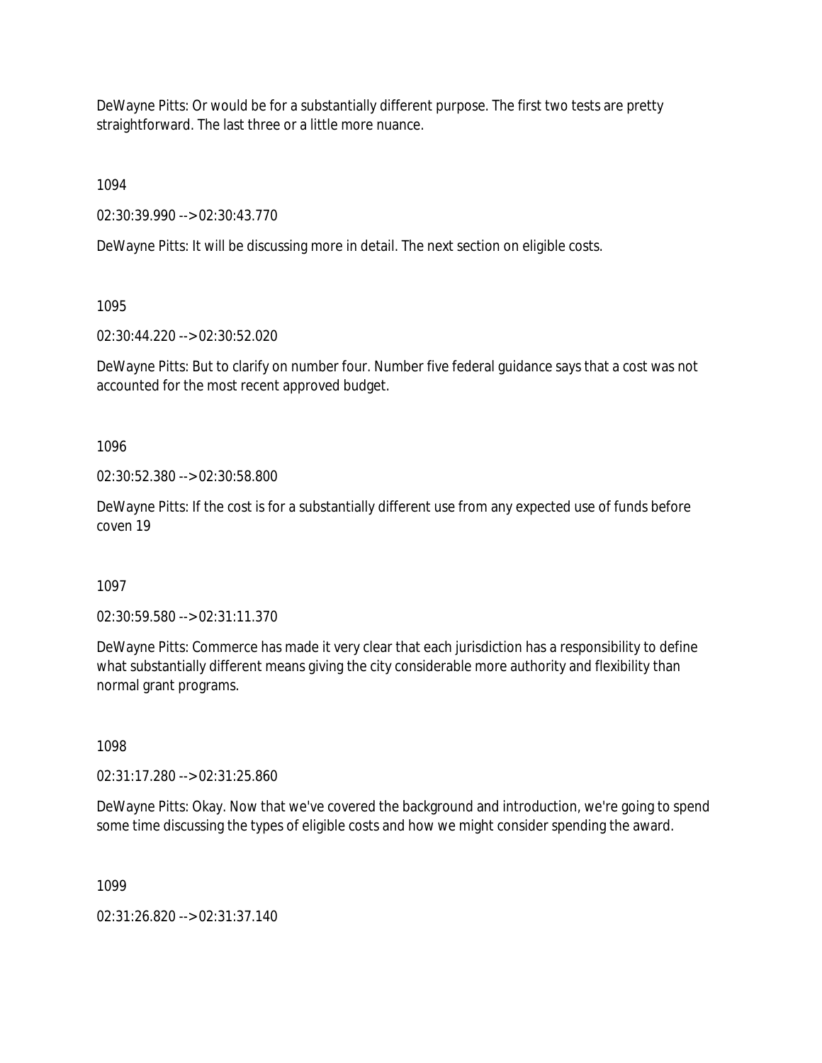DeWayne Pitts: Or would be for a substantially different purpose. The first two tests are pretty straightforward. The last three or a little more nuance.

1094

02:30:39.990 --> 02:30:43.770

DeWayne Pitts: It will be discussing more in detail. The next section on eligible costs.

1095

02:30:44.220 --> 02:30:52.020

DeWayne Pitts: But to clarify on number four. Number five federal guidance says that a cost was not accounted for the most recent approved budget.

1096

02:30:52.380 --> 02:30:58.800

DeWayne Pitts: If the cost is for a substantially different use from any expected use of funds before coven 19

1097

02:30:59.580 --> 02:31:11.370

DeWayne Pitts: Commerce has made it very clear that each jurisdiction has a responsibility to define what substantially different means giving the city considerable more authority and flexibility than normal grant programs.

1098

02:31:17.280 --> 02:31:25.860

DeWayne Pitts: Okay. Now that we've covered the background and introduction, we're going to spend some time discussing the types of eligible costs and how we might consider spending the award.

1099

02:31:26.820 --> 02:31:37.140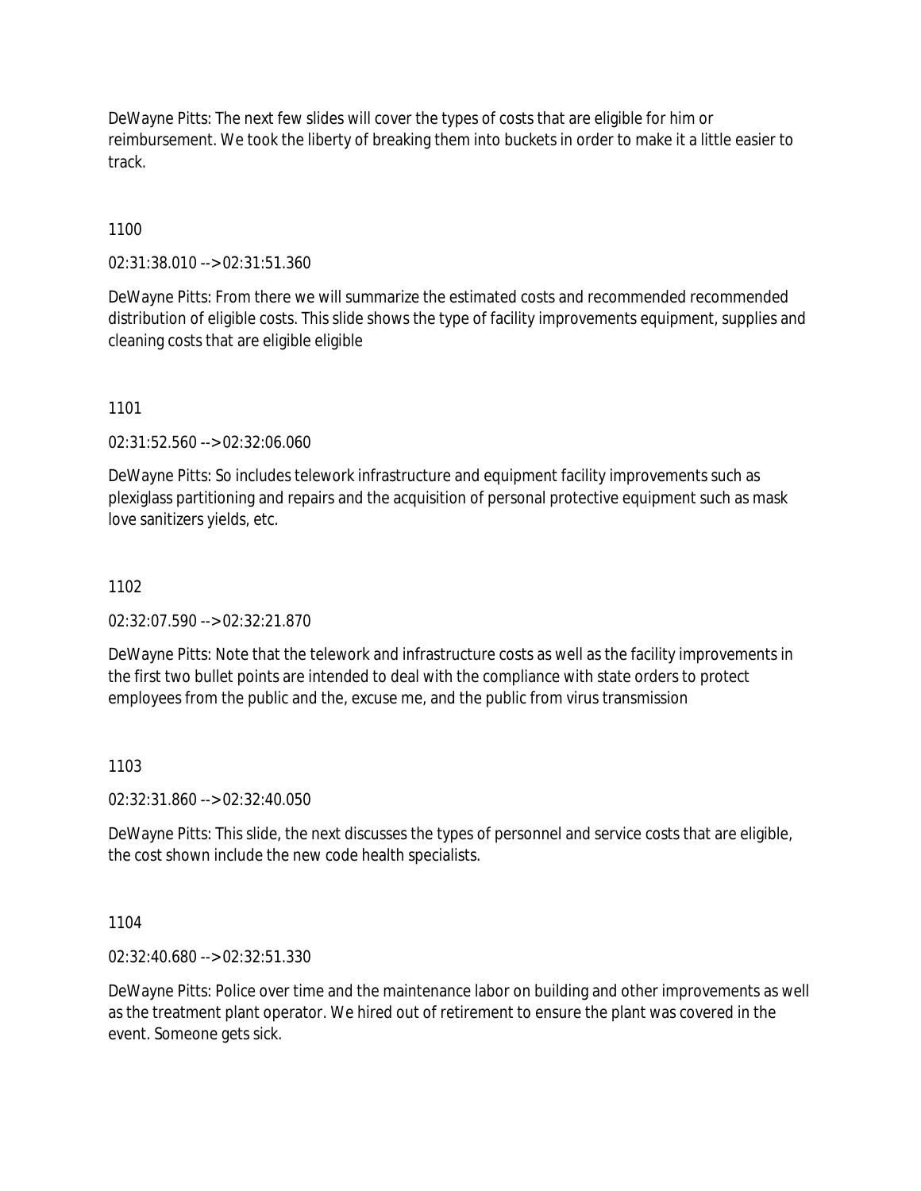DeWayne Pitts: The next few slides will cover the types of costs that are eligible for him or reimbursement. We took the liberty of breaking them into buckets in order to make it a little easier to track.

1100

02:31:38.010 --> 02:31:51.360

DeWayne Pitts: From there we will summarize the estimated costs and recommended recommended distribution of eligible costs. This slide shows the type of facility improvements equipment, supplies and cleaning costs that are eligible eligible

1101

02:31:52.560 --> 02:32:06.060

DeWayne Pitts: So includes telework infrastructure and equipment facility improvements such as plexiglass partitioning and repairs and the acquisition of personal protective equipment such as mask love sanitizers yields, etc.

1102

02:32:07.590 --> 02:32:21.870

DeWayne Pitts: Note that the telework and infrastructure costs as well as the facility improvements in the first two bullet points are intended to deal with the compliance with state orders to protect employees from the public and the, excuse me, and the public from virus transmission

1103

02:32:31.860 --> 02:32:40.050

DeWayne Pitts: This slide, the next discusses the types of personnel and service costs that are eligible, the cost shown include the new code health specialists.

1104

02:32:40.680 --> 02:32:51.330

DeWayne Pitts: Police over time and the maintenance labor on building and other improvements as well as the treatment plant operator. We hired out of retirement to ensure the plant was covered in the event. Someone gets sick.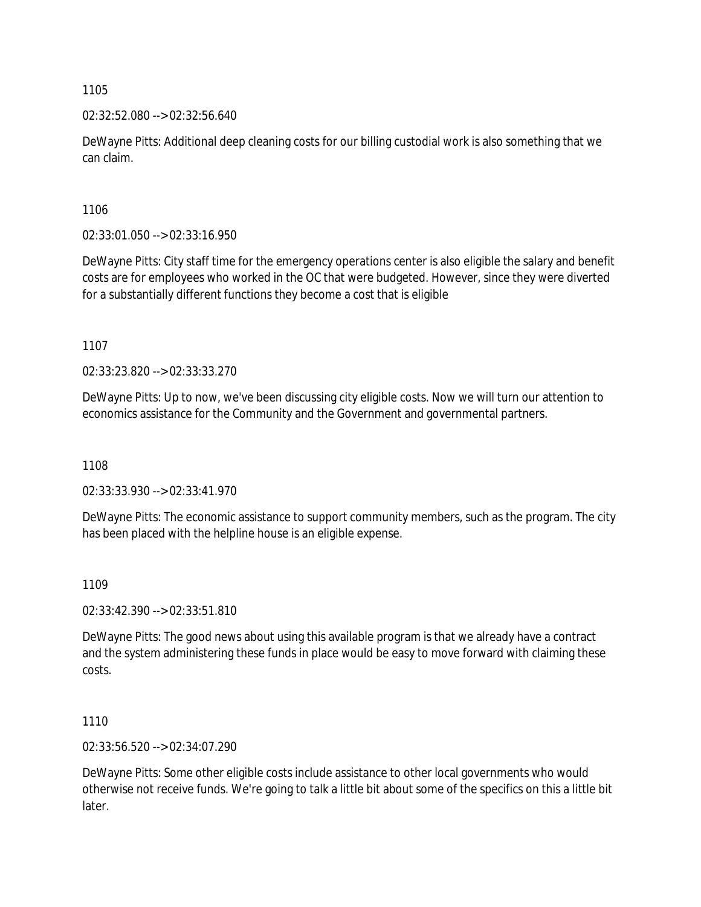1105

02:32:52.080 --> 02:32:56.640

DeWayne Pitts: Additional deep cleaning costs for our billing custodial work is also something that we can claim.

1106

02:33:01.050 --> 02:33:16.950

DeWayne Pitts: City staff time for the emergency operations center is also eligible the salary and benefit costs are for employees who worked in the OC that were budgeted. However, since they were diverted for a substantially different functions they become a cost that is eligible

1107

02:33:23.820 --> 02:33:33.270

DeWayne Pitts: Up to now, we've been discussing city eligible costs. Now we will turn our attention to economics assistance for the Community and the Government and governmental partners.

1108

02:33:33.930 --> 02:33:41.970

DeWayne Pitts: The economic assistance to support community members, such as the program. The city has been placed with the helpline house is an eligible expense.

1109

02:33:42.390 --> 02:33:51.810

DeWayne Pitts: The good news about using this available program is that we already have a contract and the system administering these funds in place would be easy to move forward with claiming these costs.

1110

02:33:56.520 --> 02:34:07.290

DeWayne Pitts: Some other eligible costs include assistance to other local governments who would otherwise not receive funds. We're going to talk a little bit about some of the specifics on this a little bit later.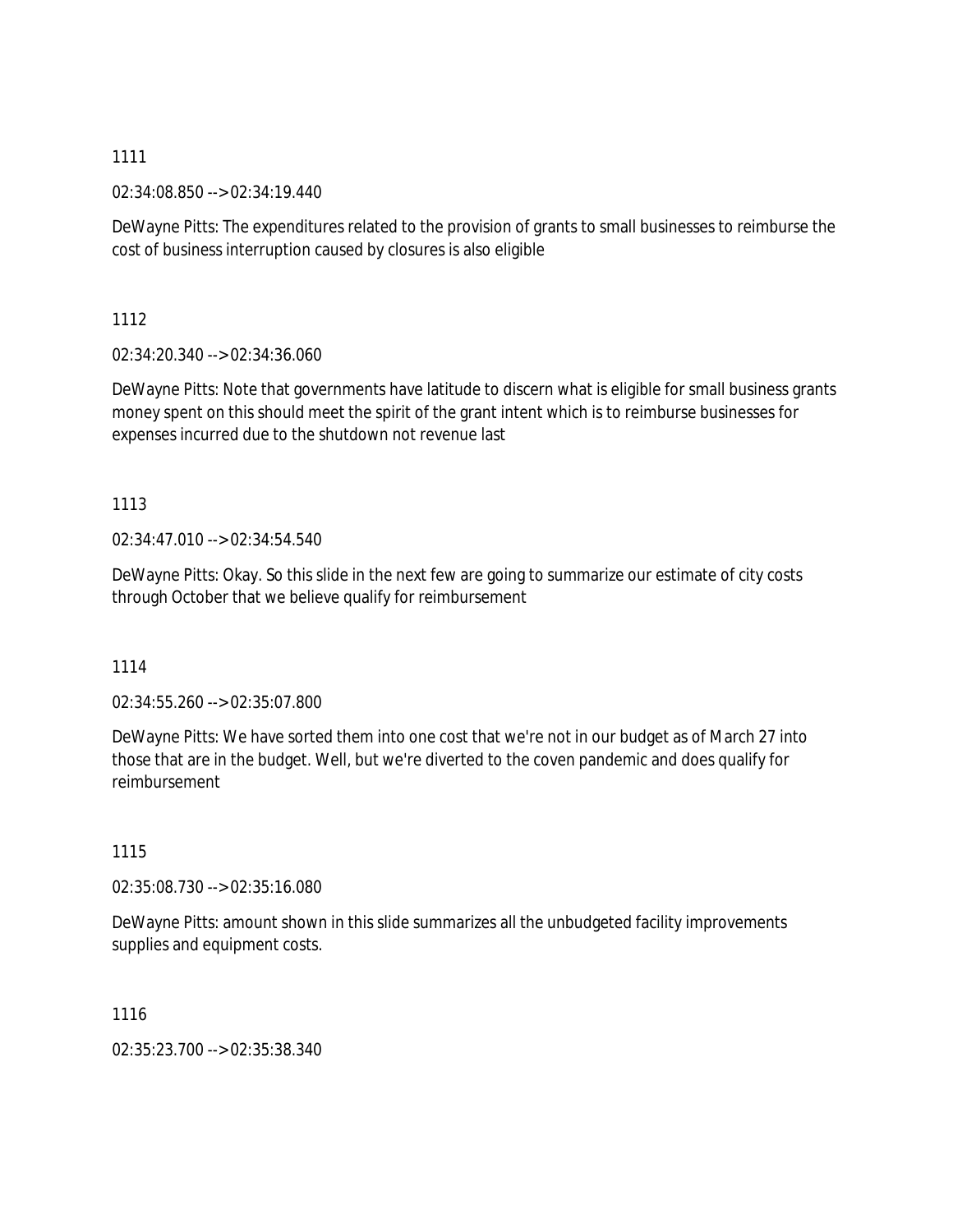1111

02:34:08.850 --> 02:34:19.440

DeWayne Pitts: The expenditures related to the provision of grants to small businesses to reimburse the cost of business interruption caused by closures is also eligible

1112

02:34:20.340 --> 02:34:36.060

DeWayne Pitts: Note that governments have latitude to discern what is eligible for small business grants money spent on this should meet the spirit of the grant intent which is to reimburse businesses for expenses incurred due to the shutdown not revenue last

1113

02:34:47.010 --> 02:34:54.540

DeWayne Pitts: Okay. So this slide in the next few are going to summarize our estimate of city costs through October that we believe qualify for reimbursement

1114

02:34:55.260 --> 02:35:07.800

DeWayne Pitts: We have sorted them into one cost that we're not in our budget as of March 27 into those that are in the budget. Well, but we're diverted to the coven pandemic and does qualify for reimbursement

1115

02:35:08.730 --> 02:35:16.080

DeWayne Pitts: amount shown in this slide summarizes all the unbudgeted facility improvements supplies and equipment costs.

1116

02:35:23.700 --> 02:35:38.340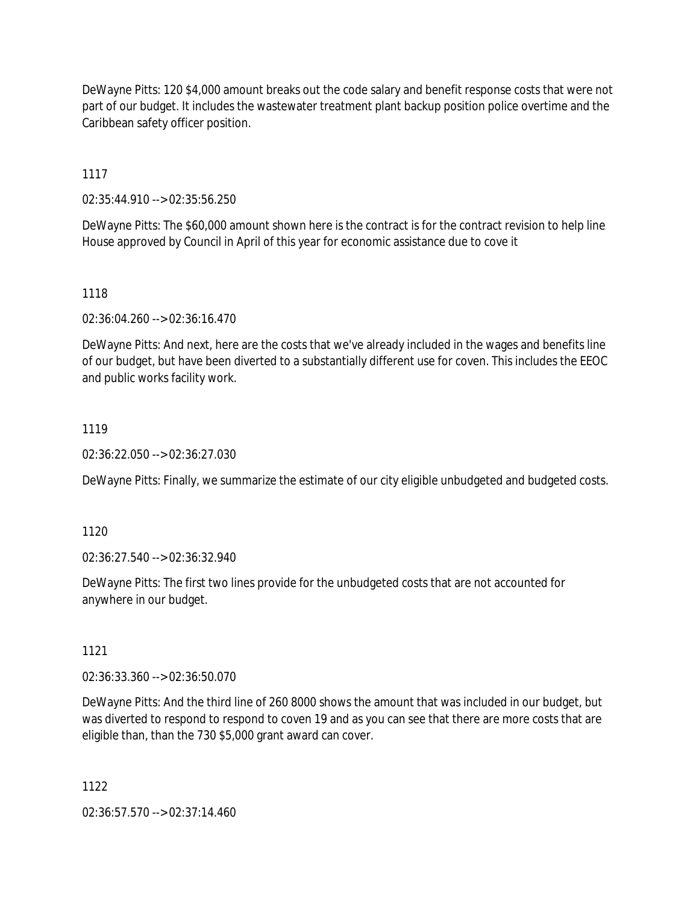DeWayne Pitts: 120 $4,000 amount breaks out the code salary and benefit response costs that were not part of our budget. It includes the wastewater treatment plant backup position police overtime and the Caribbean safety officer position.

1117

02:35:44.910 --> 02:35:56.250

DeWayne Pitts: The $60,000 amount shown here is the contract is for the contract revision to help line House approved by Council in April of this year for economic assistance due to cove it

1118

02:36:04.260 --> 02:36:16.470

DeWayne Pitts: And next, here are the costs that we've already included in the wages and benefits line of our budget, but have been diverted to a substantially different use for coven. This includes the EEOC and public works facility work.

1119

02:36:22.050 --> 02:36:27.030

DeWayne Pitts: Finally, we summarize the estimate of our city eligible unbudgeted and budgeted costs.

1120

02:36:27.540 --> 02:36:32.940

DeWayne Pitts: The first two lines provide for the unbudgeted costs that are not accounted for anywhere in our budget.

1121

02:36:33.360 --> 02:36:50.070

DeWayne Pitts: And the third line of 260 8000 shows the amount that was included in our budget, but was diverted to respond to respond to coven 19 and as you can see that there are more costs that are eligible than, than the 730 $5,000 grant award can cover.

1122

02:36:57.570 --> 02:37:14.460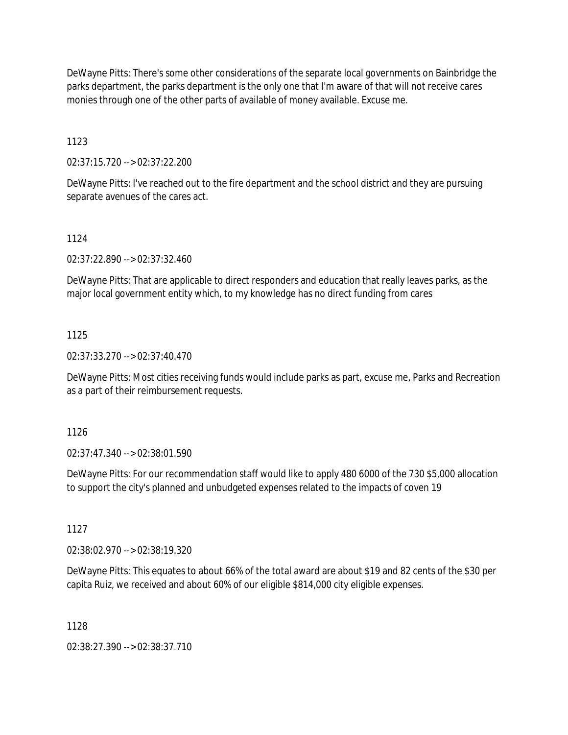DeWayne Pitts: There's some other considerations of the separate local governments on Bainbridge the parks department, the parks department is the only one that I'm aware of that will not receive cares monies through one of the other parts of available of money available. Excuse me.

1123

02:37:15.720 --> 02:37:22.200

DeWayne Pitts: I've reached out to the fire department and the school district and they are pursuing separate avenues of the cares act.

1124

02:37:22.890 --> 02:37:32.460

DeWayne Pitts: That are applicable to direct responders and education that really leaves parks, as the major local government entity which, to my knowledge has no direct funding from cares

1125

02:37:33.270 --> 02:37:40.470

DeWayne Pitts: Most cities receiving funds would include parks as part, excuse me, Parks and Recreation as a part of their reimbursement requests.

1126

02:37:47.340 --> 02:38:01.590

DeWayne Pitts: For our recommendation staff would like to apply 480 6000 of the 730 $5,000 allocation to support the city's planned and unbudgeted expenses related to the impacts of coven 19

1127

02:38:02.970 --> 02:38:19.320

DeWayne Pitts: This equates to about 66% of the total award are about $19 and 82 cents of the $30 per capita Ruiz, we received and about 60% of our eligible $814,000 city eligible expenses.

1128

02:38:27.390 --> 02:38:37.710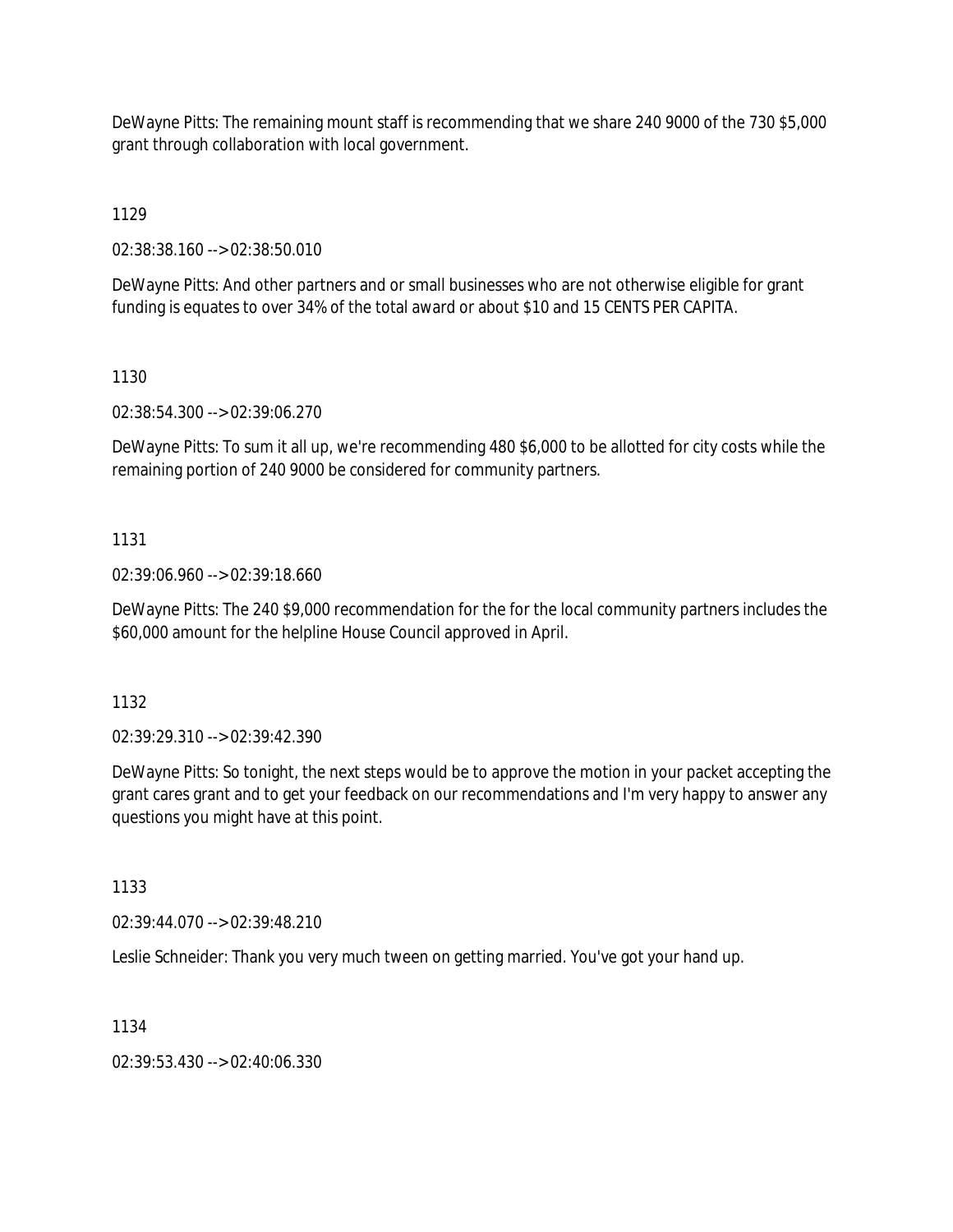DeWayne Pitts: The remaining mount staff is recommending that we share 240 9000 of the 730 $5,000 grant through collaboration with local government.

1129

02:38:38.160 --> 02:38:50.010

DeWayne Pitts: And other partners and or small businesses who are not otherwise eligible for grant funding is equates to over 34% of the total award or about $10 and 15 CENTS PER CAPITA.

1130

02:38:54.300 --> 02:39:06.270

DeWayne Pitts: To sum it all up, we're recommending 480 $6,000 to be allotted for city costs while the remaining portion of 240 9000 be considered for community partners.

1131

02:39:06.960 --> 02:39:18.660

DeWayne Pitts: The 240 $9,000 recommendation for the for the local community partners includes the $60,000 amount for the helpline House Council approved in April.

1132

02:39:29.310 --> 02:39:42.390

DeWayne Pitts: So tonight, the next steps would be to approve the motion in your packet accepting the grant cares grant and to get your feedback on our recommendations and I'm very happy to answer any questions you might have at this point.

1133

02:39:44.070 --> 02:39:48.210

Leslie Schneider: Thank you very much tween on getting married. You've got your hand up.

1134

02:39:53.430 --> 02:40:06.330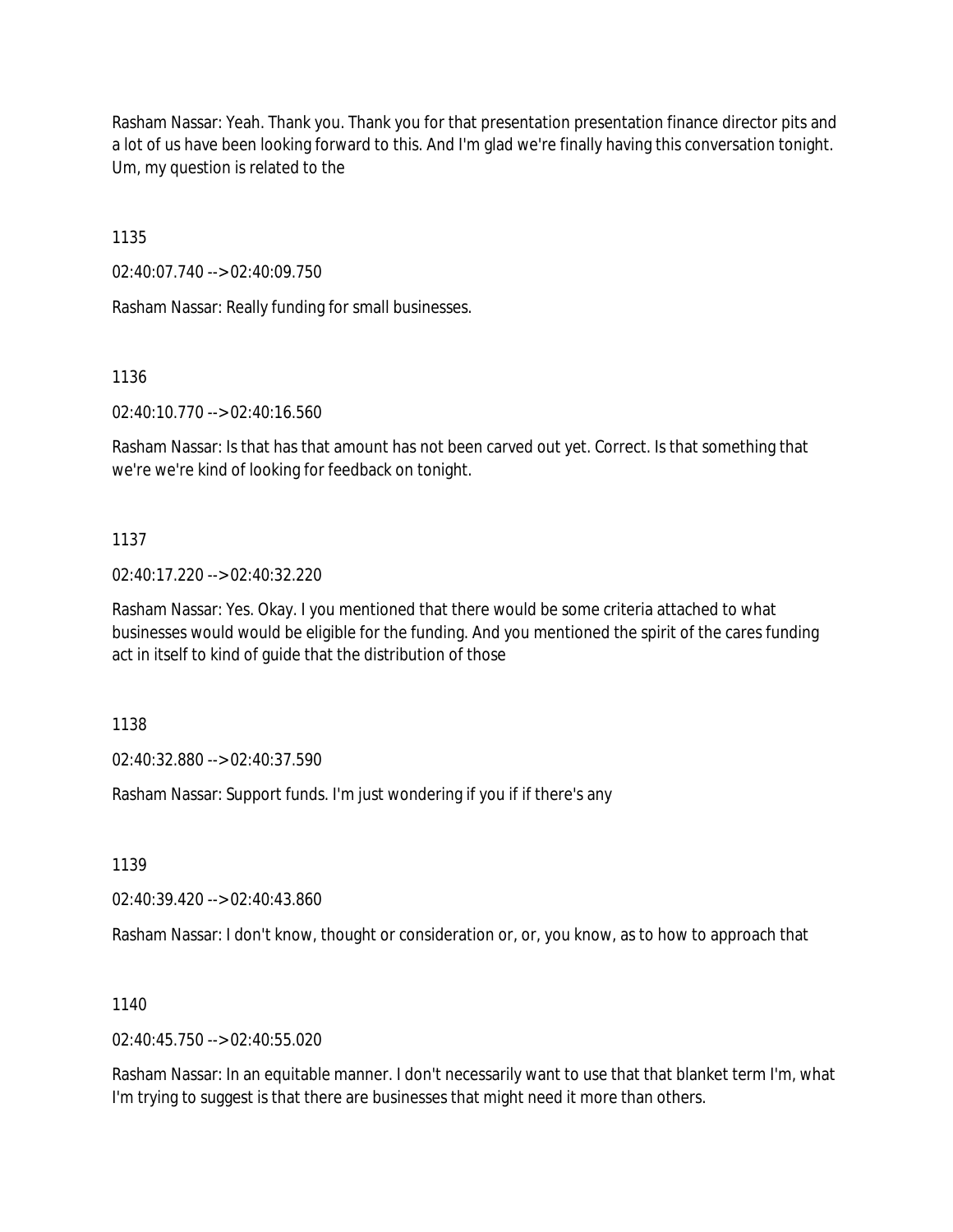Rasham Nassar: Yeah. Thank you. Thank you for that presentation presentation finance director pits and a lot of us have been looking forward to this. And I'm glad we're finally having this conversation tonight. Um, my question is related to the

1135

02:40:07.740 --> 02:40:09.750

Rasham Nassar: Really funding for small businesses.

1136

02:40:10.770 --> 02:40:16.560

Rasham Nassar: Is that has that amount has not been carved out yet. Correct. Is that something that we're we're kind of looking for feedback on tonight.

1137

02:40:17.220 --> 02:40:32.220

Rasham Nassar: Yes. Okay. I you mentioned that there would be some criteria attached to what businesses would would be eligible for the funding. And you mentioned the spirit of the cares funding act in itself to kind of guide that the distribution of those

1138

02:40:32.880 --> 02:40:37.590

Rasham Nassar: Support funds. I'm just wondering if you if if there's any

1139

02:40:39.420 --> 02:40:43.860

Rasham Nassar: I don't know, thought or consideration or, or, you know, as to how to approach that

1140

02:40:45.750 --> 02:40:55.020

Rasham Nassar: In an equitable manner. I don't necessarily want to use that that blanket term I'm, what I'm trying to suggest is that there are businesses that might need it more than others.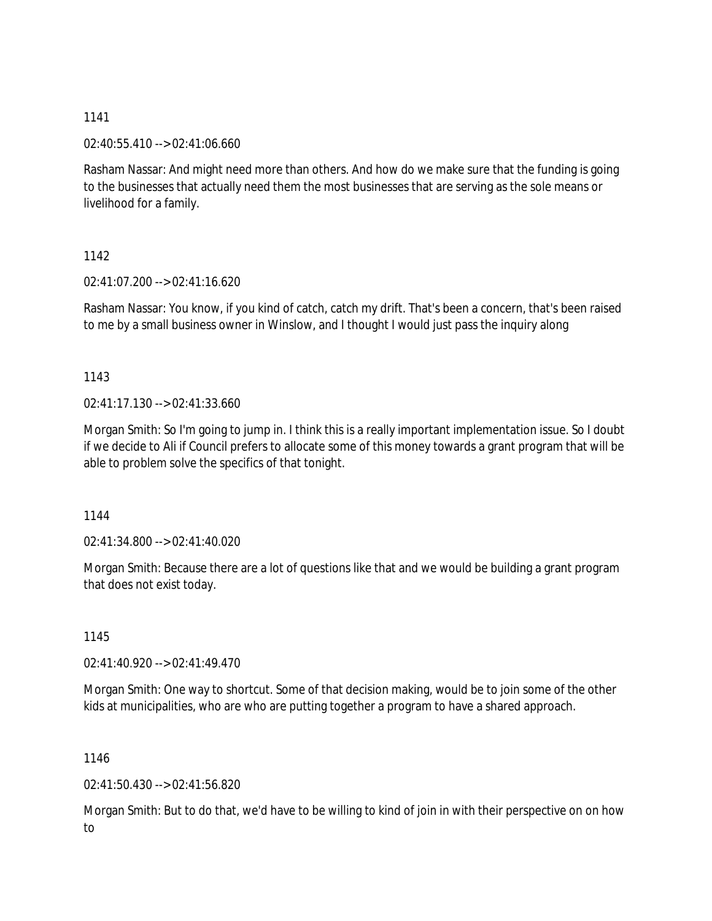1141

02:40:55.410 --> 02:41:06.660

Rasham Nassar: And might need more than others. And how do we make sure that the funding is going to the businesses that actually need them the most businesses that are serving as the sole means or livelihood for a family.

1142

02:41:07.200 --> 02:41:16.620

Rasham Nassar: You know, if you kind of catch, catch my drift. That's been a concern, that's been raised to me by a small business owner in Winslow, and I thought I would just pass the inquiry along

1143

02:41:17.130 --> 02:41:33.660

Morgan Smith: So I'm going to jump in. I think this is a really important implementation issue. So I doubt if we decide to Ali if Council prefers to allocate some of this money towards a grant program that will be able to problem solve the specifics of that tonight.

1144

02:41:34.800 --> 02:41:40.020

Morgan Smith: Because there are a lot of questions like that and we would be building a grant program that does not exist today.

1145

02:41:40.920 --> 02:41:49.470

Morgan Smith: One way to shortcut. Some of that decision making, would be to join some of the other kids at municipalities, who are who are putting together a program to have a shared approach.

1146

02:41:50.430 --> 02:41:56.820

Morgan Smith: But to do that, we'd have to be willing to kind of join in with their perspective on on how to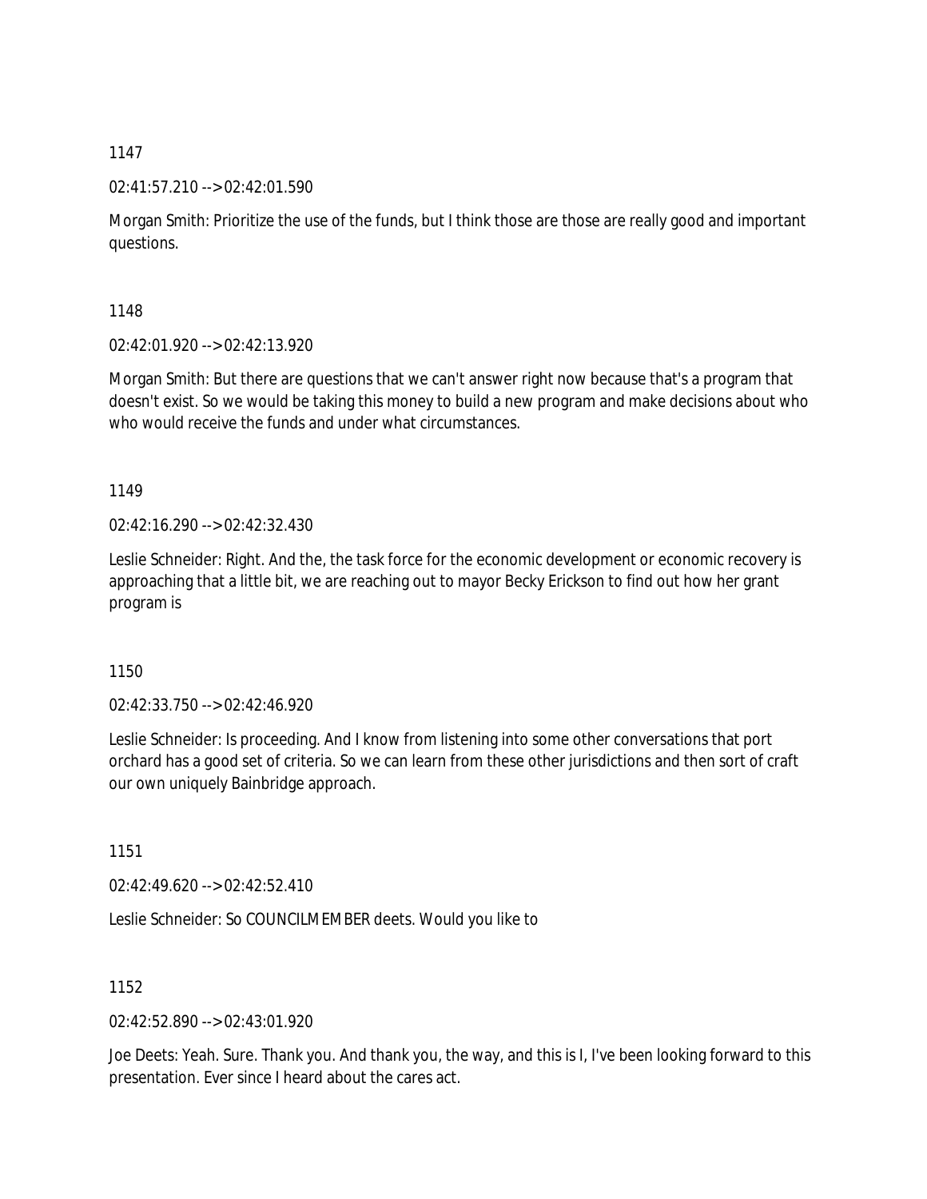1147

02:41:57.210 --> 02:42:01.590

Morgan Smith: Prioritize the use of the funds, but I think those are those are really good and important questions.

1148

02:42:01.920 --> 02:42:13.920

Morgan Smith: But there are questions that we can't answer right now because that's a program that doesn't exist. So we would be taking this money to build a new program and make decisions about who who would receive the funds and under what circumstances.

1149

02:42:16.290 --> 02:42:32.430

Leslie Schneider: Right. And the, the task force for the economic development or economic recovery is approaching that a little bit, we are reaching out to mayor Becky Erickson to find out how her grant program is

1150

02:42:33.750 --> 02:42:46.920

Leslie Schneider: Is proceeding. And I know from listening into some other conversations that port orchard has a good set of criteria. So we can learn from these other jurisdictions and then sort of craft our own uniquely Bainbridge approach.

1151

02:42:49.620 --> 02:42:52.410

Leslie Schneider: So COUNCILMEMBER deets. Would you like to

1152

02:42:52.890 --> 02:43:01.920

Joe Deets: Yeah. Sure. Thank you. And thank you, the way, and this is I, I've been looking forward to this presentation. Ever since I heard about the cares act.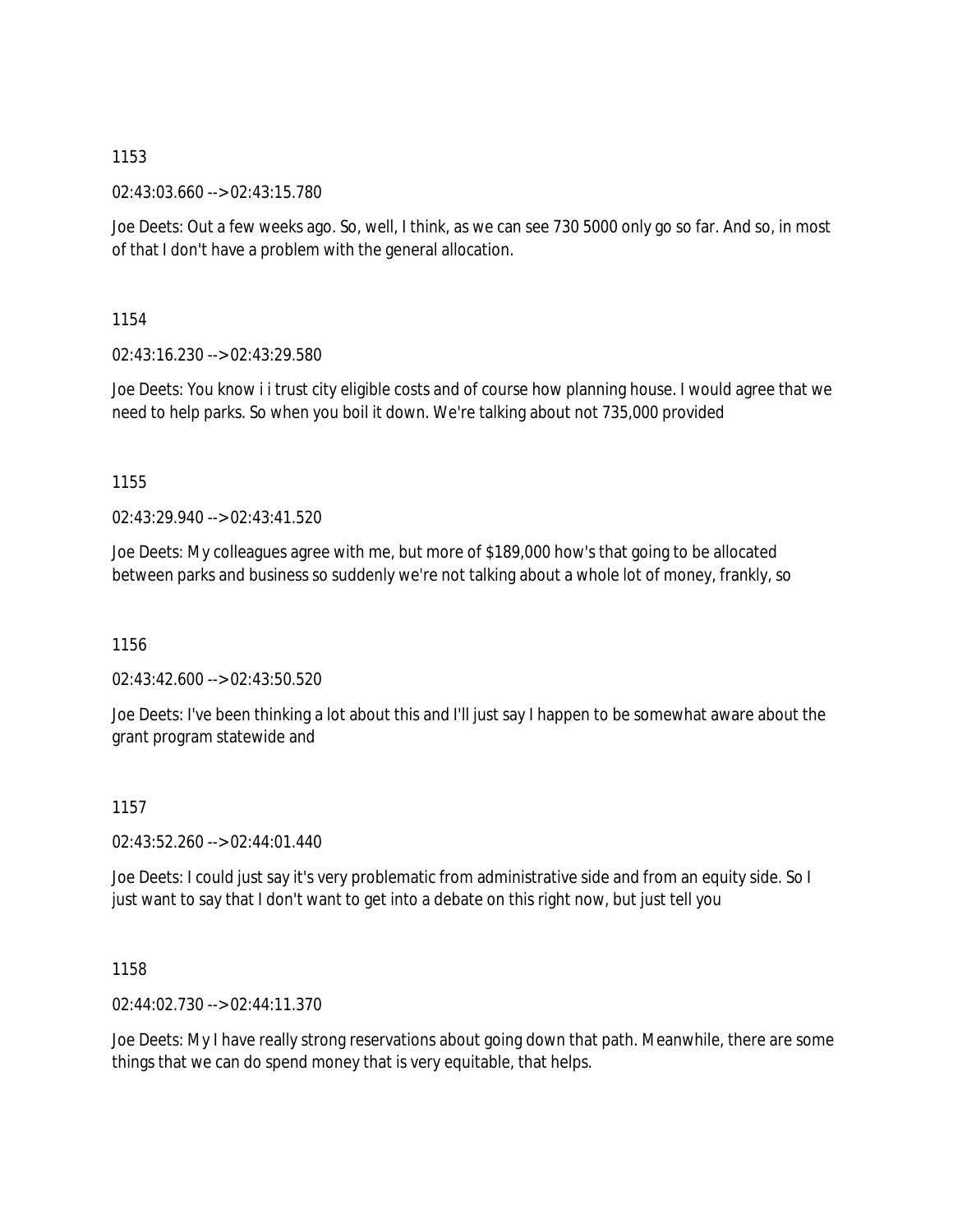1153

02:43:03.660 --> 02:43:15.780

Joe Deets: Out a few weeks ago. So, well, I think, as we can see 730 5000 only go so far. And so, in most of that I don't have a problem with the general allocation.

1154

02:43:16.230 --> 02:43:29.580

Joe Deets: You know i i trust city eligible costs and of course how planning house. I would agree that we need to help parks. So when you boil it down. We're talking about not 735,000 provided

1155

02:43:29.940 --> 02:43:41.520

Joe Deets: My colleagues agree with me, but more of $189,000 how's that going to be allocated between parks and business so suddenly we're not talking about a whole lot of money, frankly, so

1156

02:43:42.600 --> 02:43:50.520

Joe Deets: I've been thinking a lot about this and I'll just say I happen to be somewhat aware about the grant program statewide and

1157

02:43:52.260 --> 02:44:01.440

Joe Deets: I could just say it's very problematic from administrative side and from an equity side. So I just want to say that I don't want to get into a debate on this right now, but just tell you

1158

02:44:02.730 --> 02:44:11.370

Joe Deets: My I have really strong reservations about going down that path. Meanwhile, there are some things that we can do spend money that is very equitable, that helps.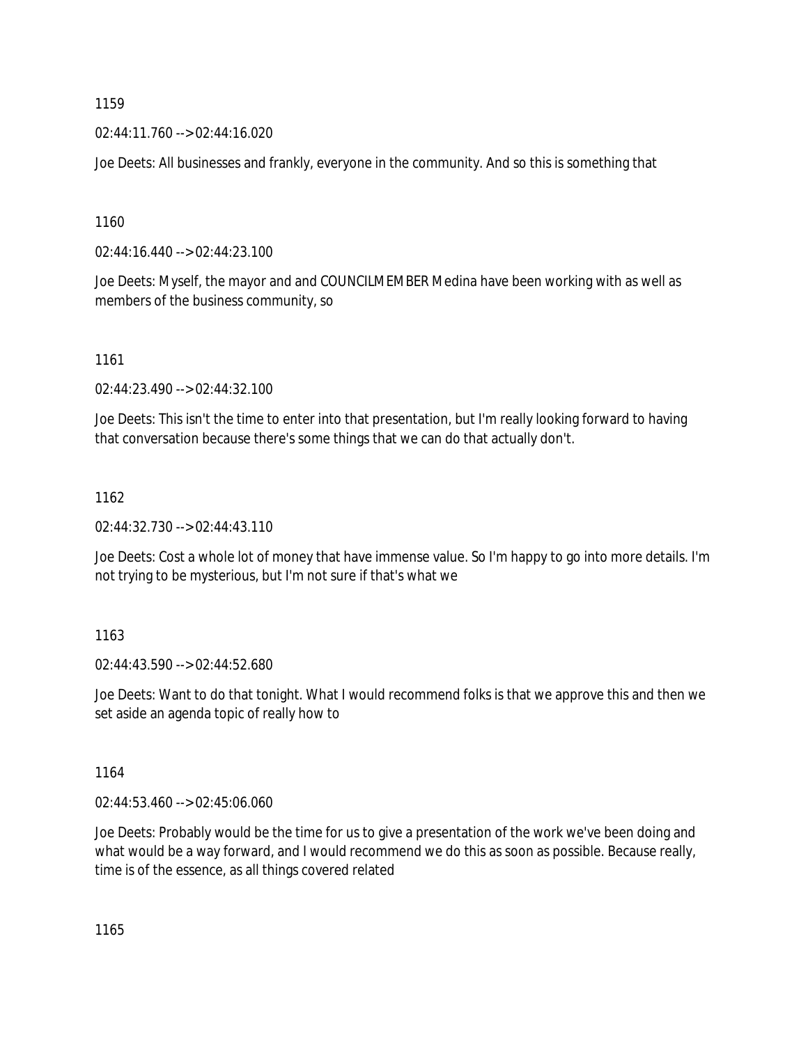1159

02:44:11.760 --> 02:44:16.020

Joe Deets: All businesses and frankly, everyone in the community. And so this is something that

1160

02:44:16.440 --> 02:44:23.100

Joe Deets: Myself, the mayor and and COUNCILMEMBER Medina have been working with as well as members of the business community, so

1161

02:44:23.490 --> 02:44:32.100

Joe Deets: This isn't the time to enter into that presentation, but I'm really looking forward to having that conversation because there's some things that we can do that actually don't.

1162

02:44:32.730 --> 02:44:43.110

Joe Deets: Cost a whole lot of money that have immense value. So I'm happy to go into more details. I'm not trying to be mysterious, but I'm not sure if that's what we

1163

02:44:43.590 --> 02:44:52.680

Joe Deets: Want to do that tonight. What I would recommend folks is that we approve this and then we set aside an agenda topic of really how to

1164

02:44:53.460 --> 02:45:06.060

Joe Deets: Probably would be the time for us to give a presentation of the work we've been doing and what would be a way forward, and I would recommend we do this as soon as possible. Because really, time is of the essence, as all things covered related

1165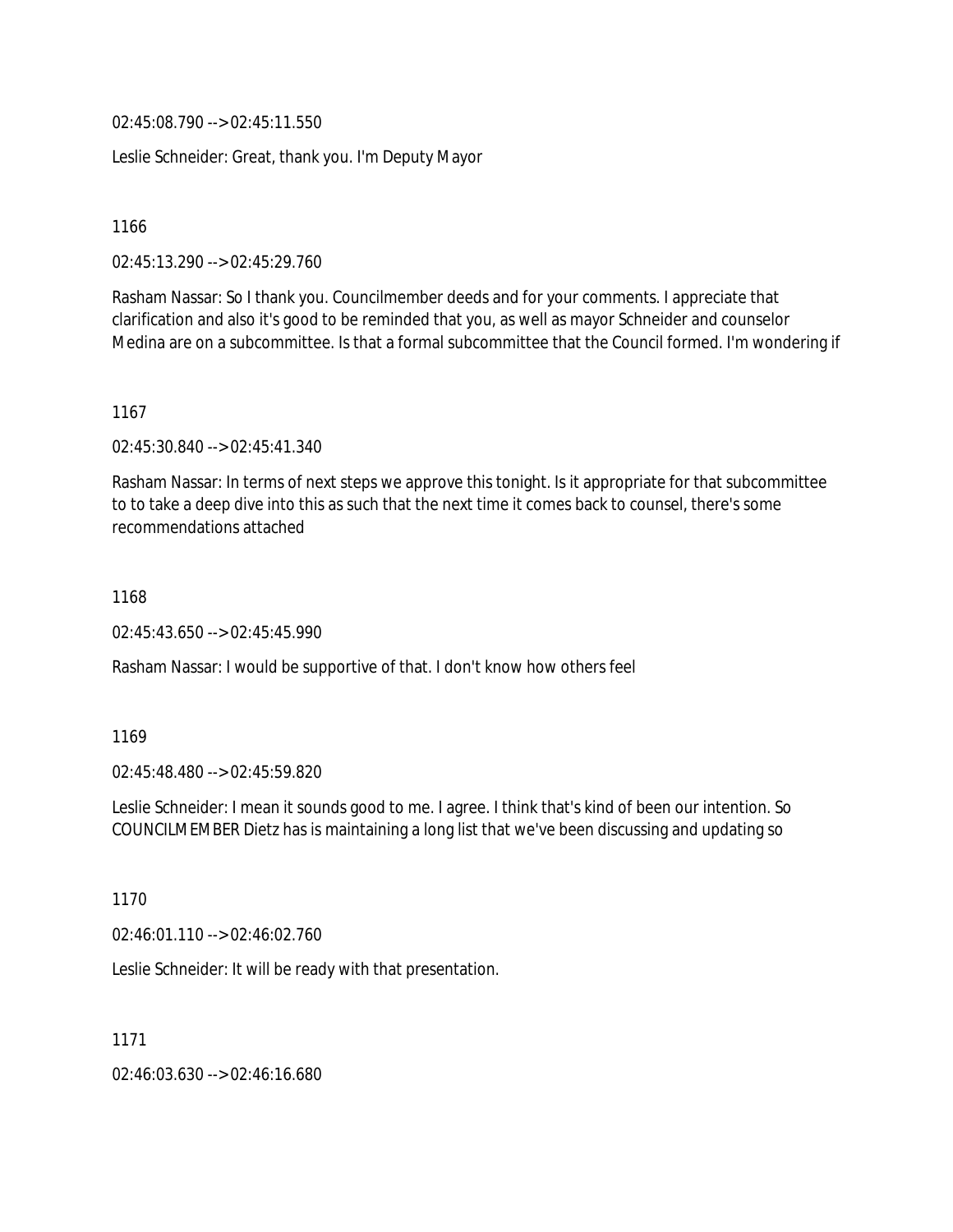02:45:08.790 --> 02:45:11.550

Leslie Schneider: Great, thank you. I'm Deputy Mayor

1166

02:45:13.290 --> 02:45:29.760

Rasham Nassar: So I thank you. Councilmember deeds and for your comments. I appreciate that clarification and also it's good to be reminded that you, as well as mayor Schneider and counselor Medina are on a subcommittee. Is that a formal subcommittee that the Council formed. I'm wondering if

1167

02:45:30.840 --> 02:45:41.340

Rasham Nassar: In terms of next steps we approve this tonight. Is it appropriate for that subcommittee to to take a deep dive into this as such that the next time it comes back to counsel, there's some recommendations attached

1168

02:45:43.650 --> 02:45:45.990

Rasham Nassar: I would be supportive of that. I don't know how others feel

1169

02:45:48.480 --> 02:45:59.820

Leslie Schneider: I mean it sounds good to me. I agree. I think that's kind of been our intention. So COUNCILMEMBER Dietz has is maintaining a long list that we've been discussing and updating so

1170

02:46:01.110 --> 02:46:02.760

Leslie Schneider: It will be ready with that presentation.

1171

02:46:03.630 --> 02:46:16.680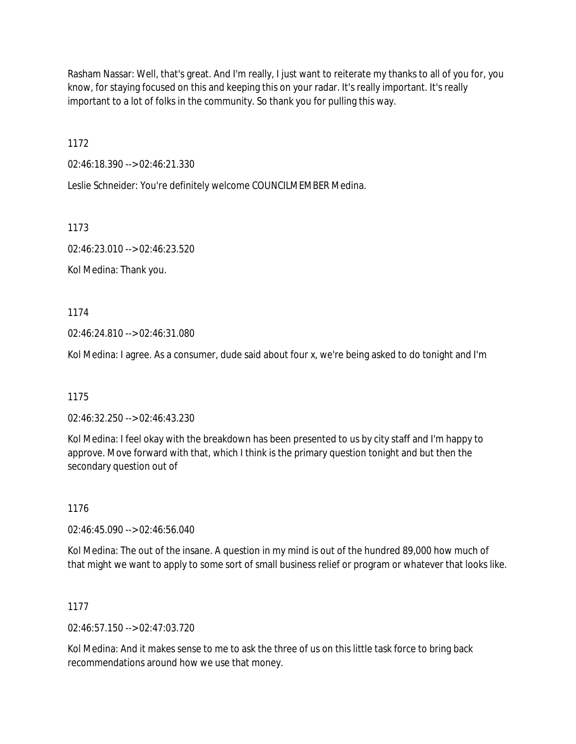Rasham Nassar: Well, that's great. And I'm really, I just want to reiterate my thanks to all of you for, you know, for staying focused on this and keeping this on your radar. It's really important. It's really important to a lot of folks in the community. So thank you for pulling this way.

1172

02:46:18.390 --> 02:46:21.330

Leslie Schneider: You're definitely welcome COUNCILMEMBER Medina.

1173

02:46:23.010 --> 02:46:23.520

Kol Medina: Thank you.

1174

02:46:24.810 --> 02:46:31.080

Kol Medina: I agree. As a consumer, dude said about four x, we're being asked to do tonight and I'm

1175

02:46:32.250 --> 02:46:43.230

Kol Medina: I feel okay with the breakdown has been presented to us by city staff and I'm happy to approve. Move forward with that, which I think is the primary question tonight and but then the secondary question out of

1176

02:46:45.090 --> 02:46:56.040

Kol Medina: The out of the insane. A question in my mind is out of the hundred 89,000 how much of that might we want to apply to some sort of small business relief or program or whatever that looks like.

1177

02:46:57.150 --> 02:47:03.720

Kol Medina: And it makes sense to me to ask the three of us on this little task force to bring back recommendations around how we use that money.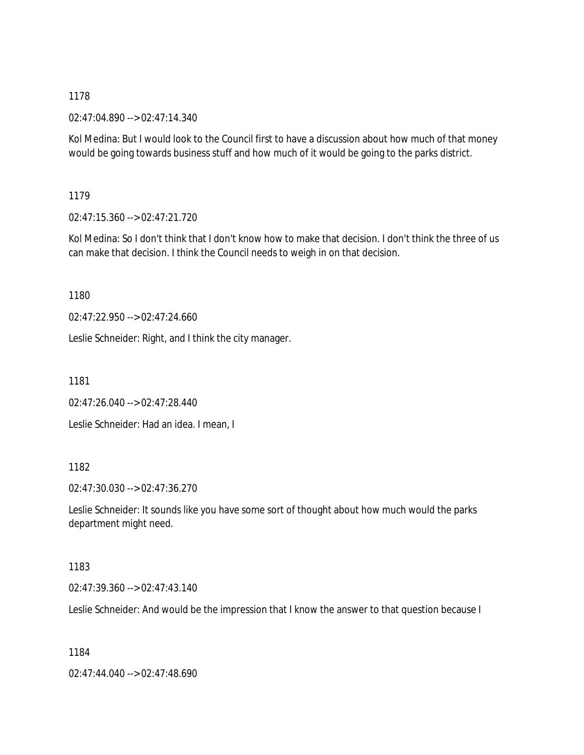1178

02:47:04.890 --> 02:47:14.340

Kol Medina: But I would look to the Council first to have a discussion about how much of that money would be going towards business stuff and how much of it would be going to the parks district.

1179

02:47:15.360 --> 02:47:21.720

Kol Medina: So I don't think that I don't know how to make that decision. I don't think the three of us can make that decision. I think the Council needs to weigh in on that decision.

1180

02:47:22.950 --> 02:47:24.660

Leslie Schneider: Right, and I think the city manager.

1181

02:47:26.040 --> 02:47:28.440

Leslie Schneider: Had an idea. I mean, I

1182

02:47:30.030 --> 02:47:36.270

Leslie Schneider: It sounds like you have some sort of thought about how much would the parks department might need.

1183

02:47:39.360 --> 02:47:43.140

Leslie Schneider: And would be the impression that I know the answer to that question because I

1184

02:47:44.040 --> 02:47:48.690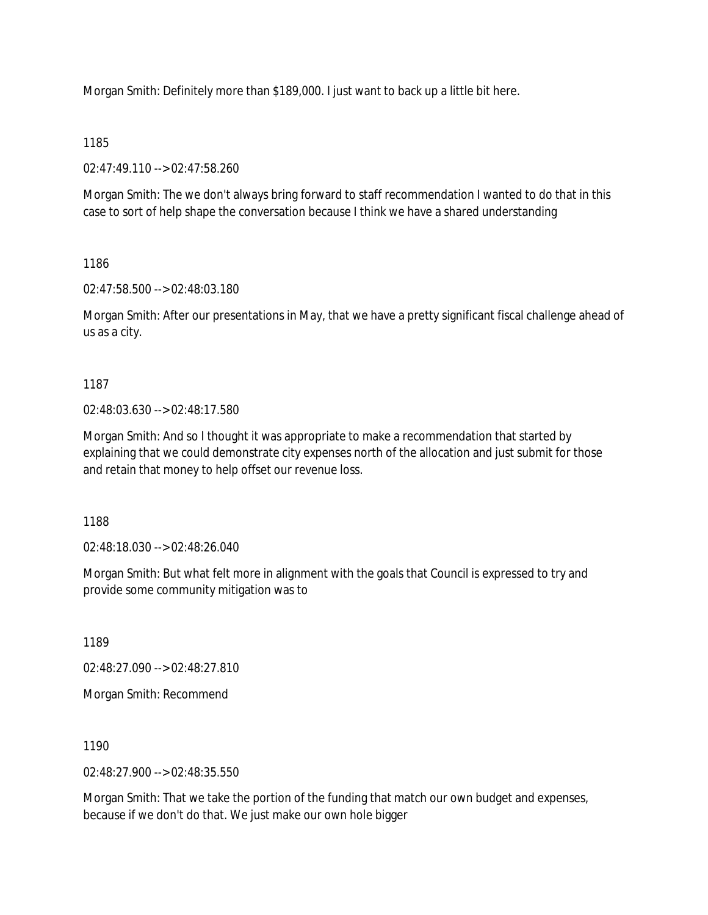Morgan Smith: Definitely more than $189,000. I just want to back up a little bit here.

1185

02:47:49.110 --> 02:47:58.260

Morgan Smith: The we don't always bring forward to staff recommendation I wanted to do that in this case to sort of help shape the conversation because I think we have a shared understanding

1186

02:47:58.500 --> 02:48:03.180

Morgan Smith: After our presentations in May, that we have a pretty significant fiscal challenge ahead of us as a city.

1187

02:48:03.630 --> 02:48:17.580

Morgan Smith: And so I thought it was appropriate to make a recommendation that started by explaining that we could demonstrate city expenses north of the allocation and just submit for those and retain that money to help offset our revenue loss.

1188

02:48:18.030 --> 02:48:26.040

Morgan Smith: But what felt more in alignment with the goals that Council is expressed to try and provide some community mitigation was to

1189

02:48:27.090 --> 02:48:27.810

Morgan Smith: Recommend

1190

02:48:27.900 --> 02:48:35.550

Morgan Smith: That we take the portion of the funding that match our own budget and expenses, because if we don't do that. We just make our own hole bigger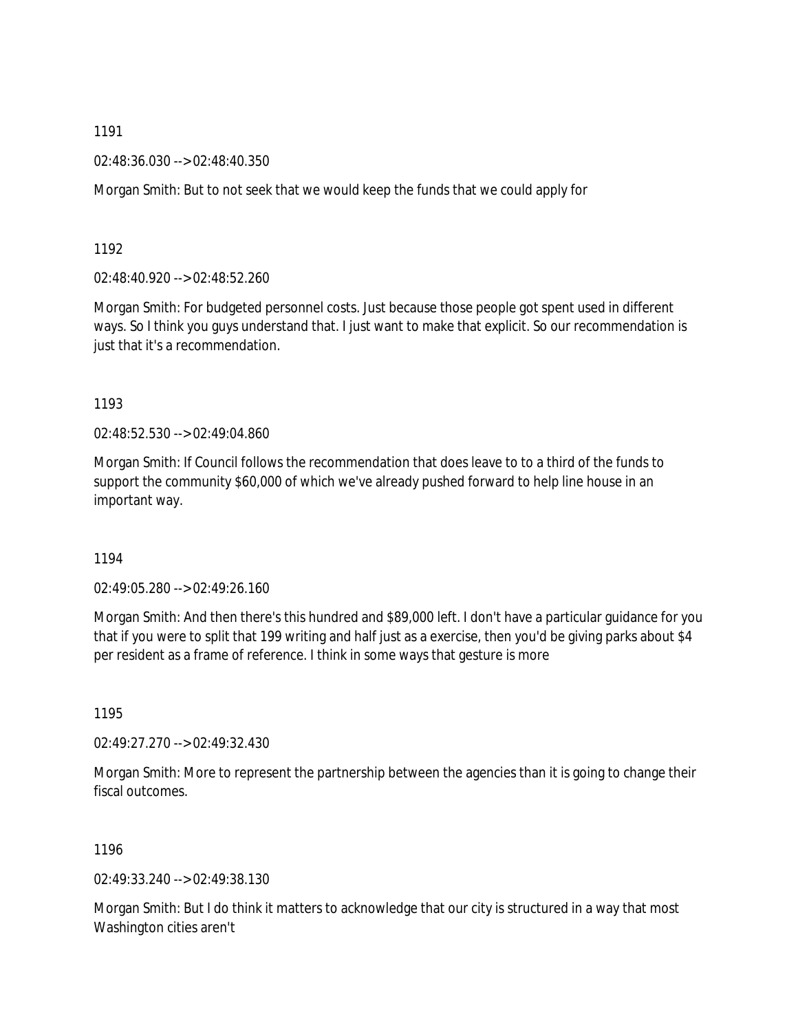1191

02:48:36.030 --> 02:48:40.350

Morgan Smith: But to not seek that we would keep the funds that we could apply for

1192

02:48:40.920 --> 02:48:52.260

Morgan Smith: For budgeted personnel costs. Just because those people got spent used in different ways. So I think you guys understand that. I just want to make that explicit. So our recommendation is just that it's a recommendation.

1193

02:48:52.530 --> 02:49:04.860

Morgan Smith: If Council follows the recommendation that does leave to to a third of the funds to support the community $60,000 of which we've already pushed forward to help line house in an important way.

1194

02:49:05.280 --> 02:49:26.160

Morgan Smith: And then there's this hundred and $89,000 left. I don't have a particular guidance for you that if you were to split that 199 writing and half just as a exercise, then you'd be giving parks about $4 per resident as a frame of reference. I think in some ways that gesture is more

1195

02:49:27.270 --> 02:49:32.430

Morgan Smith: More to represent the partnership between the agencies than it is going to change their fiscal outcomes.

1196

02:49:33.240 --> 02:49:38.130

Morgan Smith: But I do think it matters to acknowledge that our city is structured in a way that most Washington cities aren't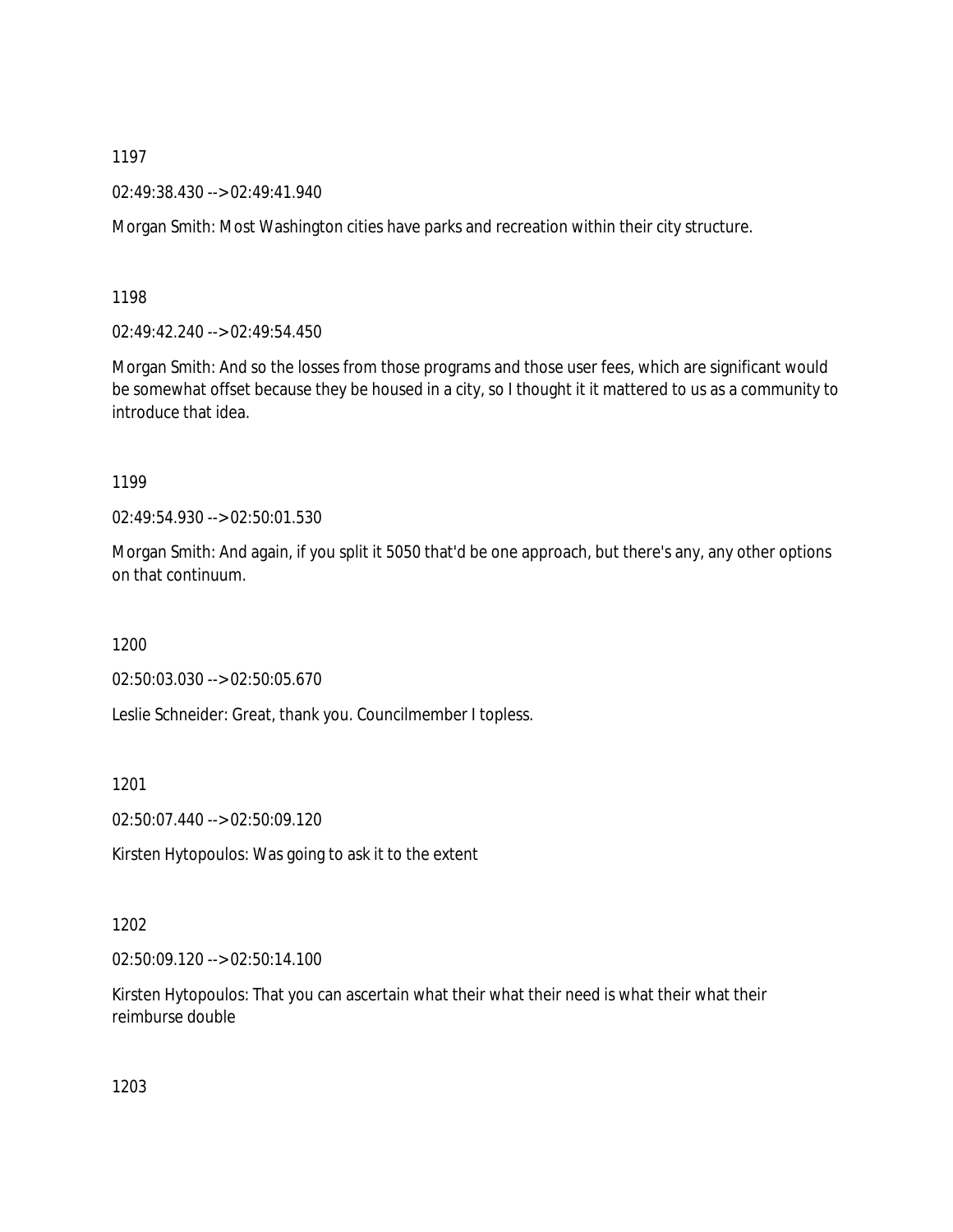1197

02:49:38.430 --> 02:49:41.940

Morgan Smith: Most Washington cities have parks and recreation within their city structure.

1198

02:49:42.240 --> 02:49:54.450

Morgan Smith: And so the losses from those programs and those user fees, which are significant would be somewhat offset because they be housed in a city, so I thought it it mattered to us as a community to introduce that idea.

1199

02:49:54.930 --> 02:50:01.530

Morgan Smith: And again, if you split it 5050 that'd be one approach, but there's any, any other options on that continuum.

1200

02:50:03.030 --> 02:50:05.670

Leslie Schneider: Great, thank you. Councilmember I topless.

1201

02:50:07.440 --> 02:50:09.120

Kirsten Hytopoulos: Was going to ask it to the extent

1202

02:50:09.120 --> 02:50:14.100

Kirsten Hytopoulos: That you can ascertain what their what their need is what their what their reimburse double

1203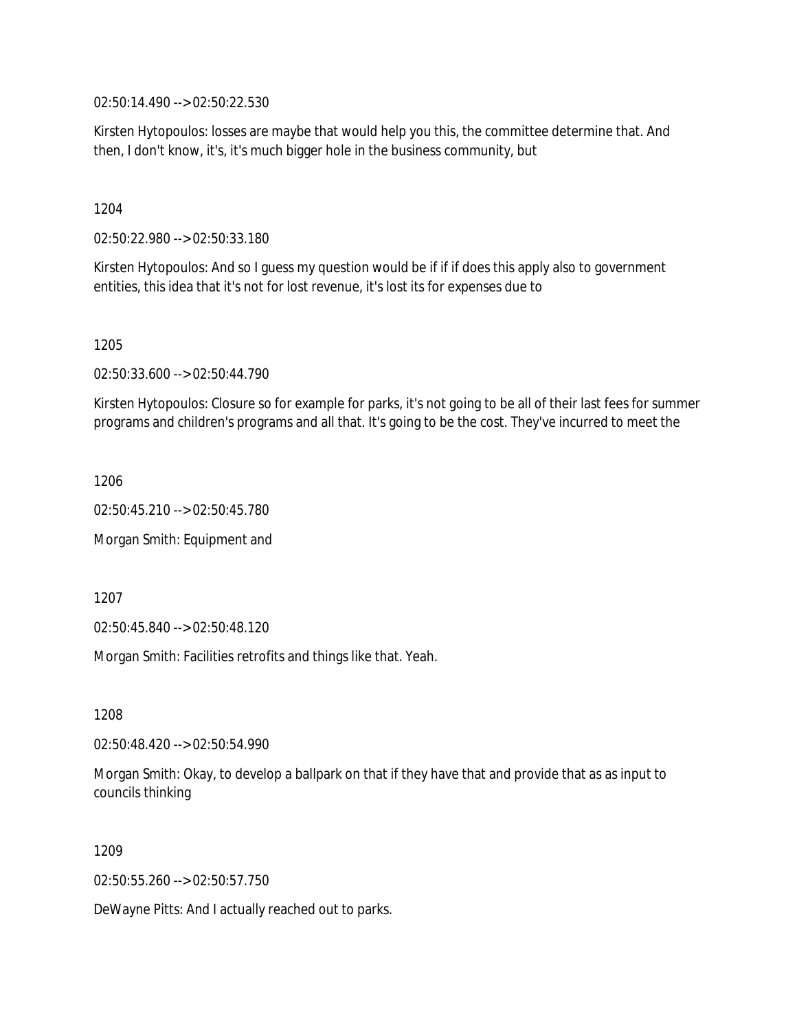02:50:14.490 --> 02:50:22.530

Kirsten Hytopoulos: losses are maybe that would help you this, the committee determine that. And then, I don't know, it's, it's much bigger hole in the business community, but

1204

02:50:22.980 --> 02:50:33.180

Kirsten Hytopoulos: And so I guess my question would be if if if does this apply also to government entities, this idea that it's not for lost revenue, it's lost its for expenses due to

1205

02:50:33.600 --> 02:50:44.790

Kirsten Hytopoulos: Closure so for example for parks, it's not going to be all of their last fees for summer programs and children's programs and all that. It's going to be the cost. They've incurred to meet the

1206

02:50:45.210 --> 02:50:45.780

Morgan Smith: Equipment and

1207

02:50:45.840 --> 02:50:48.120

Morgan Smith: Facilities retrofits and things like that. Yeah.

1208

02:50:48.420 --> 02:50:54.990

Morgan Smith: Okay, to develop a ballpark on that if they have that and provide that as as input to councils thinking

1209

02:50:55.260 --> 02:50:57.750

DeWayne Pitts: And I actually reached out to parks.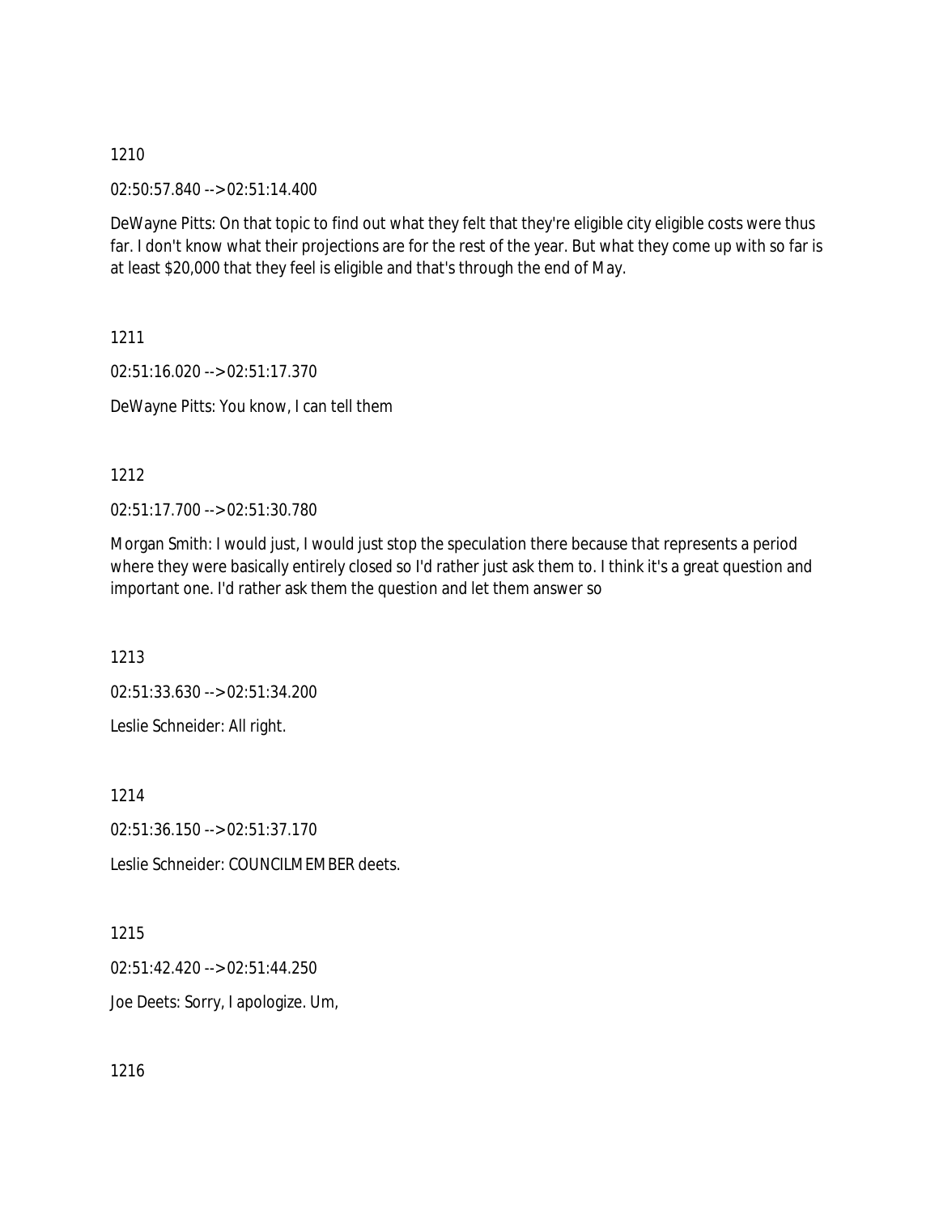1210

02:50:57.840 --> 02:51:14.400

DeWayne Pitts: On that topic to find out what they felt that they're eligible city eligible costs were thus far. I don't know what their projections are for the rest of the year. But what they come up with so far is at least $20,000 that they feel is eligible and that's through the end of May.

1211

02:51:16.020 --> 02:51:17.370

DeWayne Pitts: You know, I can tell them

1212

02:51:17.700 --> 02:51:30.780

Morgan Smith: I would just, I would just stop the speculation there because that represents a period where they were basically entirely closed so I'd rather just ask them to. I think it's a great question and important one. I'd rather ask them the question and let them answer so

1213

02:51:33.630 --> 02:51:34.200

Leslie Schneider: All right.

1214

02:51:36.150 --> 02:51:37.170

Leslie Schneider: COUNCILMEMBER deets.

1215

02:51:42.420 --> 02:51:44.250

Joe Deets: Sorry, I apologize. Um,

1216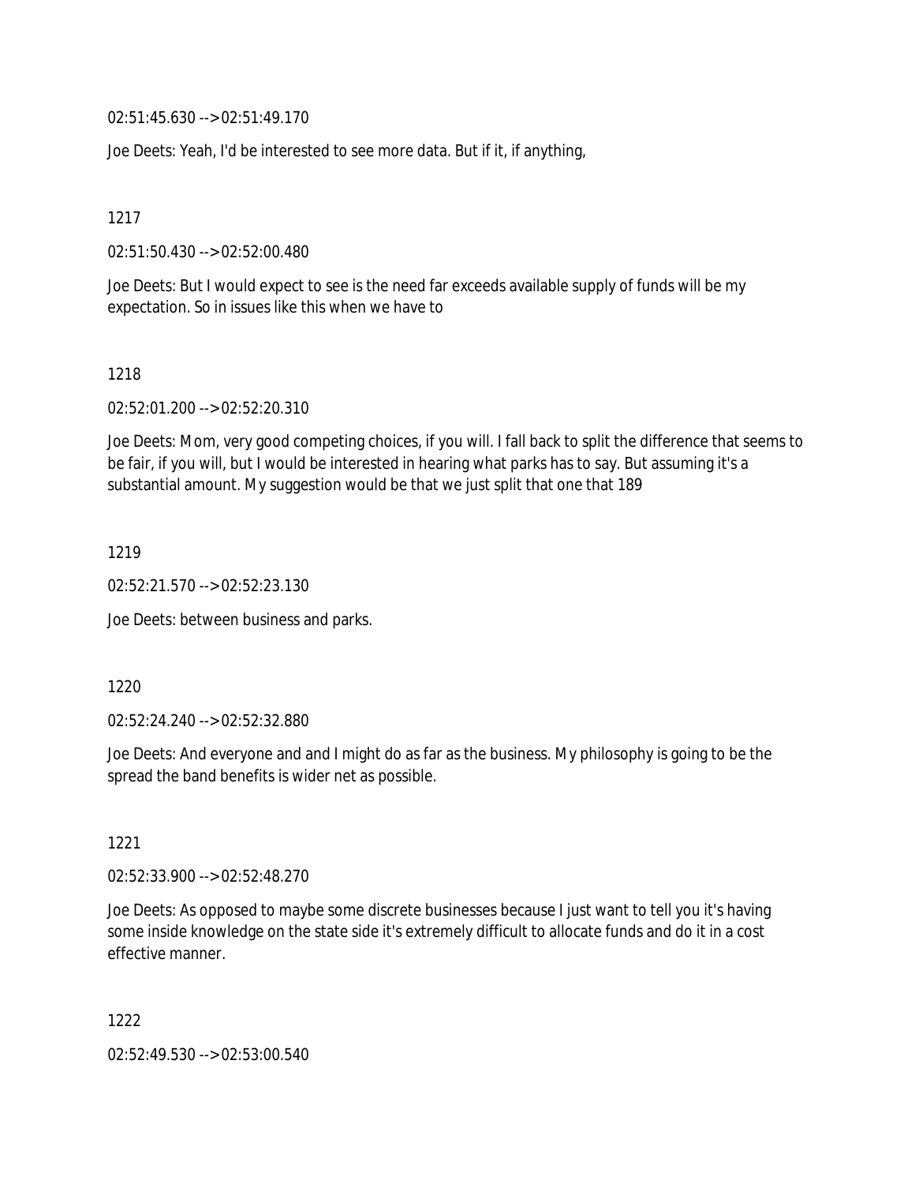02:51:45.630 --> 02:51:49.170

Joe Deets: Yeah, I'd be interested to see more data. But if it, if anything,

1217

02:51:50.430 --> 02:52:00.480

Joe Deets: But I would expect to see is the need far exceeds available supply of funds will be my expectation. So in issues like this when we have to

1218

02:52:01.200 --> 02:52:20.310

Joe Deets: Mom, very good competing choices, if you will. I fall back to split the difference that seems to be fair, if you will, but I would be interested in hearing what parks has to say. But assuming it's a substantial amount. My suggestion would be that we just split that one that 189

1219

02:52:21.570 --> 02:52:23.130

Joe Deets: between business and parks.

1220

02:52:24.240 --> 02:52:32.880

Joe Deets: And everyone and and I might do as far as the business. My philosophy is going to be the spread the band benefits is wider net as possible.

1221

02:52:33.900 --> 02:52:48.270

Joe Deets: As opposed to maybe some discrete businesses because I just want to tell you it's having some inside knowledge on the state side it's extremely difficult to allocate funds and do it in a cost effective manner.

1222

02:52:49.530 --> 02:53:00.540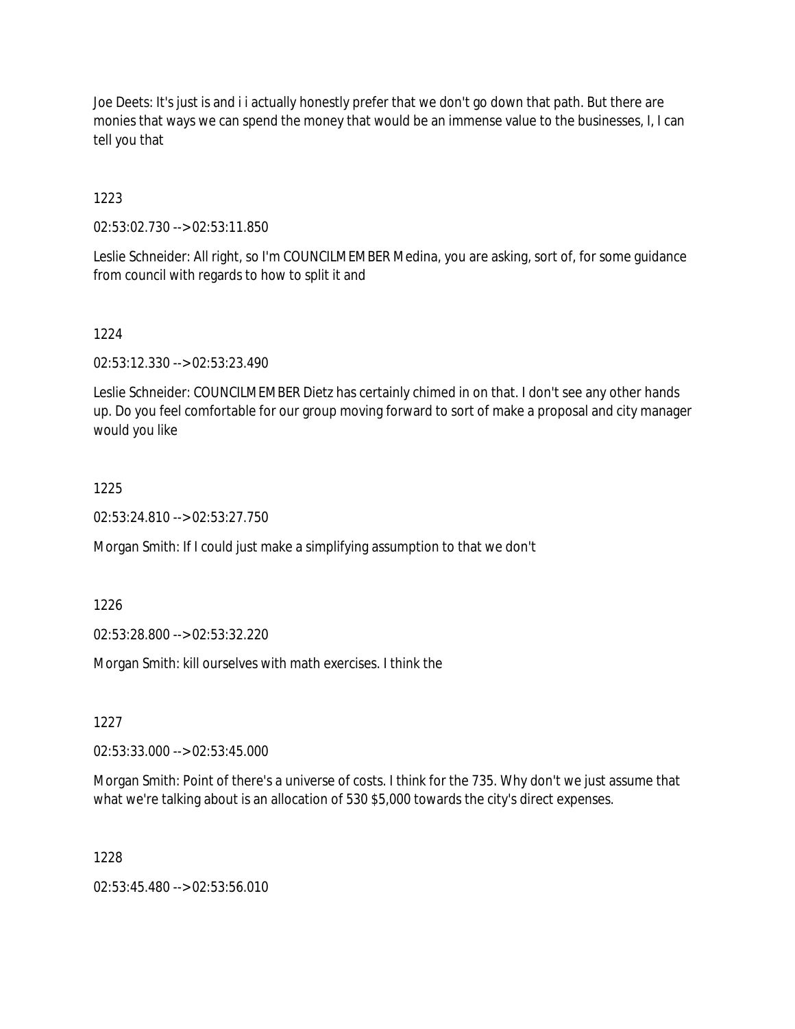Joe Deets: It's just is and i i actually honestly prefer that we don't go down that path. But there are monies that ways we can spend the money that would be an immense value to the businesses, I, I can tell you that

1223

02:53:02.730 --> 02:53:11.850

Leslie Schneider: All right, so I'm COUNCILMEMBER Medina, you are asking, sort of, for some guidance from council with regards to how to split it and

1224

02:53:12.330 --> 02:53:23.490

Leslie Schneider: COUNCILMEMBER Dietz has certainly chimed in on that. I don't see any other hands up. Do you feel comfortable for our group moving forward to sort of make a proposal and city manager would you like

1225

02:53:24.810 --> 02:53:27.750

Morgan Smith: If I could just make a simplifying assumption to that we don't

1226

02:53:28.800 --> 02:53:32.220

Morgan Smith: kill ourselves with math exercises. I think the

1227

02:53:33.000 --> 02:53:45.000

Morgan Smith: Point of there's a universe of costs. I think for the 735. Why don't we just assume that what we're talking about is an allocation of 530 $5,000 towards the city's direct expenses.

1228

02:53:45.480 --> 02:53:56.010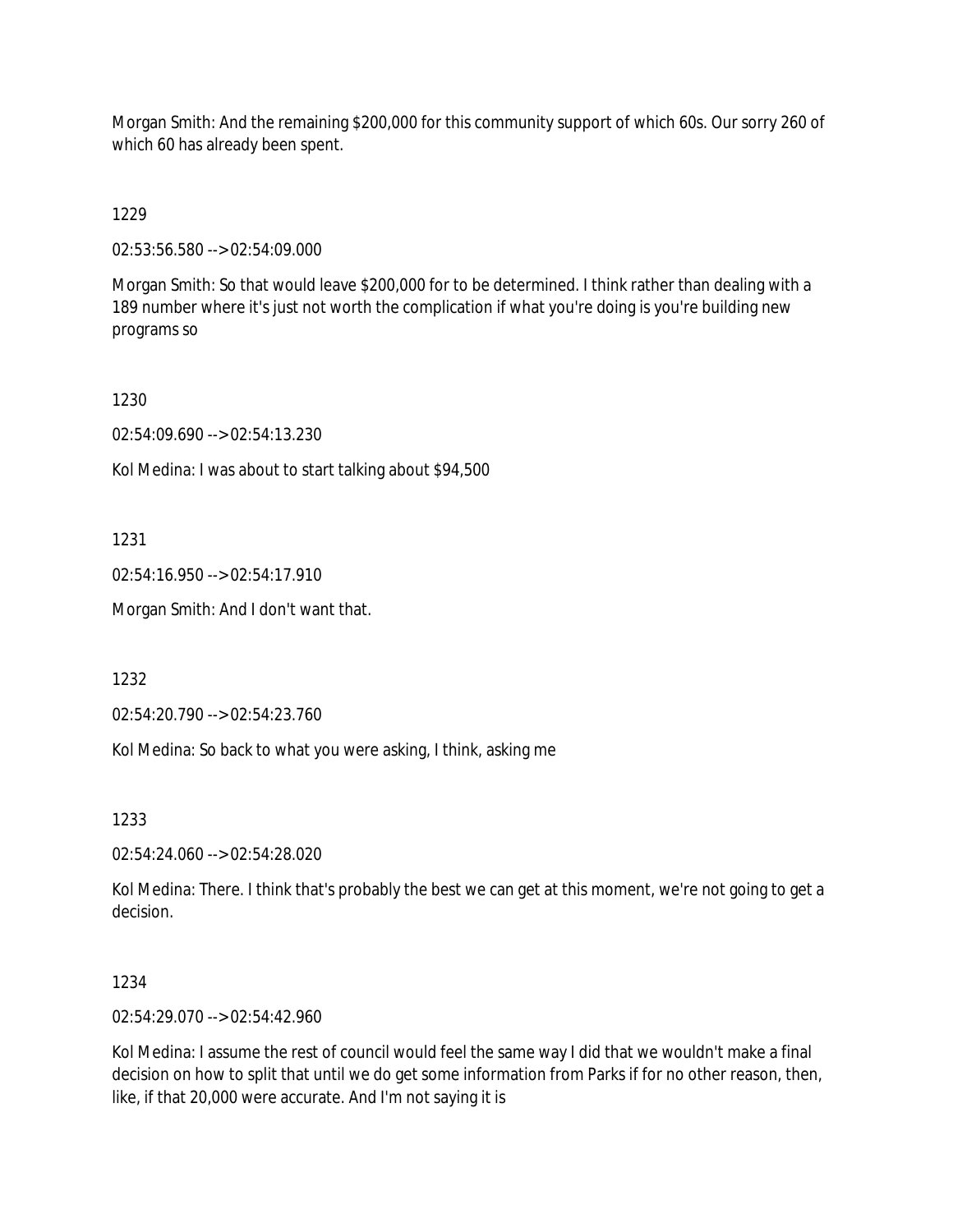Morgan Smith: And the remaining $200,000 for this community support of which 60s. Our sorry 260 of which 60 has already been spent.

1229

02:53:56.580 --> 02:54:09.000

Morgan Smith: So that would leave $200,000 for to be determined. I think rather than dealing with a 189 number where it's just not worth the complication if what you're doing is you're building new programs so

1230

02:54:09.690 --> 02:54:13.230

Kol Medina: I was about to start talking about $94,500

1231

02:54:16.950 --> 02:54:17.910

Morgan Smith: And I don't want that.

1232

02:54:20.790 --> 02:54:23.760

Kol Medina: So back to what you were asking, I think, asking me

1233

02:54:24.060 --> 02:54:28.020

Kol Medina: There. I think that's probably the best we can get at this moment, we're not going to get a decision.

1234

02:54:29.070 --> 02:54:42.960

Kol Medina: I assume the rest of council would feel the same way I did that we wouldn't make a final decision on how to split that until we do get some information from Parks if for no other reason, then, like, if that 20,000 were accurate. And I'm not saying it is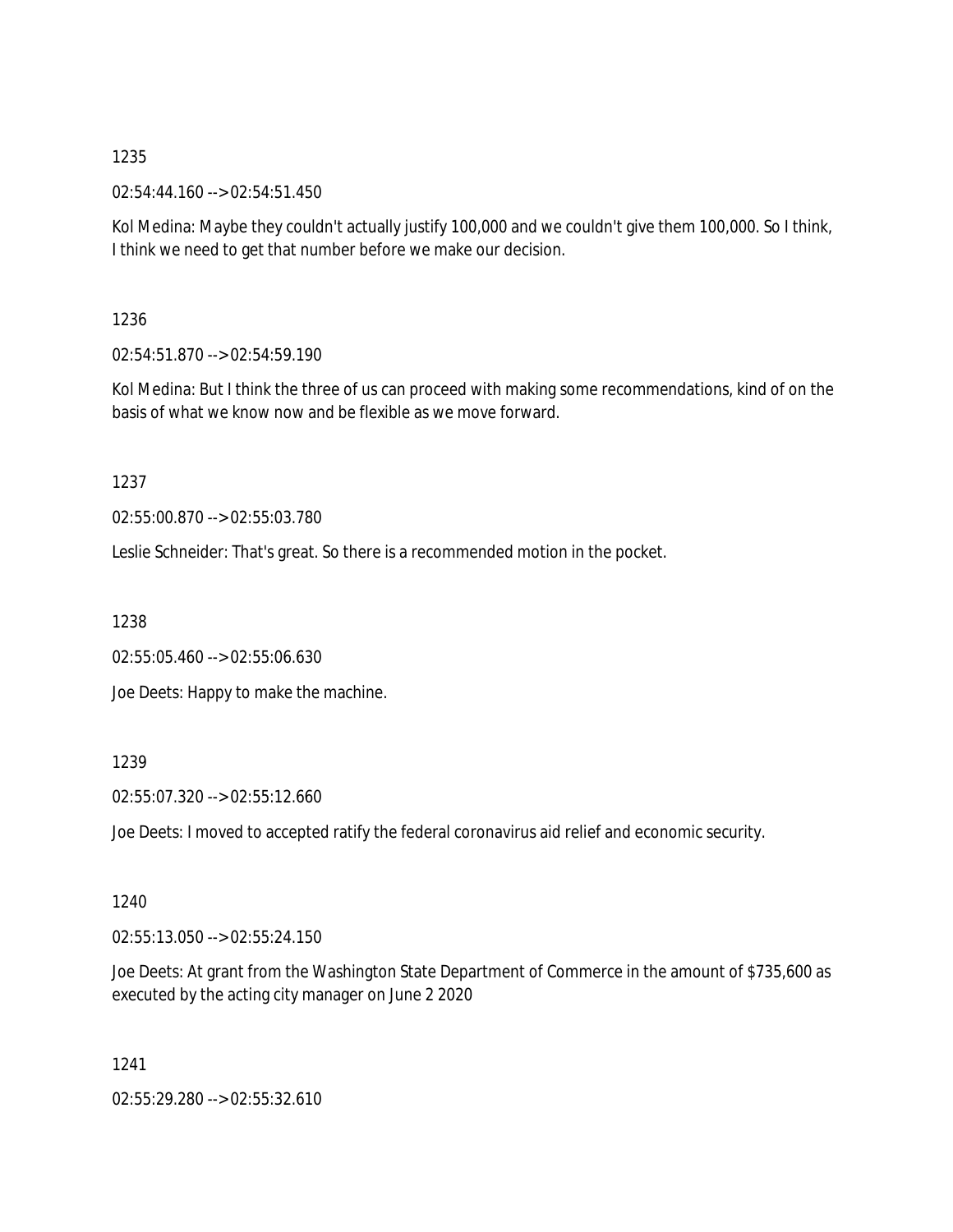1235

02:54:44.160 --> 02:54:51.450

Kol Medina: Maybe they couldn't actually justify 100,000 and we couldn't give them 100,000. So I think, I think we need to get that number before we make our decision.

1236

02:54:51.870 --> 02:54:59.190

Kol Medina: But I think the three of us can proceed with making some recommendations, kind of on the basis of what we know now and be flexible as we move forward.

1237

02:55:00.870 --> 02:55:03.780

Leslie Schneider: That's great. So there is a recommended motion in the pocket.

1238

02:55:05.460 --> 02:55:06.630

Joe Deets: Happy to make the machine.

1239

02:55:07.320 --> 02:55:12.660

Joe Deets: I moved to accepted ratify the federal coronavirus aid relief and economic security.

1240

02:55:13.050 --> 02:55:24.150

Joe Deets: At grant from the Washington State Department of Commerce in the amount of $735,600 as executed by the acting city manager on June 2 2020

1241

02:55:29.280 --> 02:55:32.610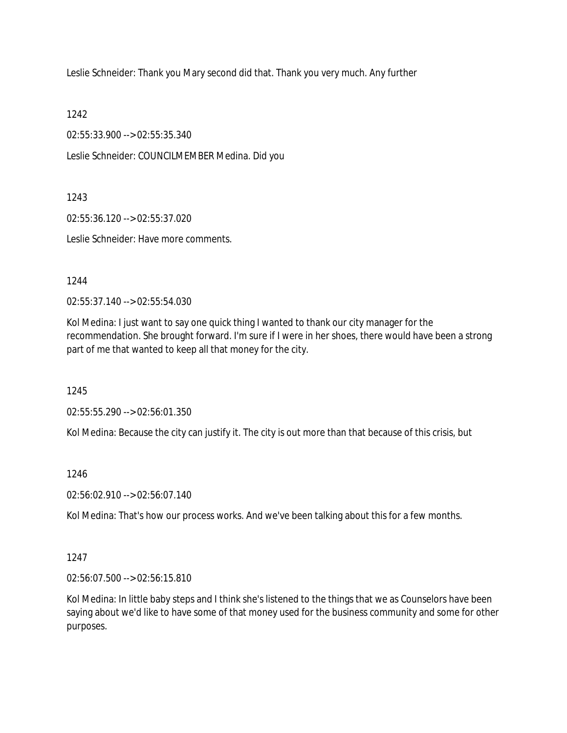Leslie Schneider: Thank you Mary second did that. Thank you very much. Any further

1242

02:55:33.900 --> 02:55:35.340

Leslie Schneider: COUNCILMEMBER Medina. Did you

1243

02:55:36.120 --> 02:55:37.020

Leslie Schneider: Have more comments.

1244

02:55:37.140 --> 02:55:54.030

Kol Medina: I just want to say one quick thing I wanted to thank our city manager for the recommendation. She brought forward. I'm sure if I were in her shoes, there would have been a strong part of me that wanted to keep all that money for the city.

1245

02:55:55.290 --> 02:56:01.350

Kol Medina: Because the city can justify it. The city is out more than that because of this crisis, but

1246

02:56:02.910 --> 02:56:07.140

Kol Medina: That's how our process works. And we've been talking about this for a few months.

1247

02:56:07.500 --> 02:56:15.810

Kol Medina: In little baby steps and I think she's listened to the things that we as Counselors have been saying about we'd like to have some of that money used for the business community and some for other purposes.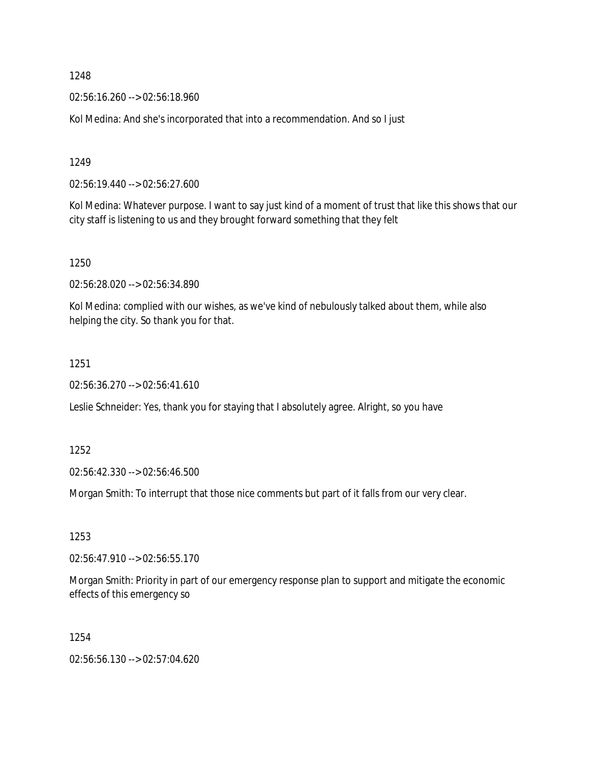1248

02:56:16.260 --> 02:56:18.960

Kol Medina: And she's incorporated that into a recommendation. And so I just

1249

02:56:19.440 --> 02:56:27.600

Kol Medina: Whatever purpose. I want to say just kind of a moment of trust that like this shows that our city staff is listening to us and they brought forward something that they felt

1250

02:56:28.020 --> 02:56:34.890

Kol Medina: complied with our wishes, as we've kind of nebulously talked about them, while also helping the city. So thank you for that.

1251

02:56:36.270 --> 02:56:41.610

Leslie Schneider: Yes, thank you for staying that I absolutely agree. Alright, so you have

1252

02:56:42.330 --> 02:56:46.500

Morgan Smith: To interrupt that those nice comments but part of it falls from our very clear.

1253

02:56:47.910 --> 02:56:55.170

Morgan Smith: Priority in part of our emergency response plan to support and mitigate the economic effects of this emergency so

1254

02:56:56.130 --> 02:57:04.620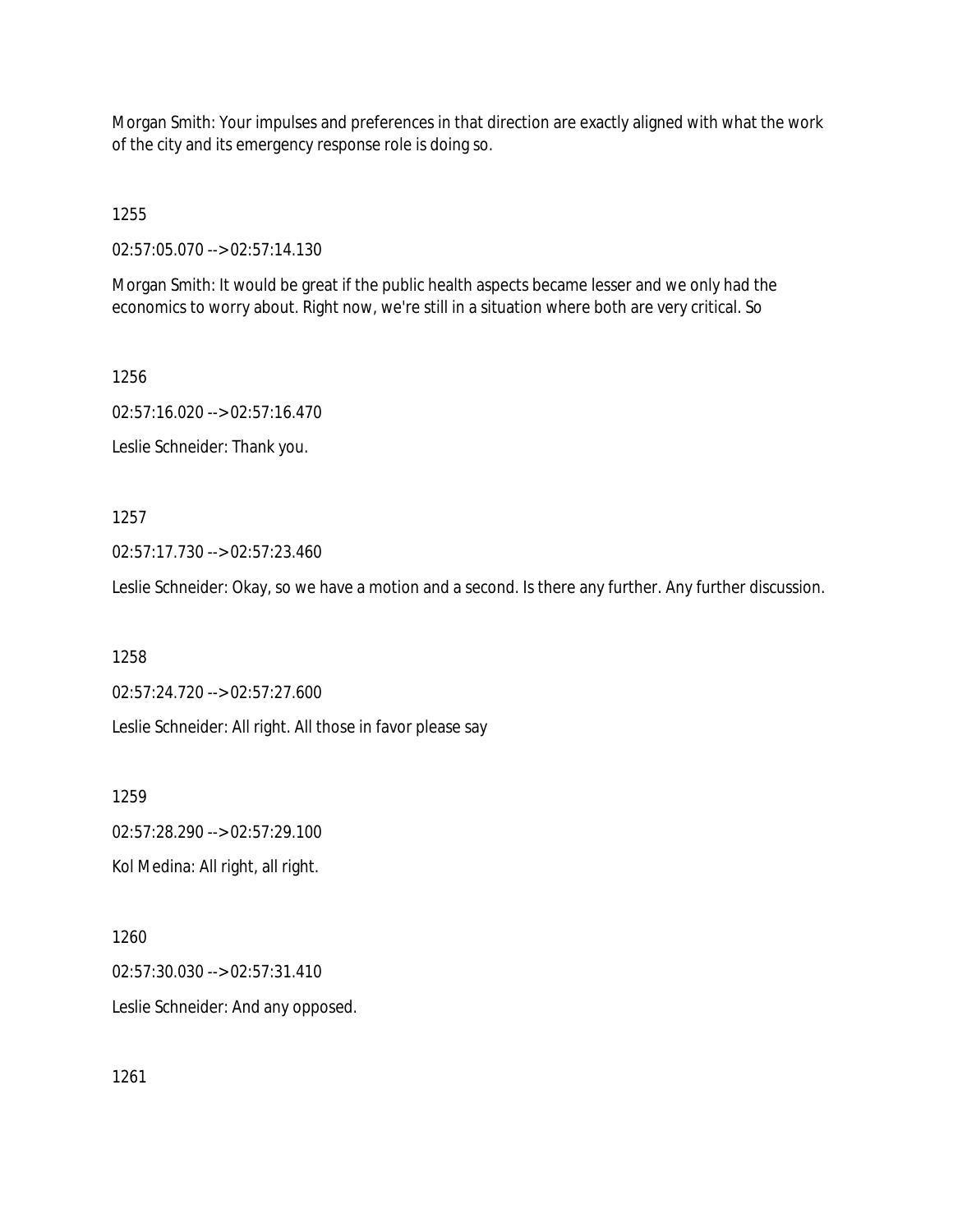Morgan Smith: Your impulses and preferences in that direction are exactly aligned with what the work of the city and its emergency response role is doing so.

1255

02:57:05.070 --> 02:57:14.130

Morgan Smith: It would be great if the public health aspects became lesser and we only had the economics to worry about. Right now, we're still in a situation where both are very critical. So

1256

02:57:16.020 --> 02:57:16.470

Leslie Schneider: Thank you.

1257

02:57:17.730 --> 02:57:23.460

Leslie Schneider: Okay, so we have a motion and a second. Is there any further. Any further discussion.

1258

02:57:24.720 --> 02:57:27.600

Leslie Schneider: All right. All those in favor please say

1259

02:57:28.290 --> 02:57:29.100

Kol Medina: All right, all right.

1260

02:57:30.030 --> 02:57:31.410

Leslie Schneider: And any opposed.

1261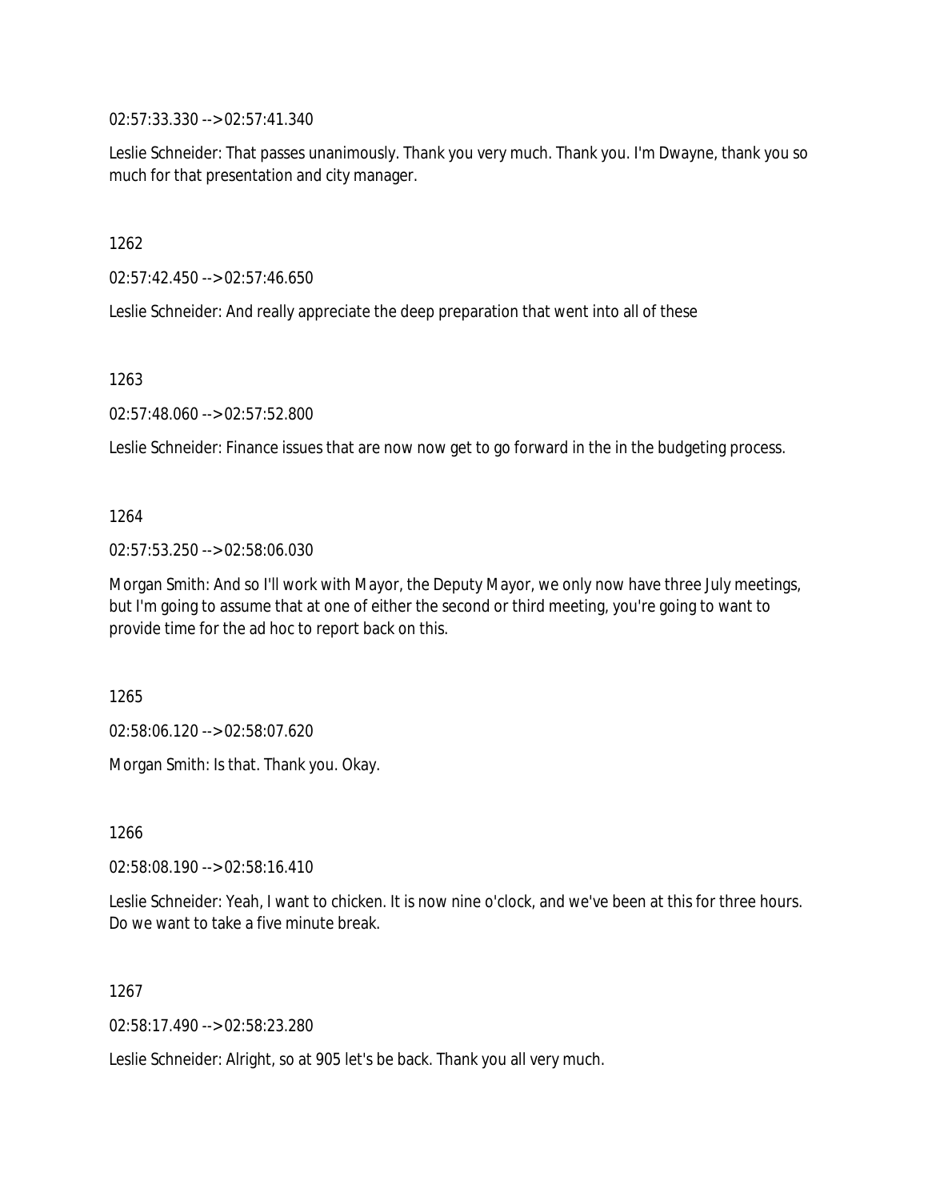02:57:33.330 --> 02:57:41.340

Leslie Schneider: That passes unanimously. Thank you very much. Thank you. I'm Dwayne, thank you so much for that presentation and city manager.

1262

02:57:42.450 --> 02:57:46.650

Leslie Schneider: And really appreciate the deep preparation that went into all of these

1263

02:57:48.060 --> 02:57:52.800

Leslie Schneider: Finance issues that are now now get to go forward in the in the budgeting process.

1264

02:57:53.250 --> 02:58:06.030

Morgan Smith: And so I'll work with Mayor, the Deputy Mayor, we only now have three July meetings, but I'm going to assume that at one of either the second or third meeting, you're going to want to provide time for the ad hoc to report back on this.

1265

02:58:06.120 --> 02:58:07.620

Morgan Smith: Is that. Thank you. Okay.

1266

02:58:08.190 --> 02:58:16.410

Leslie Schneider: Yeah, I want to chicken. It is now nine o'clock, and we've been at this for three hours. Do we want to take a five minute break.

1267

02:58:17.490 --> 02:58:23.280

Leslie Schneider: Alright, so at 905 let's be back. Thank you all very much.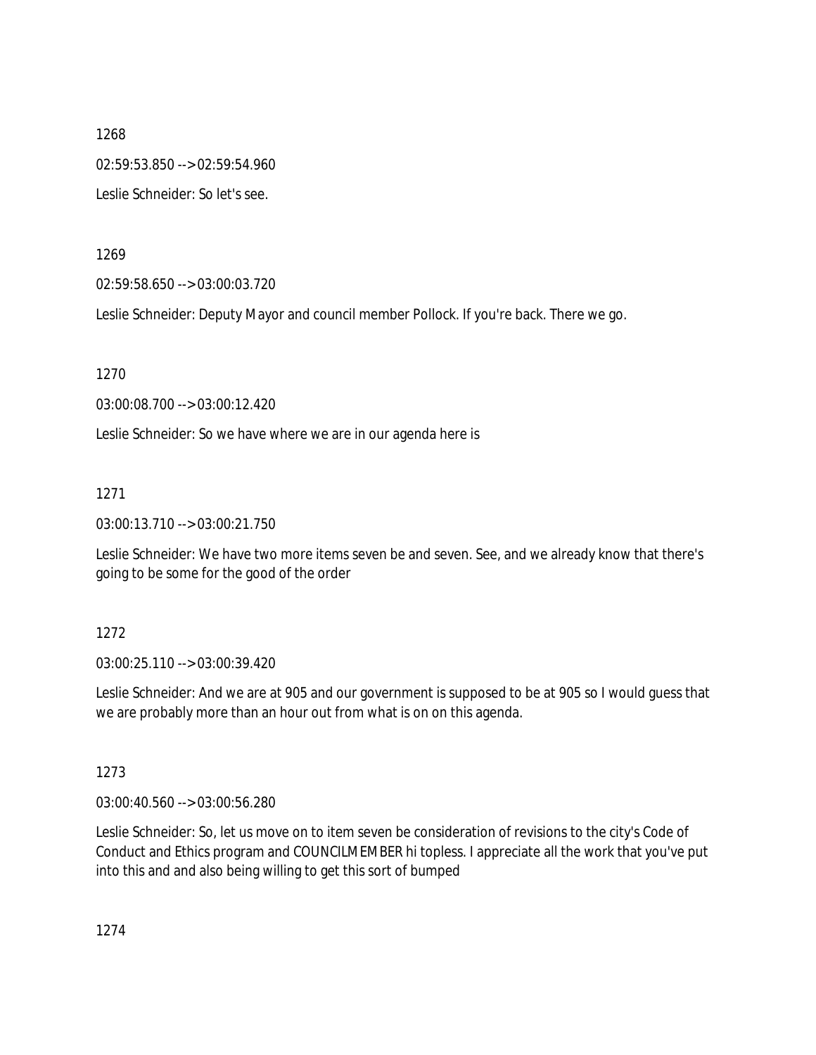1268

02:59:53.850 --> 02:59:54.960

Leslie Schneider: So let's see.

1269

02:59:58.650 --> 03:00:03.720

Leslie Schneider: Deputy Mayor and council member Pollock. If you're back. There we go.

1270

03:00:08.700 --> 03:00:12.420

Leslie Schneider: So we have where we are in our agenda here is

1271

03:00:13.710 --> 03:00:21.750

Leslie Schneider: We have two more items seven be and seven. See, and we already know that there's going to be some for the good of the order

1272

03:00:25.110 --> 03:00:39.420

Leslie Schneider: And we are at 905 and our government is supposed to be at 905 so I would guess that we are probably more than an hour out from what is on on this agenda.

1273

03:00:40.560 --> 03:00:56.280

Leslie Schneider: So, let us move on to item seven be consideration of revisions to the city's Code of Conduct and Ethics program and COUNCILMEMBER hi topless. I appreciate all the work that you've put into this and and also being willing to get this sort of bumped

1274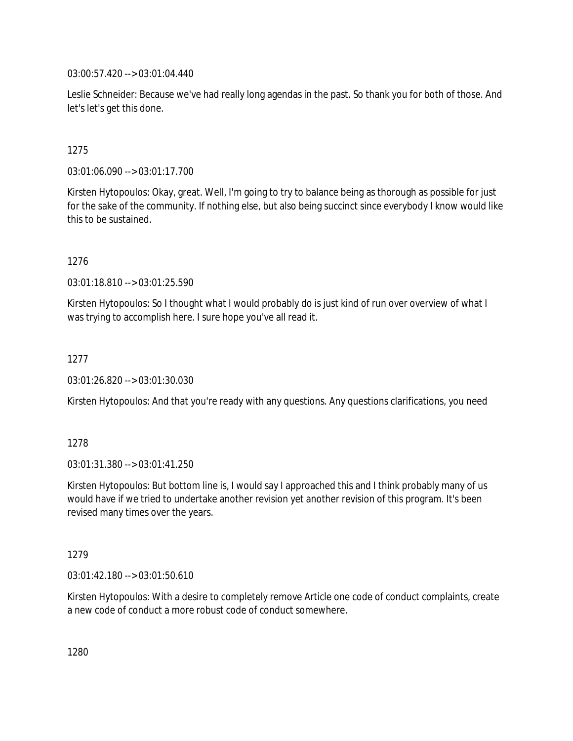03:00:57.420 --> 03:01:04.440

Leslie Schneider: Because we've had really long agendas in the past. So thank you for both of those. And let's let's get this done.

1275

03:01:06.090 --> 03:01:17.700

Kirsten Hytopoulos: Okay, great. Well, I'm going to try to balance being as thorough as possible for just for the sake of the community. If nothing else, but also being succinct since everybody I know would like this to be sustained.

1276

03:01:18.810 --> 03:01:25.590

Kirsten Hytopoulos: So I thought what I would probably do is just kind of run over overview of what I was trying to accomplish here. I sure hope you've all read it.

1277

03:01:26.820 --> 03:01:30.030

Kirsten Hytopoulos: And that you're ready with any questions. Any questions clarifications, you need

1278

03:01:31.380 --> 03:01:41.250

Kirsten Hytopoulos: But bottom line is, I would say I approached this and I think probably many of us would have if we tried to undertake another revision yet another revision of this program. It's been revised many times over the years.

1279

03:01:42.180 --> 03:01:50.610

Kirsten Hytopoulos: With a desire to completely remove Article one code of conduct complaints, create a new code of conduct a more robust code of conduct somewhere.

1280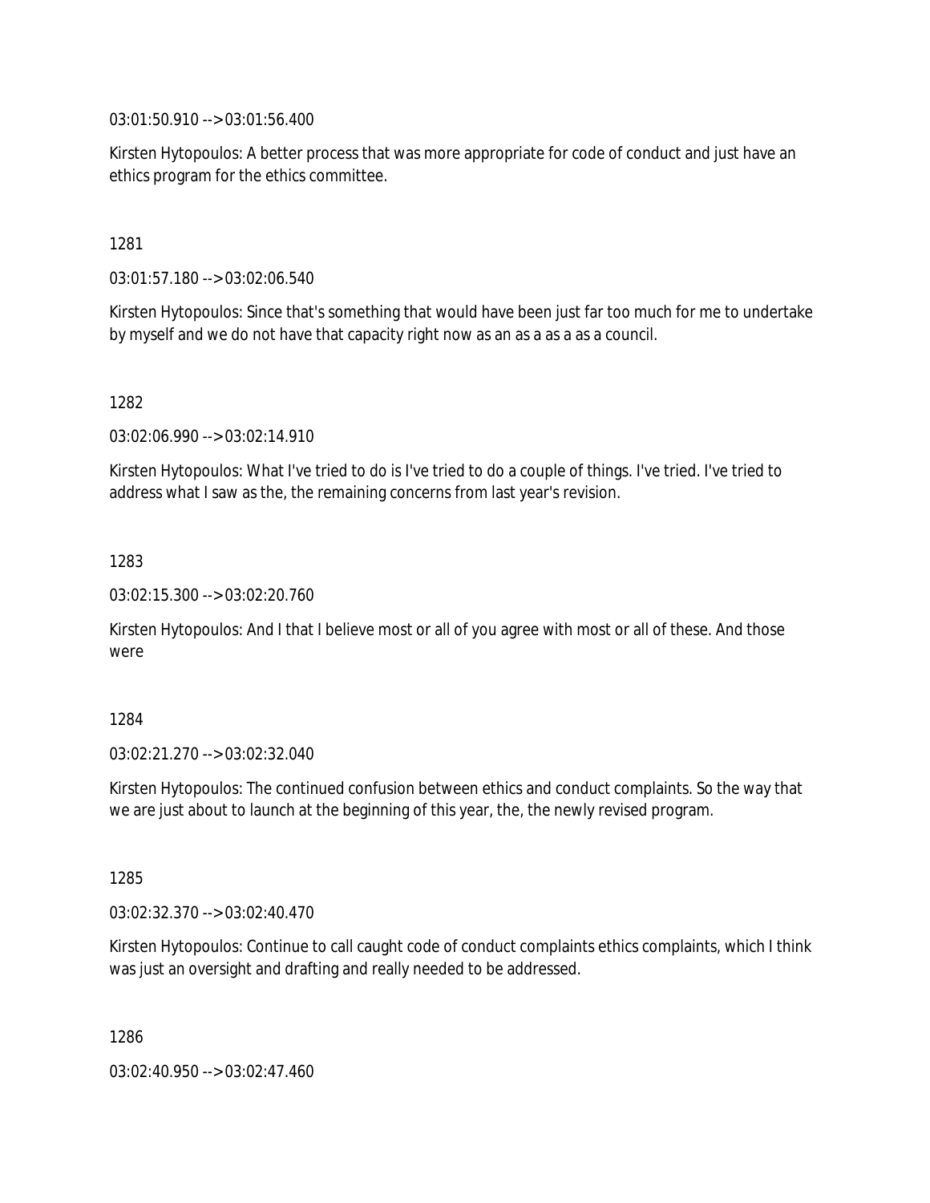03:01:50.910 --> 03:01:56.400

Kirsten Hytopoulos: A better process that was more appropriate for code of conduct and just have an ethics program for the ethics committee.

1281

03:01:57.180 --> 03:02:06.540

Kirsten Hytopoulos: Since that's something that would have been just far too much for me to undertake by myself and we do not have that capacity right now as an as a as a as a council.

1282

03:02:06.990 --> 03:02:14.910

Kirsten Hytopoulos: What I've tried to do is I've tried to do a couple of things. I've tried. I've tried to address what I saw as the, the remaining concerns from last year's revision.

1283

03:02:15.300 --> 03:02:20.760

Kirsten Hytopoulos: And I that I believe most or all of you agree with most or all of these. And those were

1284

03:02:21.270 --> 03:02:32.040

Kirsten Hytopoulos: The continued confusion between ethics and conduct complaints. So the way that we are just about to launch at the beginning of this year, the, the newly revised program.

1285

03:02:32.370 --> 03:02:40.470

Kirsten Hytopoulos: Continue to call caught code of conduct complaints ethics complaints, which I think was just an oversight and drafting and really needed to be addressed.

1286

03:02:40.950 --> 03:02:47.460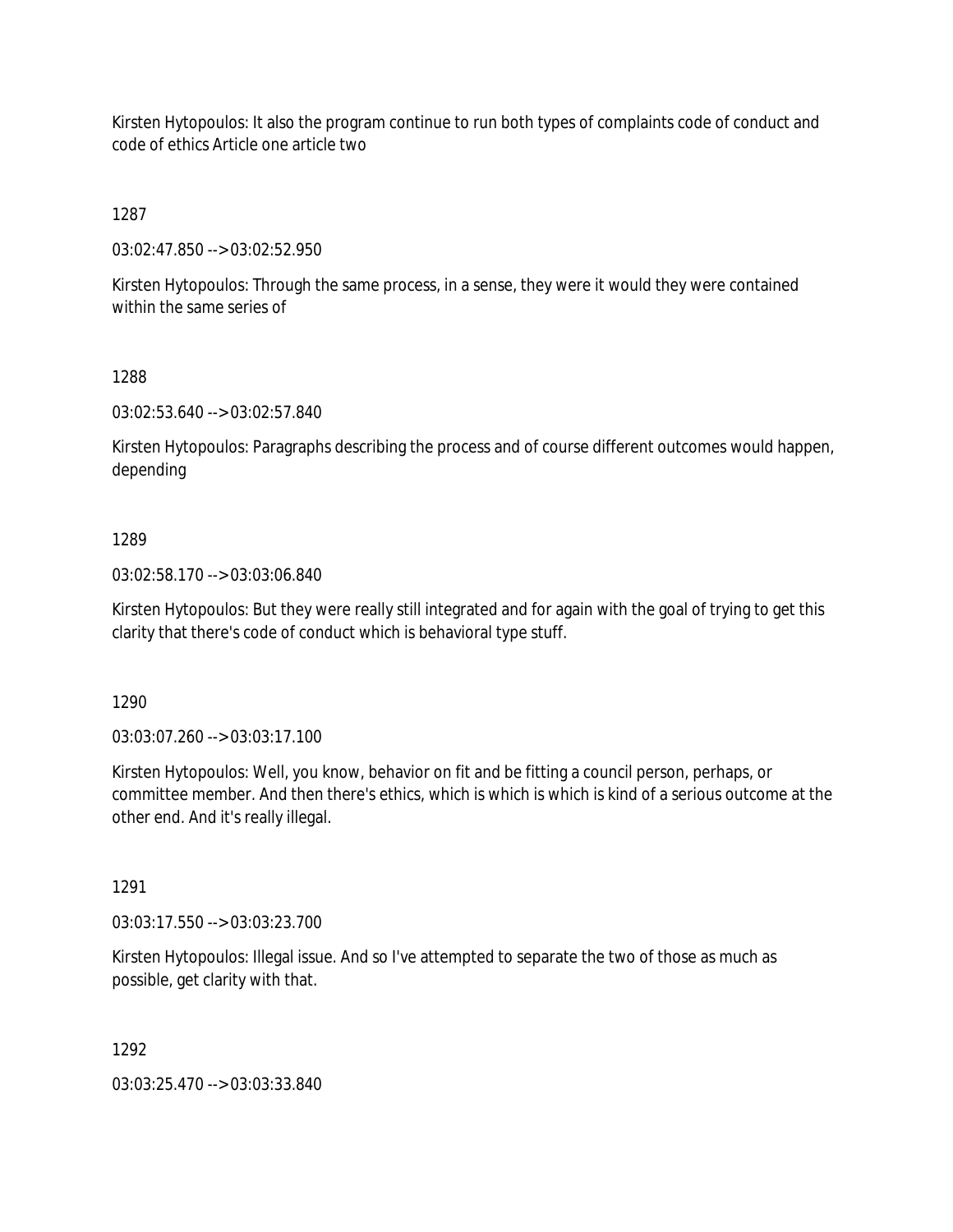Kirsten Hytopoulos: It also the program continue to run both types of complaints code of conduct and code of ethics Article one article two

1287

03:02:47.850 --> 03:02:52.950

Kirsten Hytopoulos: Through the same process, in a sense, they were it would they were contained within the same series of

1288

03:02:53.640 --> 03:02:57.840

Kirsten Hytopoulos: Paragraphs describing the process and of course different outcomes would happen, depending

1289

03:02:58.170 --> 03:03:06.840

Kirsten Hytopoulos: But they were really still integrated and for again with the goal of trying to get this clarity that there's code of conduct which is behavioral type stuff.

1290

03:03:07.260 --> 03:03:17.100

Kirsten Hytopoulos: Well, you know, behavior on fit and be fitting a council person, perhaps, or committee member. And then there's ethics, which is which is which is kind of a serious outcome at the other end. And it's really illegal.

1291

03:03:17.550 --> 03:03:23.700

Kirsten Hytopoulos: Illegal issue. And so I've attempted to separate the two of those as much as possible, get clarity with that.

1292

03:03:25.470 --> 03:03:33.840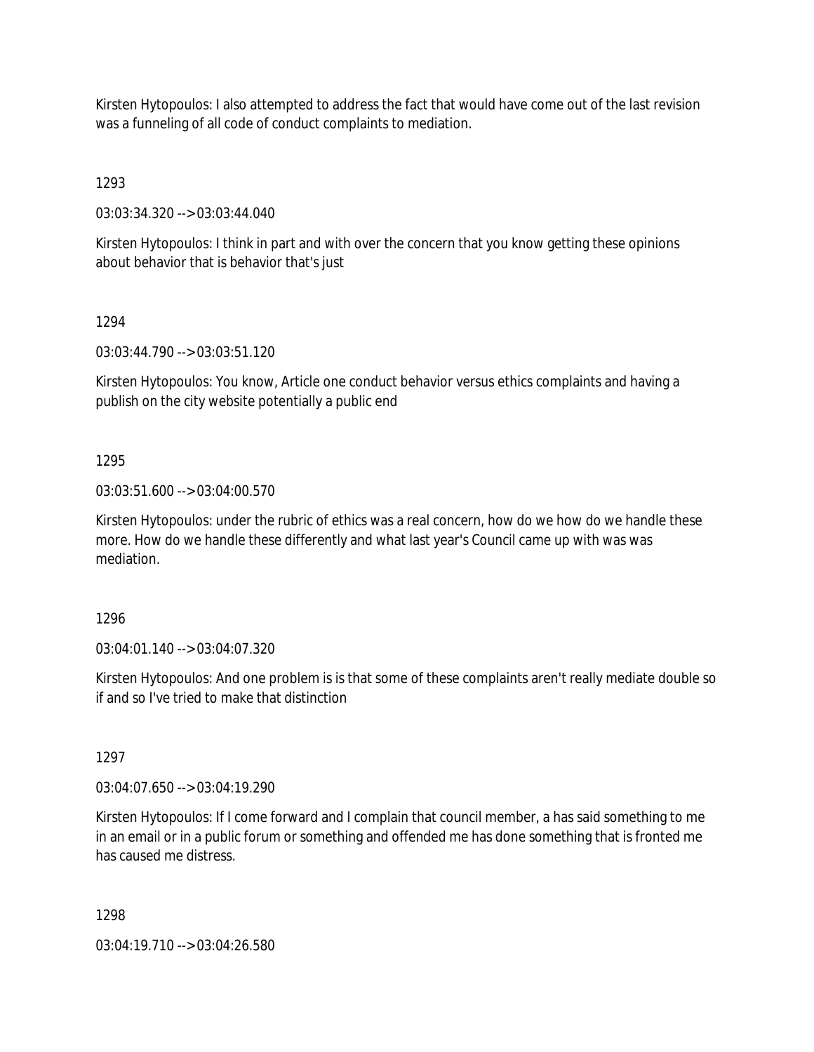Kirsten Hytopoulos: I also attempted to address the fact that would have come out of the last revision was a funneling of all code of conduct complaints to mediation.

1293

03:03:34.320 --> 03:03:44.040

Kirsten Hytopoulos: I think in part and with over the concern that you know getting these opinions about behavior that is behavior that's just

1294

03:03:44.790 --> 03:03:51.120

Kirsten Hytopoulos: You know, Article one conduct behavior versus ethics complaints and having a publish on the city website potentially a public end

1295

03:03:51.600 --> 03:04:00.570

Kirsten Hytopoulos: under the rubric of ethics was a real concern, how do we how do we handle these more. How do we handle these differently and what last year's Council came up with was was mediation.

1296

03:04:01.140 --> 03:04:07.320

Kirsten Hytopoulos: And one problem is is that some of these complaints aren't really mediate double so if and so I've tried to make that distinction

1297

03:04:07.650 --> 03:04:19.290

Kirsten Hytopoulos: If I come forward and I complain that council member, a has said something to me in an email or in a public forum or something and offended me has done something that is fronted me has caused me distress.

1298

03:04:19.710 --> 03:04:26.580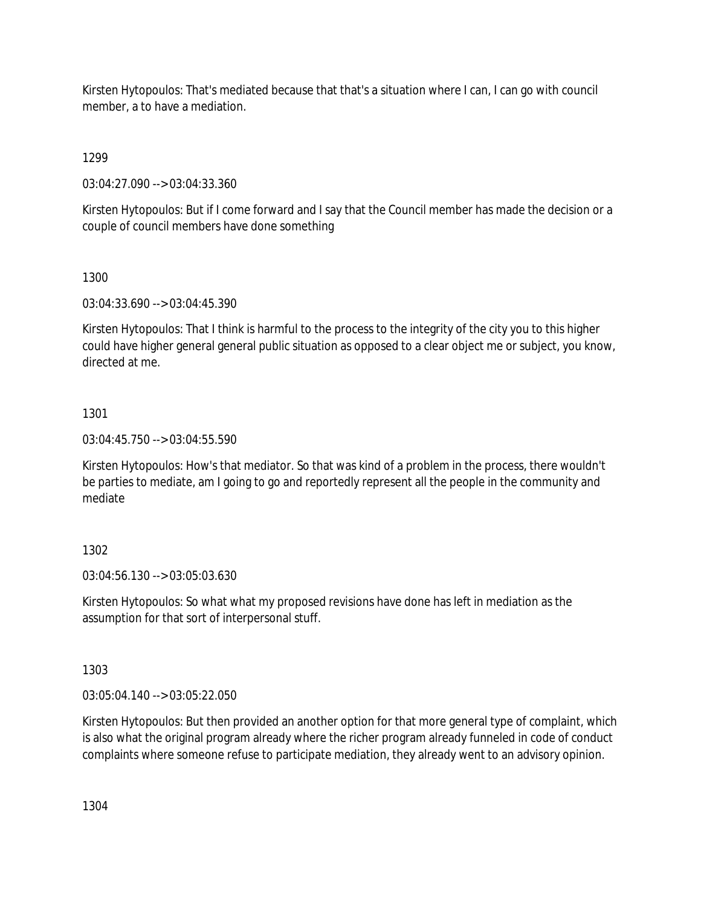Kirsten Hytopoulos: That's mediated because that that's a situation where I can, I can go with council member, a to have a mediation.

1299

03:04:27.090 --> 03:04:33.360

Kirsten Hytopoulos: But if I come forward and I say that the Council member has made the decision or a couple of council members have done something

1300

03:04:33.690 --> 03:04:45.390

Kirsten Hytopoulos: That I think is harmful to the process to the integrity of the city you to this higher could have higher general general public situation as opposed to a clear object me or subject, you know, directed at me.

1301

03:04:45.750 --> 03:04:55.590

Kirsten Hytopoulos: How's that mediator. So that was kind of a problem in the process, there wouldn't be parties to mediate, am I going to go and reportedly represent all the people in the community and mediate

1302

03:04:56.130 --> 03:05:03.630

Kirsten Hytopoulos: So what what my proposed revisions have done has left in mediation as the assumption for that sort of interpersonal stuff.

1303

03:05:04.140 --> 03:05:22.050

Kirsten Hytopoulos: But then provided an another option for that more general type of complaint, which is also what the original program already where the richer program already funneled in code of conduct complaints where someone refuse to participate mediation, they already went to an advisory opinion.

1304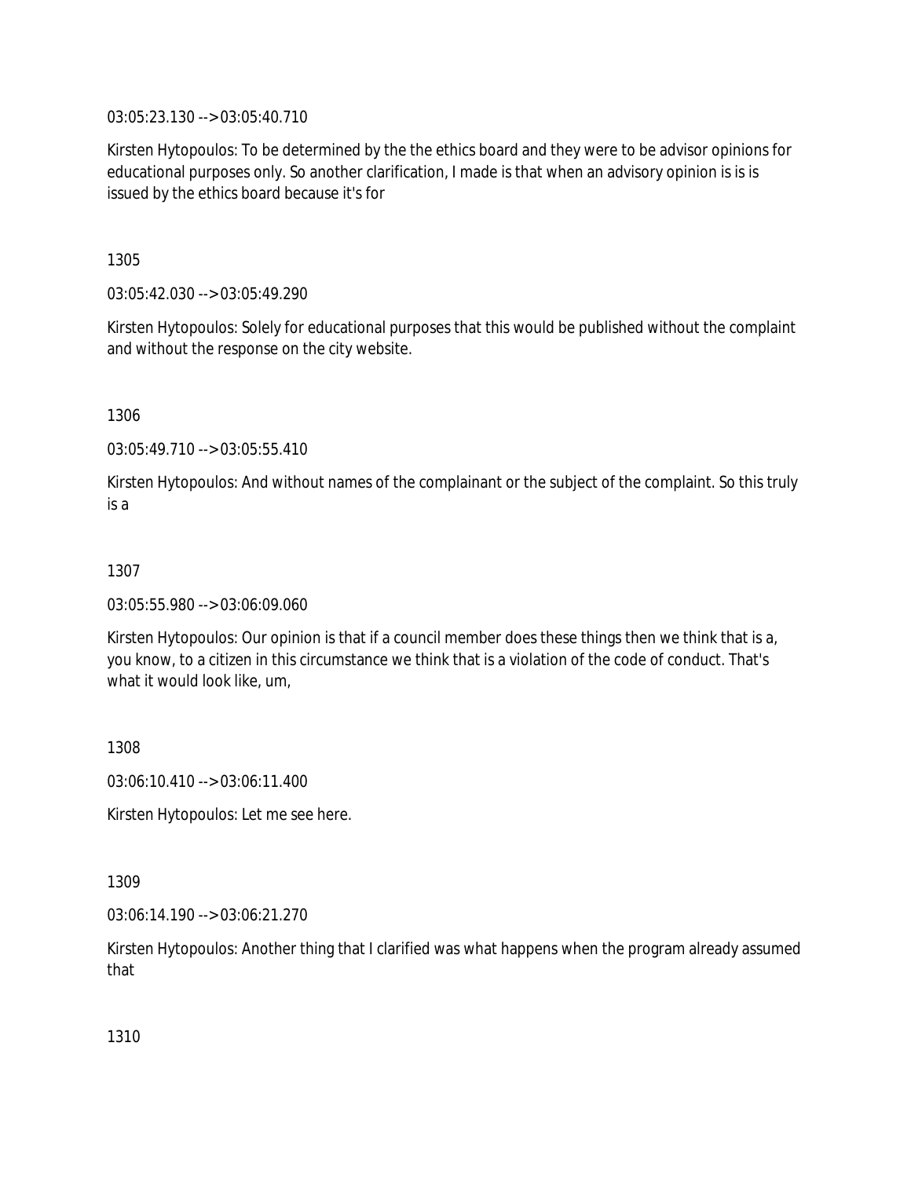03:05:23.130 --> 03:05:40.710

Kirsten Hytopoulos: To be determined by the the ethics board and they were to be advisor opinions for educational purposes only. So another clarification, I made is that when an advisory opinion is is is issued by the ethics board because it's for

1305

03:05:42.030 --> 03:05:49.290

Kirsten Hytopoulos: Solely for educational purposes that this would be published without the complaint and without the response on the city website.

1306

03:05:49.710 --> 03:05:55.410

Kirsten Hytopoulos: And without names of the complainant or the subject of the complaint. So this truly is a

1307

03:05:55.980 --> 03:06:09.060

Kirsten Hytopoulos: Our opinion is that if a council member does these things then we think that is a, you know, to a citizen in this circumstance we think that is a violation of the code of conduct. That's what it would look like, um,

1308

03:06:10.410 --> 03:06:11.400

Kirsten Hytopoulos: Let me see here.

1309

03:06:14.190 --> 03:06:21.270

Kirsten Hytopoulos: Another thing that I clarified was what happens when the program already assumed that

1310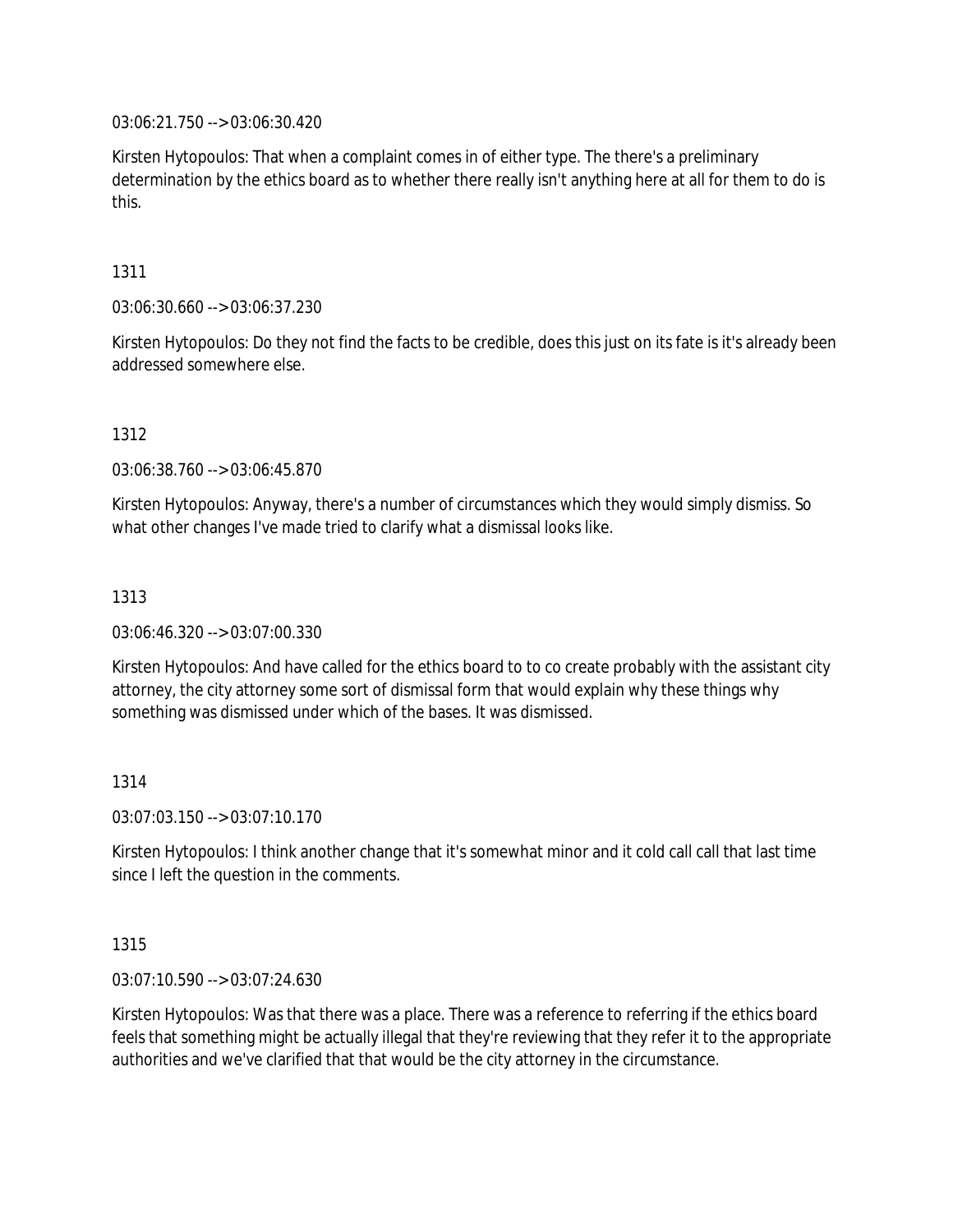03:06:21.750 --> 03:06:30.420

Kirsten Hytopoulos: That when a complaint comes in of either type. The there's a preliminary determination by the ethics board as to whether there really isn't anything here at all for them to do is this.

1311

03:06:30.660 --> 03:06:37.230

Kirsten Hytopoulos: Do they not find the facts to be credible, does this just on its fate is it's already been addressed somewhere else.

1312

03:06:38.760 --> 03:06:45.870

Kirsten Hytopoulos: Anyway, there's a number of circumstances which they would simply dismiss. So what other changes I've made tried to clarify what a dismissal looks like.

1313

03:06:46.320 --> 03:07:00.330

Kirsten Hytopoulos: And have called for the ethics board to to co create probably with the assistant city attorney, the city attorney some sort of dismissal form that would explain why these things why something was dismissed under which of the bases. It was dismissed.

1314

03:07:03.150 --> 03:07:10.170

Kirsten Hytopoulos: I think another change that it's somewhat minor and it cold call call that last time since I left the question in the comments.

1315

03:07:10.590 --> 03:07:24.630

Kirsten Hytopoulos: Was that there was a place. There was a reference to referring if the ethics board feels that something might be actually illegal that they're reviewing that they refer it to the appropriate authorities and we've clarified that that would be the city attorney in the circumstance.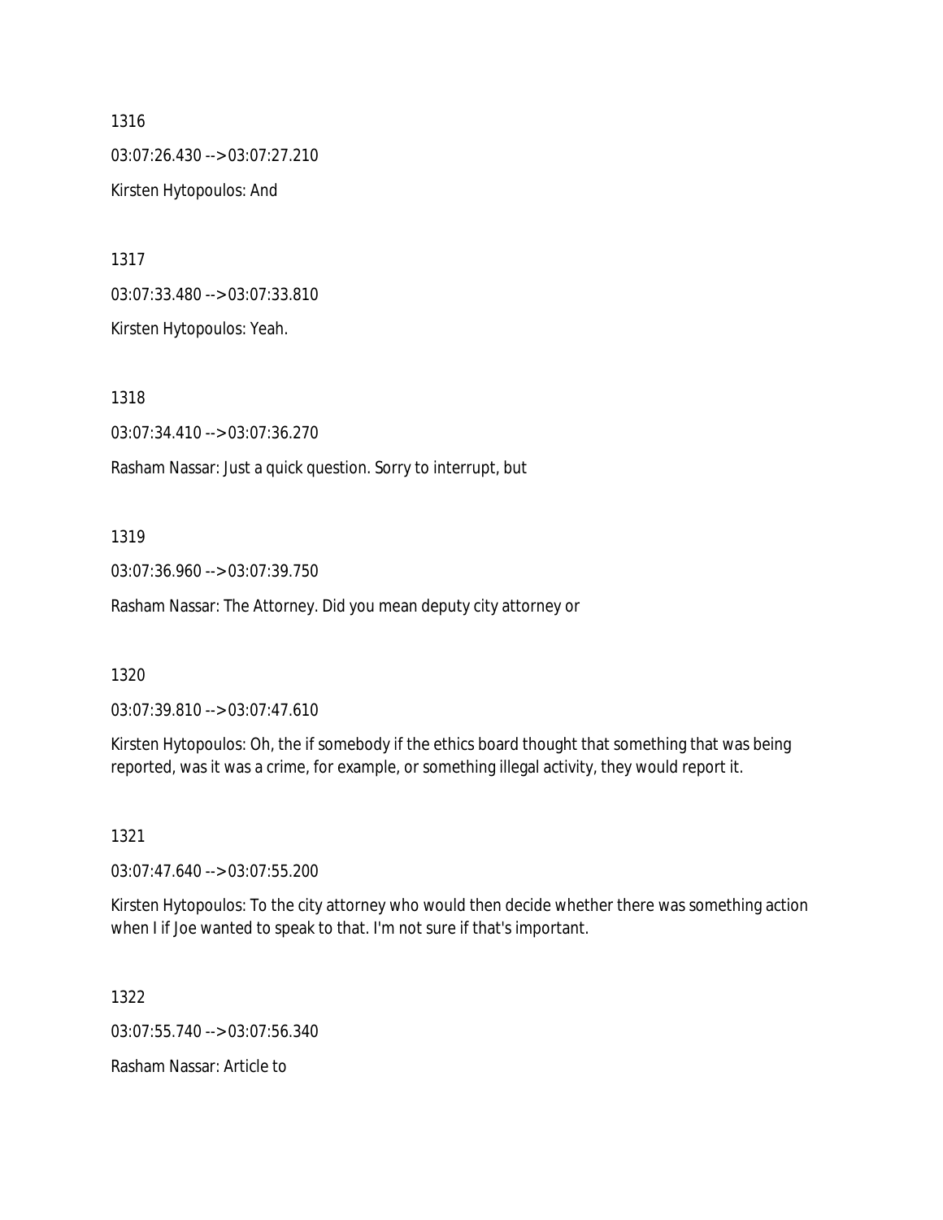1316

03:07:26.430 --> 03:07:27.210

Kirsten Hytopoulos: And

1317

03:07:33.480 --> 03:07:33.810

Kirsten Hytopoulos: Yeah.

1318

03:07:34.410 --> 03:07:36.270

Rasham Nassar: Just a quick question. Sorry to interrupt, but

1319

03:07:36.960 --> 03:07:39.750

Rasham Nassar: The Attorney. Did you mean deputy city attorney or

1320

03:07:39.810 --> 03:07:47.610

Kirsten Hytopoulos: Oh, the if somebody if the ethics board thought that something that was being reported, was it was a crime, for example, or something illegal activity, they would report it.

1321

03:07:47.640 --> 03:07:55.200

Kirsten Hytopoulos: To the city attorney who would then decide whether there was something action when I if Joe wanted to speak to that. I'm not sure if that's important.

1322

03:07:55.740 --> 03:07:56.340

Rasham Nassar: Article to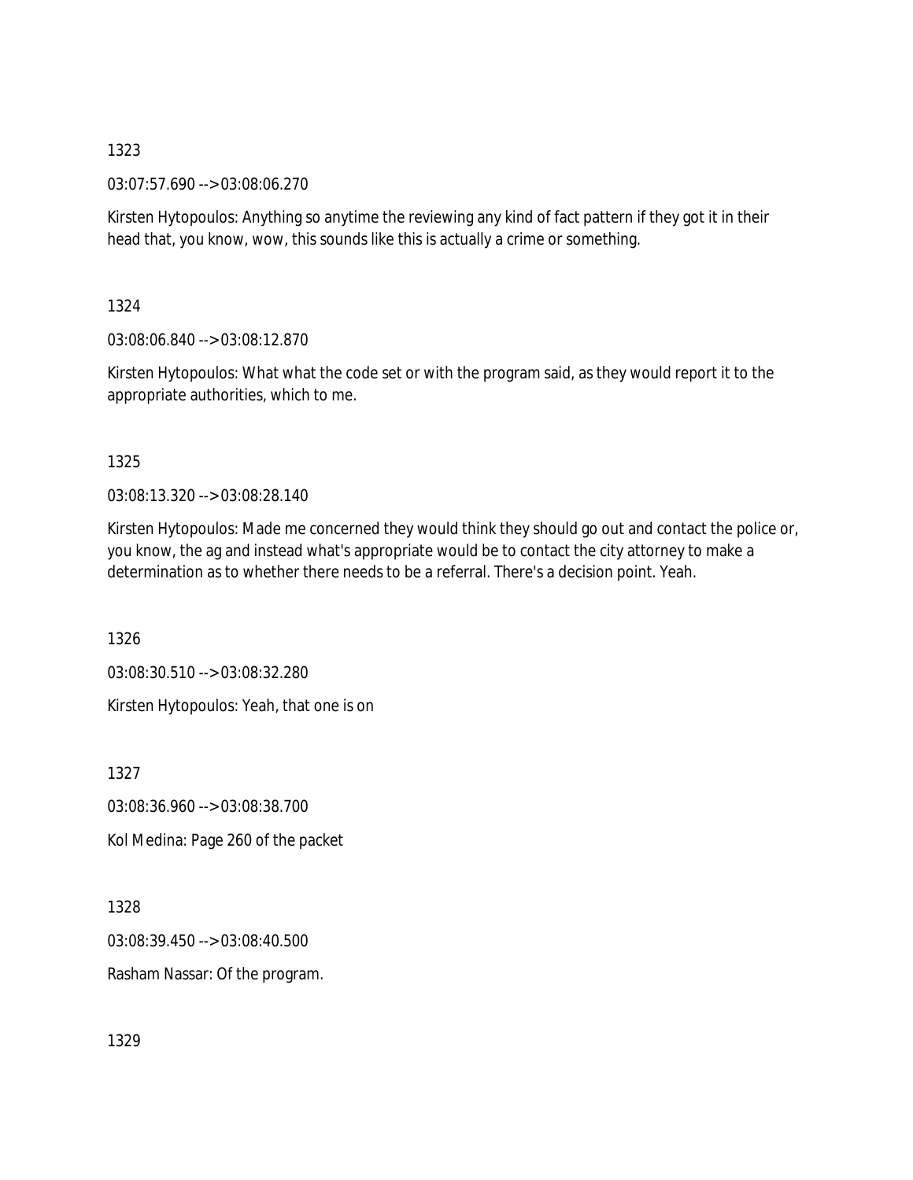1323

03:07:57.690 --> 03:08:06.270

Kirsten Hytopoulos: Anything so anytime the reviewing any kind of fact pattern if they got it in their head that, you know, wow, this sounds like this is actually a crime or something.

1324

03:08:06.840 --> 03:08:12.870

Kirsten Hytopoulos: What what the code set or with the program said, as they would report it to the appropriate authorities, which to me.

1325

03:08:13.320 --> 03:08:28.140

Kirsten Hytopoulos: Made me concerned they would think they should go out and contact the police or, you know, the ag and instead what's appropriate would be to contact the city attorney to make a determination as to whether there needs to be a referral. There's a decision point. Yeah.

1326

03:08:30.510 --> 03:08:32.280

Kirsten Hytopoulos: Yeah, that one is on

1327

03:08:36.960 --> 03:08:38.700

Kol Medina: Page 260 of the packet

1328

03:08:39.450 --> 03:08:40.500

Rasham Nassar: Of the program.

1329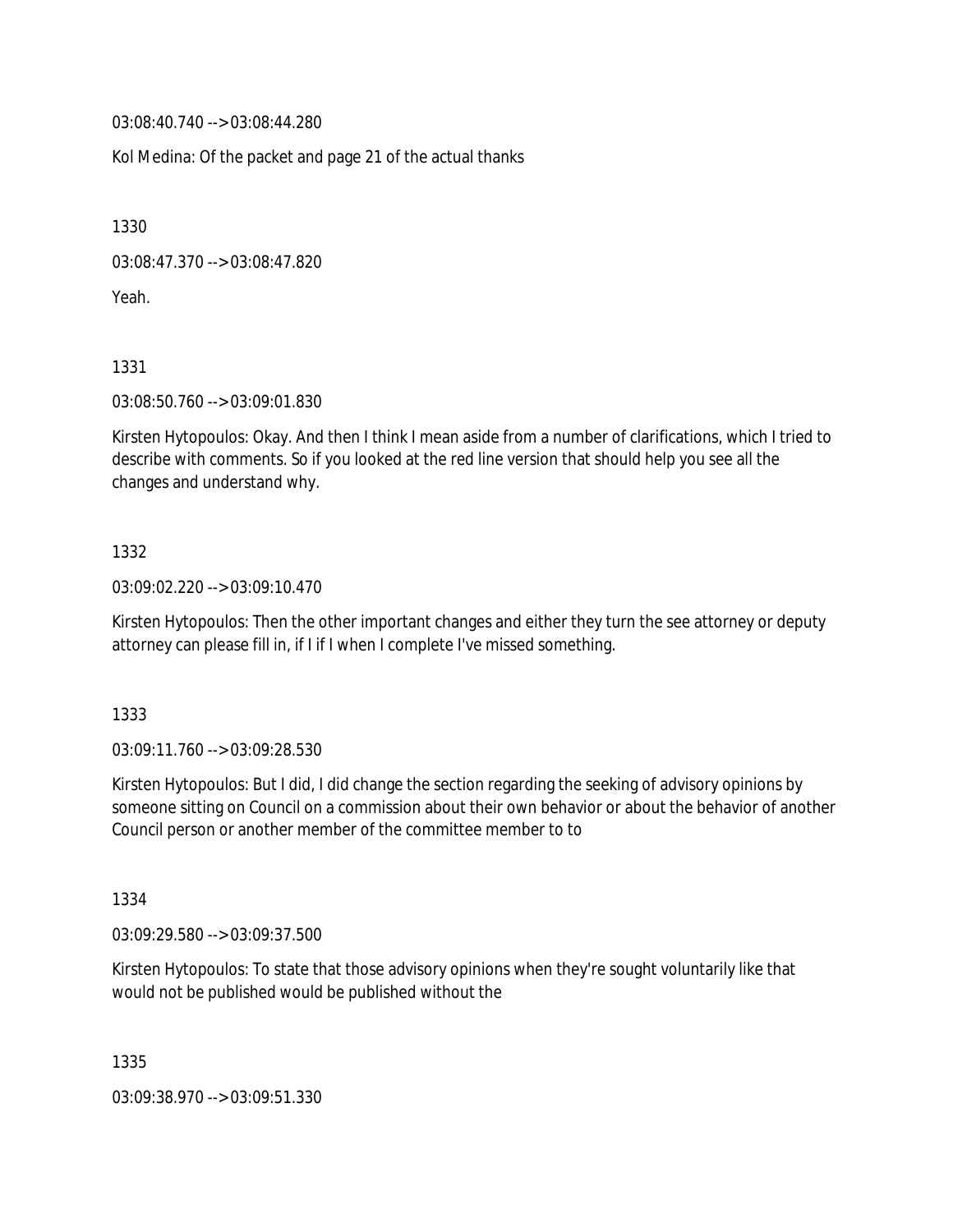03:08:40.740 --> 03:08:44.280

Kol Medina: Of the packet and page 21 of the actual thanks

1330

03:08:47.370 --> 03:08:47.820

Yeah.

1331

03:08:50.760 --> 03:09:01.830

Kirsten Hytopoulos: Okay. And then I think I mean aside from a number of clarifications, which I tried to describe with comments. So if you looked at the red line version that should help you see all the changes and understand why.

1332

03:09:02.220 --> 03:09:10.470

Kirsten Hytopoulos: Then the other important changes and either they turn the see attorney or deputy attorney can please fill in, if I if I when I complete I've missed something.

1333

03:09:11.760 --> 03:09:28.530

Kirsten Hytopoulos: But I did, I did change the section regarding the seeking of advisory opinions by someone sitting on Council on a commission about their own behavior or about the behavior of another Council person or another member of the committee member to to

1334

03:09:29.580 --> 03:09:37.500

Kirsten Hytopoulos: To state that those advisory opinions when they're sought voluntarily like that would not be published would be published without the

1335

03:09:38.970 --> 03:09:51.330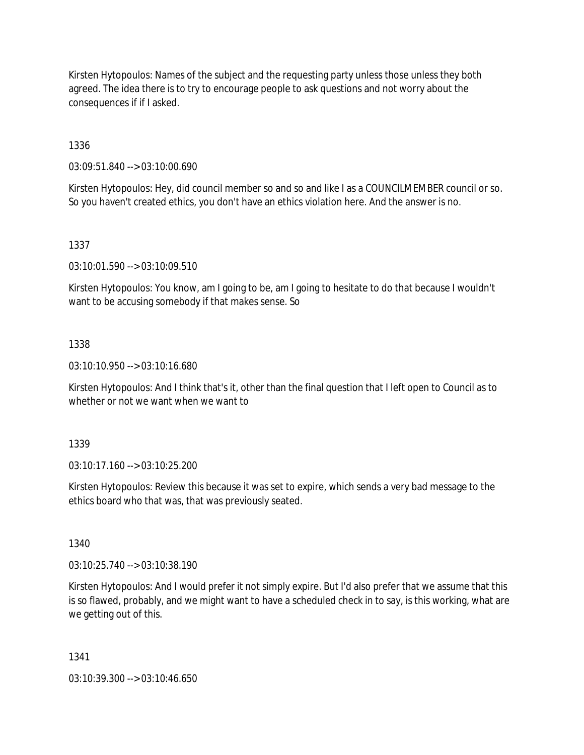Kirsten Hytopoulos: Names of the subject and the requesting party unless those unless they both agreed. The idea there is to try to encourage people to ask questions and not worry about the consequences if if I asked.

1336

03:09:51.840 --> 03:10:00.690

Kirsten Hytopoulos: Hey, did council member so and so and like I as a COUNCILMEMBER council or so. So you haven't created ethics, you don't have an ethics violation here. And the answer is no.

1337

03:10:01.590 --> 03:10:09.510

Kirsten Hytopoulos: You know, am I going to be, am I going to hesitate to do that because I wouldn't want to be accusing somebody if that makes sense. So

1338

03:10:10.950 --> 03:10:16.680

Kirsten Hytopoulos: And I think that's it, other than the final question that I left open to Council as to whether or not we want when we want to

1339

03:10:17.160 --> 03:10:25.200

Kirsten Hytopoulos: Review this because it was set to expire, which sends a very bad message to the ethics board who that was, that was previously seated.

1340

03:10:25.740 --> 03:10:38.190

Kirsten Hytopoulos: And I would prefer it not simply expire. But I'd also prefer that we assume that this is so flawed, probably, and we might want to have a scheduled check in to say, is this working, what are we getting out of this.

1341

03:10:39.300 --> 03:10:46.650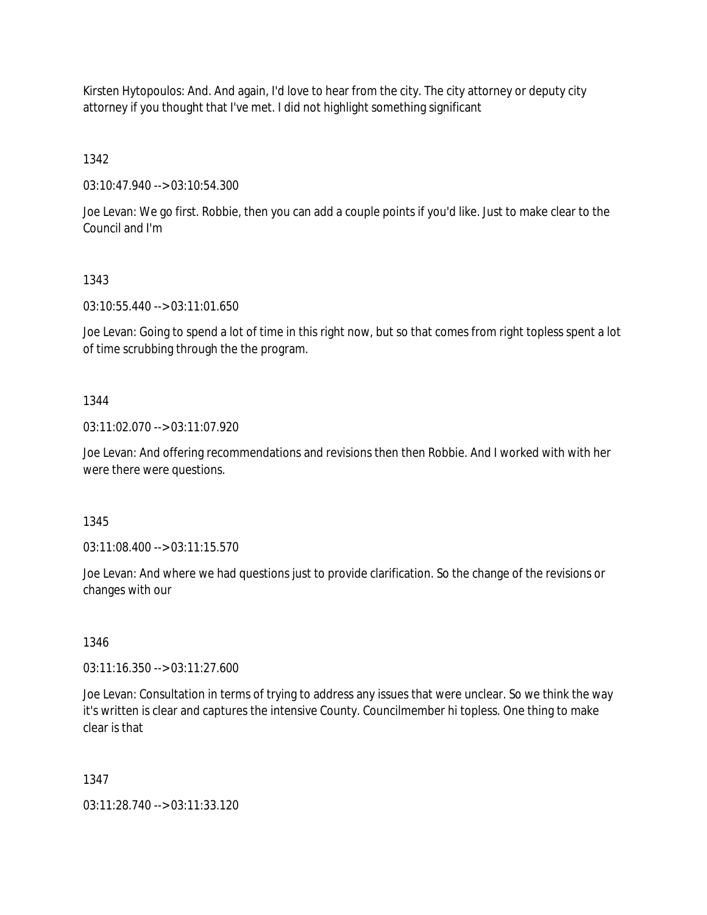Kirsten Hytopoulos: And. And again, I'd love to hear from the city. The city attorney or deputy city attorney if you thought that I've met. I did not highlight something significant

1342

03:10:47.940 --> 03:10:54.300

Joe Levan: We go first. Robbie, then you can add a couple points if you'd like. Just to make clear to the Council and I'm

1343

03:10:55.440 --> 03:11:01.650

Joe Levan: Going to spend a lot of time in this right now, but so that comes from right topless spent a lot of time scrubbing through the the program.

1344

03:11:02.070 --> 03:11:07.920

Joe Levan: And offering recommendations and revisions then then Robbie. And I worked with with her were there were questions.

1345

03:11:08.400 --> 03:11:15.570

Joe Levan: And where we had questions just to provide clarification. So the change of the revisions or changes with our

1346

03:11:16.350 --> 03:11:27.600

Joe Levan: Consultation in terms of trying to address any issues that were unclear. So we think the way it's written is clear and captures the intensive County. Councilmember hi topless. One thing to make clear is that

1347

03:11:28.740 --> 03:11:33.120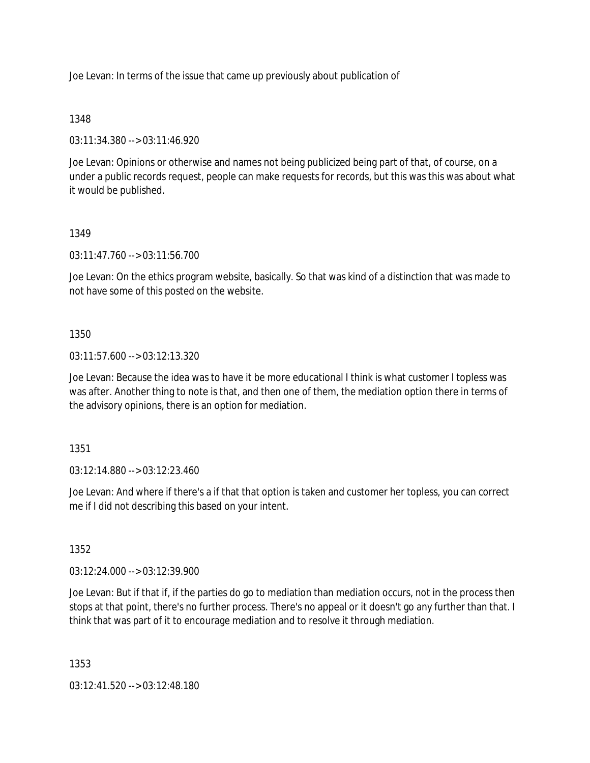Joe Levan: In terms of the issue that came up previously about publication of

1348

03:11:34.380 --> 03:11:46.920

Joe Levan: Opinions or otherwise and names not being publicized being part of that, of course, on a under a public records request, people can make requests for records, but this was this was about what it would be published.

1349

03:11:47.760 --> 03:11:56.700

Joe Levan: On the ethics program website, basically. So that was kind of a distinction that was made to not have some of this posted on the website.

1350

03:11:57.600 --> 03:12:13.320

Joe Levan: Because the idea was to have it be more educational I think is what customer I topless was was after. Another thing to note is that, and then one of them, the mediation option there in terms of the advisory opinions, there is an option for mediation.

1351

03:12:14.880 --> 03:12:23.460

Joe Levan: And where if there's a if that that option is taken and customer her topless, you can correct me if I did not describing this based on your intent.

1352

03:12:24.000 --> 03:12:39.900

Joe Levan: But if that if, if the parties do go to mediation than mediation occurs, not in the process then stops at that point, there's no further process. There's no appeal or it doesn't go any further than that. I think that was part of it to encourage mediation and to resolve it through mediation.

1353

03:12:41.520 --> 03:12:48.180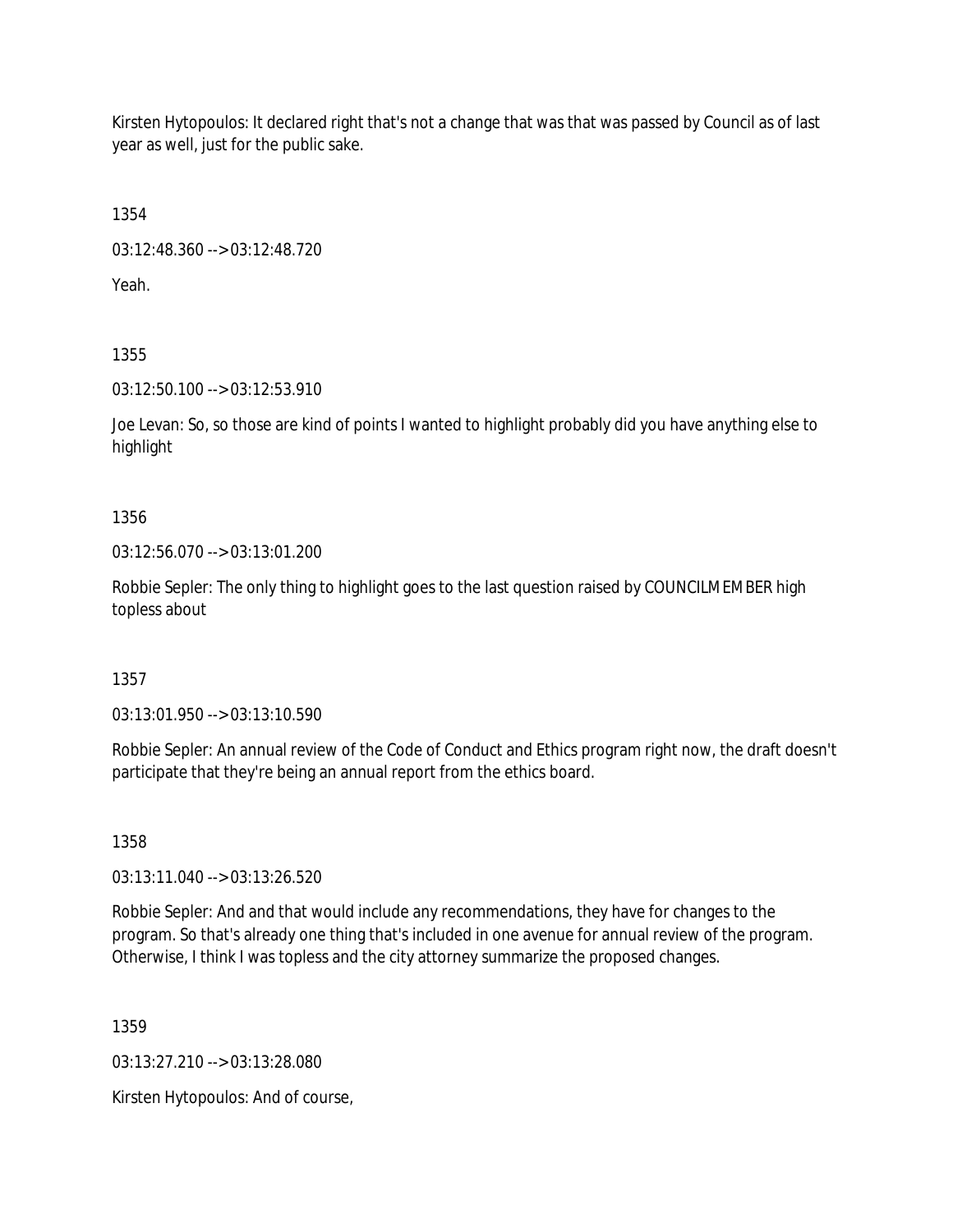Kirsten Hytopoulos: It declared right that's not a change that was that was passed by Council as of last year as well, just for the public sake.

1354

03:12:48.360 --> 03:12:48.720

Yeah.

1355

03:12:50.100 --> 03:12:53.910

Joe Levan: So, so those are kind of points I wanted to highlight probably did you have anything else to highlight

1356

03:12:56.070 --> 03:13:01.200

Robbie Sepler: The only thing to highlight goes to the last question raised by COUNCILMEMBER high topless about

1357

03:13:01.950 --> 03:13:10.590

Robbie Sepler: An annual review of the Code of Conduct and Ethics program right now, the draft doesn't participate that they're being an annual report from the ethics board.

1358

03:13:11.040 --> 03:13:26.520

Robbie Sepler: And and that would include any recommendations, they have for changes to the program. So that's already one thing that's included in one avenue for annual review of the program. Otherwise, I think I was topless and the city attorney summarize the proposed changes.

1359

03:13:27.210 --> 03:13:28.080

Kirsten Hytopoulos: And of course,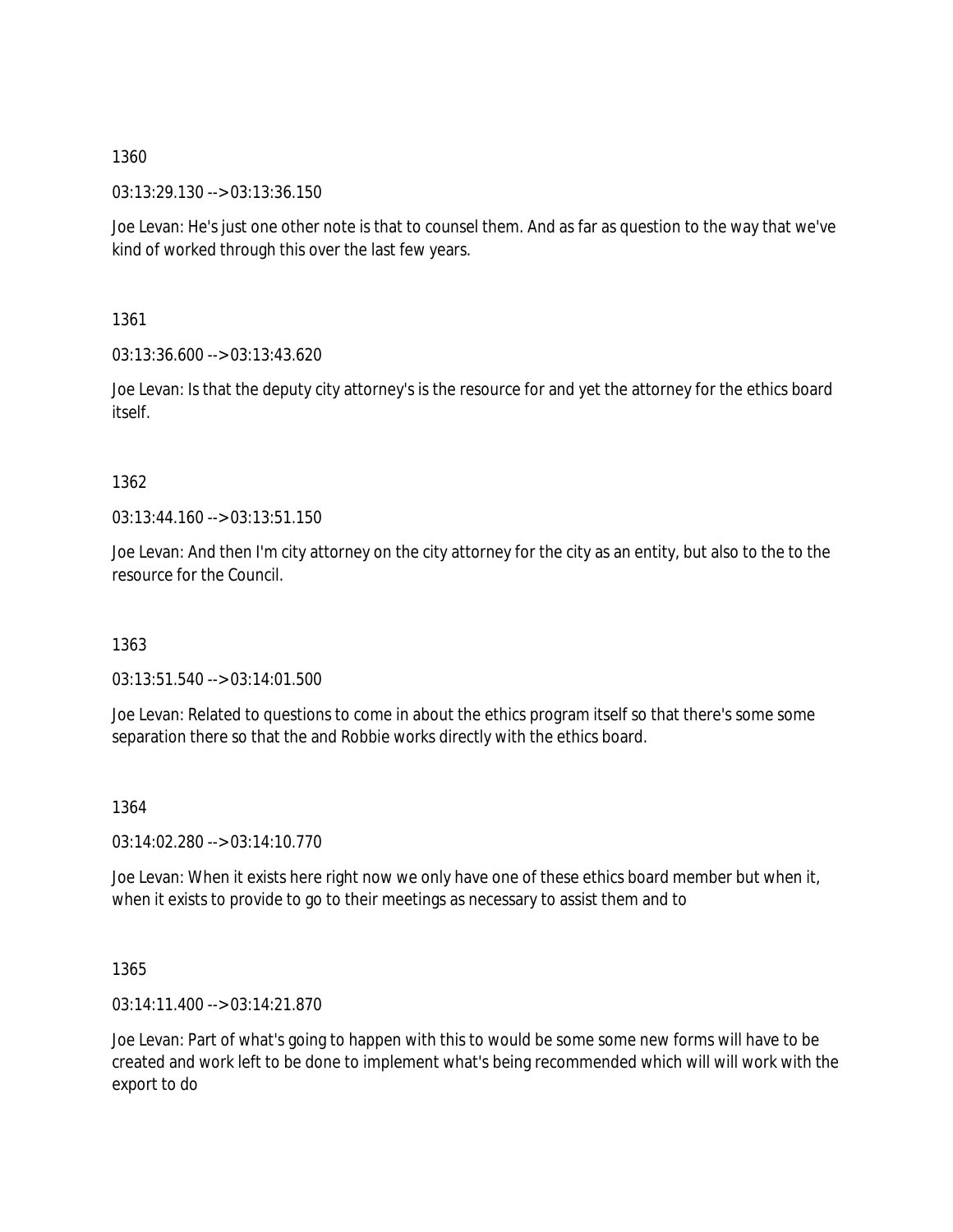1360

03:13:29.130 --> 03:13:36.150

Joe Levan: He's just one other note is that to counsel them. And as far as question to the way that we've kind of worked through this over the last few years.

1361

03:13:36.600 --> 03:13:43.620

Joe Levan: Is that the deputy city attorney's is the resource for and yet the attorney for the ethics board itself.

1362

03:13:44.160 --> 03:13:51.150

Joe Levan: And then I'm city attorney on the city attorney for the city as an entity, but also to the to the resource for the Council.

1363

03:13:51.540 --> 03:14:01.500

Joe Levan: Related to questions to come in about the ethics program itself so that there's some some separation there so that the and Robbie works directly with the ethics board.

1364

03:14:02.280 --> 03:14:10.770

Joe Levan: When it exists here right now we only have one of these ethics board member but when it, when it exists to provide to go to their meetings as necessary to assist them and to

1365

03:14:11.400 --> 03:14:21.870

Joe Levan: Part of what's going to happen with this to would be some some new forms will have to be created and work left to be done to implement what's being recommended which will will work with the export to do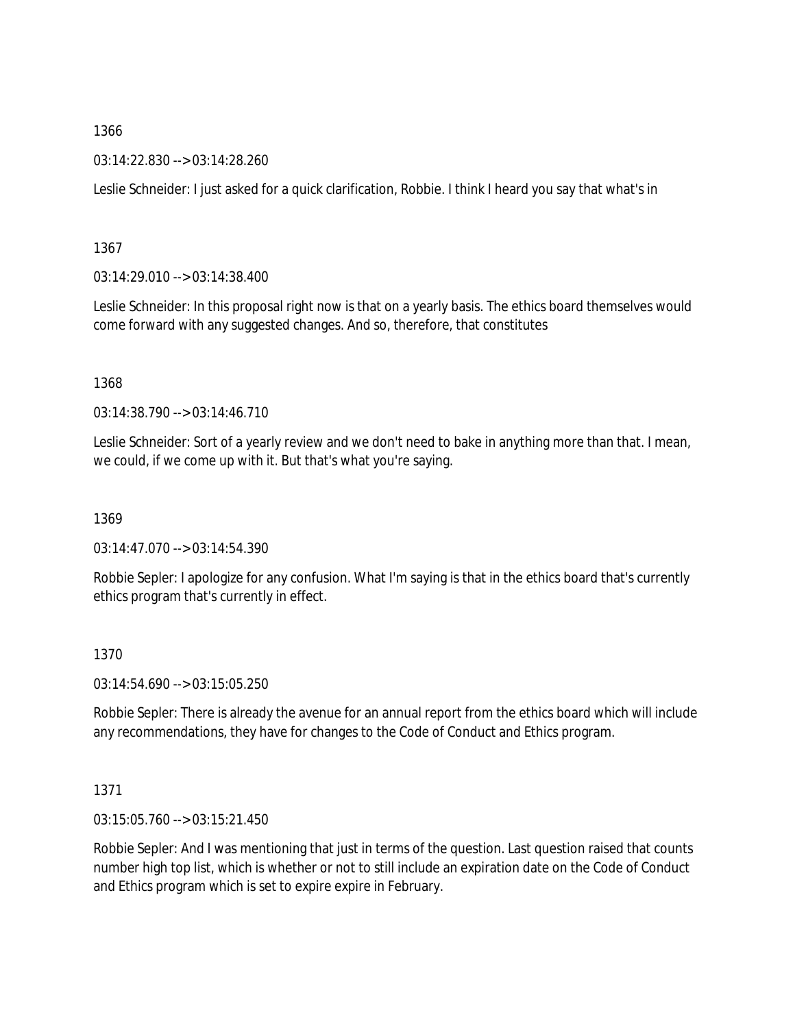1366

03:14:22.830 --> 03:14:28.260

Leslie Schneider: I just asked for a quick clarification, Robbie. I think I heard you say that what's in

1367

03:14:29.010 --> 03:14:38.400

Leslie Schneider: In this proposal right now is that on a yearly basis. The ethics board themselves would come forward with any suggested changes. And so, therefore, that constitutes

1368

03:14:38.790 --> 03:14:46.710

Leslie Schneider: Sort of a yearly review and we don't need to bake in anything more than that. I mean, we could, if we come up with it. But that's what you're saying.

1369

03:14:47.070 --> 03:14:54.390

Robbie Sepler: I apologize for any confusion. What I'm saying is that in the ethics board that's currently ethics program that's currently in effect.

1370

03:14:54.690 --> 03:15:05.250

Robbie Sepler: There is already the avenue for an annual report from the ethics board which will include any recommendations, they have for changes to the Code of Conduct and Ethics program.

1371

03:15:05.760 --> 03:15:21.450

Robbie Sepler: And I was mentioning that just in terms of the question. Last question raised that counts number high top list, which is whether or not to still include an expiration date on the Code of Conduct and Ethics program which is set to expire expire in February.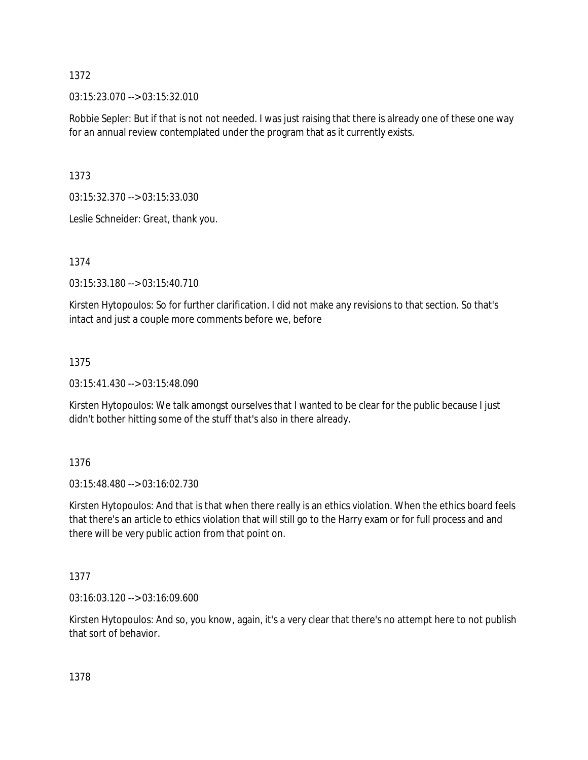1372

03:15:23.070 --> 03:15:32.010

Robbie Sepler: But if that is not not needed. I was just raising that there is already one of these one way for an annual review contemplated under the program that as it currently exists.

1373

03:15:32.370 --> 03:15:33.030

Leslie Schneider: Great, thank you.

1374

03:15:33.180 --> 03:15:40.710

Kirsten Hytopoulos: So for further clarification. I did not make any revisions to that section. So that's intact and just a couple more comments before we, before

1375

03:15:41.430 --> 03:15:48.090

Kirsten Hytopoulos: We talk amongst ourselves that I wanted to be clear for the public because I just didn't bother hitting some of the stuff that's also in there already.

1376

03:15:48.480 --> 03:16:02.730

Kirsten Hytopoulos: And that is that when there really is an ethics violation. When the ethics board feels that there's an article to ethics violation that will still go to the Harry exam or for full process and and there will be very public action from that point on.

1377

03:16:03.120 --> 03:16:09.600

Kirsten Hytopoulos: And so, you know, again, it's a very clear that there's no attempt here to not publish that sort of behavior.

1378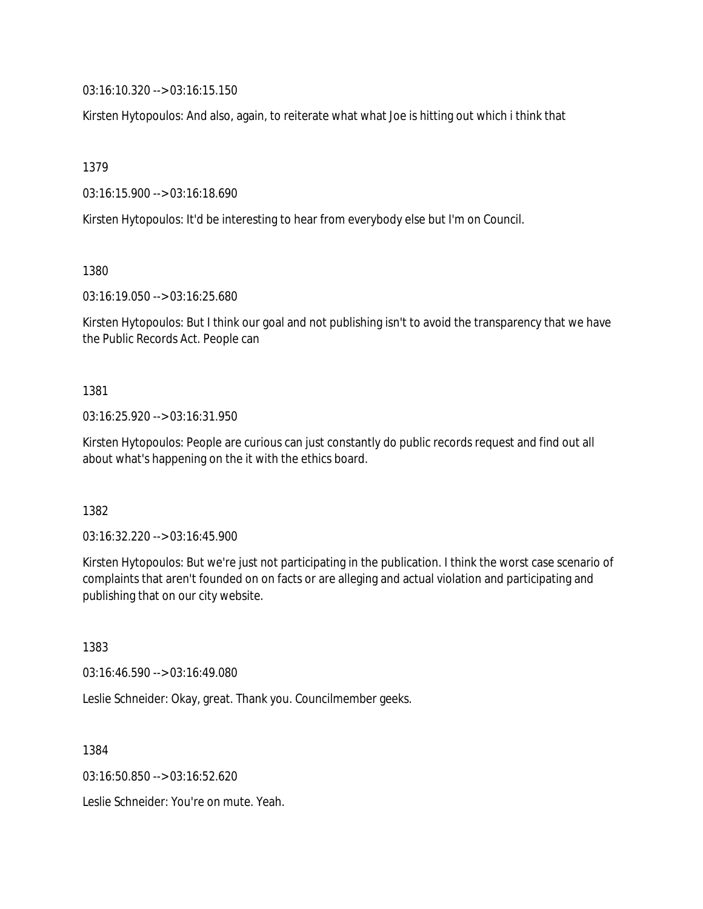03:16:10.320 --> 03:16:15.150

Kirsten Hytopoulos: And also, again, to reiterate what what Joe is hitting out which i think that

1379

03:16:15.900 --> 03:16:18.690

Kirsten Hytopoulos: It'd be interesting to hear from everybody else but I'm on Council.

1380

03:16:19.050 --> 03:16:25.680

Kirsten Hytopoulos: But I think our goal and not publishing isn't to avoid the transparency that we have the Public Records Act. People can

1381

03:16:25.920 --> 03:16:31.950

Kirsten Hytopoulos: People are curious can just constantly do public records request and find out all about what's happening on the it with the ethics board.

1382

03:16:32.220 --> 03:16:45.900

Kirsten Hytopoulos: But we're just not participating in the publication. I think the worst case scenario of complaints that aren't founded on on facts or are alleging and actual violation and participating and publishing that on our city website.

1383

03:16:46.590 --> 03:16:49.080

Leslie Schneider: Okay, great. Thank you. Councilmember geeks.

1384

03:16:50.850 --> 03:16:52.620

Leslie Schneider: You're on mute. Yeah.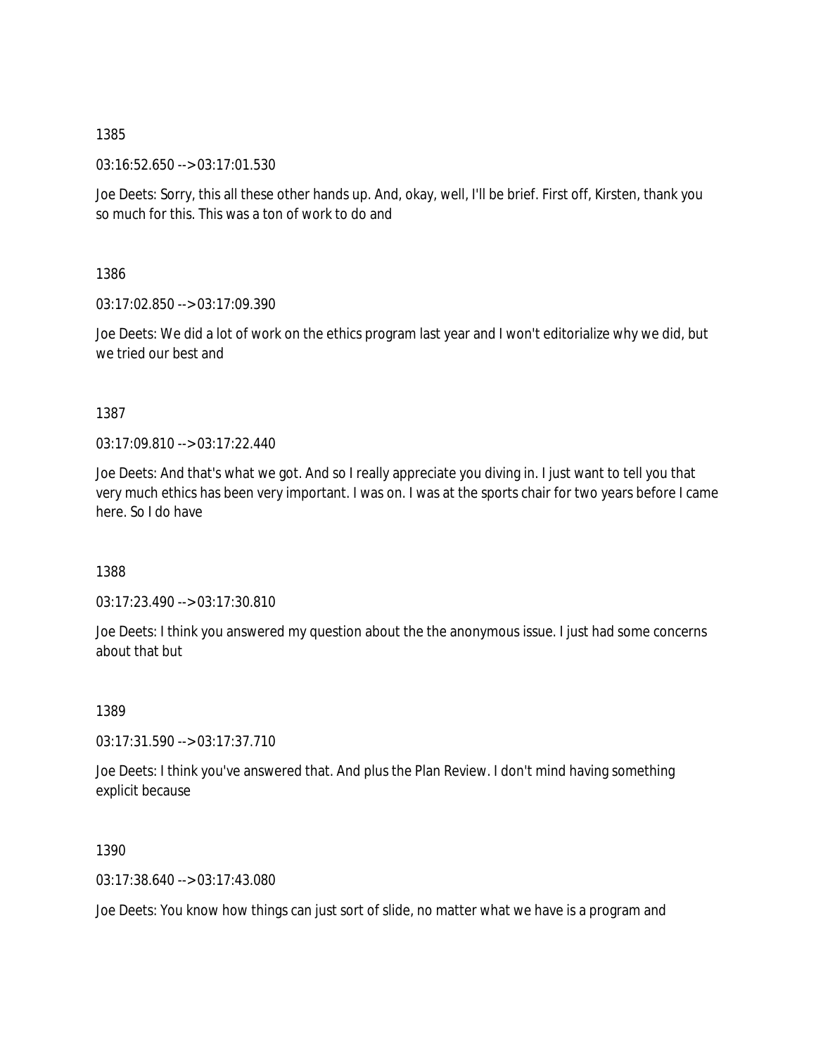1385

03:16:52.650 --> 03:17:01.530

Joe Deets: Sorry, this all these other hands up. And, okay, well, I'll be brief. First off, Kirsten, thank you so much for this. This was a ton of work to do and

1386

03:17:02.850 --> 03:17:09.390

Joe Deets: We did a lot of work on the ethics program last year and I won't editorialize why we did, but we tried our best and

1387

03:17:09.810 --> 03:17:22.440

Joe Deets: And that's what we got. And so I really appreciate you diving in. I just want to tell you that very much ethics has been very important. I was on. I was at the sports chair for two years before I came here. So I do have

1388

03:17:23.490 --> 03:17:30.810

Joe Deets: I think you answered my question about the the anonymous issue. I just had some concerns about that but

1389

03:17:31.590 --> 03:17:37.710

Joe Deets: I think you've answered that. And plus the Plan Review. I don't mind having something explicit because

1390

03:17:38.640 --> 03:17:43.080

Joe Deets: You know how things can just sort of slide, no matter what we have is a program and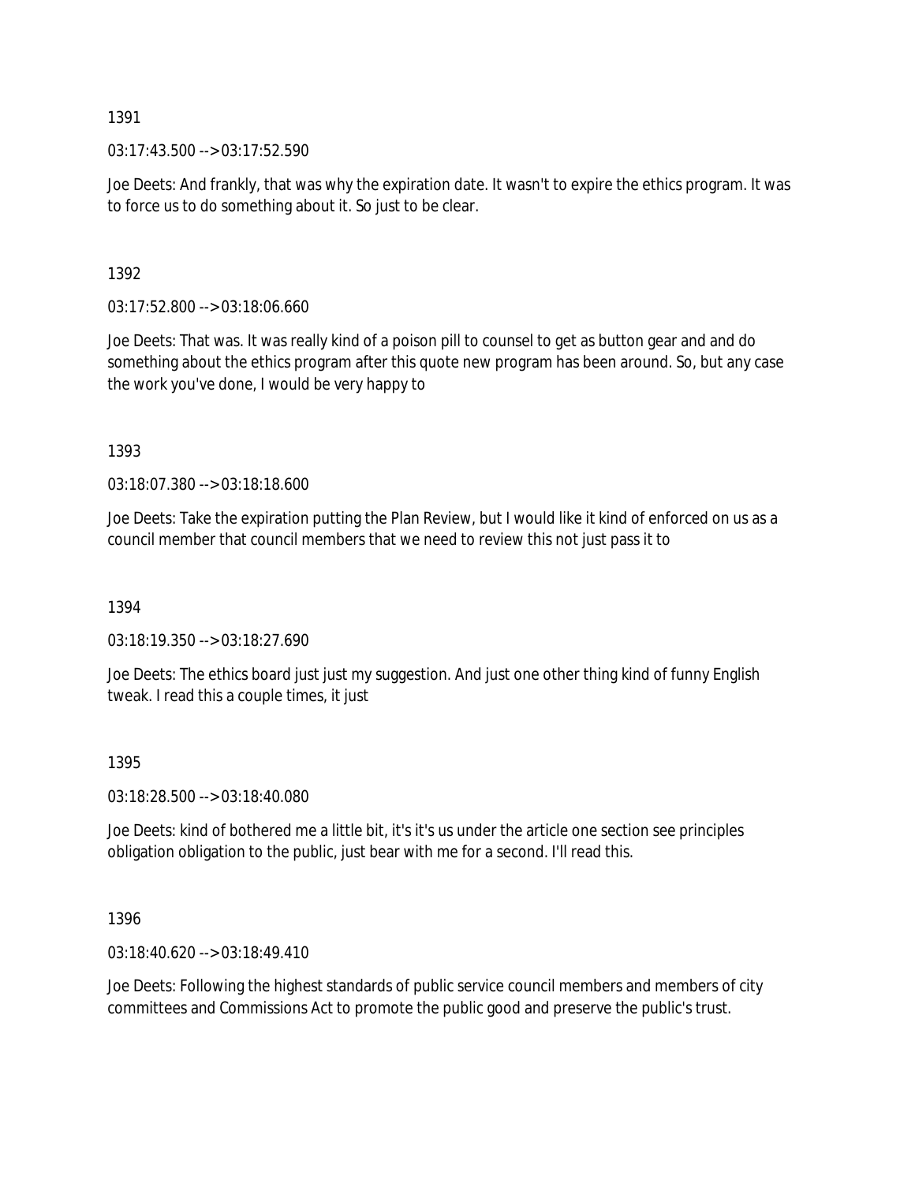1391

03:17:43.500 --> 03:17:52.590

Joe Deets: And frankly, that was why the expiration date. It wasn't to expire the ethics program. It was to force us to do something about it. So just to be clear.

1392

03:17:52.800 --> 03:18:06.660

Joe Deets: That was. It was really kind of a poison pill to counsel to get as button gear and and do something about the ethics program after this quote new program has been around. So, but any case the work you've done, I would be very happy to

1393

03:18:07.380 --> 03:18:18.600

Joe Deets: Take the expiration putting the Plan Review, but I would like it kind of enforced on us as a council member that council members that we need to review this not just pass it to

1394

03:18:19.350 --> 03:18:27.690

Joe Deets: The ethics board just just my suggestion. And just one other thing kind of funny English tweak. I read this a couple times, it just

1395

03:18:28.500 --> 03:18:40.080

Joe Deets: kind of bothered me a little bit, it's it's us under the article one section see principles obligation obligation to the public, just bear with me for a second. I'll read this.

1396

03:18:40.620 --> 03:18:49.410

Joe Deets: Following the highest standards of public service council members and members of city committees and Commissions Act to promote the public good and preserve the public's trust.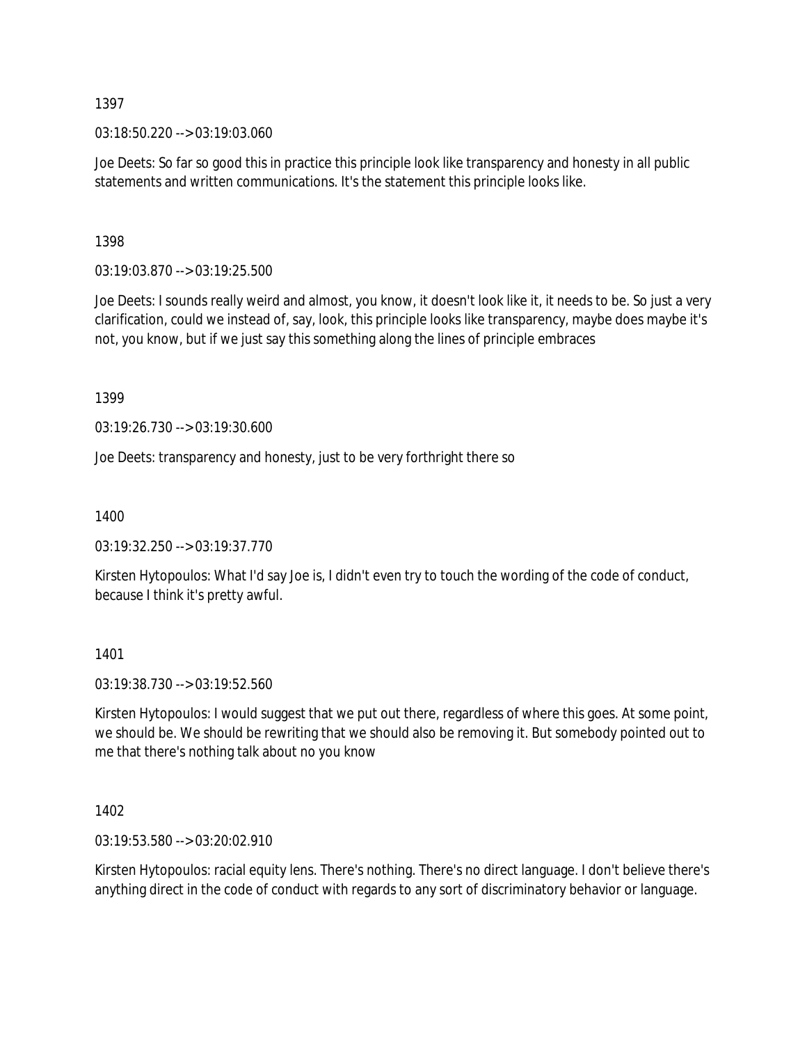1397

03:18:50.220 --> 03:19:03.060

Joe Deets: So far so good this in practice this principle look like transparency and honesty in all public statements and written communications. It's the statement this principle looks like.

1398

03:19:03.870 --> 03:19:25.500

Joe Deets: I sounds really weird and almost, you know, it doesn't look like it, it needs to be. So just a very clarification, could we instead of, say, look, this principle looks like transparency, maybe does maybe it's not, you know, but if we just say this something along the lines of principle embraces

1399

03:19:26.730 --> 03:19:30.600

Joe Deets: transparency and honesty, just to be very forthright there so

1400

03:19:32.250 --> 03:19:37.770

Kirsten Hytopoulos: What I'd say Joe is, I didn't even try to touch the wording of the code of conduct, because I think it's pretty awful.

1401

03:19:38.730 --> 03:19:52.560

Kirsten Hytopoulos: I would suggest that we put out there, regardless of where this goes. At some point, we should be. We should be rewriting that we should also be removing it. But somebody pointed out to me that there's nothing talk about no you know

1402

03:19:53.580 --> 03:20:02.910

Kirsten Hytopoulos: racial equity lens. There's nothing. There's no direct language. I don't believe there's anything direct in the code of conduct with regards to any sort of discriminatory behavior or language.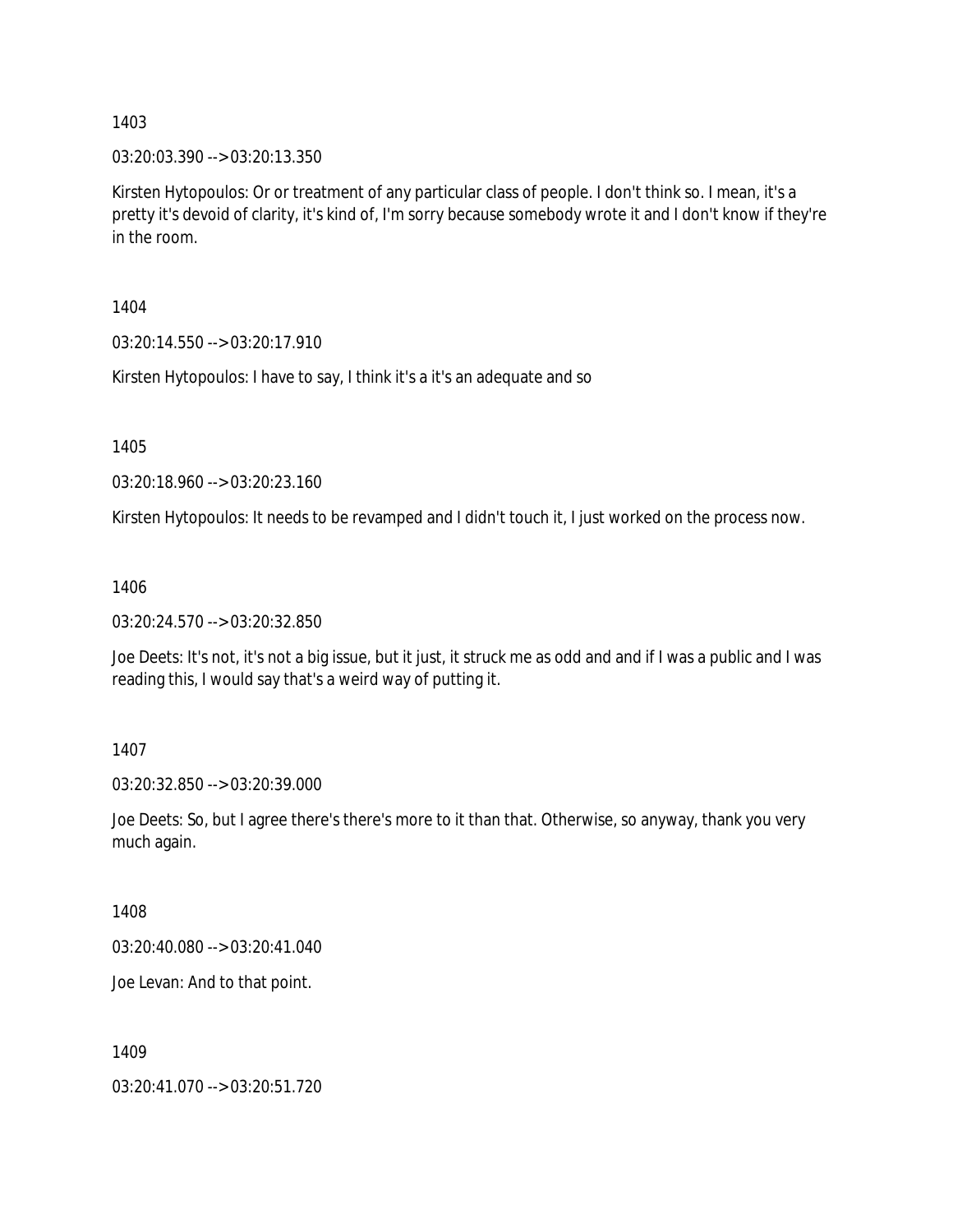1403

03:20:03.390 --> 03:20:13.350

Kirsten Hytopoulos: Or or treatment of any particular class of people. I don't think so. I mean, it's a pretty it's devoid of clarity, it's kind of, I'm sorry because somebody wrote it and I don't know if they're in the room.

1404

03:20:14.550 --> 03:20:17.910

Kirsten Hytopoulos: I have to say, I think it's a it's an adequate and so

1405

03:20:18.960 --> 03:20:23.160

Kirsten Hytopoulos: It needs to be revamped and I didn't touch it, I just worked on the process now.

1406

03:20:24.570 --> 03:20:32.850

Joe Deets: It's not, it's not a big issue, but it just, it struck me as odd and and if I was a public and I was reading this, I would say that's a weird way of putting it.

1407

03:20:32.850 --> 03:20:39.000

Joe Deets: So, but I agree there's there's more to it than that. Otherwise, so anyway, thank you very much again.

1408

03:20:40.080 --> 03:20:41.040

Joe Levan: And to that point.

1409

03:20:41.070 --> 03:20:51.720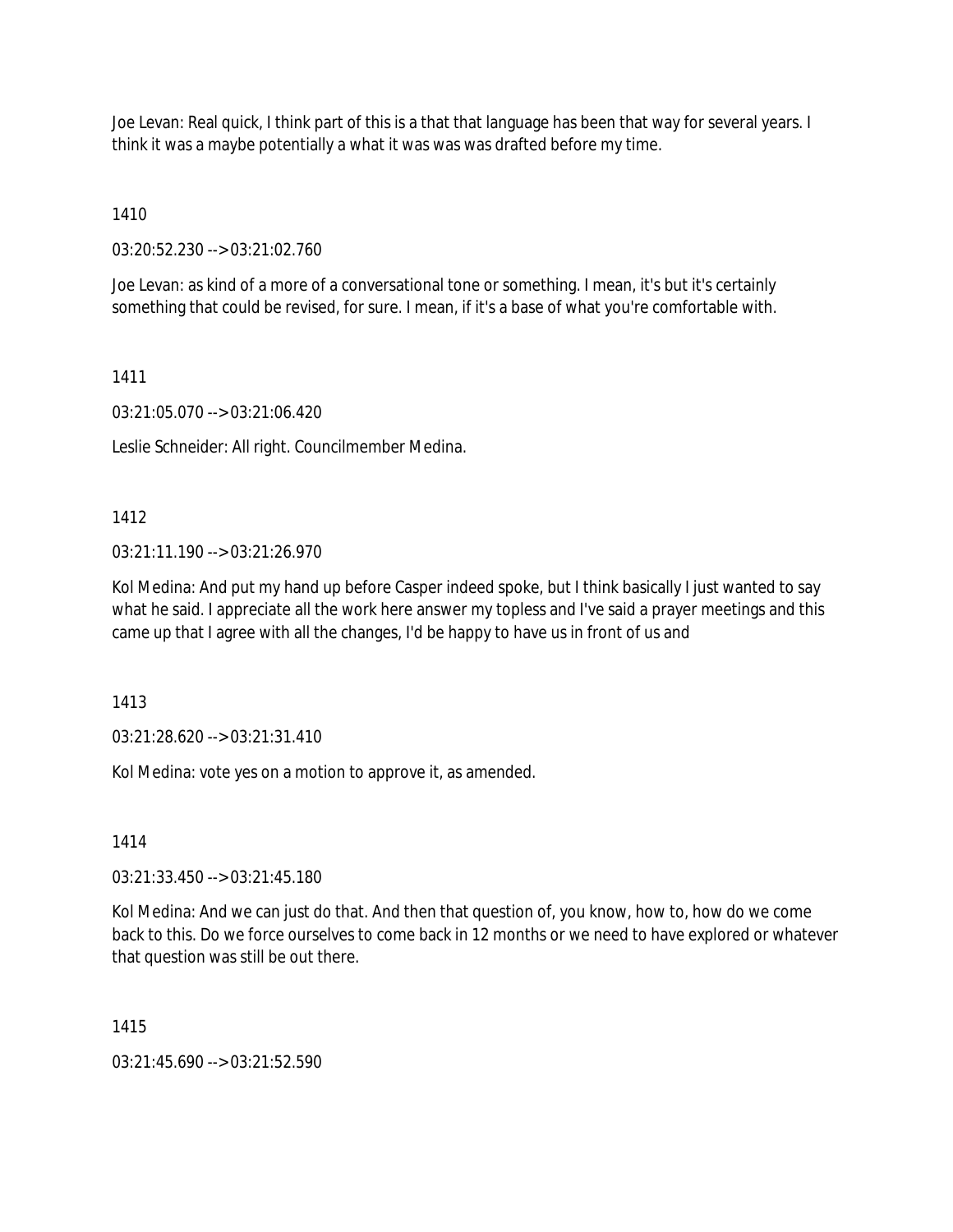Joe Levan: Real quick, I think part of this is a that that language has been that way for several years. I think it was a maybe potentially a what it was was was drafted before my time.

1410

03:20:52.230 --> 03:21:02.760

Joe Levan: as kind of a more of a conversational tone or something. I mean, it's but it's certainly something that could be revised, for sure. I mean, if it's a base of what you're comfortable with.

1411

03:21:05.070 --> 03:21:06.420

Leslie Schneider: All right. Councilmember Medina.

1412

03:21:11.190 --> 03:21:26.970

Kol Medina: And put my hand up before Casper indeed spoke, but I think basically I just wanted to say what he said. I appreciate all the work here answer my topless and I've said a prayer meetings and this came up that I agree with all the changes, I'd be happy to have us in front of us and

1413

03:21:28.620 --> 03:21:31.410

Kol Medina: vote yes on a motion to approve it, as amended.

1414

03:21:33.450 --> 03:21:45.180

Kol Medina: And we can just do that. And then that question of, you know, how to, how do we come back to this. Do we force ourselves to come back in 12 months or we need to have explored or whatever that question was still be out there.

1415

03:21:45.690 --> 03:21:52.590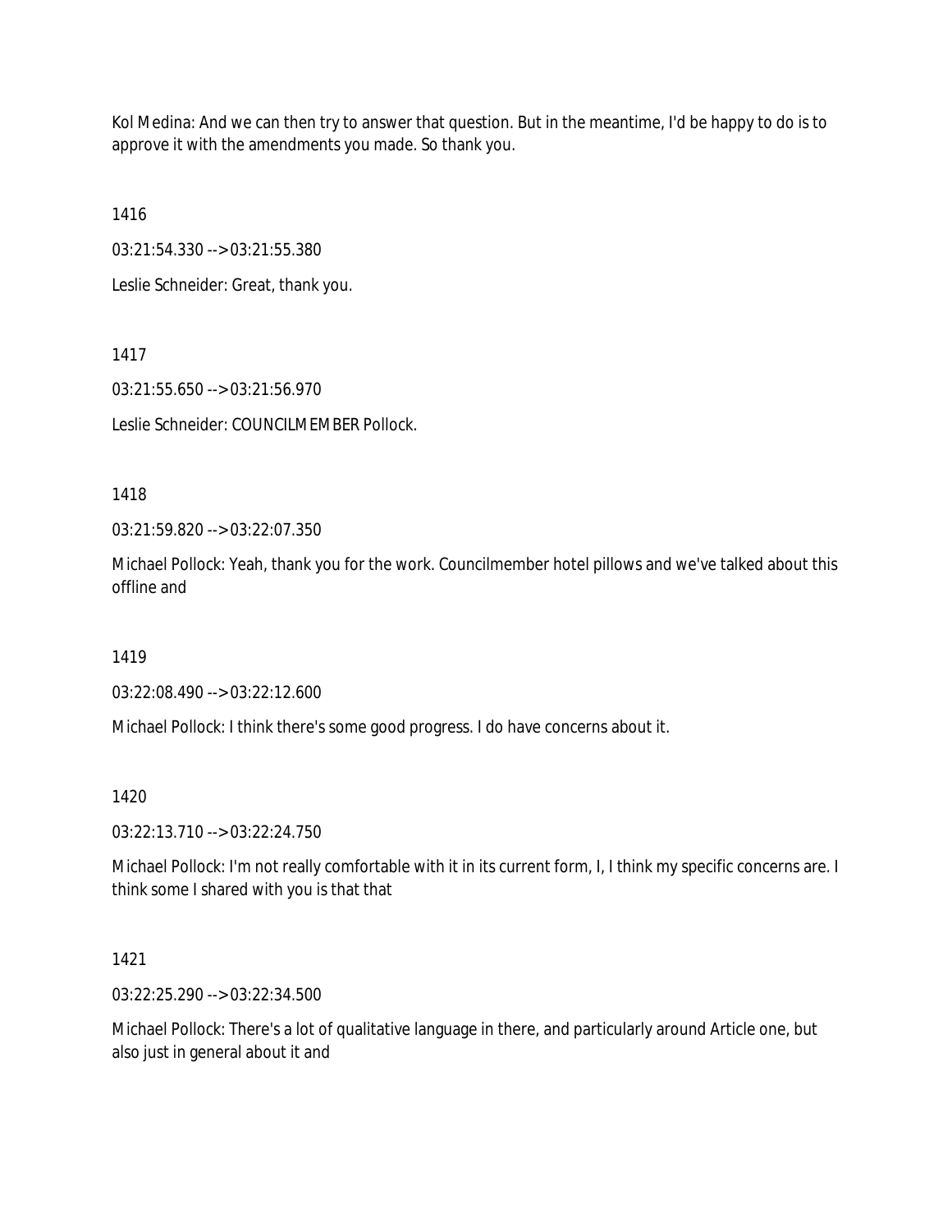Kol Medina: And we can then try to answer that question. But in the meantime, I'd be happy to do is to approve it with the amendments you made. So thank you.

1416

03:21:54.330 --> 03:21:55.380

Leslie Schneider: Great, thank you.

1417

03:21:55.650 --> 03:21:56.970

Leslie Schneider: COUNCILMEMBER Pollock.

1418

03:21:59.820 --> 03:22:07.350

Michael Pollock: Yeah, thank you for the work. Councilmember hotel pillows and we've talked about this offline and

1419

03:22:08.490 --> 03:22:12.600

Michael Pollock: I think there's some good progress. I do have concerns about it.

1420

03:22:13.710 --> 03:22:24.750

Michael Pollock: I'm not really comfortable with it in its current form, I, I think my specific concerns are. I think some I shared with you is that that

1421

03:22:25.290 --> 03:22:34.500

Michael Pollock: There's a lot of qualitative language in there, and particularly around Article one, but also just in general about it and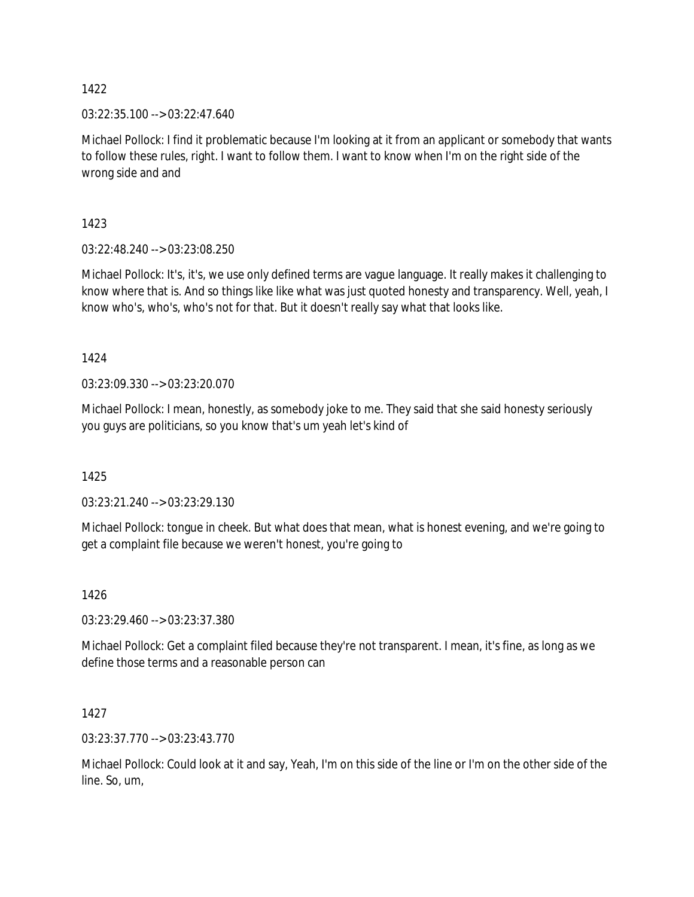1422

03:22:35.100 --> 03:22:47.640

Michael Pollock: I find it problematic because I'm looking at it from an applicant or somebody that wants to follow these rules, right. I want to follow them. I want to know when I'm on the right side of the wrong side and and

1423

03:22:48.240 --> 03:23:08.250

Michael Pollock: It's, it's, we use only defined terms are vague language. It really makes it challenging to know where that is. And so things like like what was just quoted honesty and transparency. Well, yeah, I know who's, who's, who's not for that. But it doesn't really say what that looks like.

1424

03:23:09.330 --> 03:23:20.070

Michael Pollock: I mean, honestly, as somebody joke to me. They said that she said honesty seriously you guys are politicians, so you know that's um yeah let's kind of

1425

03:23:21.240 --> 03:23:29.130

Michael Pollock: tongue in cheek. But what does that mean, what is honest evening, and we're going to get a complaint file because we weren't honest, you're going to

1426

03:23:29.460 --> 03:23:37.380

Michael Pollock: Get a complaint filed because they're not transparent. I mean, it's fine, as long as we define those terms and a reasonable person can

1427

03:23:37.770 --> 03:23:43.770

Michael Pollock: Could look at it and say, Yeah, I'm on this side of the line or I'm on the other side of the line. So, um,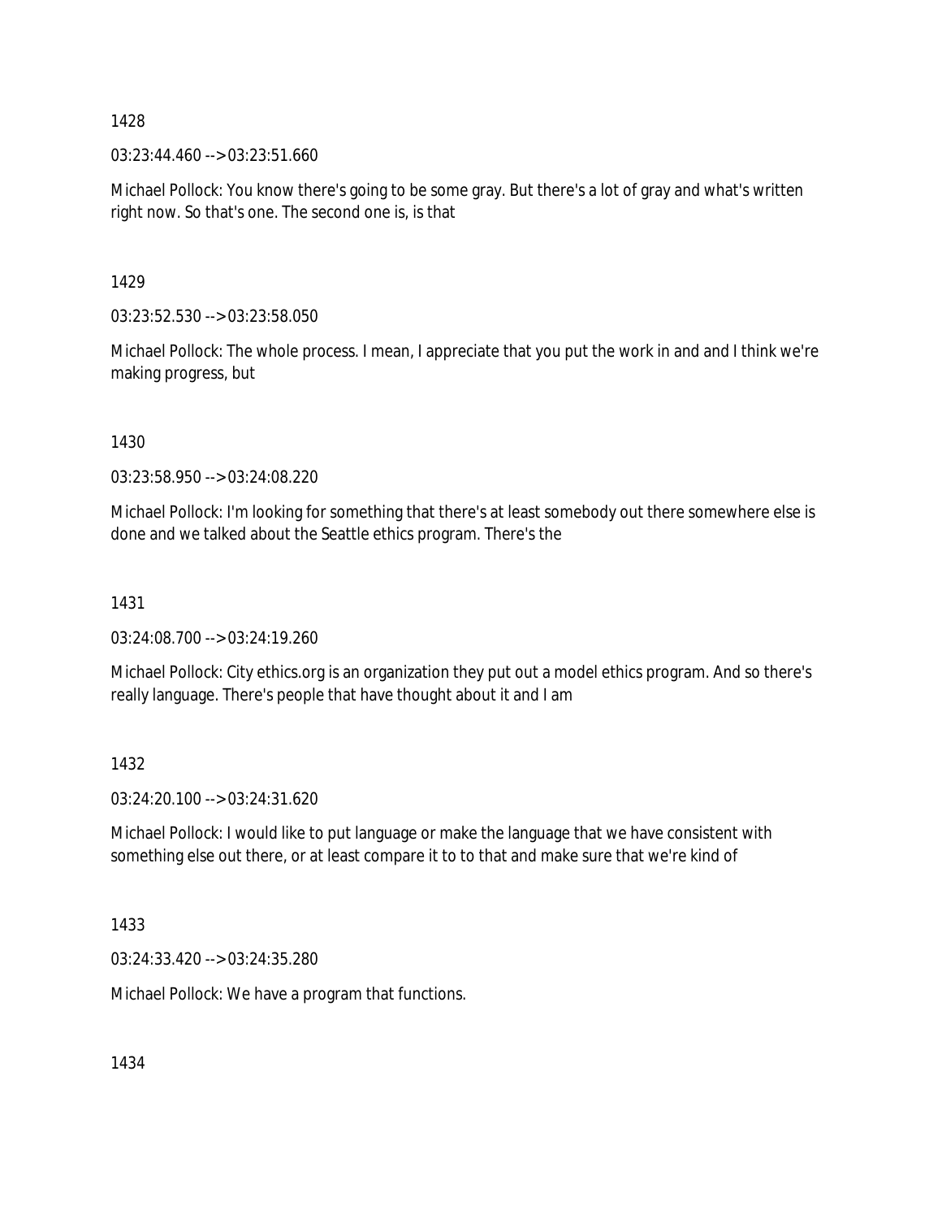1428

03:23:44.460 --> 03:23:51.660

Michael Pollock: You know there's going to be some gray. But there's a lot of gray and what's written right now. So that's one. The second one is, is that

1429

03:23:52.530 --> 03:23:58.050

Michael Pollock: The whole process. I mean, I appreciate that you put the work in and and I think we're making progress, but

1430

03:23:58.950 --> 03:24:08.220

Michael Pollock: I'm looking for something that there's at least somebody out there somewhere else is done and we talked about the Seattle ethics program. There's the

1431

03:24:08.700 --> 03:24:19.260

Michael Pollock: City ethics.org is an organization they put out a model ethics program. And so there's really language. There's people that have thought about it and I am

1432

03:24:20.100 --> 03:24:31.620

Michael Pollock: I would like to put language or make the language that we have consistent with something else out there, or at least compare it to to that and make sure that we're kind of

1433

03:24:33.420 --> 03:24:35.280

Michael Pollock: We have a program that functions.

1434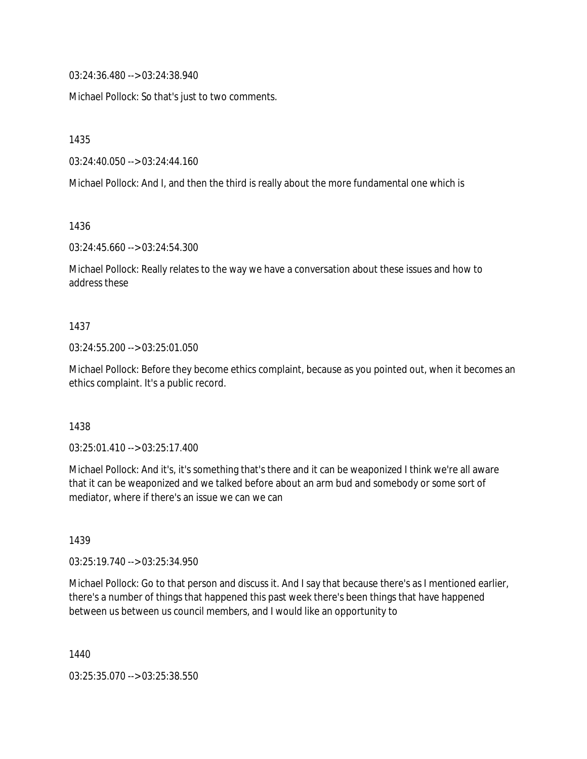03:24:36.480 --> 03:24:38.940

Michael Pollock: So that's just to two comments.

1435

03:24:40.050 --> 03:24:44.160

Michael Pollock: And I, and then the third is really about the more fundamental one which is

1436

03:24:45.660 --> 03:24:54.300

Michael Pollock: Really relates to the way we have a conversation about these issues and how to address these

1437

03:24:55.200 --> 03:25:01.050

Michael Pollock: Before they become ethics complaint, because as you pointed out, when it becomes an ethics complaint. It's a public record.

1438

03:25:01.410 --> 03:25:17.400

Michael Pollock: And it's, it's something that's there and it can be weaponized I think we're all aware that it can be weaponized and we talked before about an arm bud and somebody or some sort of mediator, where if there's an issue we can we can

1439

03:25:19.740 --> 03:25:34.950

Michael Pollock: Go to that person and discuss it. And I say that because there's as I mentioned earlier, there's a number of things that happened this past week there's been things that have happened between us between us council members, and I would like an opportunity to

1440

03:25:35.070 --> 03:25:38.550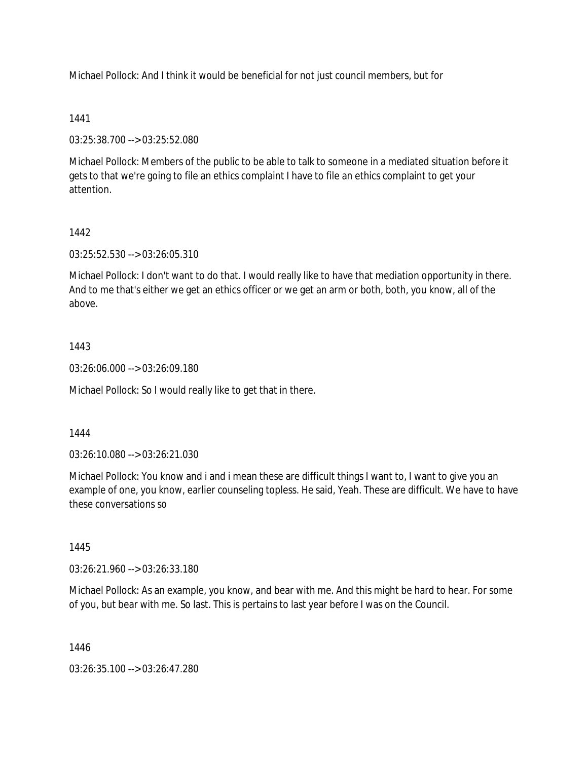Michael Pollock: And I think it would be beneficial for not just council members, but for

1441

03:25:38.700 --> 03:25:52.080

Michael Pollock: Members of the public to be able to talk to someone in a mediated situation before it gets to that we're going to file an ethics complaint I have to file an ethics complaint to get your attention.

1442

03:25:52.530 --> 03:26:05.310

Michael Pollock: I don't want to do that. I would really like to have that mediation opportunity in there. And to me that's either we get an ethics officer or we get an arm or both, both, you know, all of the above.

1443

03:26:06.000 --> 03:26:09.180

Michael Pollock: So I would really like to get that in there.

1444

03:26:10.080 --> 03:26:21.030

Michael Pollock: You know and i and i mean these are difficult things I want to, I want to give you an example of one, you know, earlier counseling topless. He said, Yeah. These are difficult. We have to have these conversations so

1445

03:26:21.960 --> 03:26:33.180

Michael Pollock: As an example, you know, and bear with me. And this might be hard to hear. For some of you, but bear with me. So last. This is pertains to last year before I was on the Council.

1446

03:26:35.100 --> 03:26:47.280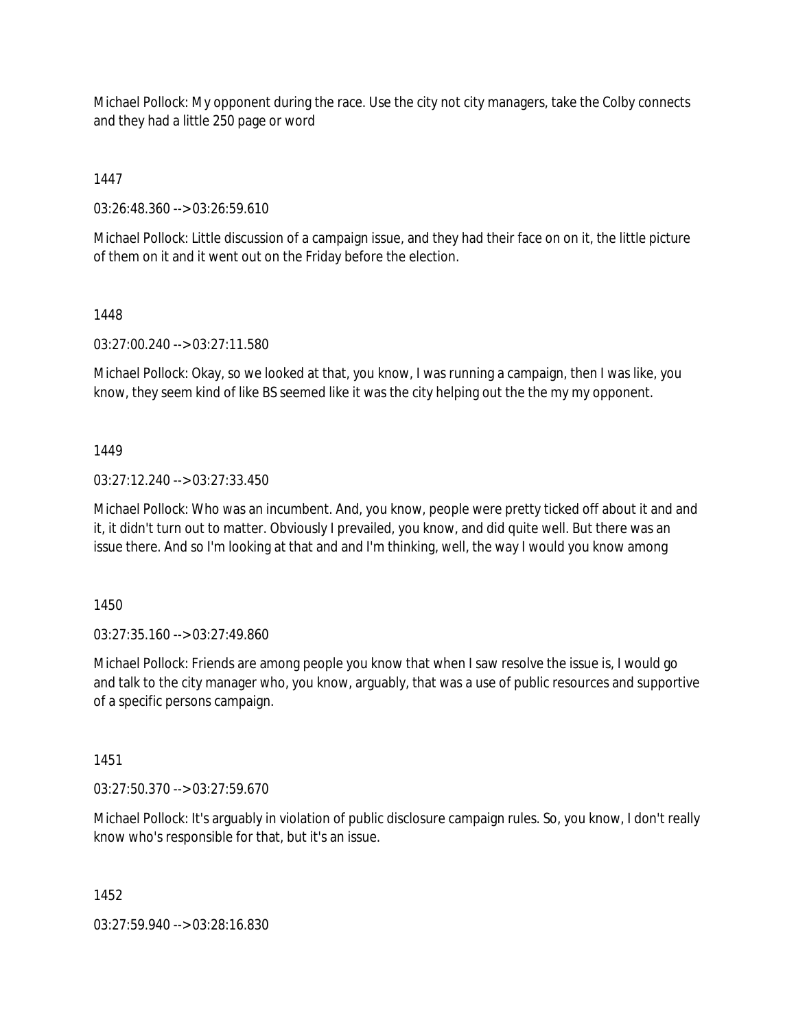Michael Pollock: My opponent during the race. Use the city not city managers, take the Colby connects and they had a little 250 page or word

1447

03:26:48.360 --> 03:26:59.610

Michael Pollock: Little discussion of a campaign issue, and they had their face on on it, the little picture of them on it and it went out on the Friday before the election.

1448

03:27:00.240 --> 03:27:11.580

Michael Pollock: Okay, so we looked at that, you know, I was running a campaign, then I was like, you know, they seem kind of like BS seemed like it was the city helping out the the my my opponent.

1449

03:27:12.240 --> 03:27:33.450

Michael Pollock: Who was an incumbent. And, you know, people were pretty ticked off about it and and it, it didn't turn out to matter. Obviously I prevailed, you know, and did quite well. But there was an issue there. And so I'm looking at that and and I'm thinking, well, the way I would you know among

1450

03:27:35.160 --> 03:27:49.860

Michael Pollock: Friends are among people you know that when I saw resolve the issue is, I would go and talk to the city manager who, you know, arguably, that was a use of public resources and supportive of a specific persons campaign.

1451

03:27:50.370 --> 03:27:59.670

Michael Pollock: It's arguably in violation of public disclosure campaign rules. So, you know, I don't really know who's responsible for that, but it's an issue.

1452

03:27:59.940 --> 03:28:16.830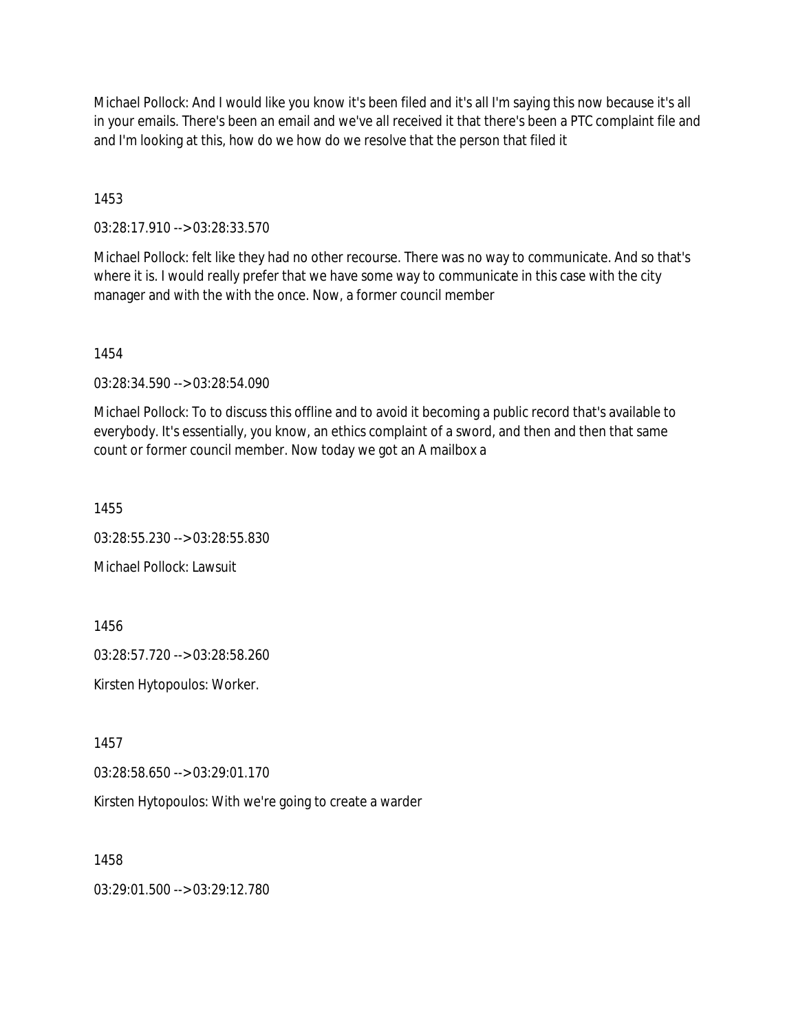Michael Pollock: And I would like you know it's been filed and it's all I'm saying this now because it's all in your emails. There's been an email and we've all received it that there's been a PTC complaint file and and I'm looking at this, how do we how do we resolve that the person that filed it

1453

03:28:17.910 --> 03:28:33.570

Michael Pollock: felt like they had no other recourse. There was no way to communicate. And so that's where it is. I would really prefer that we have some way to communicate in this case with the city manager and with the with the once. Now, a former council member

1454

03:28:34.590 --> 03:28:54.090

Michael Pollock: To to discuss this offline and to avoid it becoming a public record that's available to everybody. It's essentially, you know, an ethics complaint of a sword, and then and then that same count or former council member. Now today we got an A mailbox a

1455

03:28:55.230 --> 03:28:55.830

Michael Pollock: Lawsuit

1456

03:28:57.720 --> 03:28:58.260

Kirsten Hytopoulos: Worker.

1457

03:28:58.650 --> 03:29:01.170

Kirsten Hytopoulos: With we're going to create a warder

1458

03:29:01.500 --> 03:29:12.780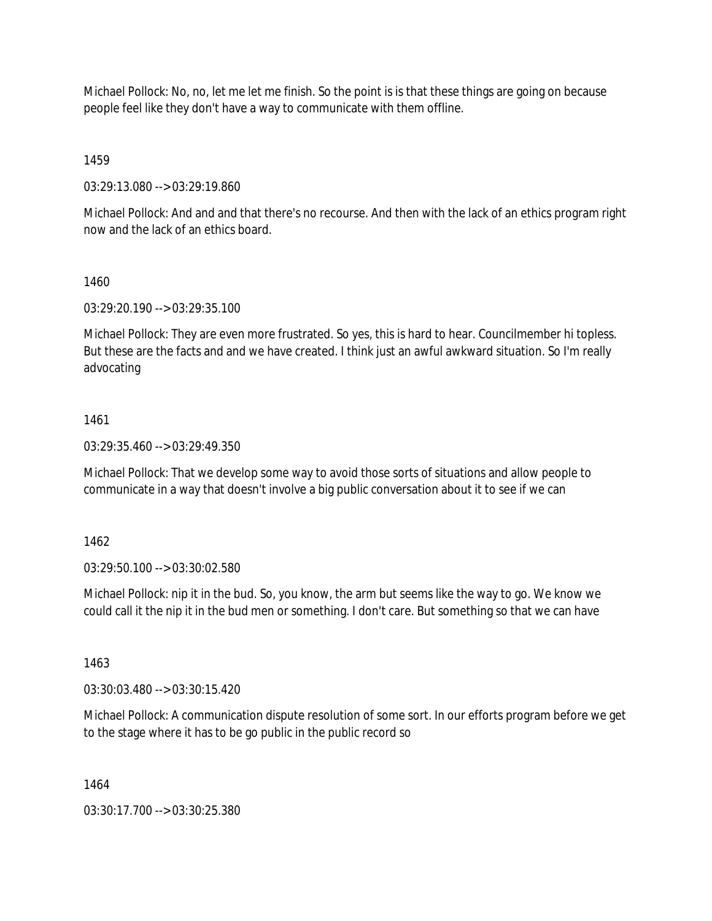Michael Pollock: No, no, let me let me finish. So the point is is that these things are going on because people feel like they don't have a way to communicate with them offline.

1459

03:29:13.080 --> 03:29:19.860

Michael Pollock: And and and that there's no recourse. And then with the lack of an ethics program right now and the lack of an ethics board.

1460

03:29:20.190 --> 03:29:35.100

Michael Pollock: They are even more frustrated. So yes, this is hard to hear. Councilmember hi topless. But these are the facts and and we have created. I think just an awful awkward situation. So I'm really advocating

1461

03:29:35.460 --> 03:29:49.350

Michael Pollock: That we develop some way to avoid those sorts of situations and allow people to communicate in a way that doesn't involve a big public conversation about it to see if we can

1462

03:29:50.100 --> 03:30:02.580

Michael Pollock: nip it in the bud. So, you know, the arm but seems like the way to go. We know we could call it the nip it in the bud men or something. I don't care. But something so that we can have

1463

03:30:03.480 --> 03:30:15.420

Michael Pollock: A communication dispute resolution of some sort. In our efforts program before we get to the stage where it has to be go public in the public record so

1464

03:30:17.700 --> 03:30:25.380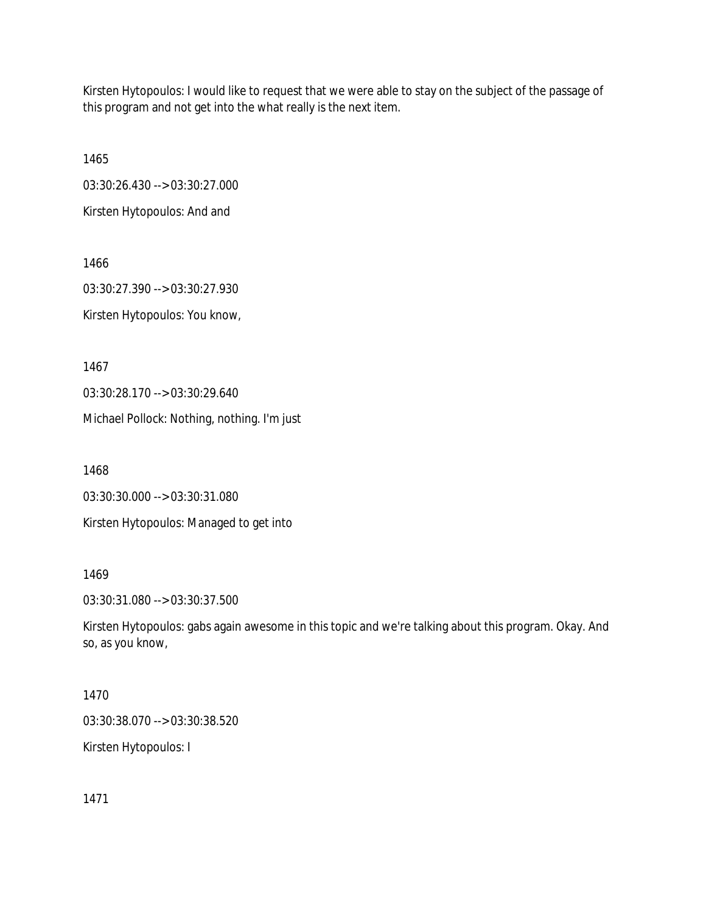Kirsten Hytopoulos: I would like to request that we were able to stay on the subject of the passage of this program and not get into the what really is the next item.

1465

03:30:26.430 --> 03:30:27.000

Kirsten Hytopoulos: And and

1466

03:30:27.390 --> 03:30:27.930

Kirsten Hytopoulos: You know,

1467

03:30:28.170 --> 03:30:29.640

Michael Pollock: Nothing, nothing. I'm just

1468

03:30:30.000 --> 03:30:31.080

Kirsten Hytopoulos: Managed to get into

1469

03:30:31.080 --> 03:30:37.500

Kirsten Hytopoulos: gabs again awesome in this topic and we're talking about this program. Okay. And so, as you know,

1470

03:30:38.070 --> 03:30:38.520

Kirsten Hytopoulos: I

1471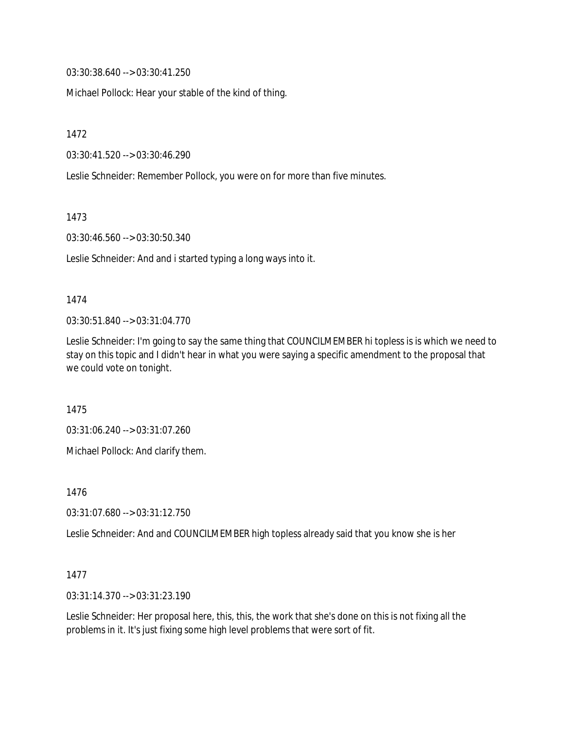03:30:38.640 --> 03:30:41.250

Michael Pollock: Hear your stable of the kind of thing.

1472

03:30:41.520 --> 03:30:46.290

Leslie Schneider: Remember Pollock, you were on for more than five minutes.

1473

03:30:46.560 --> 03:30:50.340

Leslie Schneider: And and i started typing a long ways into it.

1474

03:30:51.840 --> 03:31:04.770

Leslie Schneider: I'm going to say the same thing that COUNCILMEMBER hi topless is is which we need to stay on this topic and I didn't hear in what you were saying a specific amendment to the proposal that we could vote on tonight.

1475

03:31:06.240 --> 03:31:07.260

Michael Pollock: And clarify them.

1476

03:31:07.680 --> 03:31:12.750

Leslie Schneider: And and COUNCILMEMBER high topless already said that you know she is her

1477

03:31:14.370 --> 03:31:23.190

Leslie Schneider: Her proposal here, this, this, the work that she's done on this is not fixing all the problems in it. It's just fixing some high level problems that were sort of fit.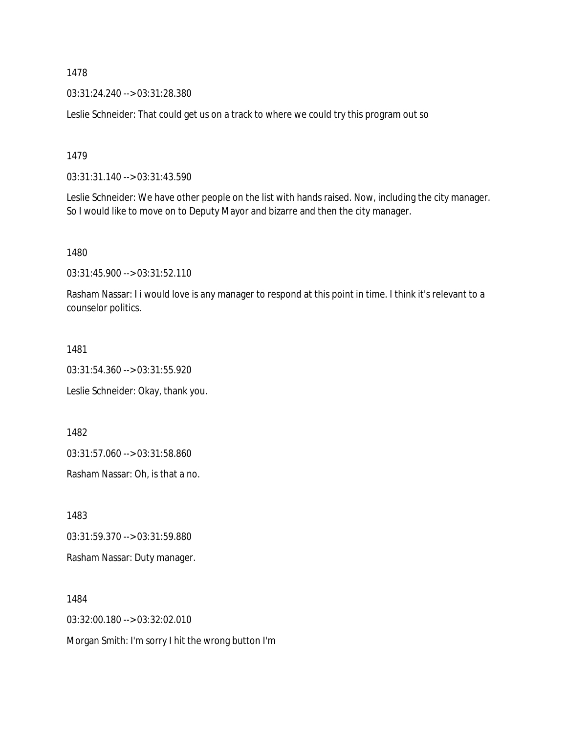1478

03:31:24.240 --> 03:31:28.380

Leslie Schneider: That could get us on a track to where we could try this program out so

1479

03:31:31.140 --> 03:31:43.590

Leslie Schneider: We have other people on the list with hands raised. Now, including the city manager. So I would like to move on to Deputy Mayor and bizarre and then the city manager.

1480

03:31:45.900 --> 03:31:52.110

Rasham Nassar: I i would love is any manager to respond at this point in time. I think it's relevant to a counselor politics.

1481

03:31:54.360 --> 03:31:55.920

Leslie Schneider: Okay, thank you.

1482

03:31:57.060 --> 03:31:58.860

Rasham Nassar: Oh, is that a no.

1483

03:31:59.370 --> 03:31:59.880

Rasham Nassar: Duty manager.

1484

03:32:00.180 --> 03:32:02.010

Morgan Smith: I'm sorry I hit the wrong button I'm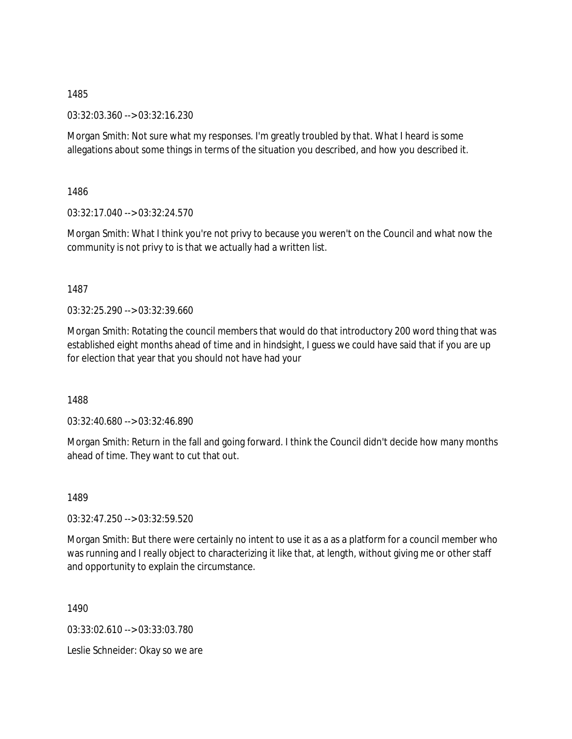1485

03:32:03.360 --> 03:32:16.230

Morgan Smith: Not sure what my responses. I'm greatly troubled by that. What I heard is some allegations about some things in terms of the situation you described, and how you described it.

1486

03:32:17.040 --> 03:32:24.570

Morgan Smith: What I think you're not privy to because you weren't on the Council and what now the community is not privy to is that we actually had a written list.

1487

03:32:25.290 --> 03:32:39.660

Morgan Smith: Rotating the council members that would do that introductory 200 word thing that was established eight months ahead of time and in hindsight, I guess we could have said that if you are up for election that year that you should not have had your

1488

03:32:40.680 --> 03:32:46.890

Morgan Smith: Return in the fall and going forward. I think the Council didn't decide how many months ahead of time. They want to cut that out.

1489

03:32:47.250 --> 03:32:59.520

Morgan Smith: But there were certainly no intent to use it as a as a platform for a council member who was running and I really object to characterizing it like that, at length, without giving me or other staff and opportunity to explain the circumstance.

1490

03:33:02.610 --> 03:33:03.780

Leslie Schneider: Okay so we are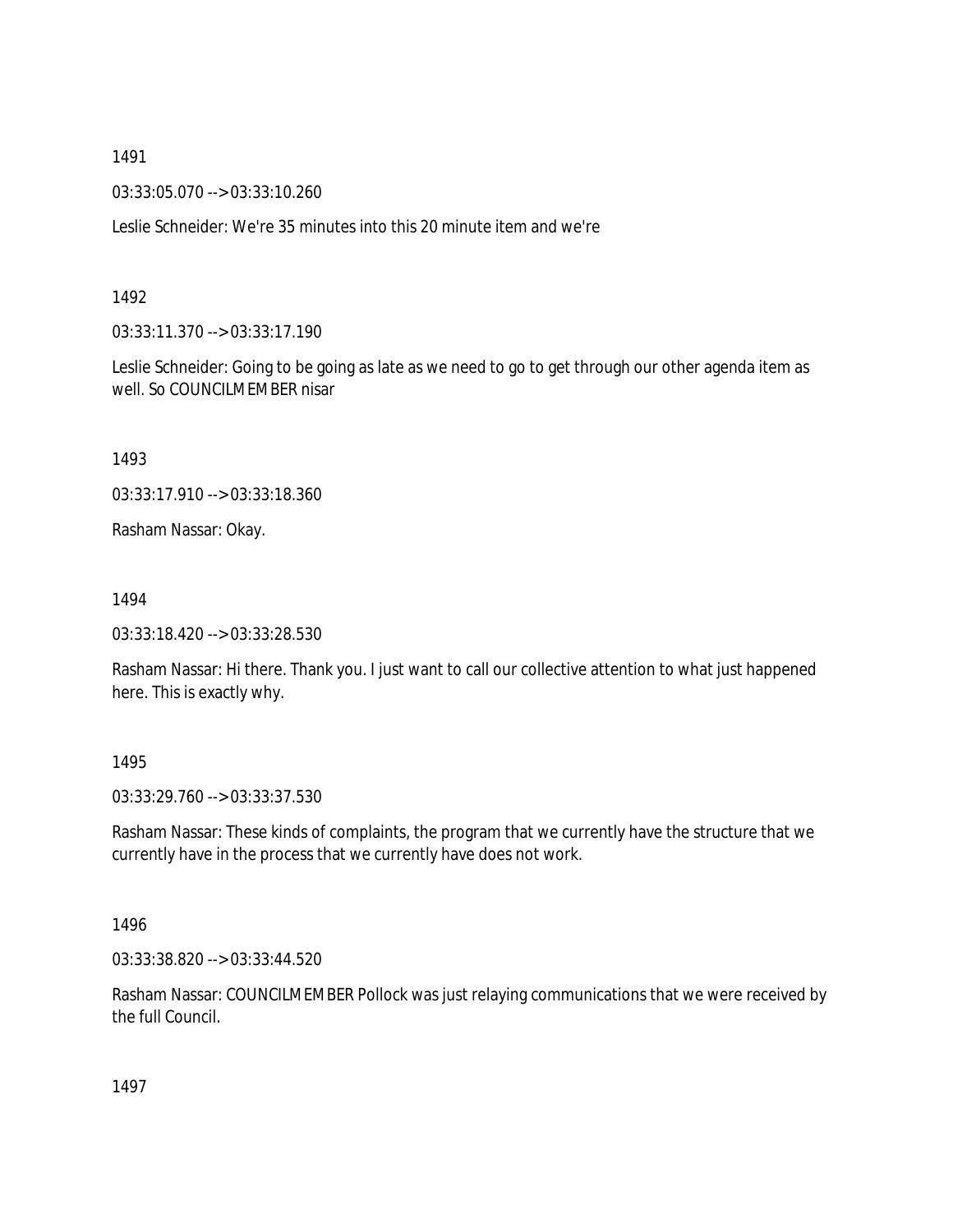1491

03:33:05.070 --> 03:33:10.260

Leslie Schneider: We're 35 minutes into this 20 minute item and we're

1492

03:33:11.370 --> 03:33:17.190

Leslie Schneider: Going to be going as late as we need to go to get through our other agenda item as well. So COUNCILMEMBER nisar

1493

03:33:17.910 --> 03:33:18.360

Rasham Nassar: Okay.

1494

03:33:18.420 --> 03:33:28.530

Rasham Nassar: Hi there. Thank you. I just want to call our collective attention to what just happened here. This is exactly why.

1495

03:33:29.760 --> 03:33:37.530

Rasham Nassar: These kinds of complaints, the program that we currently have the structure that we currently have in the process that we currently have does not work.

1496

03:33:38.820 --> 03:33:44.520

Rasham Nassar: COUNCILMEMBER Pollock was just relaying communications that we were received by the full Council.

1497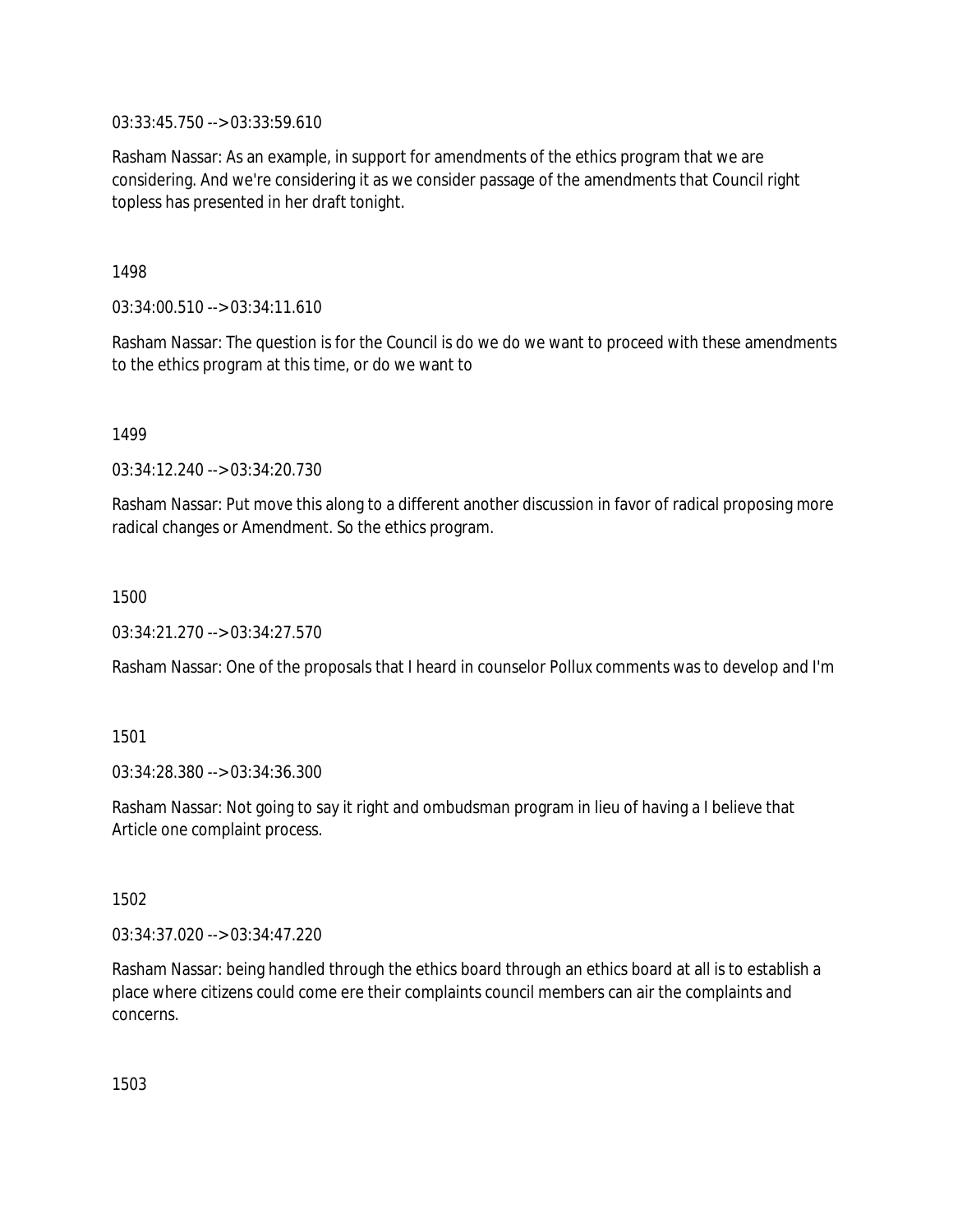03:33:45.750 --> 03:33:59.610

Rasham Nassar: As an example, in support for amendments of the ethics program that we are considering. And we're considering it as we consider passage of the amendments that Council right topless has presented in her draft tonight.

1498

03:34:00.510 --> 03:34:11.610

Rasham Nassar: The question is for the Council is do we do we want to proceed with these amendments to the ethics program at this time, or do we want to

1499

03:34:12.240 --> 03:34:20.730

Rasham Nassar: Put move this along to a different another discussion in favor of radical proposing more radical changes or Amendment. So the ethics program.

1500

03:34:21.270 --> 03:34:27.570

Rasham Nassar: One of the proposals that I heard in counselor Pollux comments was to develop and I'm

1501

03:34:28.380 --> 03:34:36.300

Rasham Nassar: Not going to say it right and ombudsman program in lieu of having a I believe that Article one complaint process.

1502

03:34:37.020 --> 03:34:47.220

Rasham Nassar: being handled through the ethics board through an ethics board at all is to establish a place where citizens could come ere their complaints council members can air the complaints and concerns.

1503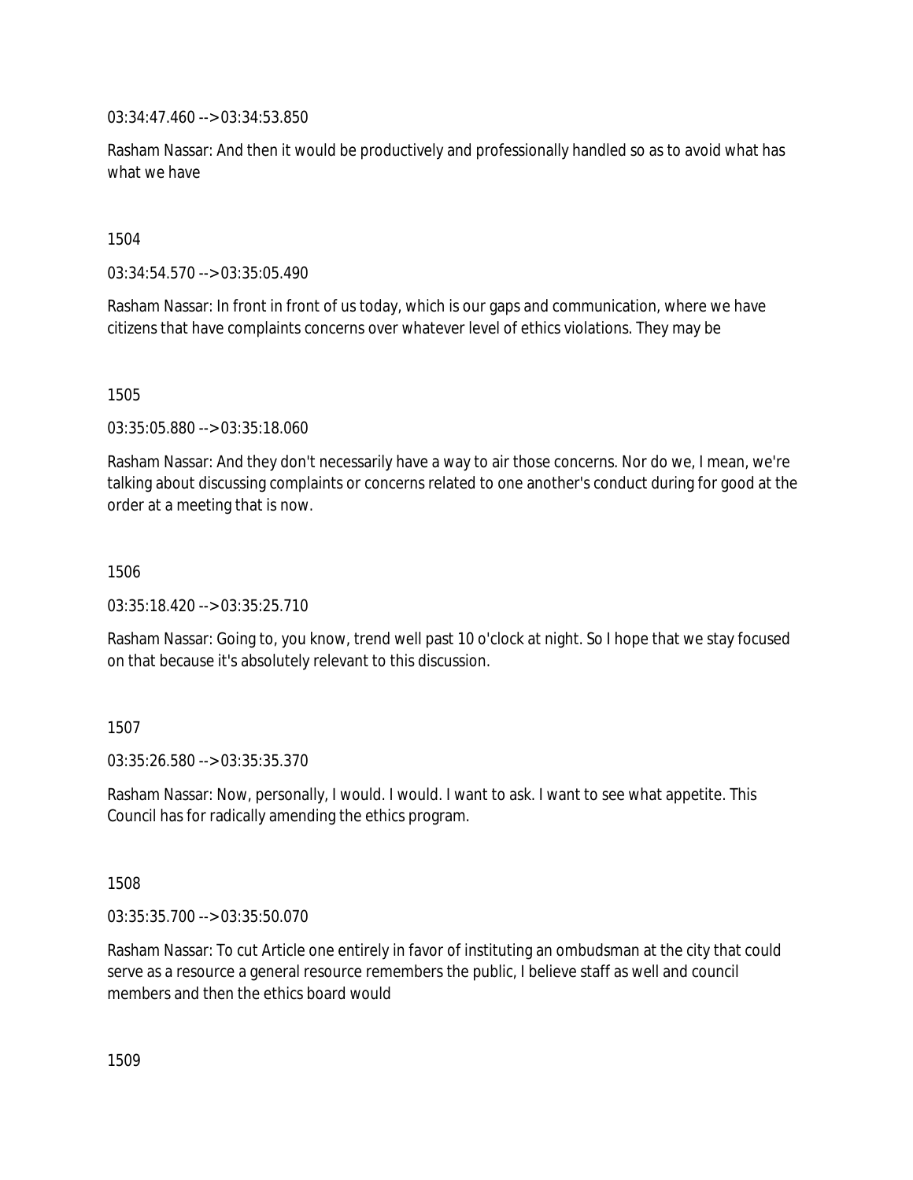03:34:47.460 --> 03:34:53.850

Rasham Nassar: And then it would be productively and professionally handled so as to avoid what has what we have

1504

03:34:54.570 --> 03:35:05.490

Rasham Nassar: In front in front of us today, which is our gaps and communication, where we have citizens that have complaints concerns over whatever level of ethics violations. They may be

1505

03:35:05.880 --> 03:35:18.060

Rasham Nassar: And they don't necessarily have a way to air those concerns. Nor do we, I mean, we're talking about discussing complaints or concerns related to one another's conduct during for good at the order at a meeting that is now.

1506

03:35:18.420 --> 03:35:25.710

Rasham Nassar: Going to, you know, trend well past 10 o'clock at night. So I hope that we stay focused on that because it's absolutely relevant to this discussion.

1507

03:35:26.580 --> 03:35:35.370

Rasham Nassar: Now, personally, I would. I would. I want to ask. I want to see what appetite. This Council has for radically amending the ethics program.

1508

03:35:35.700 --> 03:35:50.070

Rasham Nassar: To cut Article one entirely in favor of instituting an ombudsman at the city that could serve as a resource a general resource remembers the public, I believe staff as well and council members and then the ethics board would

1509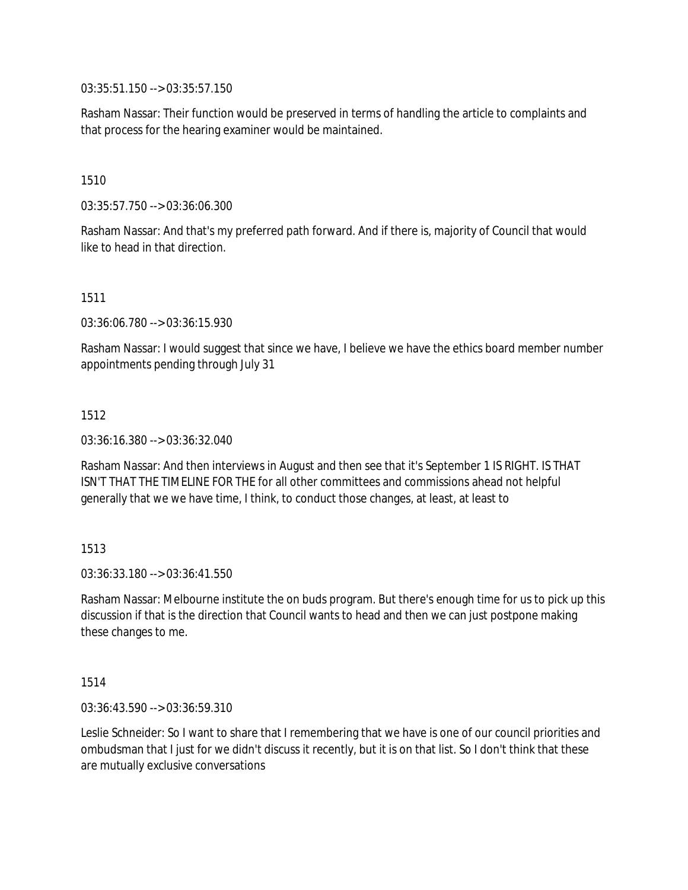03:35:51.150 --> 03:35:57.150

Rasham Nassar: Their function would be preserved in terms of handling the article to complaints and that process for the hearing examiner would be maintained.

1510

03:35:57.750 --> 03:36:06.300

Rasham Nassar: And that's my preferred path forward. And if there is, majority of Council that would like to head in that direction.

1511

03:36:06.780 --> 03:36:15.930

Rasham Nassar: I would suggest that since we have, I believe we have the ethics board member number appointments pending through July 31

1512

03:36:16.380 --> 03:36:32.040

Rasham Nassar: And then interviews in August and then see that it's September 1 IS RIGHT. IS THAT ISN'T THAT THE TIMELINE FOR THE for all other committees and commissions ahead not helpful generally that we we have time, I think, to conduct those changes, at least, at least to

1513

03:36:33.180 --> 03:36:41.550

Rasham Nassar: Melbourne institute the on buds program. But there's enough time for us to pick up this discussion if that is the direction that Council wants to head and then we can just postpone making these changes to me.

1514

03:36:43.590 --> 03:36:59.310

Leslie Schneider: So I want to share that I remembering that we have is one of our council priorities and ombudsman that I just for we didn't discuss it recently, but it is on that list. So I don't think that these are mutually exclusive conversations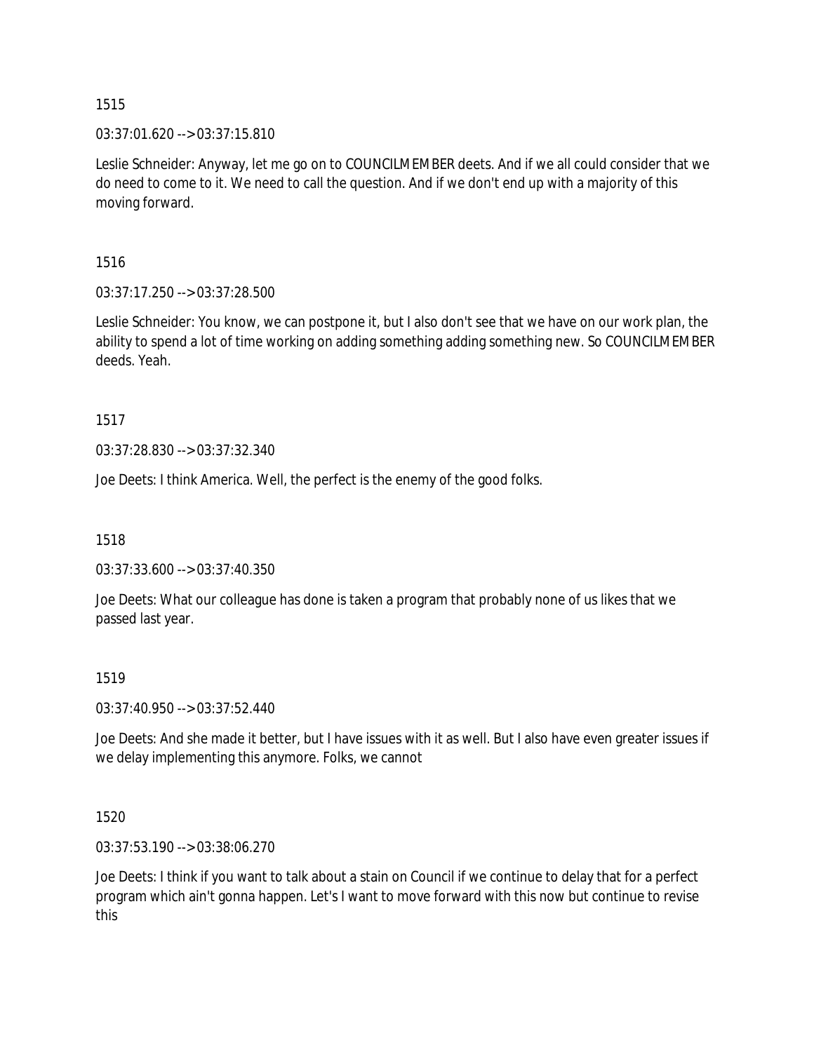1515

03:37:01.620 --> 03:37:15.810

Leslie Schneider: Anyway, let me go on to COUNCILMEMBER deets. And if we all could consider that we do need to come to it. We need to call the question. And if we don't end up with a majority of this moving forward.

1516

03:37:17.250 --> 03:37:28.500

Leslie Schneider: You know, we can postpone it, but I also don't see that we have on our work plan, the ability to spend a lot of time working on adding something adding something new. So COUNCILMEMBER deeds. Yeah.

1517

03:37:28.830 --> 03:37:32.340

Joe Deets: I think America. Well, the perfect is the enemy of the good folks.

1518

03:37:33.600 --> 03:37:40.350

Joe Deets: What our colleague has done is taken a program that probably none of us likes that we passed last year.

1519

03:37:40.950 --> 03:37:52.440

Joe Deets: And she made it better, but I have issues with it as well. But I also have even greater issues if we delay implementing this anymore. Folks, we cannot

1520

03:37:53.190 --> 03:38:06.270

Joe Deets: I think if you want to talk about a stain on Council if we continue to delay that for a perfect program which ain't gonna happen. Let's I want to move forward with this now but continue to revise this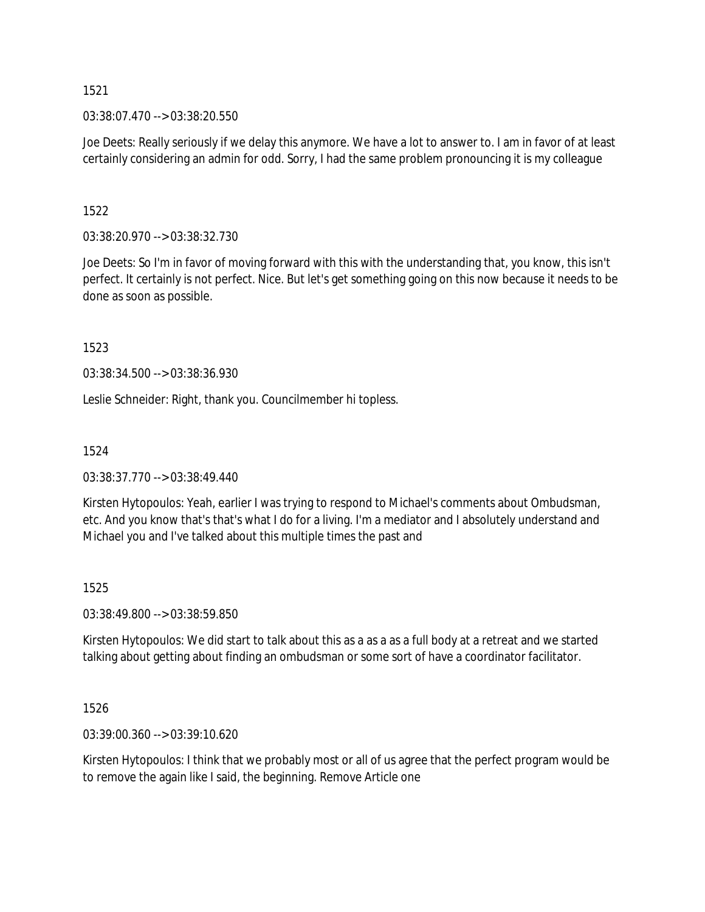1521

03:38:07.470 --> 03:38:20.550

Joe Deets: Really seriously if we delay this anymore. We have a lot to answer to. I am in favor of at least certainly considering an admin for odd. Sorry, I had the same problem pronouncing it is my colleague

1522

03:38:20.970 --> 03:38:32.730

Joe Deets: So I'm in favor of moving forward with this with the understanding that, you know, this isn't perfect. It certainly is not perfect. Nice. But let's get something going on this now because it needs to be done as soon as possible.

1523

03:38:34.500 --> 03:38:36.930

Leslie Schneider: Right, thank you. Councilmember hi topless.

1524

03:38:37.770 --> 03:38:49.440

Kirsten Hytopoulos: Yeah, earlier I was trying to respond to Michael's comments about Ombudsman, etc. And you know that's that's what I do for a living. I'm a mediator and I absolutely understand and Michael you and I've talked about this multiple times the past and

1525

03:38:49.800 --> 03:38:59.850

Kirsten Hytopoulos: We did start to talk about this as a as a as a full body at a retreat and we started talking about getting about finding an ombudsman or some sort of have a coordinator facilitator.

1526

03:39:00.360 --> 03:39:10.620

Kirsten Hytopoulos: I think that we probably most or all of us agree that the perfect program would be to remove the again like I said, the beginning. Remove Article one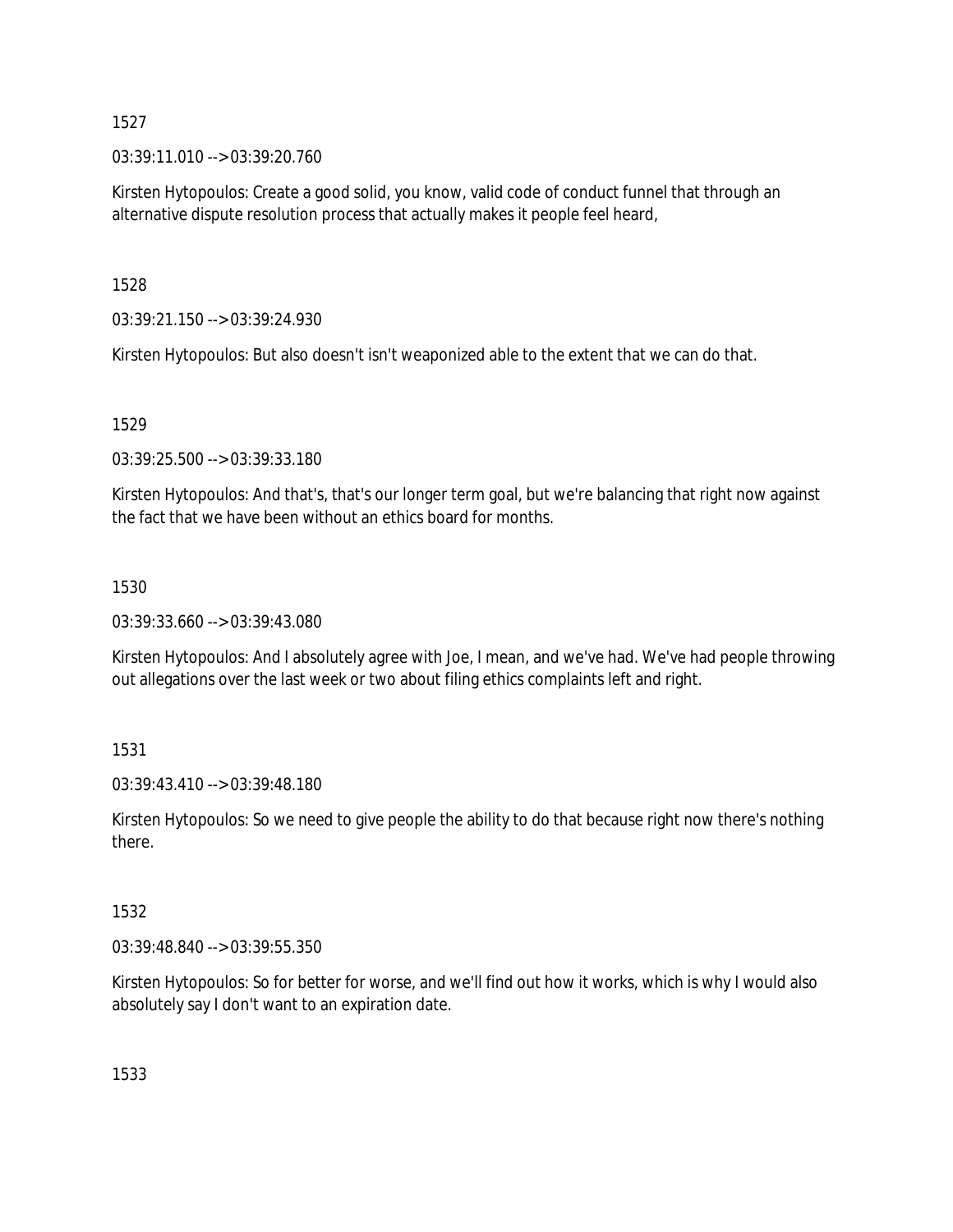1527

03:39:11.010 --> 03:39:20.760

Kirsten Hytopoulos: Create a good solid, you know, valid code of conduct funnel that through an alternative dispute resolution process that actually makes it people feel heard,

1528

03:39:21.150 --> 03:39:24.930

Kirsten Hytopoulos: But also doesn't isn't weaponized able to the extent that we can do that.

1529

03:39:25.500 --> 03:39:33.180

Kirsten Hytopoulos: And that's, that's our longer term goal, but we're balancing that right now against the fact that we have been without an ethics board for months.

1530

03:39:33.660 --> 03:39:43.080

Kirsten Hytopoulos: And I absolutely agree with Joe, I mean, and we've had. We've had people throwing out allegations over the last week or two about filing ethics complaints left and right.

1531

03:39:43.410 --> 03:39:48.180

Kirsten Hytopoulos: So we need to give people the ability to do that because right now there's nothing there.

1532

03:39:48.840 --> 03:39:55.350

Kirsten Hytopoulos: So for better for worse, and we'll find out how it works, which is why I would also absolutely say I don't want to an expiration date.

1533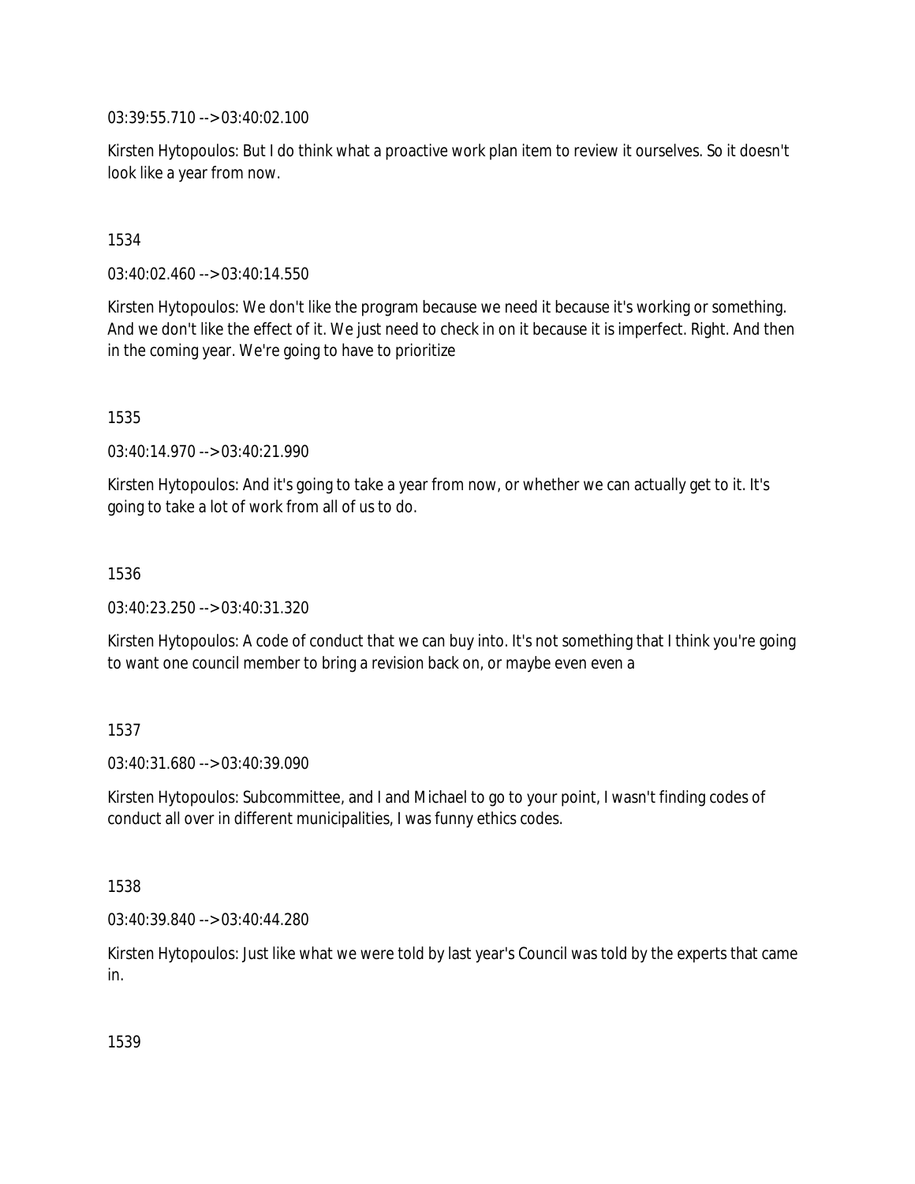03:39:55.710 --> 03:40:02.100

Kirsten Hytopoulos: But I do think what a proactive work plan item to review it ourselves. So it doesn't look like a year from now.

1534

03:40:02.460 --> 03:40:14.550

Kirsten Hytopoulos: We don't like the program because we need it because it's working or something. And we don't like the effect of it. We just need to check in on it because it is imperfect. Right. And then in the coming year. We're going to have to prioritize

1535

03:40:14.970 --> 03:40:21.990

Kirsten Hytopoulos: And it's going to take a year from now, or whether we can actually get to it. It's going to take a lot of work from all of us to do.

1536

03:40:23.250 --> 03:40:31.320

Kirsten Hytopoulos: A code of conduct that we can buy into. It's not something that I think you're going to want one council member to bring a revision back on, or maybe even even a

1537

03:40:31.680 --> 03:40:39.090

Kirsten Hytopoulos: Subcommittee, and I and Michael to go to your point, I wasn't finding codes of conduct all over in different municipalities, I was funny ethics codes.

1538

03:40:39.840 --> 03:40:44.280

Kirsten Hytopoulos: Just like what we were told by last year's Council was told by the experts that came in.

1539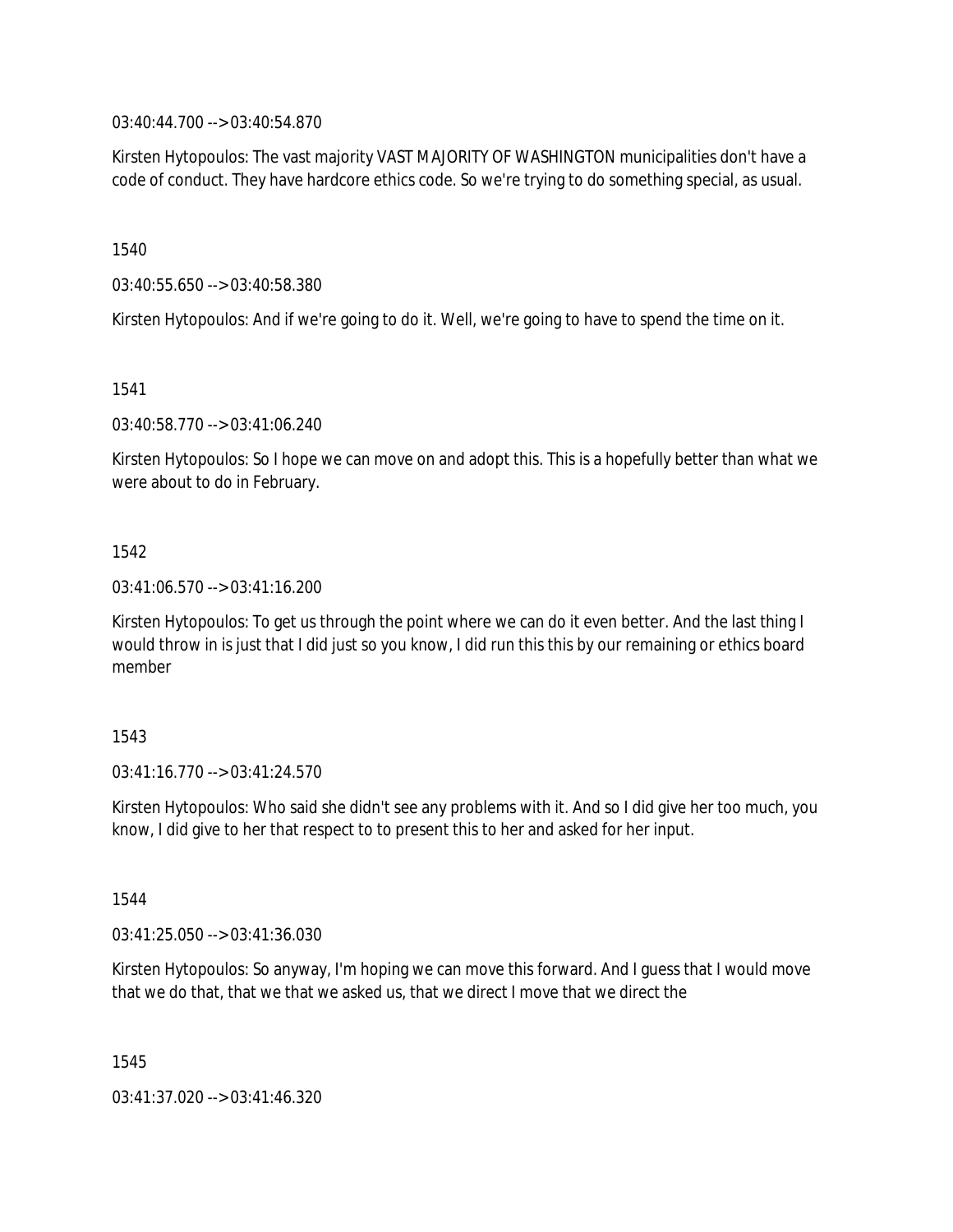03:40:44.700 --> 03:40:54.870

Kirsten Hytopoulos: The vast majority VAST MAJORITY OF WASHINGTON municipalities don't have a code of conduct. They have hardcore ethics code. So we're trying to do something special, as usual.

1540

03:40:55.650 --> 03:40:58.380

Kirsten Hytopoulos: And if we're going to do it. Well, we're going to have to spend the time on it.

1541

03:40:58.770 --> 03:41:06.240

Kirsten Hytopoulos: So I hope we can move on and adopt this. This is a hopefully better than what we were about to do in February.

1542

03:41:06.570 --> 03:41:16.200

Kirsten Hytopoulos: To get us through the point where we can do it even better. And the last thing I would throw in is just that I did just so you know, I did run this this by our remaining or ethics board member

1543

03:41:16.770 --> 03:41:24.570

Kirsten Hytopoulos: Who said she didn't see any problems with it. And so I did give her too much, you know, I did give to her that respect to to present this to her and asked for her input.

1544

03:41:25.050 --> 03:41:36.030

Kirsten Hytopoulos: So anyway, I'm hoping we can move this forward. And I guess that I would move that we do that, that we that we asked us, that we direct I move that we direct the

1545

03:41:37.020 --> 03:41:46.320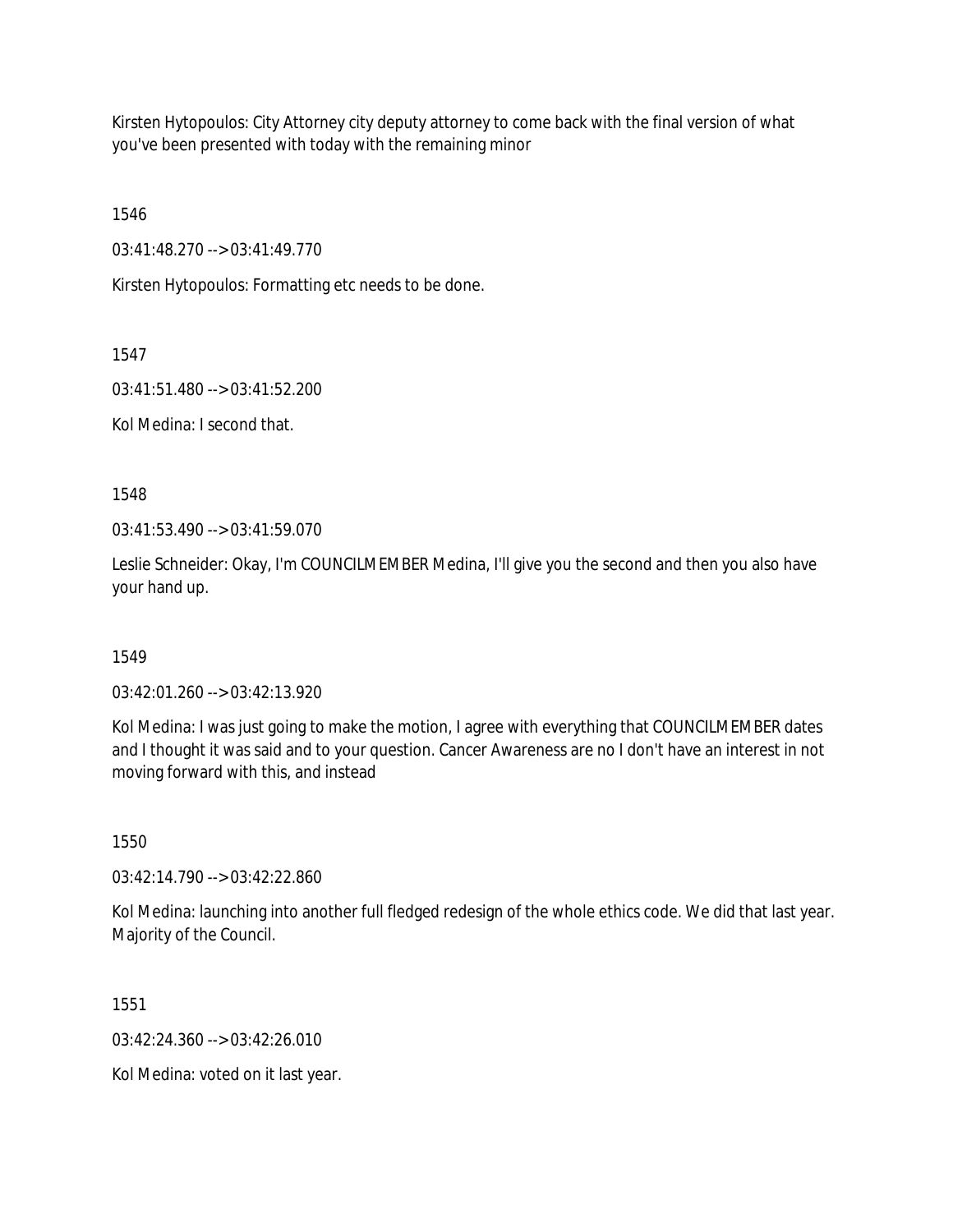Kirsten Hytopoulos: City Attorney city deputy attorney to come back with the final version of what you've been presented with today with the remaining minor

1546

03:41:48.270 --> 03:41:49.770

Kirsten Hytopoulos: Formatting etc needs to be done.

1547

03:41:51.480 --> 03:41:52.200

Kol Medina: I second that.

1548

03:41:53.490 --> 03:41:59.070

Leslie Schneider: Okay, I'm COUNCILMEMBER Medina, I'll give you the second and then you also have your hand up.

1549

03:42:01.260 --> 03:42:13.920

Kol Medina: I was just going to make the motion, I agree with everything that COUNCILMEMBER dates and I thought it was said and to your question. Cancer Awareness are no I don't have an interest in not moving forward with this, and instead

1550

03:42:14.790 --> 03:42:22.860

Kol Medina: launching into another full fledged redesign of the whole ethics code. We did that last year. Majority of the Council.

1551

03:42:24.360 --> 03:42:26.010

Kol Medina: voted on it last year.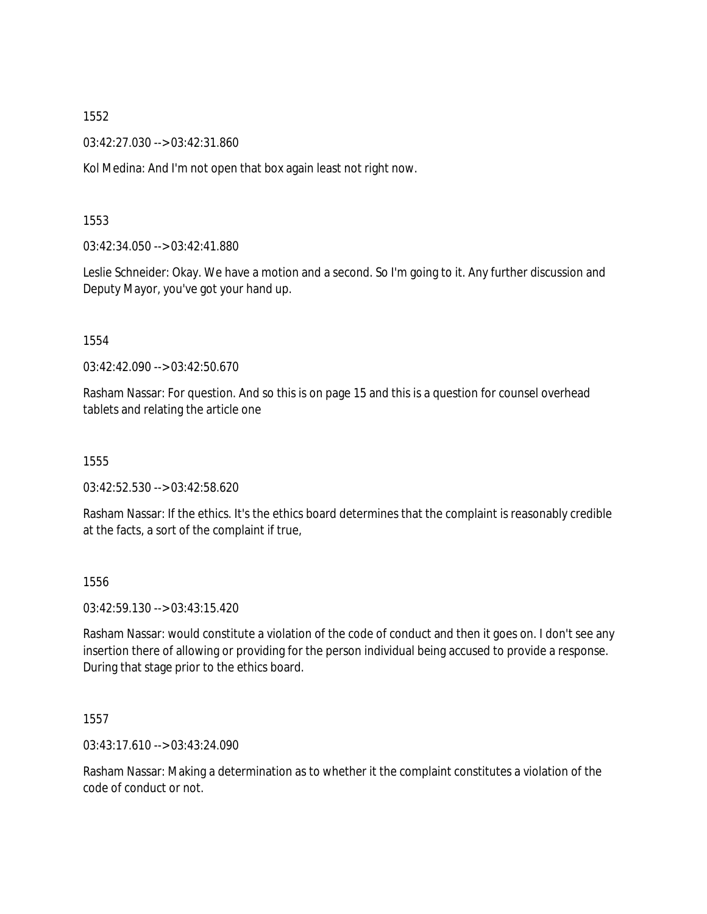1552

03:42:27.030 --> 03:42:31.860

Kol Medina: And I'm not open that box again least not right now.

1553

03:42:34.050 --> 03:42:41.880

Leslie Schneider: Okay. We have a motion and a second. So I'm going to it. Any further discussion and Deputy Mayor, you've got your hand up.

1554

03:42:42.090 --> 03:42:50.670

Rasham Nassar: For question. And so this is on page 15 and this is a question for counsel overhead tablets and relating the article one

1555

03:42:52.530 --> 03:42:58.620

Rasham Nassar: If the ethics. It's the ethics board determines that the complaint is reasonably credible at the facts, a sort of the complaint if true,

1556

03:42:59.130 --> 03:43:15.420

Rasham Nassar: would constitute a violation of the code of conduct and then it goes on. I don't see any insertion there of allowing or providing for the person individual being accused to provide a response. During that stage prior to the ethics board.

1557

03:43:17.610 --> 03:43:24.090

Rasham Nassar: Making a determination as to whether it the complaint constitutes a violation of the code of conduct or not.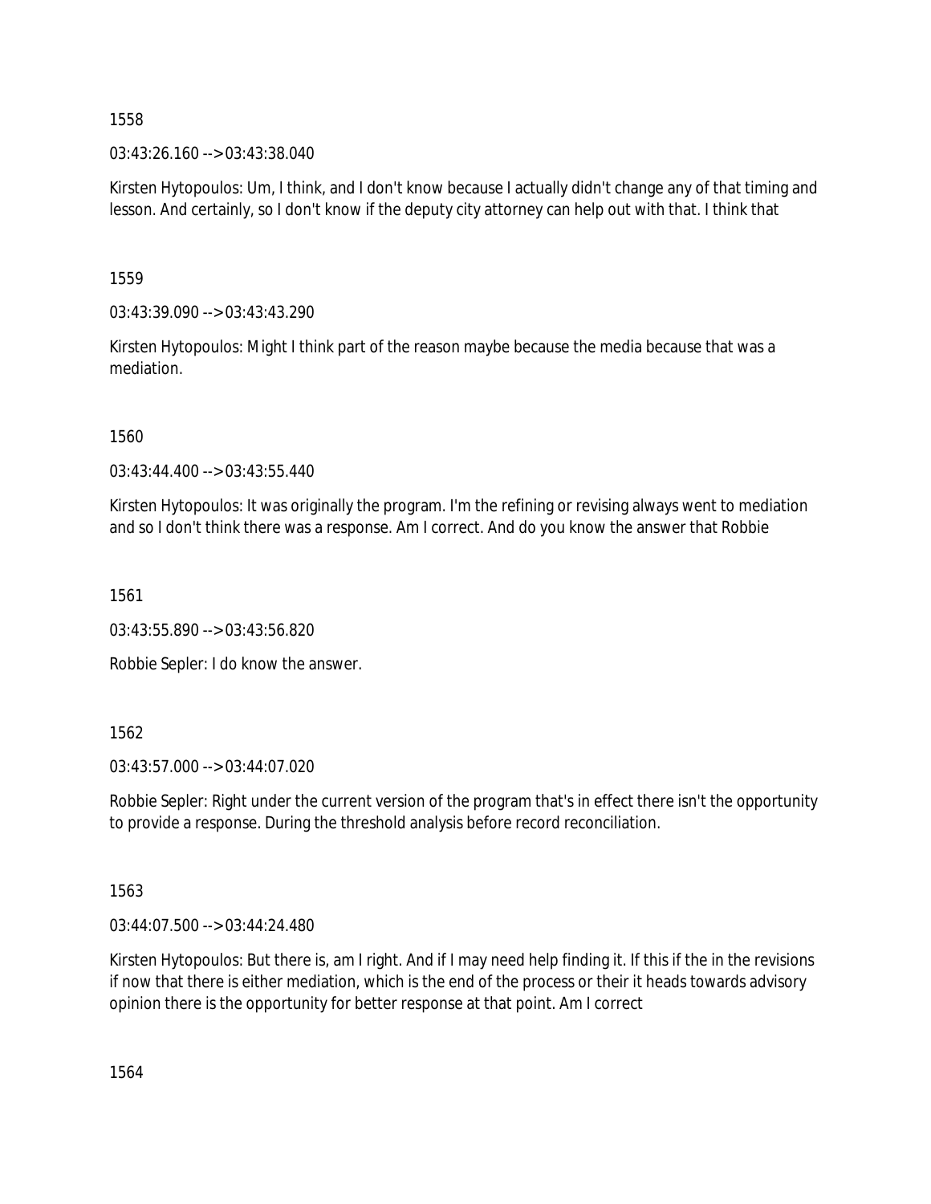1558

03:43:26.160 --> 03:43:38.040

Kirsten Hytopoulos: Um, I think, and I don't know because I actually didn't change any of that timing and lesson. And certainly, so I don't know if the deputy city attorney can help out with that. I think that

1559

03:43:39.090 --> 03:43:43.290

Kirsten Hytopoulos: Might I think part of the reason maybe because the media because that was a mediation.

1560

03:43:44.400 --> 03:43:55.440

Kirsten Hytopoulos: It was originally the program. I'm the refining or revising always went to mediation and so I don't think there was a response. Am I correct. And do you know the answer that Robbie

1561

03:43:55.890 --> 03:43:56.820

Robbie Sepler: I do know the answer.

1562

03:43:57.000 --> 03:44:07.020

Robbie Sepler: Right under the current version of the program that's in effect there isn't the opportunity to provide a response. During the threshold analysis before record reconciliation.

1563

03:44:07.500 --> 03:44:24.480

Kirsten Hytopoulos: But there is, am I right. And if I may need help finding it. If this if the in the revisions if now that there is either mediation, which is the end of the process or their it heads towards advisory opinion there is the opportunity for better response at that point. Am I correct

1564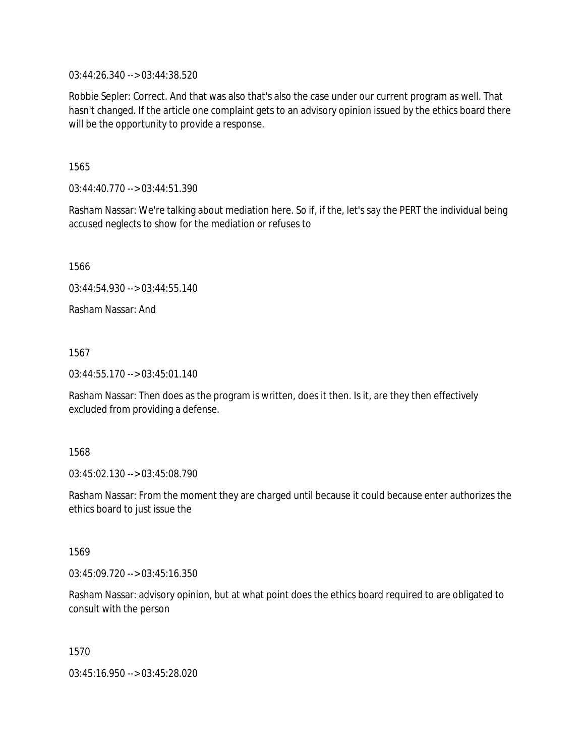03:44:26.340 --> 03:44:38.520

Robbie Sepler: Correct. And that was also that's also the case under our current program as well. That hasn't changed. If the article one complaint gets to an advisory opinion issued by the ethics board there will be the opportunity to provide a response.

1565

03:44:40.770 --> 03:44:51.390

Rasham Nassar: We're talking about mediation here. So if, if the, let's say the PERT the individual being accused neglects to show for the mediation or refuses to

1566

03:44:54.930 --> 03:44:55.140

Rasham Nassar: And

1567

03:44:55.170 --> 03:45:01.140

Rasham Nassar: Then does as the program is written, does it then. Is it, are they then effectively excluded from providing a defense.

1568

03:45:02.130 --> 03:45:08.790

Rasham Nassar: From the moment they are charged until because it could because enter authorizes the ethics board to just issue the

1569

03:45:09.720 --> 03:45:16.350

Rasham Nassar: advisory opinion, but at what point does the ethics board required to are obligated to consult with the person

1570

03:45:16.950 --> 03:45:28.020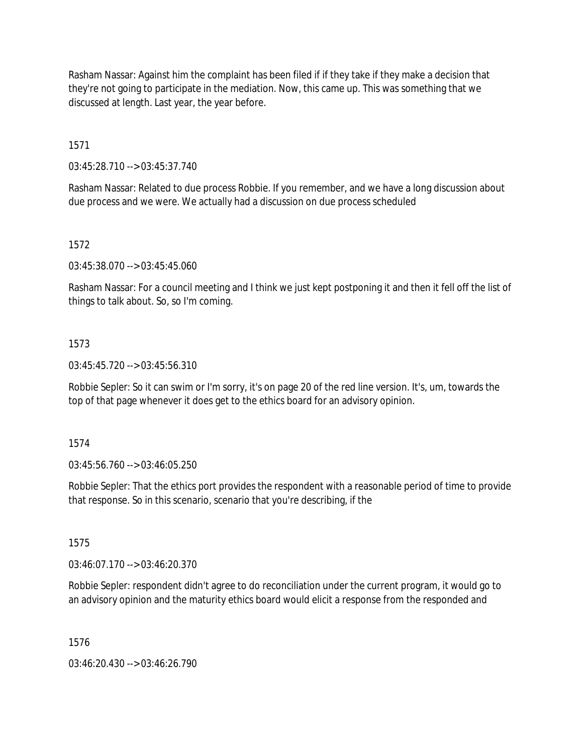Rasham Nassar: Against him the complaint has been filed if if they take if they make a decision that they're not going to participate in the mediation. Now, this came up. This was something that we discussed at length. Last year, the year before.

1571

03:45:28.710 --> 03:45:37.740

Rasham Nassar: Related to due process Robbie. If you remember, and we have a long discussion about due process and we were. We actually had a discussion on due process scheduled

1572

03:45:38.070 --> 03:45:45.060

Rasham Nassar: For a council meeting and I think we just kept postponing it and then it fell off the list of things to talk about. So, so I'm coming.

1573

03:45:45.720 --> 03:45:56.310

Robbie Sepler: So it can swim or I'm sorry, it's on page 20 of the red line version. It's, um, towards the top of that page whenever it does get to the ethics board for an advisory opinion.

1574

03:45:56.760 --> 03:46:05.250

Robbie Sepler: That the ethics port provides the respondent with a reasonable period of time to provide that response. So in this scenario, scenario that you're describing, if the

1575

03:46:07.170 --> 03:46:20.370

Robbie Sepler: respondent didn't agree to do reconciliation under the current program, it would go to an advisory opinion and the maturity ethics board would elicit a response from the responded and

1576

03:46:20.430 --> 03:46:26.790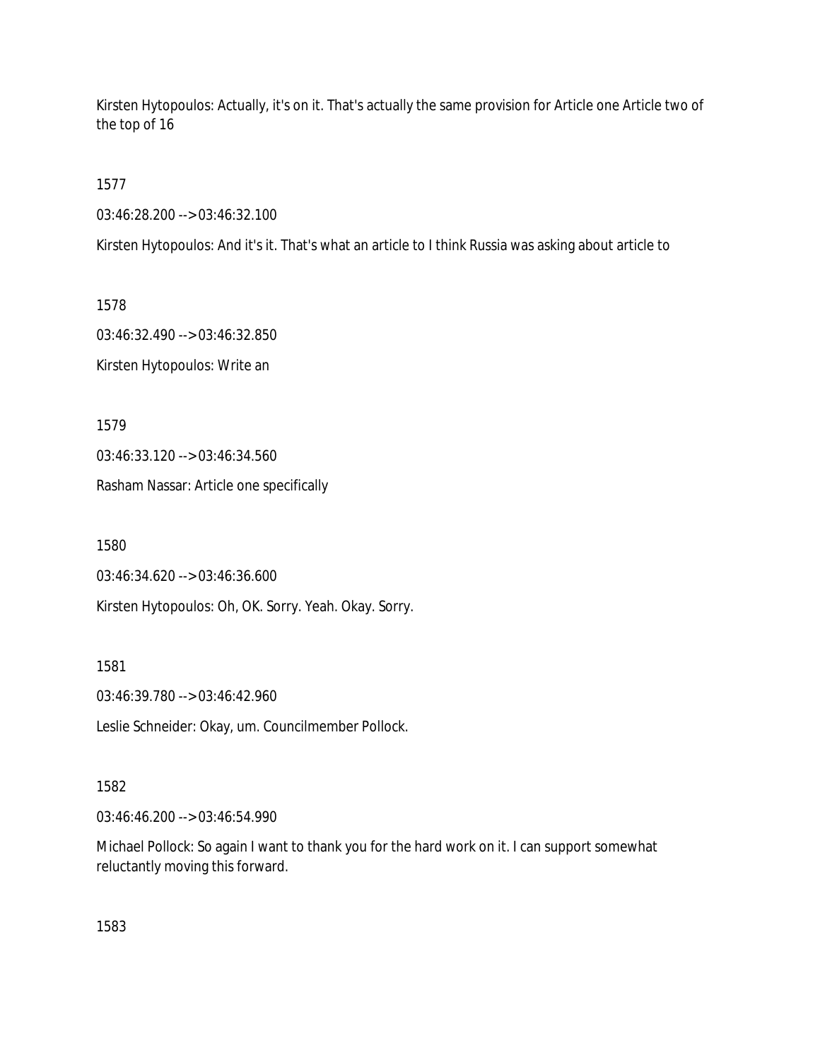Kirsten Hytopoulos: Actually, it's on it. That's actually the same provision for Article one Article two of the top of 16

1577

03:46:28.200 --> 03:46:32.100

Kirsten Hytopoulos: And it's it. That's what an article to I think Russia was asking about article to

1578

03:46:32.490 --> 03:46:32.850

Kirsten Hytopoulos: Write an

1579

03:46:33.120 --> 03:46:34.560

Rasham Nassar: Article one specifically

1580

03:46:34.620 --> 03:46:36.600

Kirsten Hytopoulos: Oh, OK. Sorry. Yeah. Okay. Sorry.

1581

03:46:39.780 --> 03:46:42.960

Leslie Schneider: Okay, um. Councilmember Pollock.

1582

03:46:46.200 --> 03:46:54.990

Michael Pollock: So again I want to thank you for the hard work on it. I can support somewhat reluctantly moving this forward.

1583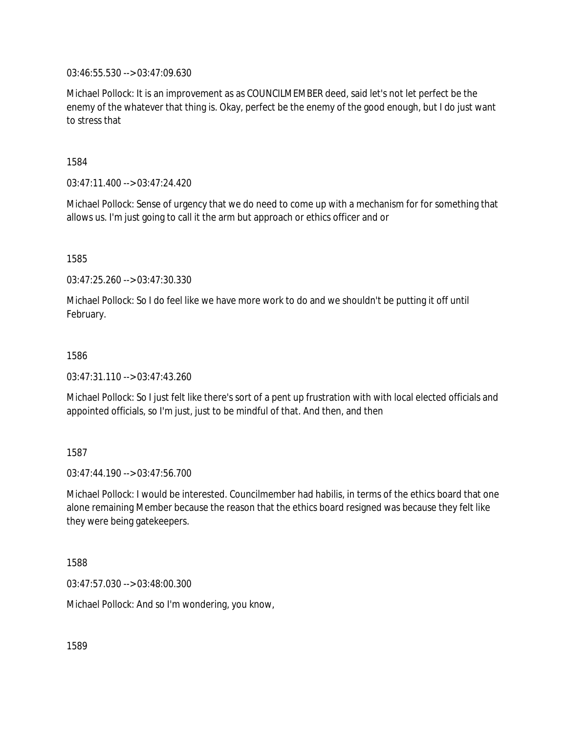03:46:55.530 --> 03:47:09.630

Michael Pollock: It is an improvement as as COUNCILMEMBER deed, said let's not let perfect be the enemy of the whatever that thing is. Okay, perfect be the enemy of the good enough, but I do just want to stress that

1584

03:47:11.400 --> 03:47:24.420

Michael Pollock: Sense of urgency that we do need to come up with a mechanism for for something that allows us. I'm just going to call it the arm but approach or ethics officer and or

1585

03:47:25.260 --> 03:47:30.330

Michael Pollock: So I do feel like we have more work to do and we shouldn't be putting it off until February.

1586

03:47:31.110 --> 03:47:43.260

Michael Pollock: So I just felt like there's sort of a pent up frustration with with local elected officials and appointed officials, so I'm just, just to be mindful of that. And then, and then

1587

03:47:44.190 --> 03:47:56.700

Michael Pollock: I would be interested. Councilmember had habilis, in terms of the ethics board that one alone remaining Member because the reason that the ethics board resigned was because they felt like they were being gatekeepers.

1588

03:47:57.030 --> 03:48:00.300

Michael Pollock: And so I'm wondering, you know,

1589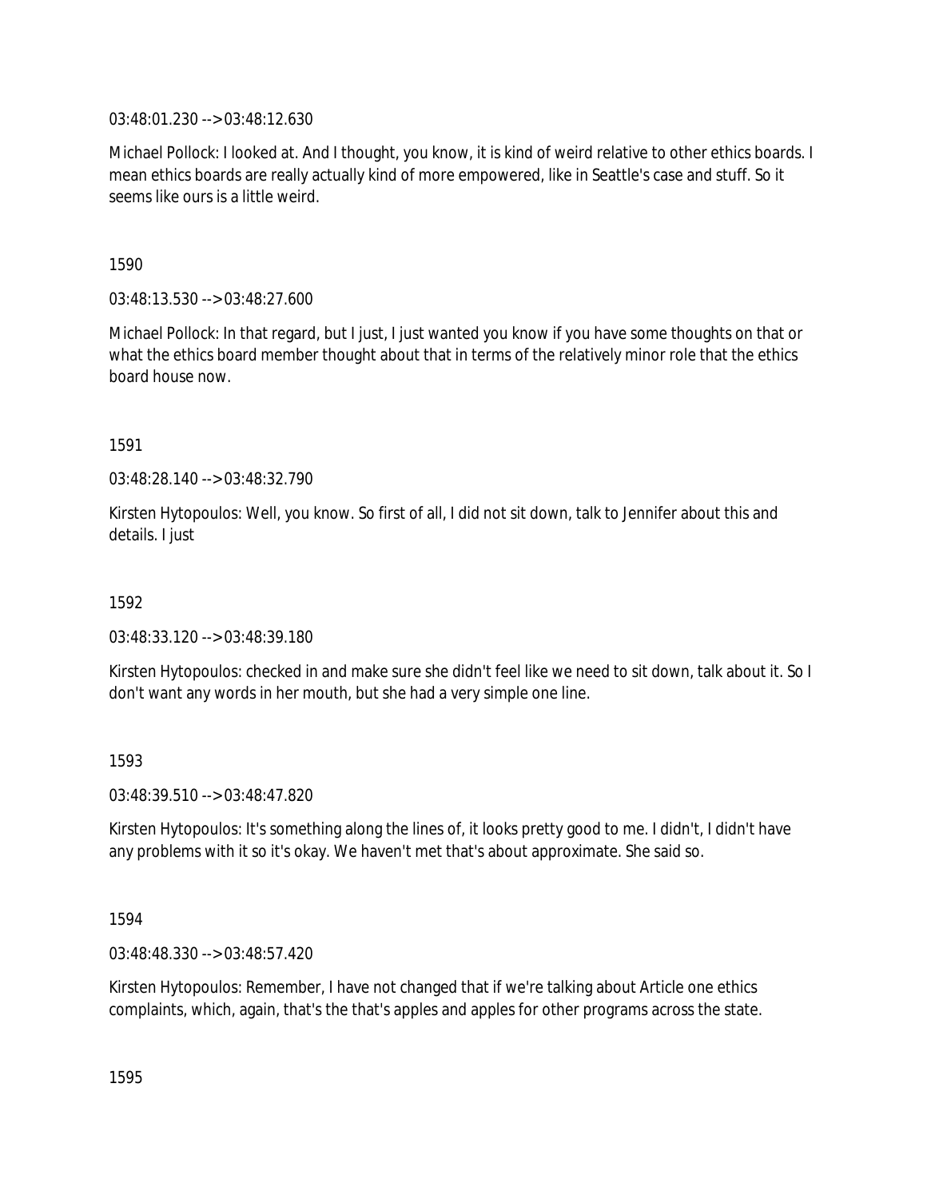03:48:01.230 --> 03:48:12.630

Michael Pollock: I looked at. And I thought, you know, it is kind of weird relative to other ethics boards. I mean ethics boards are really actually kind of more empowered, like in Seattle's case and stuff. So it seems like ours is a little weird.

1590

03:48:13.530 --> 03:48:27.600

Michael Pollock: In that regard, but I just, I just wanted you know if you have some thoughts on that or what the ethics board member thought about that in terms of the relatively minor role that the ethics board house now.

1591

03:48:28.140 --> 03:48:32.790

Kirsten Hytopoulos: Well, you know. So first of all, I did not sit down, talk to Jennifer about this and details. I just

1592

03:48:33.120 --> 03:48:39.180

Kirsten Hytopoulos: checked in and make sure she didn't feel like we need to sit down, talk about it. So I don't want any words in her mouth, but she had a very simple one line.

1593

03:48:39.510 --> 03:48:47.820

Kirsten Hytopoulos: It's something along the lines of, it looks pretty good to me. I didn't, I didn't have any problems with it so it's okay. We haven't met that's about approximate. She said so.

1594

03:48:48.330 --> 03:48:57.420

Kirsten Hytopoulos: Remember, I have not changed that if we're talking about Article one ethics complaints, which, again, that's the that's apples and apples for other programs across the state.

1595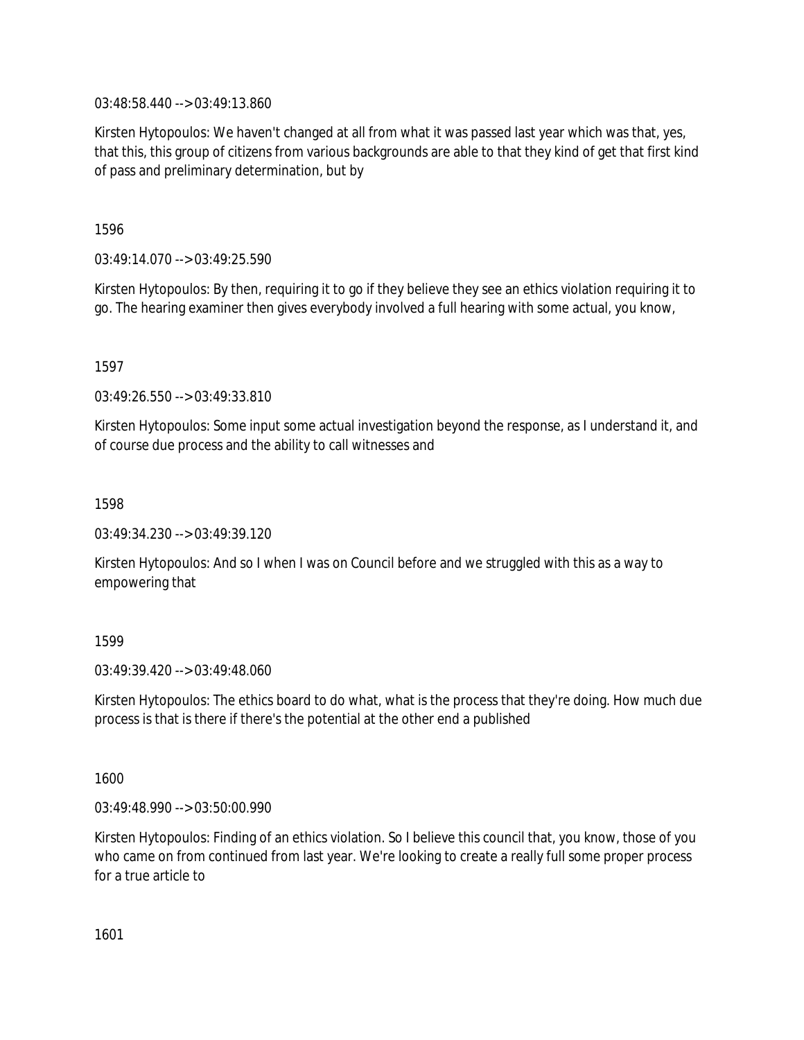03:48:58.440 --> 03:49:13.860

Kirsten Hytopoulos: We haven't changed at all from what it was passed last year which was that, yes, that this, this group of citizens from various backgrounds are able to that they kind of get that first kind of pass and preliminary determination, but by

1596

03:49:14.070 --> 03:49:25.590

Kirsten Hytopoulos: By then, requiring it to go if they believe they see an ethics violation requiring it to go. The hearing examiner then gives everybody involved a full hearing with some actual, you know,

1597

03:49:26.550 --> 03:49:33.810

Kirsten Hytopoulos: Some input some actual investigation beyond the response, as I understand it, and of course due process and the ability to call witnesses and

1598

03:49:34.230 --> 03:49:39.120

Kirsten Hytopoulos: And so I when I was on Council before and we struggled with this as a way to empowering that

1599

03:49:39.420 --> 03:49:48.060

Kirsten Hytopoulos: The ethics board to do what, what is the process that they're doing. How much due process is that is there if there's the potential at the other end a published

1600

03:49:48.990 --> 03:50:00.990

Kirsten Hytopoulos: Finding of an ethics violation. So I believe this council that, you know, those of you who came on from continued from last year. We're looking to create a really full some proper process for a true article to

1601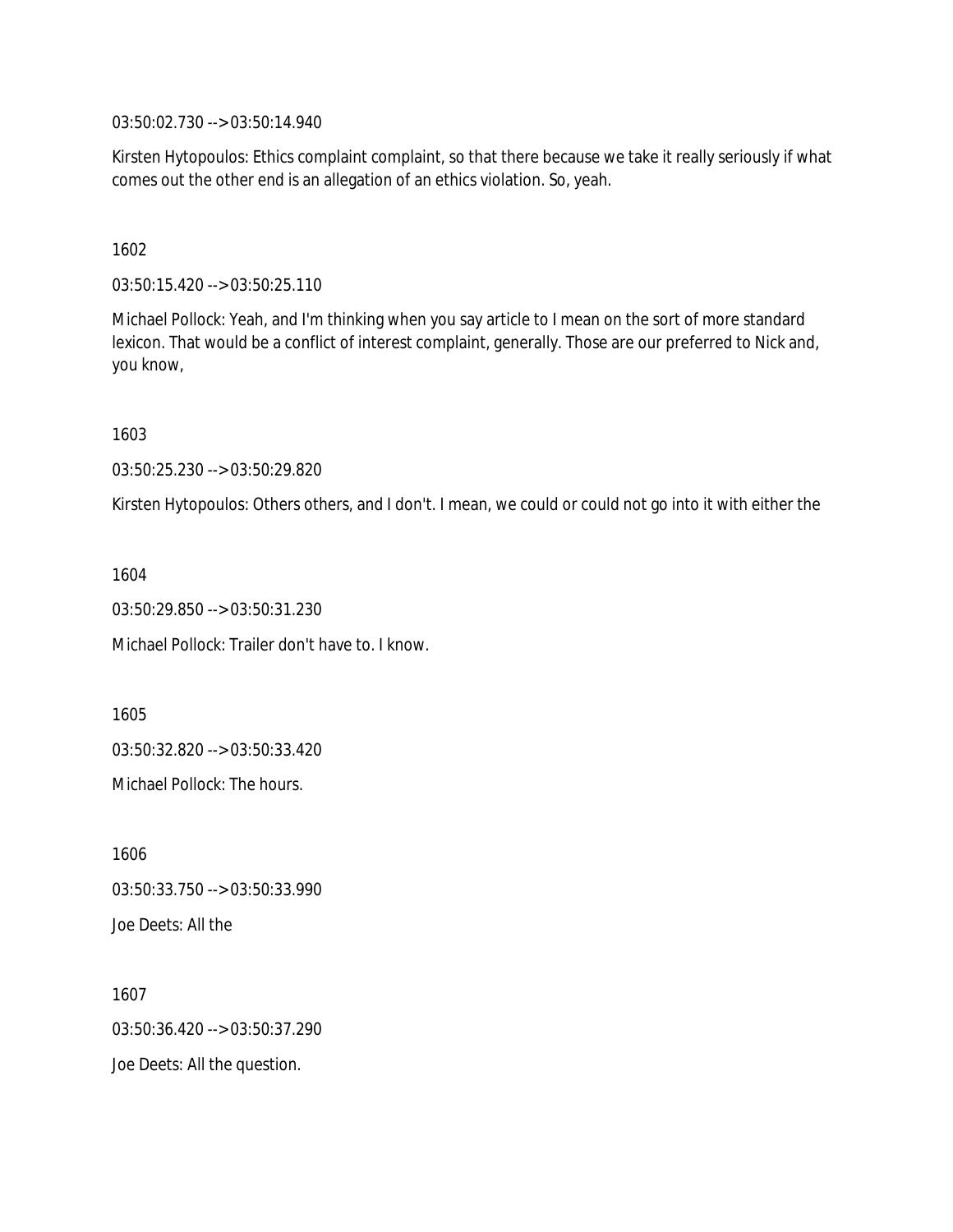03:50:02.730 --> 03:50:14.940

Kirsten Hytopoulos: Ethics complaint complaint, so that there because we take it really seriously if what comes out the other end is an allegation of an ethics violation. So, yeah.

1602

03:50:15.420 --> 03:50:25.110

Michael Pollock: Yeah, and I'm thinking when you say article to I mean on the sort of more standard lexicon. That would be a conflict of interest complaint, generally. Those are our preferred to Nick and, you know,

1603

03:50:25.230 --> 03:50:29.820

Kirsten Hytopoulos: Others others, and I don't. I mean, we could or could not go into it with either the

1604

03:50:29.850 --> 03:50:31.230

Michael Pollock: Trailer don't have to. I know.

1605

03:50:32.820 --> 03:50:33.420

Michael Pollock: The hours.

1606

03:50:33.750 --> 03:50:33.990

Joe Deets: All the

1607

03:50:36.420 --> 03:50:37.290

Joe Deets: All the question.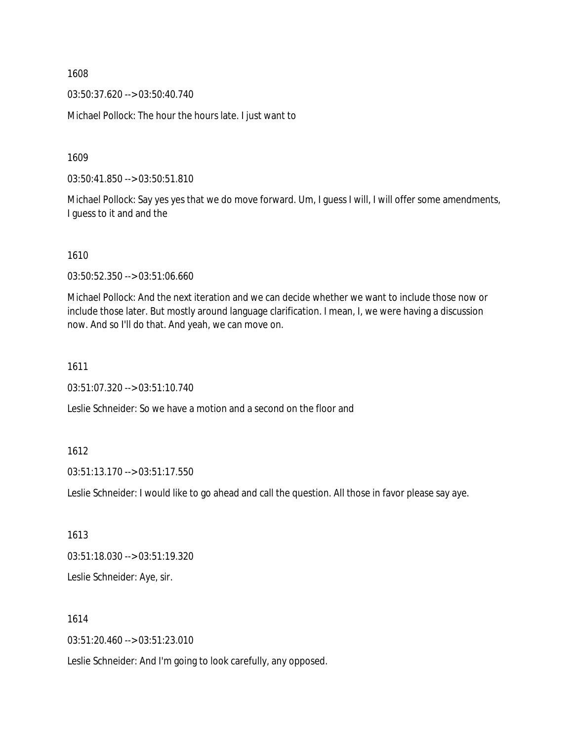1608

03:50:37.620 --> 03:50:40.740

Michael Pollock: The hour the hours late. I just want to

1609

03:50:41.850 --> 03:50:51.810

Michael Pollock: Say yes yes that we do move forward. Um, I guess I will, I will offer some amendments, I guess to it and and the

1610

03:50:52.350 --> 03:51:06.660

Michael Pollock: And the next iteration and we can decide whether we want to include those now or include those later. But mostly around language clarification. I mean, I, we were having a discussion now. And so I'll do that. And yeah, we can move on.

1611

03:51:07.320 --> 03:51:10.740

Leslie Schneider: So we have a motion and a second on the floor and

1612

03:51:13.170 --> 03:51:17.550

Leslie Schneider: I would like to go ahead and call the question. All those in favor please say aye.

1613

03:51:18.030 --> 03:51:19.320

Leslie Schneider: Aye, sir.

1614

03:51:20.460 --> 03:51:23.010

Leslie Schneider: And I'm going to look carefully, any opposed.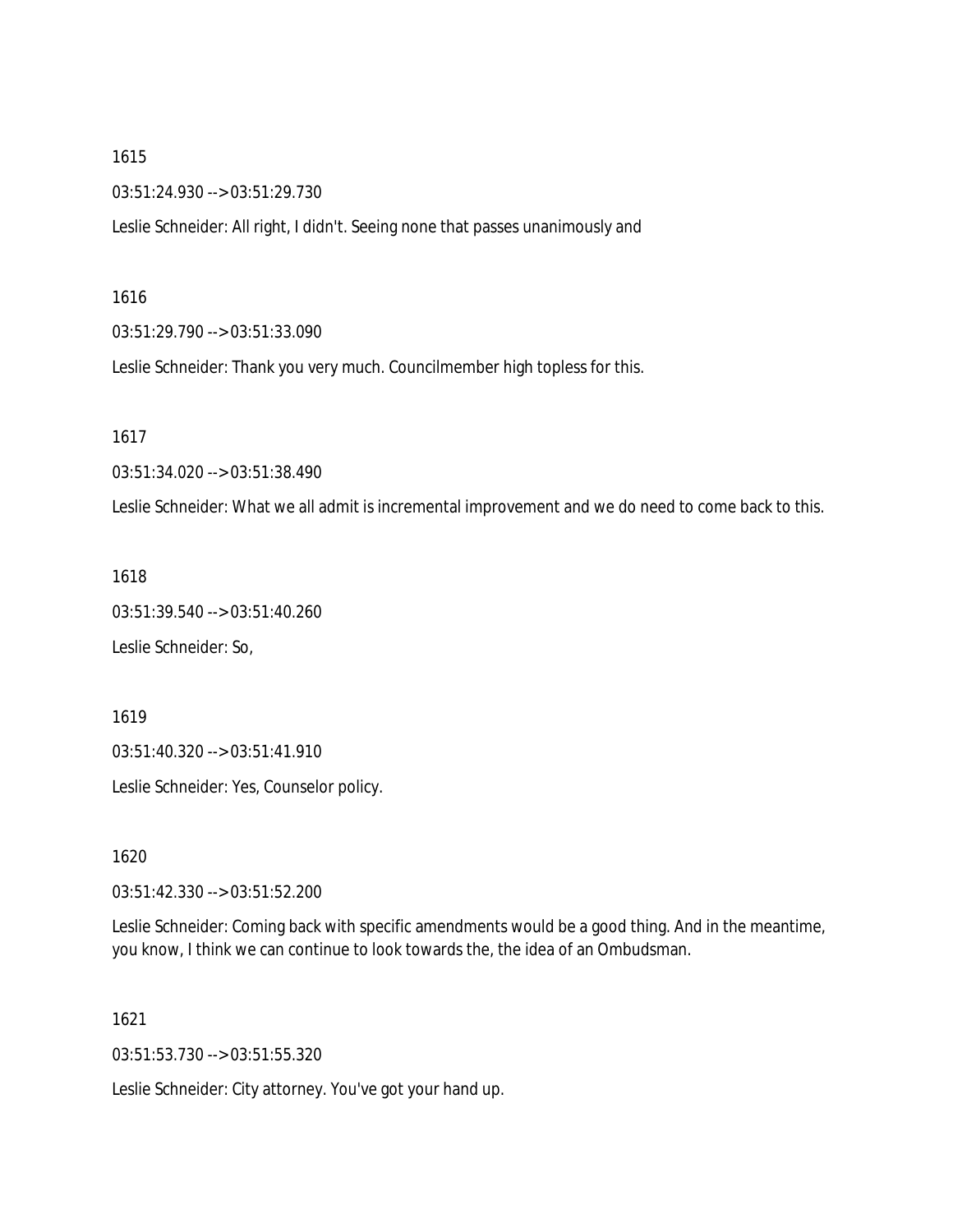1615

03:51:24.930 --> 03:51:29.730

Leslie Schneider: All right, I didn't. Seeing none that passes unanimously and

1616

03:51:29.790 --> 03:51:33.090

Leslie Schneider: Thank you very much. Councilmember high topless for this.

1617

03:51:34.020 --> 03:51:38.490

Leslie Schneider: What we all admit is incremental improvement and we do need to come back to this.

1618

03:51:39.540 --> 03:51:40.260

Leslie Schneider: So,

1619

03:51:40.320 --> 03:51:41.910

Leslie Schneider: Yes, Counselor policy.

1620

03:51:42.330 --> 03:51:52.200

Leslie Schneider: Coming back with specific amendments would be a good thing. And in the meantime, you know, I think we can continue to look towards the, the idea of an Ombudsman.

1621

03:51:53.730 --> 03:51:55.320

Leslie Schneider: City attorney. You've got your hand up.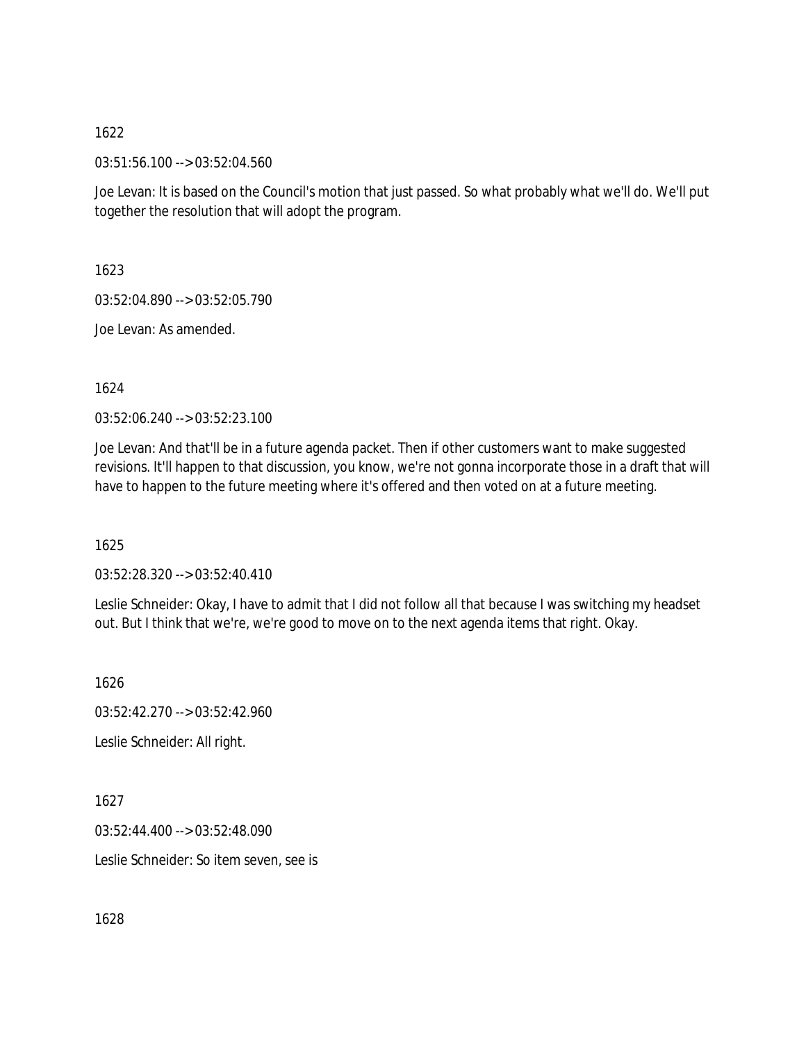1622

03:51:56.100 --> 03:52:04.560

Joe Levan: It is based on the Council's motion that just passed. So what probably what we'll do. We'll put together the resolution that will adopt the program.

1623

03:52:04.890 --> 03:52:05.790

Joe Levan: As amended.

1624

03:52:06.240 --> 03:52:23.100

Joe Levan: And that'll be in a future agenda packet. Then if other customers want to make suggested revisions. It'll happen to that discussion, you know, we're not gonna incorporate those in a draft that will have to happen to the future meeting where it's offered and then voted on at a future meeting.

1625

03:52:28.320 --> 03:52:40.410

Leslie Schneider: Okay, I have to admit that I did not follow all that because I was switching my headset out. But I think that we're, we're good to move on to the next agenda items that right. Okay.

1626

03:52:42.270 --> 03:52:42.960

Leslie Schneider: All right.

1627

03:52:44.400 --> 03:52:48.090

Leslie Schneider: So item seven, see is

1628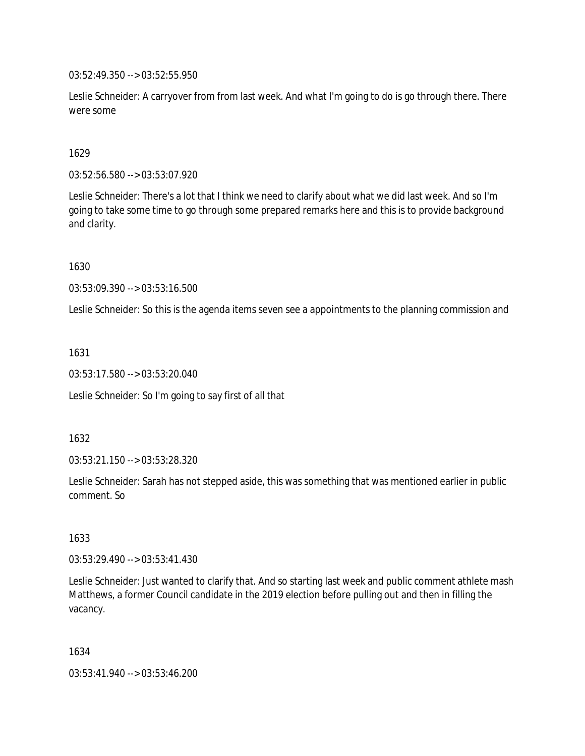03:52:49.350 --> 03:52:55.950

Leslie Schneider: A carryover from from last week. And what I'm going to do is go through there. There were some

1629

03:52:56.580 --> 03:53:07.920

Leslie Schneider: There's a lot that I think we need to clarify about what we did last week. And so I'm going to take some time to go through some prepared remarks here and this is to provide background and clarity.

1630

03:53:09.390 --> 03:53:16.500

Leslie Schneider: So this is the agenda items seven see a appointments to the planning commission and

1631

03:53:17.580 --> 03:53:20.040

Leslie Schneider: So I'm going to say first of all that

1632

03:53:21.150 --> 03:53:28.320

Leslie Schneider: Sarah has not stepped aside, this was something that was mentioned earlier in public comment. So

1633

03:53:29.490 --> 03:53:41.430

Leslie Schneider: Just wanted to clarify that. And so starting last week and public comment athlete mash Matthews, a former Council candidate in the 2019 election before pulling out and then in filling the vacancy.

1634

03:53:41.940 --> 03:53:46.200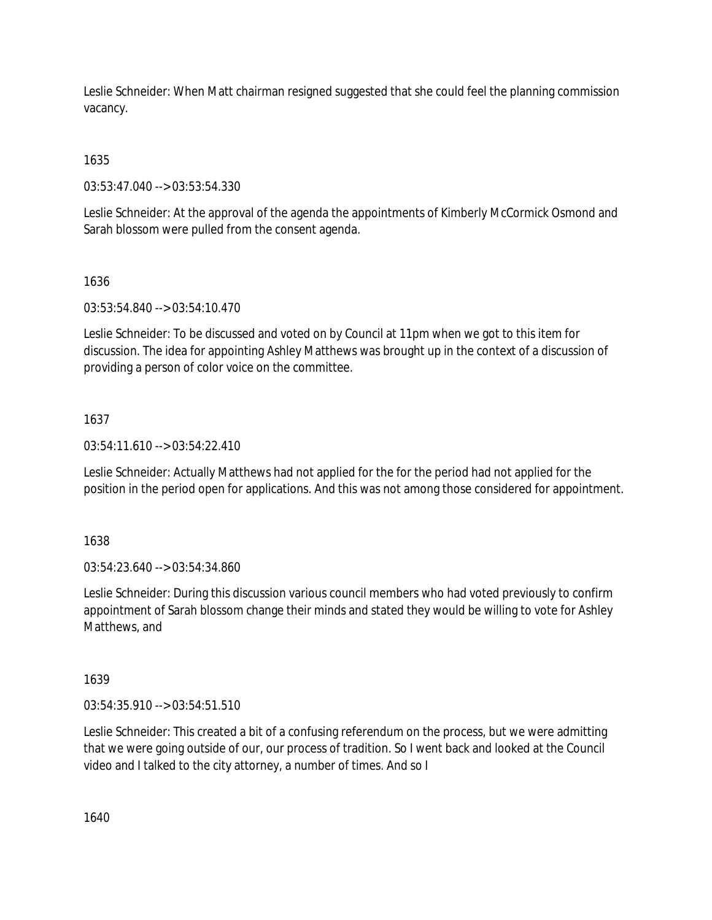Leslie Schneider: When Matt chairman resigned suggested that she could feel the planning commission vacancy.

1635

03:53:47.040 --> 03:53:54.330

Leslie Schneider: At the approval of the agenda the appointments of Kimberly McCormick Osmond and Sarah blossom were pulled from the consent agenda.

1636

03:53:54.840 --> 03:54:10.470

Leslie Schneider: To be discussed and voted on by Council at 11pm when we got to this item for discussion. The idea for appointing Ashley Matthews was brought up in the context of a discussion of providing a person of color voice on the committee.

1637

03:54:11.610 --> 03:54:22.410

Leslie Schneider: Actually Matthews had not applied for the for the period had not applied for the position in the period open for applications. And this was not among those considered for appointment.

1638

03:54:23.640 --> 03:54:34.860

Leslie Schneider: During this discussion various council members who had voted previously to confirm appointment of Sarah blossom change their minds and stated they would be willing to vote for Ashley Matthews, and

1639

03:54:35.910 --> 03:54:51.510

Leslie Schneider: This created a bit of a confusing referendum on the process, but we were admitting that we were going outside of our, our process of tradition. So I went back and looked at the Council video and I talked to the city attorney, a number of times. And so I

1640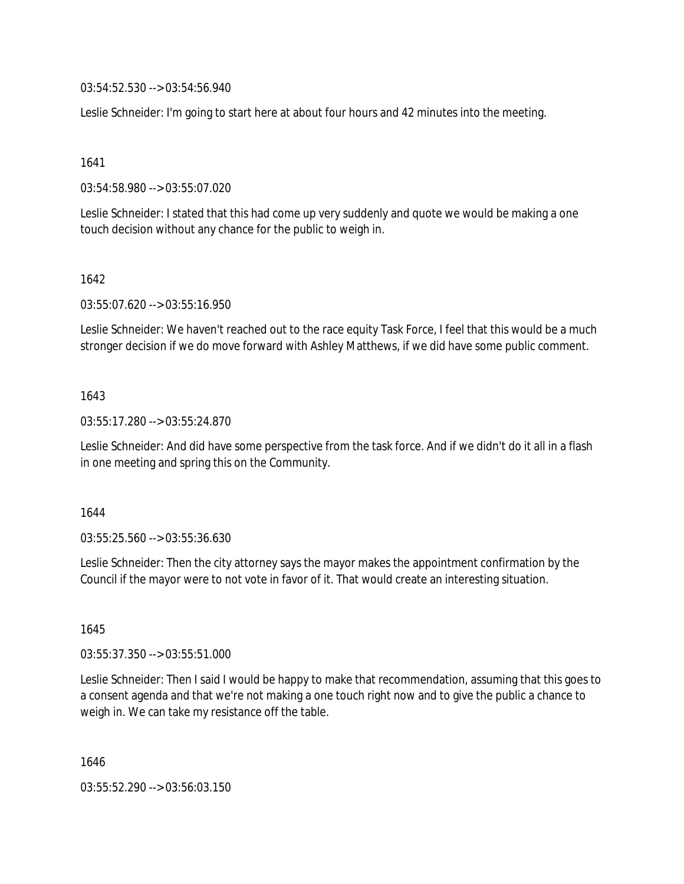03:54:52.530 --> 03:54:56.940

Leslie Schneider: I'm going to start here at about four hours and 42 minutes into the meeting.

1641

03:54:58.980 --> 03:55:07.020

Leslie Schneider: I stated that this had come up very suddenly and quote we would be making a one touch decision without any chance for the public to weigh in.

1642

03:55:07.620 --> 03:55:16.950

Leslie Schneider: We haven't reached out to the race equity Task Force, I feel that this would be a much stronger decision if we do move forward with Ashley Matthews, if we did have some public comment.

1643

03:55:17.280 --> 03:55:24.870

Leslie Schneider: And did have some perspective from the task force. And if we didn't do it all in a flash in one meeting and spring this on the Community.

1644

03:55:25.560 --> 03:55:36.630

Leslie Schneider: Then the city attorney says the mayor makes the appointment confirmation by the Council if the mayor were to not vote in favor of it. That would create an interesting situation.

1645

03:55:37.350 --> 03:55:51.000

Leslie Schneider: Then I said I would be happy to make that recommendation, assuming that this goes to a consent agenda and that we're not making a one touch right now and to give the public a chance to weigh in. We can take my resistance off the table.

1646

03:55:52.290 --> 03:56:03.150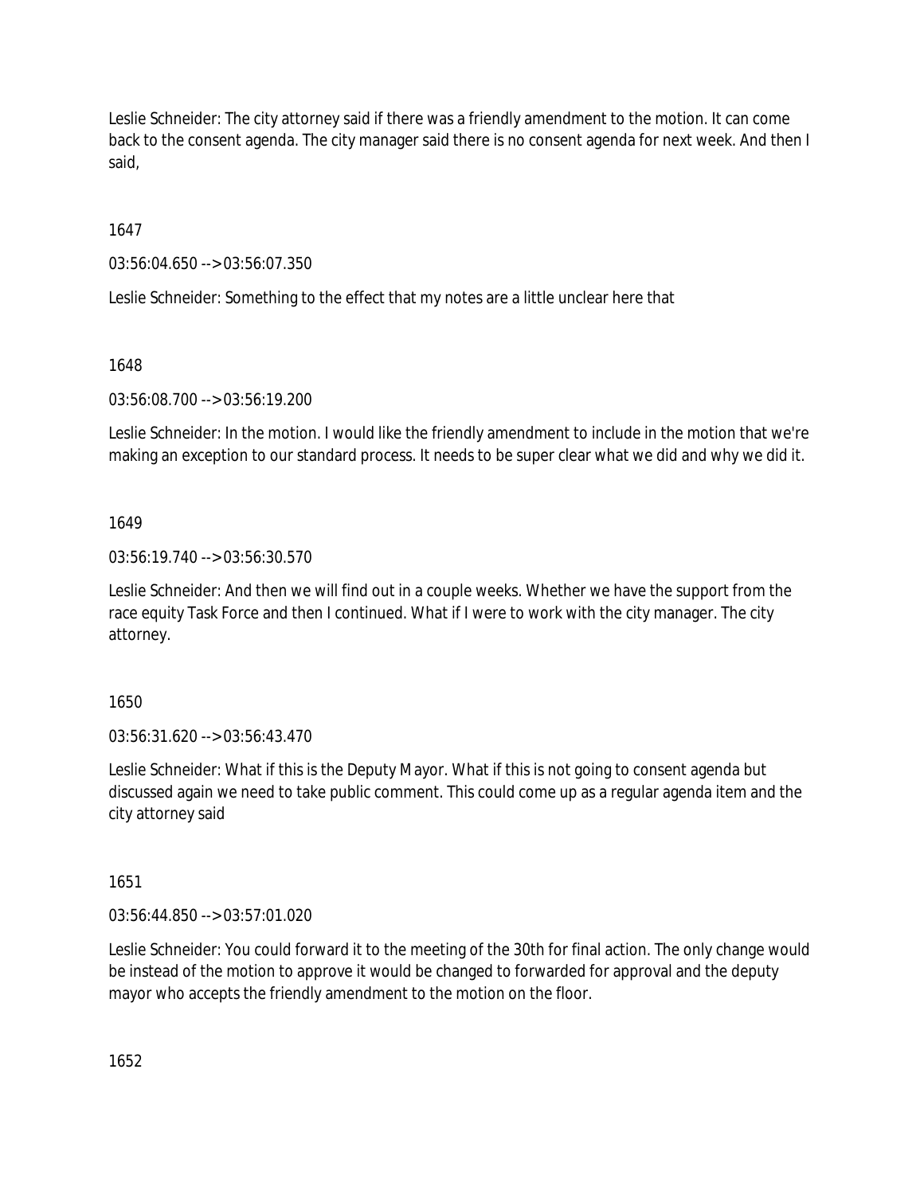Leslie Schneider: The city attorney said if there was a friendly amendment to the motion. It can come back to the consent agenda. The city manager said there is no consent agenda for next week. And then I said,

1647

03:56:04.650 --> 03:56:07.350

Leslie Schneider: Something to the effect that my notes are a little unclear here that

1648

03:56:08.700 --> 03:56:19.200

Leslie Schneider: In the motion. I would like the friendly amendment to include in the motion that we're making an exception to our standard process. It needs to be super clear what we did and why we did it.

1649

03:56:19.740 --> 03:56:30.570

Leslie Schneider: And then we will find out in a couple weeks. Whether we have the support from the race equity Task Force and then I continued. What if I were to work with the city manager. The city attorney.

1650

03:56:31.620 --> 03:56:43.470

Leslie Schneider: What if this is the Deputy Mayor. What if this is not going to consent agenda but discussed again we need to take public comment. This could come up as a regular agenda item and the city attorney said

1651

03:56:44.850 --> 03:57:01.020

Leslie Schneider: You could forward it to the meeting of the 30th for final action. The only change would be instead of the motion to approve it would be changed to forwarded for approval and the deputy mayor who accepts the friendly amendment to the motion on the floor.

1652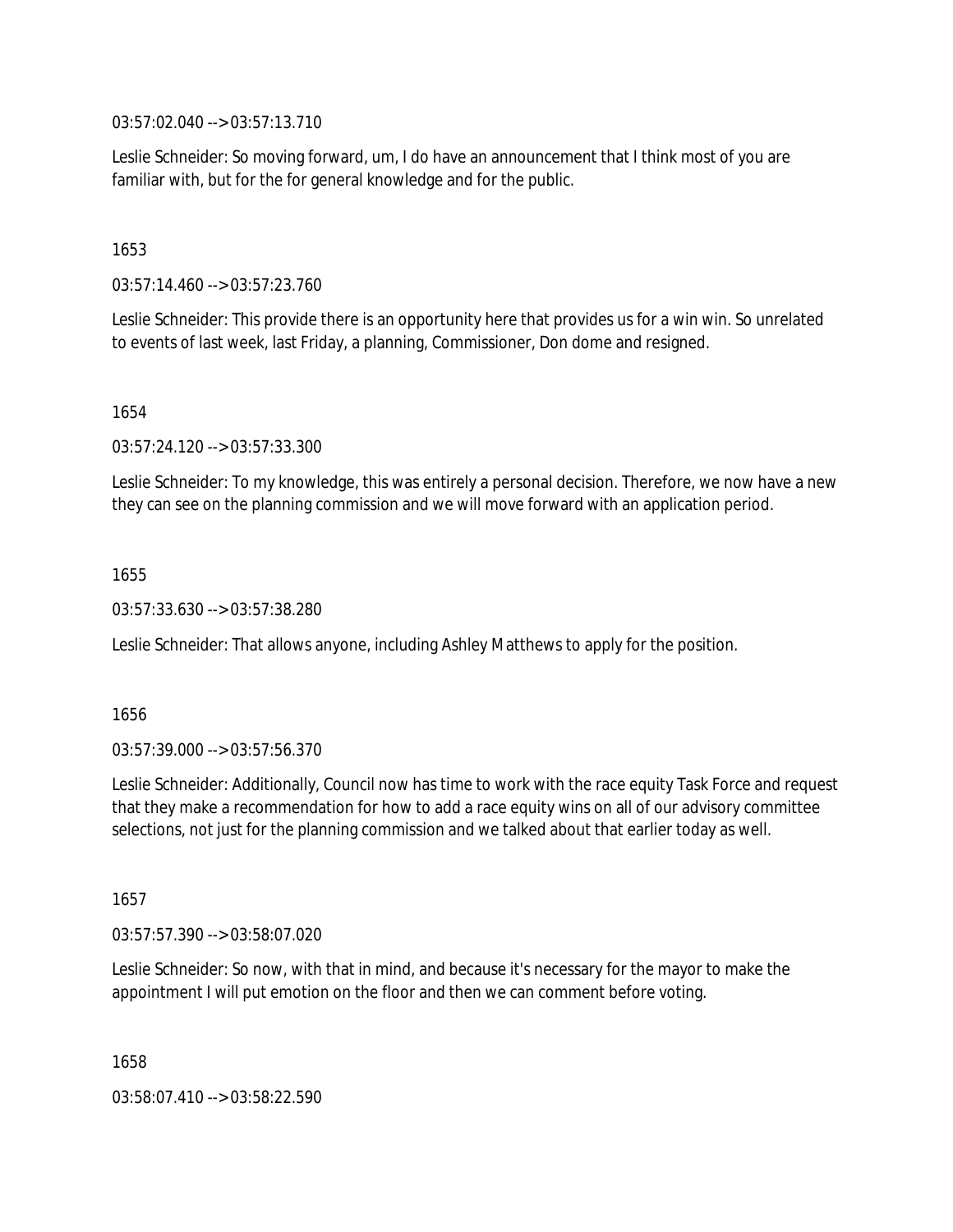03:57:02.040 --> 03:57:13.710

Leslie Schneider: So moving forward, um, I do have an announcement that I think most of you are familiar with, but for the for general knowledge and for the public.

1653

03:57:14.460 --> 03:57:23.760

Leslie Schneider: This provide there is an opportunity here that provides us for a win win. So unrelated to events of last week, last Friday, a planning, Commissioner, Don dome and resigned.

1654

03:57:24.120 --> 03:57:33.300

Leslie Schneider: To my knowledge, this was entirely a personal decision. Therefore, we now have a new they can see on the planning commission and we will move forward with an application period.

1655

03:57:33.630 --> 03:57:38.280

Leslie Schneider: That allows anyone, including Ashley Matthews to apply for the position.

1656

03:57:39.000 --> 03:57:56.370

Leslie Schneider: Additionally, Council now has time to work with the race equity Task Force and request that they make a recommendation for how to add a race equity wins on all of our advisory committee selections, not just for the planning commission and we talked about that earlier today as well.

1657

03:57:57.390 --> 03:58:07.020

Leslie Schneider: So now, with that in mind, and because it's necessary for the mayor to make the appointment I will put emotion on the floor and then we can comment before voting.

1658

03:58:07.410 --> 03:58:22.590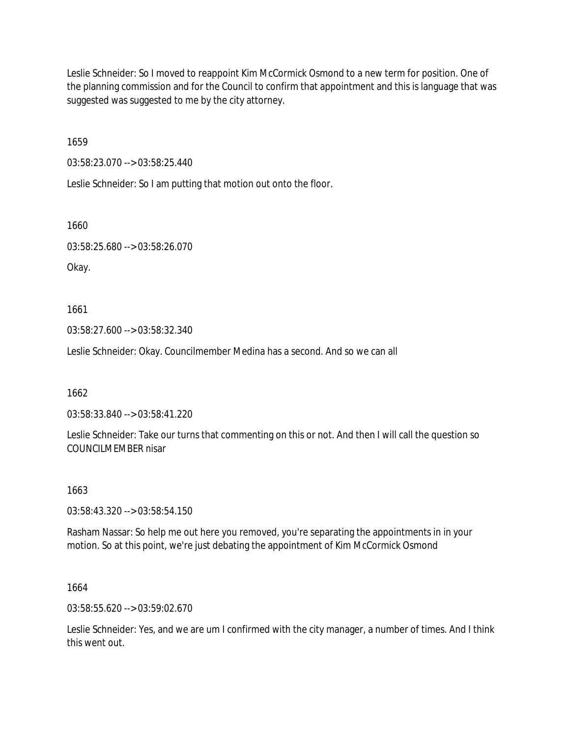Leslie Schneider: So I moved to reappoint Kim McCormick Osmond to a new term for position. One of the planning commission and for the Council to confirm that appointment and this is language that was suggested was suggested to me by the city attorney.

1659

03:58:23.070 --> 03:58:25.440

Leslie Schneider: So I am putting that motion out onto the floor.

1660

03:58:25.680 --> 03:58:26.070

Okay.

1661

03:58:27.600 --> 03:58:32.340

Leslie Schneider: Okay. Councilmember Medina has a second. And so we can all

1662

03:58:33.840 --> 03:58:41.220

Leslie Schneider: Take our turns that commenting on this or not. And then I will call the question so COUNCILMEMBER nisar

1663

03:58:43.320 --> 03:58:54.150

Rasham Nassar: So help me out here you removed, you're separating the appointments in in your motion. So at this point, we're just debating the appointment of Kim McCormick Osmond

1664

03:58:55.620 --> 03:59:02.670

Leslie Schneider: Yes, and we are um I confirmed with the city manager, a number of times. And I think this went out.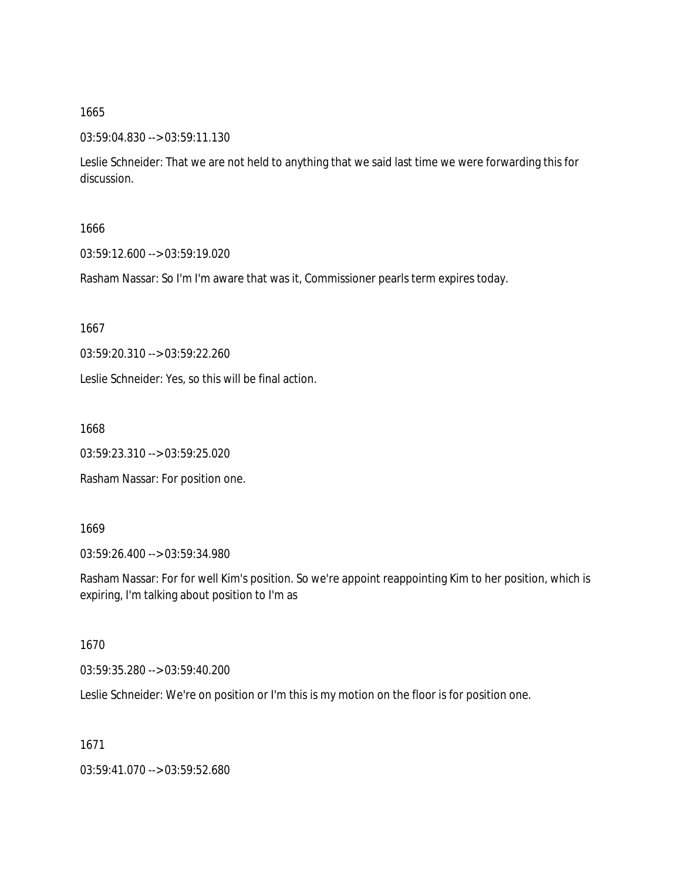1665

03:59:04.830 --> 03:59:11.130

Leslie Schneider: That we are not held to anything that we said last time we were forwarding this for discussion.

1666

03:59:12.600 --> 03:59:19.020

Rasham Nassar: So I'm I'm aware that was it, Commissioner pearls term expires today.

1667

03:59:20.310 --> 03:59:22.260

Leslie Schneider: Yes, so this will be final action.

1668

03:59:23.310 --> 03:59:25.020

Rasham Nassar: For position one.

1669

03:59:26.400 --> 03:59:34.980

Rasham Nassar: For for well Kim's position. So we're appoint reappointing Kim to her position, which is expiring, I'm talking about position to I'm as

1670

03:59:35.280 --> 03:59:40.200

Leslie Schneider: We're on position or I'm this is my motion on the floor is for position one.

1671

03:59:41.070 --> 03:59:52.680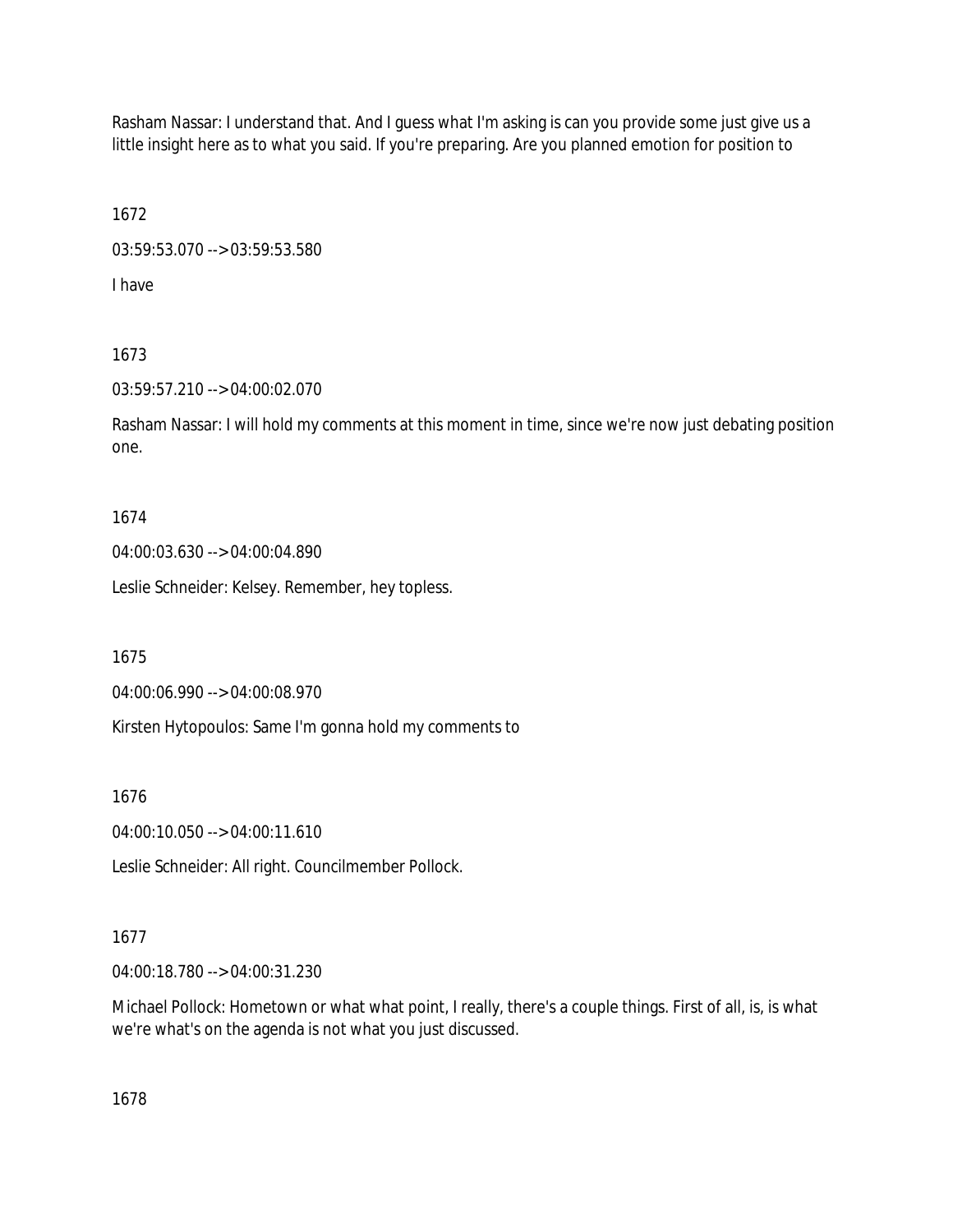Rasham Nassar: I understand that. And I guess what I'm asking is can you provide some just give us a little insight here as to what you said. If you're preparing. Are you planned emotion for position to

1672

03:59:53.070 --> 03:59:53.580

I have

1673

03:59:57.210 --> 04:00:02.070

Rasham Nassar: I will hold my comments at this moment in time, since we're now just debating position one.

1674

04:00:03.630 --> 04:00:04.890

Leslie Schneider: Kelsey. Remember, hey topless.

1675

04:00:06.990 --> 04:00:08.970

Kirsten Hytopoulos: Same I'm gonna hold my comments to

1676

04:00:10.050 --> 04:00:11.610

Leslie Schneider: All right. Councilmember Pollock.

1677

04:00:18.780 --> 04:00:31.230

Michael Pollock: Hometown or what what point, I really, there's a couple things. First of all, is, is what we're what's on the agenda is not what you just discussed.

1678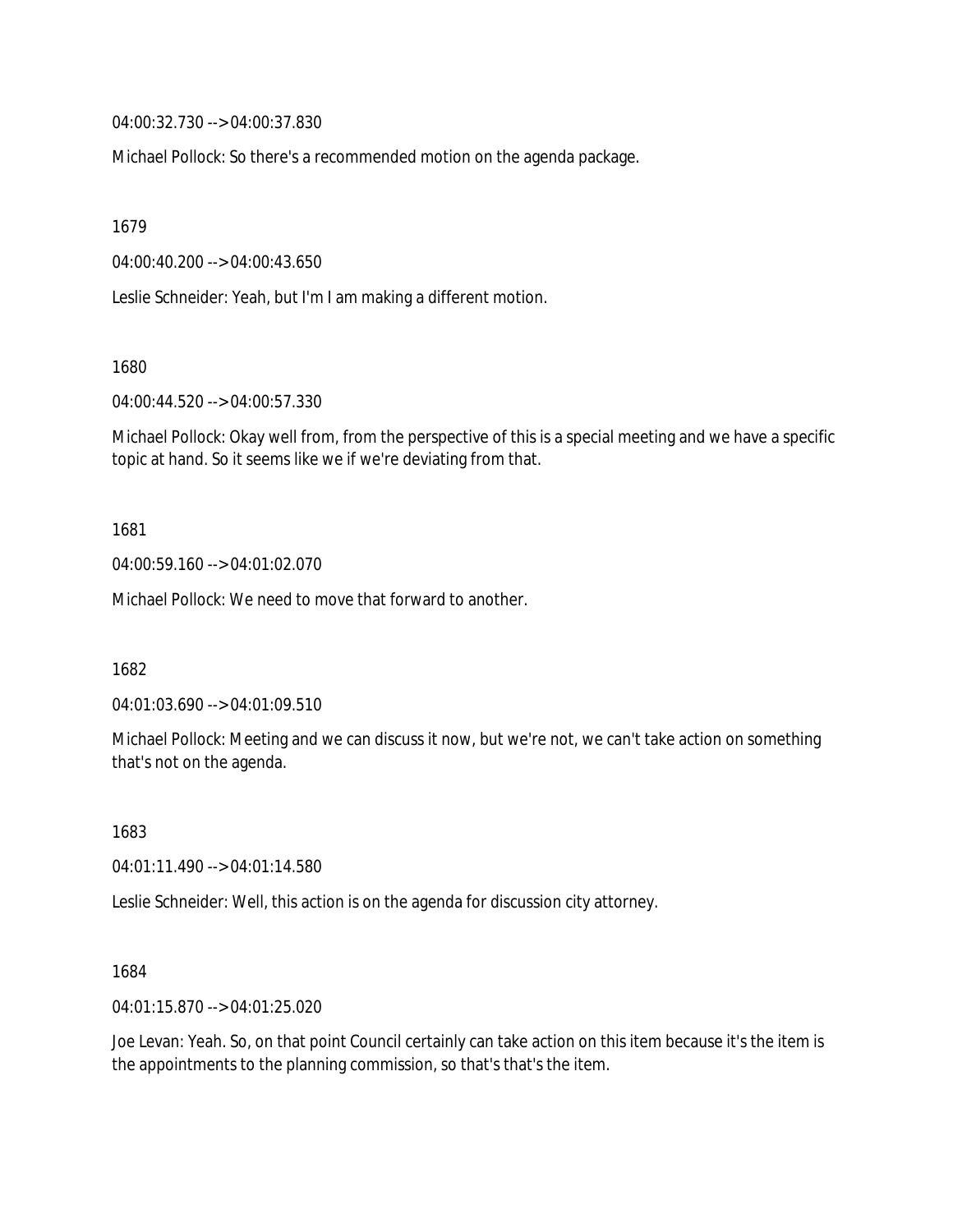04:00:32.730 --> 04:00:37.830

Michael Pollock: So there's a recommended motion on the agenda package.

1679

04:00:40.200 --> 04:00:43.650

Leslie Schneider: Yeah, but I'm I am making a different motion.

1680

04:00:44.520 --> 04:00:57.330

Michael Pollock: Okay well from, from the perspective of this is a special meeting and we have a specific topic at hand. So it seems like we if we're deviating from that.

1681

04:00:59.160 --> 04:01:02.070

Michael Pollock: We need to move that forward to another.

1682

04:01:03.690 --> 04:01:09.510

Michael Pollock: Meeting and we can discuss it now, but we're not, we can't take action on something that's not on the agenda.

1683

04:01:11.490 --> 04:01:14.580

Leslie Schneider: Well, this action is on the agenda for discussion city attorney.

1684

04:01:15.870 --> 04:01:25.020

Joe Levan: Yeah. So, on that point Council certainly can take action on this item because it's the item is the appointments to the planning commission, so that's that's the item.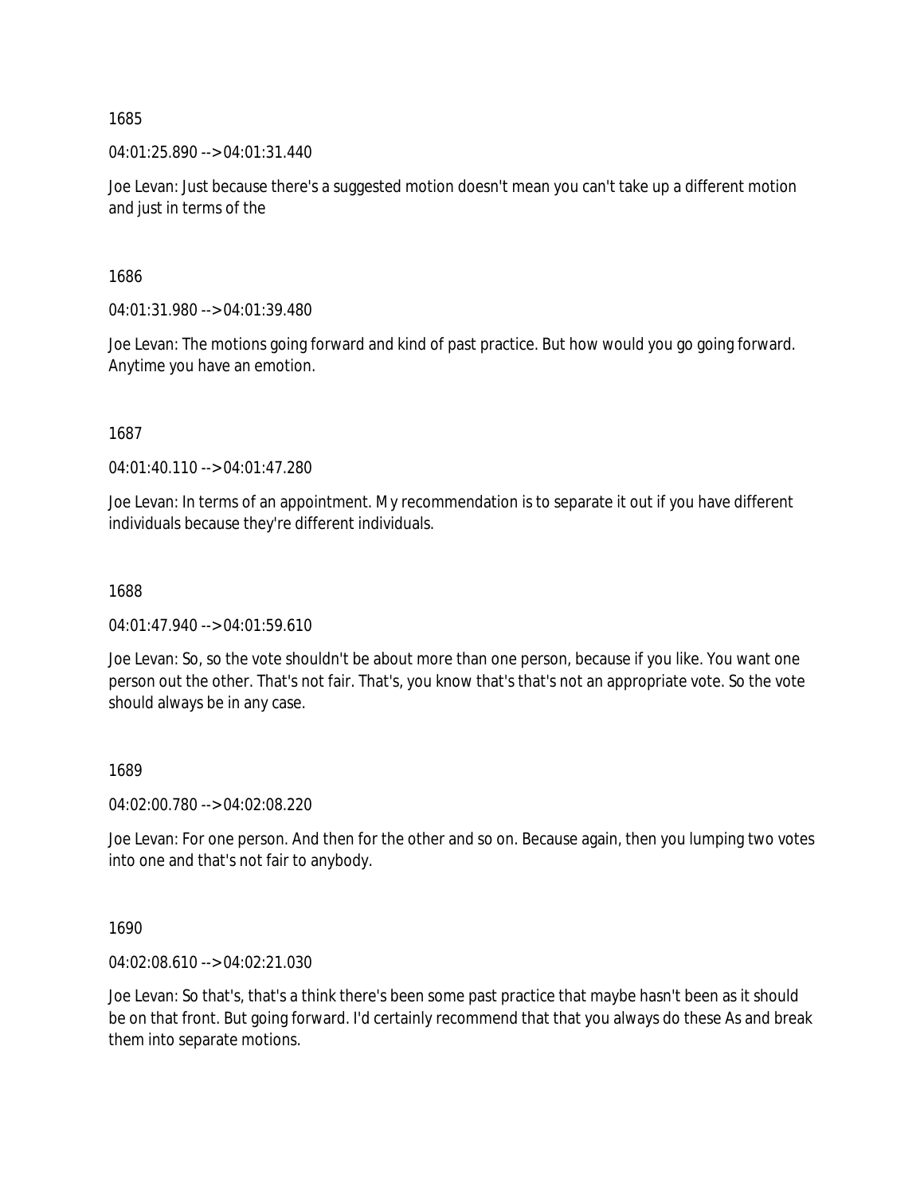1685

04:01:25.890 --> 04:01:31.440

Joe Levan: Just because there's a suggested motion doesn't mean you can't take up a different motion and just in terms of the

1686

04:01:31.980 --> 04:01:39.480

Joe Levan: The motions going forward and kind of past practice. But how would you go going forward. Anytime you have an emotion.

1687

04:01:40.110 --> 04:01:47.280

Joe Levan: In terms of an appointment. My recommendation is to separate it out if you have different individuals because they're different individuals.

1688

04:01:47.940 --> 04:01:59.610

Joe Levan: So, so the vote shouldn't be about more than one person, because if you like. You want one person out the other. That's not fair. That's, you know that's that's not an appropriate vote. So the vote should always be in any case.

1689

04:02:00.780 --> 04:02:08.220

Joe Levan: For one person. And then for the other and so on. Because again, then you lumping two votes into one and that's not fair to anybody.

1690

04:02:08.610 --> 04:02:21.030

Joe Levan: So that's, that's a think there's been some past practice that maybe hasn't been as it should be on that front. But going forward. I'd certainly recommend that that you always do these As and break them into separate motions.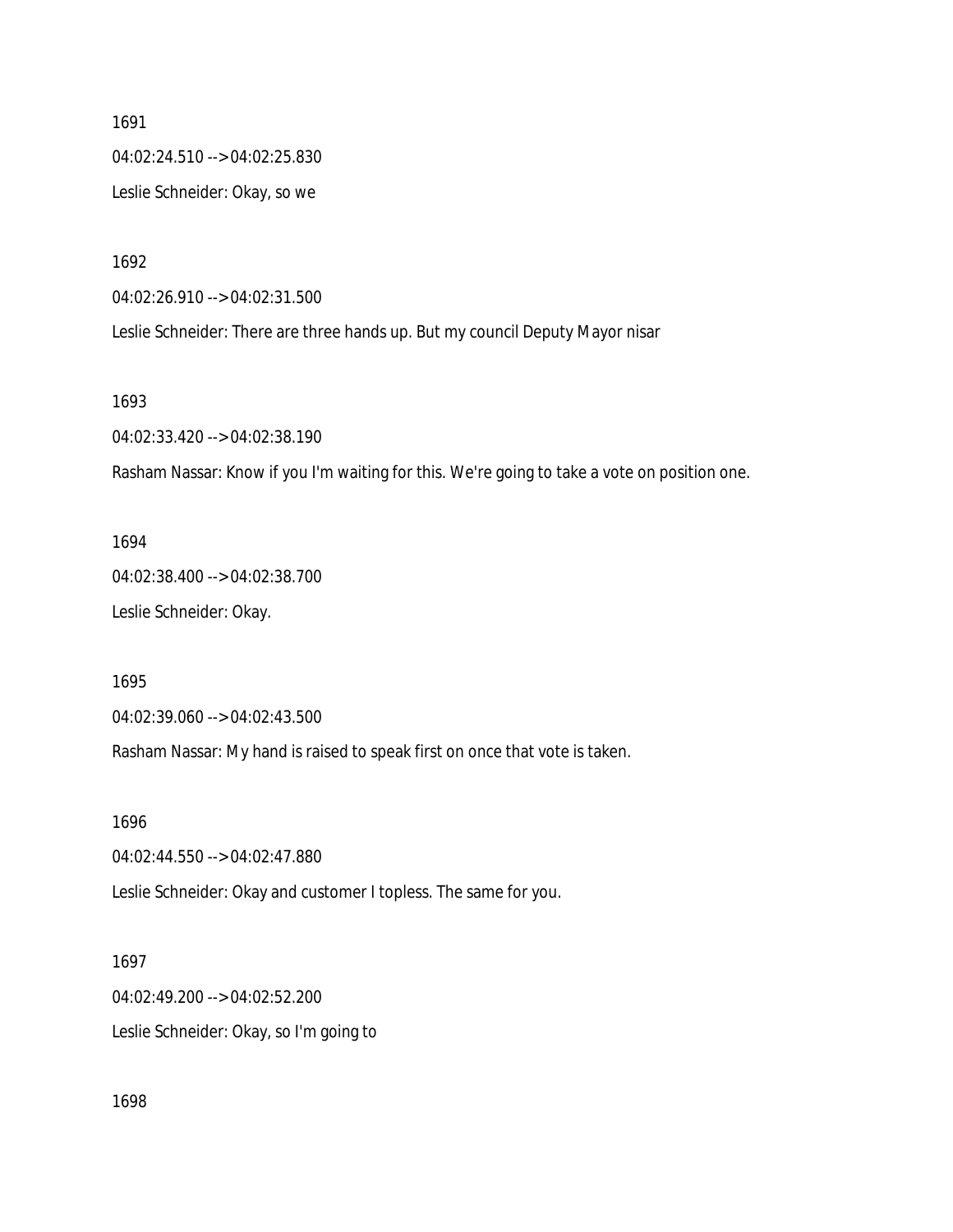1691

04:02:24.510 --> 04:02:25.830

Leslie Schneider: Okay, so we

1692

04:02:26.910 --> 04:02:31.500

Leslie Schneider: There are three hands up. But my council Deputy Mayor nisar

1693

04:02:33.420 --> 04:02:38.190

Rasham Nassar: Know if you I'm waiting for this. We're going to take a vote on position one.

1694

04:02:38.400 --> 04:02:38.700

Leslie Schneider: Okay.

1695

04:02:39.060 --> 04:02:43.500

Rasham Nassar: My hand is raised to speak first on once that vote is taken.

1696

04:02:44.550 --> 04:02:47.880

Leslie Schneider: Okay and customer I topless. The same for you.

1697

04:02:49.200 --> 04:02:52.200

Leslie Schneider: Okay, so I'm going to

1698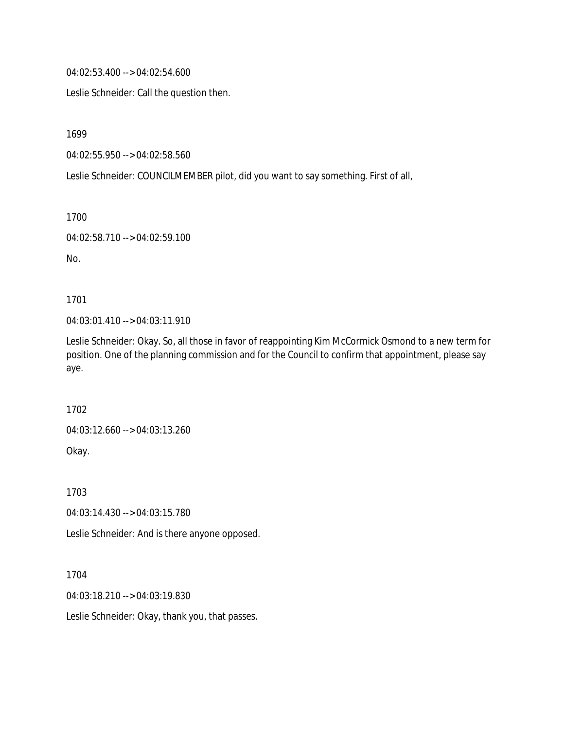04:02:53.400 --> 04:02:54.600

Leslie Schneider: Call the question then.

1699

04:02:55.950 --> 04:02:58.560

Leslie Schneider: COUNCILMEMBER pilot, did you want to say something. First of all,

1700

04:02:58.710 --> 04:02:59.100

No.

1701

04:03:01.410 --> 04:03:11.910

Leslie Schneider: Okay. So, all those in favor of reappointing Kim McCormick Osmond to a new term for position. One of the planning commission and for the Council to confirm that appointment, please say aye.

1702

04:03:12.660 --> 04:03:13.260

Okay.

1703

04:03:14.430 --> 04:03:15.780

Leslie Schneider: And is there anyone opposed.

1704

04:03:18.210 --> 04:03:19.830

Leslie Schneider: Okay, thank you, that passes.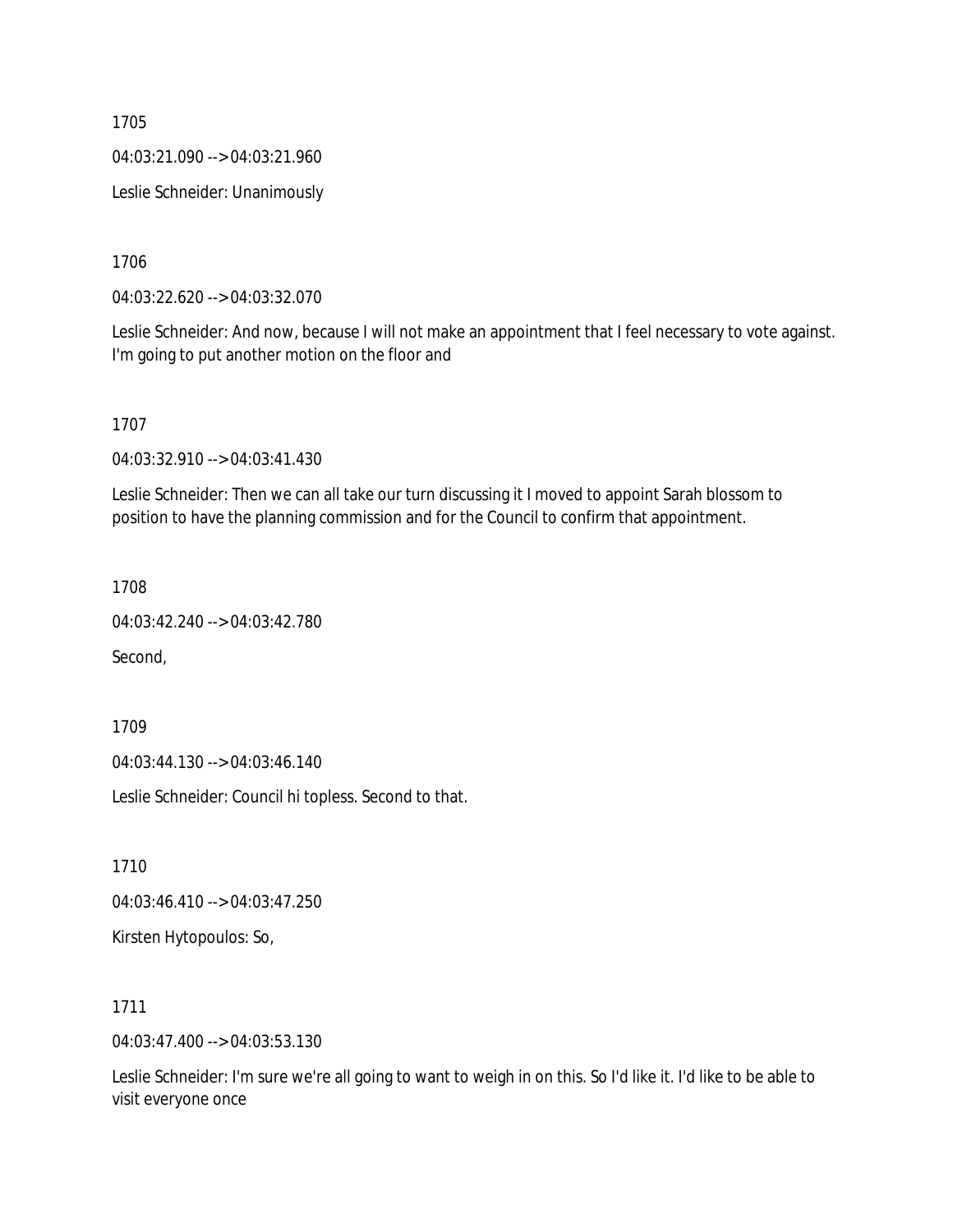1705

04:03:21.090 --> 04:03:21.960

Leslie Schneider: Unanimously

1706

04:03:22.620 --> 04:03:32.070

Leslie Schneider: And now, because I will not make an appointment that I feel necessary to vote against. I'm going to put another motion on the floor and

1707

04:03:32.910 --> 04:03:41.430

Leslie Schneider: Then we can all take our turn discussing it I moved to appoint Sarah blossom to position to have the planning commission and for the Council to confirm that appointment.

1708

04:03:42.240 --> 04:03:42.780

Second,

1709

04:03:44.130 --> 04:03:46.140

Leslie Schneider: Council hi topless. Second to that.

1710

04:03:46.410 --> 04:03:47.250

Kirsten Hytopoulos: So,

1711

04:03:47.400 --> 04:03:53.130

Leslie Schneider: I'm sure we're all going to want to weigh in on this. So I'd like it. I'd like to be able to visit everyone once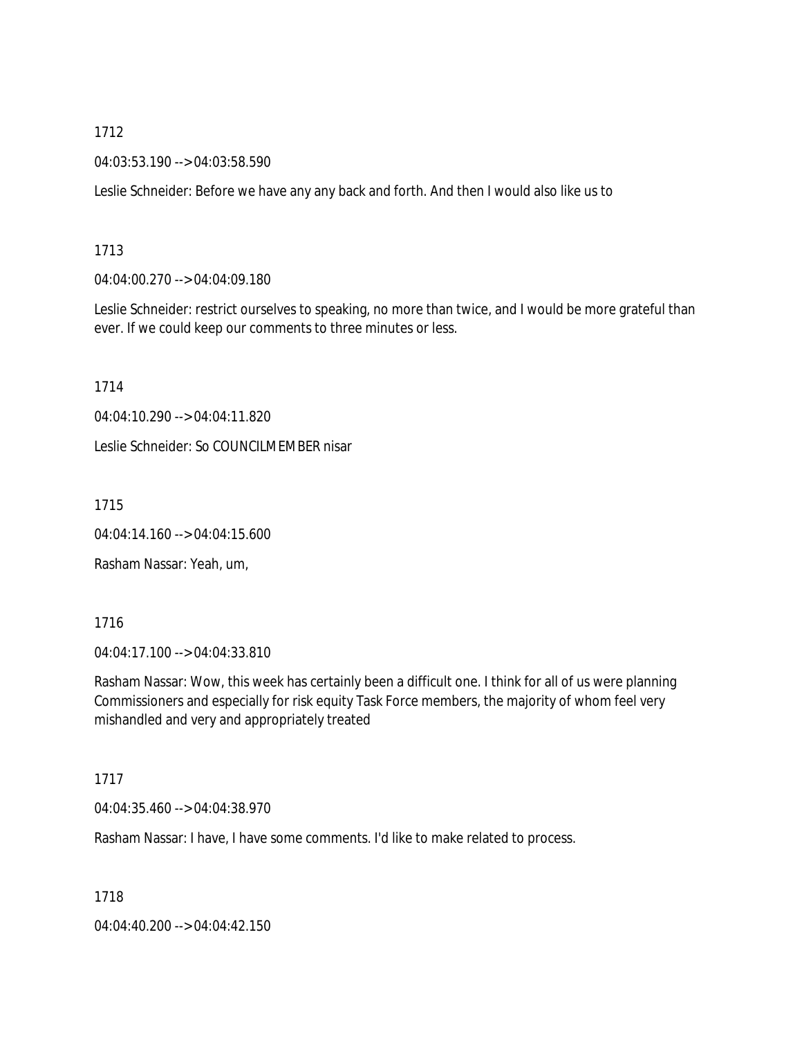1712

04:03:53.190 --> 04:03:58.590

Leslie Schneider: Before we have any any back and forth. And then I would also like us to

1713

04:04:00.270 --> 04:04:09.180

Leslie Schneider: restrict ourselves to speaking, no more than twice, and I would be more grateful than ever. If we could keep our comments to three minutes or less.

1714

04:04:10.290 --> 04:04:11.820

Leslie Schneider: So COUNCILMEMBER nisar

1715

04:04:14.160 --> 04:04:15.600

Rasham Nassar: Yeah, um,

1716

04:04:17.100 --> 04:04:33.810

Rasham Nassar: Wow, this week has certainly been a difficult one. I think for all of us were planning Commissioners and especially for risk equity Task Force members, the majority of whom feel very mishandled and very and appropriately treated

1717

04:04:35.460 --> 04:04:38.970

Rasham Nassar: I have, I have some comments. I'd like to make related to process.

1718

04:04:40.200 --> 04:04:42.150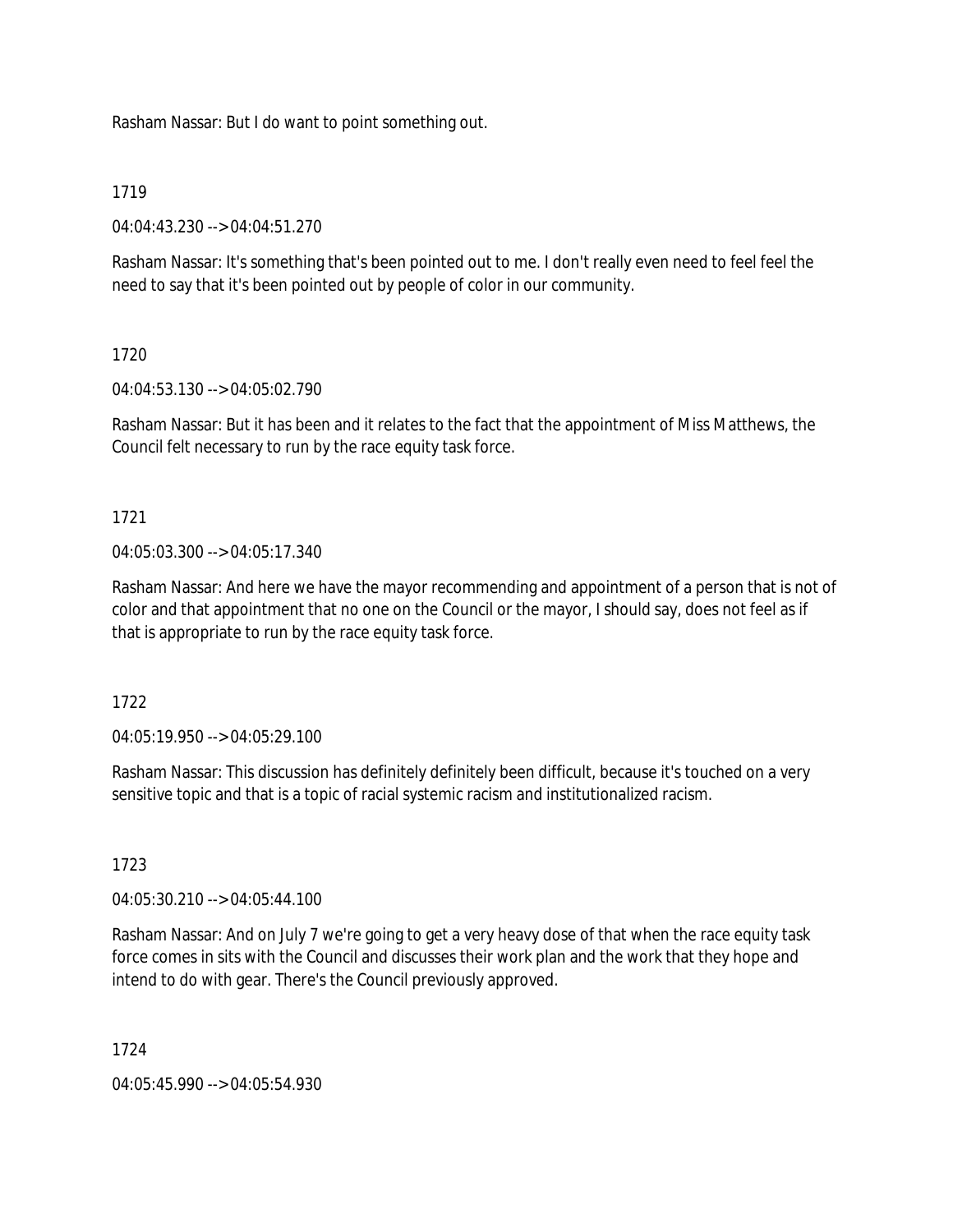Rasham Nassar: But I do want to point something out.

1719

04:04:43.230 --> 04:04:51.270

Rasham Nassar: It's something that's been pointed out to me. I don't really even need to feel feel the need to say that it's been pointed out by people of color in our community.

1720

04:04:53.130 --> 04:05:02.790

Rasham Nassar: But it has been and it relates to the fact that the appointment of Miss Matthews, the Council felt necessary to run by the race equity task force.

1721

04:05:03.300 --> 04:05:17.340

Rasham Nassar: And here we have the mayor recommending and appointment of a person that is not of color and that appointment that no one on the Council or the mayor, I should say, does not feel as if that is appropriate to run by the race equity task force.

1722

04:05:19.950 --> 04:05:29.100

Rasham Nassar: This discussion has definitely definitely been difficult, because it's touched on a very sensitive topic and that is a topic of racial systemic racism and institutionalized racism.

1723

04:05:30.210 --> 04:05:44.100

Rasham Nassar: And on July 7 we're going to get a very heavy dose of that when the race equity task force comes in sits with the Council and discusses their work plan and the work that they hope and intend to do with gear. There's the Council previously approved.

1724

04:05:45.990 --> 04:05:54.930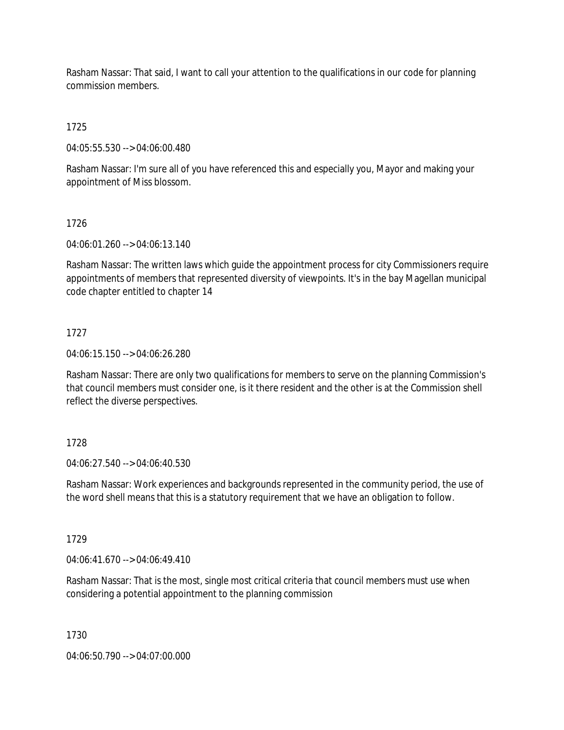Rasham Nassar: That said, I want to call your attention to the qualifications in our code for planning commission members.

1725

04:05:55.530 --> 04:06:00.480

Rasham Nassar: I'm sure all of you have referenced this and especially you, Mayor and making your appointment of Miss blossom.

1726

04:06:01.260 --> 04:06:13.140

Rasham Nassar: The written laws which guide the appointment process for city Commissioners require appointments of members that represented diversity of viewpoints. It's in the bay Magellan municipal code chapter entitled to chapter 14

1727

04:06:15.150 --> 04:06:26.280

Rasham Nassar: There are only two qualifications for members to serve on the planning Commission's that council members must consider one, is it there resident and the other is at the Commission shell reflect the diverse perspectives.

1728

04:06:27.540 --> 04:06:40.530

Rasham Nassar: Work experiences and backgrounds represented in the community period, the use of the word shell means that this is a statutory requirement that we have an obligation to follow.

1729

04:06:41.670 --> 04:06:49.410

Rasham Nassar: That is the most, single most critical criteria that council members must use when considering a potential appointment to the planning commission

1730

04:06:50.790 --> 04:07:00.000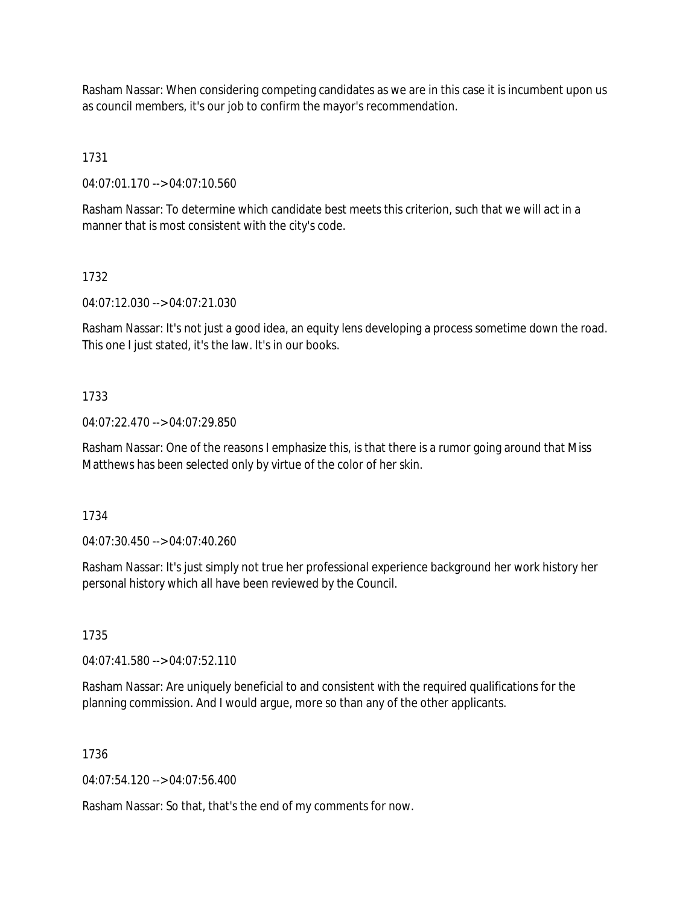Rasham Nassar: When considering competing candidates as we are in this case it is incumbent upon us as council members, it's our job to confirm the mayor's recommendation.

1731

04:07:01.170 --> 04:07:10.560

Rasham Nassar: To determine which candidate best meets this criterion, such that we will act in a manner that is most consistent with the city's code.

1732

04:07:12.030 --> 04:07:21.030

Rasham Nassar: It's not just a good idea, an equity lens developing a process sometime down the road. This one I just stated, it's the law. It's in our books.

1733

04:07:22.470 --> 04:07:29.850

Rasham Nassar: One of the reasons I emphasize this, is that there is a rumor going around that Miss Matthews has been selected only by virtue of the color of her skin.

1734

04:07:30.450 --> 04:07:40.260

Rasham Nassar: It's just simply not true her professional experience background her work history her personal history which all have been reviewed by the Council.

1735

04:07:41.580 --> 04:07:52.110

Rasham Nassar: Are uniquely beneficial to and consistent with the required qualifications for the planning commission. And I would argue, more so than any of the other applicants.

1736

04:07:54.120 --> 04:07:56.400

Rasham Nassar: So that, that's the end of my comments for now.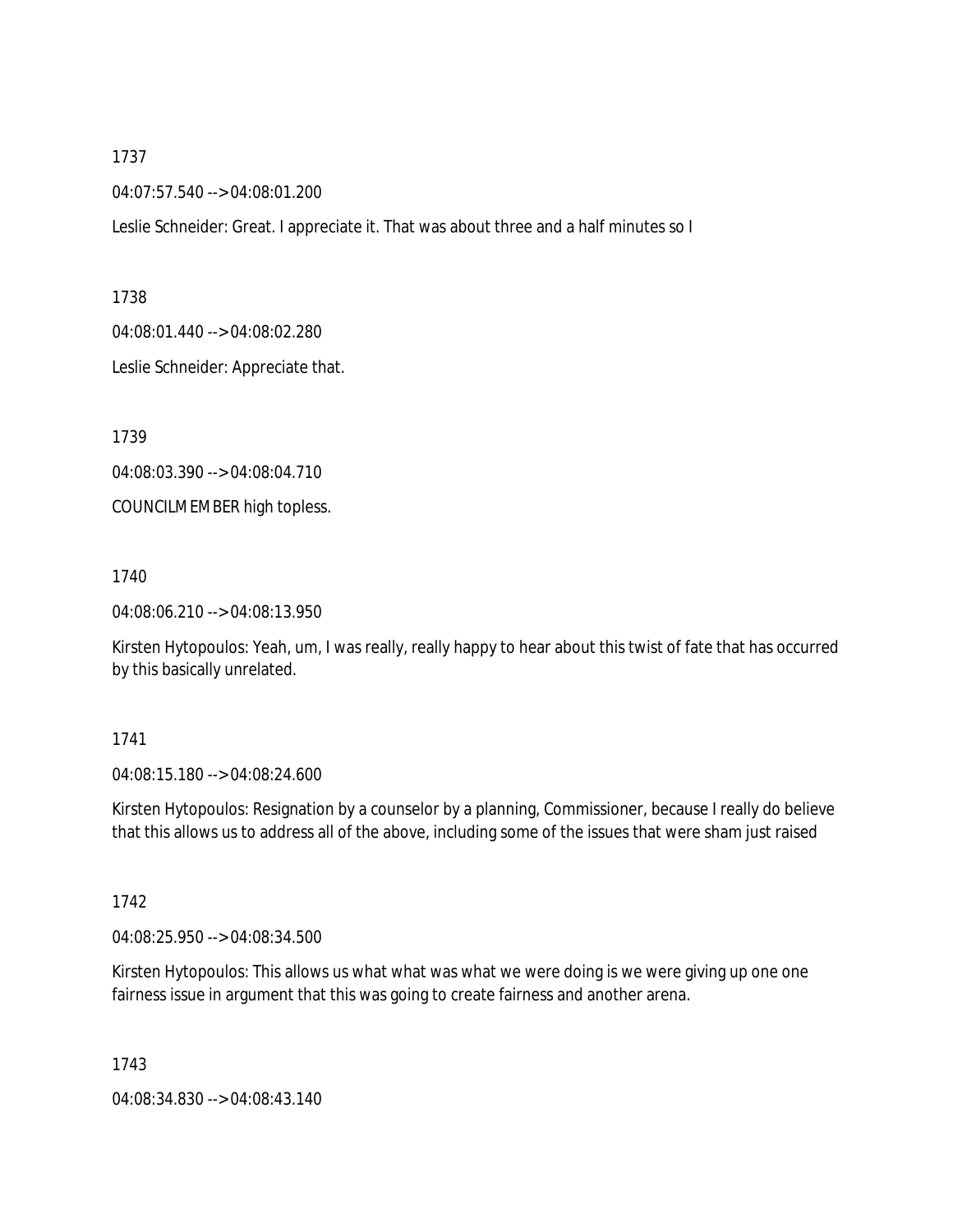1737

04:07:57.540 --> 04:08:01.200

Leslie Schneider: Great. I appreciate it. That was about three and a half minutes so I

1738

04:08:01.440 --> 04:08:02.280

Leslie Schneider: Appreciate that.

1739

04:08:03.390 --> 04:08:04.710

COUNCILMEMBER high topless.

1740

04:08:06.210 --> 04:08:13.950

Kirsten Hytopoulos: Yeah, um, I was really, really happy to hear about this twist of fate that has occurred by this basically unrelated.

1741

04:08:15.180 --> 04:08:24.600

Kirsten Hytopoulos: Resignation by a counselor by a planning, Commissioner, because I really do believe that this allows us to address all of the above, including some of the issues that were sham just raised

1742

04:08:25.950 --> 04:08:34.500

Kirsten Hytopoulos: This allows us what what was what we were doing is we were giving up one one fairness issue in argument that this was going to create fairness and another arena.

1743

04:08:34.830 --> 04:08:43.140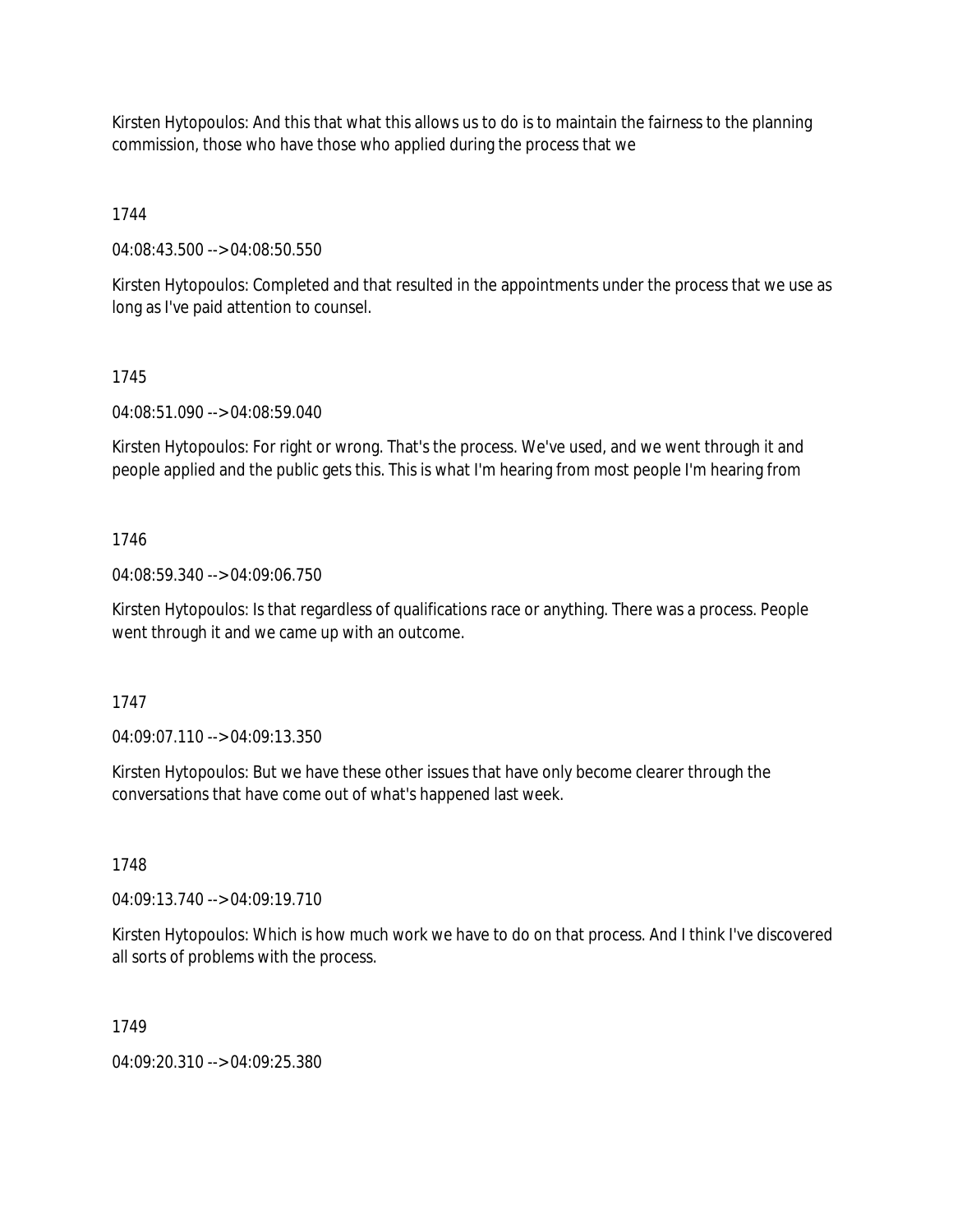Kirsten Hytopoulos: And this that what this allows us to do is to maintain the fairness to the planning commission, those who have those who applied during the process that we

1744

04:08:43.500 --> 04:08:50.550

Kirsten Hytopoulos: Completed and that resulted in the appointments under the process that we use as long as I've paid attention to counsel.

1745

04:08:51.090 --> 04:08:59.040

Kirsten Hytopoulos: For right or wrong. That's the process. We've used, and we went through it and people applied and the public gets this. This is what I'm hearing from most people I'm hearing from

1746

04:08:59.340 --> 04:09:06.750

Kirsten Hytopoulos: Is that regardless of qualifications race or anything. There was a process. People went through it and we came up with an outcome.

1747

04:09:07.110 --> 04:09:13.350

Kirsten Hytopoulos: But we have these other issues that have only become clearer through the conversations that have come out of what's happened last week.

1748

04:09:13.740 --> 04:09:19.710

Kirsten Hytopoulos: Which is how much work we have to do on that process. And I think I've discovered all sorts of problems with the process.

1749

04:09:20.310 --> 04:09:25.380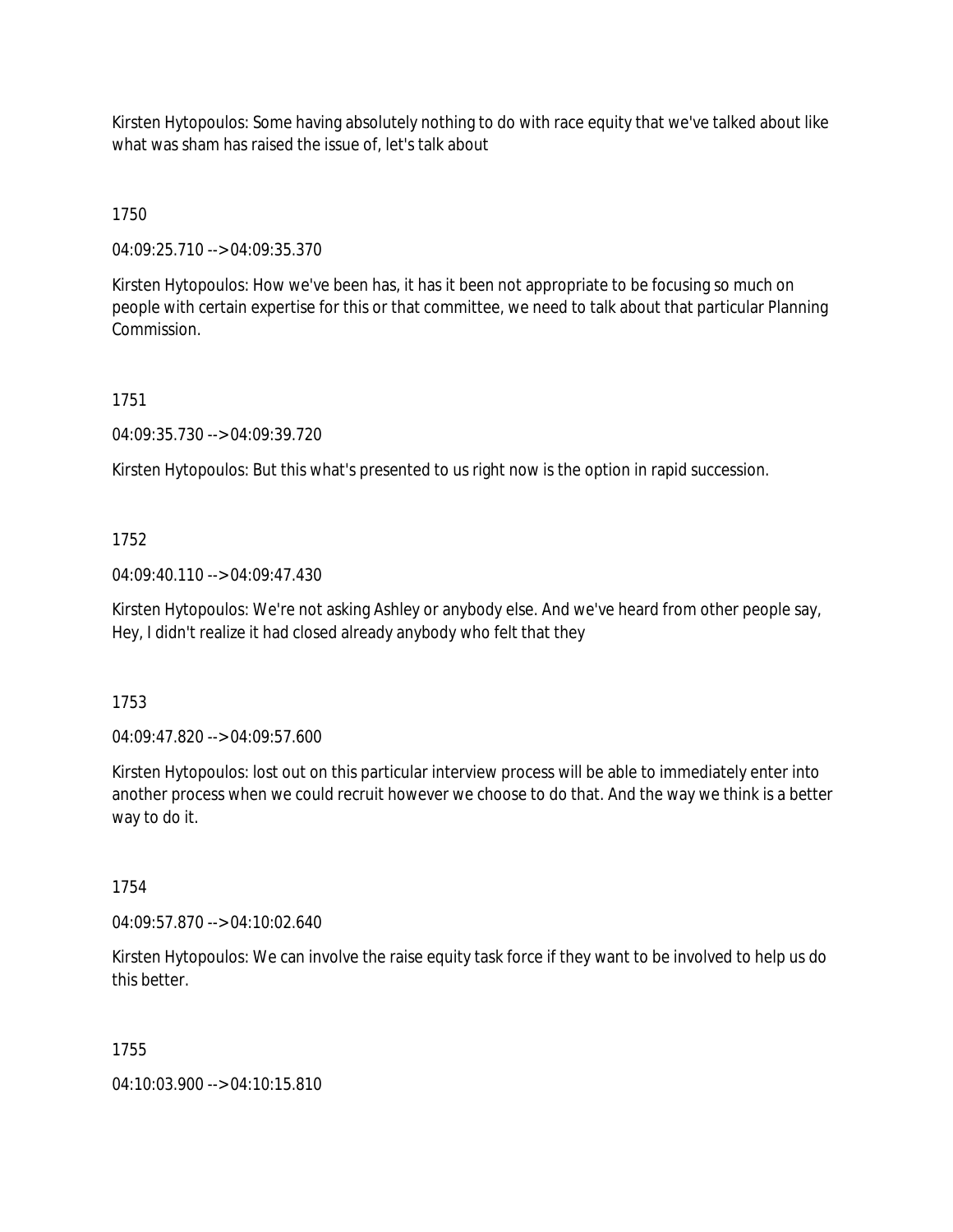Kirsten Hytopoulos: Some having absolutely nothing to do with race equity that we've talked about like what was sham has raised the issue of, let's talk about

1750

04:09:25.710 --> 04:09:35.370

Kirsten Hytopoulos: How we've been has, it has it been not appropriate to be focusing so much on people with certain expertise for this or that committee, we need to talk about that particular Planning Commission.

1751

04:09:35.730 --> 04:09:39.720

Kirsten Hytopoulos: But this what's presented to us right now is the option in rapid succession.

1752

04:09:40.110 --> 04:09:47.430

Kirsten Hytopoulos: We're not asking Ashley or anybody else. And we've heard from other people say, Hey, I didn't realize it had closed already anybody who felt that they

1753

04:09:47.820 --> 04:09:57.600

Kirsten Hytopoulos: lost out on this particular interview process will be able to immediately enter into another process when we could recruit however we choose to do that. And the way we think is a better way to do it.

1754

04:09:57.870 --> 04:10:02.640

Kirsten Hytopoulos: We can involve the raise equity task force if they want to be involved to help us do this better.

1755

04:10:03.900 --> 04:10:15.810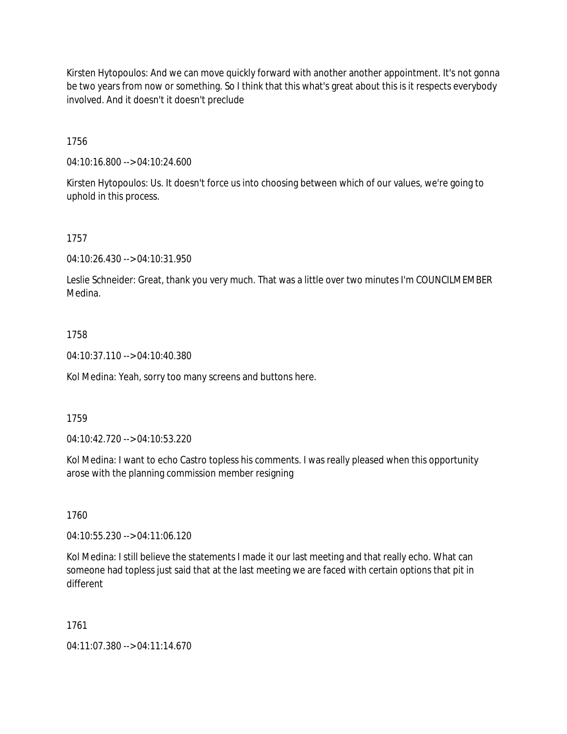Kirsten Hytopoulos: And we can move quickly forward with another another appointment. It's not gonna be two years from now or something. So I think that this what's great about this is it respects everybody involved. And it doesn't it doesn't preclude

1756

04:10:16.800 --> 04:10:24.600

Kirsten Hytopoulos: Us. It doesn't force us into choosing between which of our values, we're going to uphold in this process.

1757

04:10:26.430 --> 04:10:31.950

Leslie Schneider: Great, thank you very much. That was a little over two minutes I'm COUNCILMEMBER Medina.

1758

04:10:37.110 --> 04:10:40.380

Kol Medina: Yeah, sorry too many screens and buttons here.

1759

04:10:42.720 --> 04:10:53.220

Kol Medina: I want to echo Castro topless his comments. I was really pleased when this opportunity arose with the planning commission member resigning

1760

04:10:55.230 --> 04:11:06.120

Kol Medina: I still believe the statements I made it our last meeting and that really echo. What can someone had topless just said that at the last meeting we are faced with certain options that pit in different

1761

04:11:07.380 --> 04:11:14.670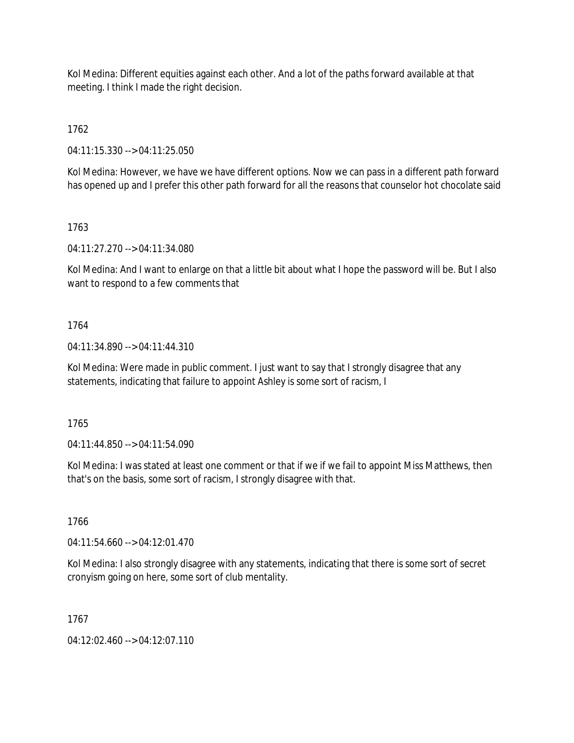Kol Medina: Different equities against each other. And a lot of the paths forward available at that meeting. I think I made the right decision.

1762

04:11:15.330 --> 04:11:25.050

Kol Medina: However, we have we have different options. Now we can pass in a different path forward has opened up and I prefer this other path forward for all the reasons that counselor hot chocolate said

1763

04:11:27.270 --> 04:11:34.080

Kol Medina: And I want to enlarge on that a little bit about what I hope the password will be. But I also want to respond to a few comments that

1764

04:11:34.890 --> 04:11:44.310

Kol Medina: Were made in public comment. I just want to say that I strongly disagree that any statements, indicating that failure to appoint Ashley is some sort of racism, I

1765

04:11:44.850 --> 04:11:54.090

Kol Medina: I was stated at least one comment or that if we if we fail to appoint Miss Matthews, then that's on the basis, some sort of racism, I strongly disagree with that.

1766

04:11:54.660 --> 04:12:01.470

Kol Medina: I also strongly disagree with any statements, indicating that there is some sort of secret cronyism going on here, some sort of club mentality.

1767

04:12:02.460 --> 04:12:07.110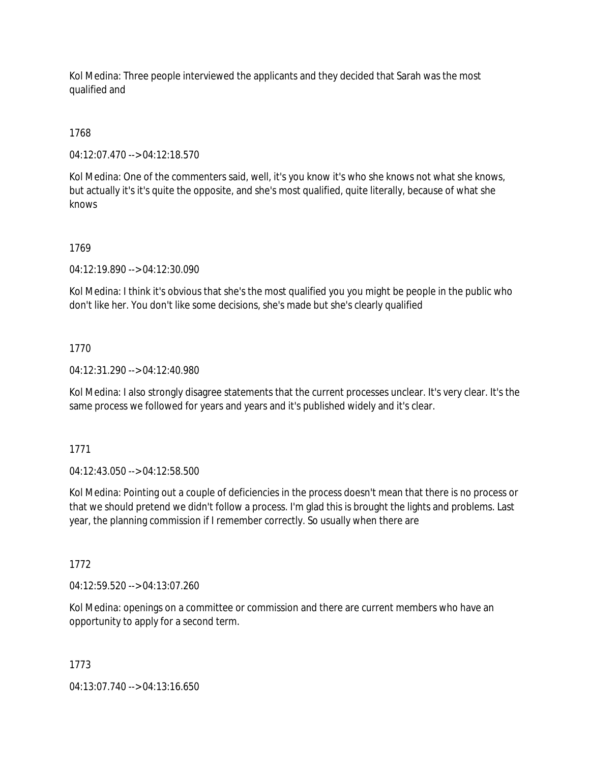Kol Medina: Three people interviewed the applicants and they decided that Sarah was the most qualified and

1768

04:12:07.470 --> 04:12:18.570

Kol Medina: One of the commenters said, well, it's you know it's who she knows not what she knows, but actually it's it's quite the opposite, and she's most qualified, quite literally, because of what she knows

1769

04:12:19.890 --> 04:12:30.090

Kol Medina: I think it's obvious that she's the most qualified you you might be people in the public who don't like her. You don't like some decisions, she's made but she's clearly qualified

1770

04:12:31.290 --> 04:12:40.980

Kol Medina: I also strongly disagree statements that the current processes unclear. It's very clear. It's the same process we followed for years and years and it's published widely and it's clear.

1771

04:12:43.050 --> 04:12:58.500

Kol Medina: Pointing out a couple of deficiencies in the process doesn't mean that there is no process or that we should pretend we didn't follow a process. I'm glad this is brought the lights and problems. Last year, the planning commission if I remember correctly. So usually when there are

1772

04:12:59.520 --> 04:13:07.260

Kol Medina: openings on a committee or commission and there are current members who have an opportunity to apply for a second term.

1773

04:13:07.740 --> 04:13:16.650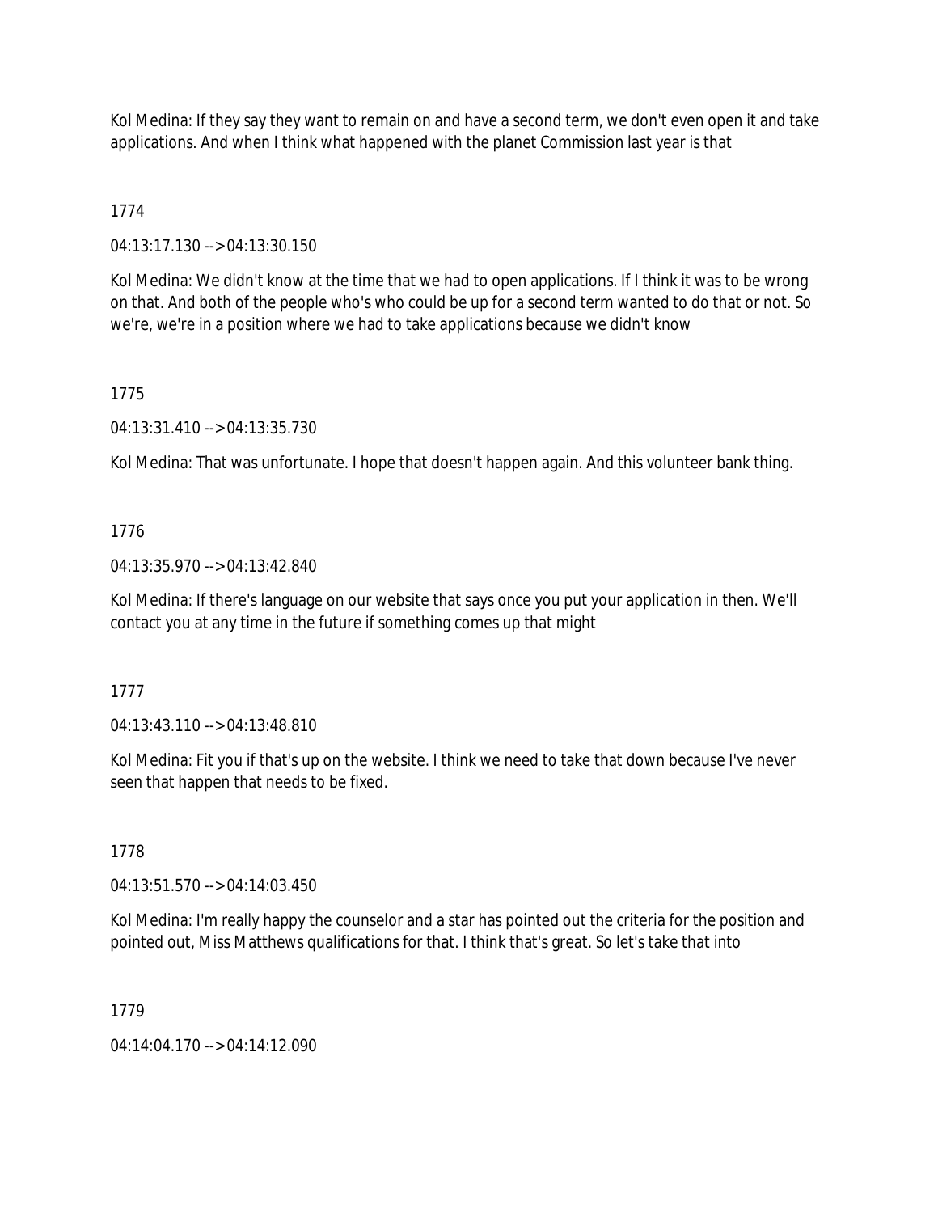Kol Medina: If they say they want to remain on and have a second term, we don't even open it and take applications. And when I think what happened with the planet Commission last year is that

1774

04:13:17.130 --> 04:13:30.150

Kol Medina: We didn't know at the time that we had to open applications. If I think it was to be wrong on that. And both of the people who's who could be up for a second term wanted to do that or not. So we're, we're in a position where we had to take applications because we didn't know

1775

04:13:31.410 --> 04:13:35.730

Kol Medina: That was unfortunate. I hope that doesn't happen again. And this volunteer bank thing.

1776

04:13:35.970 --> 04:13:42.840

Kol Medina: If there's language on our website that says once you put your application in then. We'll contact you at any time in the future if something comes up that might

1777

04:13:43.110 --> 04:13:48.810

Kol Medina: Fit you if that's up on the website. I think we need to take that down because I've never seen that happen that needs to be fixed.

1778

04:13:51.570 --> 04:14:03.450

Kol Medina: I'm really happy the counselor and a star has pointed out the criteria for the position and pointed out, Miss Matthews qualifications for that. I think that's great. So let's take that into

1779

04:14:04.170 --> 04:14:12.090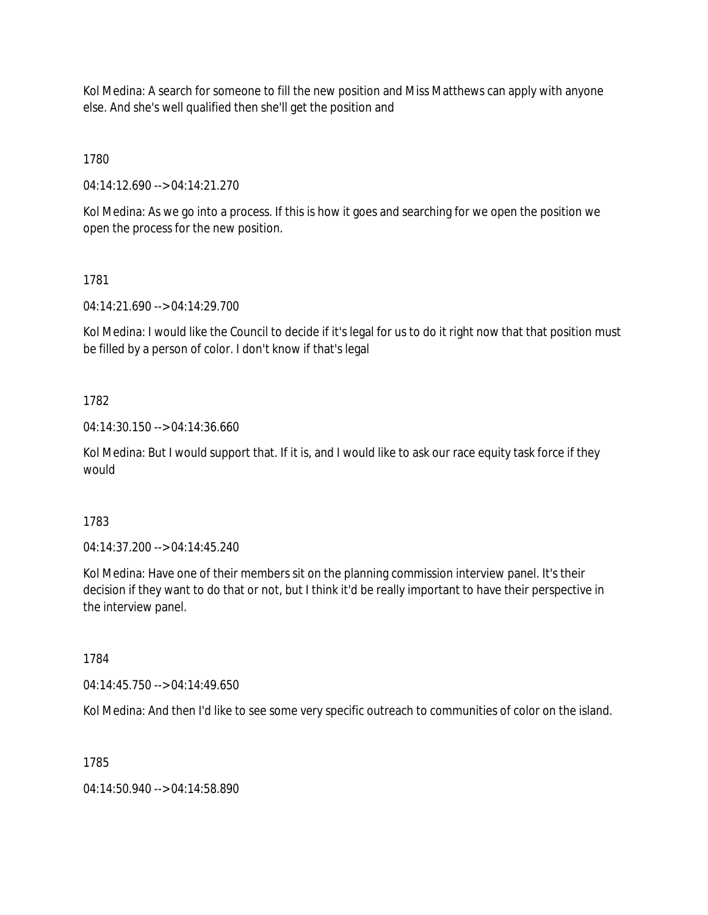Kol Medina: A search for someone to fill the new position and Miss Matthews can apply with anyone else. And she's well qualified then she'll get the position and

1780

04:14:12.690 --> 04:14:21.270

Kol Medina: As we go into a process. If this is how it goes and searching for we open the position we open the process for the new position.

1781

04:14:21.690 --> 04:14:29.700

Kol Medina: I would like the Council to decide if it's legal for us to do it right now that that position must be filled by a person of color. I don't know if that's legal

1782

04:14:30.150 --> 04:14:36.660

Kol Medina: But I would support that. If it is, and I would like to ask our race equity task force if they would

1783

04:14:37.200 --> 04:14:45.240

Kol Medina: Have one of their members sit on the planning commission interview panel. It's their decision if they want to do that or not, but I think it'd be really important to have their perspective in the interview panel.

1784

04:14:45.750 --> 04:14:49.650

Kol Medina: And then I'd like to see some very specific outreach to communities of color on the island.

1785

04:14:50.940 --> 04:14:58.890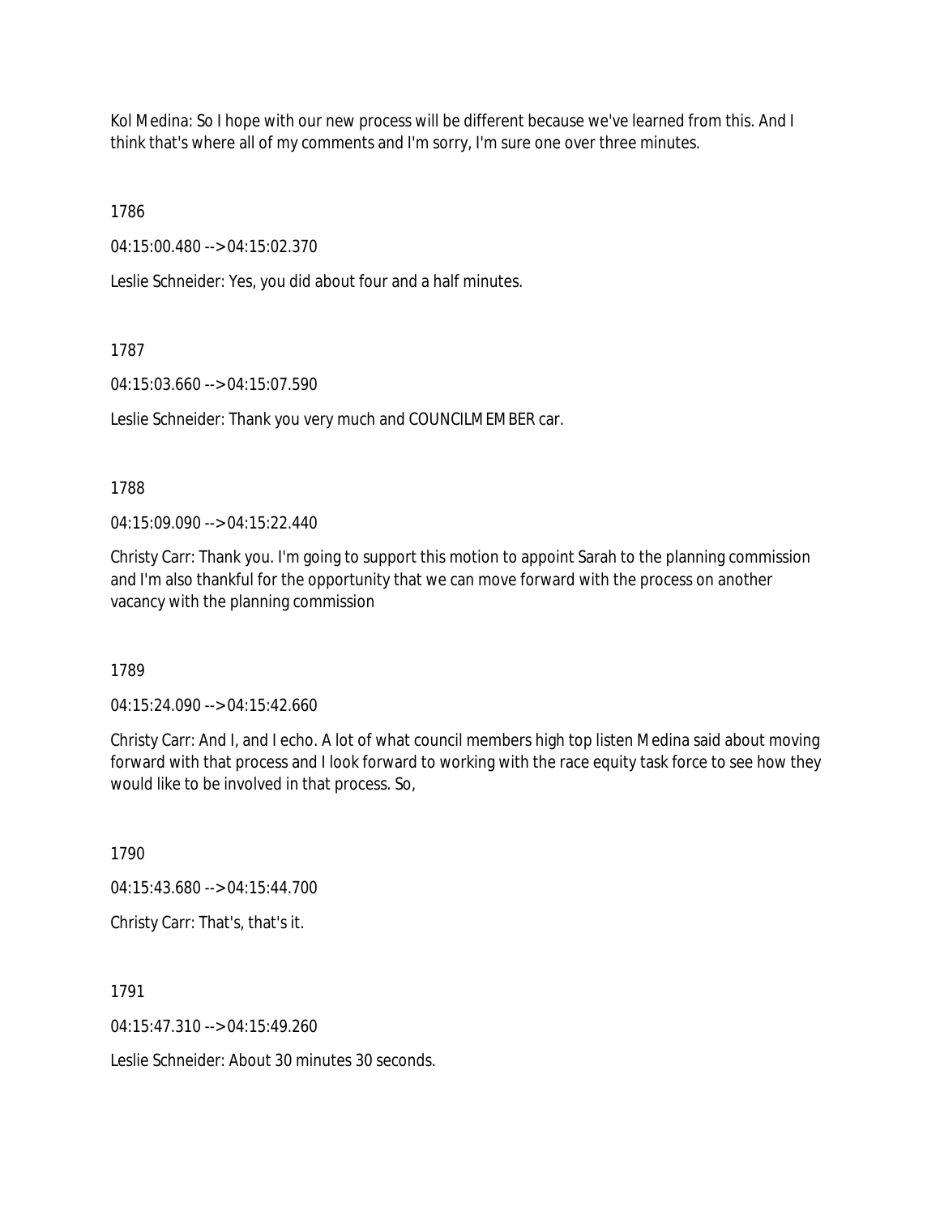Kol Medina: So I hope with our new process will be different because we've learned from this. And I think that's where all of my comments and I'm sorry, I'm sure one over three minutes.

1786

04:15:00.480 --> 04:15:02.370

Leslie Schneider: Yes, you did about four and a half minutes.

1787

04:15:03.660 --> 04:15:07.590

Leslie Schneider: Thank you very much and COUNCILMEMBER car.

1788

04:15:09.090 --> 04:15:22.440

Christy Carr: Thank you. I'm going to support this motion to appoint Sarah to the planning commission and I'm also thankful for the opportunity that we can move forward with the process on another vacancy with the planning commission

1789

04:15:24.090 --> 04:15:42.660

Christy Carr: And I, and I echo. A lot of what council members high top listen Medina said about moving forward with that process and I look forward to working with the race equity task force to see how they would like to be involved in that process. So,

1790

04:15:43.680 --> 04:15:44.700

Christy Carr: That's, that's it.

1791

04:15:47.310 --> 04:15:49.260

Leslie Schneider: About 30 minutes 30 seconds.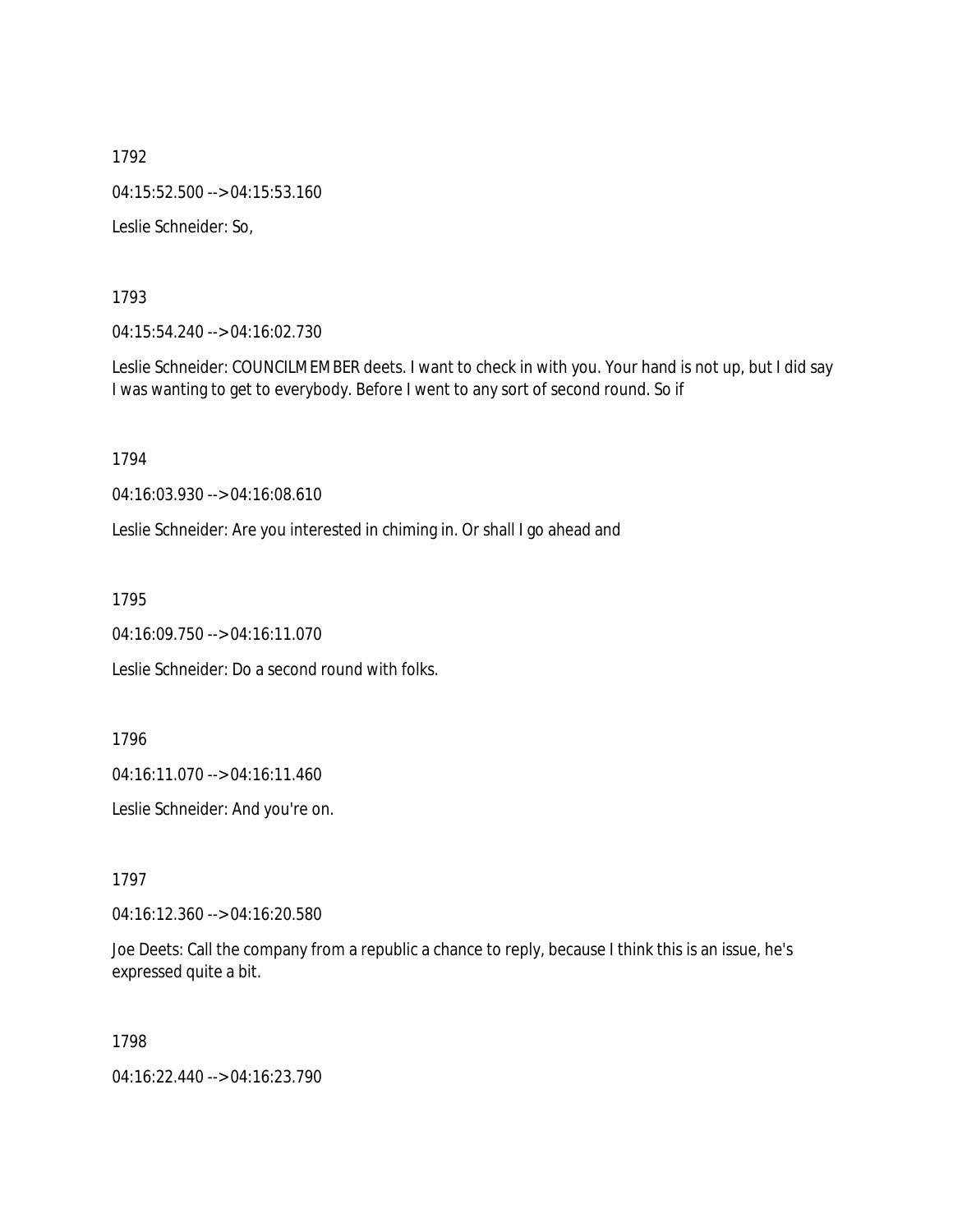1792

04:15:52.500 --> 04:15:53.160

Leslie Schneider: So,

1793

04:15:54.240 --> 04:16:02.730

Leslie Schneider: COUNCILMEMBER deets. I want to check in with you. Your hand is not up, but I did say I was wanting to get to everybody. Before I went to any sort of second round. So if

1794

04:16:03.930 --> 04:16:08.610

Leslie Schneider: Are you interested in chiming in. Or shall I go ahead and

1795

04:16:09.750 --> 04:16:11.070

Leslie Schneider: Do a second round with folks.

1796

04:16:11.070 --> 04:16:11.460

Leslie Schneider: And you're on.

1797

04:16:12.360 --> 04:16:20.580

Joe Deets: Call the company from a republic a chance to reply, because I think this is an issue, he's expressed quite a bit.

1798

04:16:22.440 --> 04:16:23.790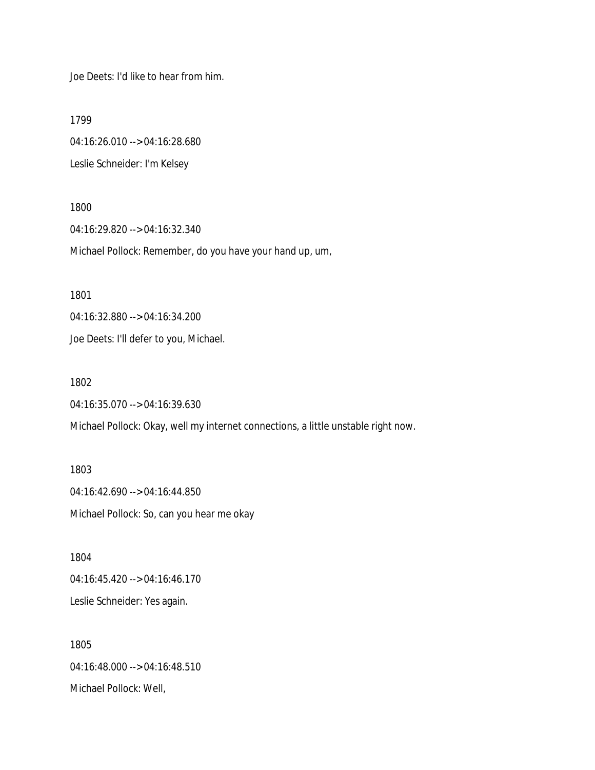Joe Deets: I'd like to hear from him.

1799

04:16:26.010 --> 04:16:28.680

Leslie Schneider: I'm Kelsey

1800

04:16:29.820 --> 04:16:32.340

Michael Pollock: Remember, do you have your hand up, um,

1801

04:16:32.880 --> 04:16:34.200

Joe Deets: I'll defer to you, Michael.

1802

04:16:35.070 --> 04:16:39.630

Michael Pollock: Okay, well my internet connections, a little unstable right now.

1803

04:16:42.690 --> 04:16:44.850

Michael Pollock: So, can you hear me okay

1804

04:16:45.420 --> 04:16:46.170

Leslie Schneider: Yes again.

1805

04:16:48.000 --> 04:16:48.510

Michael Pollock: Well,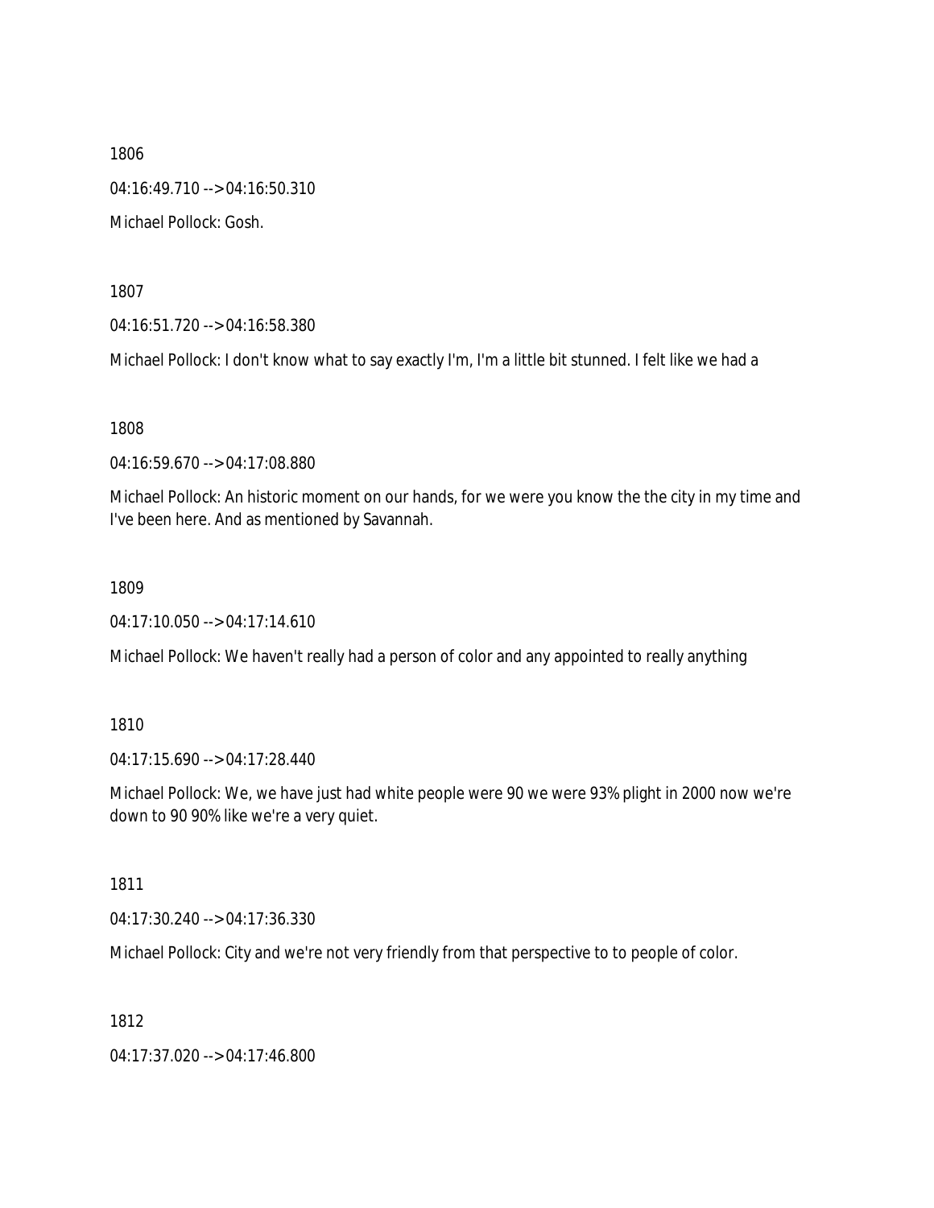1806

04:16:49.710 --> 04:16:50.310

Michael Pollock: Gosh.

1807

04:16:51.720 --> 04:16:58.380

Michael Pollock: I don't know what to say exactly I'm, I'm a little bit stunned. I felt like we had a

1808

04:16:59.670 --> 04:17:08.880

Michael Pollock: An historic moment on our hands, for we were you know the the city in my time and I've been here. And as mentioned by Savannah.

1809

04:17:10.050 --> 04:17:14.610

Michael Pollock: We haven't really had a person of color and any appointed to really anything

1810

04:17:15.690 --> 04:17:28.440

Michael Pollock: We, we have just had white people were 90 we were 93% plight in 2000 now we're down to 90 90% like we're a very quiet.

1811

04:17:30.240 --> 04:17:36.330

Michael Pollock: City and we're not very friendly from that perspective to to people of color.

1812

04:17:37.020 --> 04:17:46.800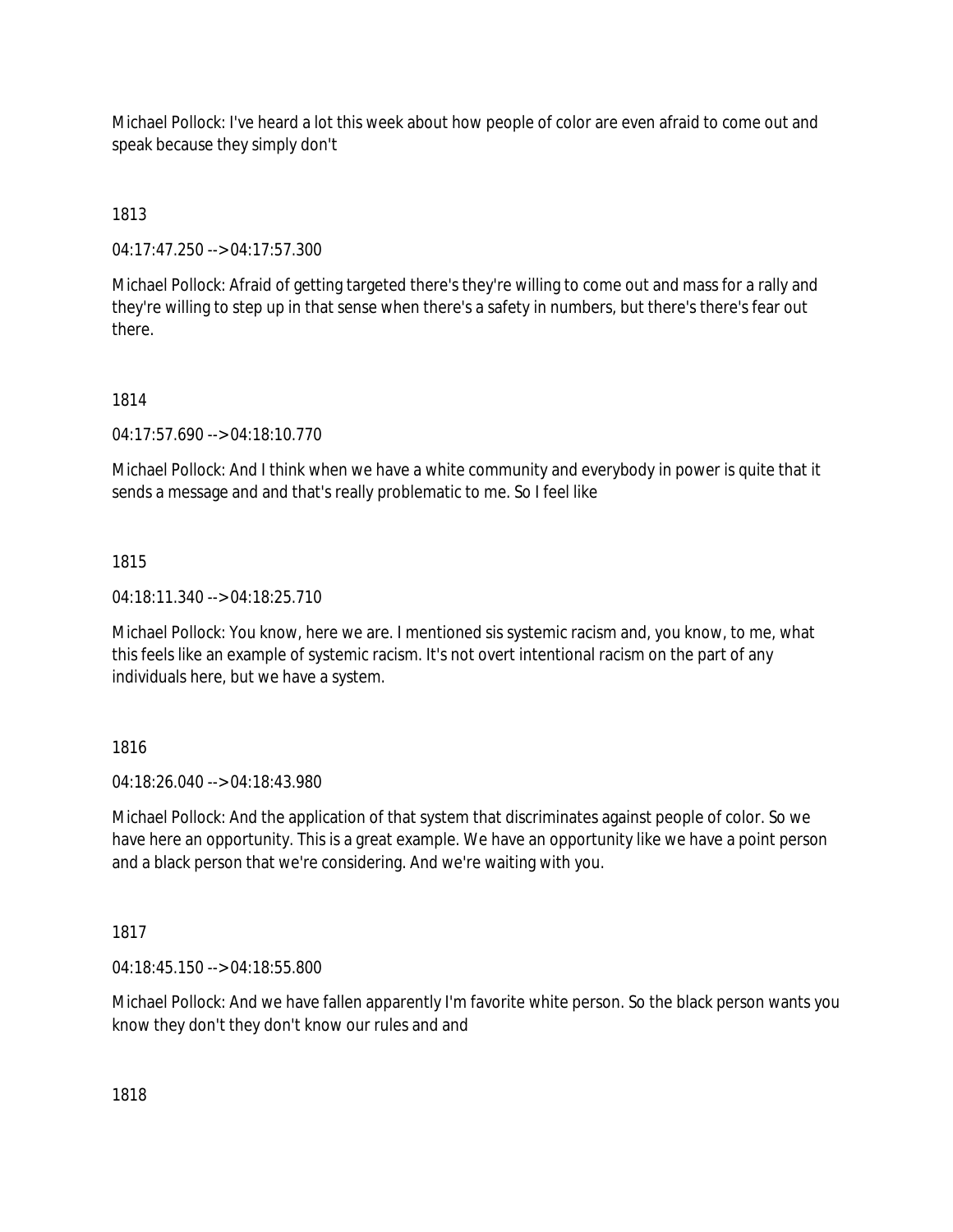Michael Pollock: I've heard a lot this week about how people of color are even afraid to come out and speak because they simply don't

1813

04:17:47.250 --> 04:17:57.300

Michael Pollock: Afraid of getting targeted there's they're willing to come out and mass for a rally and they're willing to step up in that sense when there's a safety in numbers, but there's there's fear out there.

1814

04:17:57.690 --> 04:18:10.770

Michael Pollock: And I think when we have a white community and everybody in power is quite that it sends a message and and that's really problematic to me. So I feel like

1815

04:18:11.340 --> 04:18:25.710

Michael Pollock: You know, here we are. I mentioned sis systemic racism and, you know, to me, what this feels like an example of systemic racism. It's not overt intentional racism on the part of any individuals here, but we have a system.

1816

04:18:26.040 --> 04:18:43.980

Michael Pollock: And the application of that system that discriminates against people of color. So we have here an opportunity. This is a great example. We have an opportunity like we have a point person and a black person that we're considering. And we're waiting with you.

1817

04:18:45.150 --> 04:18:55.800

Michael Pollock: And we have fallen apparently I'm favorite white person. So the black person wants you know they don't they don't know our rules and and

1818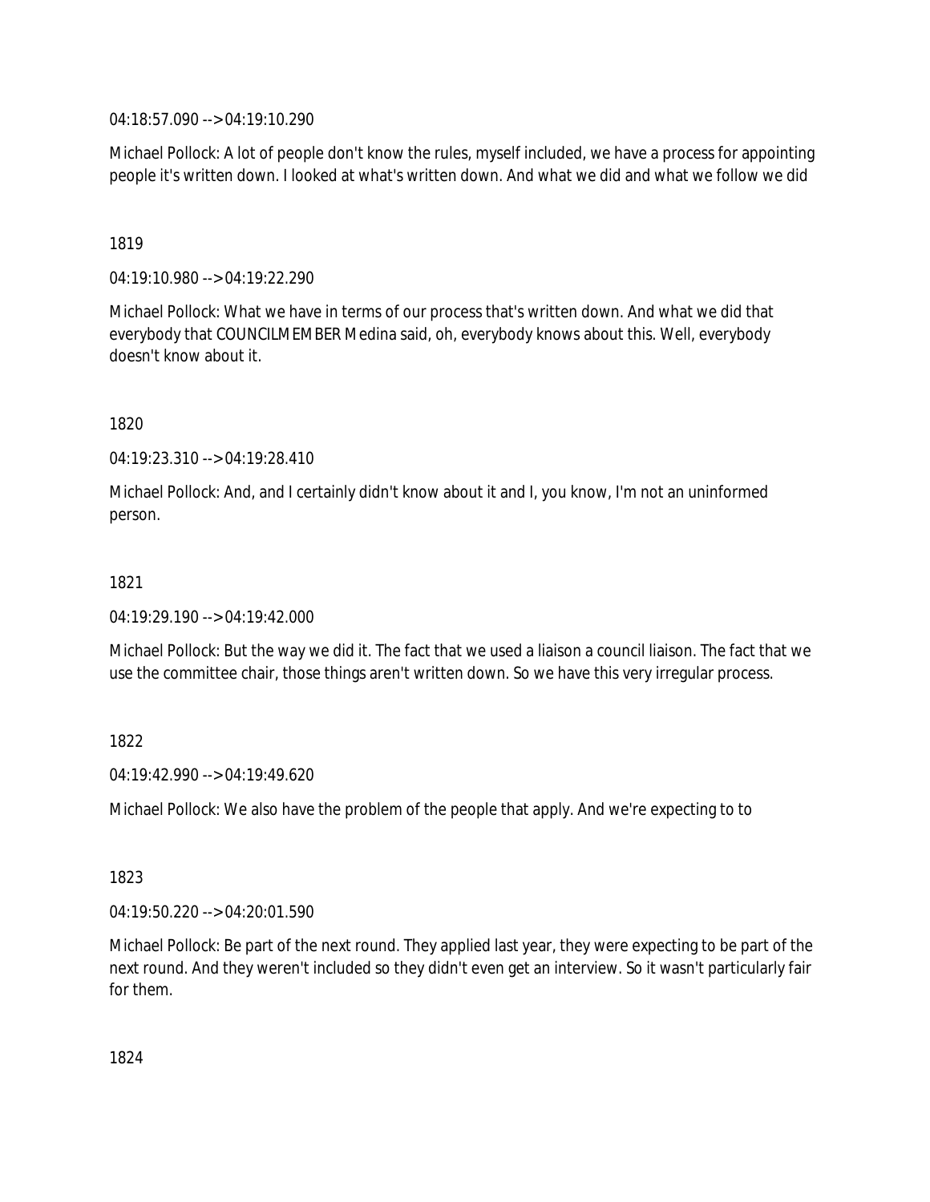04:18:57.090 --> 04:19:10.290

Michael Pollock: A lot of people don't know the rules, myself included, we have a process for appointing people it's written down. I looked at what's written down. And what we did and what we follow we did

1819

04:19:10.980 --> 04:19:22.290

Michael Pollock: What we have in terms of our process that's written down. And what we did that everybody that COUNCILMEMBER Medina said, oh, everybody knows about this. Well, everybody doesn't know about it.

1820

04:19:23.310 --> 04:19:28.410

Michael Pollock: And, and I certainly didn't know about it and I, you know, I'm not an uninformed person.

1821

04:19:29.190 --> 04:19:42.000

Michael Pollock: But the way we did it. The fact that we used a liaison a council liaison. The fact that we use the committee chair, those things aren't written down. So we have this very irregular process.

1822

04:19:42.990 --> 04:19:49.620

Michael Pollock: We also have the problem of the people that apply. And we're expecting to to

1823

04:19:50.220 --> 04:20:01.590

Michael Pollock: Be part of the next round. They applied last year, they were expecting to be part of the next round. And they weren't included so they didn't even get an interview. So it wasn't particularly fair for them.

1824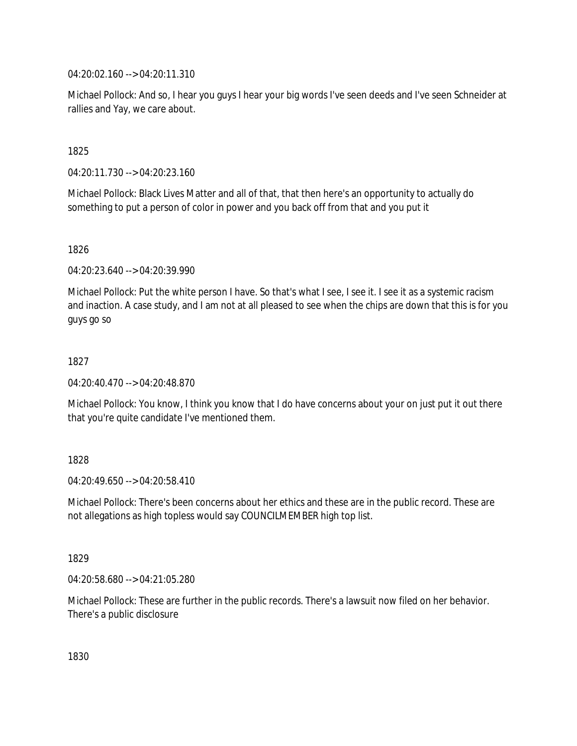04:20:02.160 --> 04:20:11.310

Michael Pollock: And so, I hear you guys I hear your big words I've seen deeds and I've seen Schneider at rallies and Yay, we care about.

1825

04:20:11.730 --> 04:20:23.160

Michael Pollock: Black Lives Matter and all of that, that then here's an opportunity to actually do something to put a person of color in power and you back off from that and you put it

1826

04:20:23.640 --> 04:20:39.990

Michael Pollock: Put the white person I have. So that's what I see, I see it. I see it as a systemic racism and inaction. A case study, and I am not at all pleased to see when the chips are down that this is for you guys go so

1827

04:20:40.470 --> 04:20:48.870

Michael Pollock: You know, I think you know that I do have concerns about your on just put it out there that you're quite candidate I've mentioned them.

1828

04:20:49.650 --> 04:20:58.410

Michael Pollock: There's been concerns about her ethics and these are in the public record. These are not allegations as high topless would say COUNCILMEMBER high top list.

1829

04:20:58.680 --> 04:21:05.280

Michael Pollock: These are further in the public records. There's a lawsuit now filed on her behavior. There's a public disclosure

1830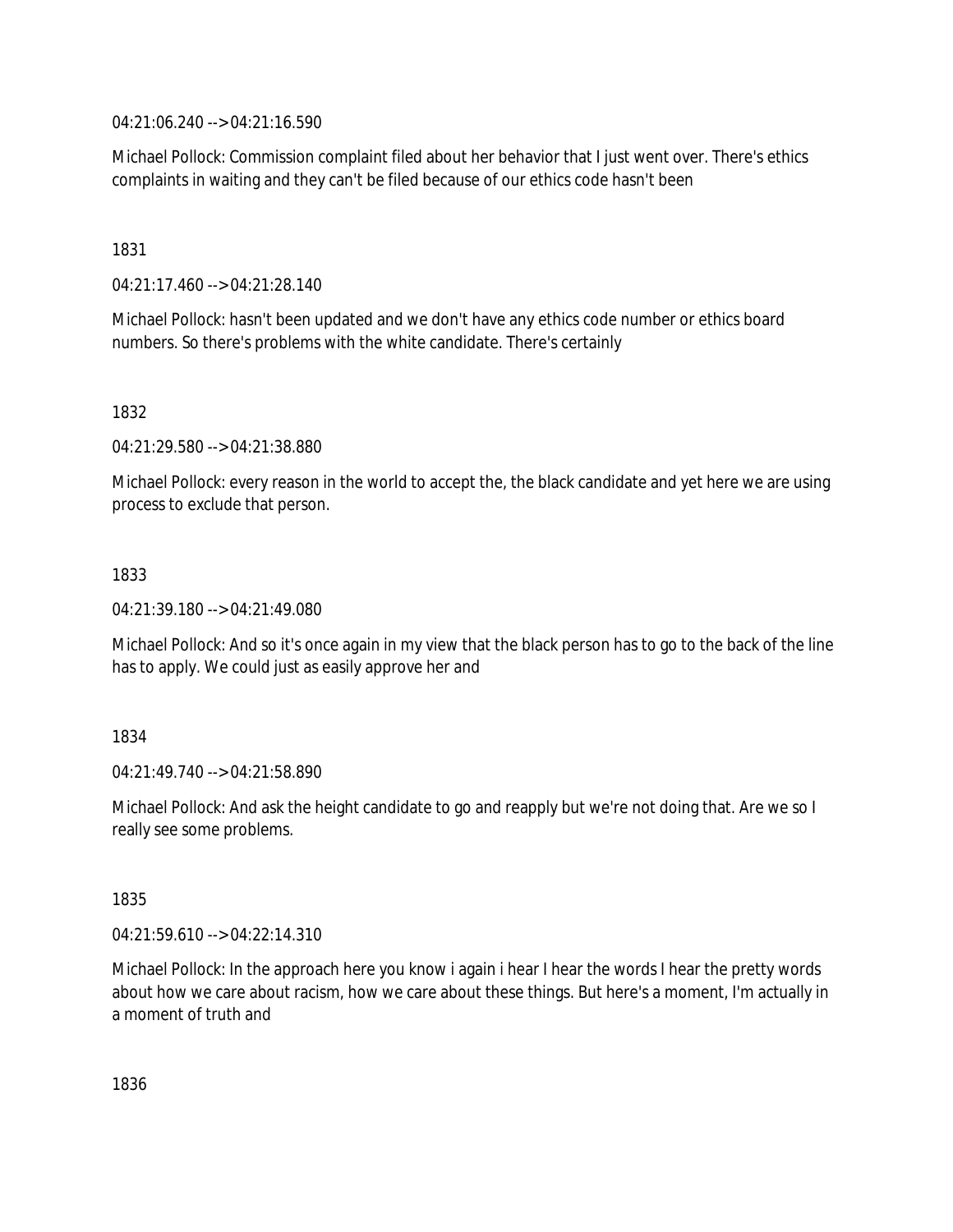04:21:06.240 --> 04:21:16.590

Michael Pollock: Commission complaint filed about her behavior that I just went over. There's ethics complaints in waiting and they can't be filed because of our ethics code hasn't been

1831

04:21:17.460 --> 04:21:28.140

Michael Pollock: hasn't been updated and we don't have any ethics code number or ethics board numbers. So there's problems with the white candidate. There's certainly

1832

04:21:29.580 --> 04:21:38.880

Michael Pollock: every reason in the world to accept the, the black candidate and yet here we are using process to exclude that person.

1833

04:21:39.180 --> 04:21:49.080

Michael Pollock: And so it's once again in my view that the black person has to go to the back of the line has to apply. We could just as easily approve her and

1834

04:21:49.740 --> 04:21:58.890

Michael Pollock: And ask the height candidate to go and reapply but we're not doing that. Are we so I really see some problems.

1835

04:21:59.610 --> 04:22:14.310

Michael Pollock: In the approach here you know i again i hear I hear the words I hear the pretty words about how we care about racism, how we care about these things. But here's a moment, I'm actually in a moment of truth and

1836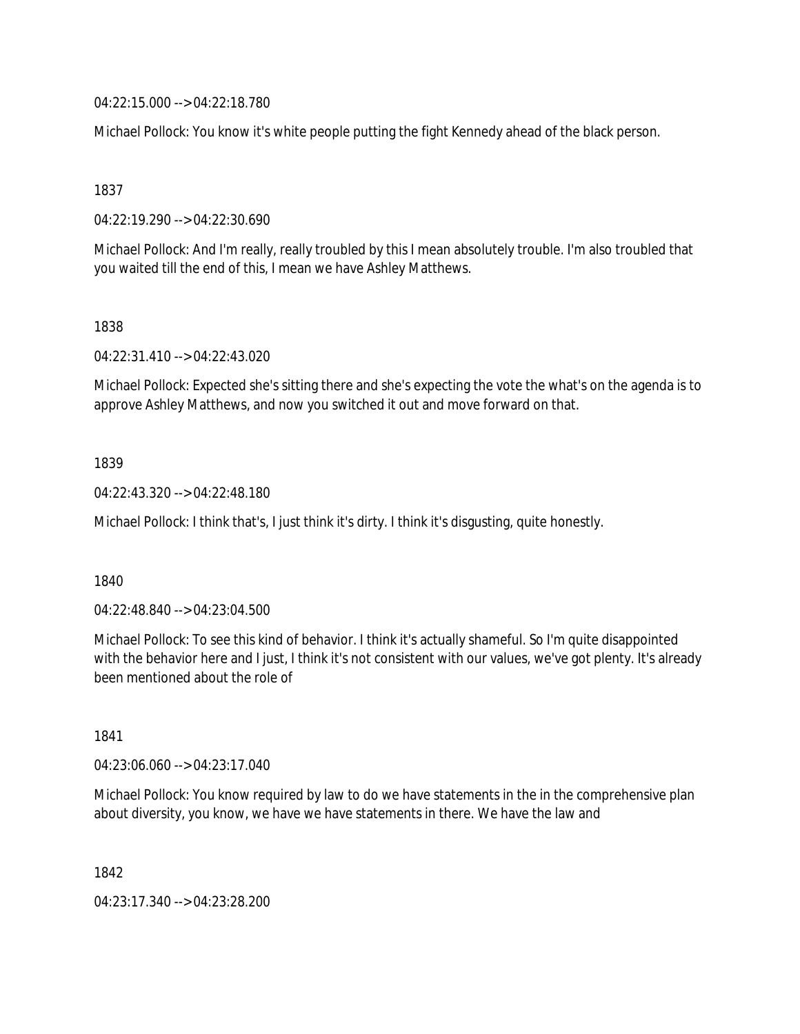04:22:15.000 --> 04:22:18.780

Michael Pollock: You know it's white people putting the fight Kennedy ahead of the black person.

1837

04:22:19.290 --> 04:22:30.690

Michael Pollock: And I'm really, really troubled by this I mean absolutely trouble. I'm also troubled that you waited till the end of this, I mean we have Ashley Matthews.

1838

04:22:31.410 --> 04:22:43.020

Michael Pollock: Expected she's sitting there and she's expecting the vote the what's on the agenda is to approve Ashley Matthews, and now you switched it out and move forward on that.

1839

04:22:43.320 --> 04:22:48.180

Michael Pollock: I think that's, I just think it's dirty. I think it's disgusting, quite honestly.

1840

04:22:48.840 --> 04:23:04.500

Michael Pollock: To see this kind of behavior. I think it's actually shameful. So I'm quite disappointed with the behavior here and I just, I think it's not consistent with our values, we've got plenty. It's already been mentioned about the role of

1841

04:23:06.060 --> 04:23:17.040

Michael Pollock: You know required by law to do we have statements in the in the comprehensive plan about diversity, you know, we have we have statements in there. We have the law and

1842

04:23:17.340 --> 04:23:28.200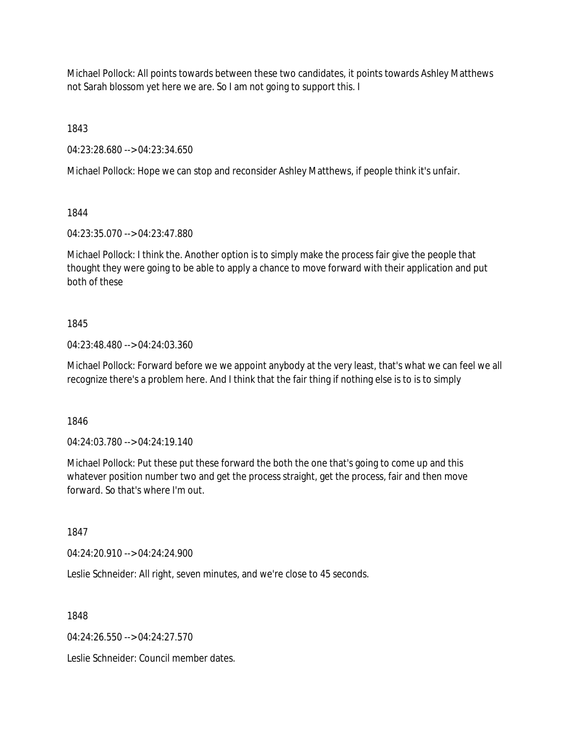Michael Pollock: All points towards between these two candidates, it points towards Ashley Matthews not Sarah blossom yet here we are. So I am not going to support this. I

1843

04:23:28.680 --> 04:23:34.650

Michael Pollock: Hope we can stop and reconsider Ashley Matthews, if people think it's unfair.

1844

04:23:35.070 --> 04:23:47.880

Michael Pollock: I think the. Another option is to simply make the process fair give the people that thought they were going to be able to apply a chance to move forward with their application and put both of these

1845

04:23:48.480 --> 04:24:03.360

Michael Pollock: Forward before we we appoint anybody at the very least, that's what we can feel we all recognize there's a problem here. And I think that the fair thing if nothing else is to is to simply

1846

04:24:03.780 --> 04:24:19.140

Michael Pollock: Put these put these forward the both the one that's going to come up and this whatever position number two and get the process straight, get the process, fair and then move forward. So that's where I'm out.

1847

04:24:20.910 --> 04:24:24.900

Leslie Schneider: All right, seven minutes, and we're close to 45 seconds.

1848

04:24:26.550 --> 04:24:27.570

Leslie Schneider: Council member dates.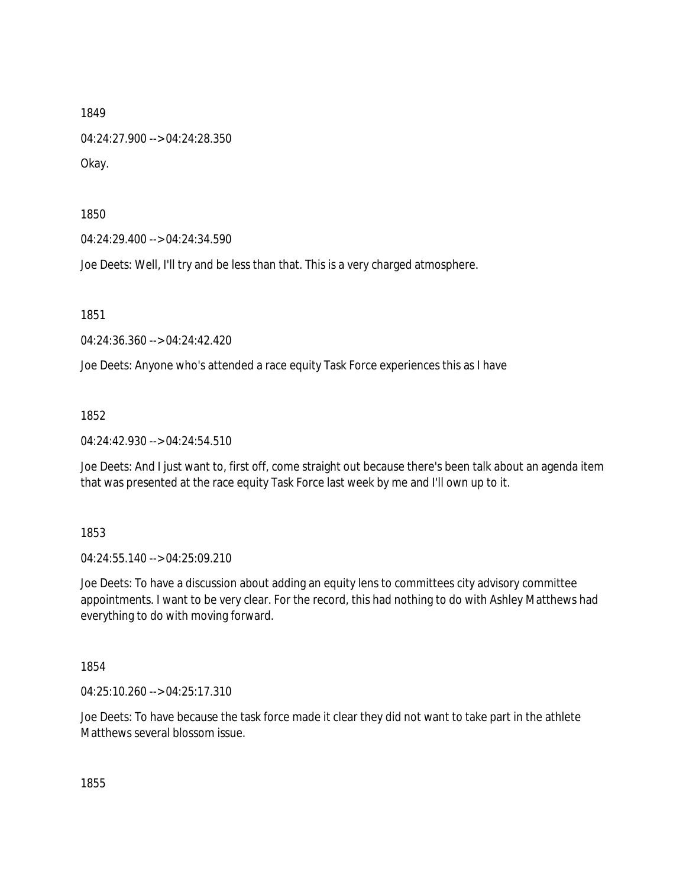1849

04:24:27.900 --> 04:24:28.350

Okay.

1850

04:24:29.400 --> 04:24:34.590

Joe Deets: Well, I'll try and be less than that. This is a very charged atmosphere.

1851

04:24:36.360 --> 04:24:42.420

Joe Deets: Anyone who's attended a race equity Task Force experiences this as I have

1852

04:24:42.930 --> 04:24:54.510

Joe Deets: And I just want to, first off, come straight out because there's been talk about an agenda item that was presented at the race equity Task Force last week by me and I'll own up to it.

1853

04:24:55.140 --> 04:25:09.210

Joe Deets: To have a discussion about adding an equity lens to committees city advisory committee appointments. I want to be very clear. For the record, this had nothing to do with Ashley Matthews had everything to do with moving forward.

1854

04:25:10.260 --> 04:25:17.310

Joe Deets: To have because the task force made it clear they did not want to take part in the athlete Matthews several blossom issue.

1855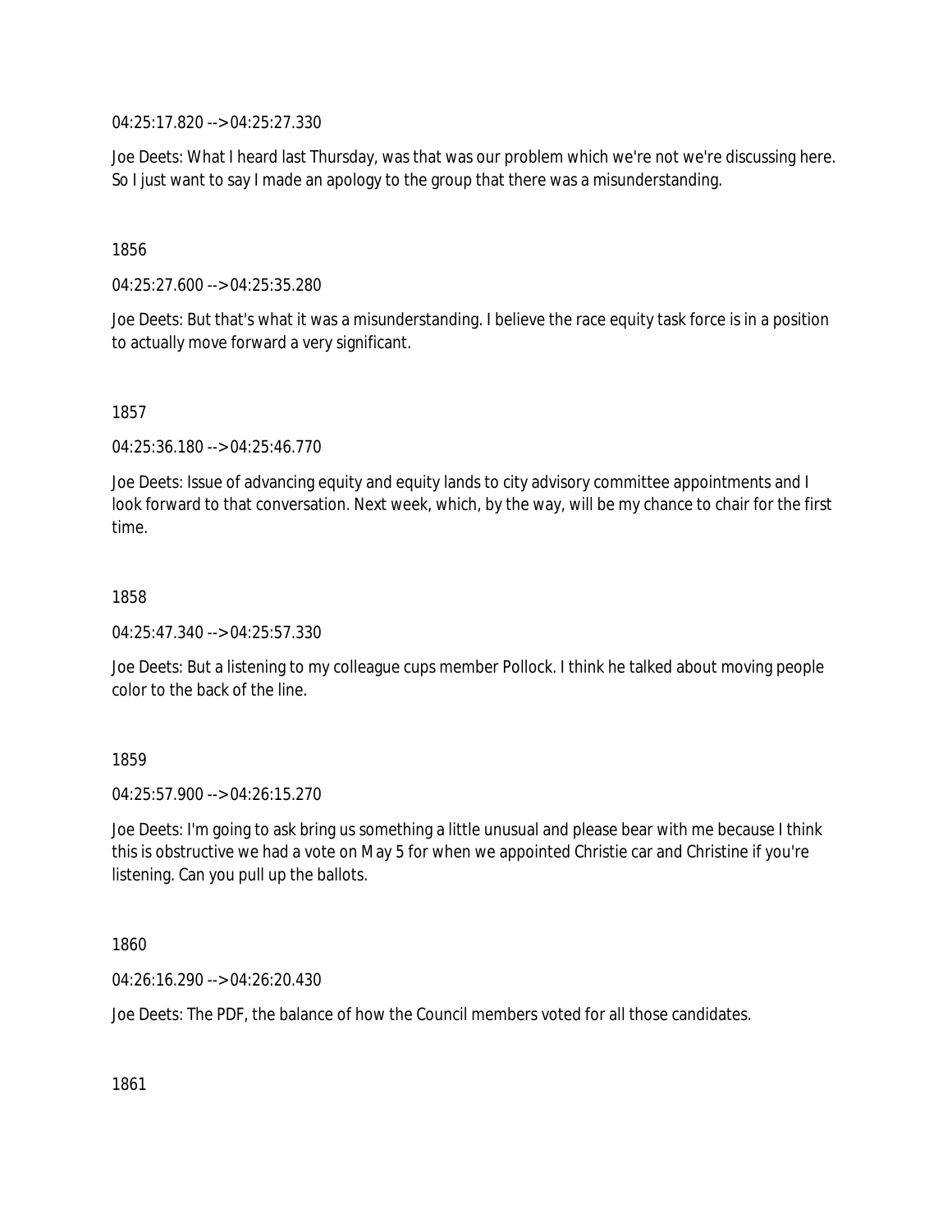04:25:17.820 --> 04:25:27.330

Joe Deets: What I heard last Thursday, was that was our problem which we're not we're discussing here. So I just want to say I made an apology to the group that there was a misunderstanding.

1856

04:25:27.600 --> 04:25:35.280

Joe Deets: But that's what it was a misunderstanding. I believe the race equity task force is in a position to actually move forward a very significant.

1857

04:25:36.180 --> 04:25:46.770

Joe Deets: Issue of advancing equity and equity lands to city advisory committee appointments and I look forward to that conversation. Next week, which, by the way, will be my chance to chair for the first time.

1858

04:25:47.340 --> 04:25:57.330

Joe Deets: But a listening to my colleague cups member Pollock. I think he talked about moving people color to the back of the line.

1859

04:25:57.900 --> 04:26:15.270

Joe Deets: I'm going to ask bring us something a little unusual and please bear with me because I think this is obstructive we had a vote on May 5 for when we appointed Christie car and Christine if you're listening. Can you pull up the ballots.

1860

04:26:16.290 --> 04:26:20.430

Joe Deets: The PDF, the balance of how the Council members voted for all those candidates.

1861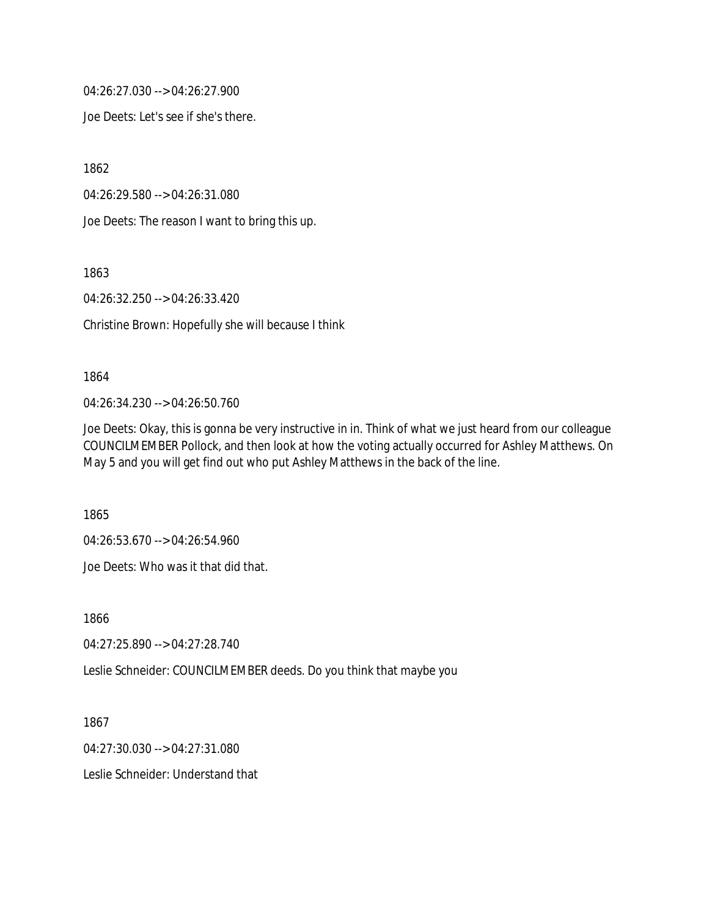04:26:27.030 --> 04:26:27.900

Joe Deets: Let's see if she's there.

1862

04:26:29.580 --> 04:26:31.080

Joe Deets: The reason I want to bring this up.

1863

04:26:32.250 --> 04:26:33.420

Christine Brown: Hopefully she will because I think

1864

04:26:34.230 --> 04:26:50.760

Joe Deets: Okay, this is gonna be very instructive in in. Think of what we just heard from our colleague COUNCILMEMBER Pollock, and then look at how the voting actually occurred for Ashley Matthews. On May 5 and you will get find out who put Ashley Matthews in the back of the line.

1865

04:26:53.670 --> 04:26:54.960

Joe Deets: Who was it that did that.

1866

04:27:25.890 --> 04:27:28.740

Leslie Schneider: COUNCILMEMBER deeds. Do you think that maybe you

1867

04:27:30.030 --> 04:27:31.080

Leslie Schneider: Understand that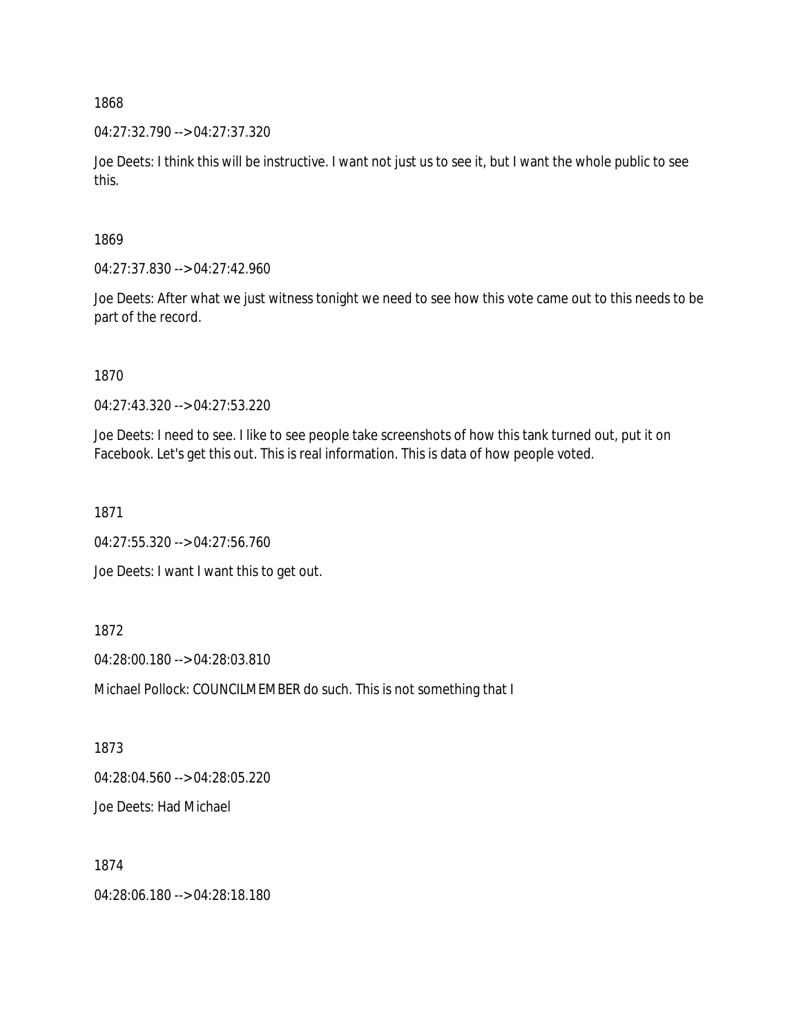1868

04:27:32.790 --> 04:27:37.320

Joe Deets: I think this will be instructive. I want not just us to see it, but I want the whole public to see this.

1869

04:27:37.830 --> 04:27:42.960

Joe Deets: After what we just witness tonight we need to see how this vote came out to this needs to be part of the record.

1870

04:27:43.320 --> 04:27:53.220

Joe Deets: I need to see. I like to see people take screenshots of how this tank turned out, put it on Facebook. Let's get this out. This is real information. This is data of how people voted.

1871

04:27:55.320 --> 04:27:56.760

Joe Deets: I want I want this to get out.

1872

04:28:00.180 --> 04:28:03.810

Michael Pollock: COUNCILMEMBER do such. This is not something that I

1873

04:28:04.560 --> 04:28:05.220

Joe Deets: Had Michael

1874

04:28:06.180 --> 04:28:18.180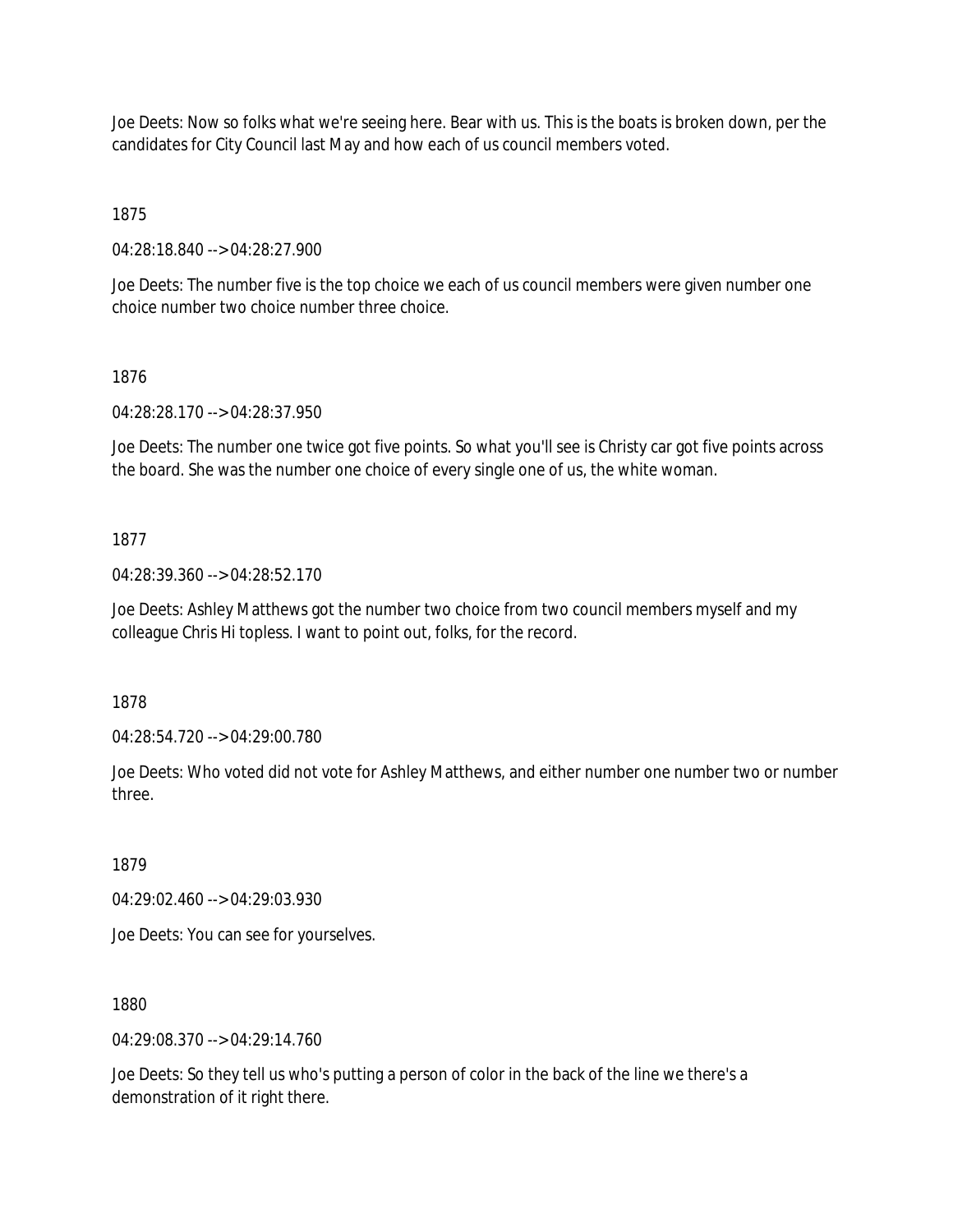Joe Deets: Now so folks what we're seeing here. Bear with us. This is the boats is broken down, per the candidates for City Council last May and how each of us council members voted.

1875

04:28:18.840 --> 04:28:27.900

Joe Deets: The number five is the top choice we each of us council members were given number one choice number two choice number three choice.

1876

04:28:28.170 --> 04:28:37.950

Joe Deets: The number one twice got five points. So what you'll see is Christy car got five points across the board. She was the number one choice of every single one of us, the white woman.

1877

04:28:39.360 --> 04:28:52.170

Joe Deets: Ashley Matthews got the number two choice from two council members myself and my colleague Chris Hi topless. I want to point out, folks, for the record.

1878

04:28:54.720 --> 04:29:00.780

Joe Deets: Who voted did not vote for Ashley Matthews, and either number one number two or number three.

1879

04:29:02.460 --> 04:29:03.930

Joe Deets: You can see for yourselves.

1880

04:29:08.370 --> 04:29:14.760

Joe Deets: So they tell us who's putting a person of color in the back of the line we there's a demonstration of it right there.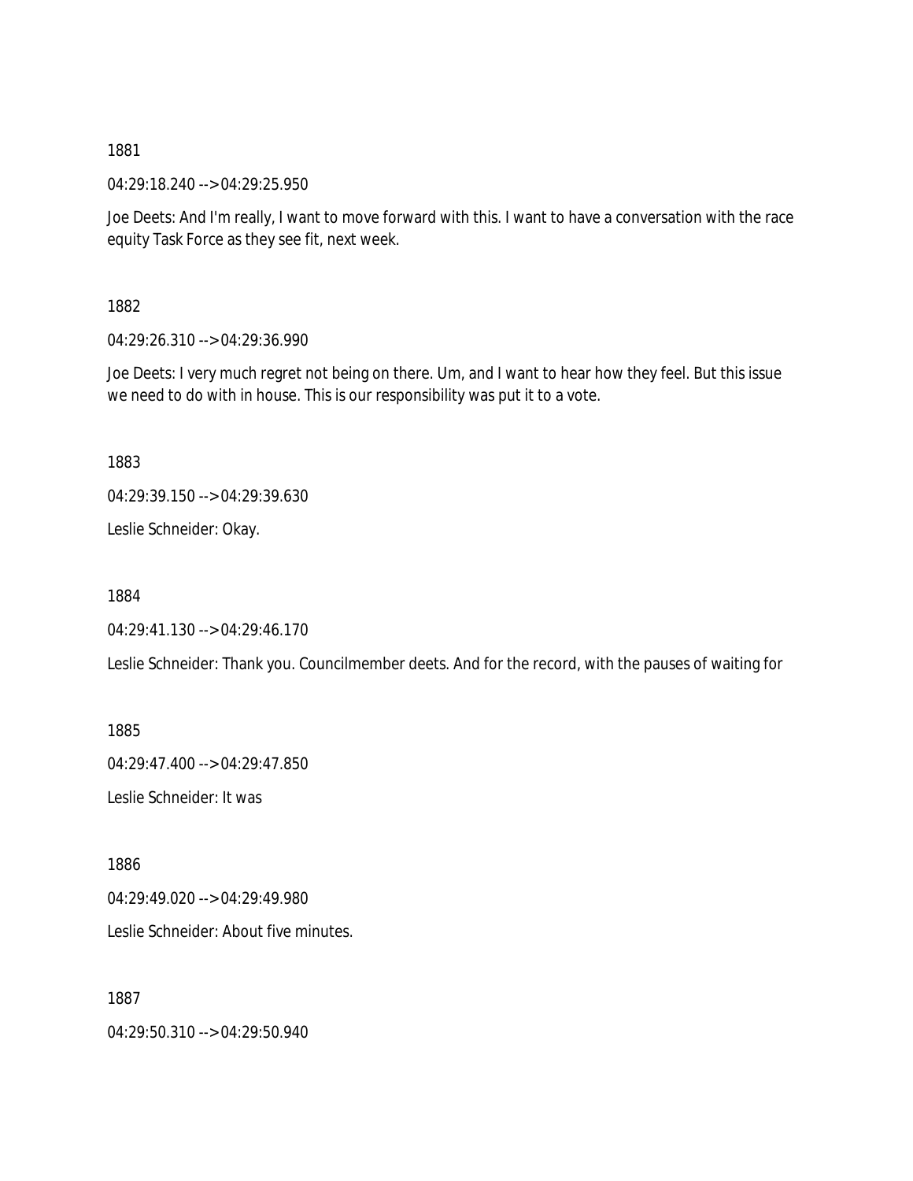1881

04:29:18.240 --> 04:29:25.950

Joe Deets: And I'm really, I want to move forward with this. I want to have a conversation with the race equity Task Force as they see fit, next week.

1882

04:29:26.310 --> 04:29:36.990

Joe Deets: I very much regret not being on there. Um, and I want to hear how they feel. But this issue we need to do with in house. This is our responsibility was put it to a vote.

1883

04:29:39.150 --> 04:29:39.630

Leslie Schneider: Okay.

1884

04:29:41.130 --> 04:29:46.170

Leslie Schneider: Thank you. Councilmember deets. And for the record, with the pauses of waiting for

1885

04:29:47.400 --> 04:29:47.850

Leslie Schneider: It was

1886

04:29:49.020 --> 04:29:49.980

Leslie Schneider: About five minutes.

1887

04:29:50.310 --> 04:29:50.940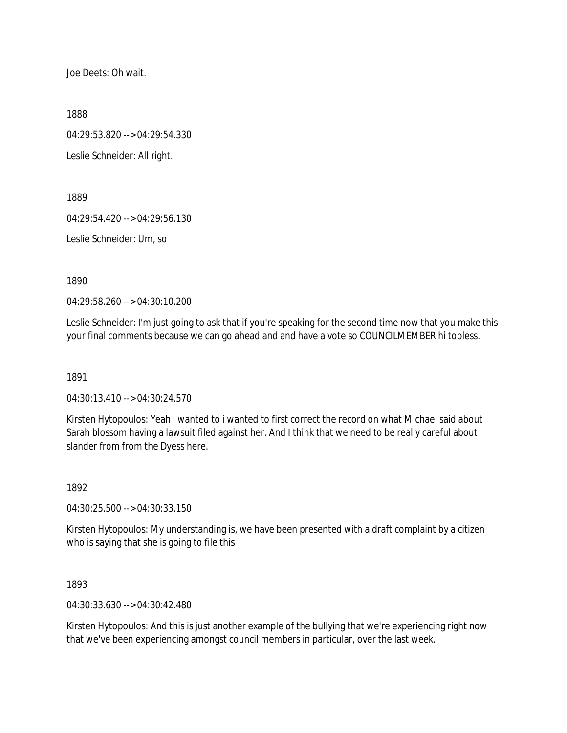Joe Deets: Oh wait.

1888

04:29:53.820 --> 04:29:54.330

Leslie Schneider: All right.

1889

04:29:54.420 --> 04:29:56.130

Leslie Schneider: Um, so

1890

04:29:58.260 --> 04:30:10.200

Leslie Schneider: I'm just going to ask that if you're speaking for the second time now that you make this your final comments because we can go ahead and and have a vote so COUNCILMEMBER hi topless.

1891

04:30:13.410 --> 04:30:24.570

Kirsten Hytopoulos: Yeah i wanted to i wanted to first correct the record on what Michael said about Sarah blossom having a lawsuit filed against her. And I think that we need to be really careful about slander from from the Dyess here.

1892

04:30:25.500 --> 04:30:33.150

Kirsten Hytopoulos: My understanding is, we have been presented with a draft complaint by a citizen who is saying that she is going to file this

1893

04:30:33.630 --> 04:30:42.480

Kirsten Hytopoulos: And this is just another example of the bullying that we're experiencing right now that we've been experiencing amongst council members in particular, over the last week.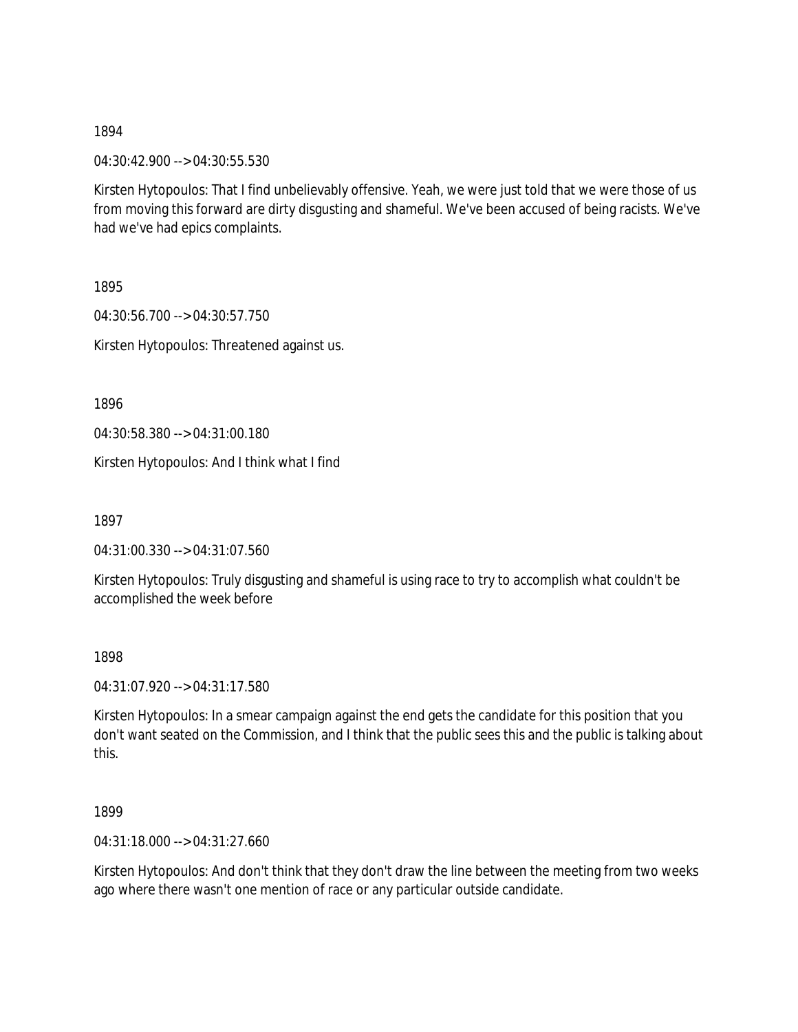1894

04:30:42.900 --> 04:30:55.530

Kirsten Hytopoulos: That I find unbelievably offensive. Yeah, we were just told that we were those of us from moving this forward are dirty disgusting and shameful. We've been accused of being racists. We've had we've had epics complaints.

1895

04:30:56.700 --> 04:30:57.750

Kirsten Hytopoulos: Threatened against us.

1896

04:30:58.380 --> 04:31:00.180

Kirsten Hytopoulos: And I think what I find

1897

04:31:00.330 --> 04:31:07.560

Kirsten Hytopoulos: Truly disgusting and shameful is using race to try to accomplish what couldn't be accomplished the week before

1898

04:31:07.920 --> 04:31:17.580

Kirsten Hytopoulos: In a smear campaign against the end gets the candidate for this position that you don't want seated on the Commission, and I think that the public sees this and the public is talking about this.

1899

04:31:18.000 --> 04:31:27.660

Kirsten Hytopoulos: And don't think that they don't draw the line between the meeting from two weeks ago where there wasn't one mention of race or any particular outside candidate.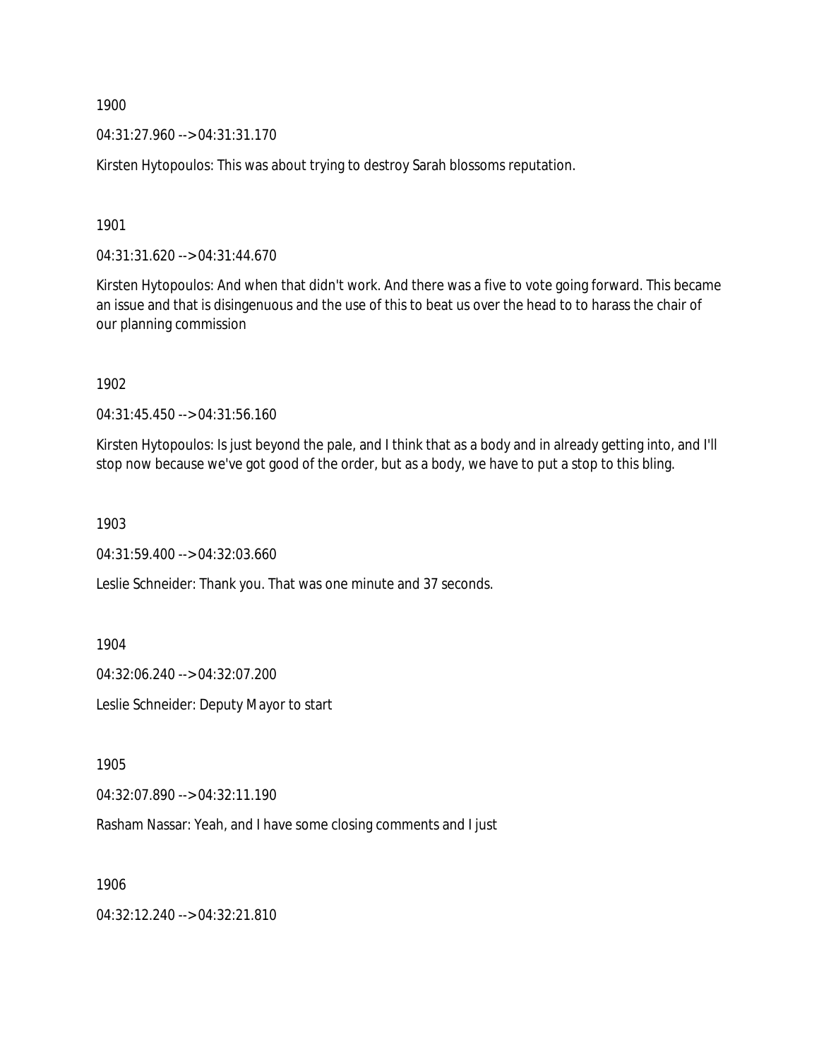1900

04:31:27.960 --> 04:31:31.170

Kirsten Hytopoulos: This was about trying to destroy Sarah blossoms reputation.

1901

04:31:31.620 --> 04:31:44.670

Kirsten Hytopoulos: And when that didn't work. And there was a five to vote going forward. This became an issue and that is disingenuous and the use of this to beat us over the head to to harass the chair of our planning commission

1902

04:31:45.450 --> 04:31:56.160

Kirsten Hytopoulos: Is just beyond the pale, and I think that as a body and in already getting into, and I'll stop now because we've got good of the order, but as a body, we have to put a stop to this bling.

1903

04:31:59.400 --> 04:32:03.660

Leslie Schneider: Thank you. That was one minute and 37 seconds.

1904

04:32:06.240 --> 04:32:07.200

Leslie Schneider: Deputy Mayor to start

1905

04:32:07.890 --> 04:32:11.190

Rasham Nassar: Yeah, and I have some closing comments and I just

1906

04:32:12.240 --> 04:32:21.810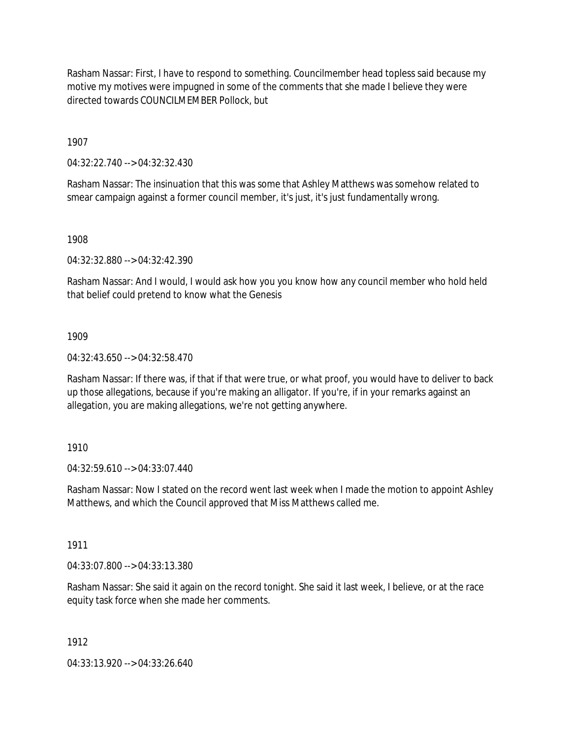Rasham Nassar: First, I have to respond to something. Councilmember head topless said because my motive my motives were impugned in some of the comments that she made I believe they were directed towards COUNCILMEMBER Pollock, but

1907

04:32:22.740 --> 04:32:32.430

Rasham Nassar: The insinuation that this was some that Ashley Matthews was somehow related to smear campaign against a former council member, it's just, it's just fundamentally wrong.

1908

04:32:32.880 --> 04:32:42.390

Rasham Nassar: And I would, I would ask how you you know how any council member who hold held that belief could pretend to know what the Genesis

1909

04:32:43.650 --> 04:32:58.470

Rasham Nassar: If there was, if that if that were true, or what proof, you would have to deliver to back up those allegations, because if you're making an alligator. If you're, if in your remarks against an allegation, you are making allegations, we're not getting anywhere.

1910

04:32:59.610 --> 04:33:07.440

Rasham Nassar: Now I stated on the record went last week when I made the motion to appoint Ashley Matthews, and which the Council approved that Miss Matthews called me.

1911

04:33:07.800 --> 04:33:13.380

Rasham Nassar: She said it again on the record tonight. She said it last week, I believe, or at the race equity task force when she made her comments.

1912

04:33:13.920 --> 04:33:26.640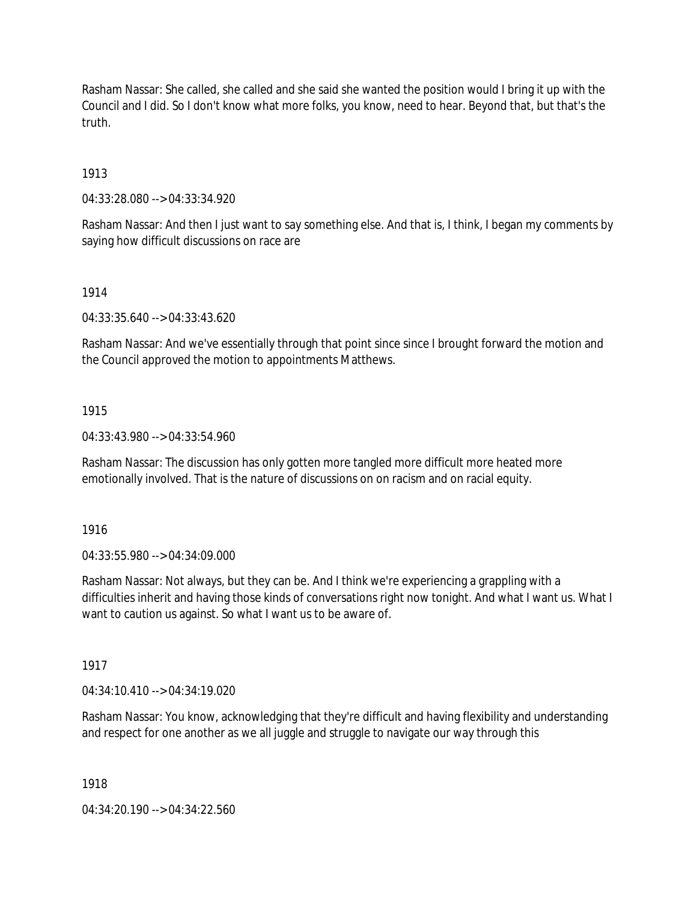Rasham Nassar: She called, she called and she said she wanted the position would I bring it up with the Council and I did. So I don't know what more folks, you know, need to hear. Beyond that, but that's the truth.

1913

04:33:28.080 --> 04:33:34.920

Rasham Nassar: And then I just want to say something else. And that is, I think, I began my comments by saying how difficult discussions on race are

1914

04:33:35.640 --> 04:33:43.620

Rasham Nassar: And we've essentially through that point since since I brought forward the motion and the Council approved the motion to appointments Matthews.

1915

04:33:43.980 --> 04:33:54.960

Rasham Nassar: The discussion has only gotten more tangled more difficult more heated more emotionally involved. That is the nature of discussions on on racism and on racial equity.

1916

04:33:55.980 --> 04:34:09.000

Rasham Nassar: Not always, but they can be. And I think we're experiencing a grappling with a difficulties inherit and having those kinds of conversations right now tonight. And what I want us. What I want to caution us against. So what I want us to be aware of.

1917

04:34:10.410 --> 04:34:19.020

Rasham Nassar: You know, acknowledging that they're difficult and having flexibility and understanding and respect for one another as we all juggle and struggle to navigate our way through this

1918

04:34:20.190 --> 04:34:22.560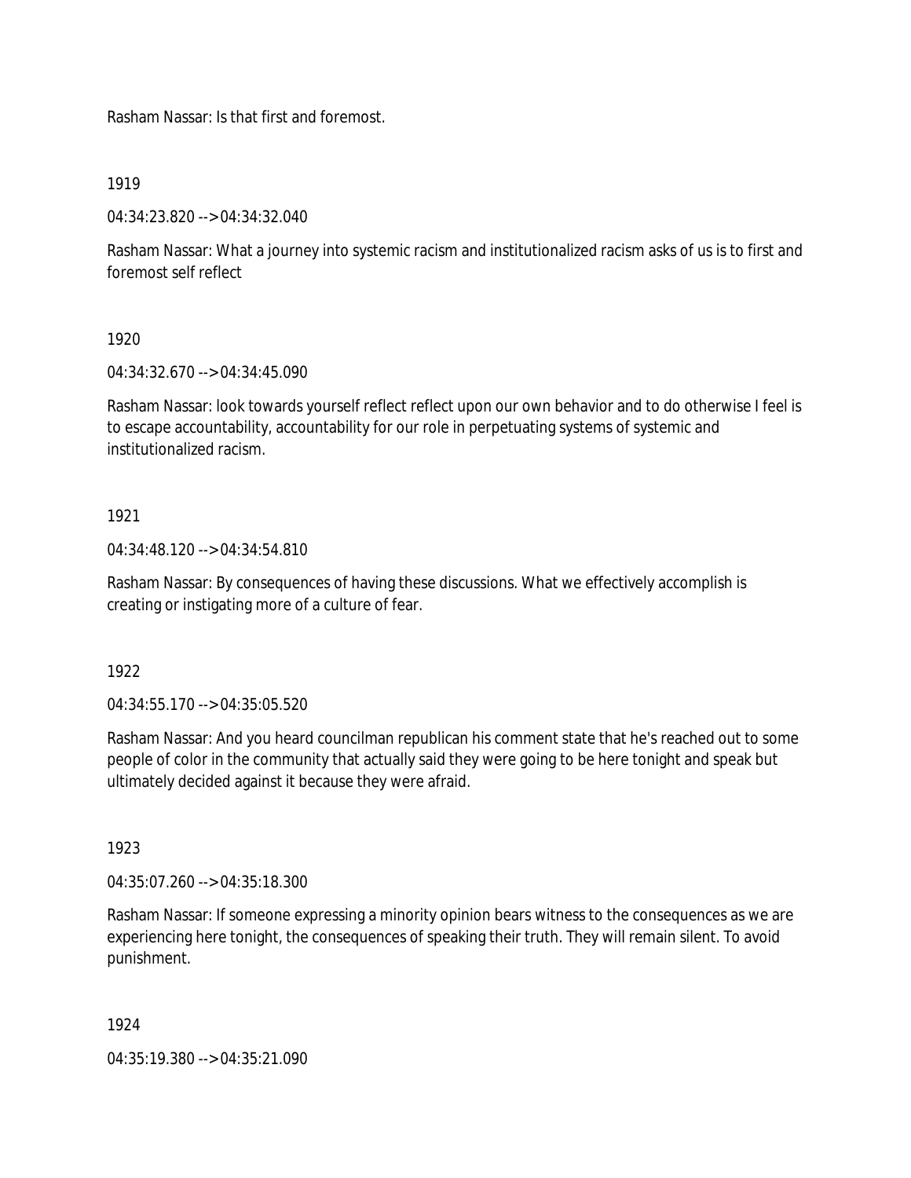Rasham Nassar: Is that first and foremost.

1919

04:34:23.820 --> 04:34:32.040

Rasham Nassar: What a journey into systemic racism and institutionalized racism asks of us is to first and foremost self reflect

1920

04:34:32.670 --> 04:34:45.090

Rasham Nassar: look towards yourself reflect reflect upon our own behavior and to do otherwise I feel is to escape accountability, accountability for our role in perpetuating systems of systemic and institutionalized racism.

1921

04:34:48.120 --> 04:34:54.810

Rasham Nassar: By consequences of having these discussions. What we effectively accomplish is creating or instigating more of a culture of fear.

1922

04:34:55.170 --> 04:35:05.520

Rasham Nassar: And you heard councilman republican his comment state that he's reached out to some people of color in the community that actually said they were going to be here tonight and speak but ultimately decided against it because they were afraid.

1923

04:35:07.260 --> 04:35:18.300

Rasham Nassar: If someone expressing a minority opinion bears witness to the consequences as we are experiencing here tonight, the consequences of speaking their truth. They will remain silent. To avoid punishment.

1924

04:35:19.380 --> 04:35:21.090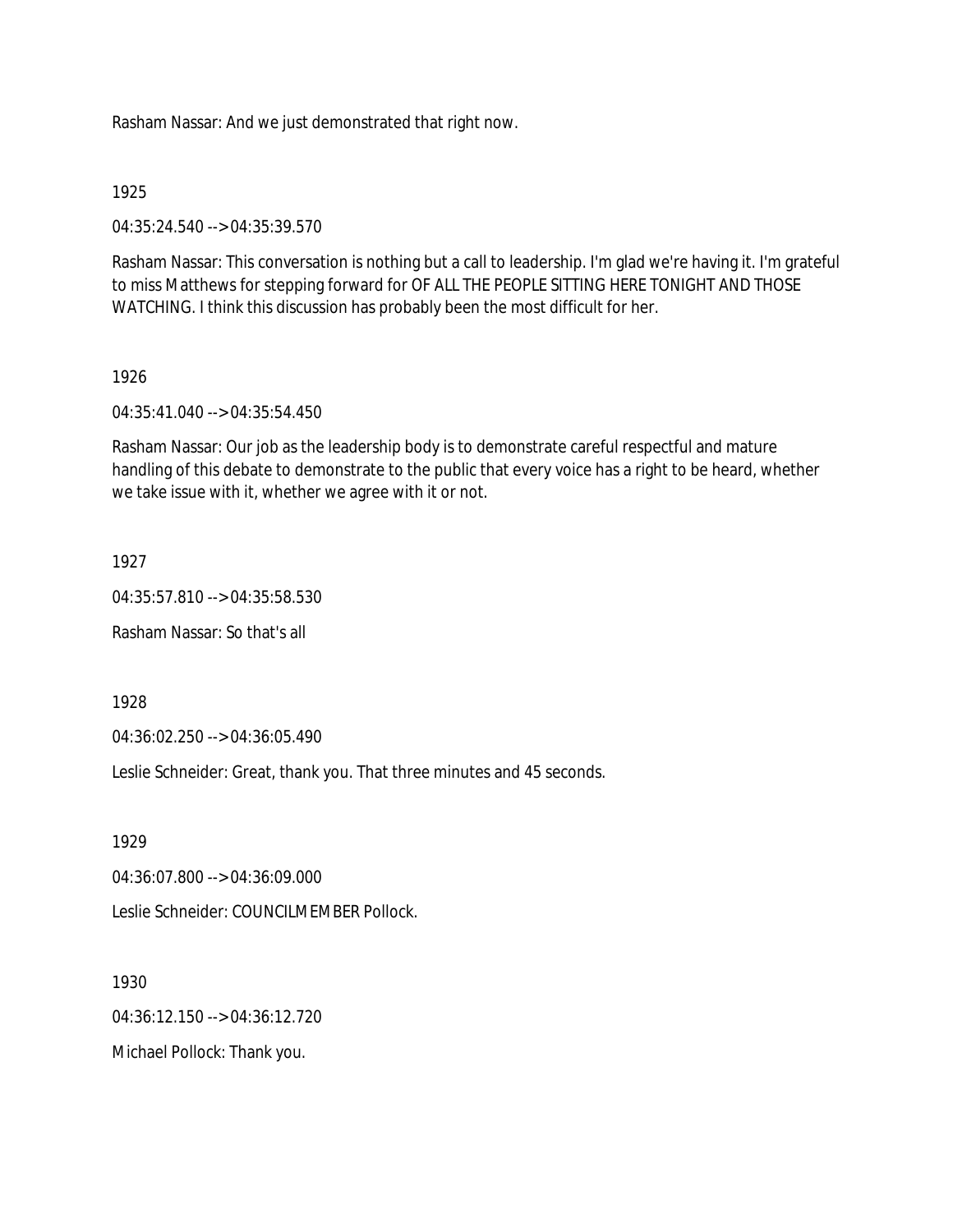Rasham Nassar: And we just demonstrated that right now.

1925

04:35:24.540 --> 04:35:39.570

Rasham Nassar: This conversation is nothing but a call to leadership. I'm glad we're having it. I'm grateful to miss Matthews for stepping forward for OF ALL THE PEOPLE SITTING HERE TONIGHT AND THOSE WATCHING. I think this discussion has probably been the most difficult for her.

1926

04:35:41.040 --> 04:35:54.450

Rasham Nassar: Our job as the leadership body is to demonstrate careful respectful and mature handling of this debate to demonstrate to the public that every voice has a right to be heard, whether we take issue with it, whether we agree with it or not.

1927

04:35:57.810 --> 04:35:58.530

Rasham Nassar: So that's all

1928

04:36:02.250 --> 04:36:05.490

Leslie Schneider: Great, thank you. That three minutes and 45 seconds.

1929

04:36:07.800 --> 04:36:09.000

Leslie Schneider: COUNCILMEMBER Pollock.

1930

04:36:12.150 --> 04:36:12.720

Michael Pollock: Thank you.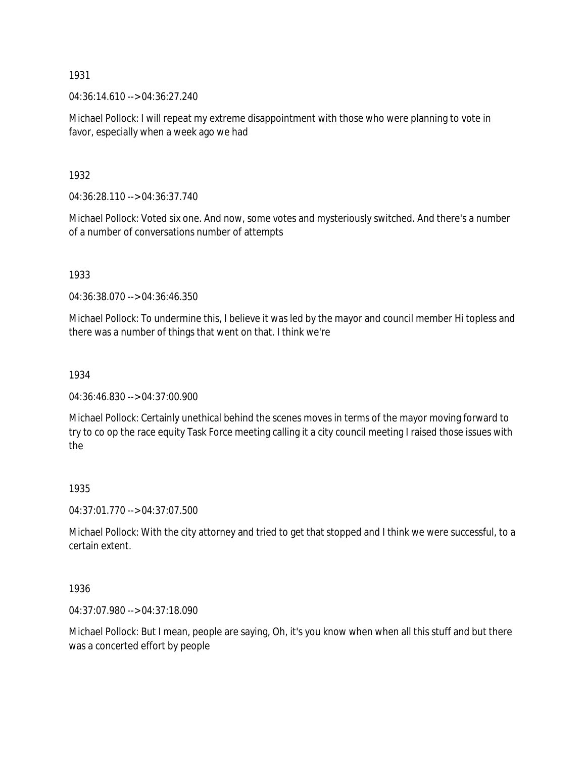1931

04:36:14.610 --> 04:36:27.240

Michael Pollock: I will repeat my extreme disappointment with those who were planning to vote in favor, especially when a week ago we had

1932

04:36:28.110 --> 04:36:37.740

Michael Pollock: Voted six one. And now, some votes and mysteriously switched. And there's a number of a number of conversations number of attempts

1933

04:36:38.070 --> 04:36:46.350

Michael Pollock: To undermine this, I believe it was led by the mayor and council member Hi topless and there was a number of things that went on that. I think we're

1934

04:36:46.830 --> 04:37:00.900

Michael Pollock: Certainly unethical behind the scenes moves in terms of the mayor moving forward to try to co op the race equity Task Force meeting calling it a city council meeting I raised those issues with the

1935

04:37:01.770 --> 04:37:07.500

Michael Pollock: With the city attorney and tried to get that stopped and I think we were successful, to a certain extent.

1936

04:37:07.980 --> 04:37:18.090

Michael Pollock: But I mean, people are saying, Oh, it's you know when when all this stuff and but there was a concerted effort by people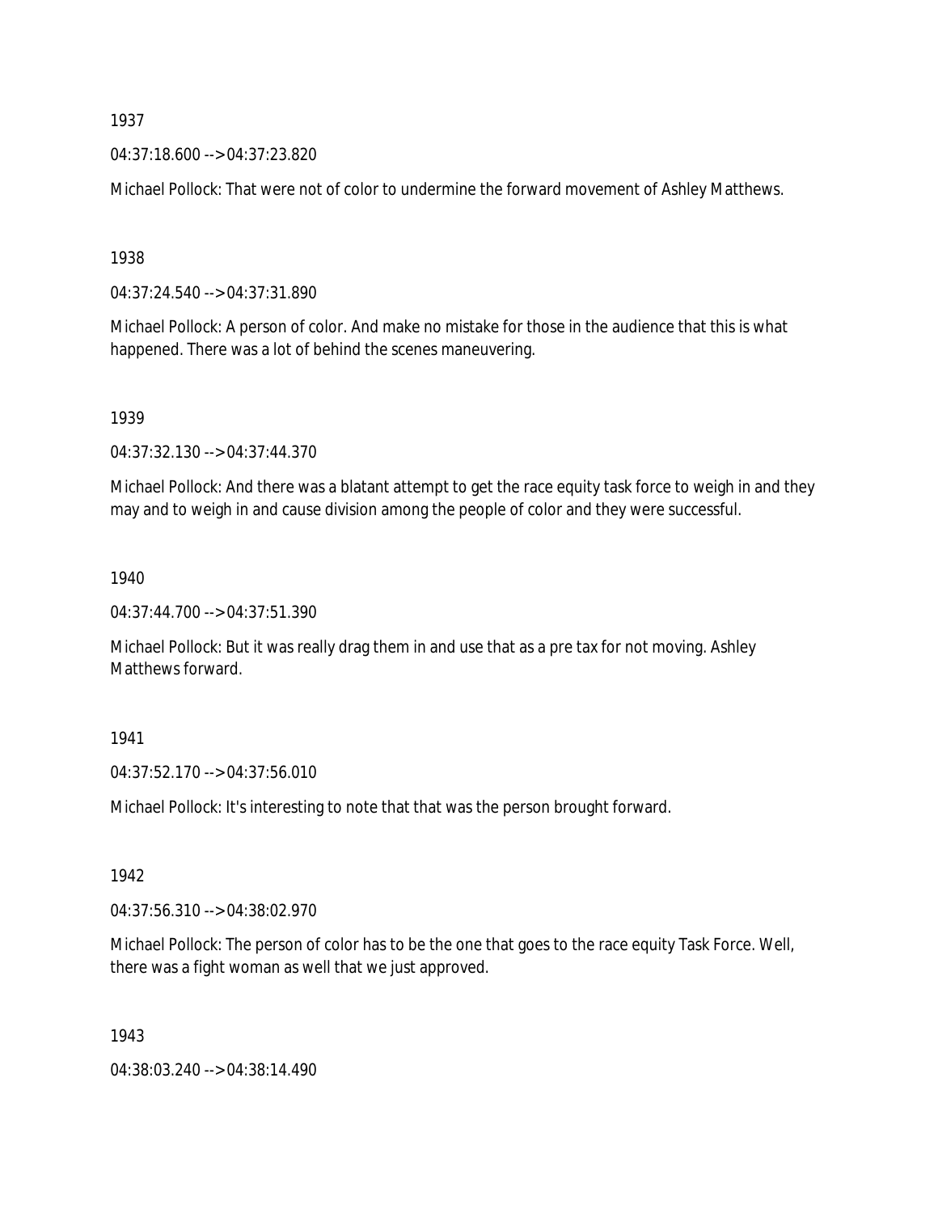1937

04:37:18.600 --> 04:37:23.820

Michael Pollock: That were not of color to undermine the forward movement of Ashley Matthews.

1938

04:37:24.540 --> 04:37:31.890

Michael Pollock: A person of color. And make no mistake for those in the audience that this is what happened. There was a lot of behind the scenes maneuvering.

1939

04:37:32.130 --> 04:37:44.370

Michael Pollock: And there was a blatant attempt to get the race equity task force to weigh in and they may and to weigh in and cause division among the people of color and they were successful.

1940

04:37:44.700 --> 04:37:51.390

Michael Pollock: But it was really drag them in and use that as a pre tax for not moving. Ashley Matthews forward.

1941

04:37:52.170 --> 04:37:56.010

Michael Pollock: It's interesting to note that that was the person brought forward.

1942

04:37:56.310 --> 04:38:02.970

Michael Pollock: The person of color has to be the one that goes to the race equity Task Force. Well, there was a fight woman as well that we just approved.

1943

04:38:03.240 --> 04:38:14.490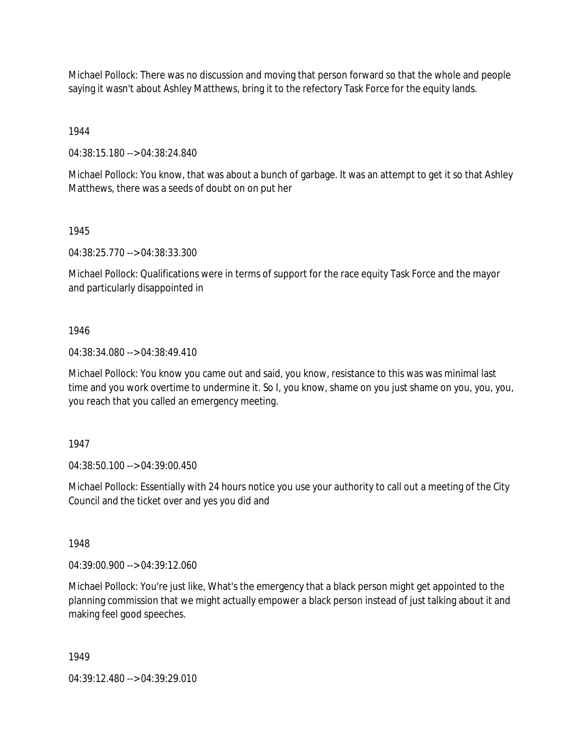Michael Pollock: There was no discussion and moving that person forward so that the whole and people saying it wasn't about Ashley Matthews, bring it to the refectory Task Force for the equity lands.

1944

04:38:15.180 --> 04:38:24.840

Michael Pollock: You know, that was about a bunch of garbage. It was an attempt to get it so that Ashley Matthews, there was a seeds of doubt on on put her

1945

04:38:25.770 --> 04:38:33.300

Michael Pollock: Qualifications were in terms of support for the race equity Task Force and the mayor and particularly disappointed in

1946

04:38:34.080 --> 04:38:49.410

Michael Pollock: You know you came out and said, you know, resistance to this was was minimal last time and you work overtime to undermine it. So I, you know, shame on you just shame on you, you, you, you reach that you called an emergency meeting.

1947

04:38:50.100 --> 04:39:00.450

Michael Pollock: Essentially with 24 hours notice you use your authority to call out a meeting of the City Council and the ticket over and yes you did and

1948

04:39:00.900 --> 04:39:12.060

Michael Pollock: You're just like, What's the emergency that a black person might get appointed to the planning commission that we might actually empower a black person instead of just talking about it and making feel good speeches.

1949

04:39:12.480 --> 04:39:29.010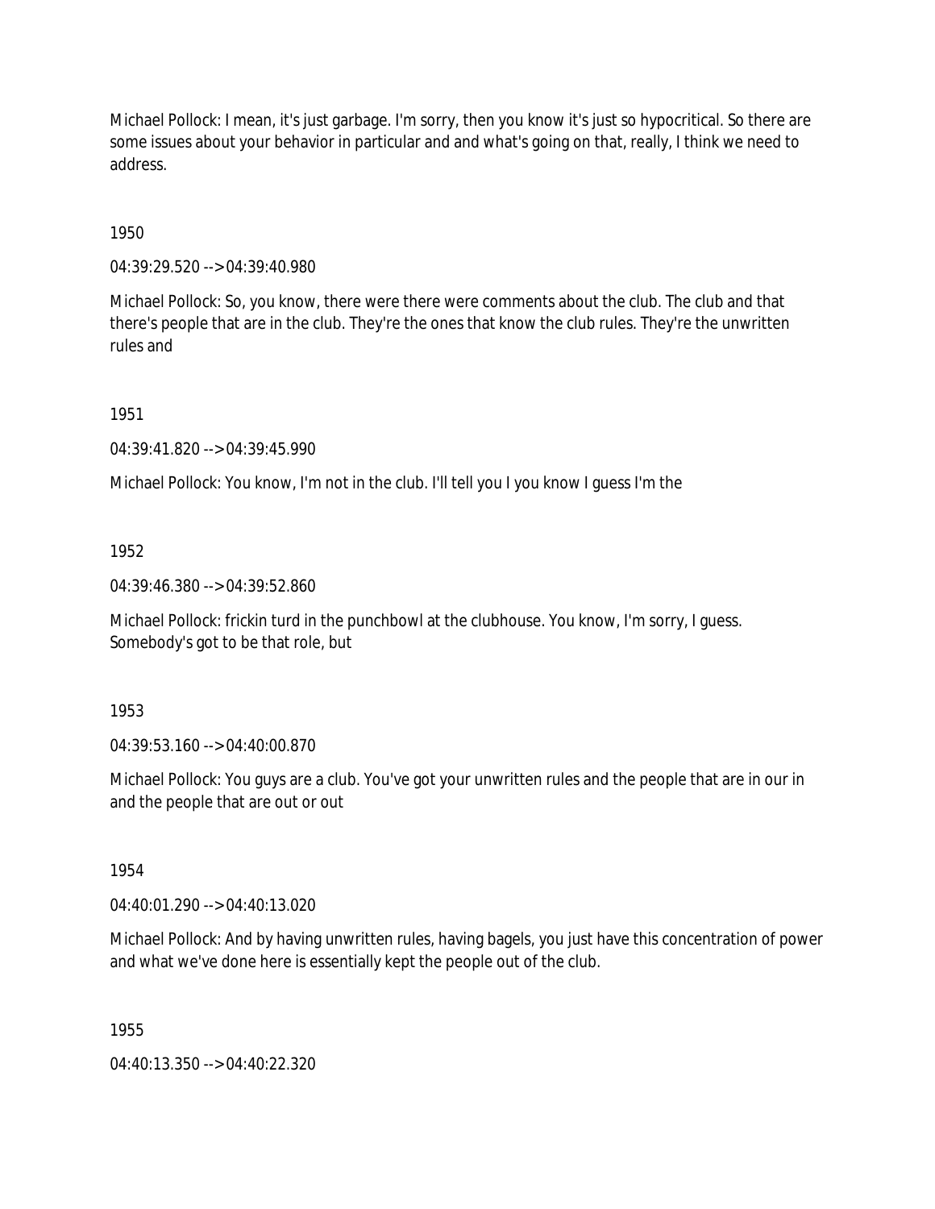Michael Pollock: I mean, it's just garbage. I'm sorry, then you know it's just so hypocritical. So there are some issues about your behavior in particular and and what's going on that, really, I think we need to address.

1950

04:39:29.520 --> 04:39:40.980

Michael Pollock: So, you know, there were there were comments about the club. The club and that there's people that are in the club. They're the ones that know the club rules. They're the unwritten rules and

1951

04:39:41.820 --> 04:39:45.990

Michael Pollock: You know, I'm not in the club. I'll tell you I you know I guess I'm the

1952

04:39:46.380 --> 04:39:52.860

Michael Pollock: frickin turd in the punchbowl at the clubhouse. You know, I'm sorry, I guess. Somebody's got to be that role, but

1953

04:39:53.160 --> 04:40:00.870

Michael Pollock: You guys are a club. You've got your unwritten rules and the people that are in our in and the people that are out or out

1954

04:40:01.290 --> 04:40:13.020

Michael Pollock: And by having unwritten rules, having bagels, you just have this concentration of power and what we've done here is essentially kept the people out of the club.

1955

04:40:13.350 --> 04:40:22.320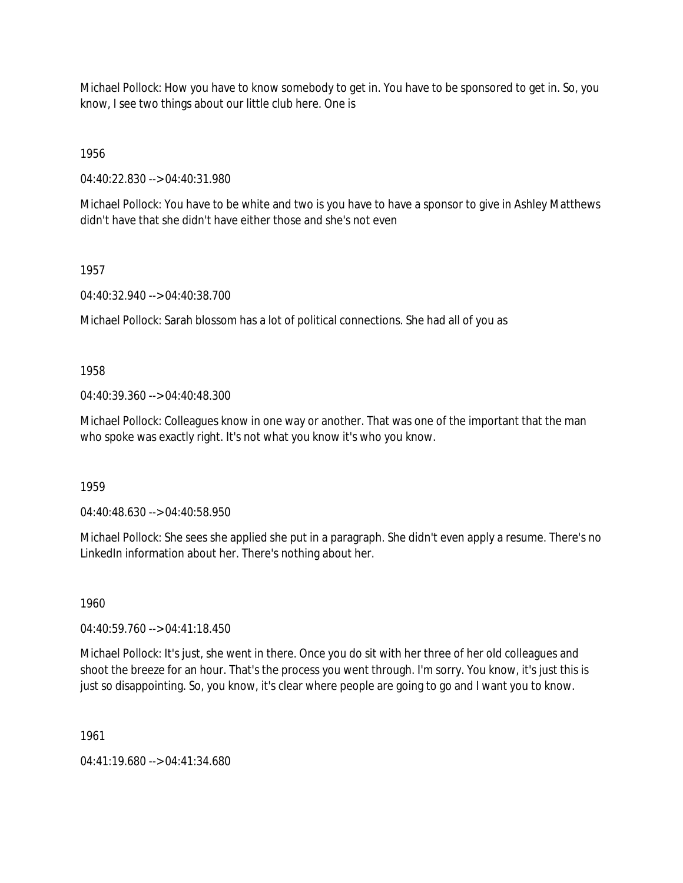Michael Pollock: How you have to know somebody to get in. You have to be sponsored to get in. So, you know, I see two things about our little club here. One is

1956

04:40:22.830 --> 04:40:31.980

Michael Pollock: You have to be white and two is you have to have a sponsor to give in Ashley Matthews didn't have that she didn't have either those and she's not even

1957

04:40:32.940 --> 04:40:38.700

Michael Pollock: Sarah blossom has a lot of political connections. She had all of you as

1958

04:40:39.360 --> 04:40:48.300

Michael Pollock: Colleagues know in one way or another. That was one of the important that the man who spoke was exactly right. It's not what you know it's who you know.

1959

04:40:48.630 --> 04:40:58.950

Michael Pollock: She sees she applied she put in a paragraph. She didn't even apply a resume. There's no LinkedIn information about her. There's nothing about her.

1960

04:40:59.760 --> 04:41:18.450

Michael Pollock: It's just, she went in there. Once you do sit with her three of her old colleagues and shoot the breeze for an hour. That's the process you went through. I'm sorry. You know, it's just this is just so disappointing. So, you know, it's clear where people are going to go and I want you to know.

1961

04:41:19.680 --> 04:41:34.680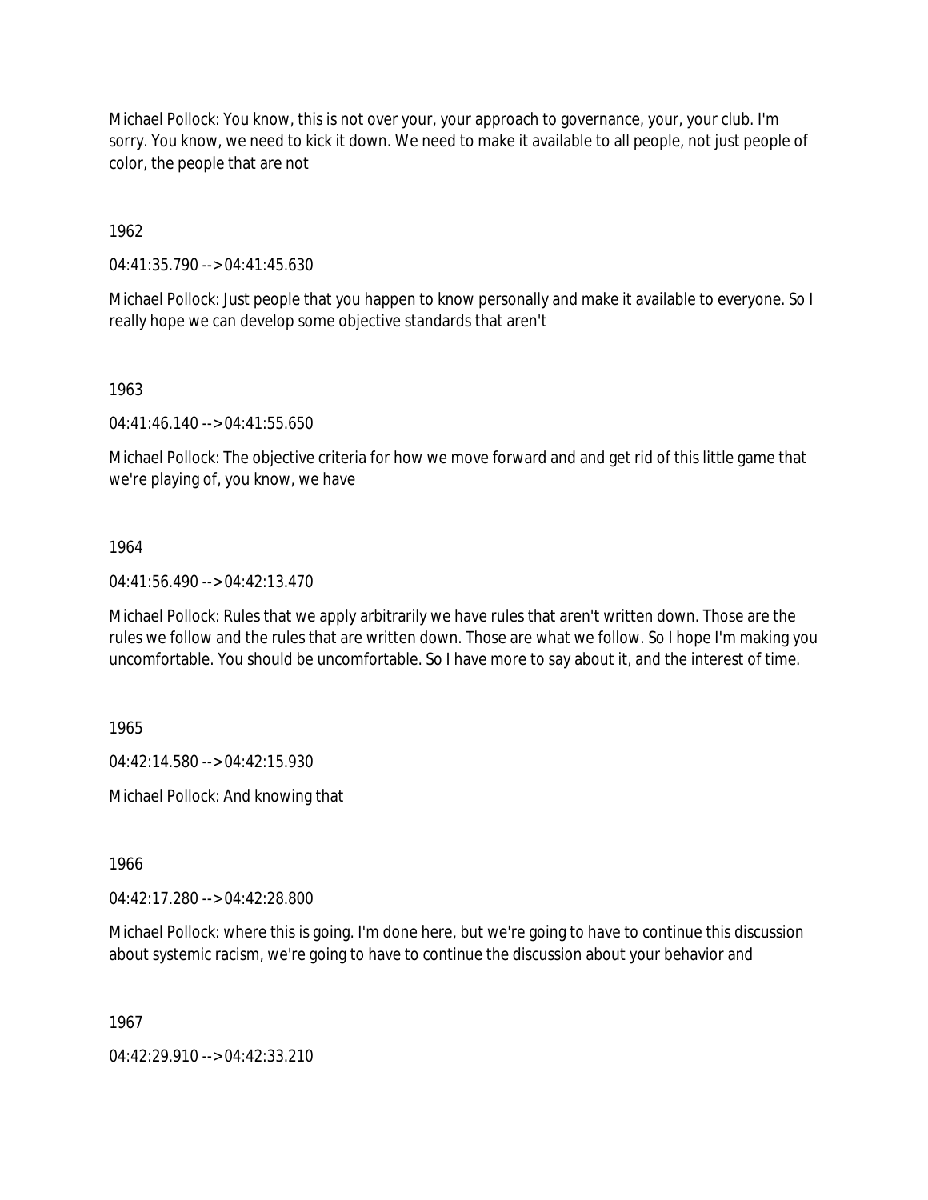Michael Pollock: You know, this is not over your, your approach to governance, your, your club. I'm sorry. You know, we need to kick it down. We need to make it available to all people, not just people of color, the people that are not

1962

04:41:35.790 --> 04:41:45.630

Michael Pollock: Just people that you happen to know personally and make it available to everyone. So I really hope we can develop some objective standards that aren't

1963

04:41:46.140 --> 04:41:55.650

Michael Pollock: The objective criteria for how we move forward and and get rid of this little game that we're playing of, you know, we have

1964

04:41:56.490 --> 04:42:13.470

Michael Pollock: Rules that we apply arbitrarily we have rules that aren't written down. Those are the rules we follow and the rules that are written down. Those are what we follow. So I hope I'm making you uncomfortable. You should be uncomfortable. So I have more to say about it, and the interest of time.

1965

04:42:14.580 --> 04:42:15.930

Michael Pollock: And knowing that

1966

04:42:17.280 --> 04:42:28.800

Michael Pollock: where this is going. I'm done here, but we're going to have to continue this discussion about systemic racism, we're going to have to continue the discussion about your behavior and

1967

04:42:29.910 --> 04:42:33.210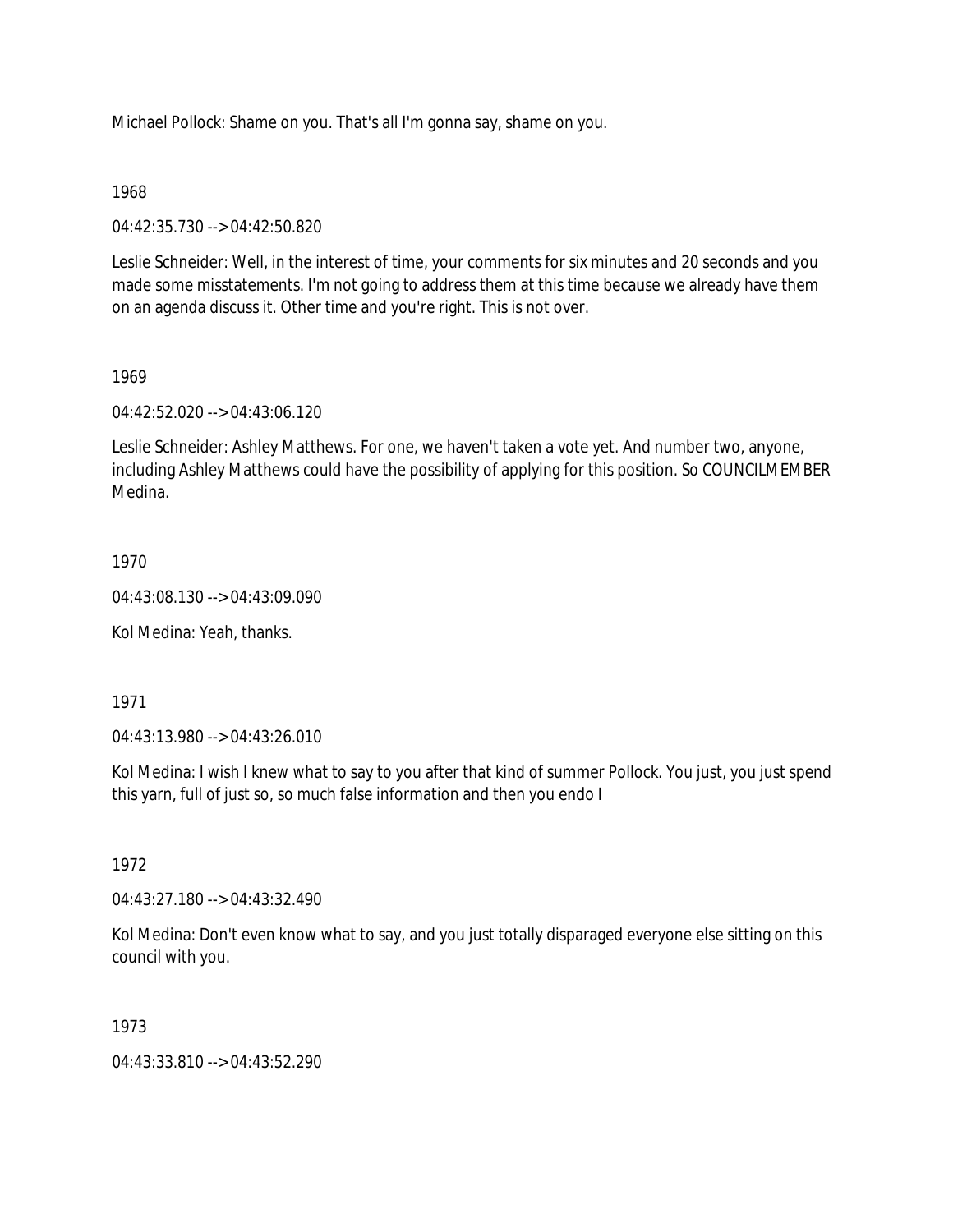Michael Pollock: Shame on you. That's all I'm gonna say, shame on you.

1968

04:42:35.730 --> 04:42:50.820

Leslie Schneider: Well, in the interest of time, your comments for six minutes and 20 seconds and you made some misstatements. I'm not going to address them at this time because we already have them on an agenda discuss it. Other time and you're right. This is not over.

1969

04:42:52.020 --> 04:43:06.120

Leslie Schneider: Ashley Matthews. For one, we haven't taken a vote yet. And number two, anyone, including Ashley Matthews could have the possibility of applying for this position. So COUNCILMEMBER Medina.

1970

04:43:08.130 --> 04:43:09.090

Kol Medina: Yeah, thanks.

1971

04:43:13.980 --> 04:43:26.010

Kol Medina: I wish I knew what to say to you after that kind of summer Pollock. You just, you just spend this yarn, full of just so, so much false information and then you endo I

1972

04:43:27.180 --> 04:43:32.490

Kol Medina: Don't even know what to say, and you just totally disparaged everyone else sitting on this council with you.

1973

04:43:33.810 --> 04:43:52.290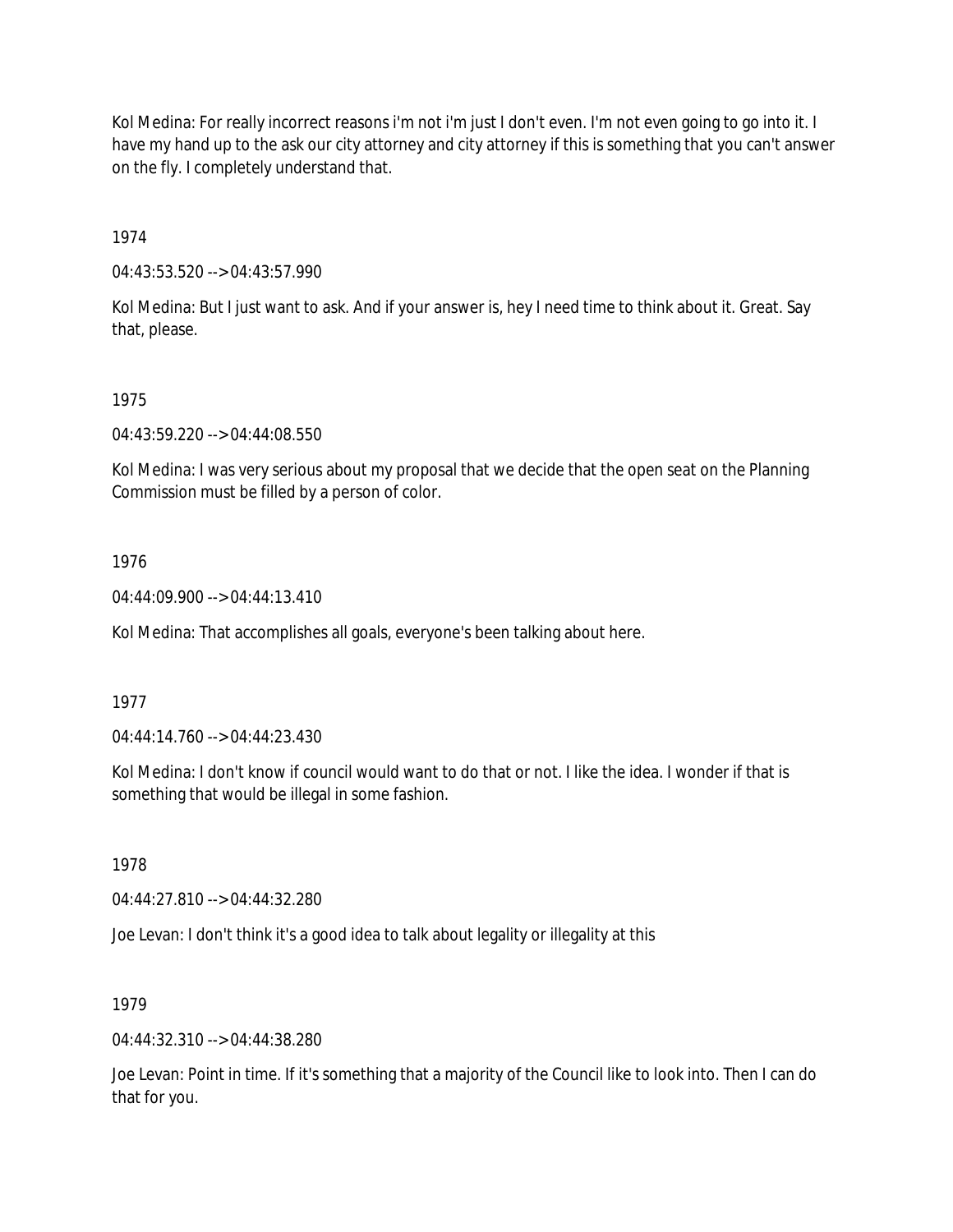Kol Medina: For really incorrect reasons i'm not i'm just I don't even. I'm not even going to go into it. I have my hand up to the ask our city attorney and city attorney if this is something that you can't answer on the fly. I completely understand that.

1974

04:43:53.520 --> 04:43:57.990

Kol Medina: But I just want to ask. And if your answer is, hey I need time to think about it. Great. Say that, please.

1975

04:43:59.220 --> 04:44:08.550

Kol Medina: I was very serious about my proposal that we decide that the open seat on the Planning Commission must be filled by a person of color.

1976

04:44:09.900 --> 04:44:13.410

Kol Medina: That accomplishes all goals, everyone's been talking about here.

1977

04:44:14.760 --> 04:44:23.430

Kol Medina: I don't know if council would want to do that or not. I like the idea. I wonder if that is something that would be illegal in some fashion.

1978

04:44:27.810 --> 04:44:32.280

Joe Levan: I don't think it's a good idea to talk about legality or illegality at this

1979

04:44:32.310 --> 04:44:38.280

Joe Levan: Point in time. If it's something that a majority of the Council like to look into. Then I can do that for you.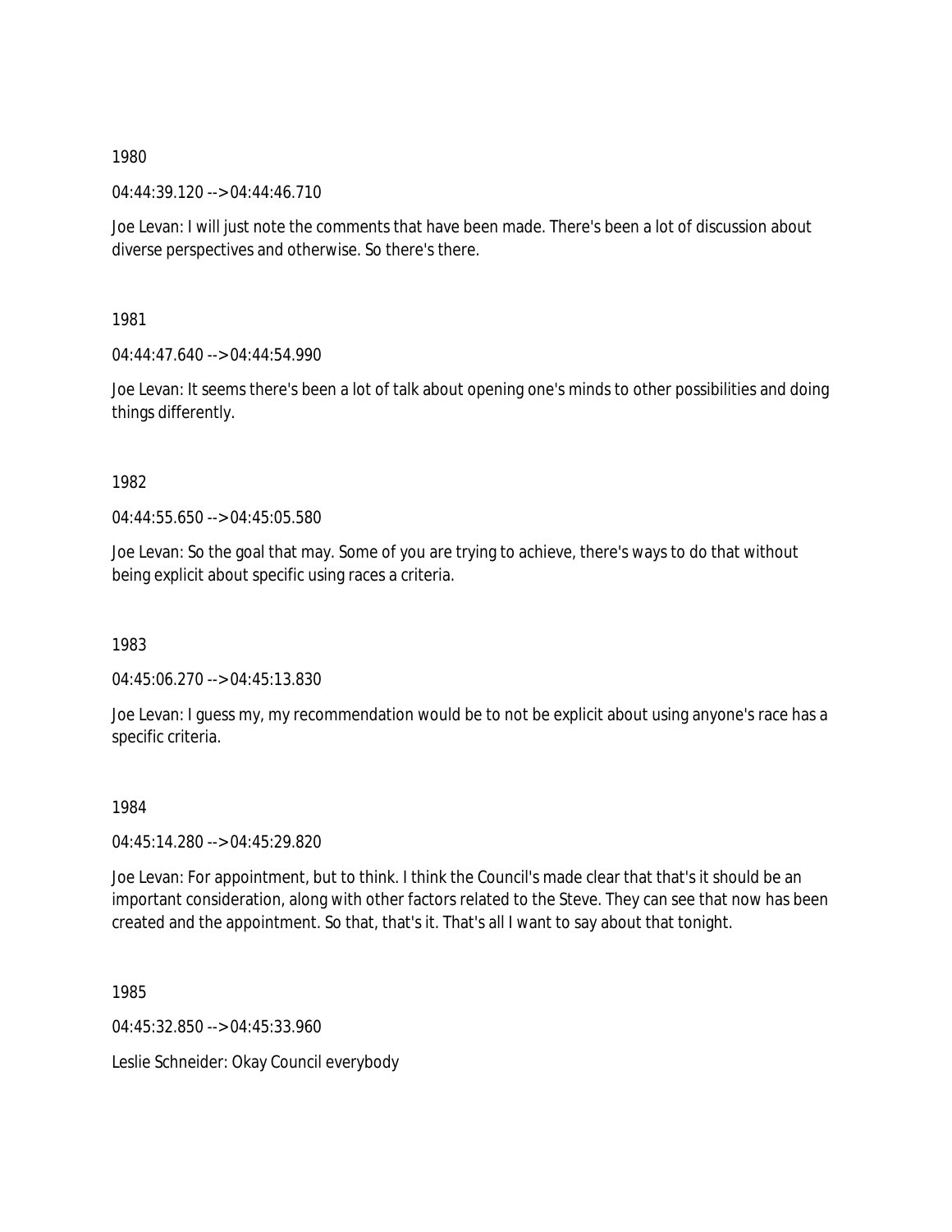1980

04:44:39.120 --> 04:44:46.710

Joe Levan: I will just note the comments that have been made. There's been a lot of discussion about diverse perspectives and otherwise. So there's there.

1981

04:44:47.640 --> 04:44:54.990

Joe Levan: It seems there's been a lot of talk about opening one's minds to other possibilities and doing things differently.

1982

04:44:55.650 --> 04:45:05.580

Joe Levan: So the goal that may. Some of you are trying to achieve, there's ways to do that without being explicit about specific using races a criteria.

1983

04:45:06.270 --> 04:45:13.830

Joe Levan: I guess my, my recommendation would be to not be explicit about using anyone's race has a specific criteria.

1984

04:45:14.280 --> 04:45:29.820

Joe Levan: For appointment, but to think. I think the Council's made clear that that's it should be an important consideration, along with other factors related to the Steve. They can see that now has been created and the appointment. So that, that's it. That's all I want to say about that tonight.

1985

04:45:32.850 --> 04:45:33.960

Leslie Schneider: Okay Council everybody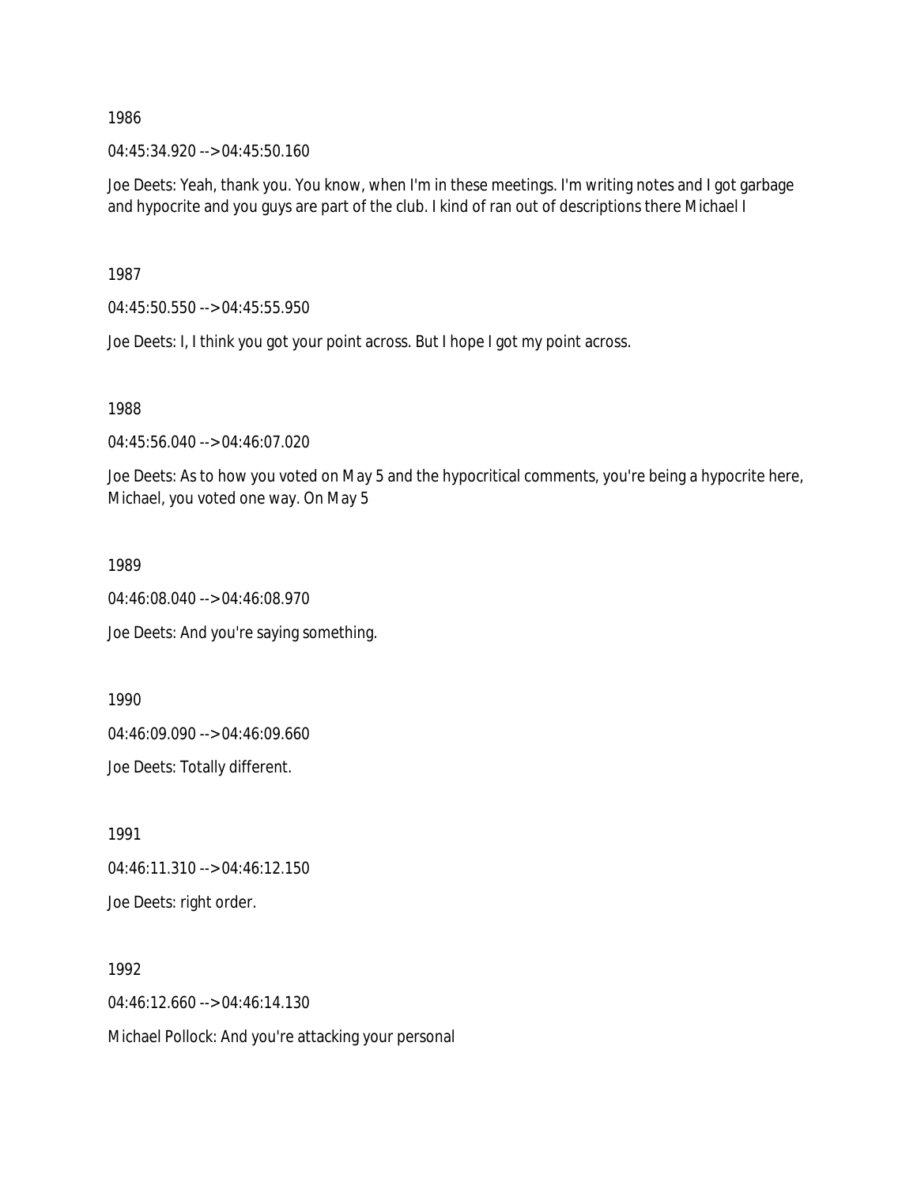1986

04:45:34.920 --> 04:45:50.160

Joe Deets: Yeah, thank you. You know, when I'm in these meetings. I'm writing notes and I got garbage and hypocrite and you guys are part of the club. I kind of ran out of descriptions there Michael I

1987

04:45:50.550 --> 04:45:55.950

Joe Deets: I, I think you got your point across. But I hope I got my point across.

1988

04:45:56.040 --> 04:46:07.020

Joe Deets: As to how you voted on May 5 and the hypocritical comments, you're being a hypocrite here, Michael, you voted one way. On May 5

1989

04:46:08.040 --> 04:46:08.970

Joe Deets: And you're saying something.

1990

04:46:09.090 --> 04:46:09.660

Joe Deets: Totally different.

1991

04:46:11.310 --> 04:46:12.150

Joe Deets: right order.

1992

04:46:12.660 --> 04:46:14.130

Michael Pollock: And you're attacking your personal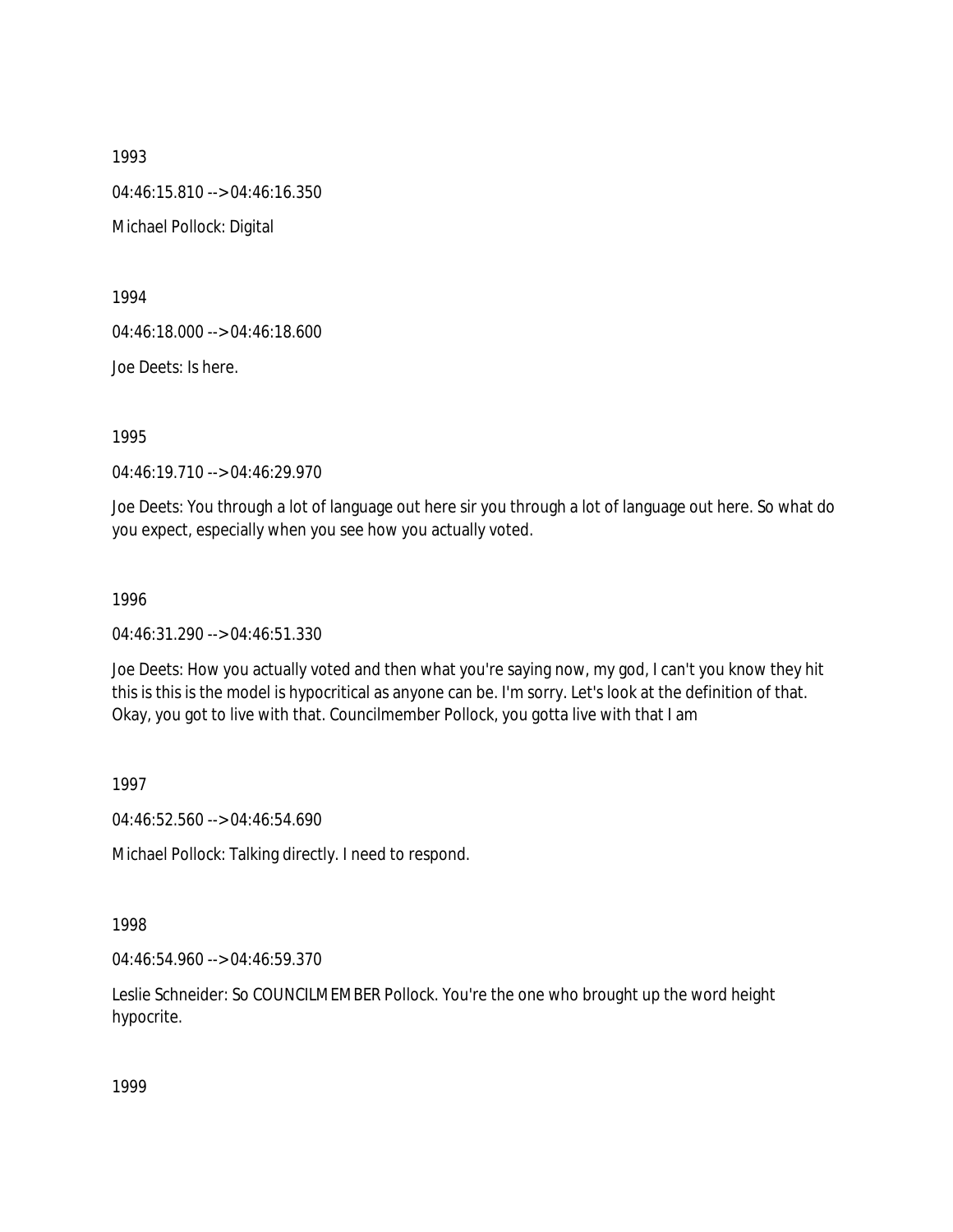1993

04:46:15.810 --> 04:46:16.350

Michael Pollock: Digital

1994

04:46:18.000 --> 04:46:18.600

Joe Deets: Is here.

1995

04:46:19.710 --> 04:46:29.970

Joe Deets: You through a lot of language out here sir you through a lot of language out here. So what do you expect, especially when you see how you actually voted.

1996

04:46:31.290 --> 04:46:51.330

Joe Deets: How you actually voted and then what you're saying now, my god, I can't you know they hit this is this is the model is hypocritical as anyone can be. I'm sorry. Let's look at the definition of that. Okay, you got to live with that. Councilmember Pollock, you gotta live with that I am

1997

04:46:52.560 --> 04:46:54.690

Michael Pollock: Talking directly. I need to respond.

1998

04:46:54.960 --> 04:46:59.370

Leslie Schneider: So COUNCILMEMBER Pollock. You're the one who brought up the word height hypocrite.

1999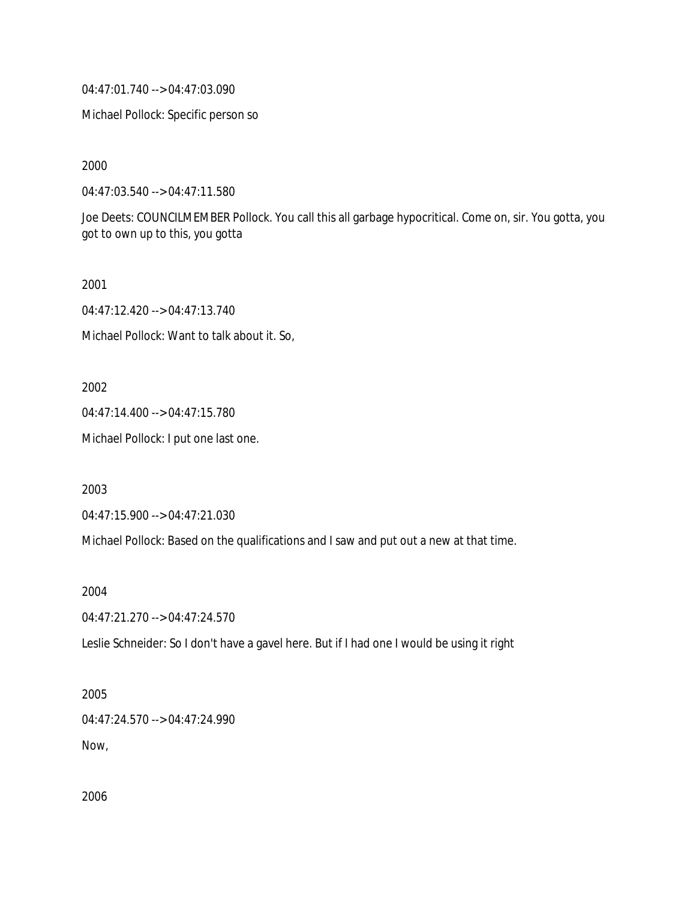04:47:01.740 --> 04:47:03.090

Michael Pollock: Specific person so

2000

04:47:03.540 --> 04:47:11.580

Joe Deets: COUNCILMEMBER Pollock. You call this all garbage hypocritical. Come on, sir. You gotta, you got to own up to this, you gotta

2001

04:47:12.420 --> 04:47:13.740

Michael Pollock: Want to talk about it. So,

2002

04:47:14.400 --> 04:47:15.780

Michael Pollock: I put one last one.

2003

04:47:15.900 --> 04:47:21.030

Michael Pollock: Based on the qualifications and I saw and put out a new at that time.

2004

04:47:21.270 --> 04:47:24.570

Leslie Schneider: So I don't have a gavel here. But if I had one I would be using it right

2005

04:47:24.570 --> 04:47:24.990

Now,

2006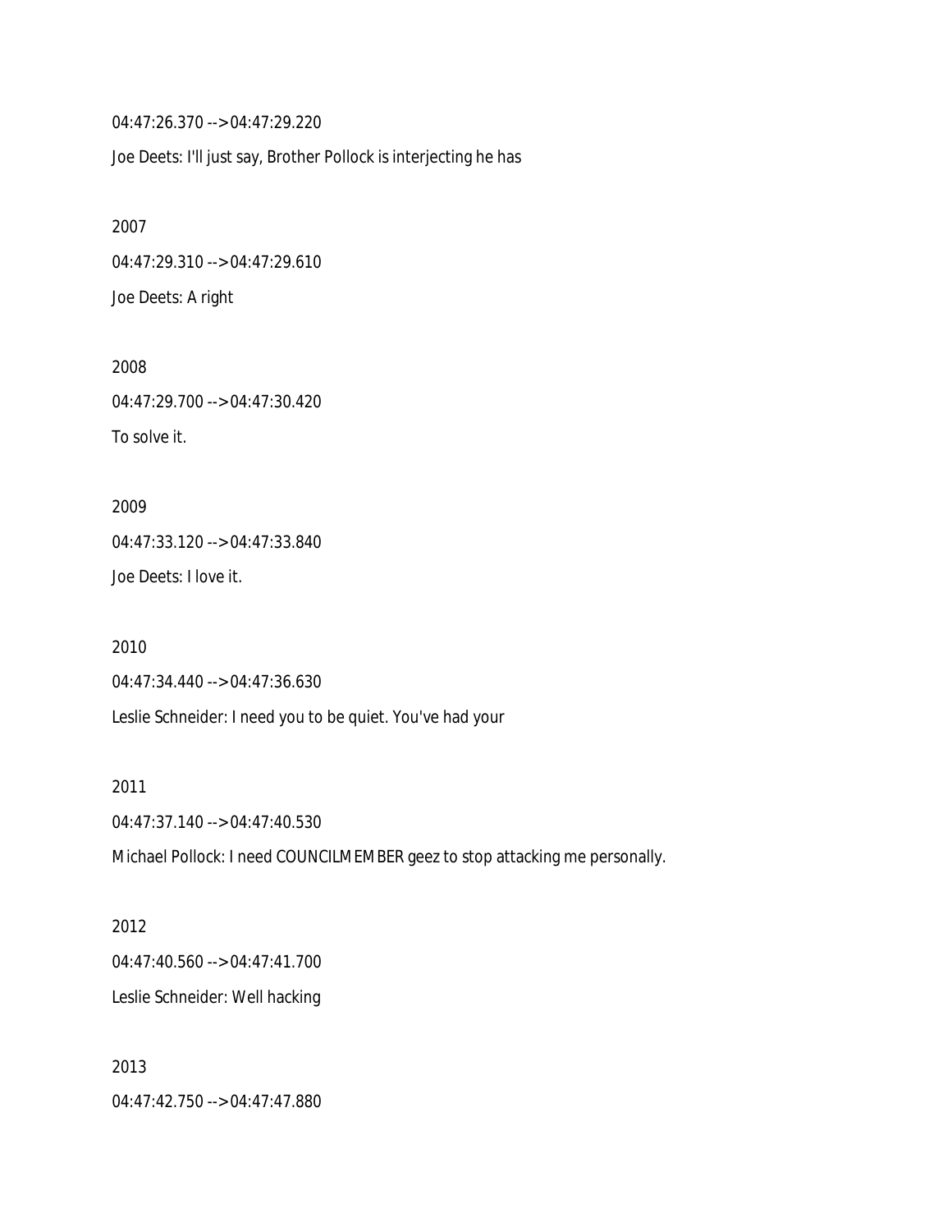04:47:26.370 --> 04:47:29.220

Joe Deets: I'll just say, Brother Pollock is interjecting he has

2007

04:47:29.310 --> 04:47:29.610

Joe Deets: A right

2008

04:47:29.700 --> 04:47:30.420

To solve it.

2009

04:47:33.120 --> 04:47:33.840

Joe Deets: I love it.

2010

04:47:34.440 --> 04:47:36.630

Leslie Schneider: I need you to be quiet. You've had your

2011

04:47:37.140 --> 04:47:40.530

Michael Pollock: I need COUNCILMEMBER geez to stop attacking me personally.

2012

04:47:40.560 --> 04:47:41.700

Leslie Schneider: Well hacking

2013

04:47:42.750 --> 04:47:47.880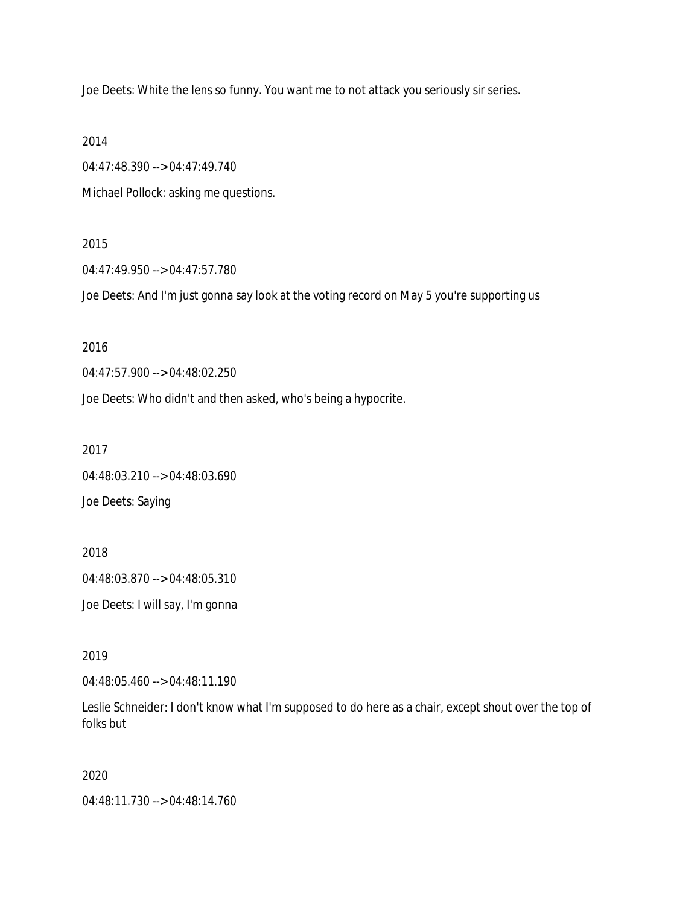Joe Deets: White the lens so funny. You want me to not attack you seriously sir series.

2014

04:47:48.390 --> 04:47:49.740

Michael Pollock: asking me questions.

2015

04:47:49.950 --> 04:47:57.780

Joe Deets: And I'm just gonna say look at the voting record on May 5 you're supporting us

2016

04:47:57.900 --> 04:48:02.250

Joe Deets: Who didn't and then asked, who's being a hypocrite.

2017

04:48:03.210 --> 04:48:03.690

Joe Deets: Saying

2018

04:48:03.870 --> 04:48:05.310

Joe Deets: I will say, I'm gonna

2019

04:48:05.460 --> 04:48:11.190

Leslie Schneider: I don't know what I'm supposed to do here as a chair, except shout over the top of folks but

2020

04:48:11.730 --> 04:48:14.760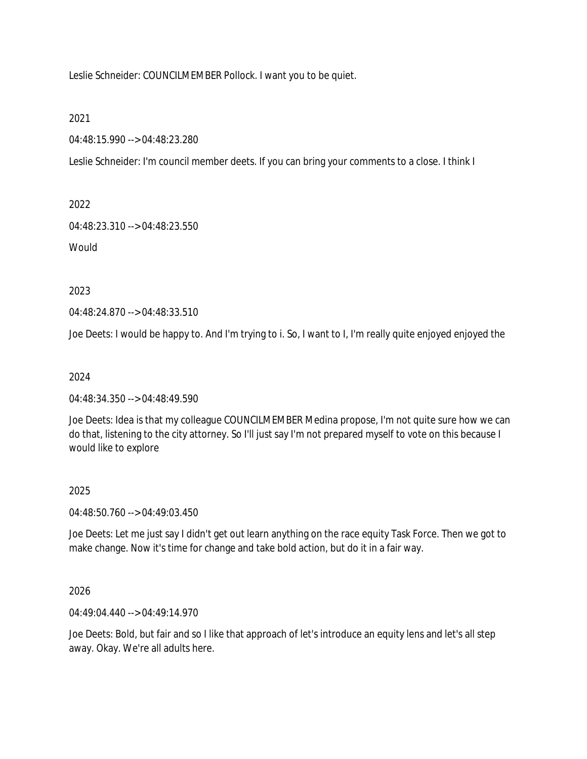Leslie Schneider: COUNCILMEMBER Pollock. I want you to be quiet.

2021

04:48:15.990 --> 04:48:23.280

Leslie Schneider: I'm council member deets. If you can bring your comments to a close. I think I

2022

04:48:23.310 --> 04:48:23.550

Would

2023

04:48:24.870 --> 04:48:33.510

Joe Deets: I would be happy to. And I'm trying to i. So, I want to I, I'm really quite enjoyed enjoyed the

2024

04:48:34.350 --> 04:48:49.590

Joe Deets: Idea is that my colleague COUNCILMEMBER Medina propose, I'm not quite sure how we can do that, listening to the city attorney. So I'll just say I'm not prepared myself to vote on this because I would like to explore

2025

04:48:50.760 --> 04:49:03.450

Joe Deets: Let me just say I didn't get out learn anything on the race equity Task Force. Then we got to make change. Now it's time for change and take bold action, but do it in a fair way.

2026

04:49:04.440 --> 04:49:14.970

Joe Deets: Bold, but fair and so I like that approach of let's introduce an equity lens and let's all step away. Okay. We're all adults here.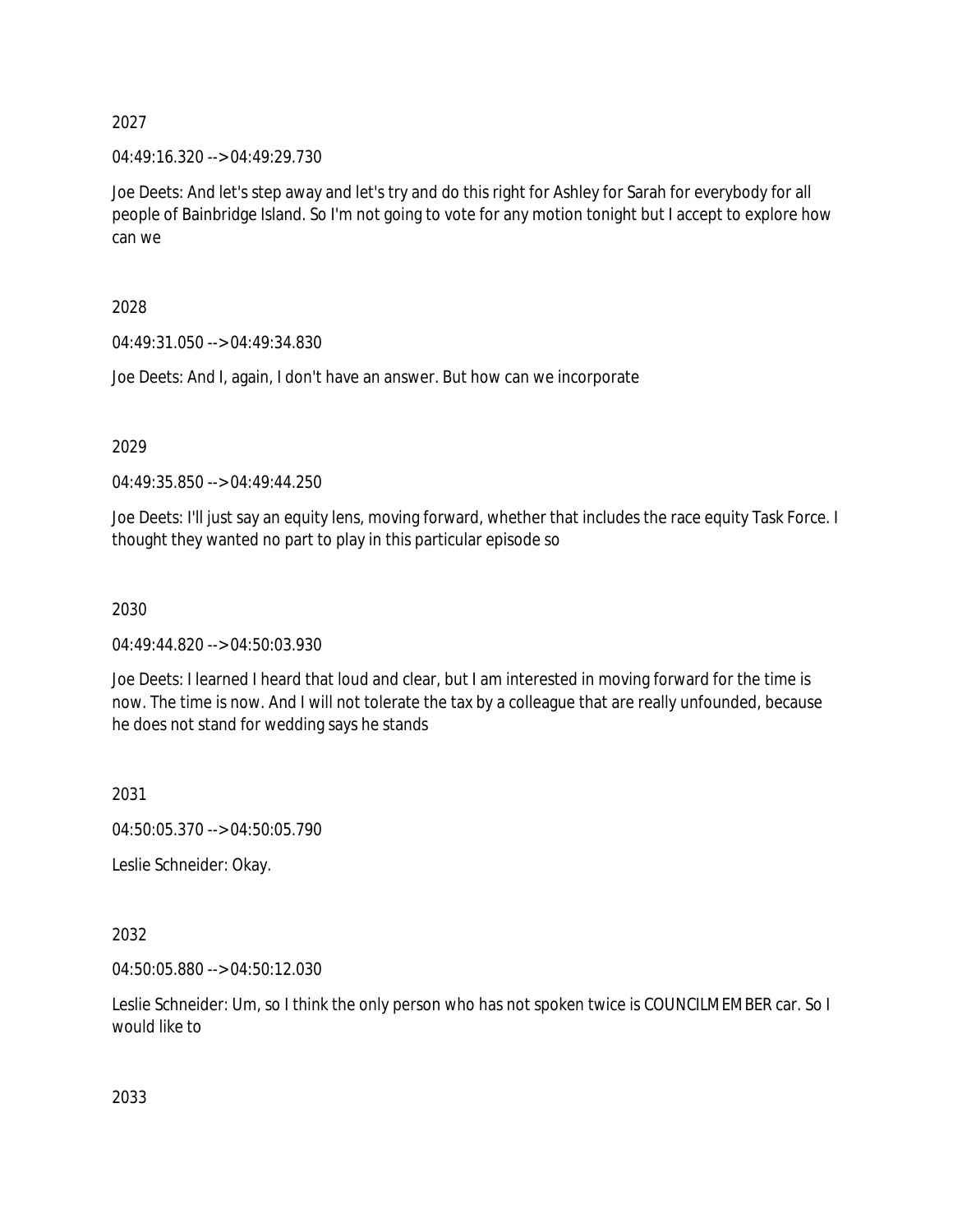2027

04:49:16.320 --> 04:49:29.730

Joe Deets: And let's step away and let's try and do this right for Ashley for Sarah for everybody for all people of Bainbridge Island. So I'm not going to vote for any motion tonight but I accept to explore how can we

2028

04:49:31.050 --> 04:49:34.830

Joe Deets: And I, again, I don't have an answer. But how can we incorporate

2029

04:49:35.850 --> 04:49:44.250

Joe Deets: I'll just say an equity lens, moving forward, whether that includes the race equity Task Force. I thought they wanted no part to play in this particular episode so

2030

04:49:44.820 --> 04:50:03.930

Joe Deets: I learned I heard that loud and clear, but I am interested in moving forward for the time is now. The time is now. And I will not tolerate the tax by a colleague that are really unfounded, because he does not stand for wedding says he stands

2031

04:50:05.370 --> 04:50:05.790

Leslie Schneider: Okay.

2032

04:50:05.880 --> 04:50:12.030

Leslie Schneider: Um, so I think the only person who has not spoken twice is COUNCILMEMBER car. So I would like to

2033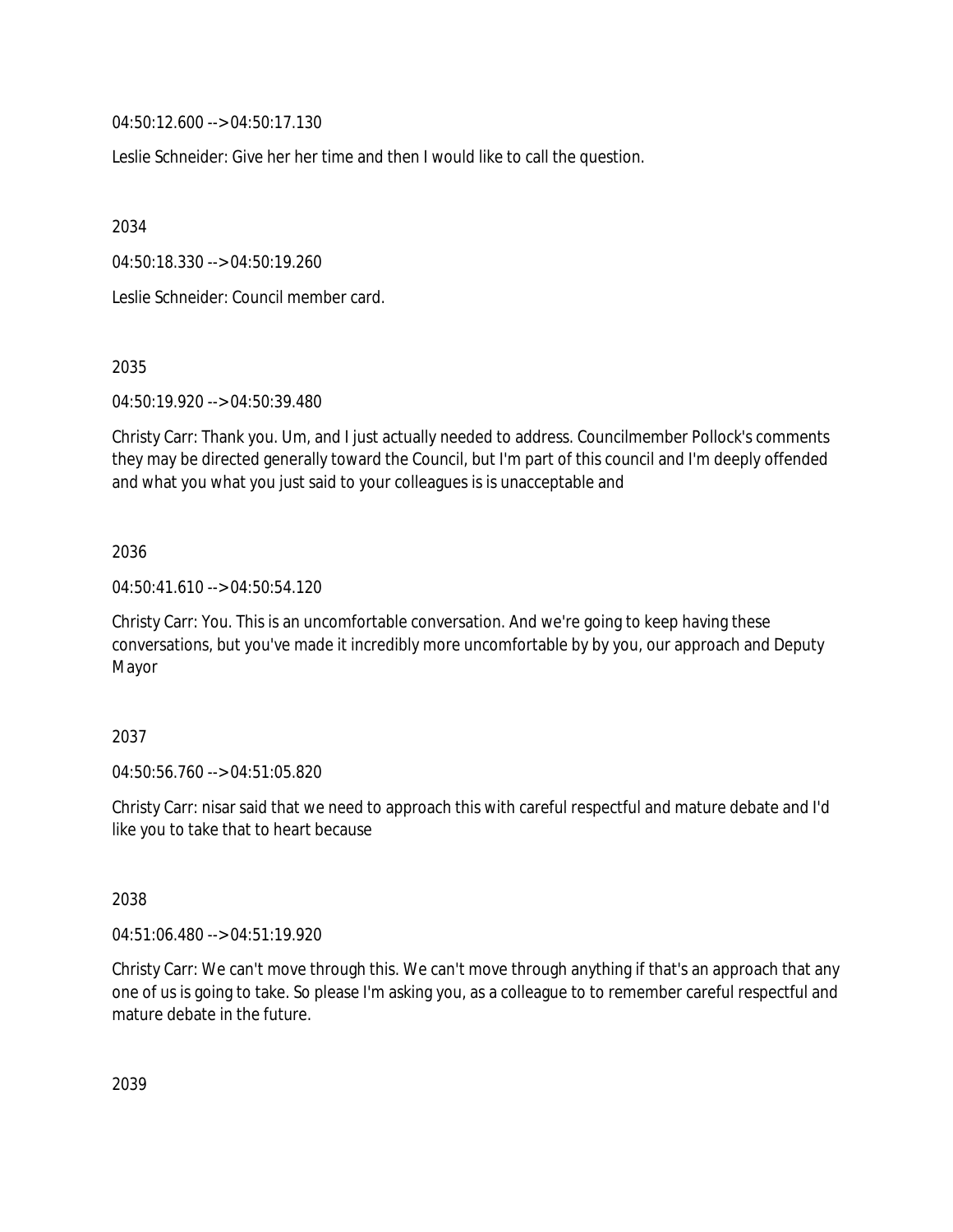04:50:12.600 --> 04:50:17.130

Leslie Schneider: Give her her time and then I would like to call the question.

2034

04:50:18.330 --> 04:50:19.260

Leslie Schneider: Council member card.

2035

04:50:19.920 --> 04:50:39.480

Christy Carr: Thank you. Um, and I just actually needed to address. Councilmember Pollock's comments they may be directed generally toward the Council, but I'm part of this council and I'm deeply offended and what you what you just said to your colleagues is is unacceptable and

2036

04:50:41.610 --> 04:50:54.120

Christy Carr: You. This is an uncomfortable conversation. And we're going to keep having these conversations, but you've made it incredibly more uncomfortable by by you, our approach and Deputy Mayor

2037

04:50:56.760 --> 04:51:05.820

Christy Carr: nisar said that we need to approach this with careful respectful and mature debate and I'd like you to take that to heart because

2038

04:51:06.480 --> 04:51:19.920

Christy Carr: We can't move through this. We can't move through anything if that's an approach that any one of us is going to take. So please I'm asking you, as a colleague to to remember careful respectful and mature debate in the future.

2039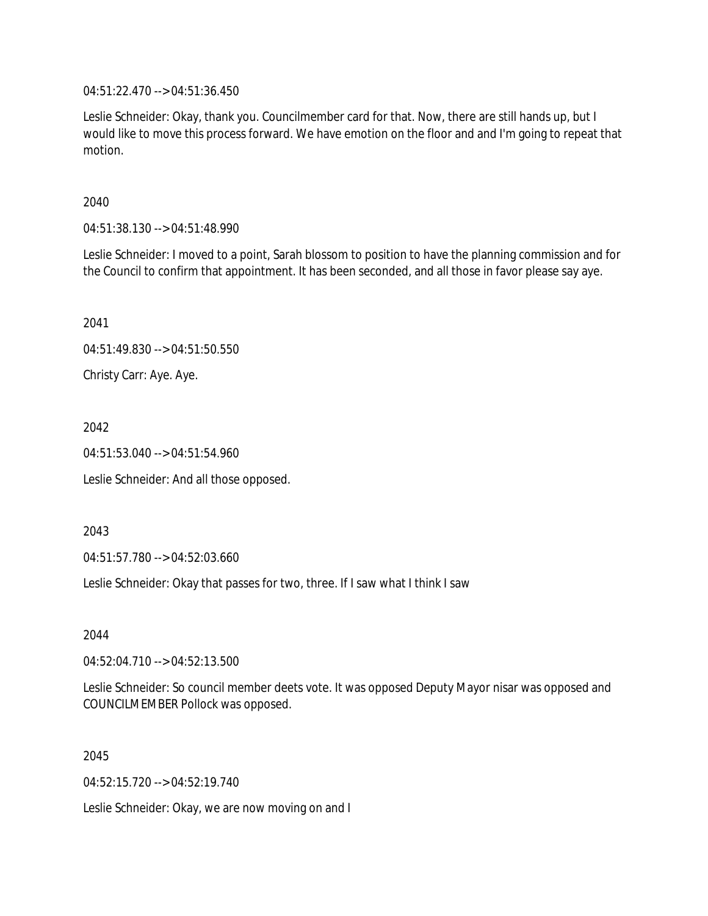04:51:22.470 --> 04:51:36.450

Leslie Schneider: Okay, thank you. Councilmember card for that. Now, there are still hands up, but I would like to move this process forward. We have emotion on the floor and and I'm going to repeat that motion.

2040

04:51:38.130 --> 04:51:48.990

Leslie Schneider: I moved to a point, Sarah blossom to position to have the planning commission and for the Council to confirm that appointment. It has been seconded, and all those in favor please say aye.

2041

04:51:49.830 --> 04:51:50.550

Christy Carr: Aye. Aye.

2042

04:51:53.040 --> 04:51:54.960

Leslie Schneider: And all those opposed.

2043

04:51:57.780 --> 04:52:03.660

Leslie Schneider: Okay that passes for two, three. If I saw what I think I saw

2044

04:52:04.710 --> 04:52:13.500

Leslie Schneider: So council member deets vote. It was opposed Deputy Mayor nisar was opposed and COUNCILMEMBER Pollock was opposed.

2045

04:52:15.720 --> 04:52:19.740

Leslie Schneider: Okay, we are now moving on and I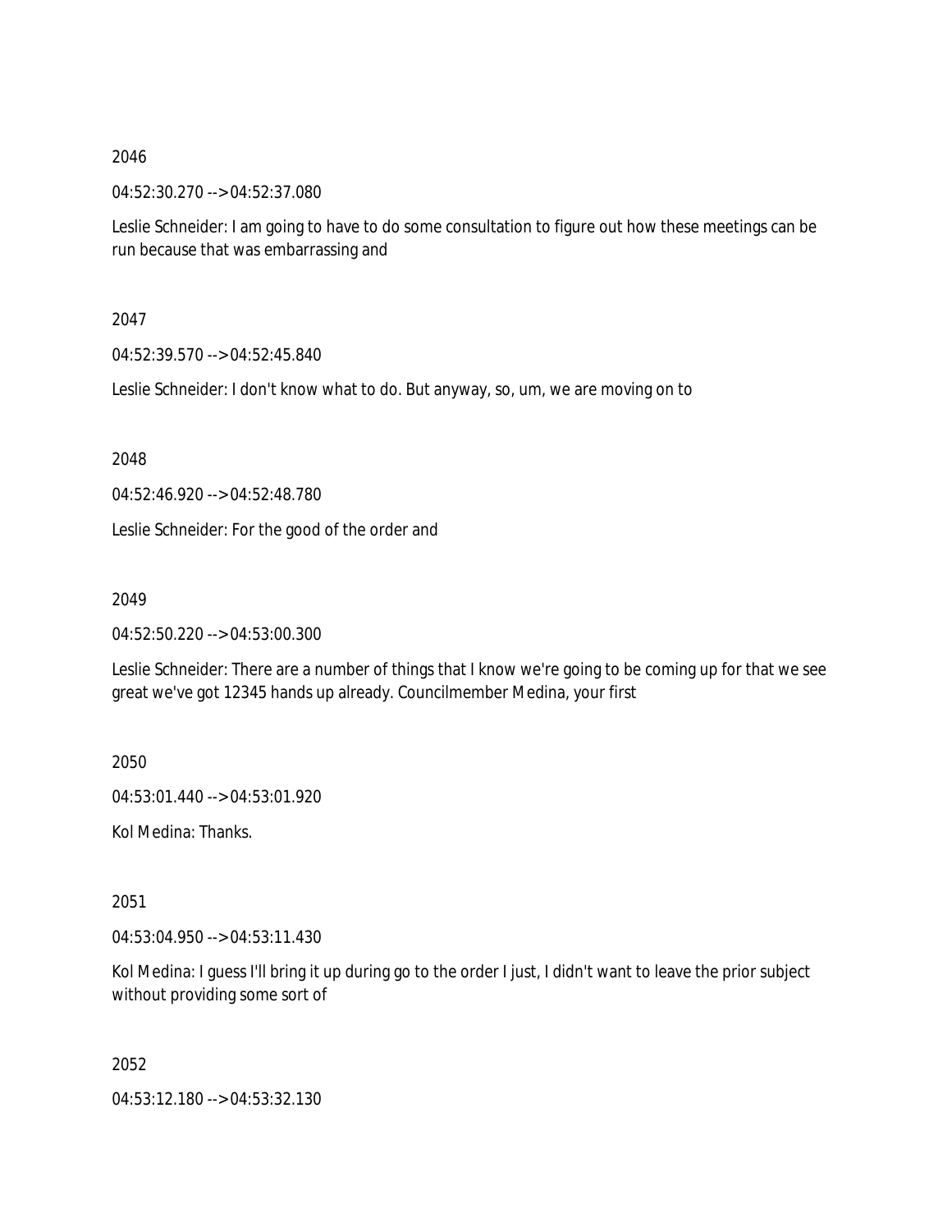2046

04:52:30.270 --> 04:52:37.080

Leslie Schneider: I am going to have to do some consultation to figure out how these meetings can be run because that was embarrassing and

2047

04:52:39.570 --> 04:52:45.840

Leslie Schneider: I don't know what to do. But anyway, so, um, we are moving on to

2048

04:52:46.920 --> 04:52:48.780

Leslie Schneider: For the good of the order and

2049

04:52:50.220 --> 04:53:00.300

Leslie Schneider: There are a number of things that I know we're going to be coming up for that we see great we've got 12345 hands up already. Councilmember Medina, your first

2050

04:53:01.440 --> 04:53:01.920

Kol Medina: Thanks.

2051

04:53:04.950 --> 04:53:11.430

Kol Medina: I guess I'll bring it up during go to the order I just, I didn't want to leave the prior subject without providing some sort of

2052

04:53:12.180 --> 04:53:32.130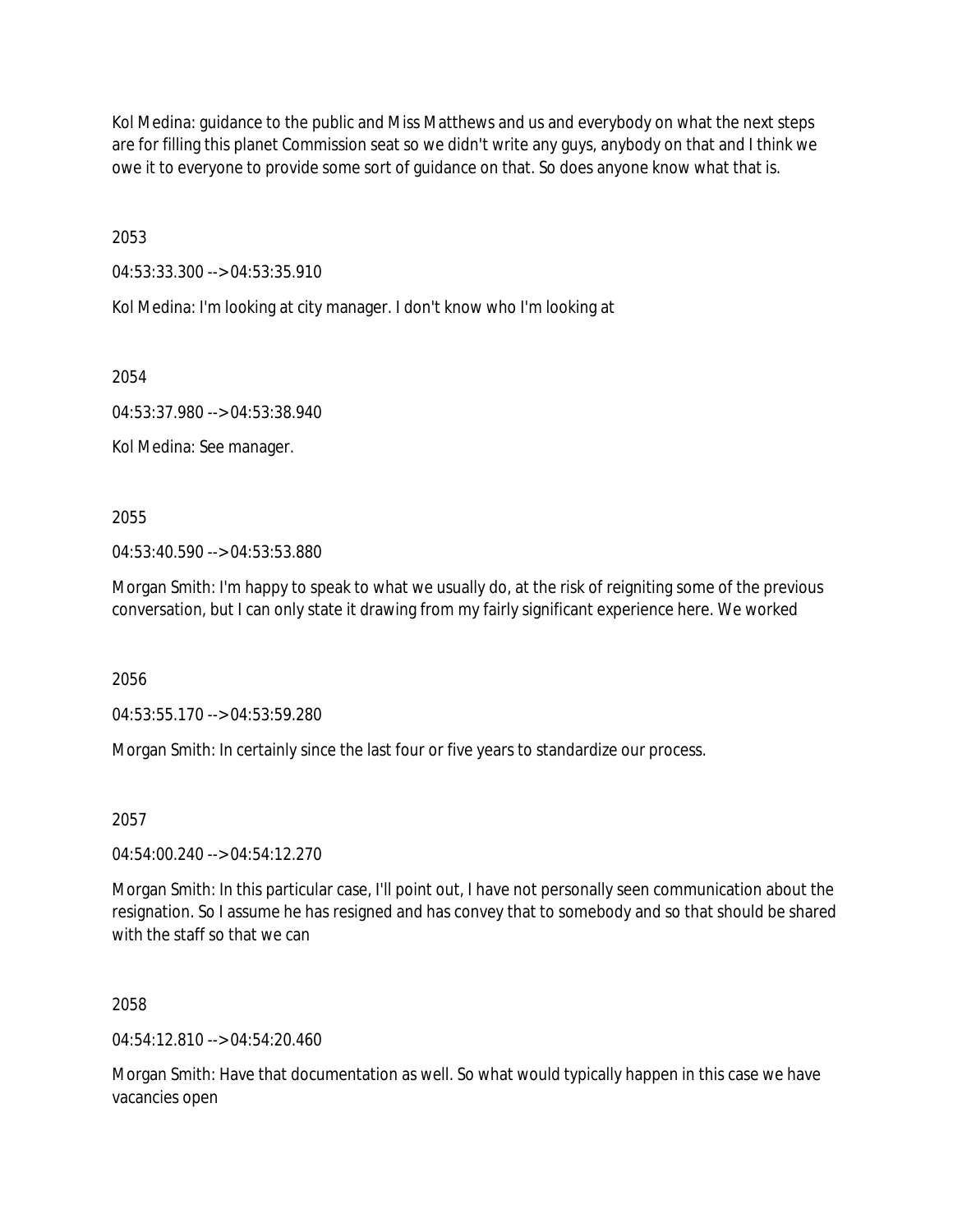Kol Medina: guidance to the public and Miss Matthews and us and everybody on what the next steps are for filling this planet Commission seat so we didn't write any guys, anybody on that and I think we owe it to everyone to provide some sort of guidance on that. So does anyone know what that is.

2053

04:53:33.300 --> 04:53:35.910

Kol Medina: I'm looking at city manager. I don't know who I'm looking at

2054

04:53:37.980 --> 04:53:38.940

Kol Medina: See manager.

2055

04:53:40.590 --> 04:53:53.880

Morgan Smith: I'm happy to speak to what we usually do, at the risk of reigniting some of the previous conversation, but I can only state it drawing from my fairly significant experience here. We worked

2056

04:53:55.170 --> 04:53:59.280

Morgan Smith: In certainly since the last four or five years to standardize our process.

2057

04:54:00.240 --> 04:54:12.270

Morgan Smith: In this particular case, I'll point out, I have not personally seen communication about the resignation. So I assume he has resigned and has convey that to somebody and so that should be shared with the staff so that we can

2058

04:54:12.810 --> 04:54:20.460

Morgan Smith: Have that documentation as well. So what would typically happen in this case we have vacancies open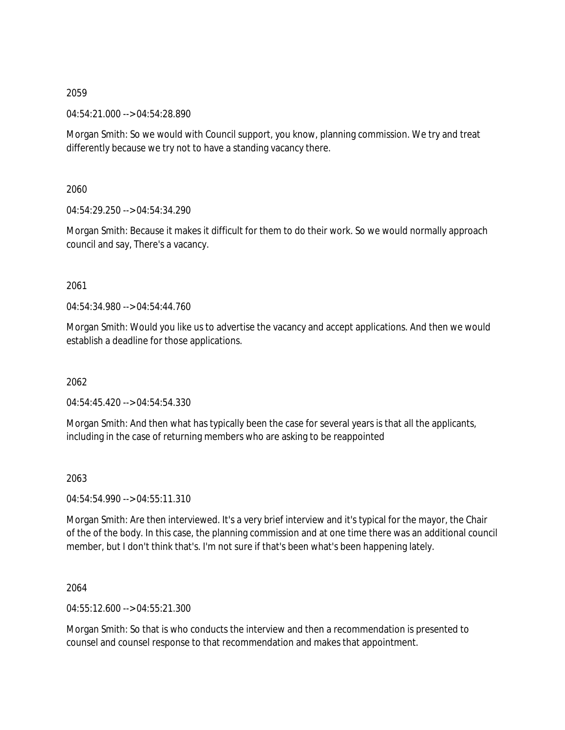2059

04:54:21.000 --> 04:54:28.890

Morgan Smith: So we would with Council support, you know, planning commission. We try and treat differently because we try not to have a standing vacancy there.

2060

04:54:29.250 --> 04:54:34.290

Morgan Smith: Because it makes it difficult for them to do their work. So we would normally approach council and say, There's a vacancy.

2061

04:54:34.980 --> 04:54:44.760

Morgan Smith: Would you like us to advertise the vacancy and accept applications. And then we would establish a deadline for those applications.

2062

04:54:45.420 --> 04:54:54.330

Morgan Smith: And then what has typically been the case for several years is that all the applicants, including in the case of returning members who are asking to be reappointed

2063

04:54:54.990 --> 04:55:11.310

Morgan Smith: Are then interviewed. It's a very brief interview and it's typical for the mayor, the Chair of the of the body. In this case, the planning commission and at one time there was an additional council member, but I don't think that's. I'm not sure if that's been what's been happening lately.

2064

04:55:12.600 --> 04:55:21.300

Morgan Smith: So that is who conducts the interview and then a recommendation is presented to counsel and counsel response to that recommendation and makes that appointment.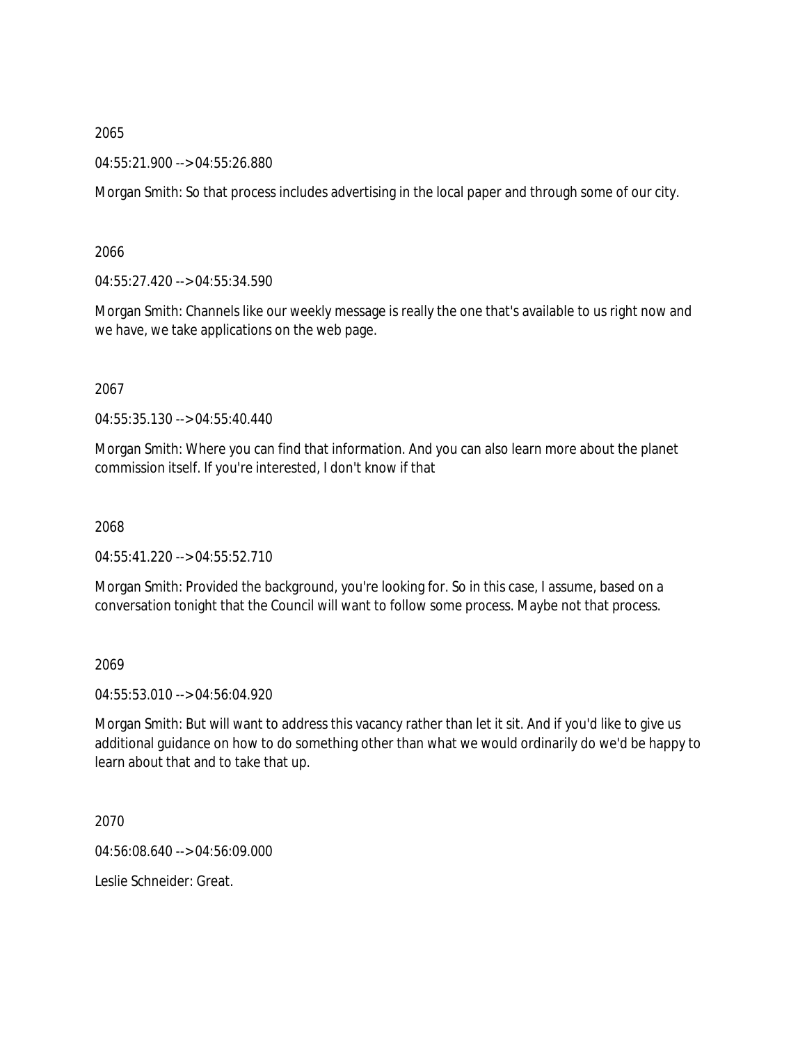2065

04:55:21.900 --> 04:55:26.880

Morgan Smith: So that process includes advertising in the local paper and through some of our city.

2066

04:55:27.420 --> 04:55:34.590

Morgan Smith: Channels like our weekly message is really the one that's available to us right now and we have, we take applications on the web page.

2067

04:55:35.130 --> 04:55:40.440

Morgan Smith: Where you can find that information. And you can also learn more about the planet commission itself. If you're interested, I don't know if that

2068

04:55:41.220 --> 04:55:52.710

Morgan Smith: Provided the background, you're looking for. So in this case, I assume, based on a conversation tonight that the Council will want to follow some process. Maybe not that process.

2069

04:55:53.010 --> 04:56:04.920

Morgan Smith: But will want to address this vacancy rather than let it sit. And if you'd like to give us additional guidance on how to do something other than what we would ordinarily do we'd be happy to learn about that and to take that up.

2070

04:56:08.640 --> 04:56:09.000

Leslie Schneider: Great.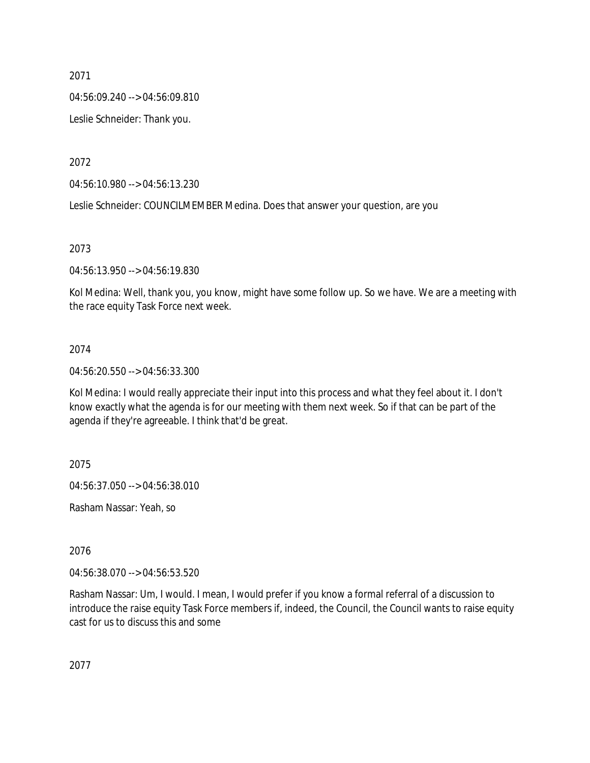2071

04:56:09.240 --> 04:56:09.810

Leslie Schneider: Thank you.

2072

04:56:10.980 --> 04:56:13.230

Leslie Schneider: COUNCILMEMBER Medina. Does that answer your question, are you

2073

04:56:13.950 --> 04:56:19.830

Kol Medina: Well, thank you, you know, might have some follow up. So we have. We are a meeting with the race equity Task Force next week.

2074

04:56:20.550 --> 04:56:33.300

Kol Medina: I would really appreciate their input into this process and what they feel about it. I don't know exactly what the agenda is for our meeting with them next week. So if that can be part of the agenda if they're agreeable. I think that'd be great.

2075

04:56:37.050 --> 04:56:38.010

Rasham Nassar: Yeah, so

2076

04:56:38.070 --> 04:56:53.520

Rasham Nassar: Um, I would. I mean, I would prefer if you know a formal referral of a discussion to introduce the raise equity Task Force members if, indeed, the Council, the Council wants to raise equity cast for us to discuss this and some

2077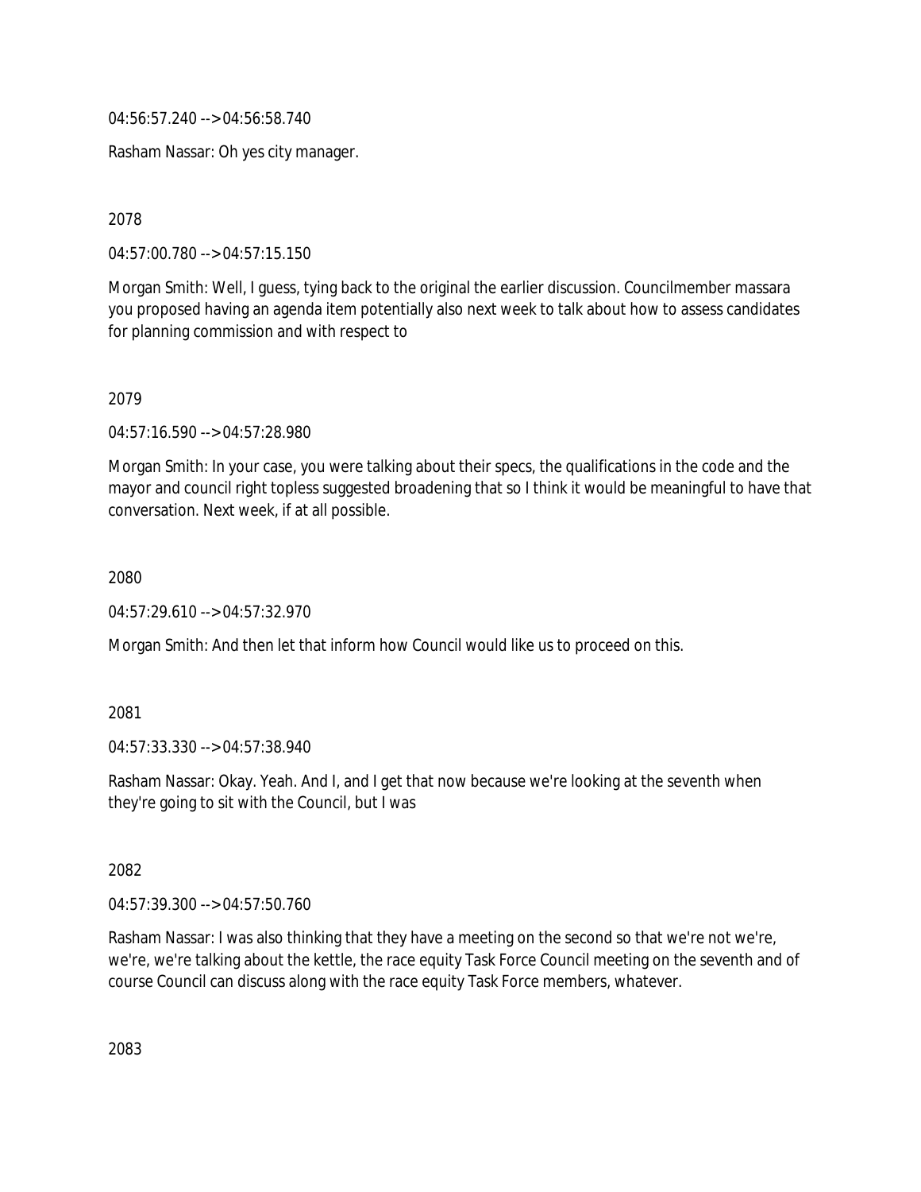04:56:57.240 --> 04:56:58.740

Rasham Nassar: Oh yes city manager.

2078

04:57:00.780 --> 04:57:15.150

Morgan Smith: Well, I guess, tying back to the original the earlier discussion. Councilmember massara you proposed having an agenda item potentially also next week to talk about how to assess candidates for planning commission and with respect to

2079

04:57:16.590 --> 04:57:28.980

Morgan Smith: In your case, you were talking about their specs, the qualifications in the code and the mayor and council right topless suggested broadening that so I think it would be meaningful to have that conversation. Next week, if at all possible.

2080

04:57:29.610 --> 04:57:32.970

Morgan Smith: And then let that inform how Council would like us to proceed on this.

2081

04:57:33.330 --> 04:57:38.940

Rasham Nassar: Okay. Yeah. And I, and I get that now because we're looking at the seventh when they're going to sit with the Council, but I was

2082

04:57:39.300 --> 04:57:50.760

Rasham Nassar: I was also thinking that they have a meeting on the second so that we're not we're, we're, we're talking about the kettle, the race equity Task Force Council meeting on the seventh and of course Council can discuss along with the race equity Task Force members, whatever.

2083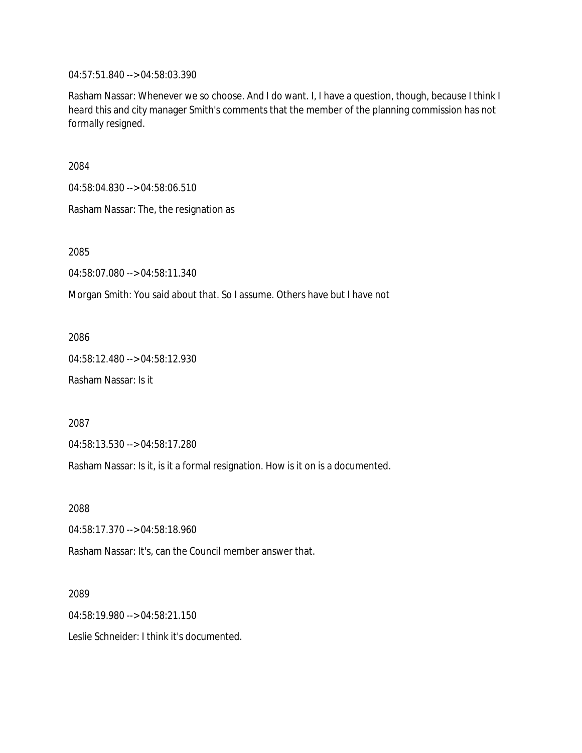04:57:51.840 --> 04:58:03.390

Rasham Nassar: Whenever we so choose. And I do want. I, I have a question, though, because I think I heard this and city manager Smith's comments that the member of the planning commission has not formally resigned.

2084

04:58:04.830 --> 04:58:06.510

Rasham Nassar: The, the resignation as

2085

04:58:07.080 --> 04:58:11.340

Morgan Smith: You said about that. So I assume. Others have but I have not

2086

04:58:12.480 --> 04:58:12.930

Rasham Nassar: Is it

2087

04:58:13.530 --> 04:58:17.280

Rasham Nassar: Is it, is it a formal resignation. How is it on is a documented.

2088

04:58:17.370 --> 04:58:18.960

Rasham Nassar: It's, can the Council member answer that.

2089

04:58:19.980 --> 04:58:21.150

Leslie Schneider: I think it's documented.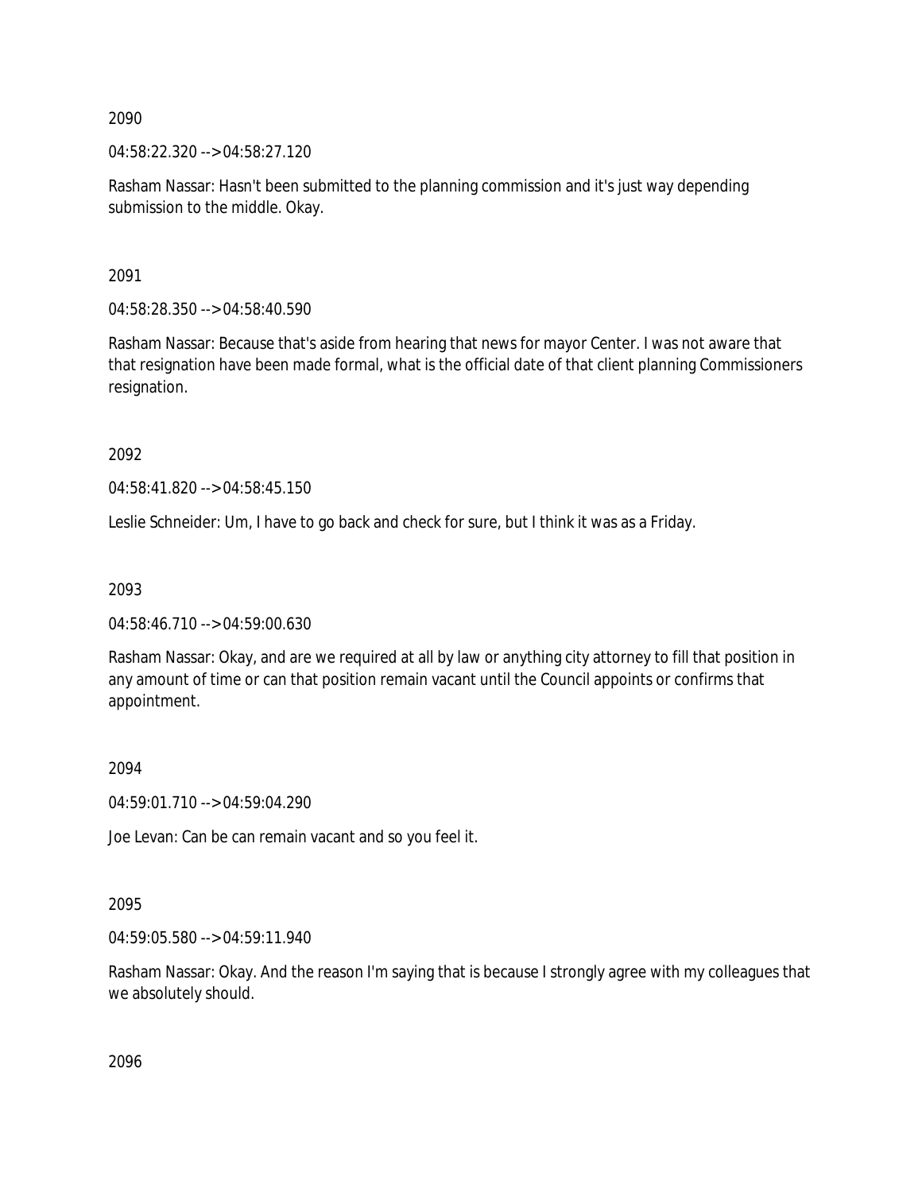2090

04:58:22.320 --> 04:58:27.120

Rasham Nassar: Hasn't been submitted to the planning commission and it's just way depending submission to the middle. Okay.

2091

04:58:28.350 --> 04:58:40.590

Rasham Nassar: Because that's aside from hearing that news for mayor Center. I was not aware that that resignation have been made formal, what is the official date of that client planning Commissioners resignation.

2092

04:58:41.820 --> 04:58:45.150

Leslie Schneider: Um, I have to go back and check for sure, but I think it was as a Friday.

2093

04:58:46.710 --> 04:59:00.630

Rasham Nassar: Okay, and are we required at all by law or anything city attorney to fill that position in any amount of time or can that position remain vacant until the Council appoints or confirms that appointment.

2094

04:59:01.710 --> 04:59:04.290

Joe Levan: Can be can remain vacant and so you feel it.

2095

04:59:05.580 --> 04:59:11.940

Rasham Nassar: Okay. And the reason I'm saying that is because I strongly agree with my colleagues that we absolutely should.

2096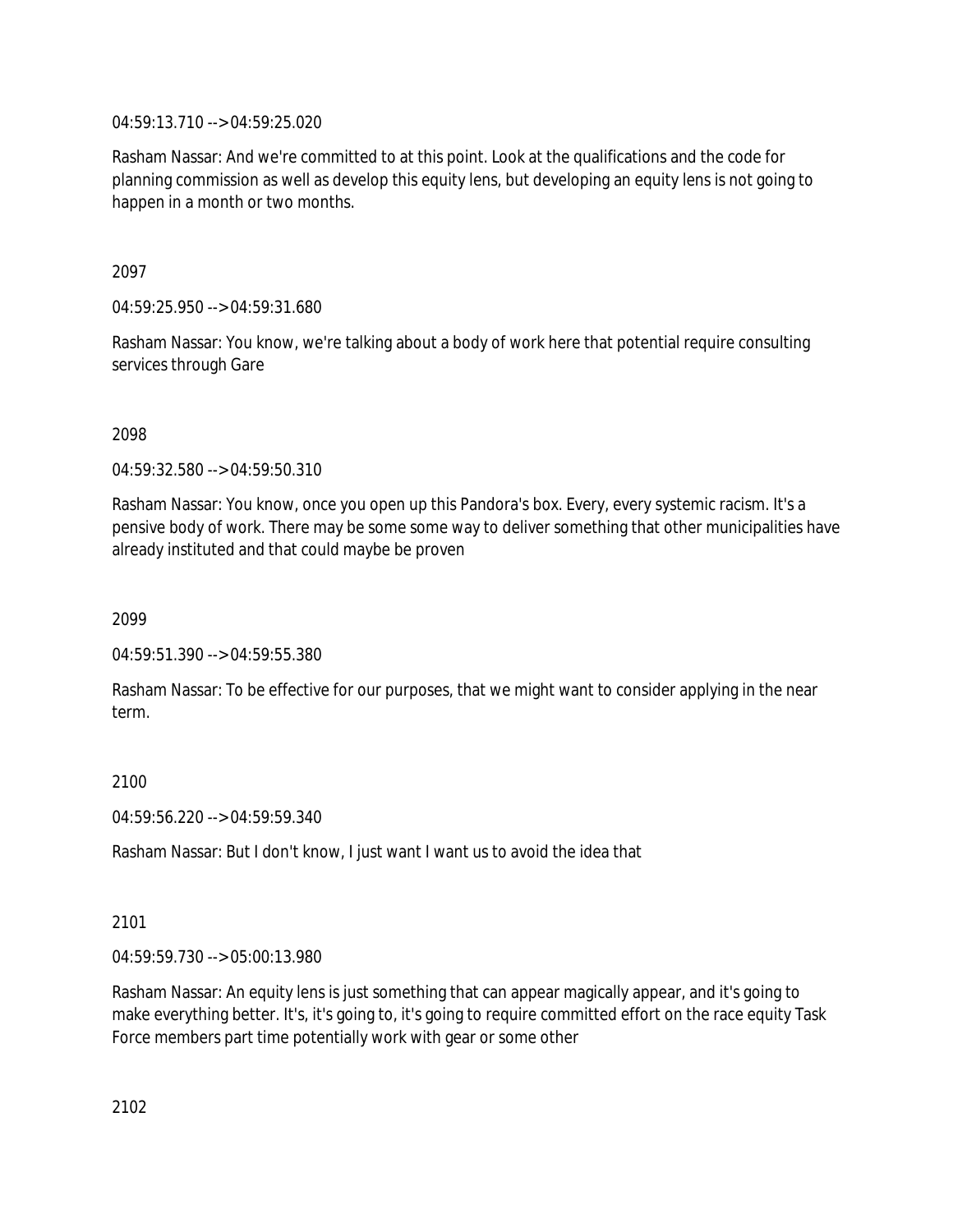04:59:13.710 --> 04:59:25.020

Rasham Nassar: And we're committed to at this point. Look at the qualifications and the code for planning commission as well as develop this equity lens, but developing an equity lens is not going to happen in a month or two months.

2097

04:59:25.950 --> 04:59:31.680

Rasham Nassar: You know, we're talking about a body of work here that potential require consulting services through Gare

2098

04:59:32.580 --> 04:59:50.310

Rasham Nassar: You know, once you open up this Pandora's box. Every, every systemic racism. It's a pensive body of work. There may be some some way to deliver something that other municipalities have already instituted and that could maybe be proven

2099

04:59:51.390 --> 04:59:55.380

Rasham Nassar: To be effective for our purposes, that we might want to consider applying in the near term.

2100

04:59:56.220 --> 04:59:59.340

Rasham Nassar: But I don't know, I just want I want us to avoid the idea that

2101

04:59:59.730 --> 05:00:13.980

Rasham Nassar: An equity lens is just something that can appear magically appear, and it's going to make everything better. It's, it's going to, it's going to require committed effort on the race equity Task Force members part time potentially work with gear or some other

2102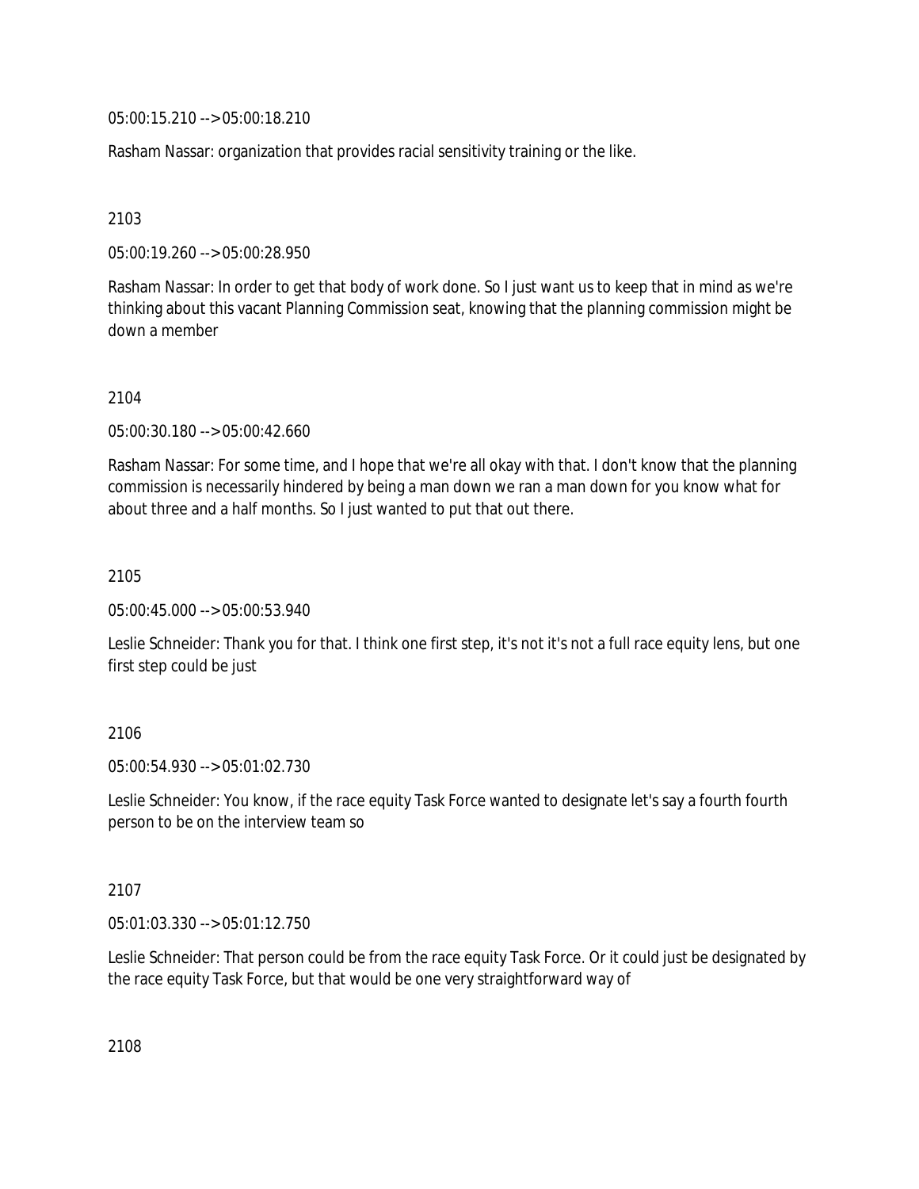05:00:15.210 --> 05:00:18.210

Rasham Nassar: organization that provides racial sensitivity training or the like.

2103

05:00:19.260 --> 05:00:28.950

Rasham Nassar: In order to get that body of work done. So I just want us to keep that in mind as we're thinking about this vacant Planning Commission seat, knowing that the planning commission might be down a member

2104

05:00:30.180 --> 05:00:42.660

Rasham Nassar: For some time, and I hope that we're all okay with that. I don't know that the planning commission is necessarily hindered by being a man down we ran a man down for you know what for about three and a half months. So I just wanted to put that out there.

2105

05:00:45.000 --> 05:00:53.940

Leslie Schneider: Thank you for that. I think one first step, it's not it's not a full race equity lens, but one first step could be just

2106

05:00:54.930 --> 05:01:02.730

Leslie Schneider: You know, if the race equity Task Force wanted to designate let's say a fourth fourth person to be on the interview team so

2107

05:01:03.330 --> 05:01:12.750

Leslie Schneider: That person could be from the race equity Task Force. Or it could just be designated by the race equity Task Force, but that would be one very straightforward way of

2108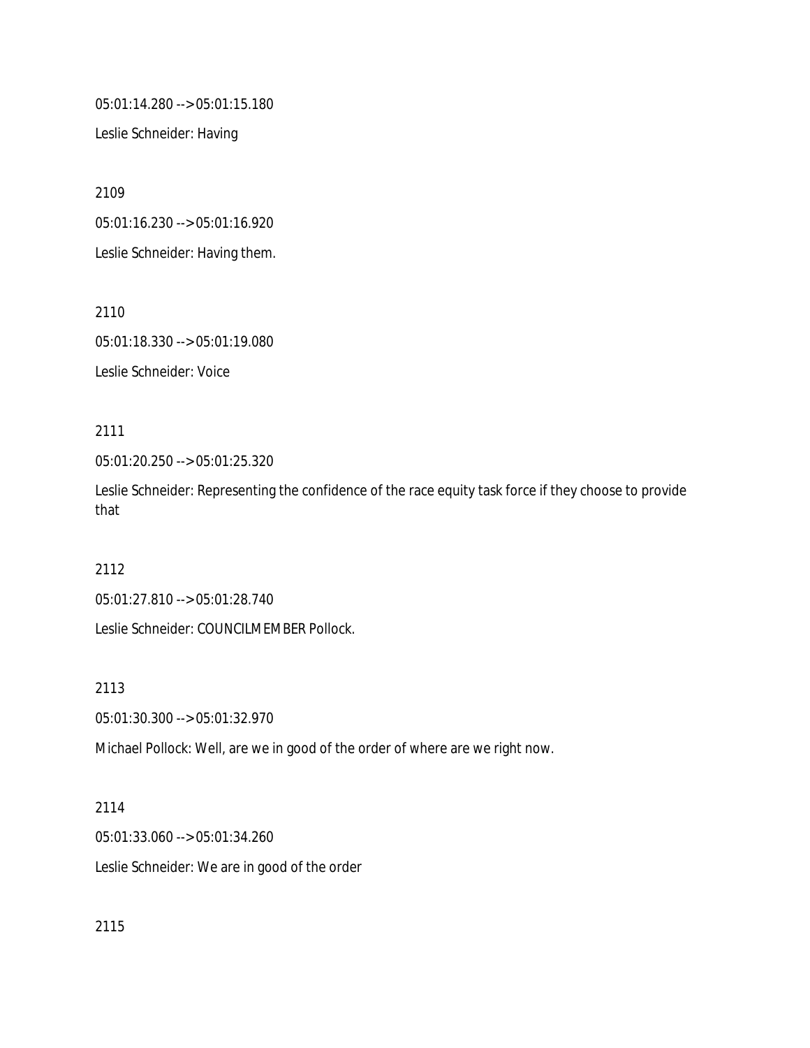05:01:14.280 --> 05:01:15.180

Leslie Schneider: Having

2109

05:01:16.230 --> 05:01:16.920

Leslie Schneider: Having them.

2110

05:01:18.330 --> 05:01:19.080

Leslie Schneider: Voice

2111

05:01:20.250 --> 05:01:25.320

Leslie Schneider: Representing the confidence of the race equity task force if they choose to provide that

2112

05:01:27.810 --> 05:01:28.740

Leslie Schneider: COUNCILMEMBER Pollock.

2113

05:01:30.300 --> 05:01:32.970

Michael Pollock: Well, are we in good of the order of where are we right now.

2114

05:01:33.060 --> 05:01:34.260

Leslie Schneider: We are in good of the order

2115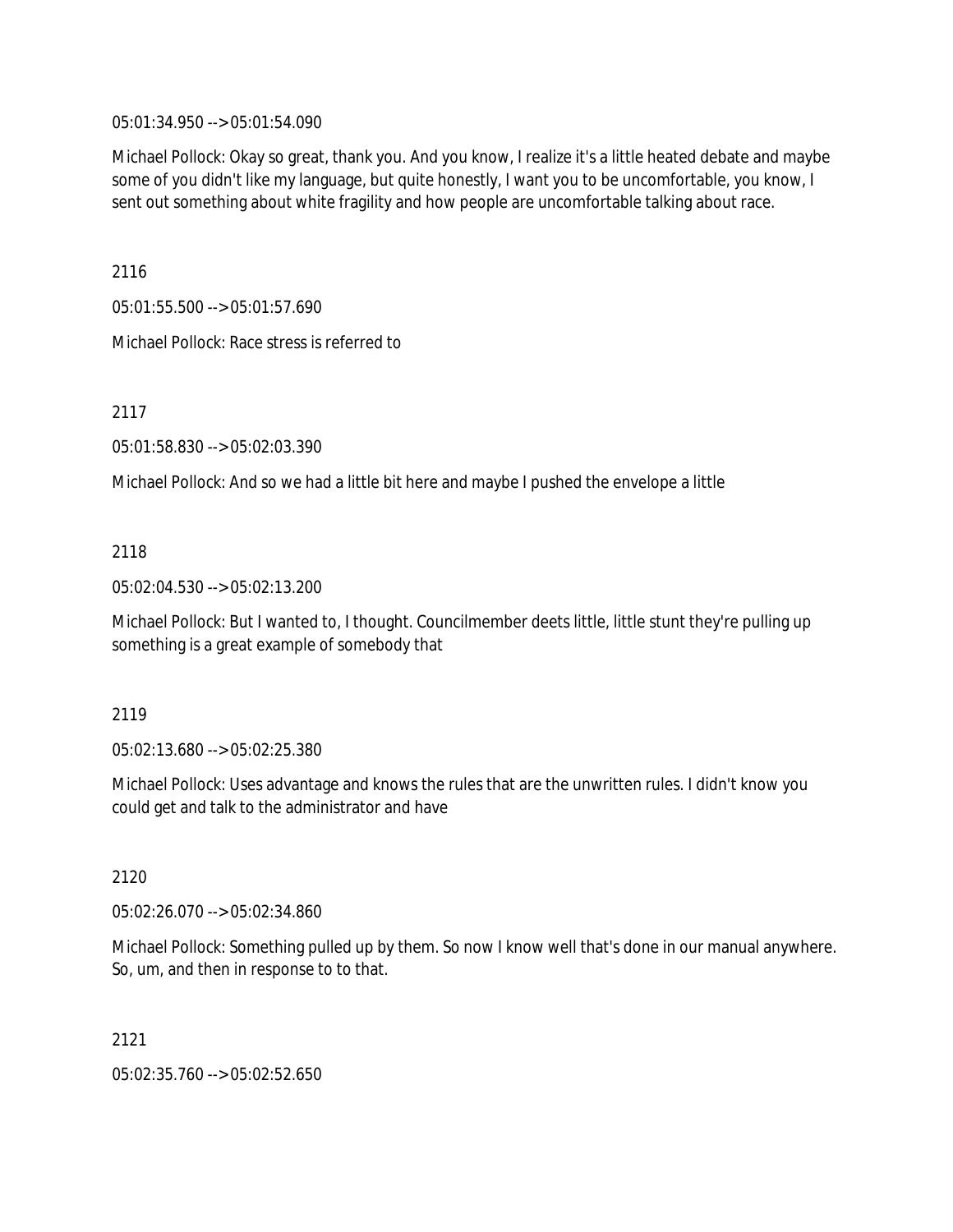05:01:34.950 --> 05:01:54.090

Michael Pollock: Okay so great, thank you. And you know, I realize it's a little heated debate and maybe some of you didn't like my language, but quite honestly, I want you to be uncomfortable, you know, I sent out something about white fragility and how people are uncomfortable talking about race.

2116

05:01:55.500 --> 05:01:57.690

Michael Pollock: Race stress is referred to

2117

05:01:58.830 --> 05:02:03.390

Michael Pollock: And so we had a little bit here and maybe I pushed the envelope a little

2118

05:02:04.530 --> 05:02:13.200

Michael Pollock: But I wanted to, I thought. Councilmember deets little, little stunt they're pulling up something is a great example of somebody that

2119

05:02:13.680 --> 05:02:25.380

Michael Pollock: Uses advantage and knows the rules that are the unwritten rules. I didn't know you could get and talk to the administrator and have

2120

05:02:26.070 --> 05:02:34.860

Michael Pollock: Something pulled up by them. So now I know well that's done in our manual anywhere. So, um, and then in response to to that.

2121

05:02:35.760 --> 05:02:52.650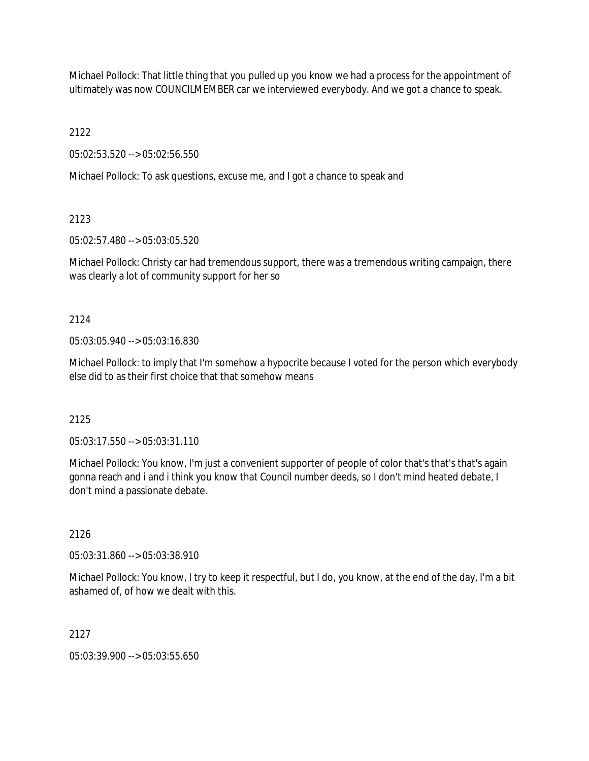Michael Pollock: That little thing that you pulled up you know we had a process for the appointment of ultimately was now COUNCILMEMBER car we interviewed everybody. And we got a chance to speak.

2122

05:02:53.520 --> 05:02:56.550

Michael Pollock: To ask questions, excuse me, and I got a chance to speak and

2123

05:02:57.480 --> 05:03:05.520

Michael Pollock: Christy car had tremendous support, there was a tremendous writing campaign, there was clearly a lot of community support for her so

2124

05:03:05.940 --> 05:03:16.830

Michael Pollock: to imply that I'm somehow a hypocrite because I voted for the person which everybody else did to as their first choice that that somehow means

2125

05:03:17.550 --> 05:03:31.110

Michael Pollock: You know, I'm just a convenient supporter of people of color that's that's that's again gonna reach and i and i think you know that Council number deeds, so I don't mind heated debate, I don't mind a passionate debate.

2126

05:03:31.860 --> 05:03:38.910

Michael Pollock: You know, I try to keep it respectful, but I do, you know, at the end of the day, I'm a bit ashamed of, of how we dealt with this.

2127

05:03:39.900 --> 05:03:55.650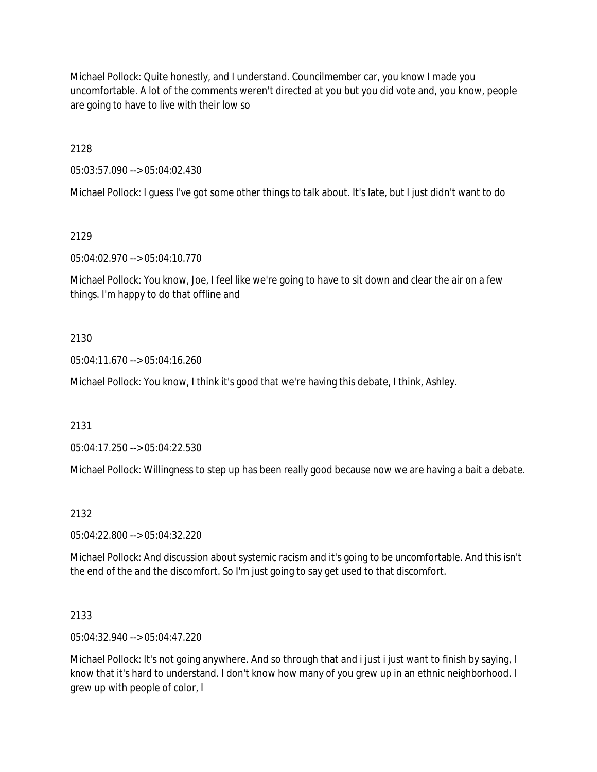Michael Pollock: Quite honestly, and I understand. Councilmember car, you know I made you uncomfortable. A lot of the comments weren't directed at you but you did vote and, you know, people are going to have to live with their low so

2128

05:03:57.090 --> 05:04:02.430

Michael Pollock: I guess I've got some other things to talk about. It's late, but I just didn't want to do

2129

05:04:02.970 --> 05:04:10.770

Michael Pollock: You know, Joe, I feel like we're going to have to sit down and clear the air on a few things. I'm happy to do that offline and

2130

05:04:11.670 --> 05:04:16.260

Michael Pollock: You know, I think it's good that we're having this debate, I think, Ashley.

2131

05:04:17.250 --> 05:04:22.530

Michael Pollock: Willingness to step up has been really good because now we are having a bait a debate.

2132

05:04:22.800 --> 05:04:32.220

Michael Pollock: And discussion about systemic racism and it's going to be uncomfortable. And this isn't the end of the and the discomfort. So I'm just going to say get used to that discomfort.

2133

05:04:32.940 --> 05:04:47.220

Michael Pollock: It's not going anywhere. And so through that and i just i just want to finish by saying, I know that it's hard to understand. I don't know how many of you grew up in an ethnic neighborhood. I grew up with people of color, I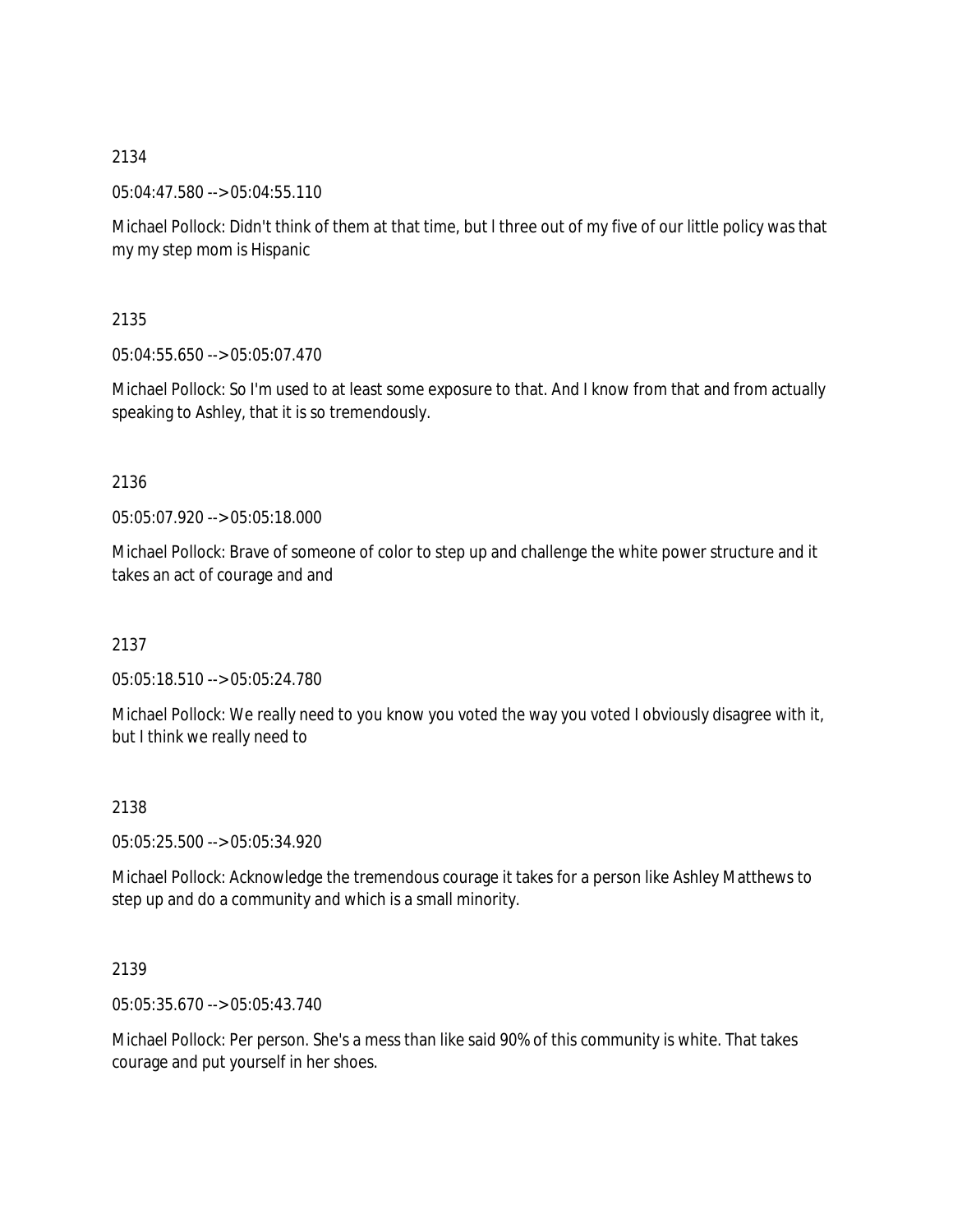2134

05:04:47.580 --> 05:04:55.110

Michael Pollock: Didn't think of them at that time, but I three out of my five of our little policy was that my my step mom is Hispanic

2135

05:04:55.650 --> 05:05:07.470

Michael Pollock: So I'm used to at least some exposure to that. And I know from that and from actually speaking to Ashley, that it is so tremendously.

2136

05:05:07.920 --> 05:05:18.000

Michael Pollock: Brave of someone of color to step up and challenge the white power structure and it takes an act of courage and and

2137

05:05:18.510 --> 05:05:24.780

Michael Pollock: We really need to you know you voted the way you voted I obviously disagree with it, but I think we really need to

2138

05:05:25.500 --> 05:05:34.920

Michael Pollock: Acknowledge the tremendous courage it takes for a person like Ashley Matthews to step up and do a community and which is a small minority.

2139

05:05:35.670 --> 05:05:43.740

Michael Pollock: Per person. She's a mess than like said 90% of this community is white. That takes courage and put yourself in her shoes.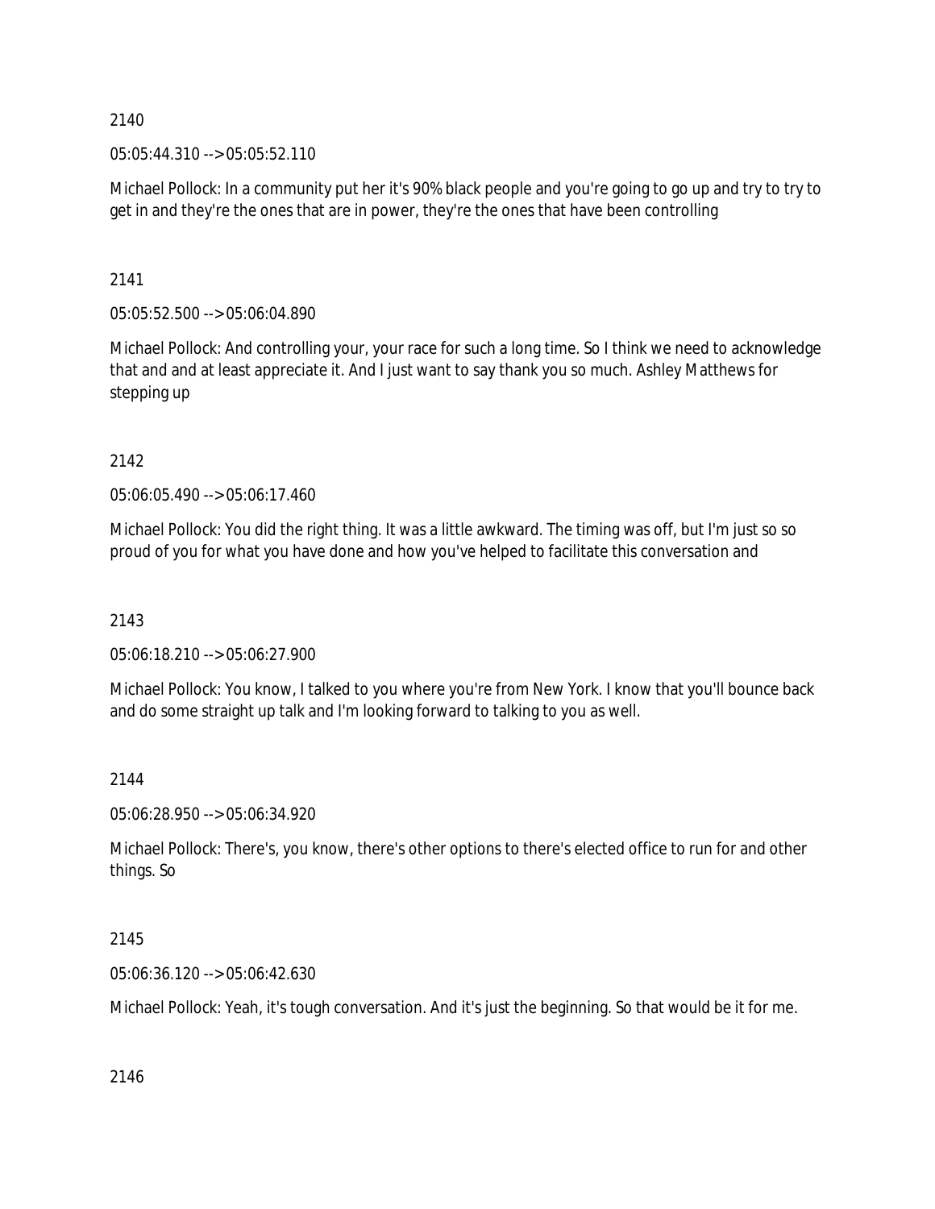2140

05:05:44.310 --> 05:05:52.110

Michael Pollock: In a community put her it's 90% black people and you're going to go up and try to try to get in and they're the ones that are in power, they're the ones that have been controlling

2141

05:05:52.500 --> 05:06:04.890

Michael Pollock: And controlling your, your race for such a long time. So I think we need to acknowledge that and and at least appreciate it. And I just want to say thank you so much. Ashley Matthews for stepping up

2142

05:06:05.490 --> 05:06:17.460

Michael Pollock: You did the right thing. It was a little awkward. The timing was off, but I'm just so so proud of you for what you have done and how you've helped to facilitate this conversation and

2143

05:06:18.210 --> 05:06:27.900

Michael Pollock: You know, I talked to you where you're from New York. I know that you'll bounce back and do some straight up talk and I'm looking forward to talking to you as well.

2144

05:06:28.950 --> 05:06:34.920

Michael Pollock: There's, you know, there's other options to there's elected office to run for and other things. So

2145

05:06:36.120 --> 05:06:42.630

Michael Pollock: Yeah, it's tough conversation. And it's just the beginning. So that would be it for me.

2146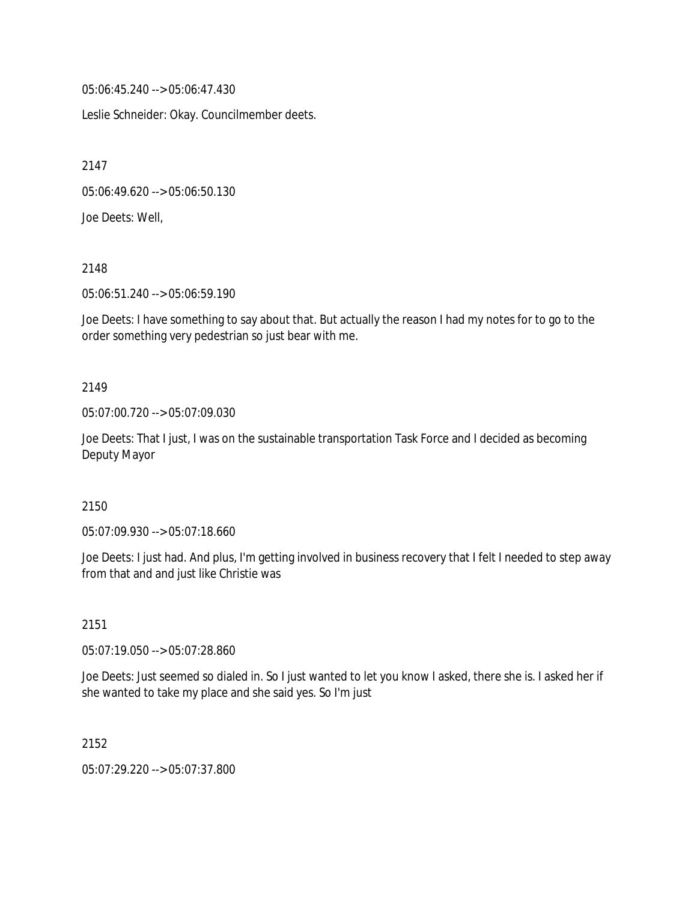05:06:45.240 --> 05:06:47.430

Leslie Schneider: Okay. Councilmember deets.

2147

05:06:49.620 --> 05:06:50.130

Joe Deets: Well,

2148

05:06:51.240 --> 05:06:59.190

Joe Deets: I have something to say about that. But actually the reason I had my notes for to go to the order something very pedestrian so just bear with me.

2149

05:07:00.720 --> 05:07:09.030

Joe Deets: That I just, I was on the sustainable transportation Task Force and I decided as becoming Deputy Mayor

2150

05:07:09.930 --> 05:07:18.660

Joe Deets: I just had. And plus, I'm getting involved in business recovery that I felt I needed to step away from that and and just like Christie was

2151

05:07:19.050 --> 05:07:28.860

Joe Deets: Just seemed so dialed in. So I just wanted to let you know I asked, there she is. I asked her if she wanted to take my place and she said yes. So I'm just

2152

05:07:29.220 --> 05:07:37.800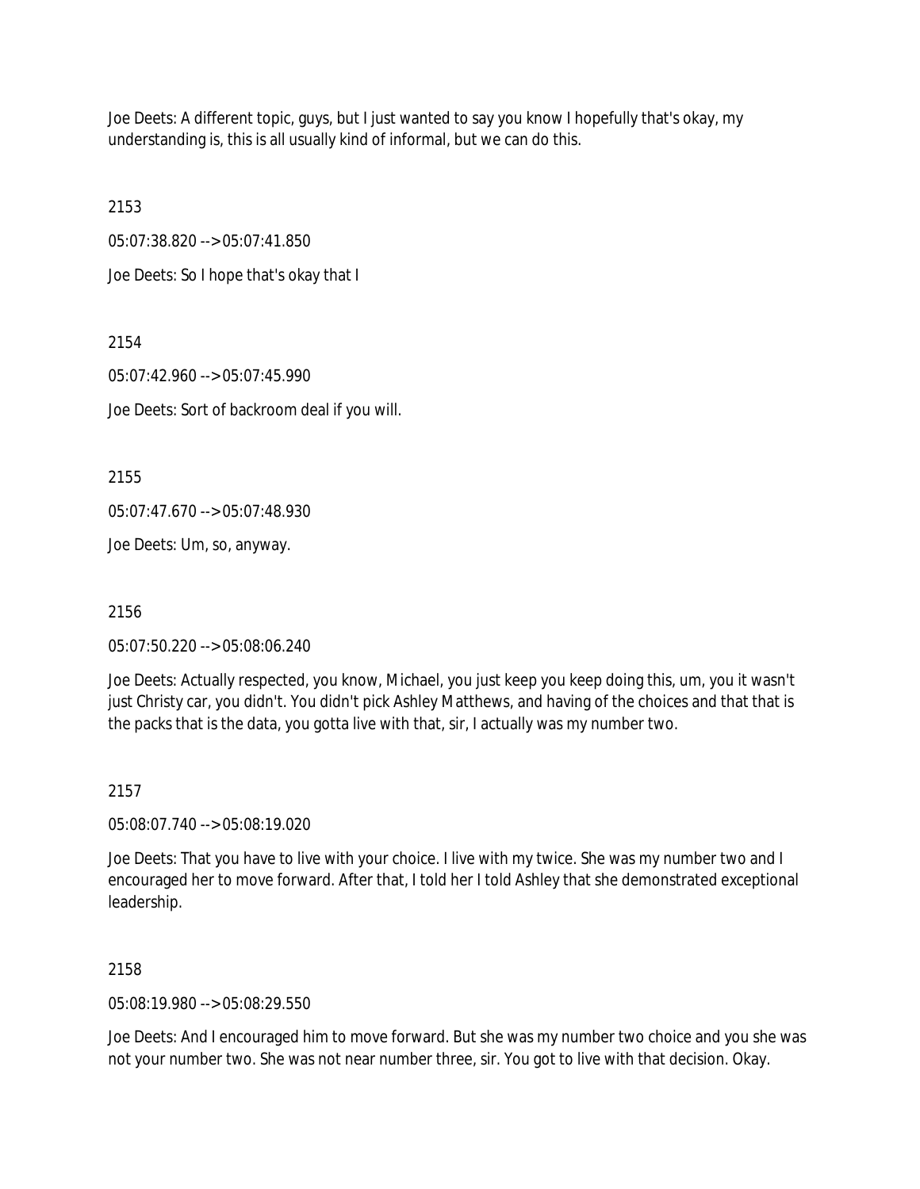Joe Deets: A different topic, guys, but I just wanted to say you know I hopefully that's okay, my understanding is, this is all usually kind of informal, but we can do this.

2153

05:07:38.820 --> 05:07:41.850

Joe Deets: So I hope that's okay that I

2154

05:07:42.960 --> 05:07:45.990

Joe Deets: Sort of backroom deal if you will.

2155

05:07:47.670 --> 05:07:48.930

Joe Deets: Um, so, anyway.

2156

05:07:50.220 --> 05:08:06.240

Joe Deets: Actually respected, you know, Michael, you just keep you keep doing this, um, you it wasn't just Christy car, you didn't. You didn't pick Ashley Matthews, and having of the choices and that that is the packs that is the data, you gotta live with that, sir, I actually was my number two.

2157

05:08:07.740 --> 05:08:19.020

Joe Deets: That you have to live with your choice. I live with my twice. She was my number two and I encouraged her to move forward. After that, I told her I told Ashley that she demonstrated exceptional leadership.

2158

05:08:19.980 --> 05:08:29.550

Joe Deets: And I encouraged him to move forward. But she was my number two choice and you she was not your number two. She was not near number three, sir. You got to live with that decision. Okay.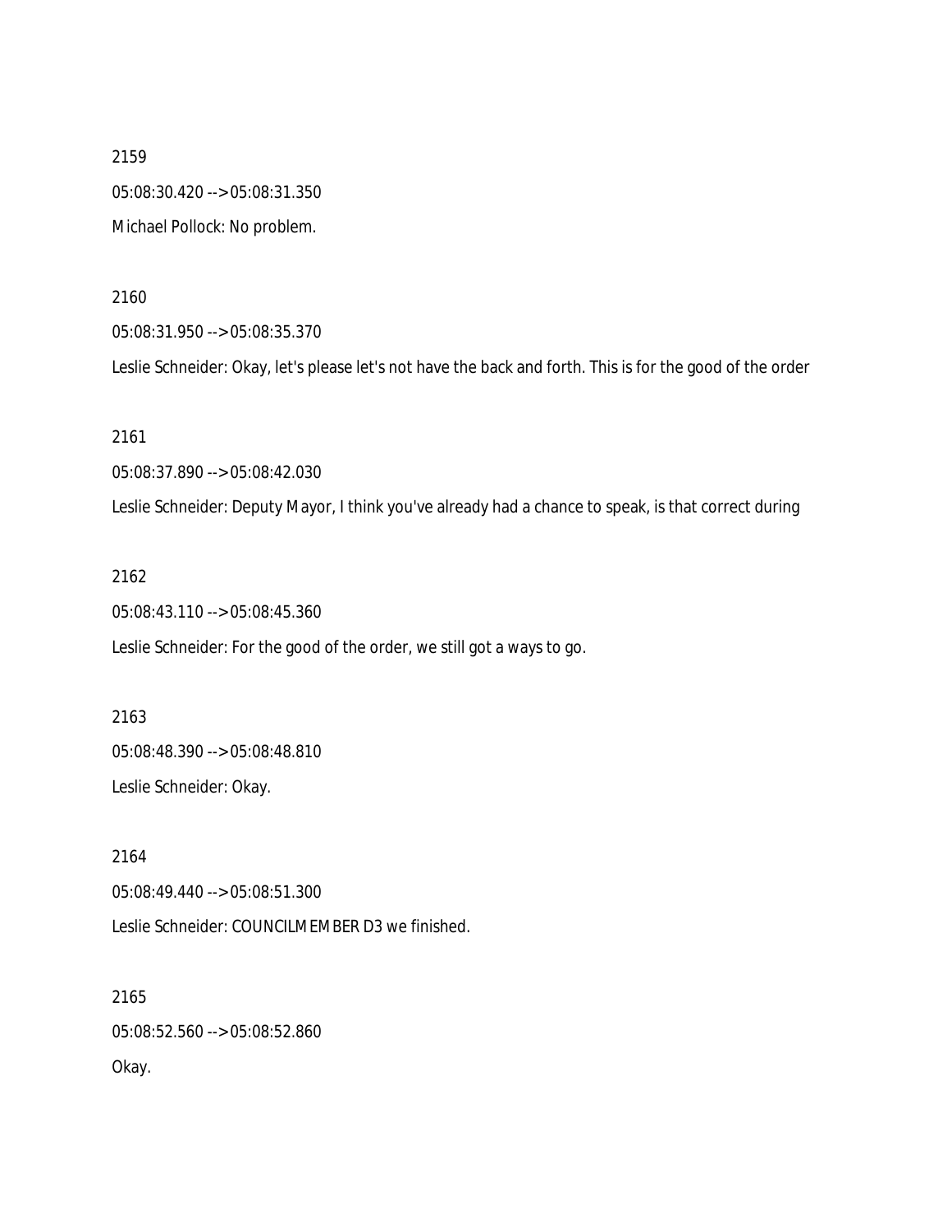2159

05:08:30.420 --> 05:08:31.350

Michael Pollock: No problem.

2160

05:08:31.950 --> 05:08:35.370

Leslie Schneider: Okay, let's please let's not have the back and forth. This is for the good of the order

2161

05:08:37.890 --> 05:08:42.030

Leslie Schneider: Deputy Mayor, I think you've already had a chance to speak, is that correct during

2162

05:08:43.110 --> 05:08:45.360

Leslie Schneider: For the good of the order, we still got a ways to go.

2163

05:08:48.390 --> 05:08:48.810

Leslie Schneider: Okay.

2164

05:08:49.440 --> 05:08:51.300

Leslie Schneider: COUNCILMEMBER D3 we finished.

2165

05:08:52.560 --> 05:08:52.860

Okay.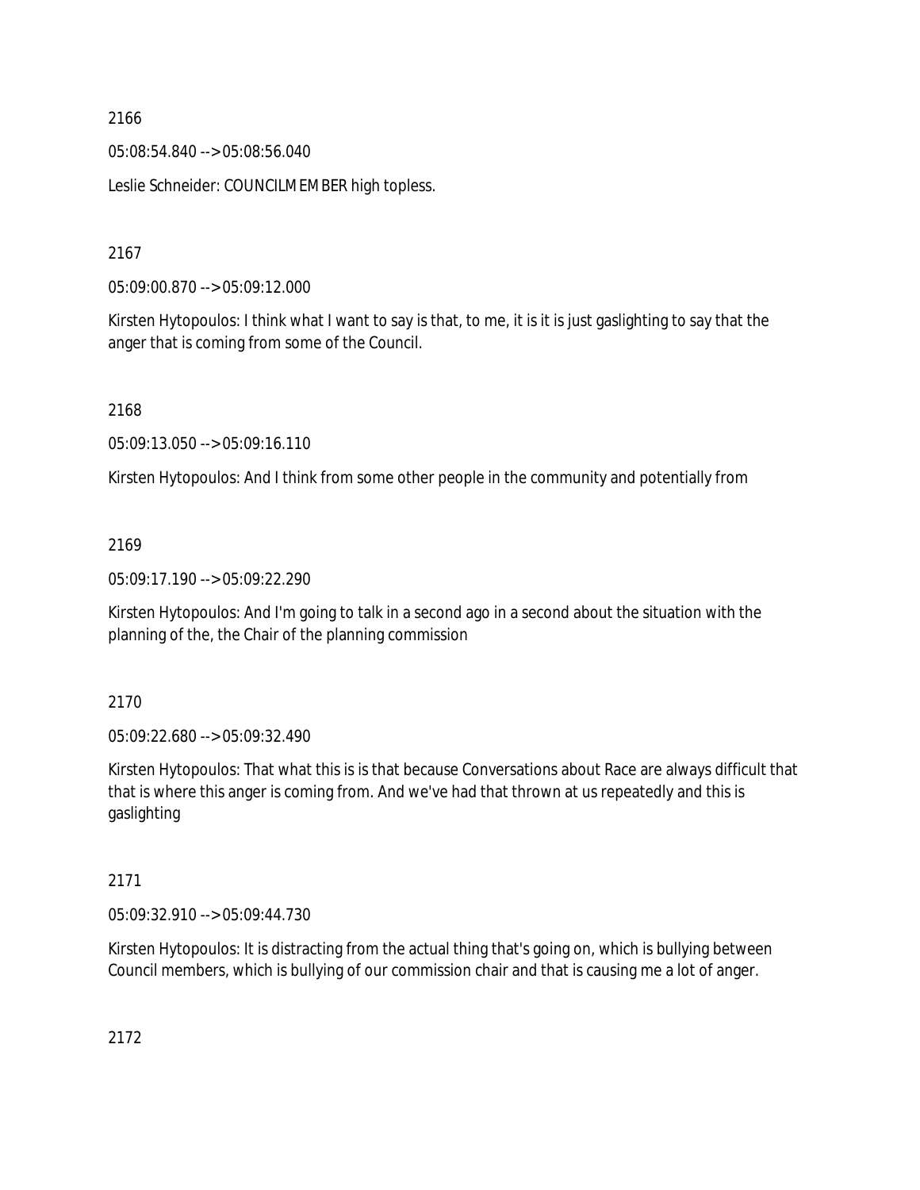2166

05:08:54.840 --> 05:08:56.040

Leslie Schneider: COUNCILMEMBER high topless.

2167

05:09:00.870 --> 05:09:12.000

Kirsten Hytopoulos: I think what I want to say is that, to me, it is it is just gaslighting to say that the anger that is coming from some of the Council.

2168

05:09:13.050 --> 05:09:16.110

Kirsten Hytopoulos: And I think from some other people in the community and potentially from

2169

05:09:17.190 --> 05:09:22.290

Kirsten Hytopoulos: And I'm going to talk in a second ago in a second about the situation with the planning of the, the Chair of the planning commission

2170

05:09:22.680 --> 05:09:32.490

Kirsten Hytopoulos: That what this is is that because Conversations about Race are always difficult that that is where this anger is coming from. And we've had that thrown at us repeatedly and this is gaslighting

2171

05:09:32.910 --> 05:09:44.730

Kirsten Hytopoulos: It is distracting from the actual thing that's going on, which is bullying between Council members, which is bullying of our commission chair and that is causing me a lot of anger.

2172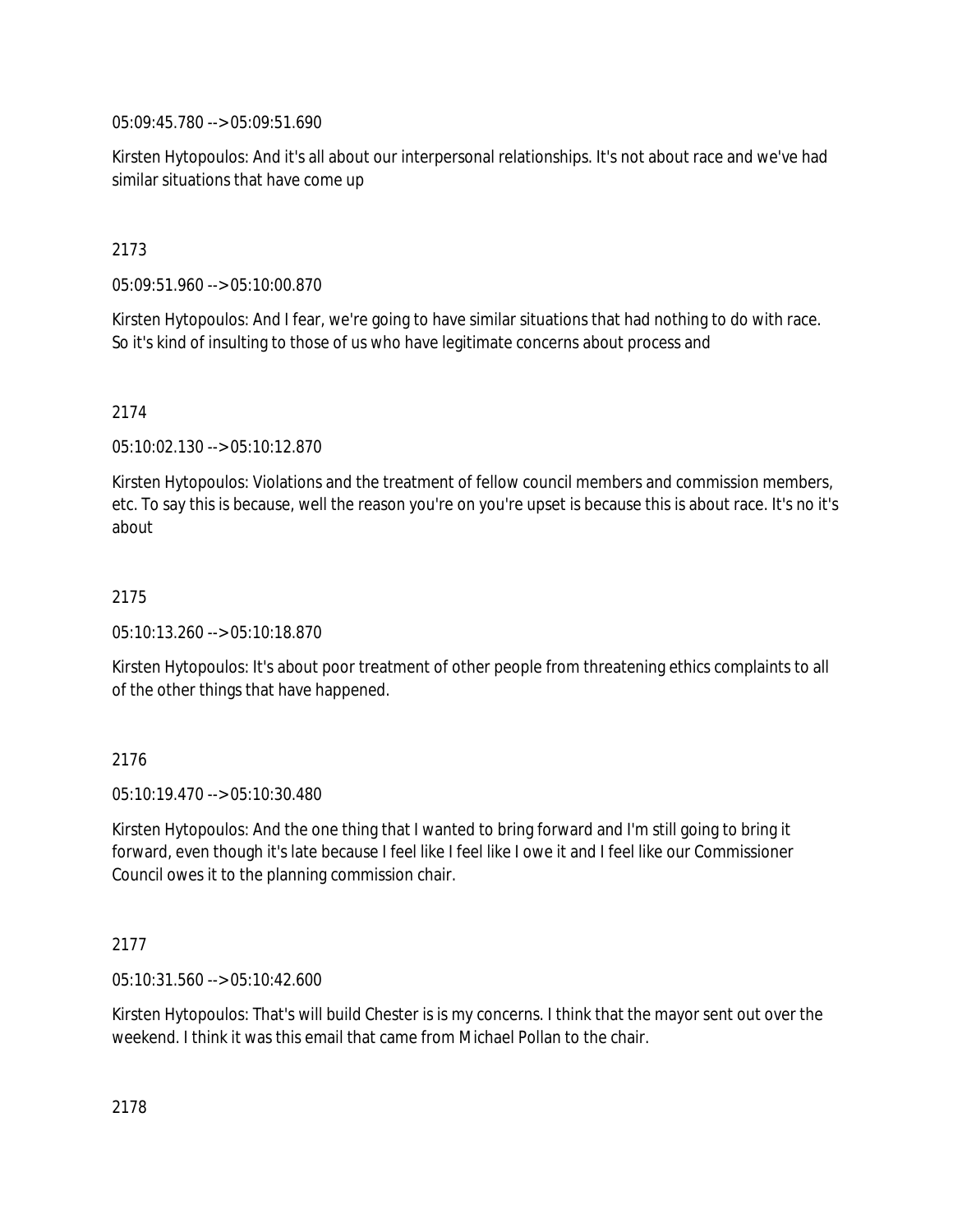05:09:45.780 --> 05:09:51.690

Kirsten Hytopoulos: And it's all about our interpersonal relationships. It's not about race and we've had similar situations that have come up

2173

05:09:51.960 --> 05:10:00.870

Kirsten Hytopoulos: And I fear, we're going to have similar situations that had nothing to do with race. So it's kind of insulting to those of us who have legitimate concerns about process and

2174

05:10:02.130 --> 05:10:12.870

Kirsten Hytopoulos: Violations and the treatment of fellow council members and commission members, etc. To say this is because, well the reason you're on you're upset is because this is about race. It's no it's about

2175

05:10:13.260 --> 05:10:18.870

Kirsten Hytopoulos: It's about poor treatment of other people from threatening ethics complaints to all of the other things that have happened.

2176

05:10:19.470 --> 05:10:30.480

Kirsten Hytopoulos: And the one thing that I wanted to bring forward and I'm still going to bring it forward, even though it's late because I feel like I feel like I owe it and I feel like our Commissioner Council owes it to the planning commission chair.

2177

05:10:31.560 --> 05:10:42.600

Kirsten Hytopoulos: That's will build Chester is is my concerns. I think that the mayor sent out over the weekend. I think it was this email that came from Michael Pollan to the chair.

2178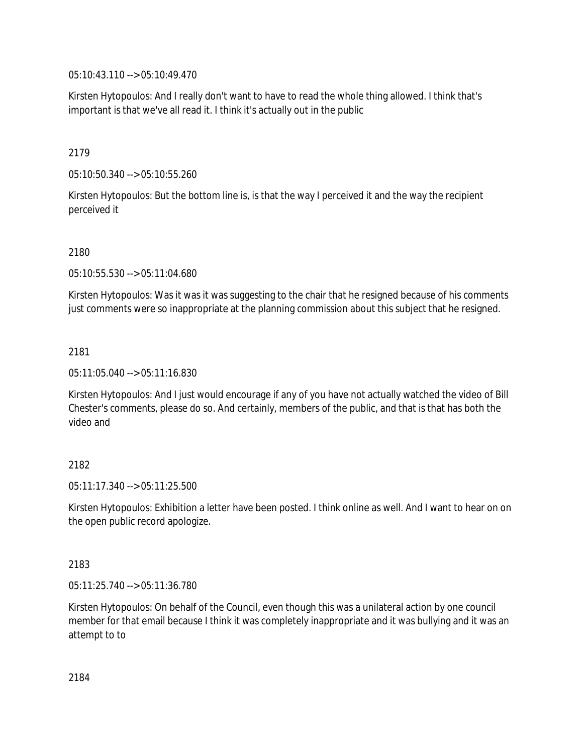05:10:43.110 --> 05:10:49.470

Kirsten Hytopoulos: And I really don't want to have to read the whole thing allowed. I think that's important is that we've all read it. I think it's actually out in the public

2179

05:10:50.340 --> 05:10:55.260

Kirsten Hytopoulos: But the bottom line is, is that the way I perceived it and the way the recipient perceived it

2180

05:10:55.530 --> 05:11:04.680

Kirsten Hytopoulos: Was it was it was suggesting to the chair that he resigned because of his comments just comments were so inappropriate at the planning commission about this subject that he resigned.

2181

05:11:05.040 --> 05:11:16.830

Kirsten Hytopoulos: And I just would encourage if any of you have not actually watched the video of Bill Chester's comments, please do so. And certainly, members of the public, and that is that has both the video and

2182

05:11:17.340 --> 05:11:25.500

Kirsten Hytopoulos: Exhibition a letter have been posted. I think online as well. And I want to hear on on the open public record apologize.

2183

05:11:25.740 --> 05:11:36.780

Kirsten Hytopoulos: On behalf of the Council, even though this was a unilateral action by one council member for that email because I think it was completely inappropriate and it was bullying and it was an attempt to to

2184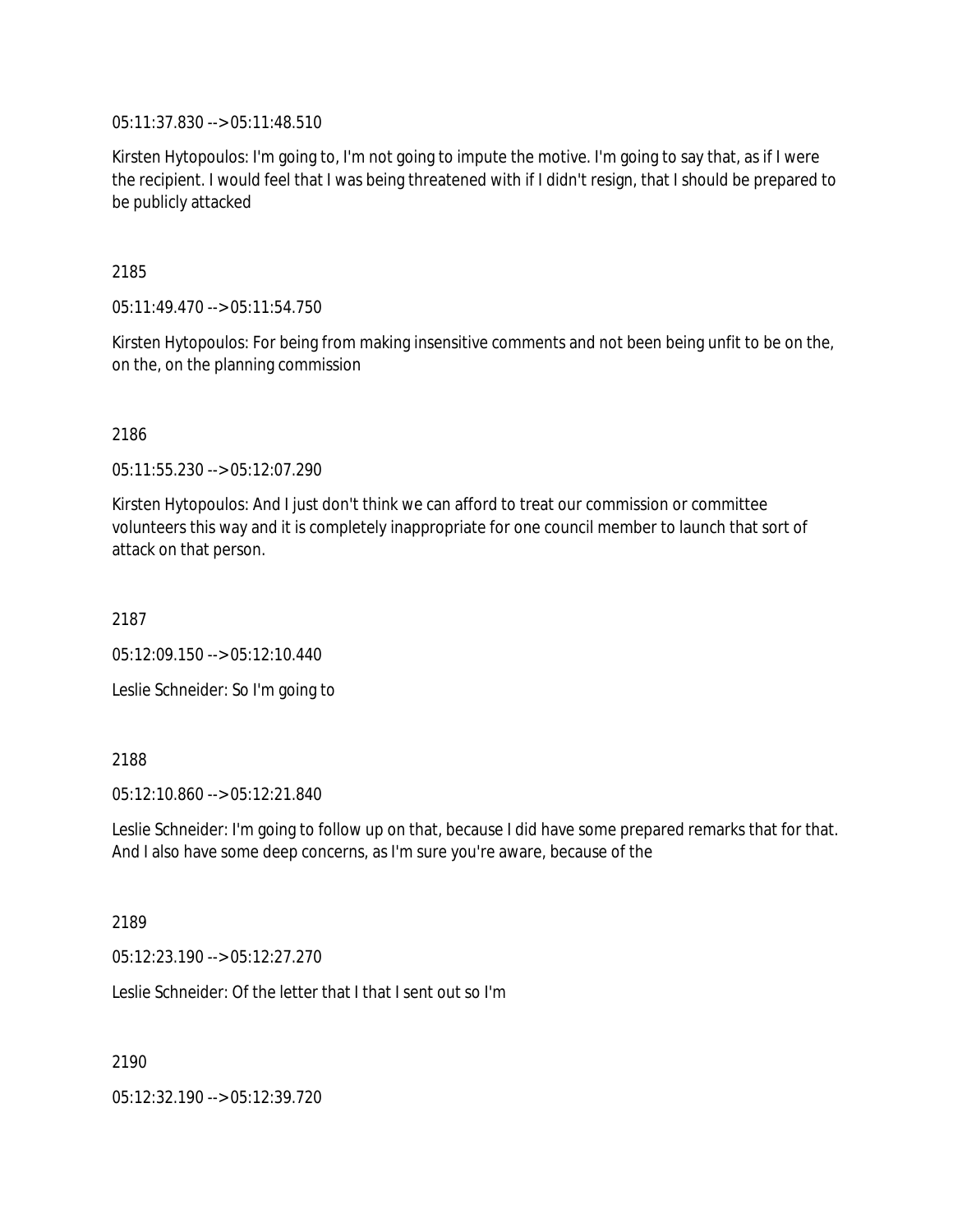05:11:37.830 --> 05:11:48.510

Kirsten Hytopoulos: I'm going to, I'm not going to impute the motive. I'm going to say that, as if I were the recipient. I would feel that I was being threatened with if I didn't resign, that I should be prepared to be publicly attacked

2185

05:11:49.470 --> 05:11:54.750

Kirsten Hytopoulos: For being from making insensitive comments and not been being unfit to be on the, on the, on the planning commission

2186

05:11:55.230 --> 05:12:07.290

Kirsten Hytopoulos: And I just don't think we can afford to treat our commission or committee volunteers this way and it is completely inappropriate for one council member to launch that sort of attack on that person.

2187

05:12:09.150 --> 05:12:10.440

Leslie Schneider: So I'm going to

2188

05:12:10.860 --> 05:12:21.840

Leslie Schneider: I'm going to follow up on that, because I did have some prepared remarks that for that. And I also have some deep concerns, as I'm sure you're aware, because of the

2189

05:12:23.190 --> 05:12:27.270

Leslie Schneider: Of the letter that I that I sent out so I'm

2190

05:12:32.190 --> 05:12:39.720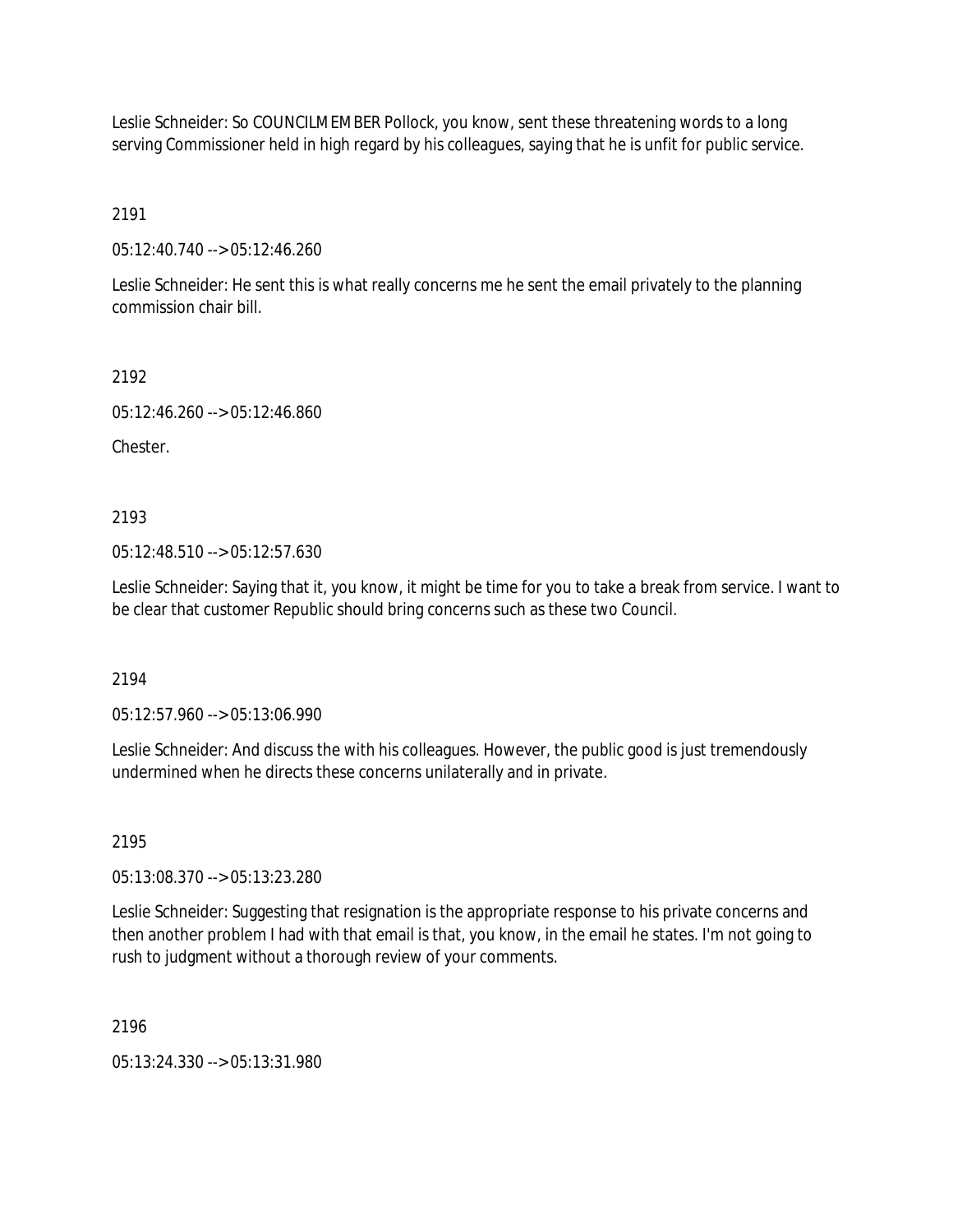Leslie Schneider: So COUNCILMEMBER Pollock, you know, sent these threatening words to a long serving Commissioner held in high regard by his colleagues, saying that he is unfit for public service.

2191

05:12:40.740 --> 05:12:46.260

Leslie Schneider: He sent this is what really concerns me he sent the email privately to the planning commission chair bill.

2192

05:12:46.260 --> 05:12:46.860

Chester.

2193

05:12:48.510 --> 05:12:57.630

Leslie Schneider: Saying that it, you know, it might be time for you to take a break from service. I want to be clear that customer Republic should bring concerns such as these two Council.

2194

05:12:57.960 --> 05:13:06.990

Leslie Schneider: And discuss the with his colleagues. However, the public good is just tremendously undermined when he directs these concerns unilaterally and in private.

2195

05:13:08.370 --> 05:13:23.280

Leslie Schneider: Suggesting that resignation is the appropriate response to his private concerns and then another problem I had with that email is that, you know, in the email he states. I'm not going to rush to judgment without a thorough review of your comments.

2196

05:13:24.330 --> 05:13:31.980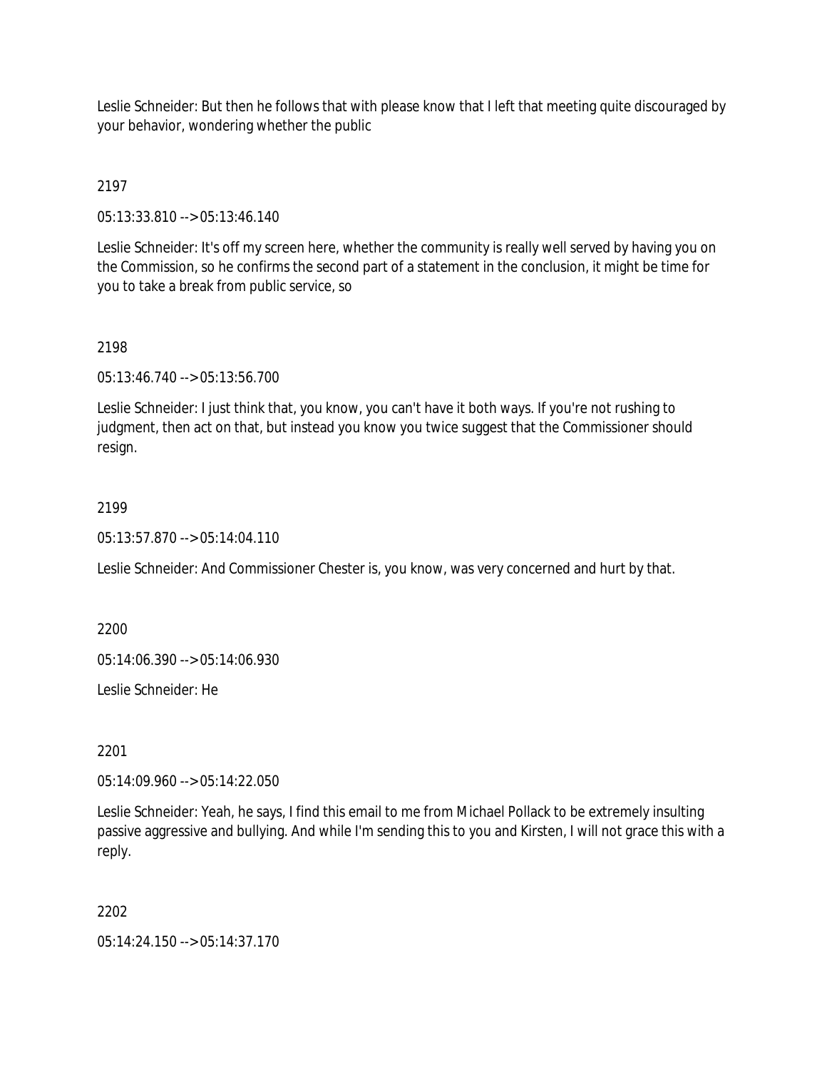Leslie Schneider: But then he follows that with please know that I left that meeting quite discouraged by your behavior, wondering whether the public

2197

05:13:33.810 --> 05:13:46.140

Leslie Schneider: It's off my screen here, whether the community is really well served by having you on the Commission, so he confirms the second part of a statement in the conclusion, it might be time for you to take a break from public service, so

2198

05:13:46.740 --> 05:13:56.700

Leslie Schneider: I just think that, you know, you can't have it both ways. If you're not rushing to judgment, then act on that, but instead you know you twice suggest that the Commissioner should resign.

2199

05:13:57.870 --> 05:14:04.110

Leslie Schneider: And Commissioner Chester is, you know, was very concerned and hurt by that.

2200

05:14:06.390 --> 05:14:06.930

Leslie Schneider: He

2201

05:14:09.960 --> 05:14:22.050

Leslie Schneider: Yeah, he says, I find this email to me from Michael Pollack to be extremely insulting passive aggressive and bullying. And while I'm sending this to you and Kirsten, I will not grace this with a reply.

2202

05:14:24.150 --> 05:14:37.170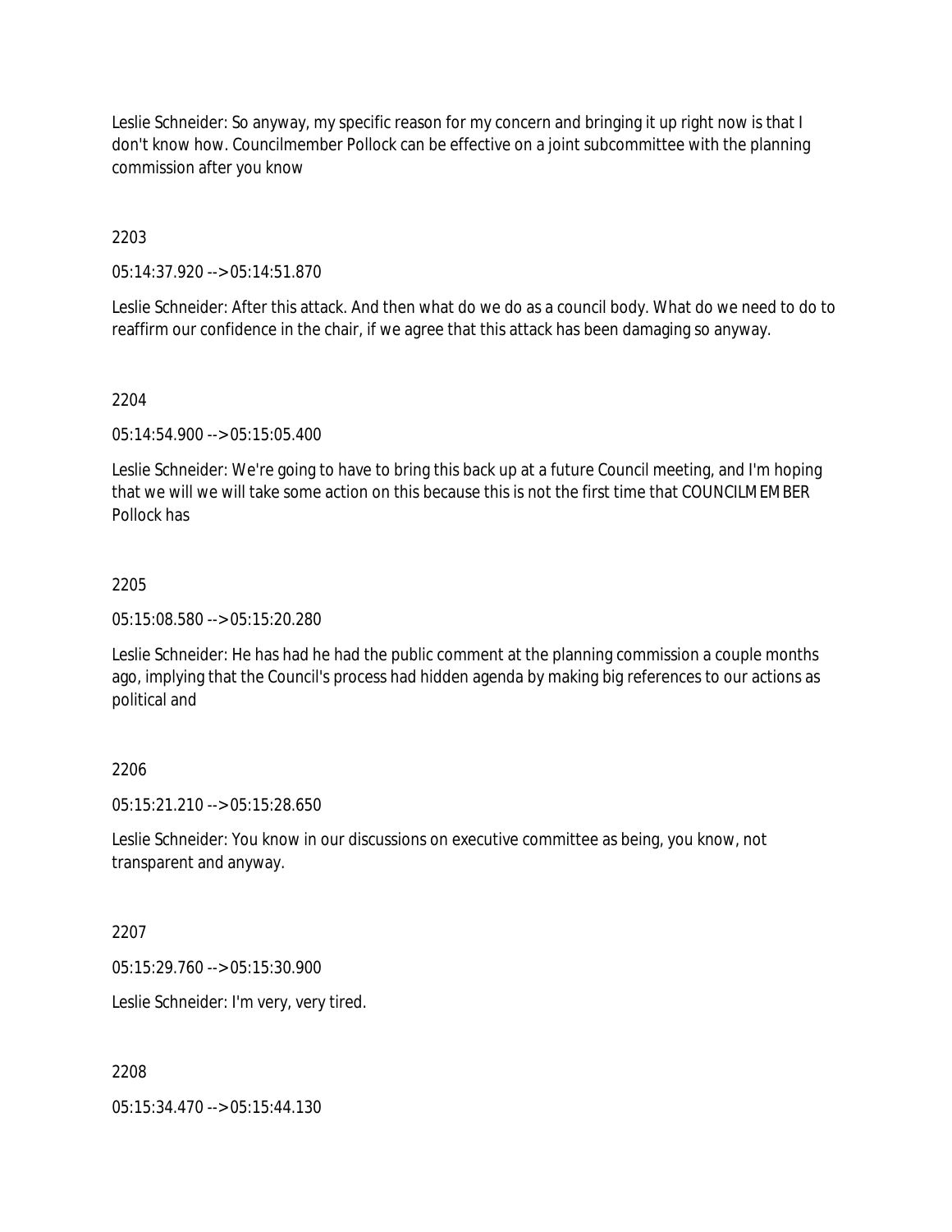Leslie Schneider: So anyway, my specific reason for my concern and bringing it up right now is that I don't know how. Councilmember Pollock can be effective on a joint subcommittee with the planning commission after you know

2203

05:14:37.920 --> 05:14:51.870

Leslie Schneider: After this attack. And then what do we do as a council body. What do we need to do to reaffirm our confidence in the chair, if we agree that this attack has been damaging so anyway.

2204

05:14:54.900 --> 05:15:05.400

Leslie Schneider: We're going to have to bring this back up at a future Council meeting, and I'm hoping that we will we will take some action on this because this is not the first time that COUNCILMEMBER Pollock has

2205

05:15:08.580 --> 05:15:20.280

Leslie Schneider: He has had he had the public comment at the planning commission a couple months ago, implying that the Council's process had hidden agenda by making big references to our actions as political and

2206

05:15:21.210 --> 05:15:28.650

Leslie Schneider: You know in our discussions on executive committee as being, you know, not transparent and anyway.

2207

05:15:29.760 --> 05:15:30.900

Leslie Schneider: I'm very, very tired.

2208

05:15:34.470 --> 05:15:44.130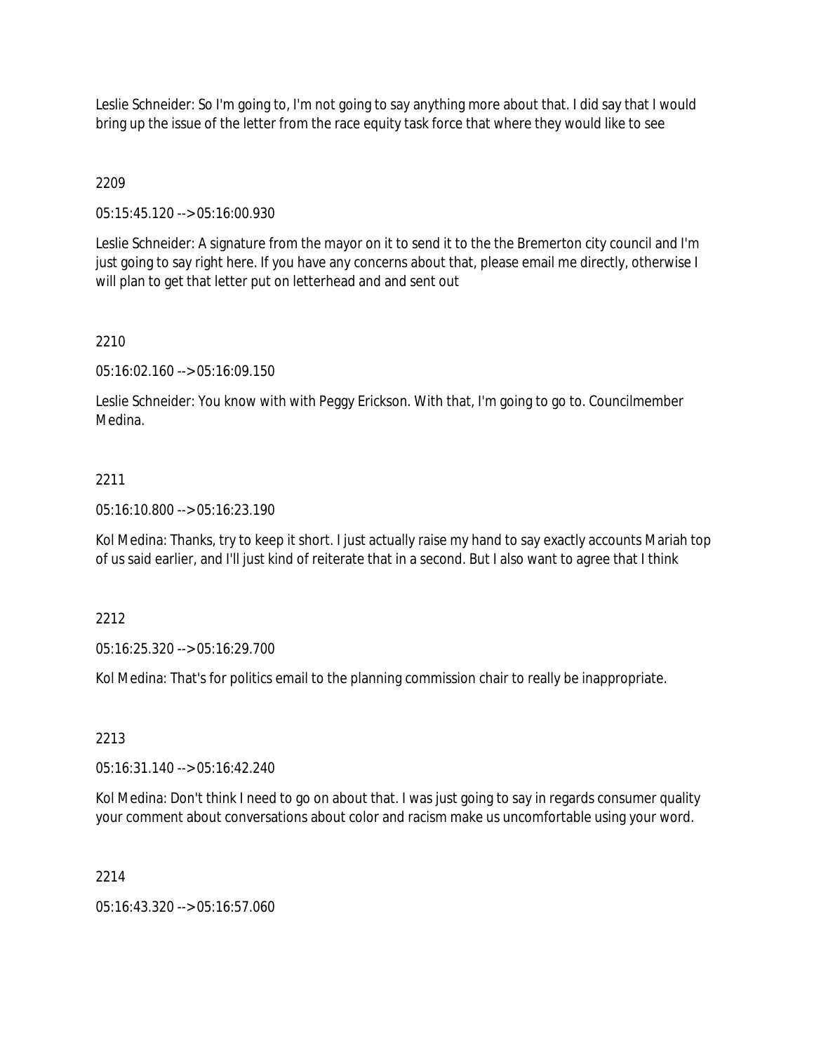Leslie Schneider: So I'm going to, I'm not going to say anything more about that. I did say that I would bring up the issue of the letter from the race equity task force that where they would like to see

2209

05:15:45.120 --> 05:16:00.930

Leslie Schneider: A signature from the mayor on it to send it to the the Bremerton city council and I'm just going to say right here. If you have any concerns about that, please email me directly, otherwise I will plan to get that letter put on letterhead and and sent out

2210

05:16:02.160 --> 05:16:09.150

Leslie Schneider: You know with with Peggy Erickson. With that, I'm going to go to. Councilmember Medina.

2211

05:16:10.800 --> 05:16:23.190

Kol Medina: Thanks, try to keep it short. I just actually raise my hand to say exactly accounts Mariah top of us said earlier, and I'll just kind of reiterate that in a second. But I also want to agree that I think

2212

05:16:25.320 --> 05:16:29.700

Kol Medina: That's for politics email to the planning commission chair to really be inappropriate.

2213

05:16:31.140 --> 05:16:42.240

Kol Medina: Don't think I need to go on about that. I was just going to say in regards consumer quality your comment about conversations about color and racism make us uncomfortable using your word.

2214

05:16:43.320 --> 05:16:57.060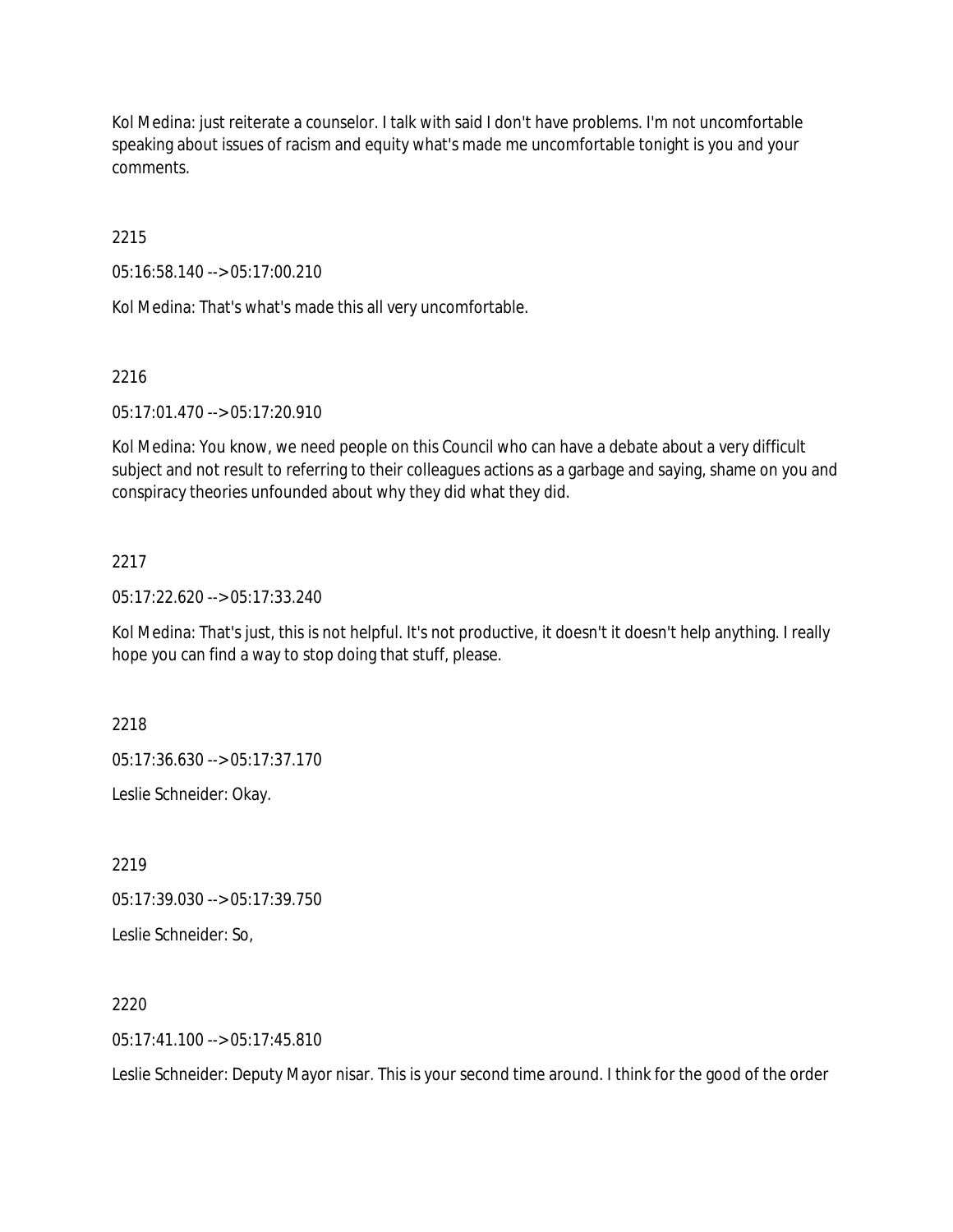Kol Medina: just reiterate a counselor. I talk with said I don't have problems. I'm not uncomfortable speaking about issues of racism and equity what's made me uncomfortable tonight is you and your comments.

2215

05:16:58.140 --> 05:17:00.210

Kol Medina: That's what's made this all very uncomfortable.

2216

05:17:01.470 --> 05:17:20.910

Kol Medina: You know, we need people on this Council who can have a debate about a very difficult subject and not result to referring to their colleagues actions as a garbage and saying, shame on you and conspiracy theories unfounded about why they did what they did.

2217

05:17:22.620 --> 05:17:33.240

Kol Medina: That's just, this is not helpful. It's not productive, it doesn't it doesn't help anything. I really hope you can find a way to stop doing that stuff, please.

2218

05:17:36.630 --> 05:17:37.170

Leslie Schneider: Okay.

2219

05:17:39.030 --> 05:17:39.750

Leslie Schneider: So,

2220

05:17:41.100 --> 05:17:45.810

Leslie Schneider: Deputy Mayor nisar. This is your second time around. I think for the good of the order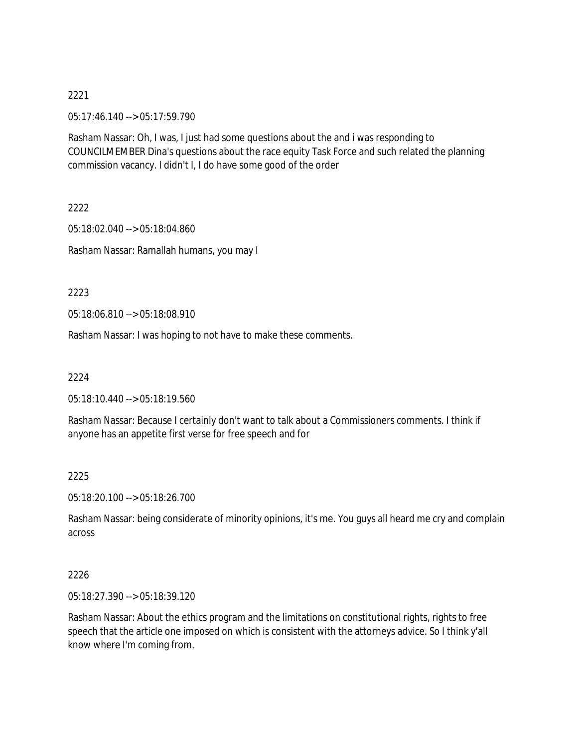2221

05:17:46.140 --> 05:17:59.790

Rasham Nassar: Oh, I was, I just had some questions about the and i was responding to COUNCILMEMBER Dina's questions about the race equity Task Force and such related the planning commission vacancy. I didn't I, I do have some good of the order

2222

05:18:02.040 --> 05:18:04.860

Rasham Nassar: Ramallah humans, you may I

2223

05:18:06.810 --> 05:18:08.910

Rasham Nassar: I was hoping to not have to make these comments.

2224

05:18:10.440 --> 05:18:19.560

Rasham Nassar: Because I certainly don't want to talk about a Commissioners comments. I think if anyone has an appetite first verse for free speech and for

2225

05:18:20.100 --> 05:18:26.700

Rasham Nassar: being considerate of minority opinions, it's me. You guys all heard me cry and complain across

2226

05:18:27.390 --> 05:18:39.120

Rasham Nassar: About the ethics program and the limitations on constitutional rights, rights to free speech that the article one imposed on which is consistent with the attorneys advice. So I think y'all know where I'm coming from.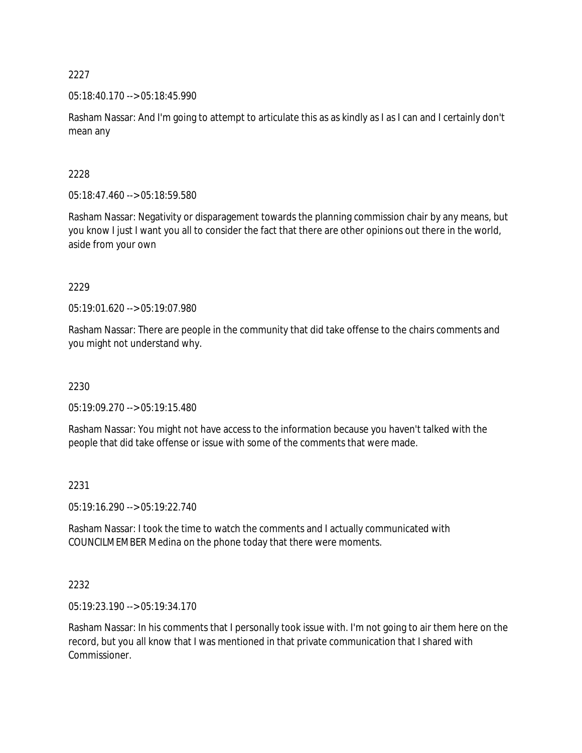2227

05:18:40.170 --> 05:18:45.990

Rasham Nassar: And I'm going to attempt to articulate this as as kindly as I as I can and I certainly don't mean any

2228

05:18:47.460 --> 05:18:59.580

Rasham Nassar: Negativity or disparagement towards the planning commission chair by any means, but you know I just I want you all to consider the fact that there are other opinions out there in the world, aside from your own

2229

05:19:01.620 --> 05:19:07.980

Rasham Nassar: There are people in the community that did take offense to the chairs comments and you might not understand why.

2230

05:19:09.270 --> 05:19:15.480

Rasham Nassar: You might not have access to the information because you haven't talked with the people that did take offense or issue with some of the comments that were made.

2231

05:19:16.290 --> 05:19:22.740

Rasham Nassar: I took the time to watch the comments and I actually communicated with COUNCILMEMBER Medina on the phone today that there were moments.

2232

05:19:23.190 --> 05:19:34.170

Rasham Nassar: In his comments that I personally took issue with. I'm not going to air them here on the record, but you all know that I was mentioned in that private communication that I shared with Commissioner.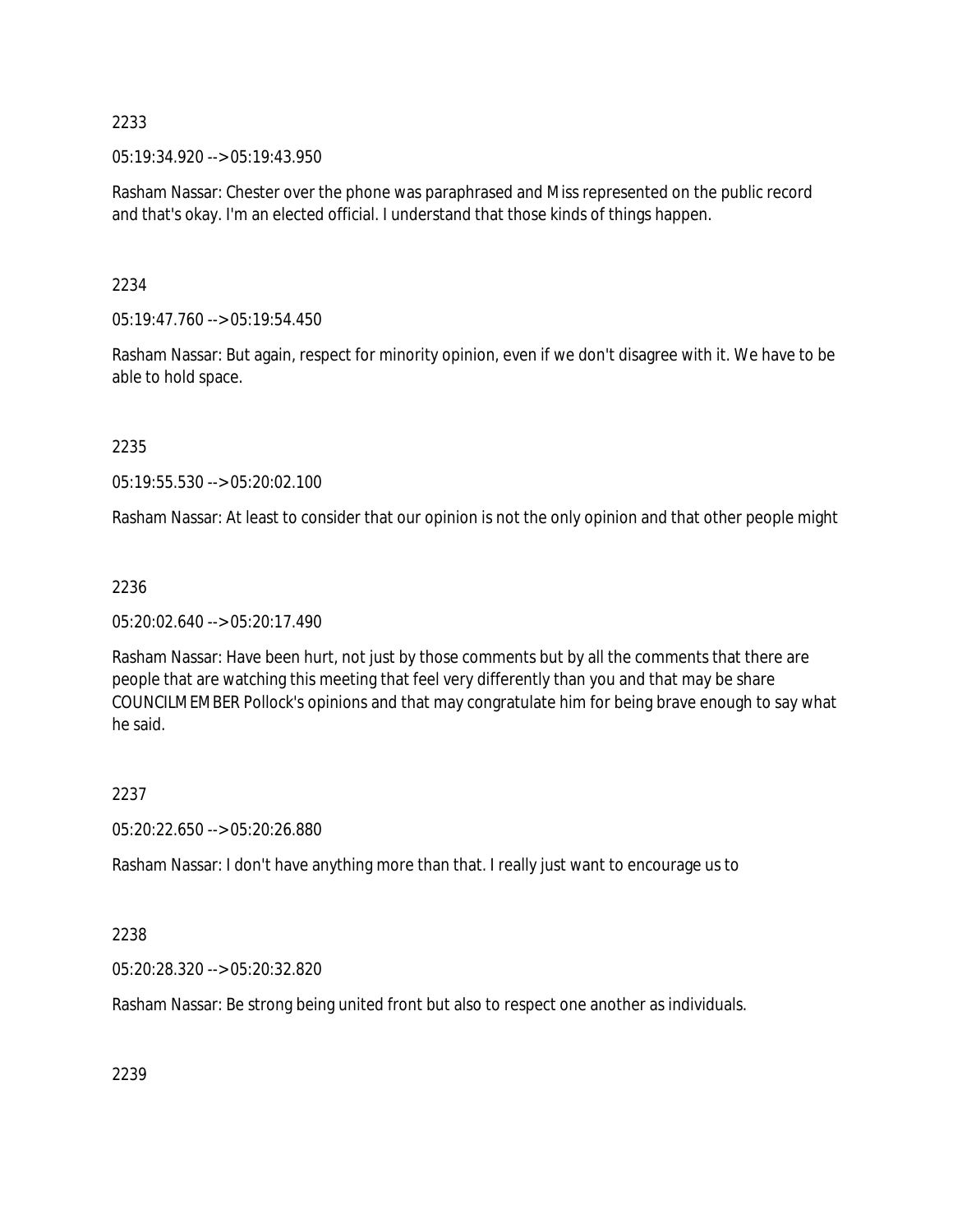2233

05:19:34.920 --> 05:19:43.950

Rasham Nassar: Chester over the phone was paraphrased and Miss represented on the public record and that's okay. I'm an elected official. I understand that those kinds of things happen.

2234

05:19:47.760 --> 05:19:54.450

Rasham Nassar: But again, respect for minority opinion, even if we don't disagree with it. We have to be able to hold space.

2235

05:19:55.530 --> 05:20:02.100

Rasham Nassar: At least to consider that our opinion is not the only opinion and that other people might

2236

05:20:02.640 --> 05:20:17.490

Rasham Nassar: Have been hurt, not just by those comments but by all the comments that there are people that are watching this meeting that feel very differently than you and that may be share COUNCILMEMBER Pollock's opinions and that may congratulate him for being brave enough to say what he said.

2237

05:20:22.650 --> 05:20:26.880

Rasham Nassar: I don't have anything more than that. I really just want to encourage us to

2238

05:20:28.320 --> 05:20:32.820

Rasham Nassar: Be strong being united front but also to respect one another as individuals.

2239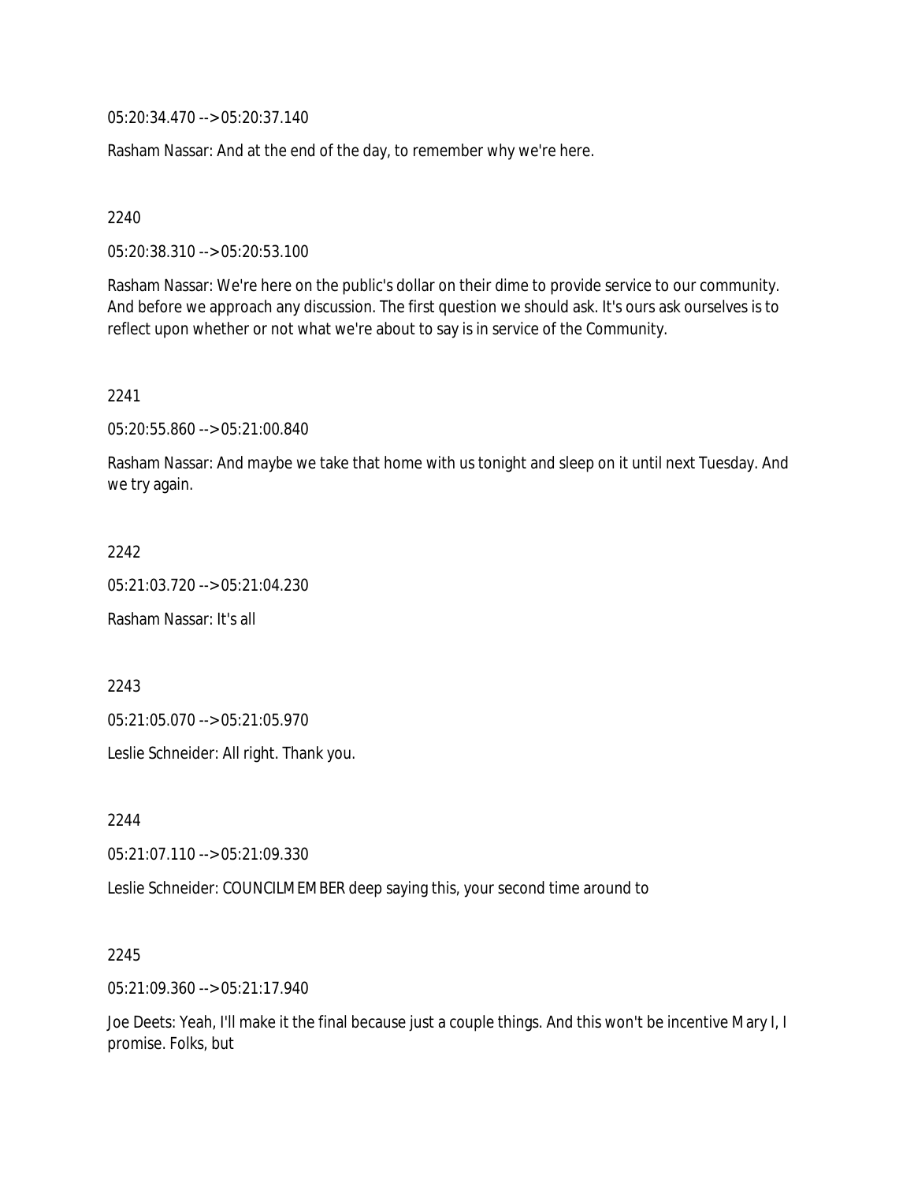05:20:34.470 --> 05:20:37.140

Rasham Nassar: And at the end of the day, to remember why we're here.

2240

05:20:38.310 --> 05:20:53.100

Rasham Nassar: We're here on the public's dollar on their dime to provide service to our community. And before we approach any discussion. The first question we should ask. It's ours ask ourselves is to reflect upon whether or not what we're about to say is in service of the Community.

2241

05:20:55.860 --> 05:21:00.840

Rasham Nassar: And maybe we take that home with us tonight and sleep on it until next Tuesday. And we try again.

2242

05:21:03.720 --> 05:21:04.230

Rasham Nassar: It's all

2243

05:21:05.070 --> 05:21:05.970

Leslie Schneider: All right. Thank you.

2244

05:21:07.110 --> 05:21:09.330

Leslie Schneider: COUNCILMEMBER deep saying this, your second time around to

2245

05:21:09.360 --> 05:21:17.940

Joe Deets: Yeah, I'll make it the final because just a couple things. And this won't be incentive Mary I, I promise. Folks, but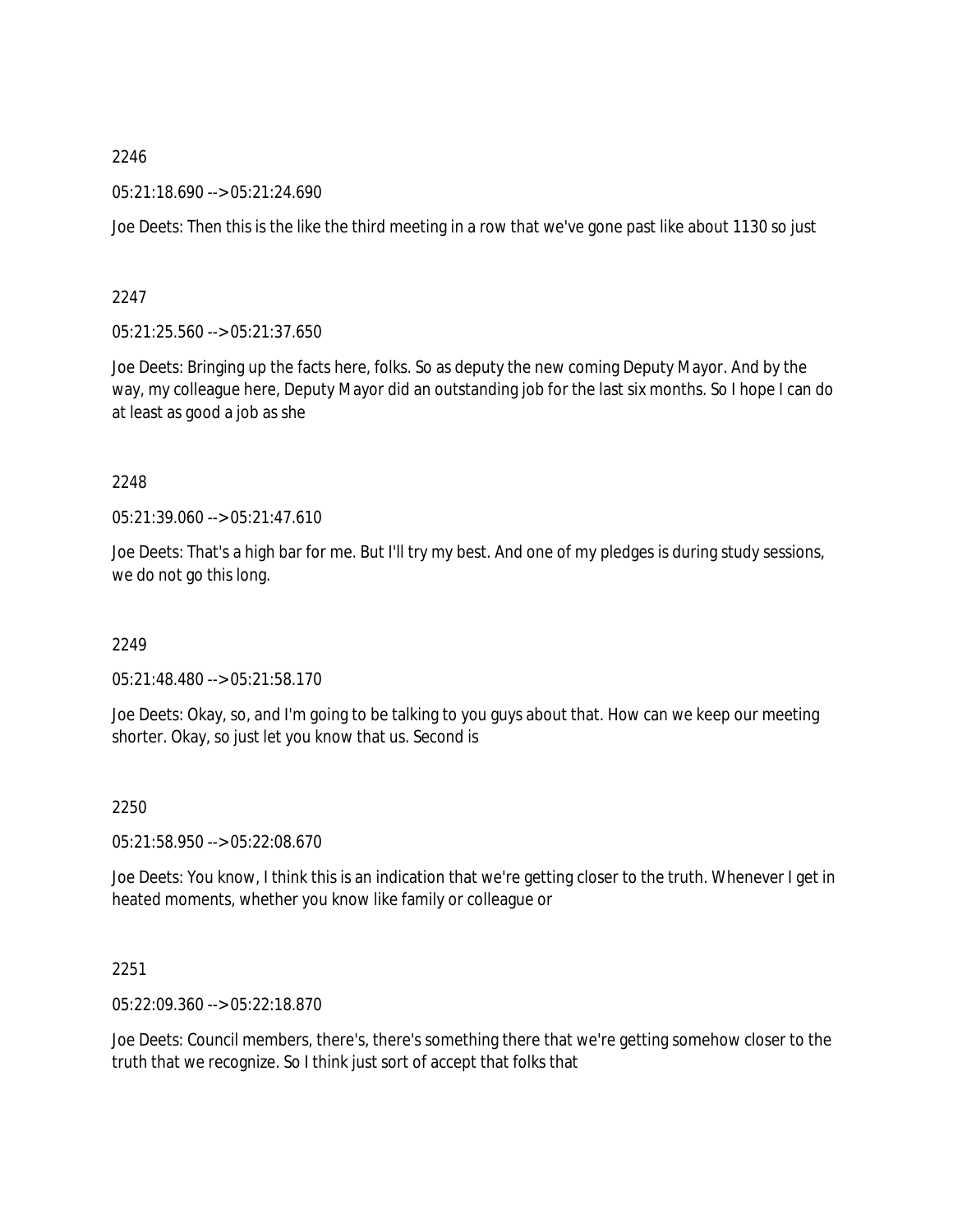2246

05:21:18.690 --> 05:21:24.690

Joe Deets: Then this is the like the third meeting in a row that we've gone past like about 1130 so just

2247

05:21:25.560 --> 05:21:37.650

Joe Deets: Bringing up the facts here, folks. So as deputy the new coming Deputy Mayor. And by the way, my colleague here, Deputy Mayor did an outstanding job for the last six months. So I hope I can do at least as good a job as she

2248

05:21:39.060 --> 05:21:47.610

Joe Deets: That's a high bar for me. But I'll try my best. And one of my pledges is during study sessions, we do not go this long.

2249

05:21:48.480 --> 05:21:58.170

Joe Deets: Okay, so, and I'm going to be talking to you guys about that. How can we keep our meeting shorter. Okay, so just let you know that us. Second is

2250

05:21:58.950 --> 05:22:08.670

Joe Deets: You know, I think this is an indication that we're getting closer to the truth. Whenever I get in heated moments, whether you know like family or colleague or

2251

05:22:09.360 --> 05:22:18.870

Joe Deets: Council members, there's, there's something there that we're getting somehow closer to the truth that we recognize. So I think just sort of accept that folks that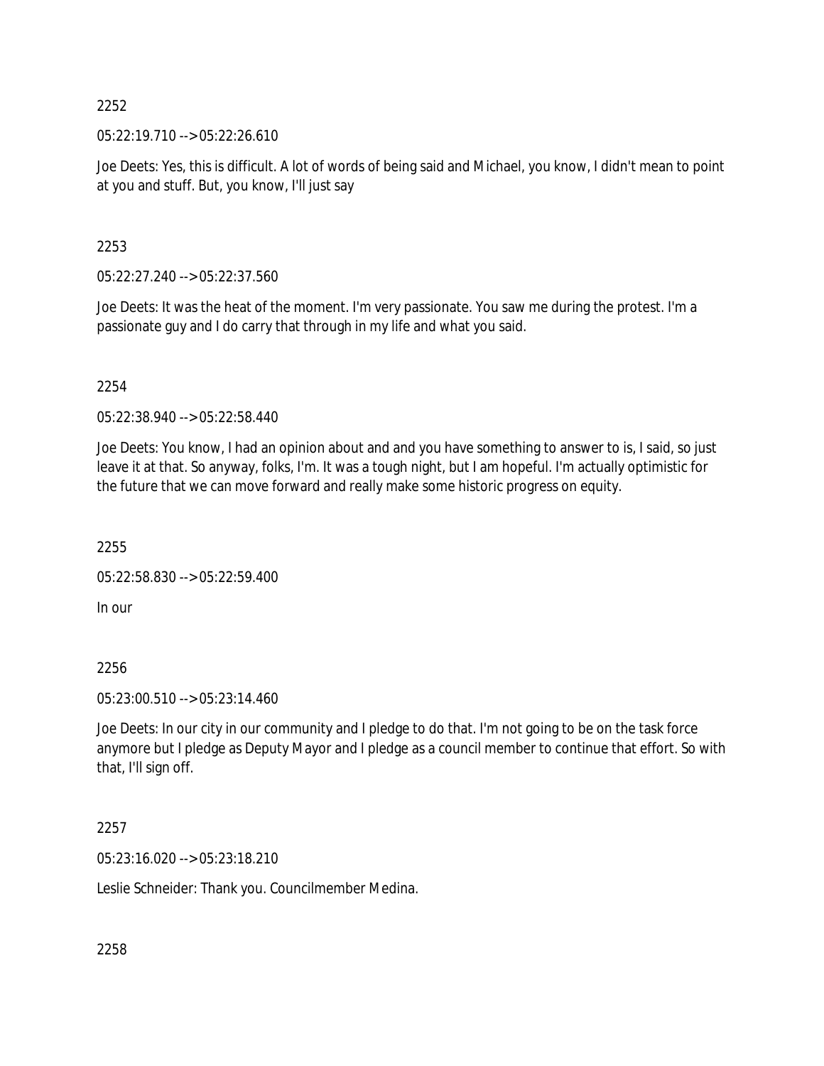2252

05:22:19.710 --> 05:22:26.610

Joe Deets: Yes, this is difficult. A lot of words of being said and Michael, you know, I didn't mean to point at you and stuff. But, you know, I'll just say

2253

05:22:27.240 --> 05:22:37.560

Joe Deets: It was the heat of the moment. I'm very passionate. You saw me during the protest. I'm a passionate guy and I do carry that through in my life and what you said.

2254

05:22:38.940 --> 05:22:58.440

Joe Deets: You know, I had an opinion about and and you have something to answer to is, I said, so just leave it at that. So anyway, folks, I'm. It was a tough night, but I am hopeful. I'm actually optimistic for the future that we can move forward and really make some historic progress on equity.

2255

05:22:58.830 --> 05:22:59.400

In our

2256

05:23:00.510 --> 05:23:14.460

Joe Deets: In our city in our community and I pledge to do that. I'm not going to be on the task force anymore but I pledge as Deputy Mayor and I pledge as a council member to continue that effort. So with that, I'll sign off.

2257

05:23:16.020 --> 05:23:18.210

Leslie Schneider: Thank you. Councilmember Medina.

2258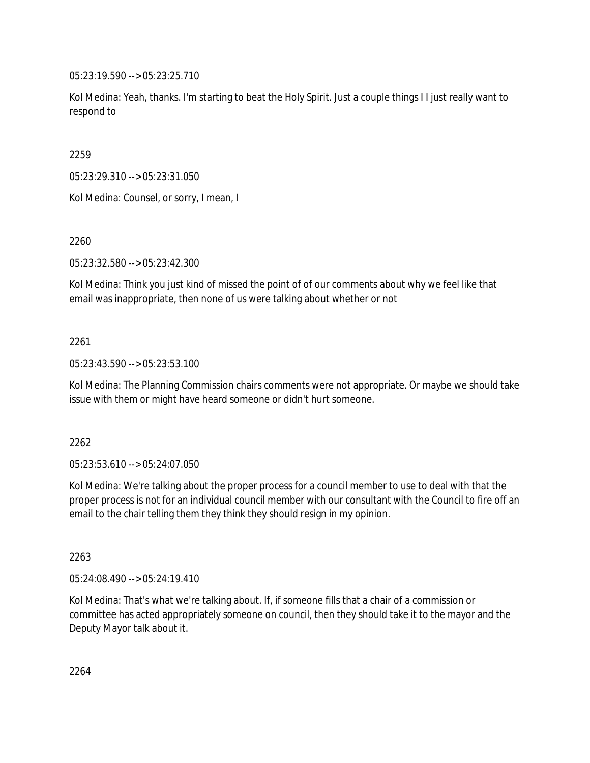05:23:19.590 --> 05:23:25.710

Kol Medina: Yeah, thanks. I'm starting to beat the Holy Spirit. Just a couple things I I just really want to respond to

2259

05:23:29.310 --> 05:23:31.050

Kol Medina: Counsel, or sorry, I mean, I

2260

05:23:32.580 --> 05:23:42.300

Kol Medina: Think you just kind of missed the point of of our comments about why we feel like that email was inappropriate, then none of us were talking about whether or not

2261

05:23:43.590 --> 05:23:53.100

Kol Medina: The Planning Commission chairs comments were not appropriate. Or maybe we should take issue with them or might have heard someone or didn't hurt someone.

2262

05:23:53.610 --> 05:24:07.050

Kol Medina: We're talking about the proper process for a council member to use to deal with that the proper process is not for an individual council member with our consultant with the Council to fire off an email to the chair telling them they think they should resign in my opinion.

2263

05:24:08.490 --> 05:24:19.410

Kol Medina: That's what we're talking about. If, if someone fills that a chair of a commission or committee has acted appropriately someone on council, then they should take it to the mayor and the Deputy Mayor talk about it.

2264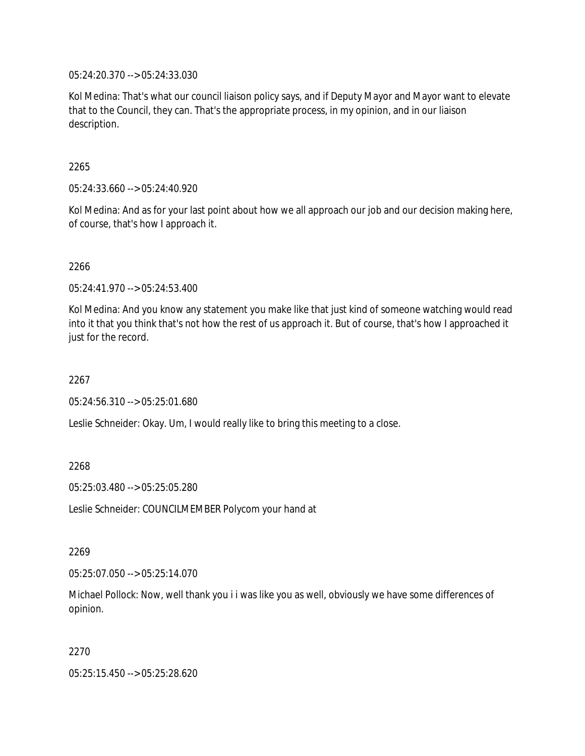05:24:20.370 --> 05:24:33.030

Kol Medina: That's what our council liaison policy says, and if Deputy Mayor and Mayor want to elevate that to the Council, they can. That's the appropriate process, in my opinion, and in our liaison description.

2265

05:24:33.660 --> 05:24:40.920

Kol Medina: And as for your last point about how we all approach our job and our decision making here, of course, that's how I approach it.

2266

05:24:41.970 --> 05:24:53.400

Kol Medina: And you know any statement you make like that just kind of someone watching would read into it that you think that's not how the rest of us approach it. But of course, that's how I approached it just for the record.

2267

05:24:56.310 --> 05:25:01.680

Leslie Schneider: Okay. Um, I would really like to bring this meeting to a close.

2268

05:25:03.480 --> 05:25:05.280

Leslie Schneider: COUNCILMEMBER Polycom your hand at

2269

05:25:07.050 --> 05:25:14.070

Michael Pollock: Now, well thank you i i was like you as well, obviously we have some differences of opinion.

2270

05:25:15.450 --> 05:25:28.620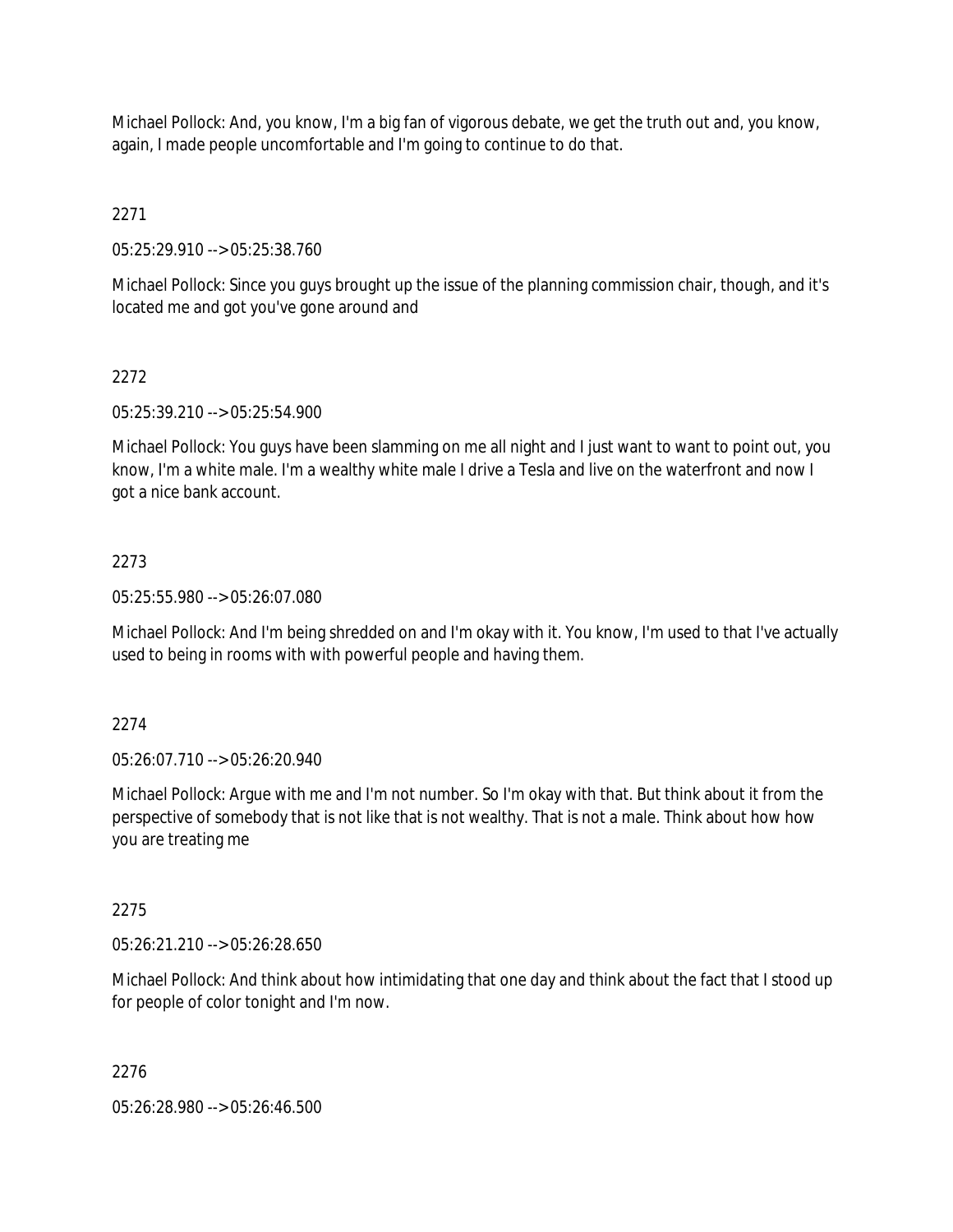Michael Pollock: And, you know, I'm a big fan of vigorous debate, we get the truth out and, you know, again, I made people uncomfortable and I'm going to continue to do that.

2271

05:25:29.910 --> 05:25:38.760

Michael Pollock: Since you guys brought up the issue of the planning commission chair, though, and it's located me and got you've gone around and

2272

05:25:39.210 --> 05:25:54.900

Michael Pollock: You guys have been slamming on me all night and I just want to want to point out, you know, I'm a white male. I'm a wealthy white male I drive a Tesla and live on the waterfront and now I got a nice bank account.

2273

05:25:55.980 --> 05:26:07.080

Michael Pollock: And I'm being shredded on and I'm okay with it. You know, I'm used to that I've actually used to being in rooms with with powerful people and having them.

2274

05:26:07.710 --> 05:26:20.940

Michael Pollock: Argue with me and I'm not number. So I'm okay with that. But think about it from the perspective of somebody that is not like that is not wealthy. That is not a male. Think about how how you are treating me

2275

05:26:21.210 --> 05:26:28.650

Michael Pollock: And think about how intimidating that one day and think about the fact that I stood up for people of color tonight and I'm now.

2276

05:26:28.980 --> 05:26:46.500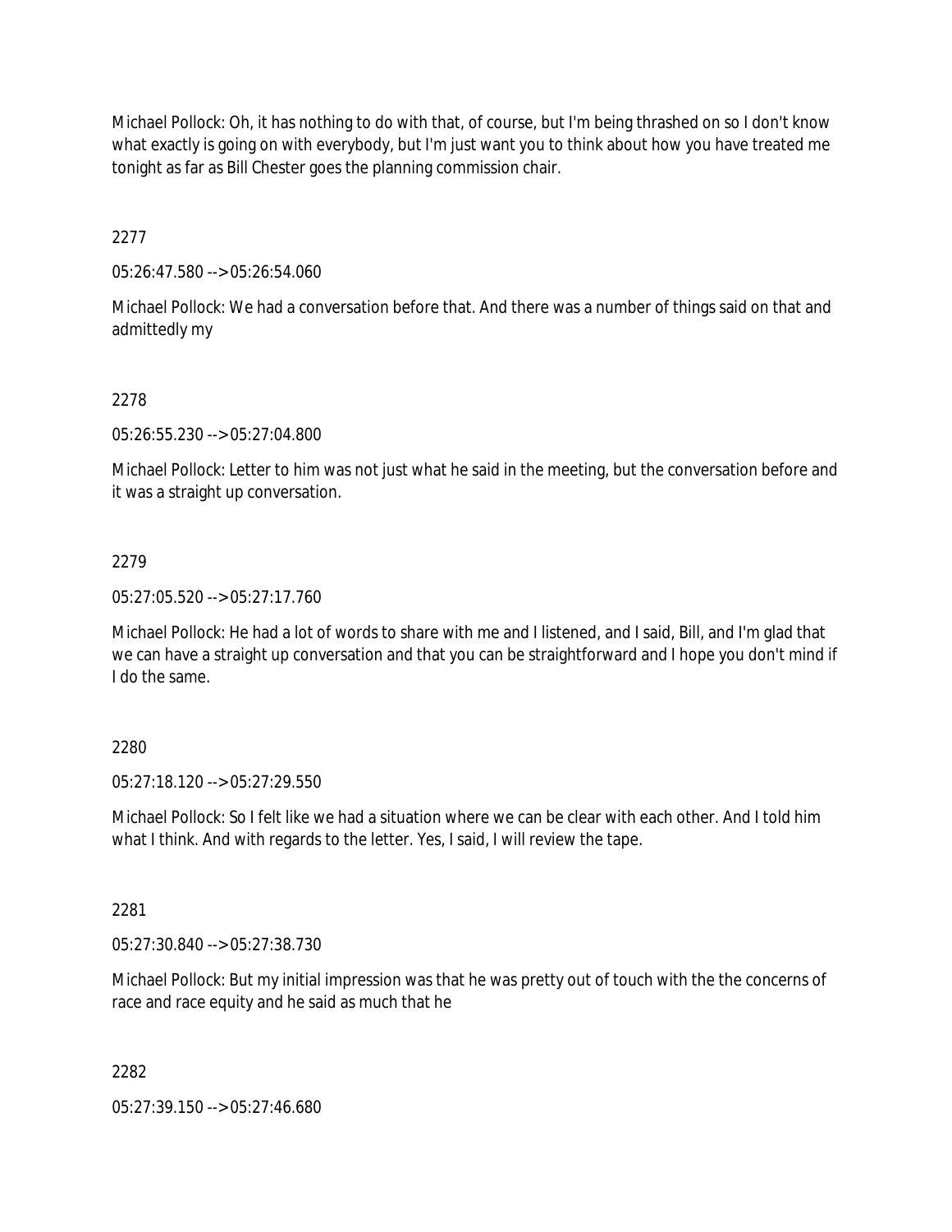Michael Pollock: Oh, it has nothing to do with that, of course, but I'm being thrashed on so I don't know what exactly is going on with everybody, but I'm just want you to think about how you have treated me tonight as far as Bill Chester goes the planning commission chair.

2277

05:26:47.580 --> 05:26:54.060

Michael Pollock: We had a conversation before that. And there was a number of things said on that and admittedly my

2278

05:26:55.230 --> 05:27:04.800

Michael Pollock: Letter to him was not just what he said in the meeting, but the conversation before and it was a straight up conversation.

2279

05:27:05.520 --> 05:27:17.760

Michael Pollock: He had a lot of words to share with me and I listened, and I said, Bill, and I'm glad that we can have a straight up conversation and that you can be straightforward and I hope you don't mind if I do the same.

2280

05:27:18.120 --> 05:27:29.550

Michael Pollock: So I felt like we had a situation where we can be clear with each other. And I told him what I think. And with regards to the letter. Yes, I said, I will review the tape.

2281

05:27:30.840 --> 05:27:38.730

Michael Pollock: But my initial impression was that he was pretty out of touch with the the concerns of race and race equity and he said as much that he

2282

05:27:39.150 --> 05:27:46.680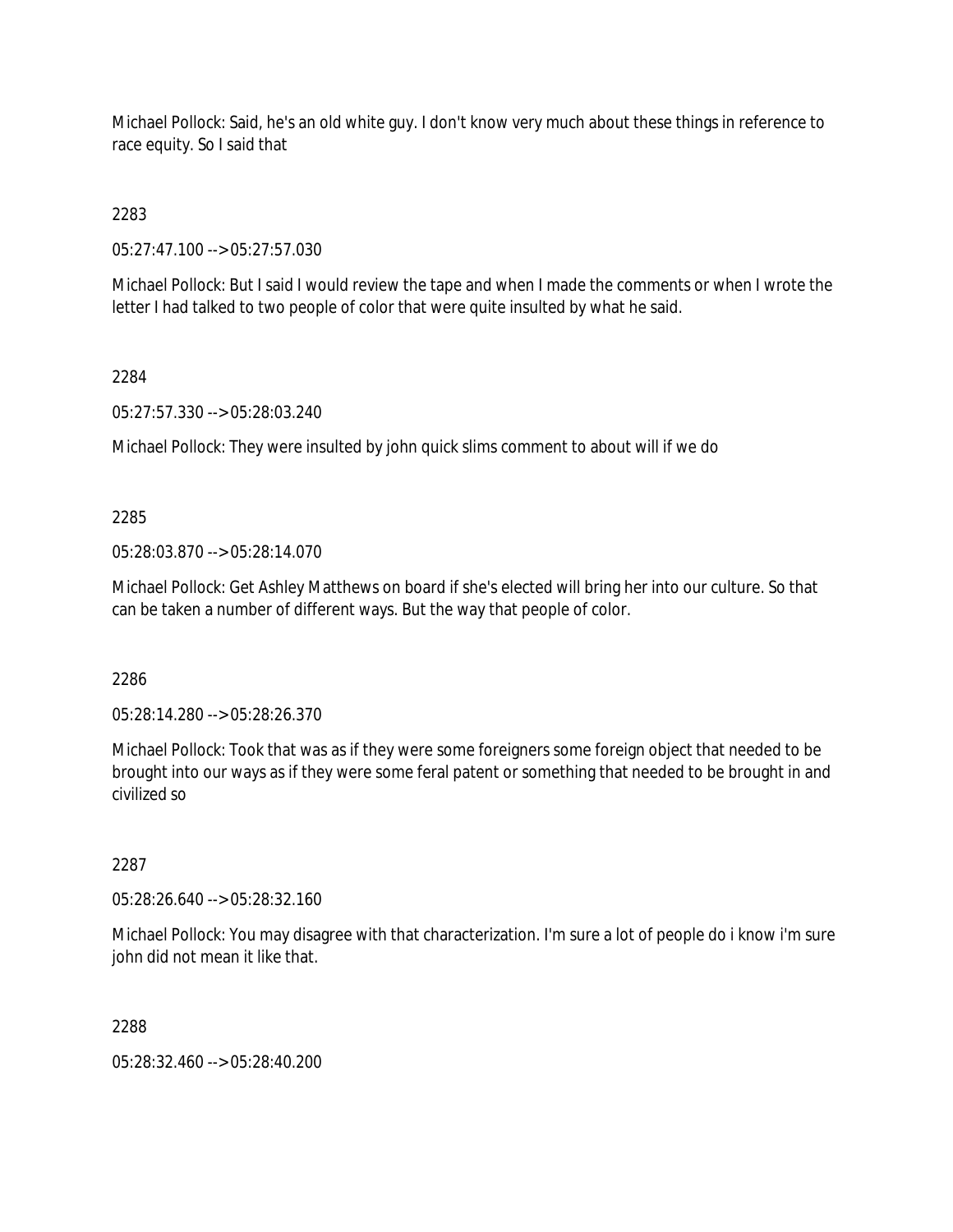Michael Pollock: Said, he's an old white guy. I don't know very much about these things in reference to race equity. So I said that

2283

05:27:47.100 --> 05:27:57.030

Michael Pollock: But I said I would review the tape and when I made the comments or when I wrote the letter I had talked to two people of color that were quite insulted by what he said.

2284

05:27:57.330 --> 05:28:03.240

Michael Pollock: They were insulted by john quick slims comment to about will if we do

2285

05:28:03.870 --> 05:28:14.070

Michael Pollock: Get Ashley Matthews on board if she's elected will bring her into our culture. So that can be taken a number of different ways. But the way that people of color.

2286

05:28:14.280 --> 05:28:26.370

Michael Pollock: Took that was as if they were some foreigners some foreign object that needed to be brought into our ways as if they were some feral patent or something that needed to be brought in and civilized so

2287

05:28:26.640 --> 05:28:32.160

Michael Pollock: You may disagree with that characterization. I'm sure a lot of people do i know i'm sure john did not mean it like that.

2288

05:28:32.460 --> 05:28:40.200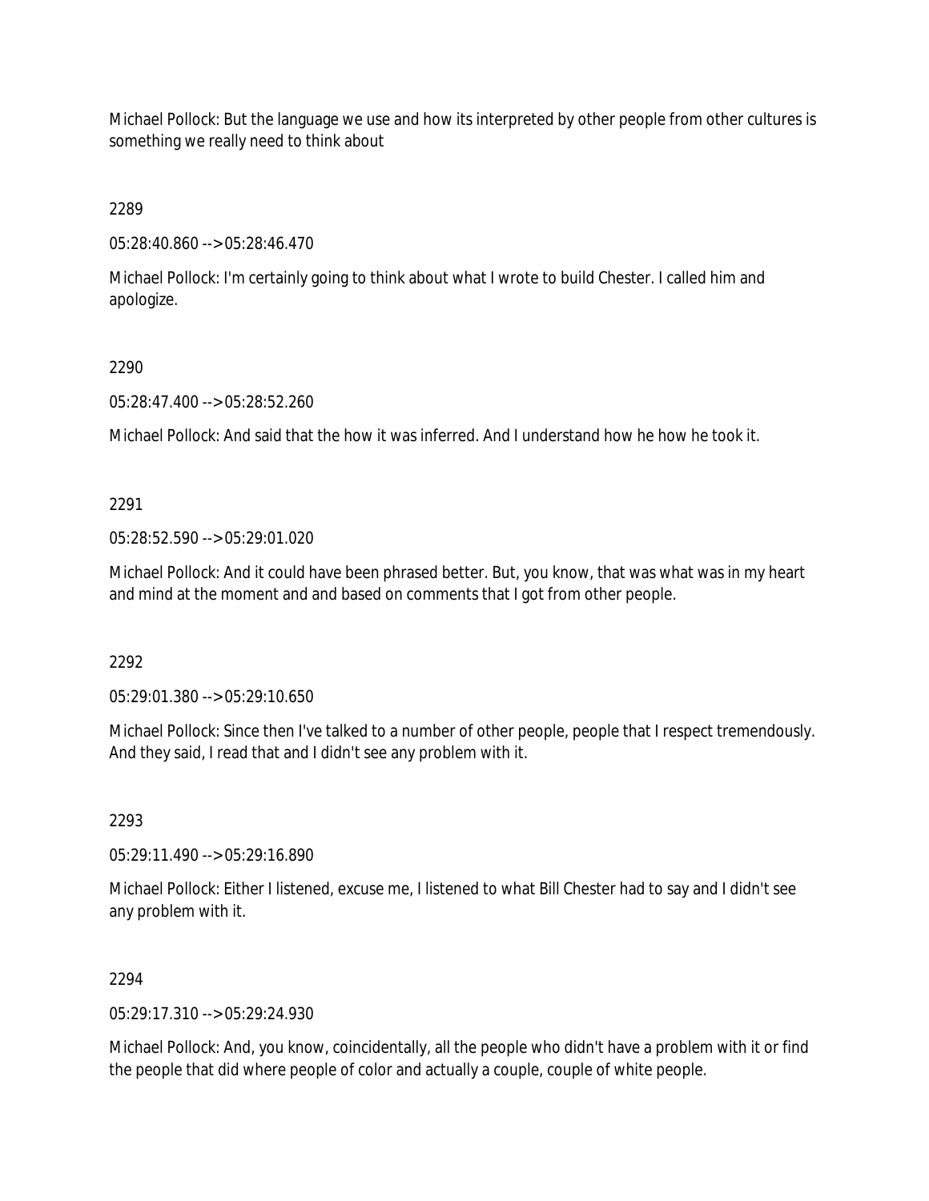Michael Pollock: But the language we use and how its interpreted by other people from other cultures is something we really need to think about

2289

05:28:40.860 --> 05:28:46.470

Michael Pollock: I'm certainly going to think about what I wrote to build Chester. I called him and apologize.

2290

05:28:47.400 --> 05:28:52.260

Michael Pollock: And said that the how it was inferred. And I understand how he how he took it.

2291

05:28:52.590 --> 05:29:01.020

Michael Pollock: And it could have been phrased better. But, you know, that was what was in my heart and mind at the moment and and based on comments that I got from other people.

2292

05:29:01.380 --> 05:29:10.650

Michael Pollock: Since then I've talked to a number of other people, people that I respect tremendously. And they said, I read that and I didn't see any problem with it.

2293

05:29:11.490 --> 05:29:16.890

Michael Pollock: Either I listened, excuse me, I listened to what Bill Chester had to say and I didn't see any problem with it.

2294

05:29:17.310 --> 05:29:24.930

Michael Pollock: And, you know, coincidentally, all the people who didn't have a problem with it or find the people that did where people of color and actually a couple, couple of white people.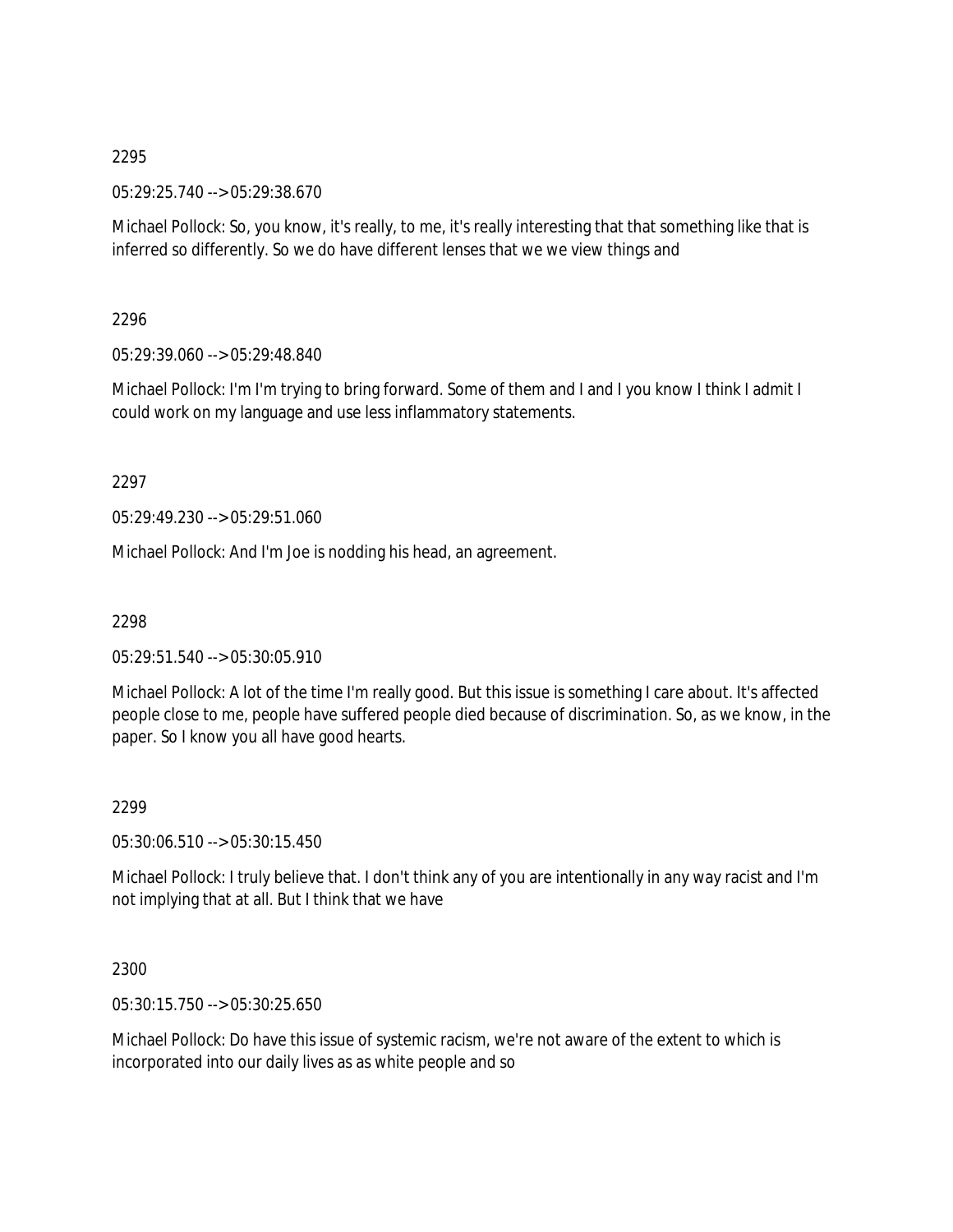2295

05:29:25.740 --> 05:29:38.670

Michael Pollock: So, you know, it's really, to me, it's really interesting that that something like that is inferred so differently. So we do have different lenses that we we view things and

2296

05:29:39.060 --> 05:29:48.840

Michael Pollock: I'm I'm trying to bring forward. Some of them and I and I you know I think I admit I could work on my language and use less inflammatory statements.

2297

05:29:49.230 --> 05:29:51.060

Michael Pollock: And I'm Joe is nodding his head, an agreement.

2298

05:29:51.540 --> 05:30:05.910

Michael Pollock: A lot of the time I'm really good. But this issue is something I care about. It's affected people close to me, people have suffered people died because of discrimination. So, as we know, in the paper. So I know you all have good hearts.

2299

05:30:06.510 --> 05:30:15.450

Michael Pollock: I truly believe that. I don't think any of you are intentionally in any way racist and I'm not implying that at all. But I think that we have

2300

05:30:15.750 --> 05:30:25.650

Michael Pollock: Do have this issue of systemic racism, we're not aware of the extent to which is incorporated into our daily lives as as white people and so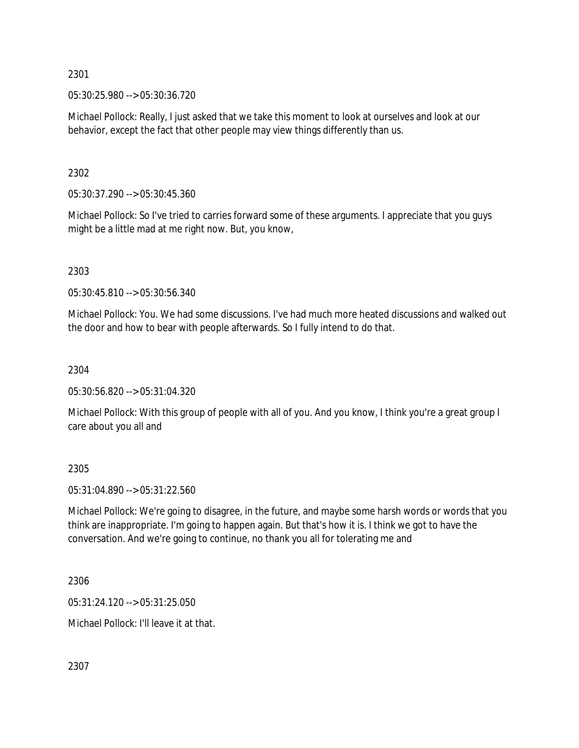2301

05:30:25.980 --> 05:30:36.720

Michael Pollock: Really, I just asked that we take this moment to look at ourselves and look at our behavior, except the fact that other people may view things differently than us.

2302

05:30:37.290 --> 05:30:45.360

Michael Pollock: So I've tried to carries forward some of these arguments. I appreciate that you guys might be a little mad at me right now. But, you know,

2303

05:30:45.810 --> 05:30:56.340

Michael Pollock: You. We had some discussions. I've had much more heated discussions and walked out the door and how to bear with people afterwards. So I fully intend to do that.

2304

05:30:56.820 --> 05:31:04.320

Michael Pollock: With this group of people with all of you. And you know, I think you're a great group I care about you all and

2305

05:31:04.890 --> 05:31:22.560

Michael Pollock: We're going to disagree, in the future, and maybe some harsh words or words that you think are inappropriate. I'm going to happen again. But that's how it is. I think we got to have the conversation. And we're going to continue, no thank you all for tolerating me and

2306

05:31:24.120 --> 05:31:25.050

Michael Pollock: I'll leave it at that.

2307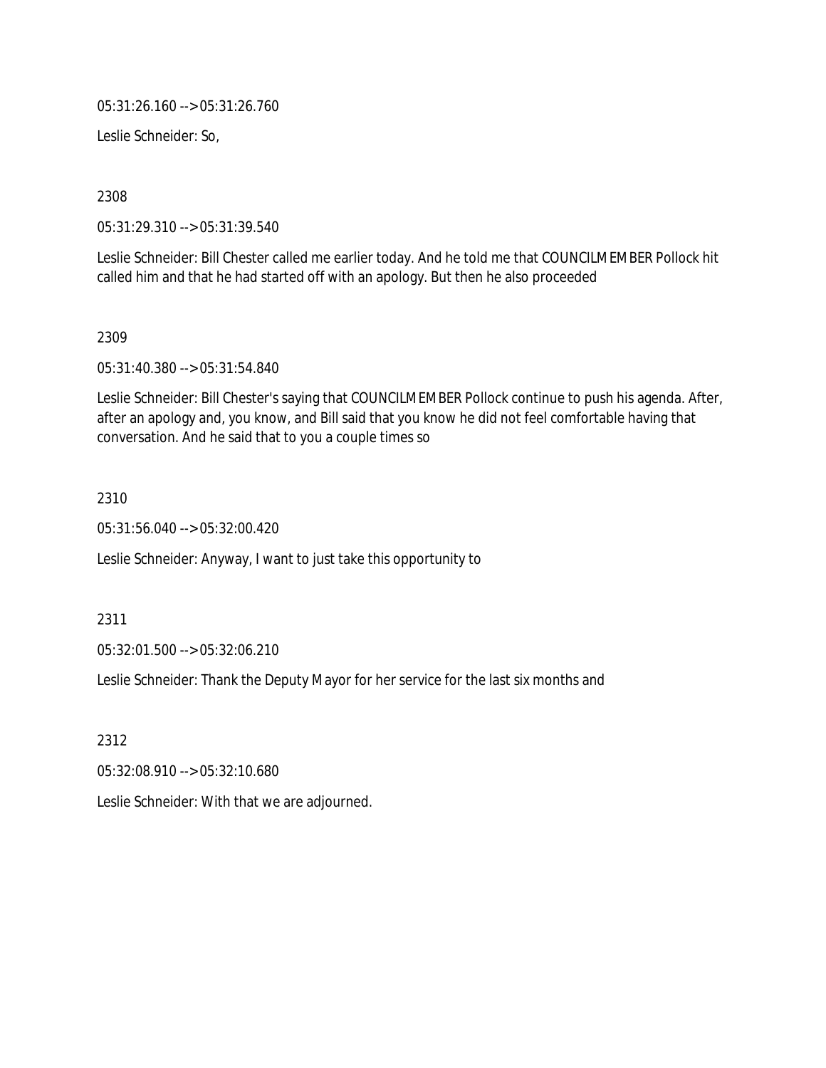05:31:26.160 --> 05:31:26.760

Leslie Schneider: So,

2308

05:31:29.310 --> 05:31:39.540

Leslie Schneider: Bill Chester called me earlier today. And he told me that COUNCILMEMBER Pollock hit called him and that he had started off with an apology. But then he also proceeded

2309

05:31:40.380 --> 05:31:54.840

Leslie Schneider: Bill Chester's saying that COUNCILMEMBER Pollock continue to push his agenda. After, after an apology and, you know, and Bill said that you know he did not feel comfortable having that conversation. And he said that to you a couple times so

2310

05:31:56.040 --> 05:32:00.420

Leslie Schneider: Anyway, I want to just take this opportunity to

2311

05:32:01.500 --> 05:32:06.210

Leslie Schneider: Thank the Deputy Mayor for her service for the last six months and

2312

05:32:08.910 --> 05:32:10.680

Leslie Schneider: With that we are adjourned.